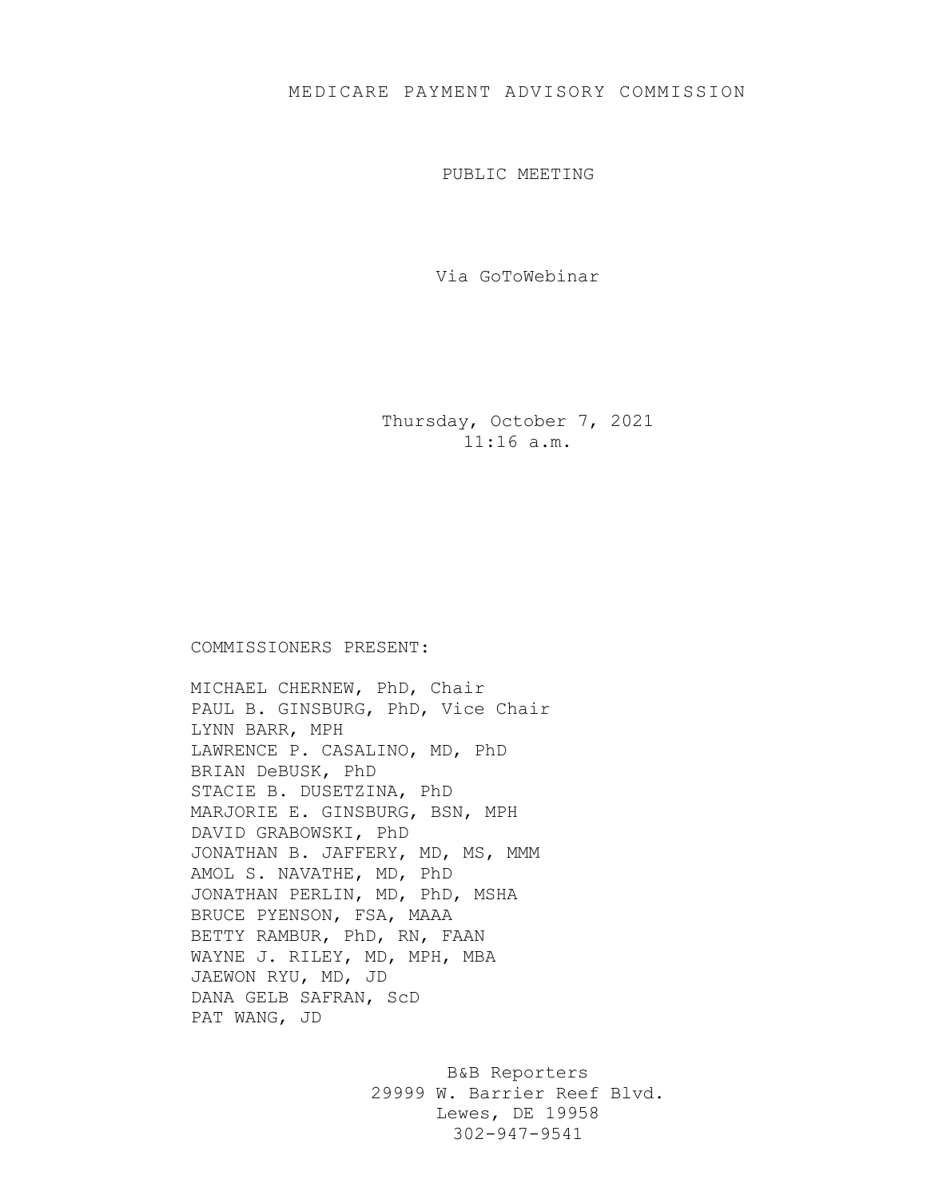# MEDICARE PAYMENT ADVISORY COMMISSION

PUBLIC MEETING

Via GoToWebinar

Thursday, October 7, 2021
11:16 a.m.

COMMISSIONERS PRESENT:

MICHAEL CHERNEW, PhD, Chair
PAUL B. GINSBURG, PhD, Vice Chair
LYNN BARR, MPH
LAWRENCE P. CASALINO, MD, PhD
BRIAN DeBUSK, PhD
STACIE B. DUSETZINA, PhD
MARJORIE E. GINSBURG, BSN, MPH
DAVID GRABOWSKI, PhD
JONATHAN B. JAFFERY, MD, MS, MMM
AMOL S. NAVATHE, MD, PhD
JONATHAN PERLIN, MD, PhD, MSHA
BRUCE PYENSON, FSA, MAAA
BETTY RAMBUR, PhD, RN, FAAN
WAYNE J. RILEY, MD, MPH, MBA
JAEWON RYU, MD, JD
DANA GELB SAFRAN, ScD
PAT WANG, JD

B&B Reporters
29999 W. Barrier Reef Blvd.
Lewes, DE 19958
302-947-9541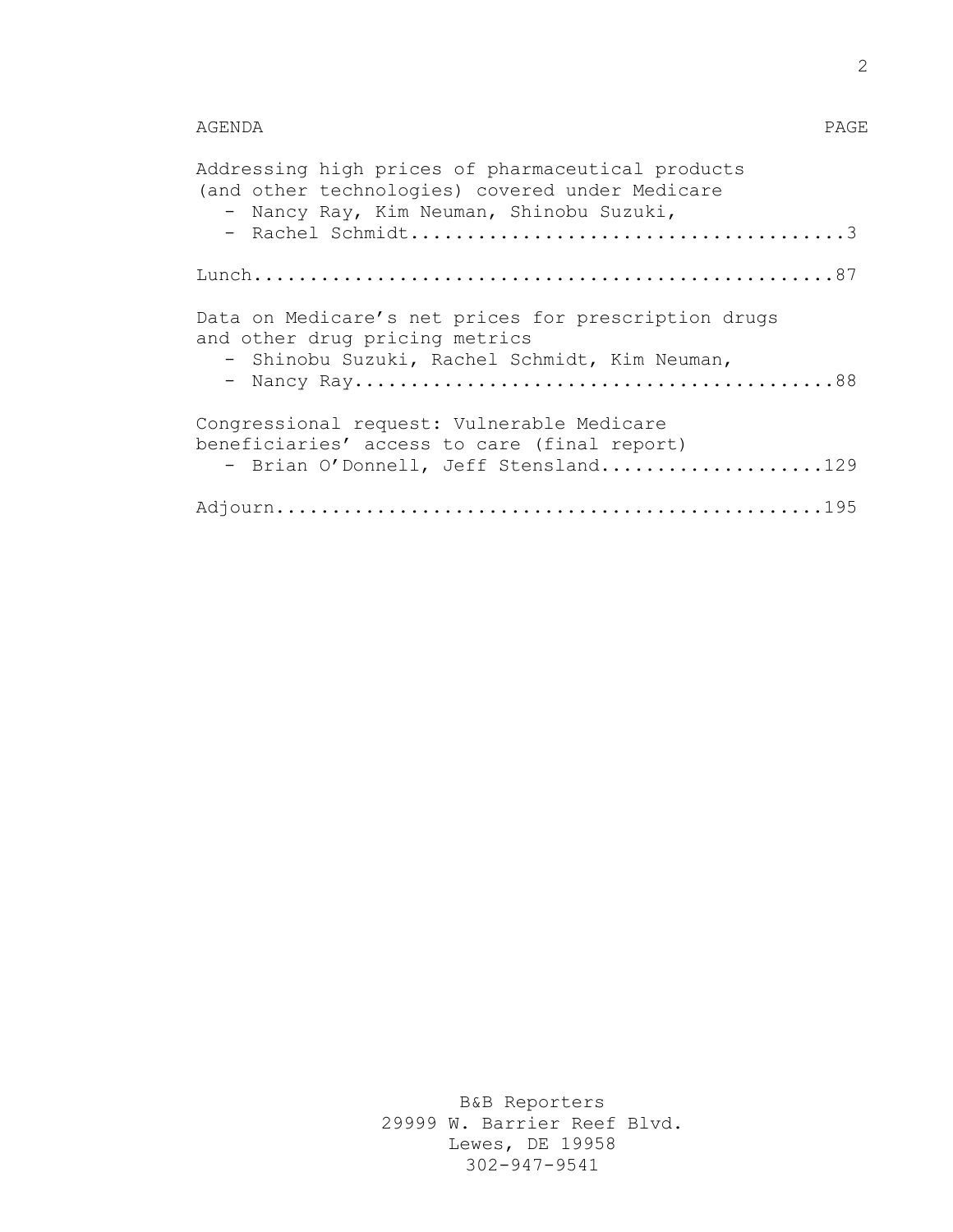| AGENDA | PAGE |
| --- | --- |
| Addressing high prices of pharmaceutical products (and other technologies) covered under Medicare<br>- Nancy Ray, Kim Neuman, Shinobu Suzuki,<br>- Rachel Schmidt | 3 |
| Lunch | 87 |
| Data on Medicare's net prices for prescription drugs and other drug pricing metrics<br>- Shinobu Suzuki, Rachel Schmidt, Kim Neuman,<br>- Nancy Ray | 88 |
| Congressional request: Vulnerable Medicare beneficiaries' access to care (final report)<br>- Brian O'Donnell, Jeff Stensland | 129 |
| Adjourn | 195 |

B&B Reporters
29999 W. Barrier Reef Blvd.
Lewes, DE 19958
302-947-9541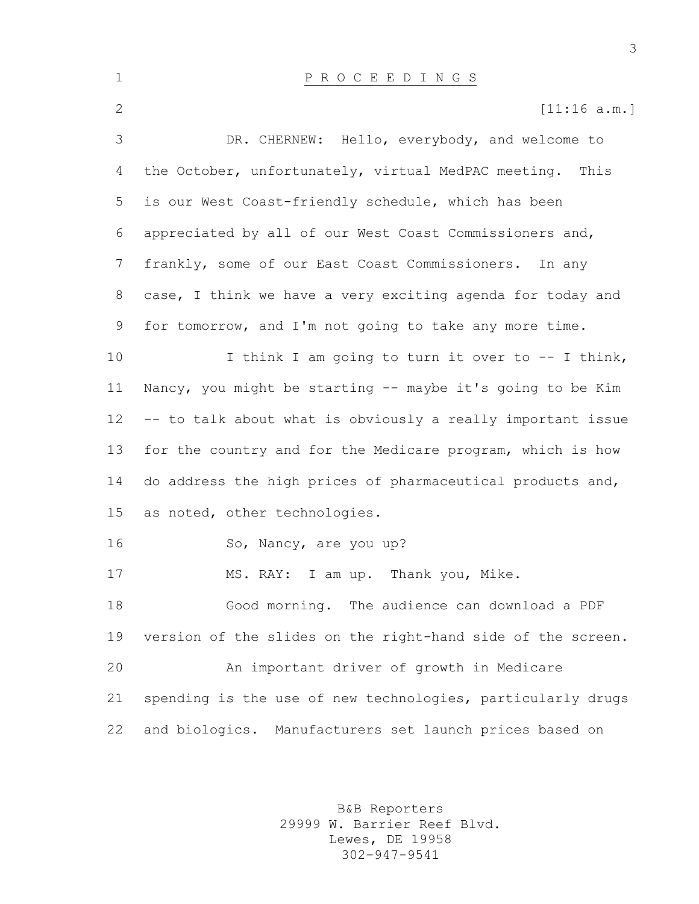P R O C E E D I N G S

[11:16 a.m.]

DR. CHERNEW: Hello, everybody, and welcome to the October, unfortunately, virtual MedPAC meeting. This is our West Coast-friendly schedule, which has been appreciated by all of our West Coast Commissioners and, frankly, some of our East Coast Commissioners. In any case, I think we have a very exciting agenda for today and for tomorrow, and I'm not going to take any more time.

I think I am going to turn it over to -- I think, Nancy, you might be starting -- maybe it's going to be Kim -- to talk about what is obviously a really important issue for the country and for the Medicare program, which is how do address the high prices of pharmaceutical products and, as noted, other technologies.

So, Nancy, are you up?

MS. RAY: I am up. Thank you, Mike.

Good morning. The audience can download a PDF version of the slides on the right-hand side of the screen.

An important driver of growth in Medicare spending is the use of new technologies, particularly drugs and biologics. Manufacturers set launch prices based on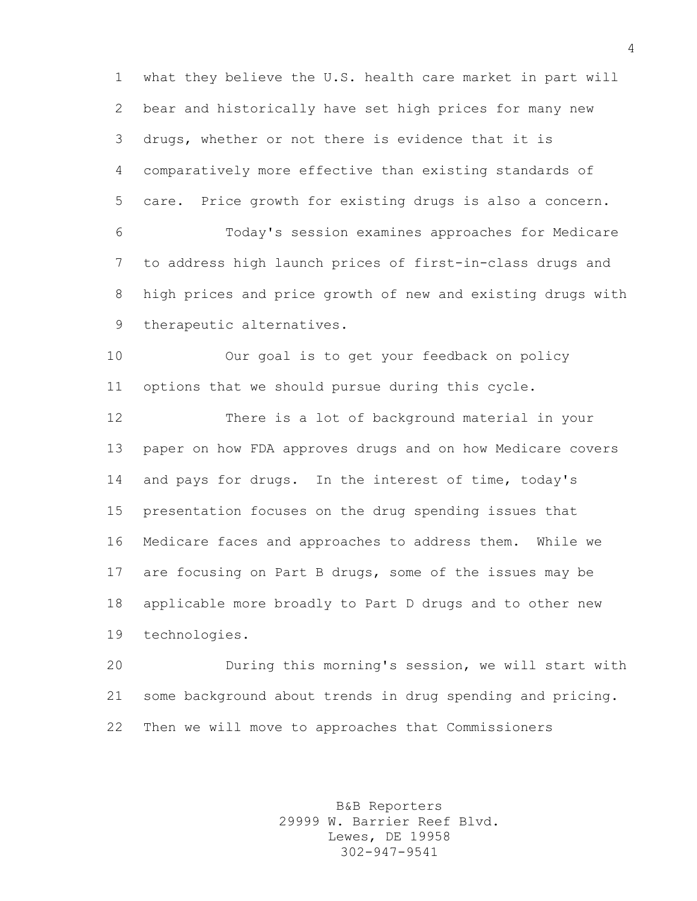what they believe the U.S. health care market in part will bear and historically have set high prices for many new drugs, whether or not there is evidence that it is comparatively more effective than existing standards of care. Price growth for existing drugs is also a concern.

Today's session examines approaches for Medicare to address high launch prices of first-in-class drugs and high prices and price growth of new and existing drugs with therapeutic alternatives.

Our goal is to get your feedback on policy options that we should pursue during this cycle.

There is a lot of background material in your paper on how FDA approves drugs and on how Medicare covers and pays for drugs. In the interest of time, today's presentation focuses on the drug spending issues that Medicare faces and approaches to address them. While we are focusing on Part B drugs, some of the issues may be applicable more broadly to Part D drugs and to other new technologies.

During this morning's session, we will start with some background about trends in drug spending and pricing. Then we will move to approaches that Commissioners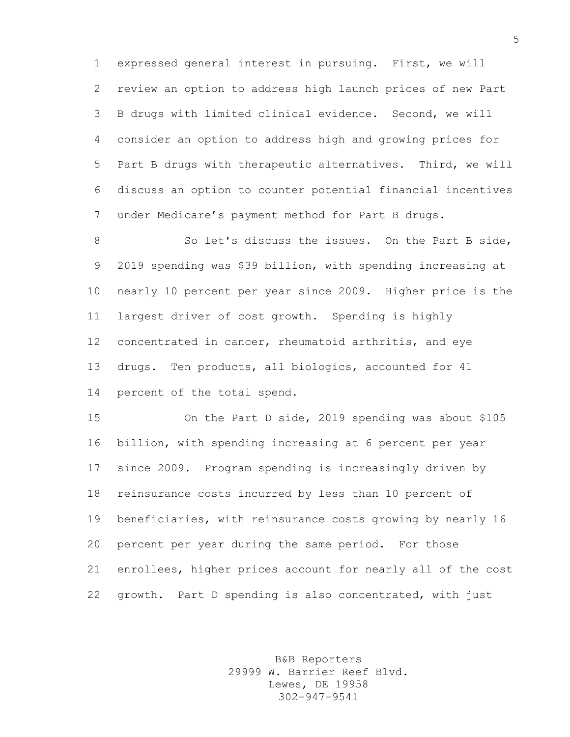expressed general interest in pursuing. First, we will review an option to address high launch prices of new Part B drugs with limited clinical evidence. Second, we will consider an option to address high and growing prices for Part B drugs with therapeutic alternatives. Third, we will discuss an option to counter potential financial incentives under Medicare's payment method for Part B drugs.

So let's discuss the issues. On the Part B side, 2019 spending was $39 billion, with spending increasing at nearly 10 percent per year since 2009. Higher price is the largest driver of cost growth. Spending is highly concentrated in cancer, rheumatoid arthritis, and eye drugs. Ten products, all biologics, accounted for 41 percent of the total spend.

On the Part D side, 2019 spending was about $105 billion, with spending increasing at 6 percent per year since 2009. Program spending is increasingly driven by reinsurance costs incurred by less than 10 percent of beneficiaries, with reinsurance costs growing by nearly 16 percent per year during the same period. For those enrollees, higher prices account for nearly all of the cost growth. Part D spending is also concentrated, with just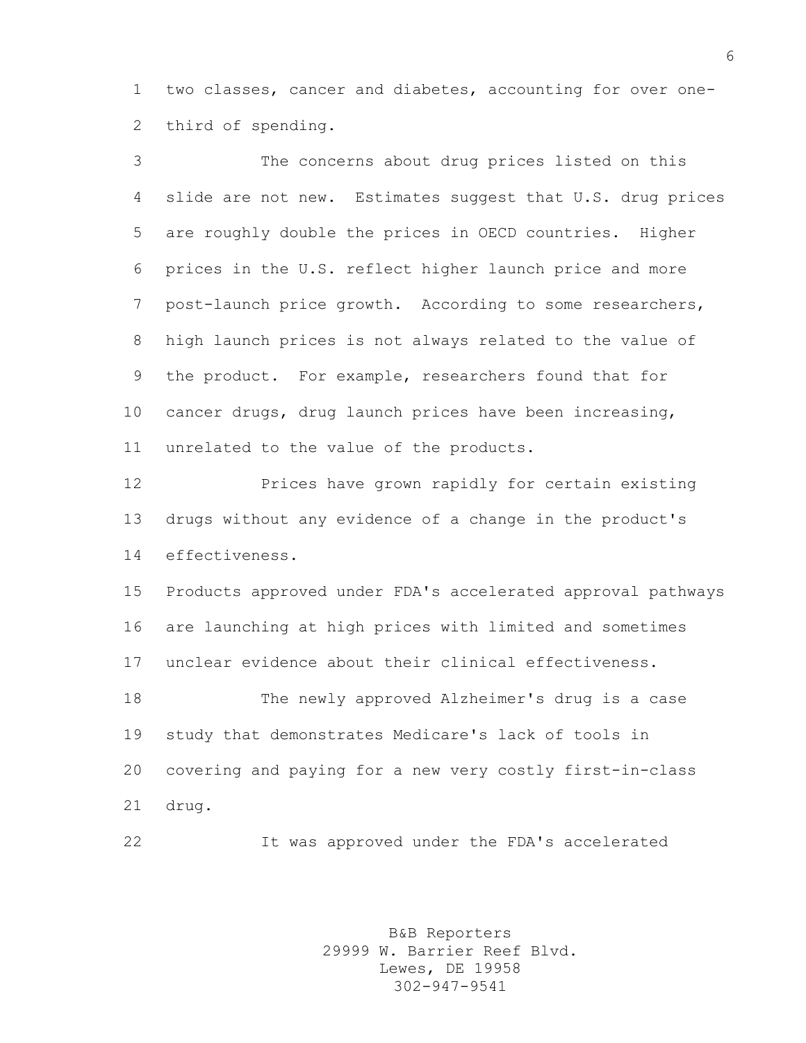two classes, cancer and diabetes, accounting for over one-third of spending.

The concerns about drug prices listed on this slide are not new. Estimates suggest that U.S. drug prices are roughly double the prices in OECD countries. Higher prices in the U.S. reflect higher launch price and more post-launch price growth. According to some researchers, high launch prices is not always related to the value of the product. For example, researchers found that for cancer drugs, drug launch prices have been increasing, unrelated to the value of the products.

Prices have grown rapidly for certain existing drugs without any evidence of a change in the product's effectiveness.

Products approved under FDA's accelerated approval pathways are launching at high prices with limited and sometimes unclear evidence about their clinical effectiveness.

The newly approved Alzheimer's drug is a case study that demonstrates Medicare's lack of tools in covering and paying for a new very costly first-in-class drug.

It was approved under the FDA's accelerated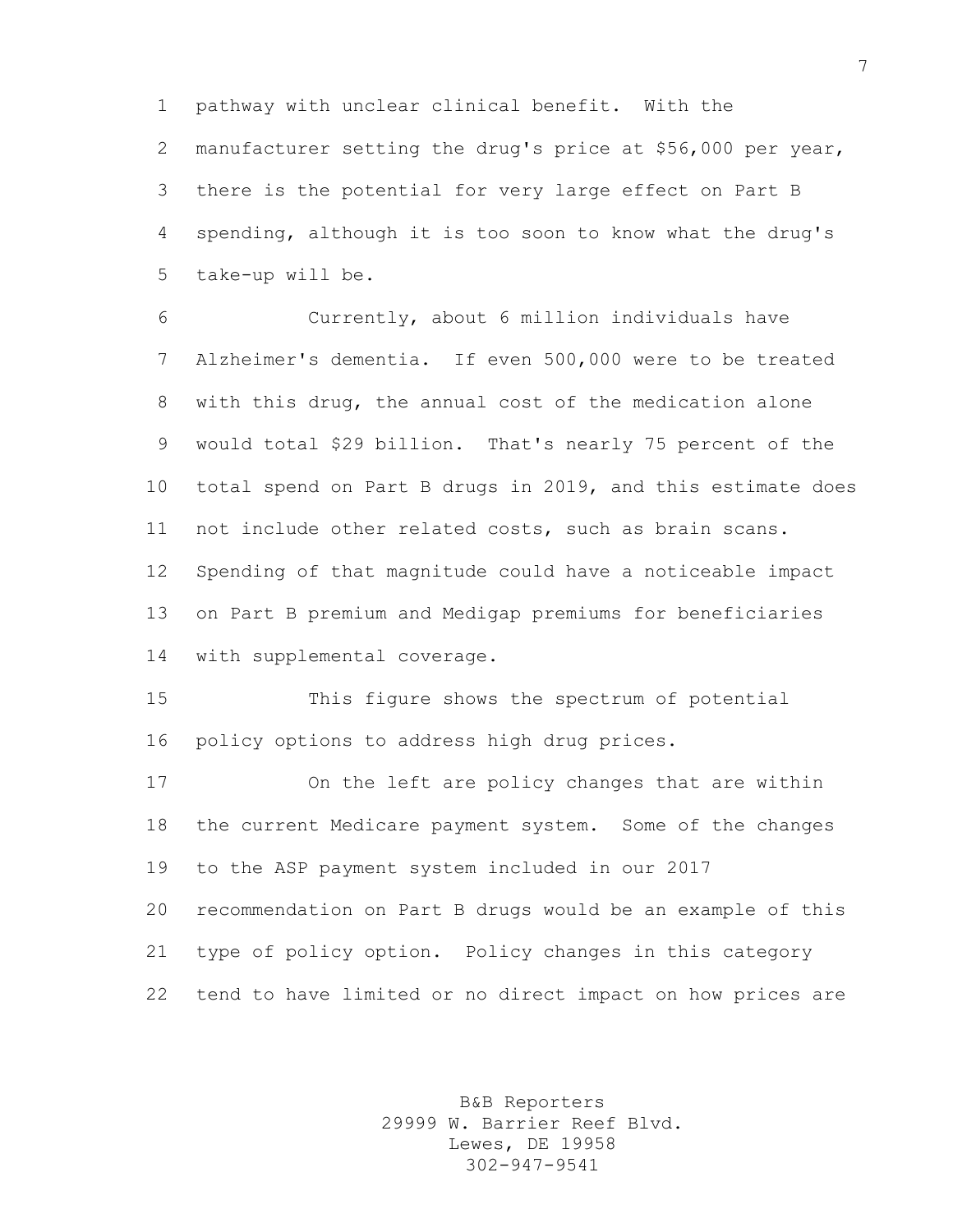pathway with unclear clinical benefit. With the manufacturer setting the drug's price at $56,000 per year, there is the potential for very large effect on Part B spending, although it is too soon to know what the drug's take-up will be.

Currently, about 6 million individuals have Alzheimer's dementia. If even 500,000 were to be treated with this drug, the annual cost of the medication alone would total $29 billion. That's nearly 75 percent of the total spend on Part B drugs in 2019, and this estimate does not include other related costs, such as brain scans. Spending of that magnitude could have a noticeable impact on Part B premium and Medigap premiums for beneficiaries with supplemental coverage.

This figure shows the spectrum of potential policy options to address high drug prices.

On the left are policy changes that are within the current Medicare payment system. Some of the changes to the ASP payment system included in our 2017 recommendation on Part B drugs would be an example of this type of policy option. Policy changes in this category tend to have limited or no direct impact on how prices are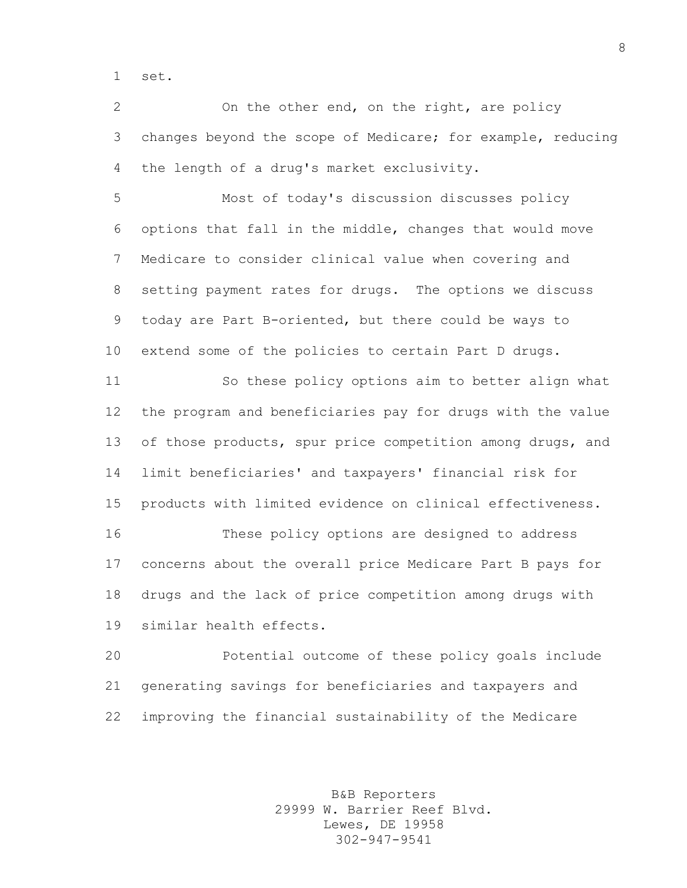set.

On the other end, on the right, are policy changes beyond the scope of Medicare; for example, reducing the length of a drug's market exclusivity.

Most of today's discussion discusses policy options that fall in the middle, changes that would move Medicare to consider clinical value when covering and setting payment rates for drugs. The options we discuss today are Part B-oriented, but there could be ways to extend some of the policies to certain Part D drugs.

So these policy options aim to better align what the program and beneficiaries pay for drugs with the value of those products, spur price competition among drugs, and limit beneficiaries' and taxpayers' financial risk for products with limited evidence on clinical effectiveness.

These policy options are designed to address concerns about the overall price Medicare Part B pays for drugs and the lack of price competition among drugs with similar health effects.

Potential outcome of these policy goals include generating savings for beneficiaries and taxpayers and improving the financial sustainability of the Medicare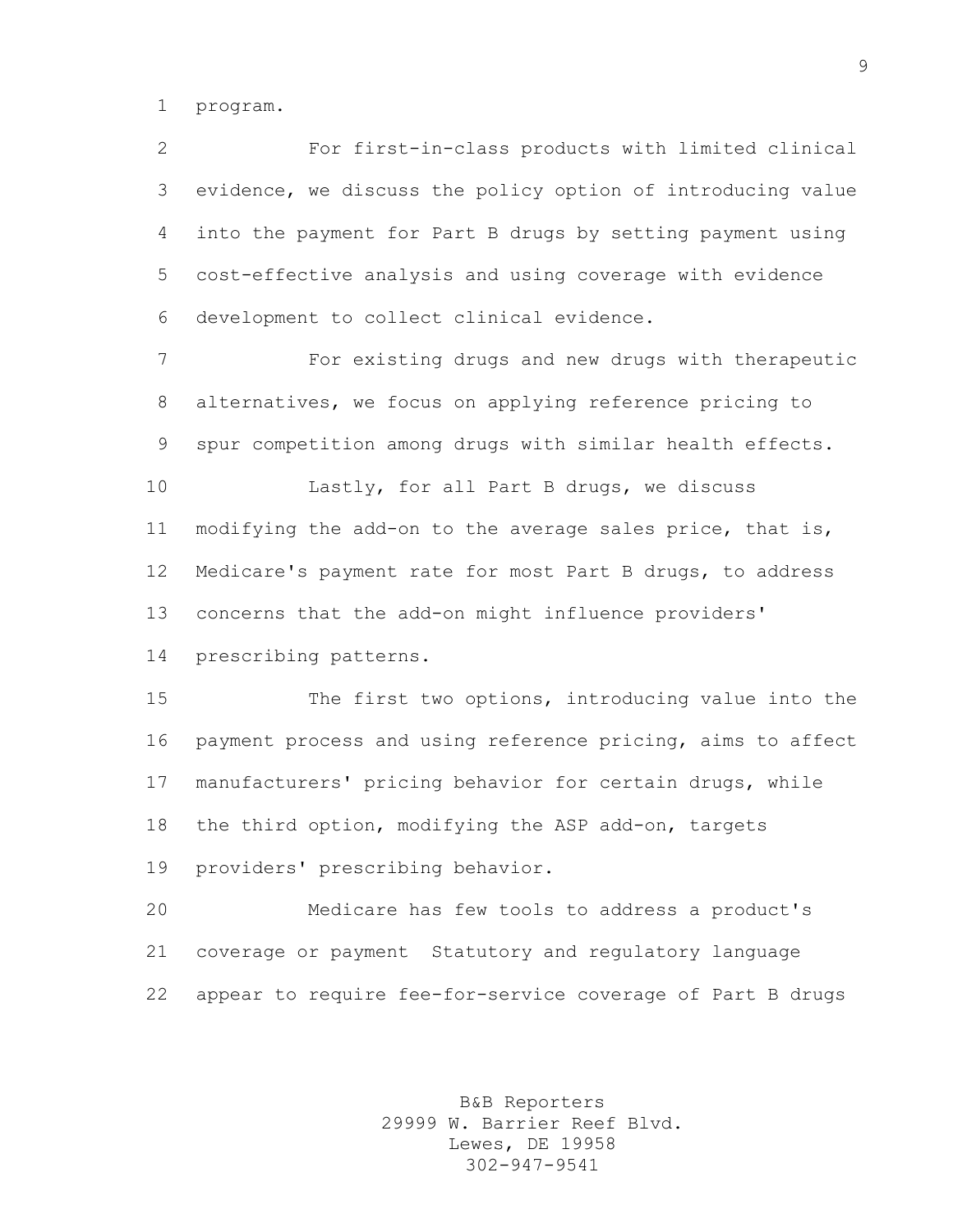program.

For first-in-class products with limited clinical evidence, we discuss the policy option of introducing value into the payment for Part B drugs by setting payment using cost-effective analysis and using coverage with evidence development to collect clinical evidence.

For existing drugs and new drugs with therapeutic alternatives, we focus on applying reference pricing to spur competition among drugs with similar health effects.

Lastly, for all Part B drugs, we discuss modifying the add-on to the average sales price, that is, Medicare's payment rate for most Part B drugs, to address concerns that the add-on might influence providers' prescribing patterns.

The first two options, introducing value into the payment process and using reference pricing, aims to affect manufacturers' pricing behavior for certain drugs, while the third option, modifying the ASP add-on, targets providers' prescribing behavior.

Medicare has few tools to address a product's coverage or payment Statutory and regulatory language appear to require fee-for-service coverage of Part B drugs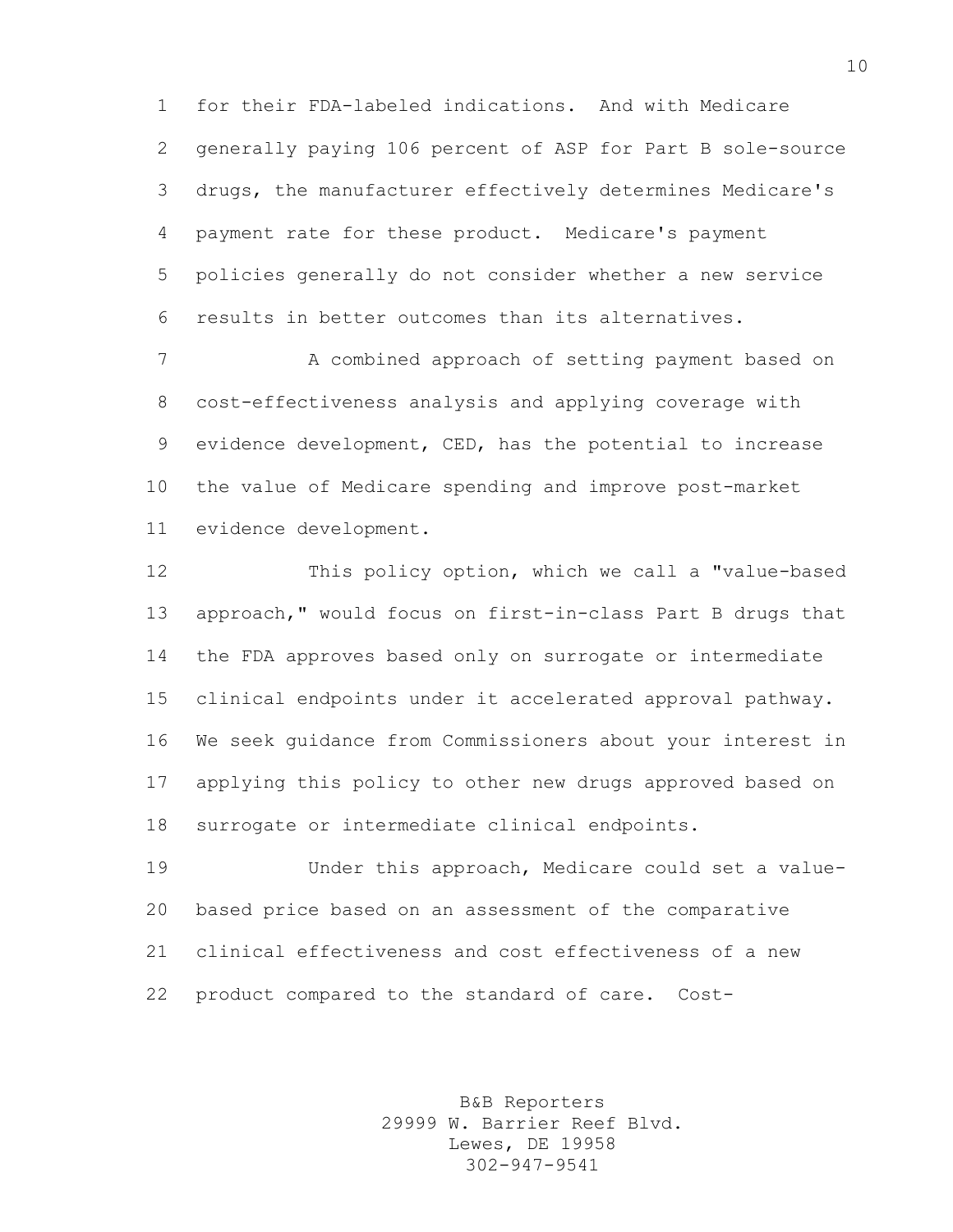for their FDA-labeled indications. And with Medicare generally paying 106 percent of ASP for Part B sole-source drugs, the manufacturer effectively determines Medicare's payment rate for these product. Medicare's payment policies generally do not consider whether a new service results in better outcomes than its alternatives.

A combined approach of setting payment based on cost-effectiveness analysis and applying coverage with evidence development, CED, has the potential to increase the value of Medicare spending and improve post-market evidence development.

This policy option, which we call a "value-based approach," would focus on first-in-class Part B drugs that the FDA approves based only on surrogate or intermediate clinical endpoints under it accelerated approval pathway. We seek guidance from Commissioners about your interest in applying this policy to other new drugs approved based on surrogate or intermediate clinical endpoints.

Under this approach, Medicare could set a value-based price based on an assessment of the comparative clinical effectiveness and cost effectiveness of a new product compared to the standard of care. Cost-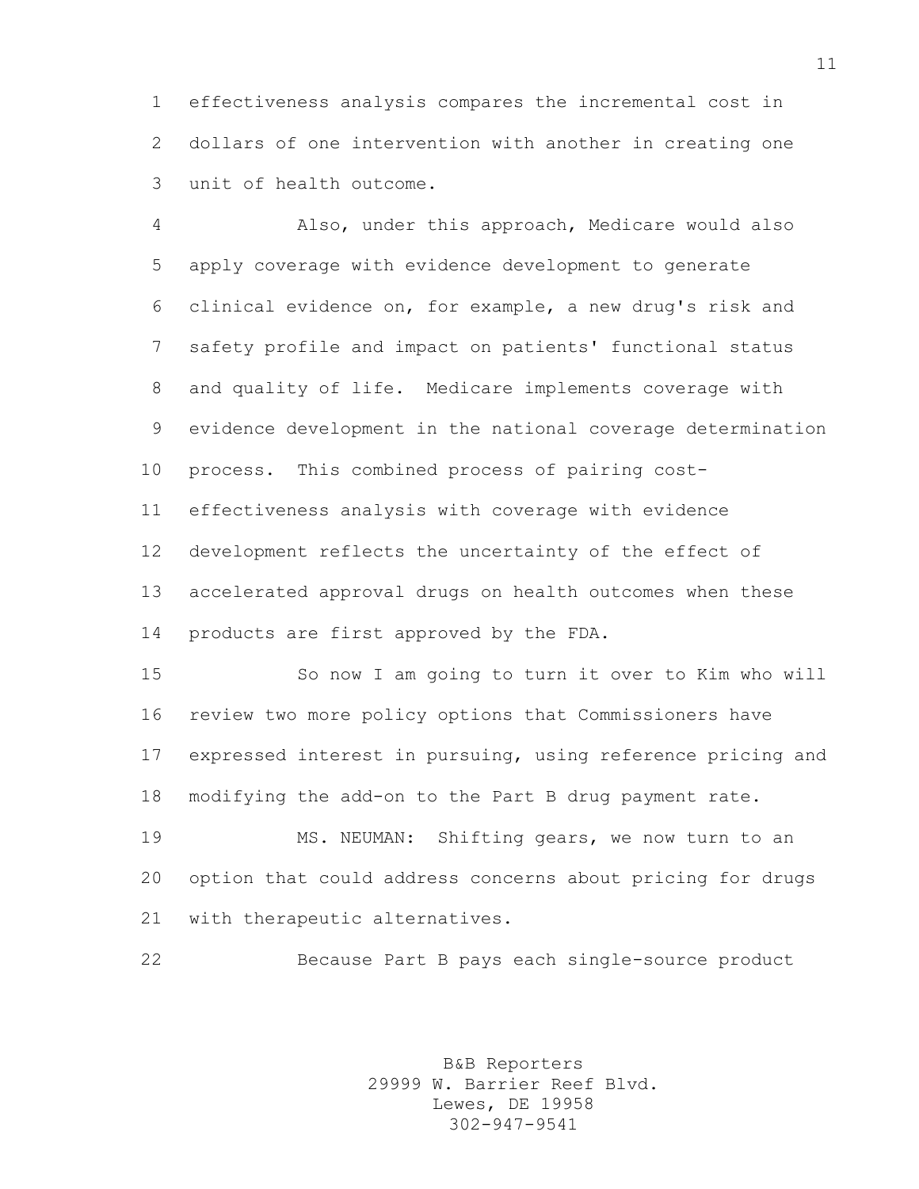effectiveness analysis compares the incremental cost in dollars of one intervention with another in creating one unit of health outcome.

Also, under this approach, Medicare would also apply coverage with evidence development to generate clinical evidence on, for example, a new drug's risk and safety profile and impact on patients' functional status and quality of life. Medicare implements coverage with evidence development in the national coverage determination process. This combined process of pairing cost-effectiveness analysis with coverage with evidence development reflects the uncertainty of the effect of accelerated approval drugs on health outcomes when these products are first approved by the FDA.

So now I am going to turn it over to Kim who will review two more policy options that Commissioners have expressed interest in pursuing, using reference pricing and modifying the add-on to the Part B drug payment rate.

MS. NEUMAN: Shifting gears, we now turn to an option that could address concerns about pricing for drugs with therapeutic alternatives.

Because Part B pays each single-source product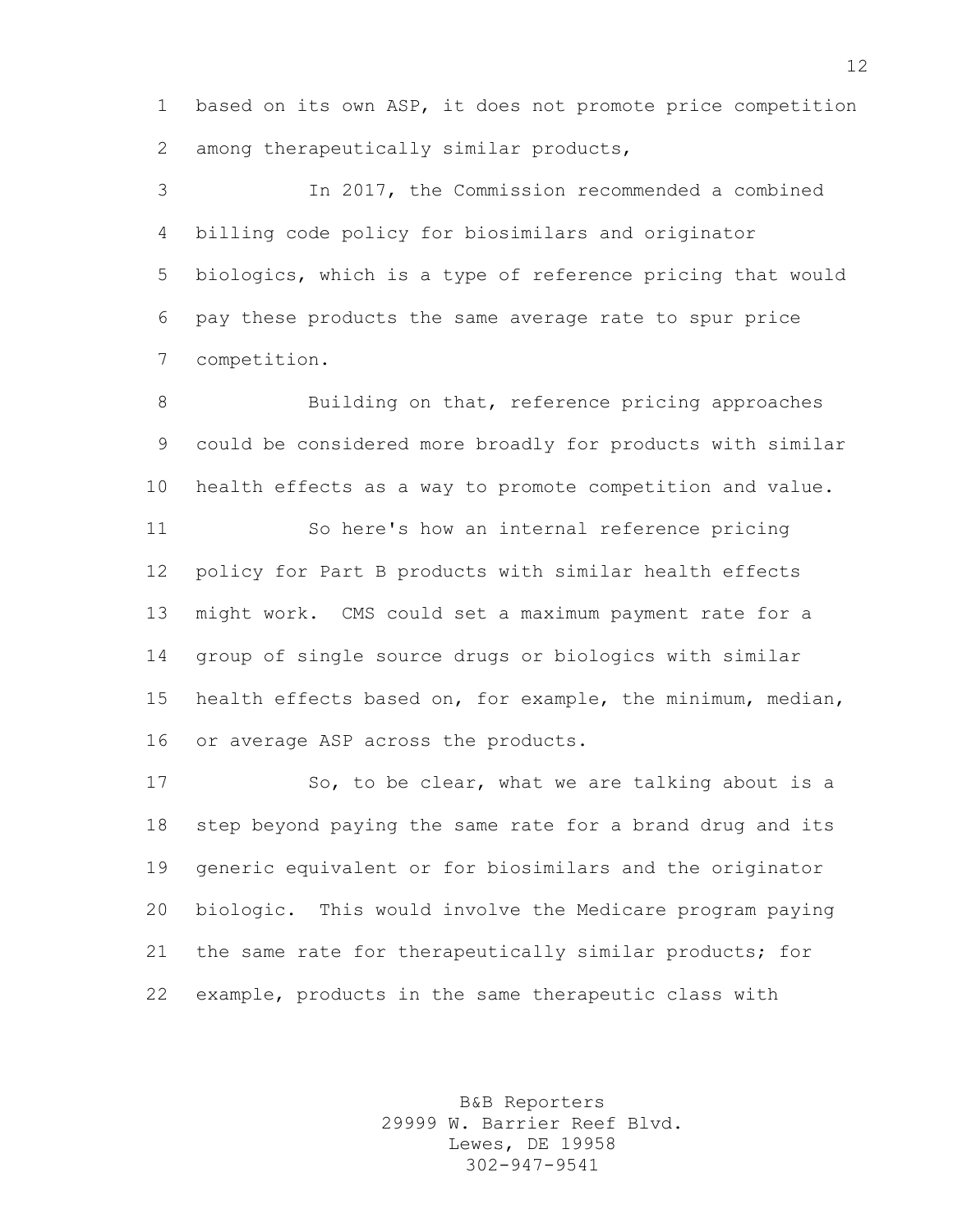based on its own ASP, it does not promote price competition among therapeutically similar products,

In 2017, the Commission recommended a combined billing code policy for biosimilars and originator biologics, which is a type of reference pricing that would pay these products the same average rate to spur price competition.

Building on that, reference pricing approaches could be considered more broadly for products with similar health effects as a way to promote competition and value.

So here's how an internal reference pricing policy for Part B products with similar health effects might work. CMS could set a maximum payment rate for a group of single source drugs or biologics with similar health effects based on, for example, the minimum, median, or average ASP across the products.

So, to be clear, what we are talking about is a step beyond paying the same rate for a brand drug and its generic equivalent or for biosimilars and the originator biologic. This would involve the Medicare program paying the same rate for therapeutically similar products; for example, products in the same therapeutic class with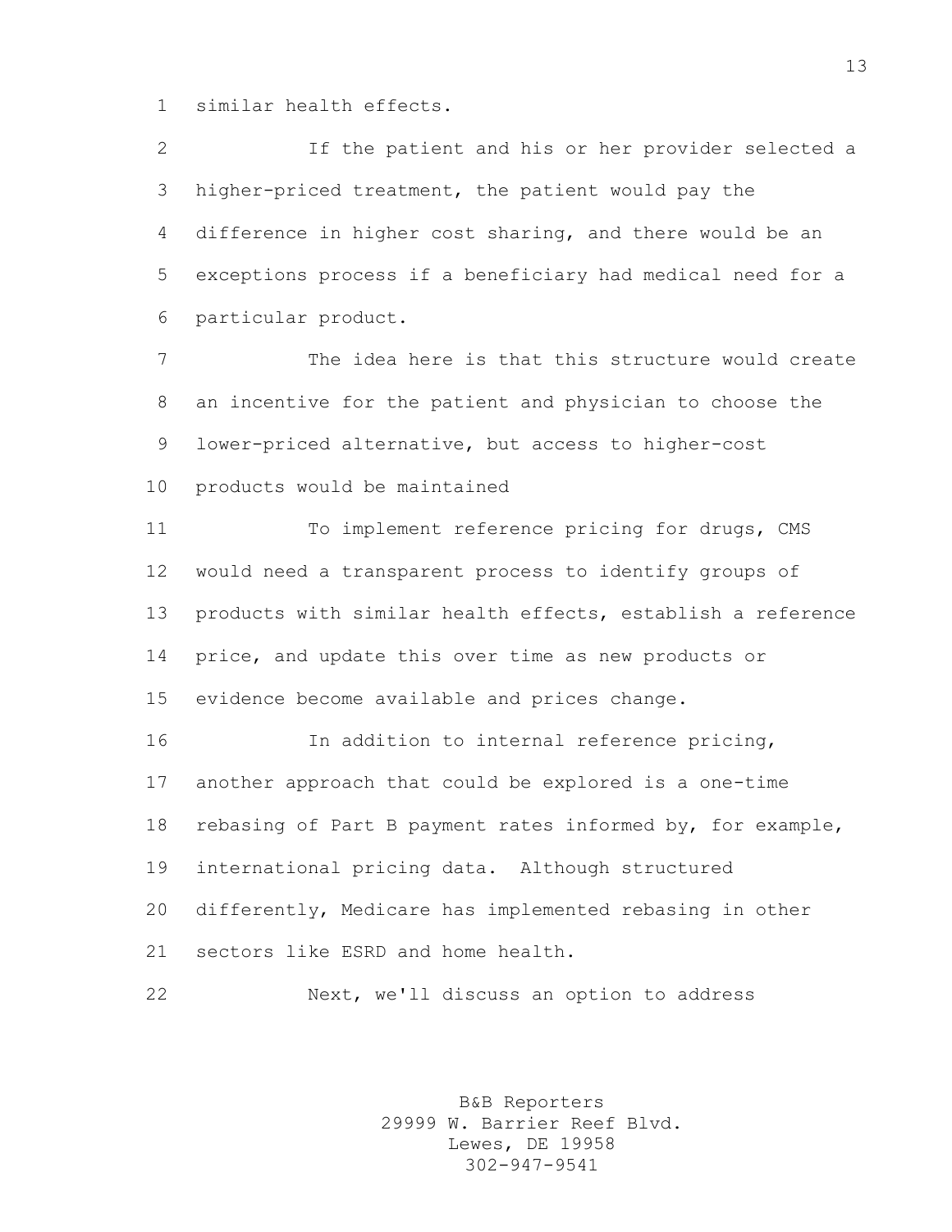similar health effects.

If the patient and his or her provider selected a higher-priced treatment, the patient would pay the difference in higher cost sharing, and there would be an exceptions process if a beneficiary had medical need for a particular product.

The idea here is that this structure would create an incentive for the patient and physician to choose the lower-priced alternative, but access to higher-cost products would be maintained

To implement reference pricing for drugs, CMS would need a transparent process to identify groups of products with similar health effects, establish a reference price, and update this over time as new products or evidence become available and prices change.

In addition to internal reference pricing, another approach that could be explored is a one-time rebasing of Part B payment rates informed by, for example, international pricing data. Although structured differently, Medicare has implemented rebasing in other sectors like ESRD and home health.

Next, we'll discuss an option to address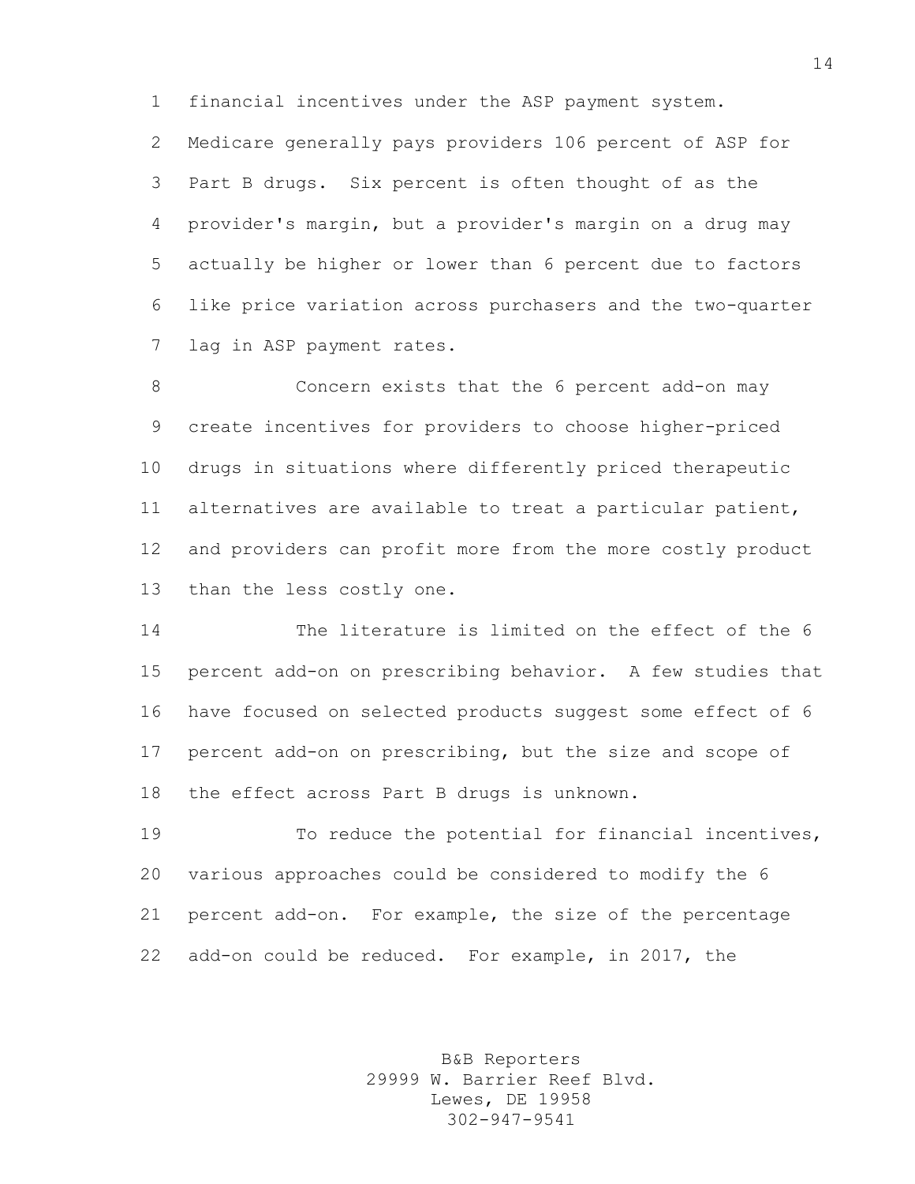financial incentives under the ASP payment system. Medicare generally pays providers 106 percent of ASP for Part B drugs. Six percent is often thought of as the provider's margin, but a provider's margin on a drug may actually be higher or lower than 6 percent due to factors like price variation across purchasers and the two-quarter lag in ASP payment rates.

Concern exists that the 6 percent add-on may create incentives for providers to choose higher-priced drugs in situations where differently priced therapeutic alternatives are available to treat a particular patient, and providers can profit more from the more costly product than the less costly one.

The literature is limited on the effect of the 6 percent add-on on prescribing behavior. A few studies that have focused on selected products suggest some effect of 6 percent add-on on prescribing, but the size and scope of the effect across Part B drugs is unknown.

To reduce the potential for financial incentives, various approaches could be considered to modify the 6 percent add-on. For example, the size of the percentage add-on could be reduced. For example, in 2017, the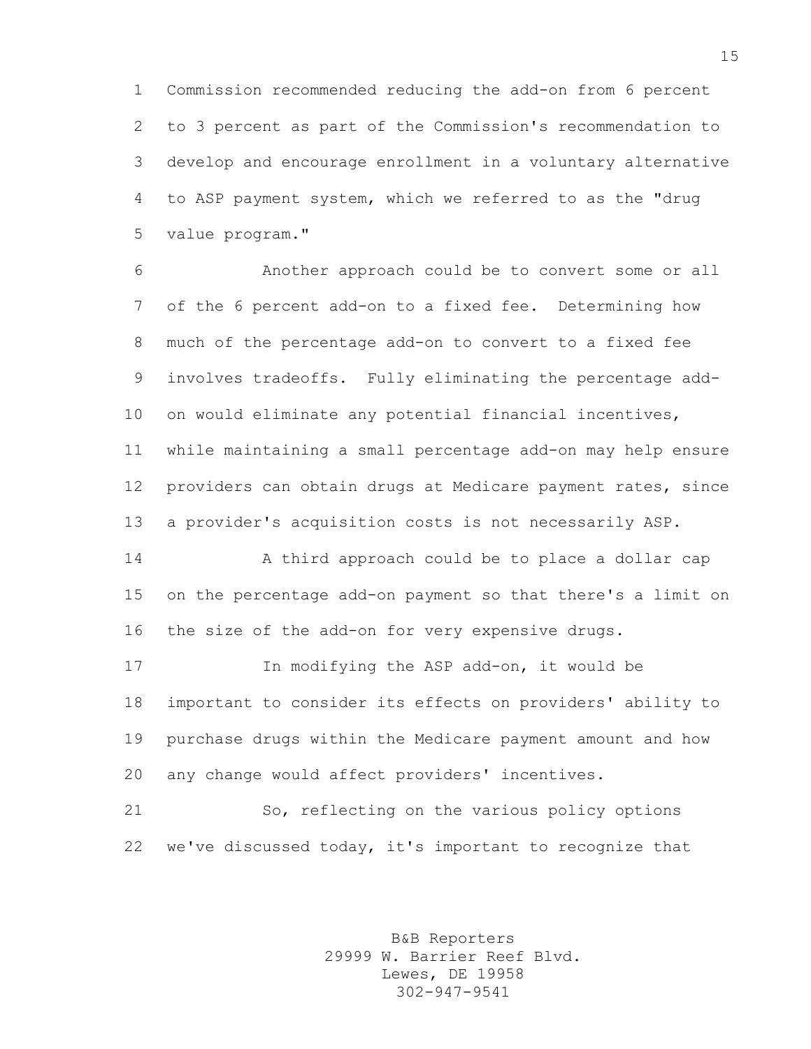Commission recommended reducing the add-on from 6 percent to 3 percent as part of the Commission's recommendation to develop and encourage enrollment in a voluntary alternative to ASP payment system, which we referred to as the "drug value program."

Another approach could be to convert some or all of the 6 percent add-on to a fixed fee. Determining how much of the percentage add-on to convert to a fixed fee involves tradeoffs. Fully eliminating the percentage add-on would eliminate any potential financial incentives, while maintaining a small percentage add-on may help ensure providers can obtain drugs at Medicare payment rates, since a provider's acquisition costs is not necessarily ASP.

A third approach could be to place a dollar cap on the percentage add-on payment so that there's a limit on the size of the add-on for very expensive drugs.

In modifying the ASP add-on, it would be important to consider its effects on providers' ability to purchase drugs within the Medicare payment amount and how any change would affect providers' incentives.

So, reflecting on the various policy options we've discussed today, it's important to recognize that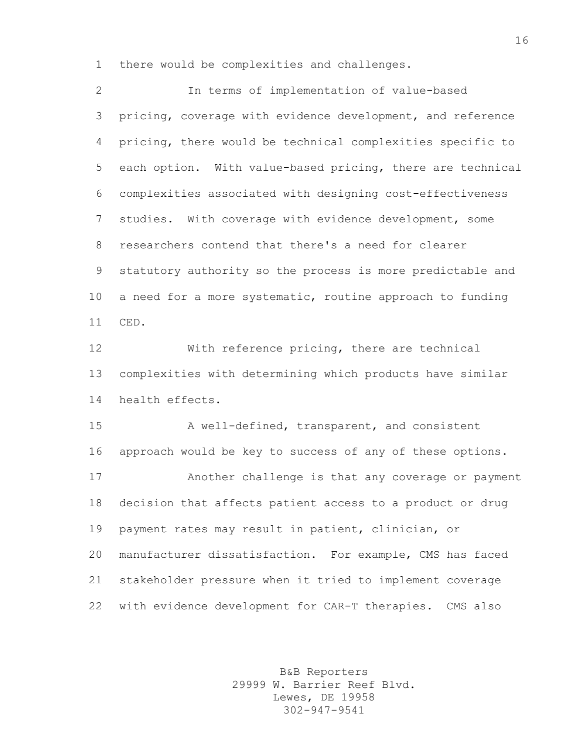there would be complexities and challenges.

In terms of implementation of value-based pricing, coverage with evidence development, and reference pricing, there would be technical complexities specific to each option. With value-based pricing, there are technical complexities associated with designing cost-effectiveness studies. With coverage with evidence development, some researchers contend that there's a need for clearer statutory authority so the process is more predictable and a need for a more systematic, routine approach to funding CED.

With reference pricing, there are technical complexities with determining which products have similar health effects.

A well-defined, transparent, and consistent approach would be key to success of any of these options.

Another challenge is that any coverage or payment decision that affects patient access to a product or drug payment rates may result in patient, clinician, or manufacturer dissatisfaction. For example, CMS has faced stakeholder pressure when it tried to implement coverage with evidence development for CAR-T therapies. CMS also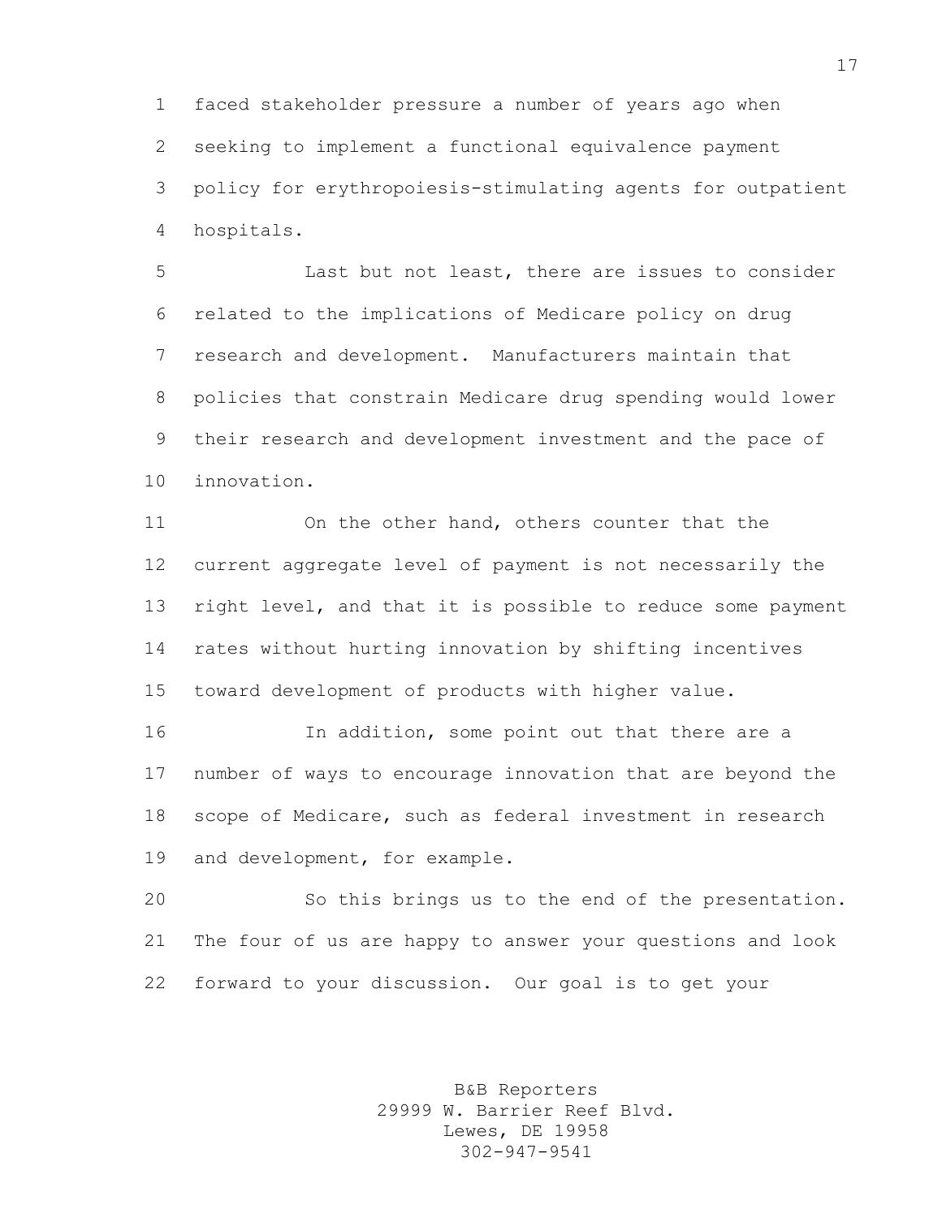faced stakeholder pressure a number of years ago when seeking to implement a functional equivalence payment policy for erythropoiesis-stimulating agents for outpatient hospitals.

Last but not least, there are issues to consider related to the implications of Medicare policy on drug research and development. Manufacturers maintain that policies that constrain Medicare drug spending would lower their research and development investment and the pace of innovation.

On the other hand, others counter that the current aggregate level of payment is not necessarily the right level, and that it is possible to reduce some payment rates without hurting innovation by shifting incentives toward development of products with higher value.

In addition, some point out that there are a number of ways to encourage innovation that are beyond the scope of Medicare, such as federal investment in research and development, for example.

So this brings us to the end of the presentation. The four of us are happy to answer your questions and look forward to your discussion. Our goal is to get your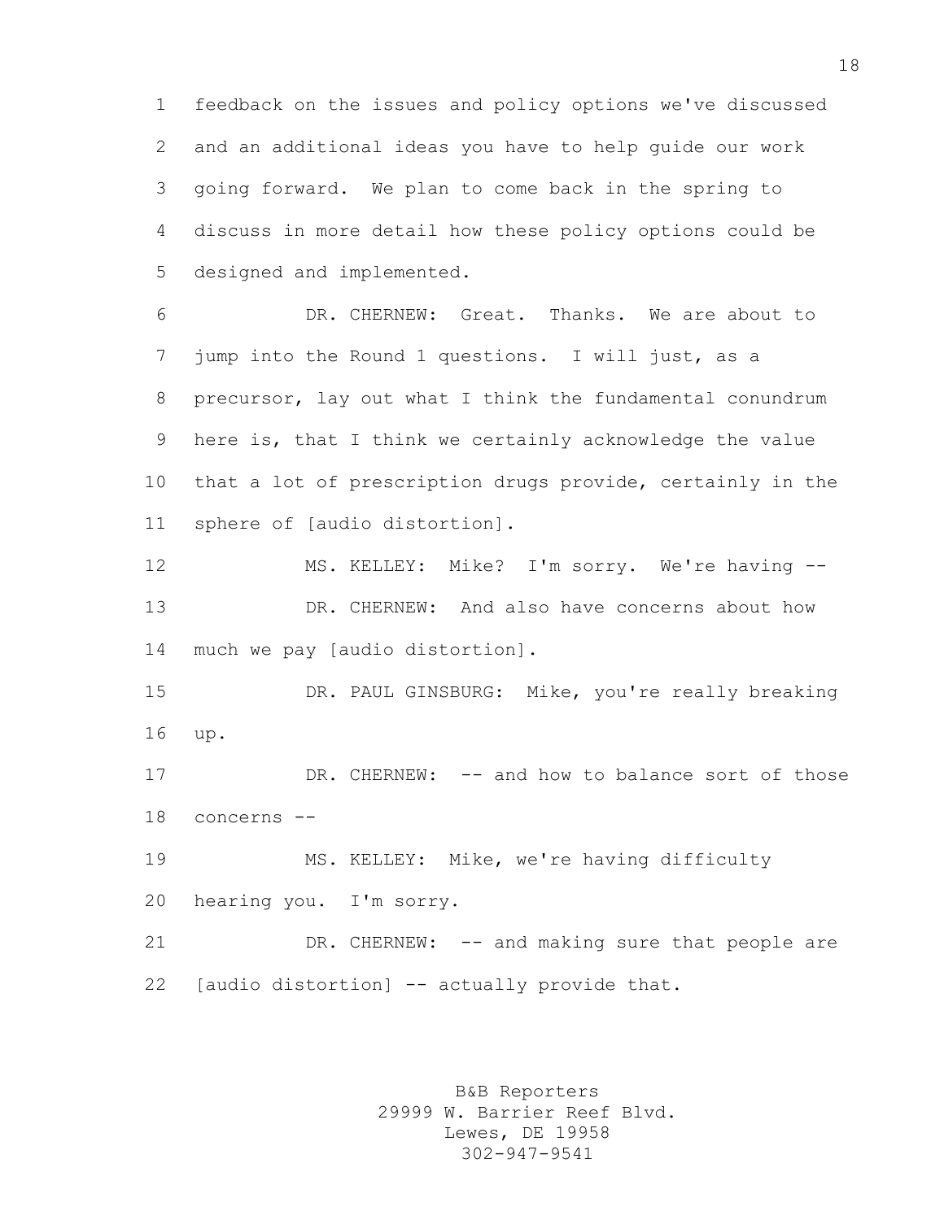feedback on the issues and policy options we've discussed and an additional ideas you have to help guide our work going forward. We plan to come back in the spring to discuss in more detail how these policy options could be designed and implemented.

DR. CHERNEW: Great. Thanks. We are about to jump into the Round 1 questions. I will just, as a precursor, lay out what I think the fundamental conundrum here is, that I think we certainly acknowledge the value that a lot of prescription drugs provide, certainly in the sphere of [audio distortion].

MS. KELLEY: Mike? I'm sorry. We're having --

DR. CHERNEW: And also have concerns about how much we pay [audio distortion].

DR. PAUL GINSBURG: Mike, you're really breaking up.

DR. CHERNEW: -- and how to balance sort of those concerns --

MS. KELLEY: Mike, we're having difficulty hearing you. I'm sorry.

DR. CHERNEW: -- and making sure that people are [audio distortion] -- actually provide that.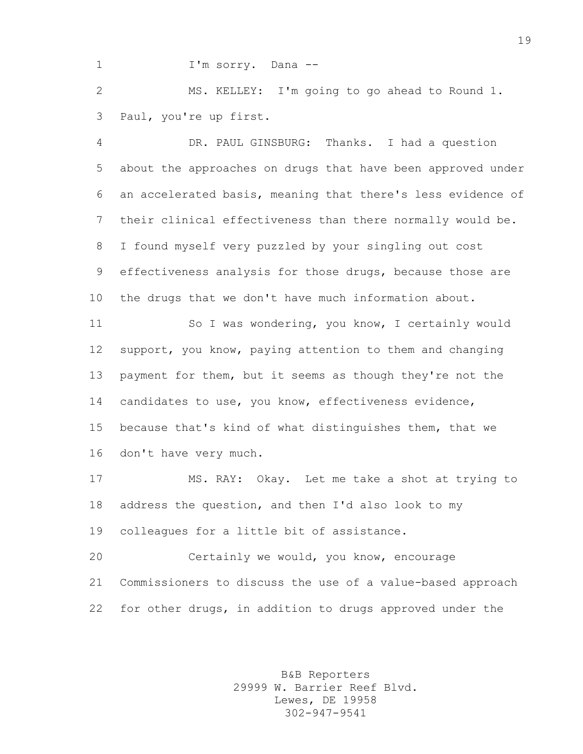I'm sorry. Dana --

MS. KELLEY: I'm going to go ahead to Round 1. Paul, you're up first.

DR. PAUL GINSBURG: Thanks. I had a question about the approaches on drugs that have been approved under an accelerated basis, meaning that there's less evidence of their clinical effectiveness than there normally would be. I found myself very puzzled by your singling out cost effectiveness analysis for those drugs, because those are the drugs that we don't have much information about.

So I was wondering, you know, I certainly would support, you know, paying attention to them and changing payment for them, but it seems as though they're not the candidates to use, you know, effectiveness evidence, because that's kind of what distinguishes them, that we don't have very much.

MS. RAY: Okay. Let me take a shot at trying to address the question, and then I'd also look to my colleagues for a little bit of assistance.

Certainly we would, you know, encourage Commissioners to discuss the use of a value-based approach for other drugs, in addition to drugs approved under the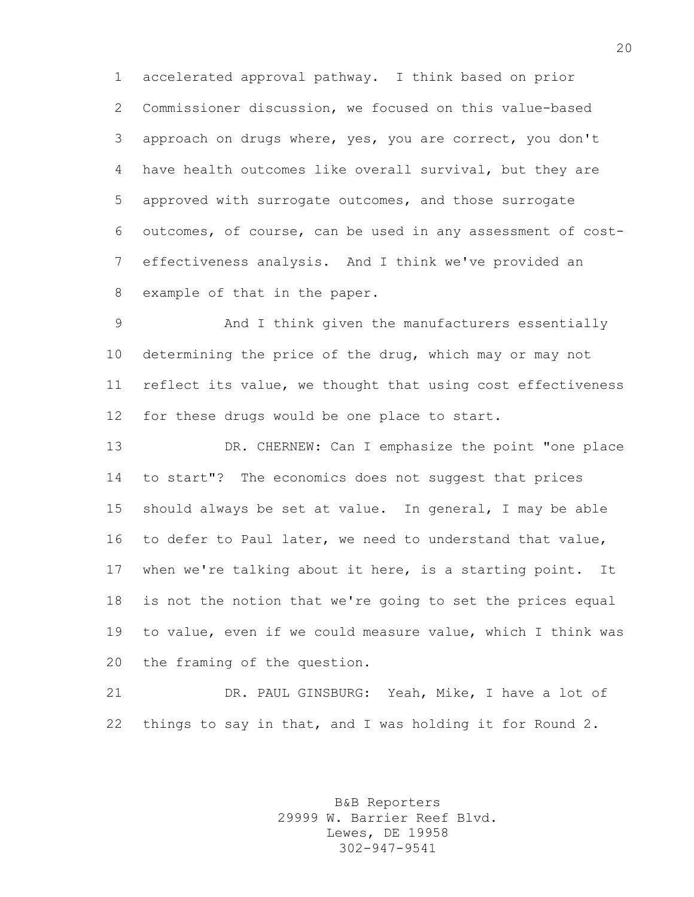accelerated approval pathway. I think based on prior Commissioner discussion, we focused on this value-based approach on drugs where, yes, you are correct, you don't have health outcomes like overall survival, but they are approved with surrogate outcomes, and those surrogate outcomes, of course, can be used in any assessment of cost-effectiveness analysis. And I think we've provided an example of that in the paper.

And I think given the manufacturers essentially determining the price of the drug, which may or may not reflect its value, we thought that using cost effectiveness for these drugs would be one place to start.

DR. CHERNEW: Can I emphasize the point "one place to start"? The economics does not suggest that prices should always be set at value. In general, I may be able to defer to Paul later, we need to understand that value, when we're talking about it here, is a starting point. It is not the notion that we're going to set the prices equal to value, even if we could measure value, which I think was the framing of the question.

DR. PAUL GINSBURG: Yeah, Mike, I have a lot of things to say in that, and I was holding it for Round 2.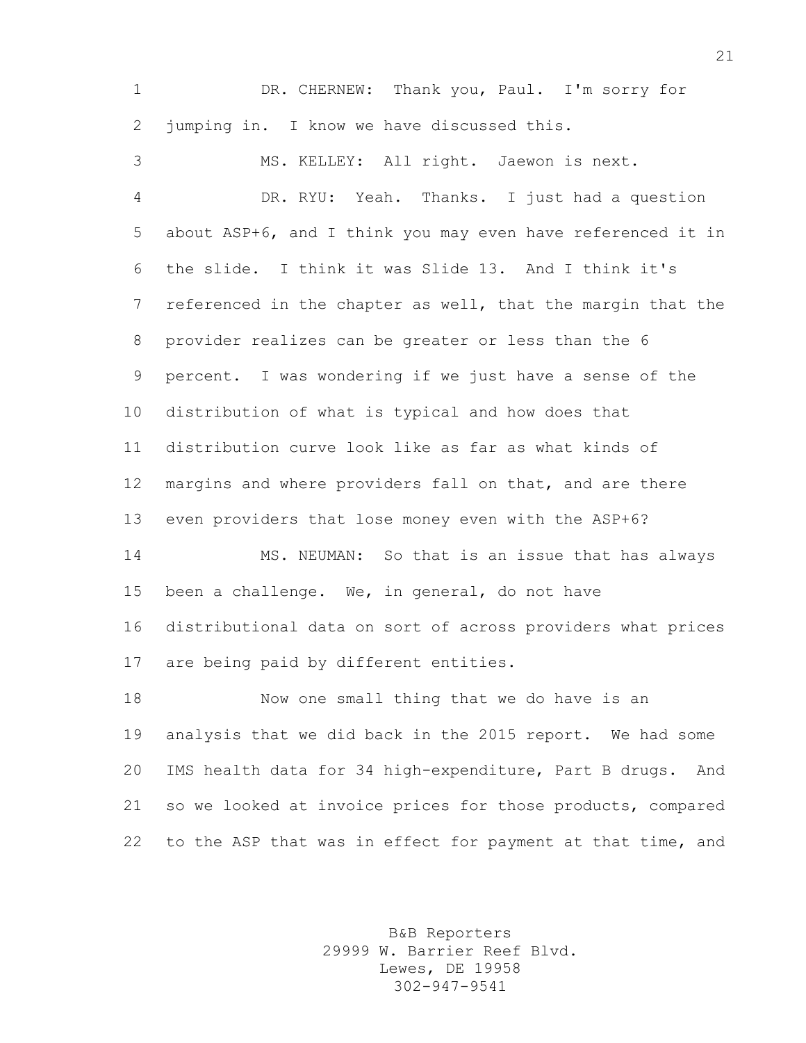DR. CHERNEW: Thank you, Paul. I'm sorry for jumping in. I know we have discussed this.

MS. KELLEY: All right. Jaewon is next.

DR. RYU: Yeah. Thanks. I just had a question about ASP+6, and I think you may even have referenced it in the slide. I think it was Slide 13. And I think it's referenced in the chapter as well, that the margin that the provider realizes can be greater or less than the 6 percent. I was wondering if we just have a sense of the distribution of what is typical and how does that distribution curve look like as far as what kinds of margins and where providers fall on that, and are there even providers that lose money even with the ASP+6?

MS. NEUMAN: So that is an issue that has always been a challenge. We, in general, do not have distributional data on sort of across providers what prices are being paid by different entities.

Now one small thing that we do have is an analysis that we did back in the 2015 report. We had some IMS health data for 34 high-expenditure, Part B drugs. And so we looked at invoice prices for those products, compared to the ASP that was in effect for payment at that time, and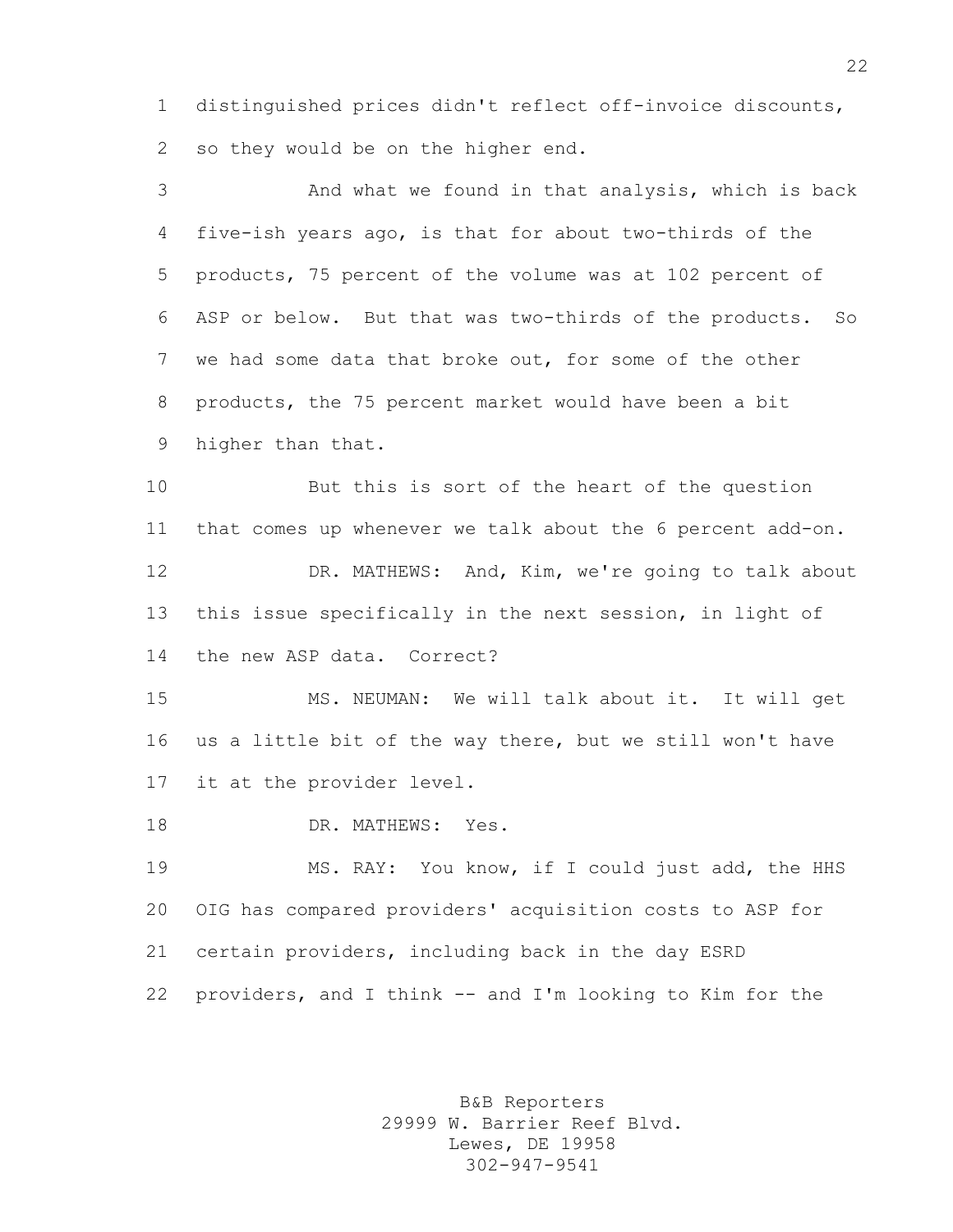distinguished prices didn't reflect off-invoice discounts, so they would be on the higher end.

And what we found in that analysis, which is back five-ish years ago, is that for about two-thirds of the products, 75 percent of the volume was at 102 percent of ASP or below. But that was two-thirds of the products. So we had some data that broke out, for some of the other products, the 75 percent market would have been a bit higher than that.

But this is sort of the heart of the question that comes up whenever we talk about the 6 percent add-on.

DR. MATHEWS: And, Kim, we're going to talk about this issue specifically in the next session, in light of the new ASP data. Correct?

MS. NEUMAN: We will talk about it. It will get us a little bit of the way there, but we still won't have it at the provider level.

DR. MATHEWS: Yes.

MS. RAY: You know, if I could just add, the HHS OIG has compared providers' acquisition costs to ASP for certain providers, including back in the day ESRD providers, and I think -- and I'm looking to Kim for the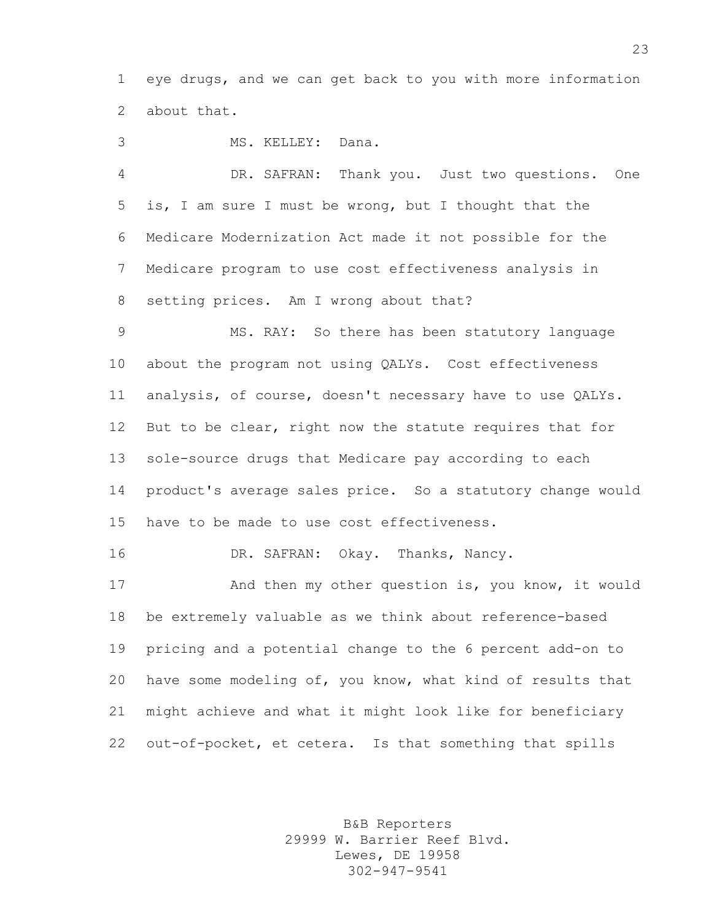eye drugs, and we can get back to you with more information about that.

MS. KELLEY: Dana.

DR. SAFRAN: Thank you. Just two questions. One is, I am sure I must be wrong, but I thought that the Medicare Modernization Act made it not possible for the Medicare program to use cost effectiveness analysis in setting prices. Am I wrong about that?

MS. RAY: So there has been statutory language about the program not using QALYs. Cost effectiveness analysis, of course, doesn't necessary have to use QALYs. But to be clear, right now the statute requires that for sole-source drugs that Medicare pay according to each product's average sales price. So a statutory change would have to be made to use cost effectiveness.

DR. SAFRAN: Okay. Thanks, Nancy.

And then my other question is, you know, it would be extremely valuable as we think about reference-based pricing and a potential change to the 6 percent add-on to have some modeling of, you know, what kind of results that might achieve and what it might look like for beneficiary out-of-pocket, et cetera. Is that something that spills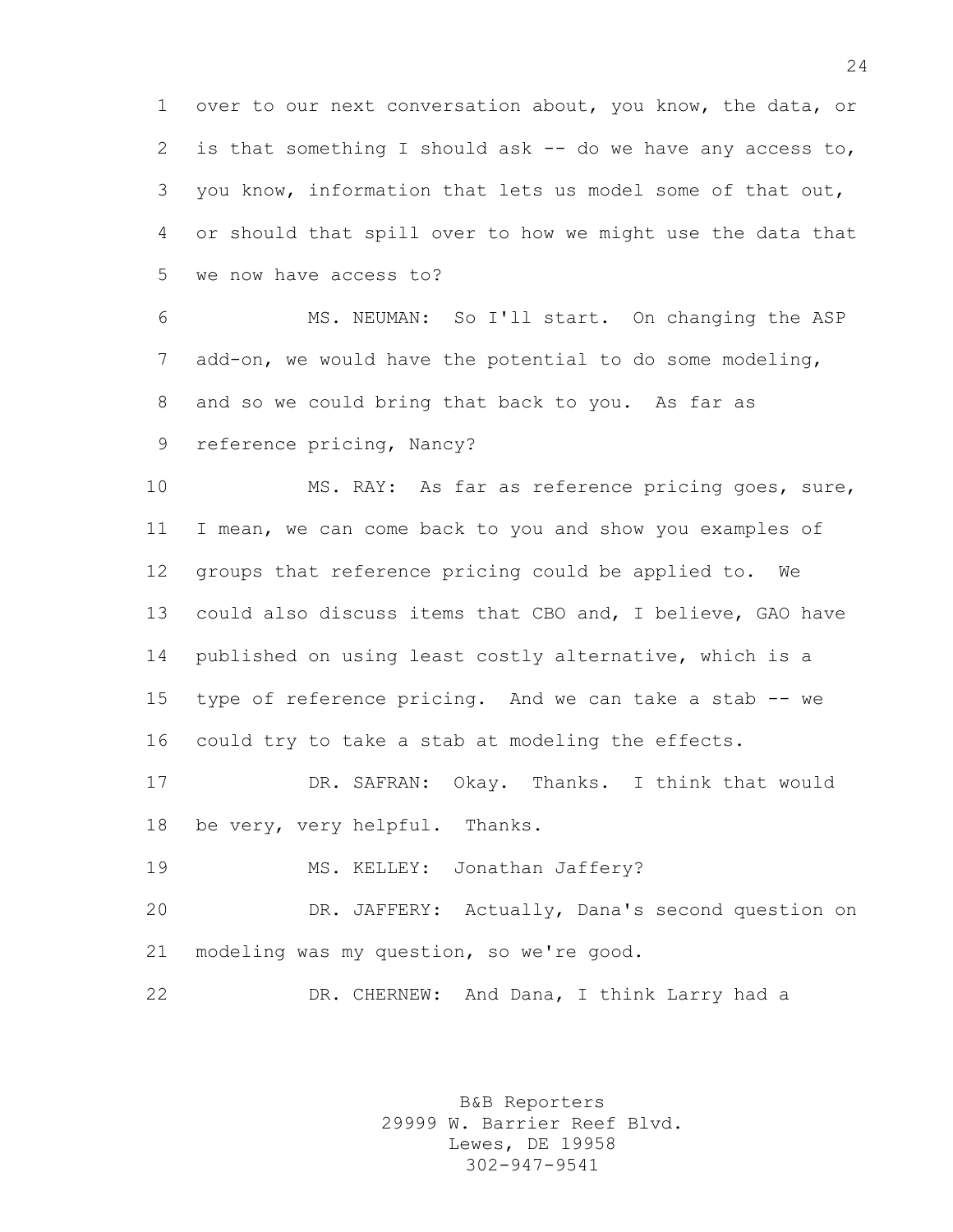over to our next conversation about, you know, the data, or is that something I should ask -- do we have any access to, you know, information that lets us model some of that out, or should that spill over to how we might use the data that we now have access to?

MS. NEUMAN: So I'll start. On changing the ASP add-on, we would have the potential to do some modeling, and so we could bring that back to you. As far as reference pricing, Nancy?

MS. RAY: As far as reference pricing goes, sure, I mean, we can come back to you and show you examples of groups that reference pricing could be applied to. We could also discuss items that CBO and, I believe, GAO have published on using least costly alternative, which is a type of reference pricing. And we can take a stab -- we could try to take a stab at modeling the effects.

DR. SAFRAN: Okay. Thanks. I think that would be very, very helpful. Thanks.

MS. KELLEY: Jonathan Jaffery?

DR. JAFFERY: Actually, Dana's second question on modeling was my question, so we're good.

DR. CHERNEW: And Dana, I think Larry had a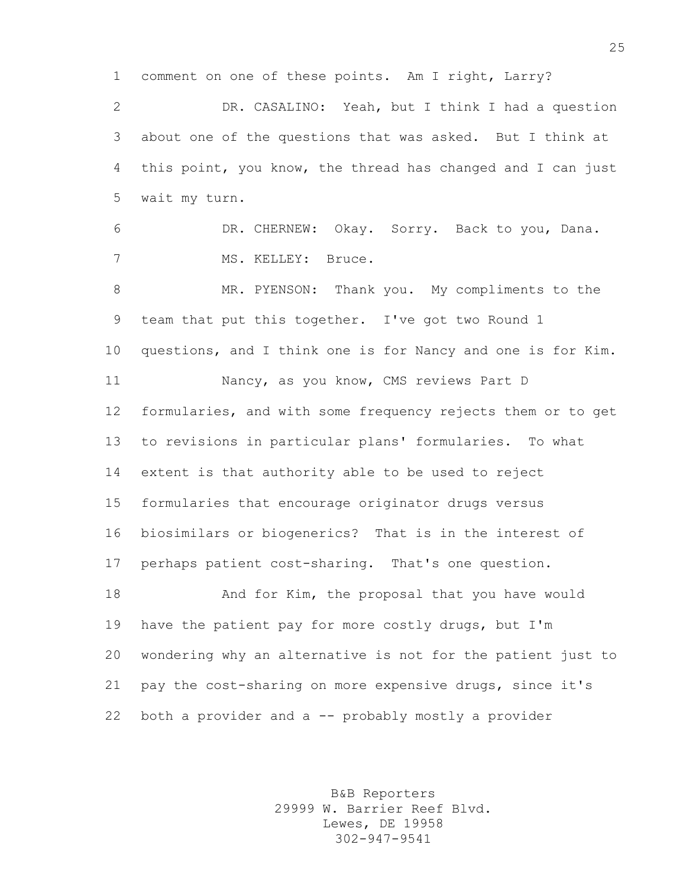comment on one of these points. Am I right, Larry?

DR. CASALINO: Yeah, but I think I had a question about one of the questions that was asked. But I think at this point, you know, the thread has changed and I can just wait my turn.

DR. CHERNEW: Okay. Sorry. Back to you, Dana.

MS. KELLEY: Bruce.

MR. PYENSON: Thank you. My compliments to the team that put this together. I've got two Round 1 questions, and I think one is for Nancy and one is for Kim.

Nancy, as you know, CMS reviews Part D formularies, and with some frequency rejects them or to get to revisions in particular plans' formularies. To what extent is that authority able to be used to reject formularies that encourage originator drugs versus biosimilars or biogenerics? That is in the interest of perhaps patient cost-sharing. That's one question.

And for Kim, the proposal that you have would have the patient pay for more costly drugs, but I'm wondering why an alternative is not for the patient just to pay the cost-sharing on more expensive drugs, since it's both a provider and a -- probably mostly a provider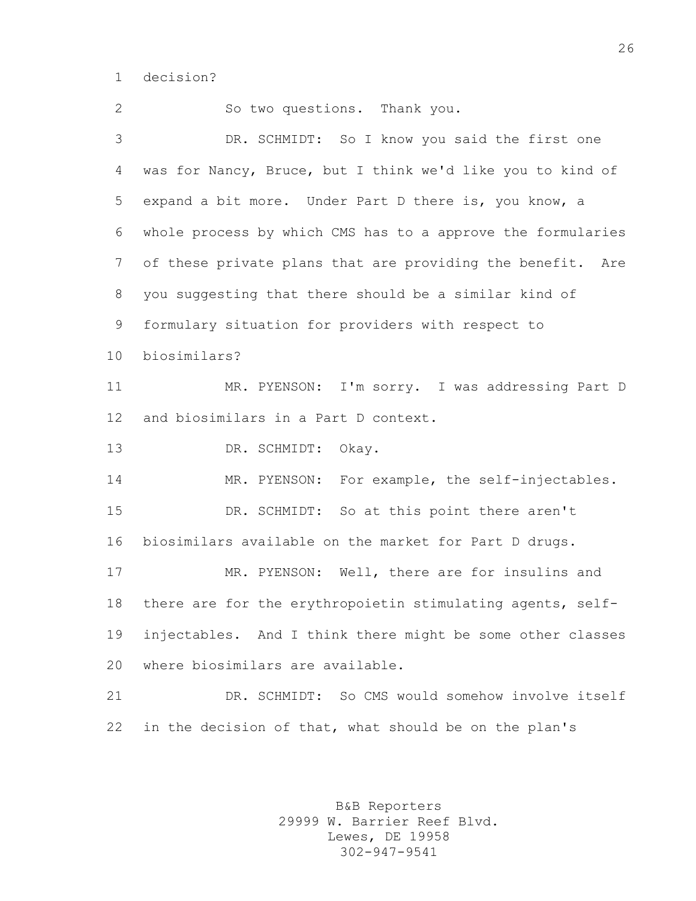decision?

So two questions. Thank you.

DR. SCHMIDT: So I know you said the first one was for Nancy, Bruce, but I think we'd like you to kind of expand a bit more. Under Part D there is, you know, a whole process by which CMS has to a approve the formularies of these private plans that are providing the benefit. Are you suggesting that there should be a similar kind of formulary situation for providers with respect to biosimilars?

MR. PYENSON: I'm sorry. I was addressing Part D and biosimilars in a Part D context.

DR. SCHMIDT: Okay.

MR. PYENSON: For example, the self-injectables.

DR. SCHMIDT: So at this point there aren't biosimilars available on the market for Part D drugs.

MR. PYENSON: Well, there are for insulins and there are for the erythropoietin stimulating agents, self-injectables. And I think there might be some other classes where biosimilars are available.

DR. SCHMIDT: So CMS would somehow involve itself in the decision of that, what should be on the plan's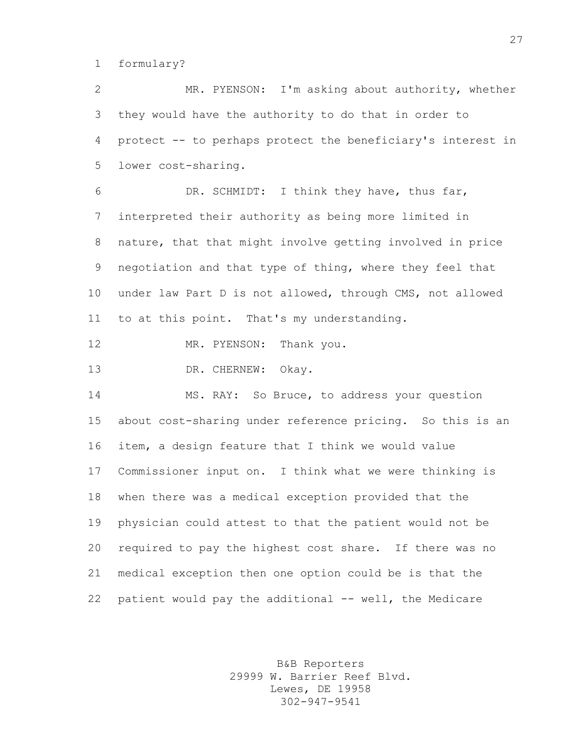formulary?

MR. PYENSON: I'm asking about authority, whether they would have the authority to do that in order to protect -- to perhaps protect the beneficiary's interest in lower cost-sharing.

DR. SCHMIDT: I think they have, thus far, interpreted their authority as being more limited in nature, that that might involve getting involved in price negotiation and that type of thing, where they feel that under law Part D is not allowed, through CMS, not allowed to at this point. That's my understanding.

MR. PYENSON: Thank you.

DR. CHERNEW: Okay.

MS. RAY: So Bruce, to address your question about cost-sharing under reference pricing. So this is an item, a design feature that I think we would value Commissioner input on. I think what we were thinking is when there was a medical exception provided that the physician could attest to that the patient would not be required to pay the highest cost share. If there was no medical exception then one option could be is that the patient would pay the additional -- well, the Medicare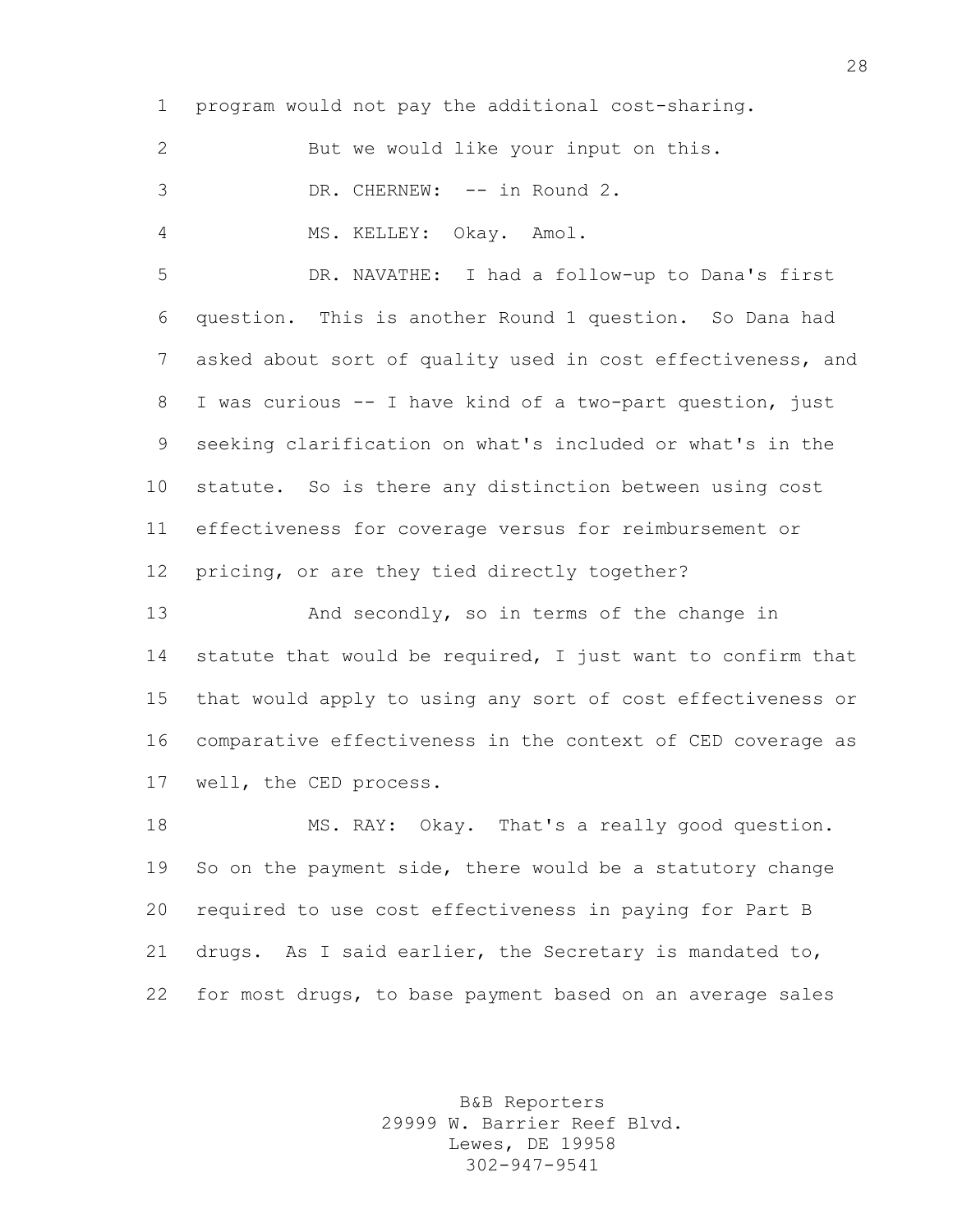program would not pay the additional cost-sharing.

But we would like your input on this.

DR. CHERNEW: -- in Round 2.

MS. KELLEY: Okay. Amol.

DR. NAVATHE: I had a follow-up to Dana's first question. This is another Round 1 question. So Dana had asked about sort of quality used in cost effectiveness, and I was curious -- I have kind of a two-part question, just seeking clarification on what's included or what's in the statute. So is there any distinction between using cost effectiveness for coverage versus for reimbursement or pricing, or are they tied directly together?

And secondly, so in terms of the change in statute that would be required, I just want to confirm that that would apply to using any sort of cost effectiveness or comparative effectiveness in the context of CED coverage as well, the CED process.

MS. RAY: Okay. That's a really good question. So on the payment side, there would be a statutory change required to use cost effectiveness in paying for Part B drugs. As I said earlier, the Secretary is mandated to, for most drugs, to base payment based on an average sales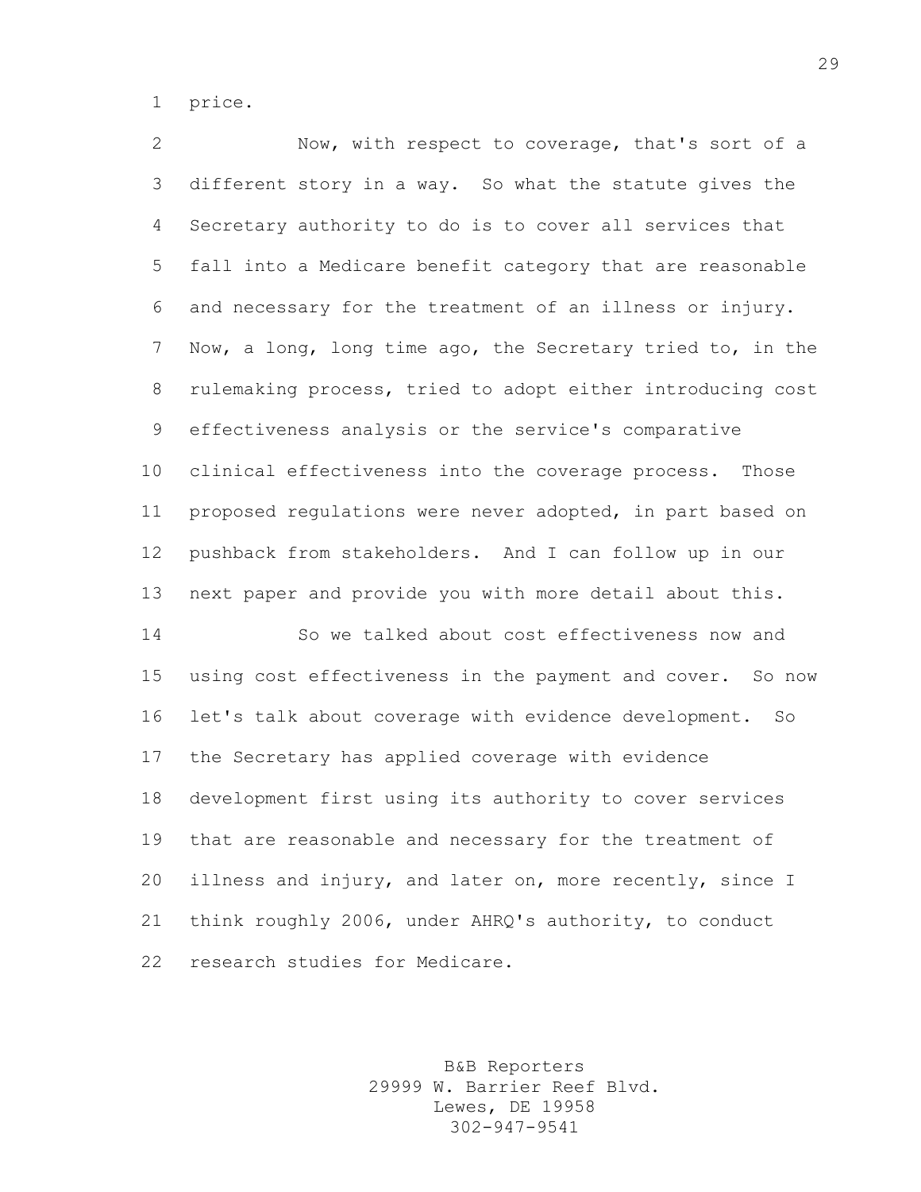price.

Now, with respect to coverage, that's sort of a different story in a way. So what the statute gives the Secretary authority to do is to cover all services that fall into a Medicare benefit category that are reasonable and necessary for the treatment of an illness or injury. Now, a long, long time ago, the Secretary tried to, in the rulemaking process, tried to adopt either introducing cost effectiveness analysis or the service's comparative clinical effectiveness into the coverage process. Those proposed regulations were never adopted, in part based on pushback from stakeholders. And I can follow up in our next paper and provide you with more detail about this.

So we talked about cost effectiveness now and using cost effectiveness in the payment and cover. So now let's talk about coverage with evidence development. So the Secretary has applied coverage with evidence development first using its authority to cover services that are reasonable and necessary for the treatment of illness and injury, and later on, more recently, since I think roughly 2006, under AHRQ's authority, to conduct research studies for Medicare.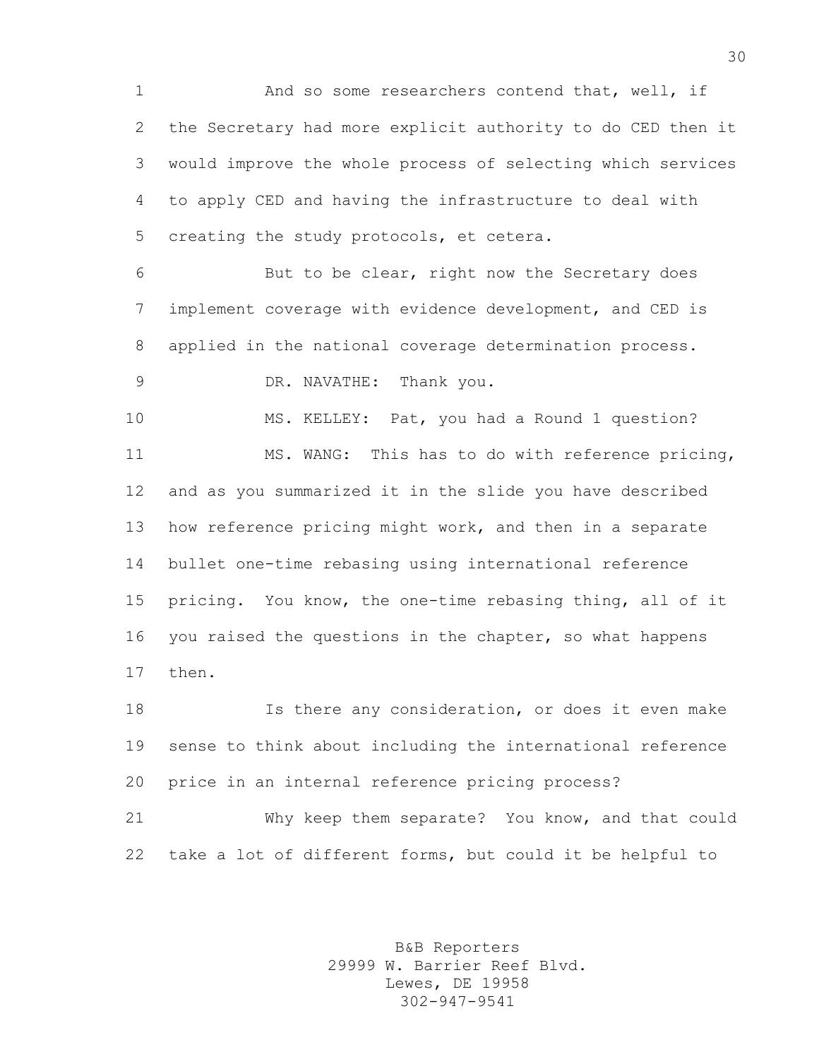And so some researchers contend that, well, if the Secretary had more explicit authority to do CED then it would improve the whole process of selecting which services to apply CED and having the infrastructure to deal with creating the study protocols, et cetera.

But to be clear, right now the Secretary does implement coverage with evidence development, and CED is applied in the national coverage determination process.

DR. NAVATHE: Thank you.

MS. KELLEY: Pat, you had a Round 1 question?

MS. WANG: This has to do with reference pricing, and as you summarized it in the slide you have described how reference pricing might work, and then in a separate bullet one-time rebasing using international reference pricing. You know, the one-time rebasing thing, all of it you raised the questions in the chapter, so what happens then.

Is there any consideration, or does it even make sense to think about including the international reference price in an internal reference pricing process?

Why keep them separate? You know, and that could take a lot of different forms, but could it be helpful to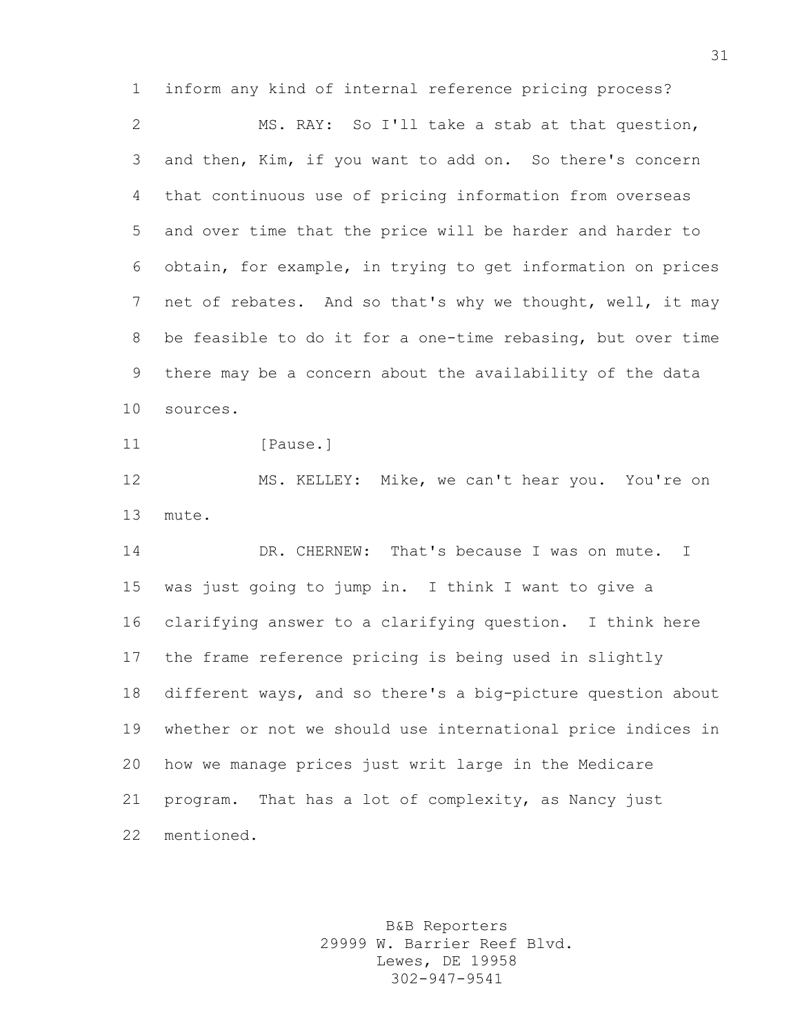inform any kind of internal reference pricing process?

MS. RAY: So I'll take a stab at that question, and then, Kim, if you want to add on. So there's concern that continuous use of pricing information from overseas and over time that the price will be harder and harder to obtain, for example, in trying to get information on prices net of rebates. And so that's why we thought, well, it may be feasible to do it for a one-time rebasing, but over time there may be a concern about the availability of the data sources.

[Pause.]

MS. KELLEY: Mike, we can't hear you. You're on mute.

DR. CHERNEW: That's because I was on mute. I was just going to jump in. I think I want to give a clarifying answer to a clarifying question. I think here the frame reference pricing is being used in slightly different ways, and so there's a big-picture question about whether or not we should use international price indices in how we manage prices just writ large in the Medicare program. That has a lot of complexity, as Nancy just mentioned.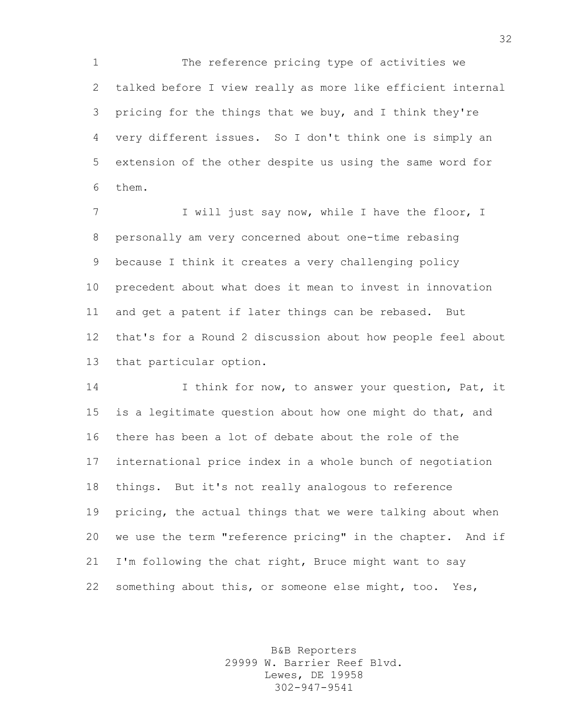The reference pricing type of activities we talked before I view really as more like efficient internal pricing for the things that we buy, and I think they're very different issues. So I don't think one is simply an extension of the other despite us using the same word for them.

I will just say now, while I have the floor, I personally am very concerned about one-time rebasing because I think it creates a very challenging policy precedent about what does it mean to invest in innovation and get a patent if later things can be rebased. But that's for a Round 2 discussion about how people feel about that particular option.

I think for now, to answer your question, Pat, it is a legitimate question about how one might do that, and there has been a lot of debate about the role of the international price index in a whole bunch of negotiation things. But it's not really analogous to reference pricing, the actual things that we were talking about when we use the term "reference pricing" in the chapter. And if I'm following the chat right, Bruce might want to say something about this, or someone else might, too. Yes,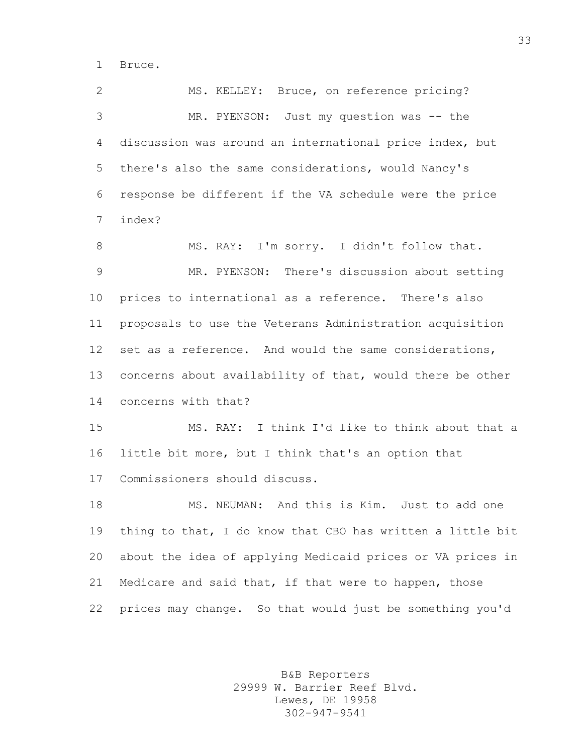Bruce.

MS. KELLEY: Bruce, on reference pricing?

MR. PYENSON: Just my question was -- the discussion was around an international price index, but there's also the same considerations, would Nancy's response be different if the VA schedule were the price index?

MS. RAY: I'm sorry. I didn't follow that.

MR. PYENSON: There's discussion about setting prices to international as a reference. There's also proposals to use the Veterans Administration acquisition set as a reference. And would the same considerations, concerns about availability of that, would there be other concerns with that?

MS. RAY: I think I'd like to think about that a little bit more, but I think that's an option that Commissioners should discuss.

MS. NEUMAN: And this is Kim. Just to add one thing to that, I do know that CBO has written a little bit about the idea of applying Medicaid prices or VA prices in Medicare and said that, if that were to happen, those prices may change. So that would just be something you'd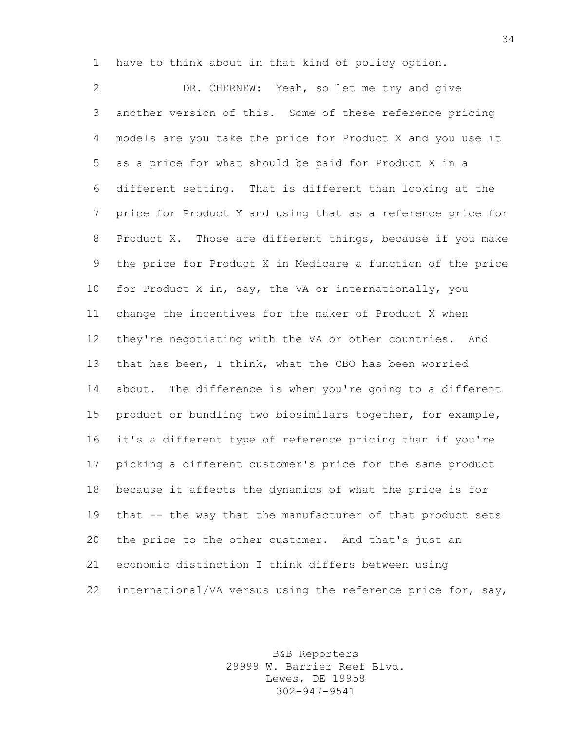have to think about in that kind of policy option.

DR. CHERNEW: Yeah, so let me try and give another version of this. Some of these reference pricing models are you take the price for Product X and you use it as a price for what should be paid for Product X in a different setting. That is different than looking at the price for Product Y and using that as a reference price for Product X. Those are different things, because if you make the price for Product X in Medicare a function of the price for Product X in, say, the VA or internationally, you change the incentives for the maker of Product X when they're negotiating with the VA or other countries. And that has been, I think, what the CBO has been worried about. The difference is when you're going to a different product or bundling two biosimilars together, for example, it's a different type of reference pricing than if you're picking a different customer's price for the same product because it affects the dynamics of what the price is for that -- the way that the manufacturer of that product sets the price to the other customer. And that's just an economic distinction I think differs between using international/VA versus using the reference price for, say,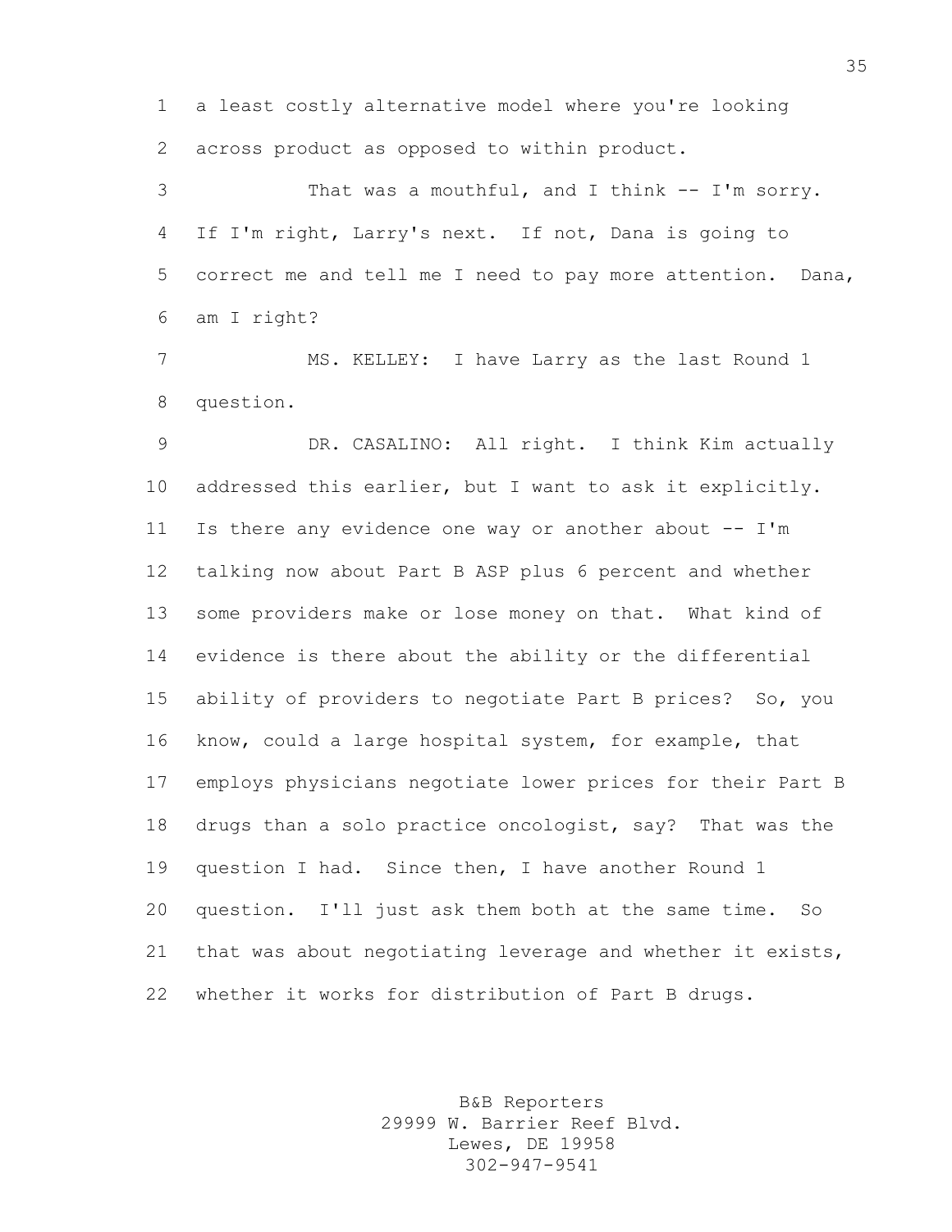a least costly alternative model where you're looking across product as opposed to within product.

That was a mouthful, and I think -- I'm sorry. If I'm right, Larry's next. If not, Dana is going to correct me and tell me I need to pay more attention. Dana, am I right?

MS. KELLEY: I have Larry as the last Round 1 question.

DR. CASALINO: All right. I think Kim actually addressed this earlier, but I want to ask it explicitly. Is there any evidence one way or another about -- I'm talking now about Part B ASP plus 6 percent and whether some providers make or lose money on that. What kind of evidence is there about the ability or the differential ability of providers to negotiate Part B prices? So, you know, could a large hospital system, for example, that employs physicians negotiate lower prices for their Part B drugs than a solo practice oncologist, say? That was the question I had. Since then, I have another Round 1 question. I'll just ask them both at the same time. So that was about negotiating leverage and whether it exists, whether it works for distribution of Part B drugs.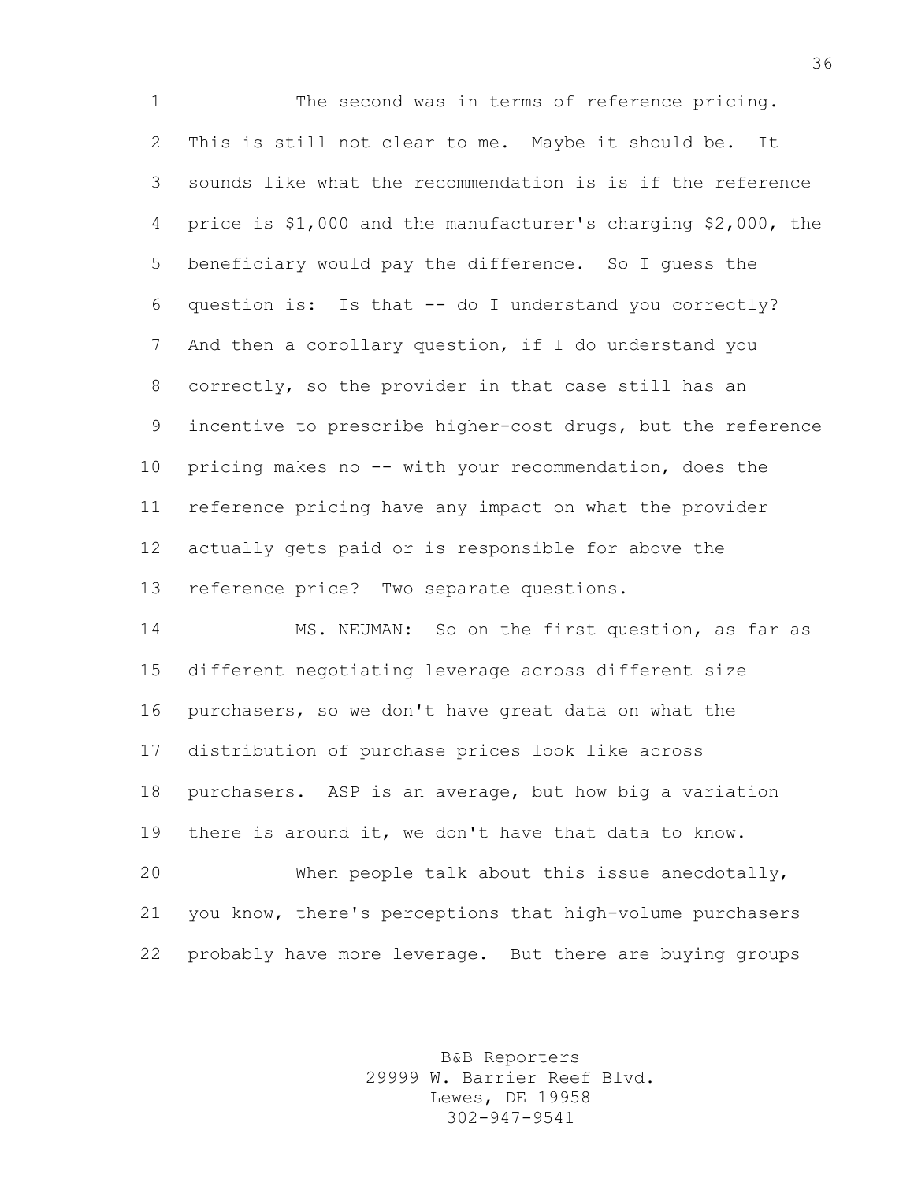The second was in terms of reference pricing. This is still not clear to me. Maybe it should be. It sounds like what the recommendation is is if the reference price is $1,000 and the manufacturer's charging $2,000, the beneficiary would pay the difference. So I guess the question is: Is that -- do I understand you correctly? And then a corollary question, if I do understand you correctly, so the provider in that case still has an incentive to prescribe higher-cost drugs, but the reference pricing makes no -- with your recommendation, does the reference pricing have any impact on what the provider actually gets paid or is responsible for above the reference price? Two separate questions.

MS. NEUMAN: So on the first question, as far as different negotiating leverage across different size purchasers, so we don't have great data on what the distribution of purchase prices look like across purchasers. ASP is an average, but how big a variation there is around it, we don't have that data to know.

When people talk about this issue anecdotally, you know, there's perceptions that high-volume purchasers probably have more leverage. But there are buying groups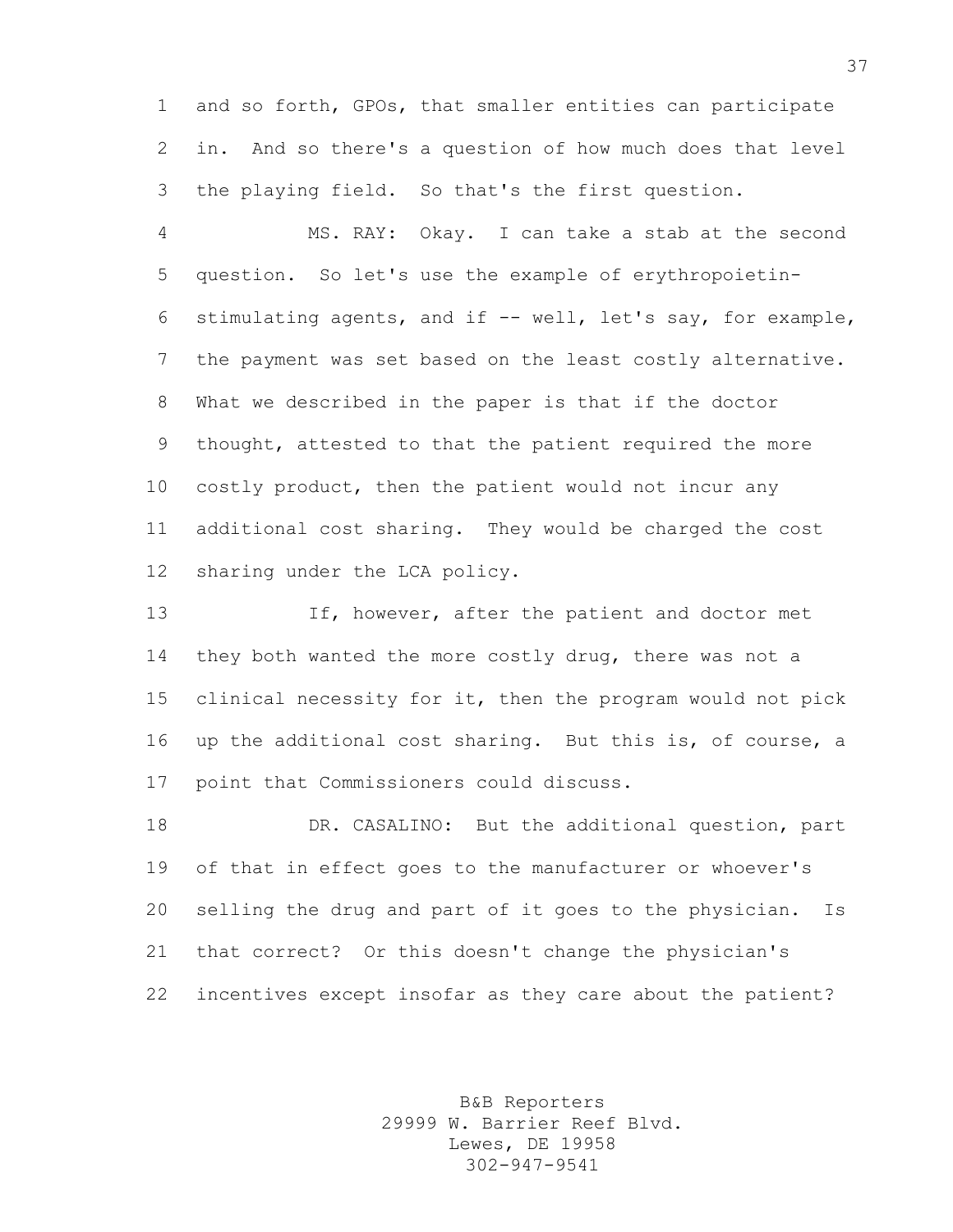and so forth, GPOs, that smaller entities can participate in. And so there's a question of how much does that level the playing field. So that's the first question.

MS. RAY: Okay. I can take a stab at the second question. So let's use the example of erythropoietin-stimulating agents, and if -- well, let's say, for example, the payment was set based on the least costly alternative. What we described in the paper is that if the doctor thought, attested to that the patient required the more costly product, then the patient would not incur any additional cost sharing. They would be charged the cost sharing under the LCA policy.

If, however, after the patient and doctor met they both wanted the more costly drug, there was not a clinical necessity for it, then the program would not pick up the additional cost sharing. But this is, of course, a point that Commissioners could discuss.

DR. CASALINO: But the additional question, part of that in effect goes to the manufacturer or whoever's selling the drug and part of it goes to the physician. Is that correct? Or this doesn't change the physician's incentives except insofar as they care about the patient?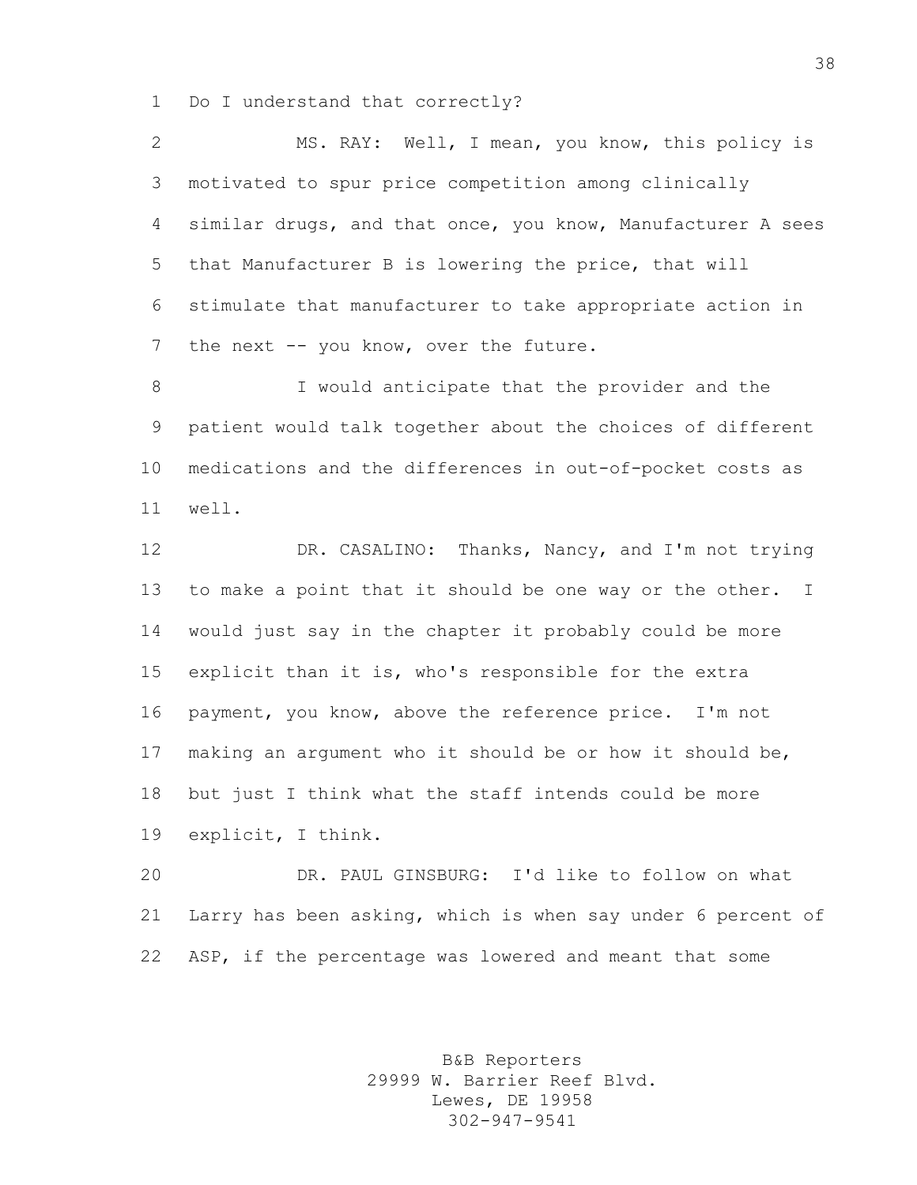Do I understand that correctly?

MS. RAY: Well, I mean, you know, this policy is motivated to spur price competition among clinically similar drugs, and that once, you know, Manufacturer A sees that Manufacturer B is lowering the price, that will stimulate that manufacturer to take appropriate action in the next -- you know, over the future.

I would anticipate that the provider and the patient would talk together about the choices of different medications and the differences in out-of-pocket costs as well.

DR. CASALINO: Thanks, Nancy, and I'm not trying to make a point that it should be one way or the other. I would just say in the chapter it probably could be more explicit than it is, who's responsible for the extra payment, you know, above the reference price. I'm not making an argument who it should be or how it should be, but just I think what the staff intends could be more explicit, I think.

DR. PAUL GINSBURG: I'd like to follow on what Larry has been asking, which is when say under 6 percent of ASP, if the percentage was lowered and meant that some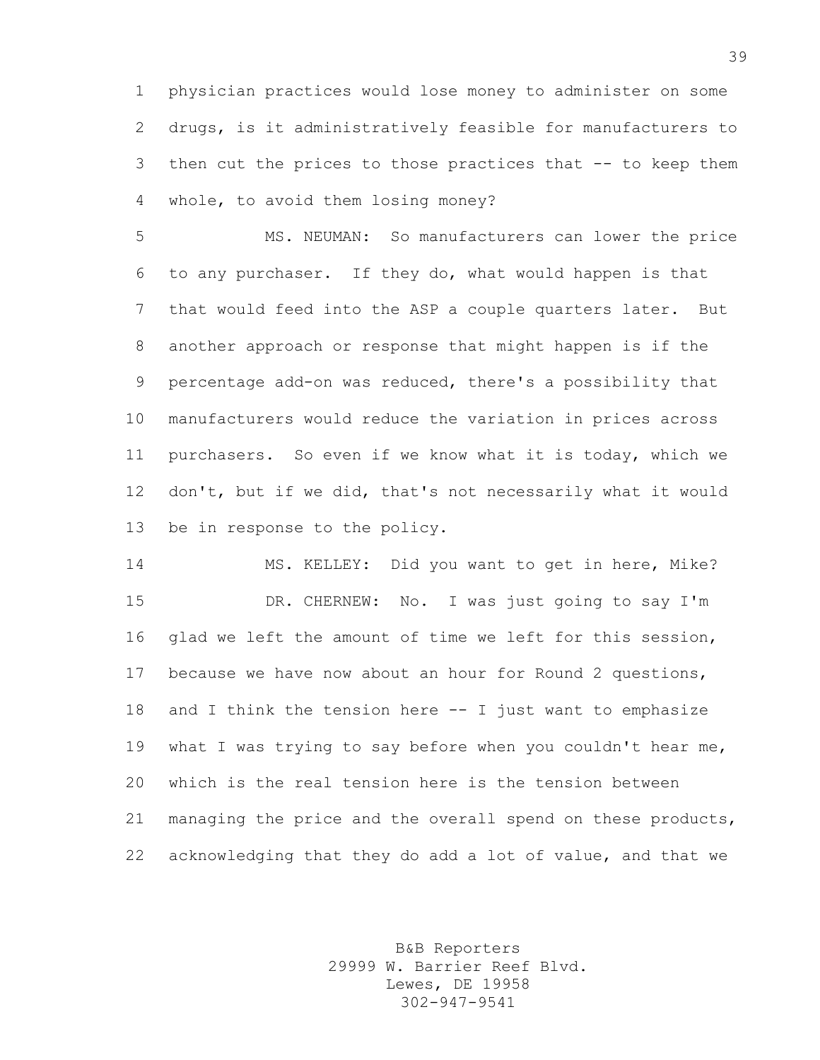physician practices would lose money to administer on some drugs, is it administratively feasible for manufacturers to then cut the prices to those practices that -- to keep them whole, to avoid them losing money?

MS. NEUMAN: So manufacturers can lower the price to any purchaser. If they do, what would happen is that that would feed into the ASP a couple quarters later. But another approach or response that might happen is if the percentage add-on was reduced, there's a possibility that manufacturers would reduce the variation in prices across purchasers. So even if we know what it is today, which we don't, but if we did, that's not necessarily what it would be in response to the policy.

MS. KELLEY: Did you want to get in here, Mike?

DR. CHERNEW: No. I was just going to say I'm glad we left the amount of time we left for this session, because we have now about an hour for Round 2 questions, and I think the tension here -- I just want to emphasize what I was trying to say before when you couldn't hear me, which is the real tension here is the tension between managing the price and the overall spend on these products, acknowledging that they do add a lot of value, and that we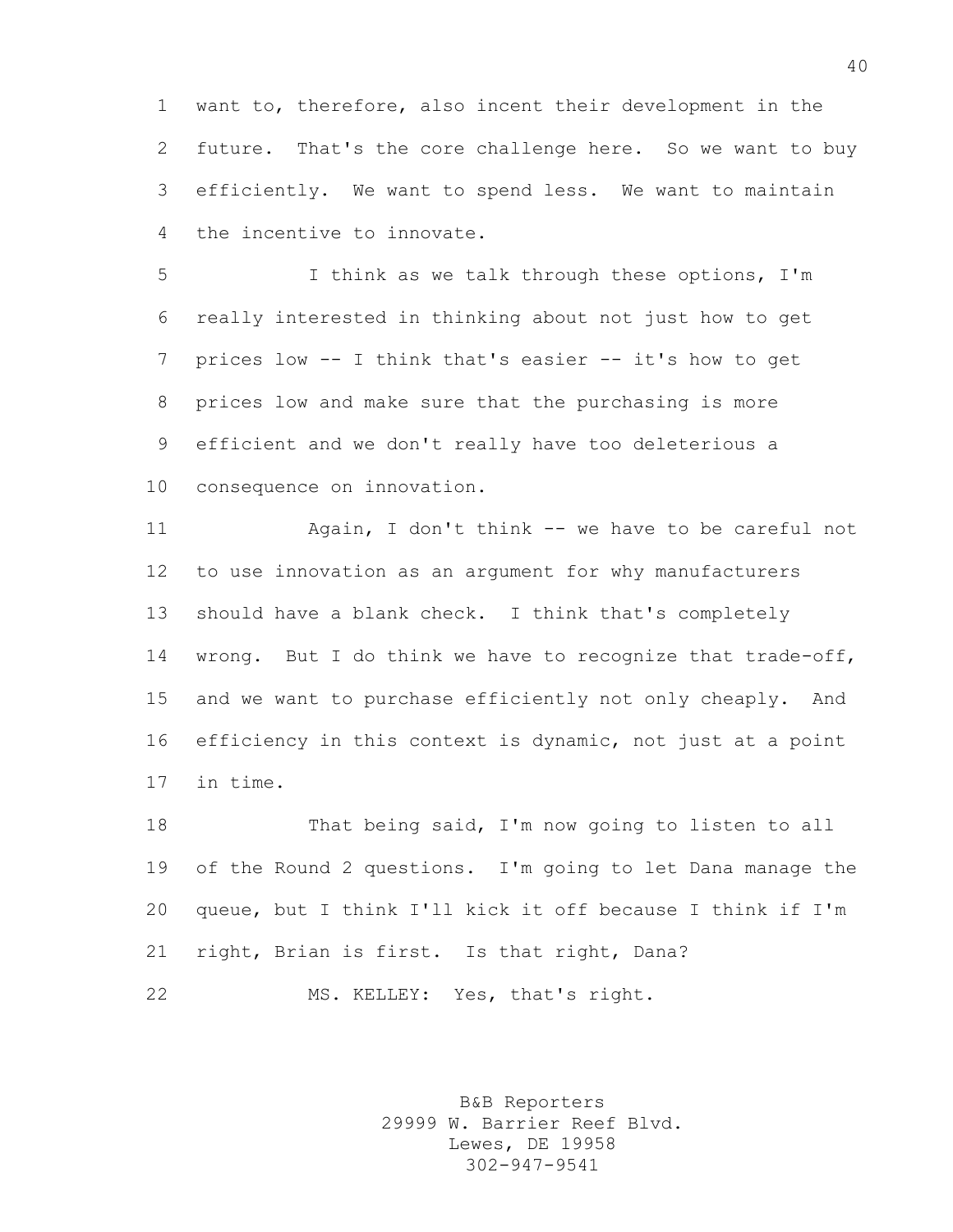want to, therefore, also incent their development in the future. That's the core challenge here. So we want to buy efficiently. We want to spend less. We want to maintain the incentive to innovate.

I think as we talk through these options, I'm really interested in thinking about not just how to get prices low -- I think that's easier -- it's how to get prices low and make sure that the purchasing is more efficient and we don't really have too deleterious a consequence on innovation.

Again, I don't think -- we have to be careful not to use innovation as an argument for why manufacturers should have a blank check. I think that's completely wrong. But I do think we have to recognize that trade-off, and we want to purchase efficiently not only cheaply. And efficiency in this context is dynamic, not just at a point in time.

That being said, I'm now going to listen to all of the Round 2 questions. I'm going to let Dana manage the queue, but I think I'll kick it off because I think if I'm right, Brian is first. Is that right, Dana?

MS. KELLEY: Yes, that's right.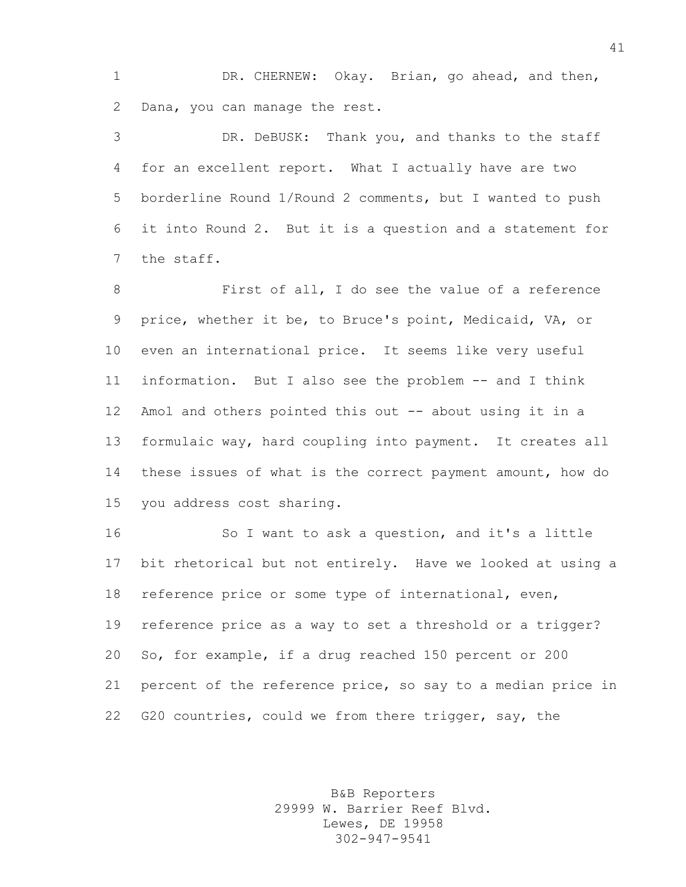DR. CHERNEW: Okay. Brian, go ahead, and then, Dana, you can manage the rest.

DR. DeBUSK: Thank you, and thanks to the staff for an excellent report. What I actually have are two borderline Round 1/Round 2 comments, but I wanted to push it into Round 2. But it is a question and a statement for the staff.

First of all, I do see the value of a reference price, whether it be, to Bruce's point, Medicaid, VA, or even an international price. It seems like very useful information. But I also see the problem -- and I think Amol and others pointed this out -- about using it in a formulaic way, hard coupling into payment. It creates all these issues of what is the correct payment amount, how do you address cost sharing.

So I want to ask a question, and it's a little bit rhetorical but not entirely. Have we looked at using a reference price or some type of international, even, reference price as a way to set a threshold or a trigger? So, for example, if a drug reached 150 percent or 200 percent of the reference price, so say to a median price in G20 countries, could we from there trigger, say, the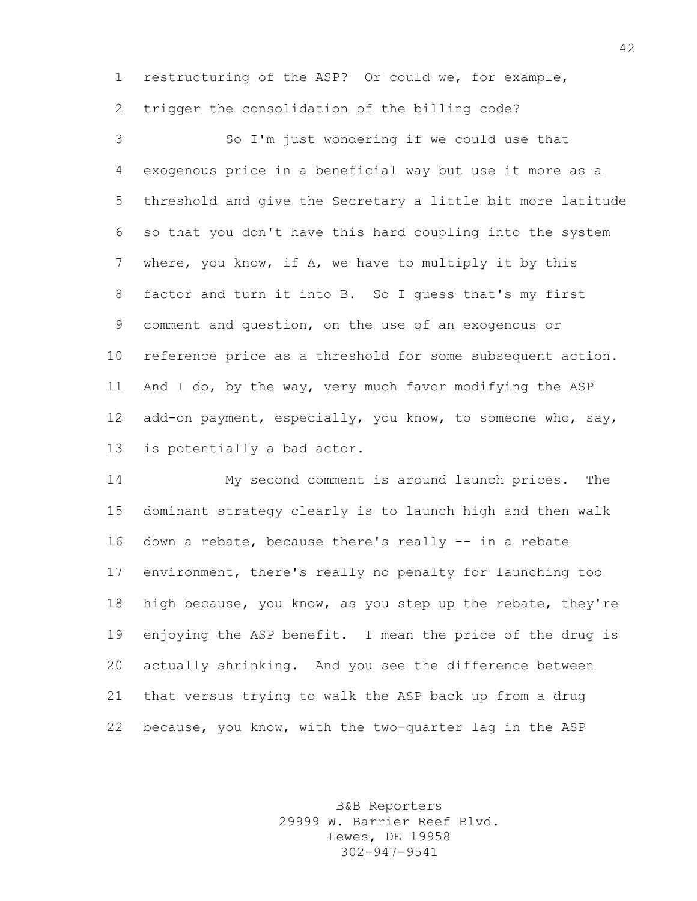restructuring of the ASP? Or could we, for example, trigger the consolidation of the billing code?

So I'm just wondering if we could use that exogenous price in a beneficial way but use it more as a threshold and give the Secretary a little bit more latitude so that you don't have this hard coupling into the system where, you know, if A, we have to multiply it by this factor and turn it into B. So I guess that's my first comment and question, on the use of an exogenous or reference price as a threshold for some subsequent action. And I do, by the way, very much favor modifying the ASP add-on payment, especially, you know, to someone who, say, is potentially a bad actor.

My second comment is around launch prices. The dominant strategy clearly is to launch high and then walk down a rebate, because there's really -- in a rebate environment, there's really no penalty for launching too high because, you know, as you step up the rebate, they're enjoying the ASP benefit. I mean the price of the drug is actually shrinking. And you see the difference between that versus trying to walk the ASP back up from a drug because, you know, with the two-quarter lag in the ASP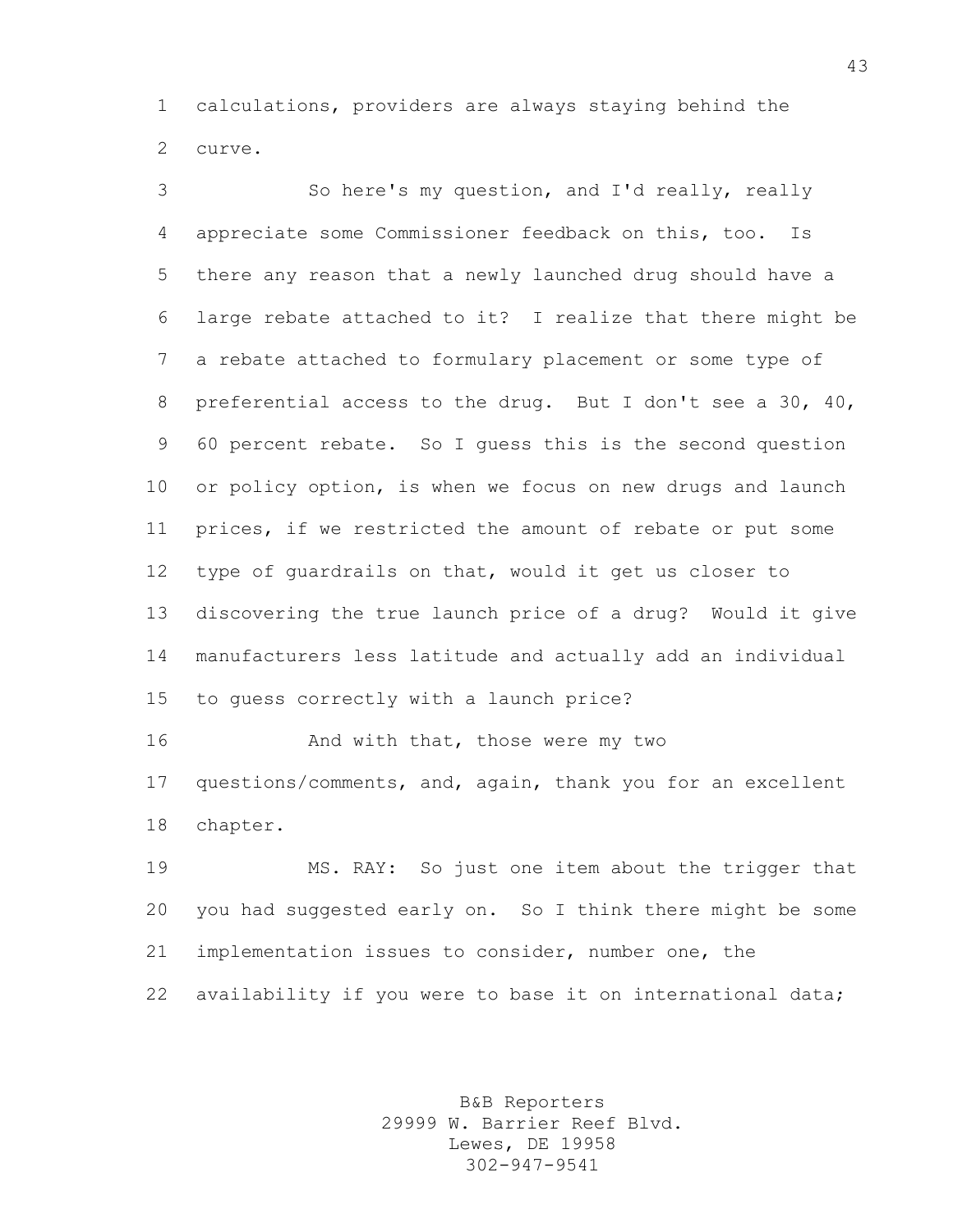calculations, providers are always staying behind the curve.

So here's my question, and I'd really, really appreciate some Commissioner feedback on this, too. Is there any reason that a newly launched drug should have a large rebate attached to it? I realize that there might be a rebate attached to formulary placement or some type of preferential access to the drug. But I don't see a 30, 40, 60 percent rebate. So I guess this is the second question or policy option, is when we focus on new drugs and launch prices, if we restricted the amount of rebate or put some type of guardrails on that, would it get us closer to discovering the true launch price of a drug? Would it give manufacturers less latitude and actually add an individual to guess correctly with a launch price?

And with that, those were my two questions/comments, and, again, thank you for an excellent chapter.

MS. RAY: So just one item about the trigger that you had suggested early on. So I think there might be some implementation issues to consider, number one, the availability if you were to base it on international data;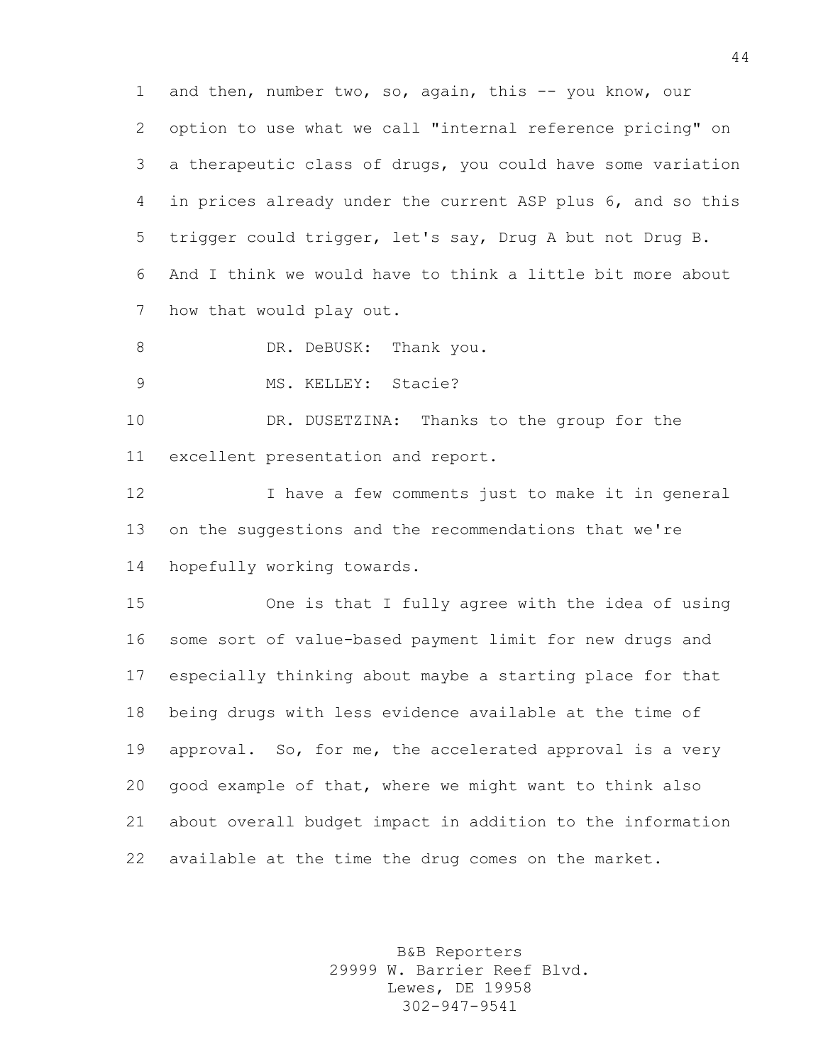and then, number two, so, again, this -- you know, our option to use what we call "internal reference pricing" on a therapeutic class of drugs, you could have some variation in prices already under the current ASP plus 6, and so this trigger could trigger, let's say, Drug A but not Drug B. And I think we would have to think a little bit more about how that would play out.

DR. DeBUSK: Thank you.

MS. KELLEY: Stacie?

DR. DUSETZINA: Thanks to the group for the excellent presentation and report.

I have a few comments just to make it in general on the suggestions and the recommendations that we're hopefully working towards.

One is that I fully agree with the idea of using some sort of value-based payment limit for new drugs and especially thinking about maybe a starting place for that being drugs with less evidence available at the time of approval. So, for me, the accelerated approval is a very good example of that, where we might want to think also about overall budget impact in addition to the information available at the time the drug comes on the market.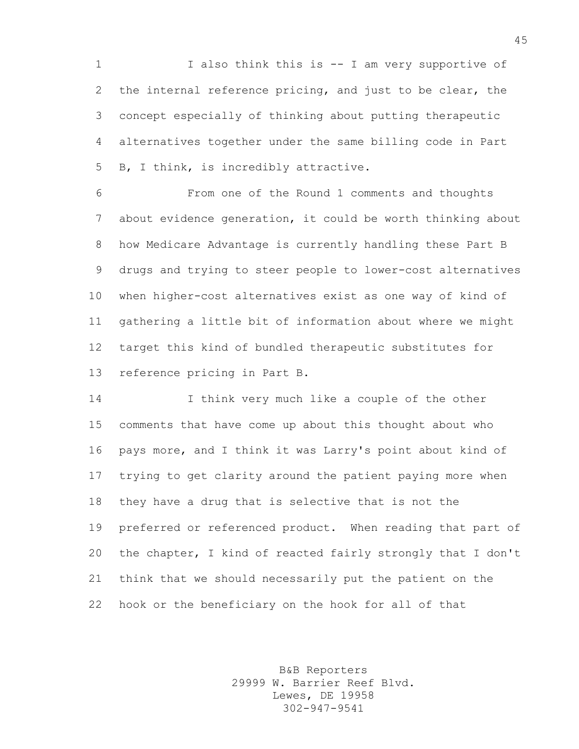I also think this is -- I am very supportive of the internal reference pricing, and just to be clear, the concept especially of thinking about putting therapeutic alternatives together under the same billing code in Part B, I think, is incredibly attractive.

From one of the Round 1 comments and thoughts about evidence generation, it could be worth thinking about how Medicare Advantage is currently handling these Part B drugs and trying to steer people to lower-cost alternatives when higher-cost alternatives exist as one way of kind of gathering a little bit of information about where we might target this kind of bundled therapeutic substitutes for reference pricing in Part B.

I think very much like a couple of the other comments that have come up about this thought about who pays more, and I think it was Larry's point about kind of trying to get clarity around the patient paying more when they have a drug that is selective that is not the preferred or referenced product. When reading that part of the chapter, I kind of reacted fairly strongly that I don't think that we should necessarily put the patient on the hook or the beneficiary on the hook for all of that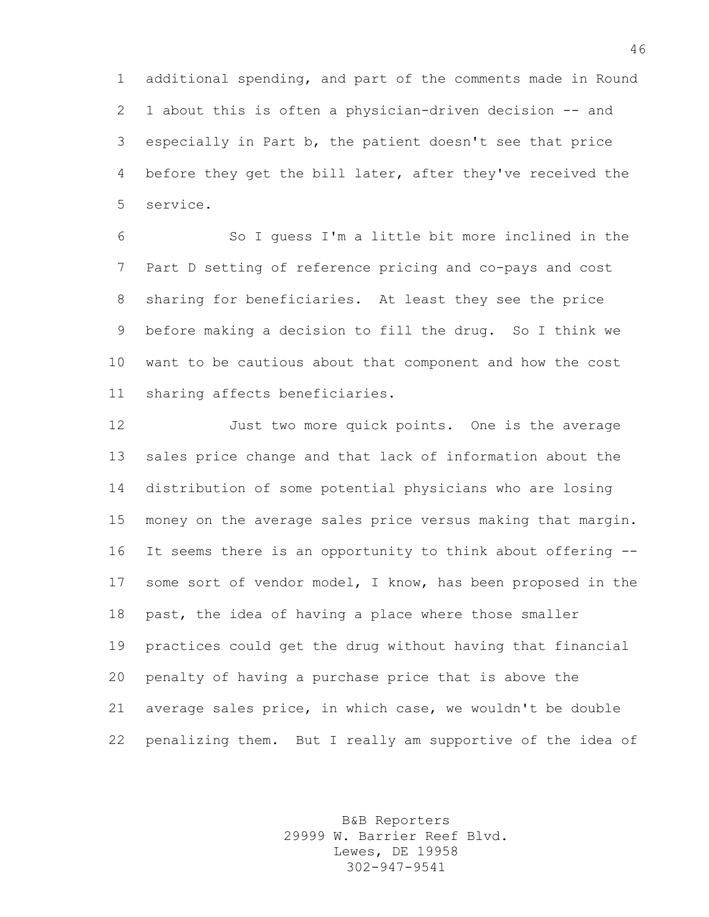additional spending, and part of the comments made in Round 1 about this is often a physician-driven decision -- and especially in Part b, the patient doesn't see that price before they get the bill later, after they've received the service.

So I guess I'm a little bit more inclined in the Part D setting of reference pricing and co-pays and cost sharing for beneficiaries. At least they see the price before making a decision to fill the drug. So I think we want to be cautious about that component and how the cost sharing affects beneficiaries.

Just two more quick points. One is the average sales price change and that lack of information about the distribution of some potential physicians who are losing money on the average sales price versus making that margin. It seems there is an opportunity to think about offering -- some sort of vendor model, I know, has been proposed in the past, the idea of having a place where those smaller practices could get the drug without having that financial penalty of having a purchase price that is above the average sales price, in which case, we wouldn't be double penalizing them. But I really am supportive of the idea of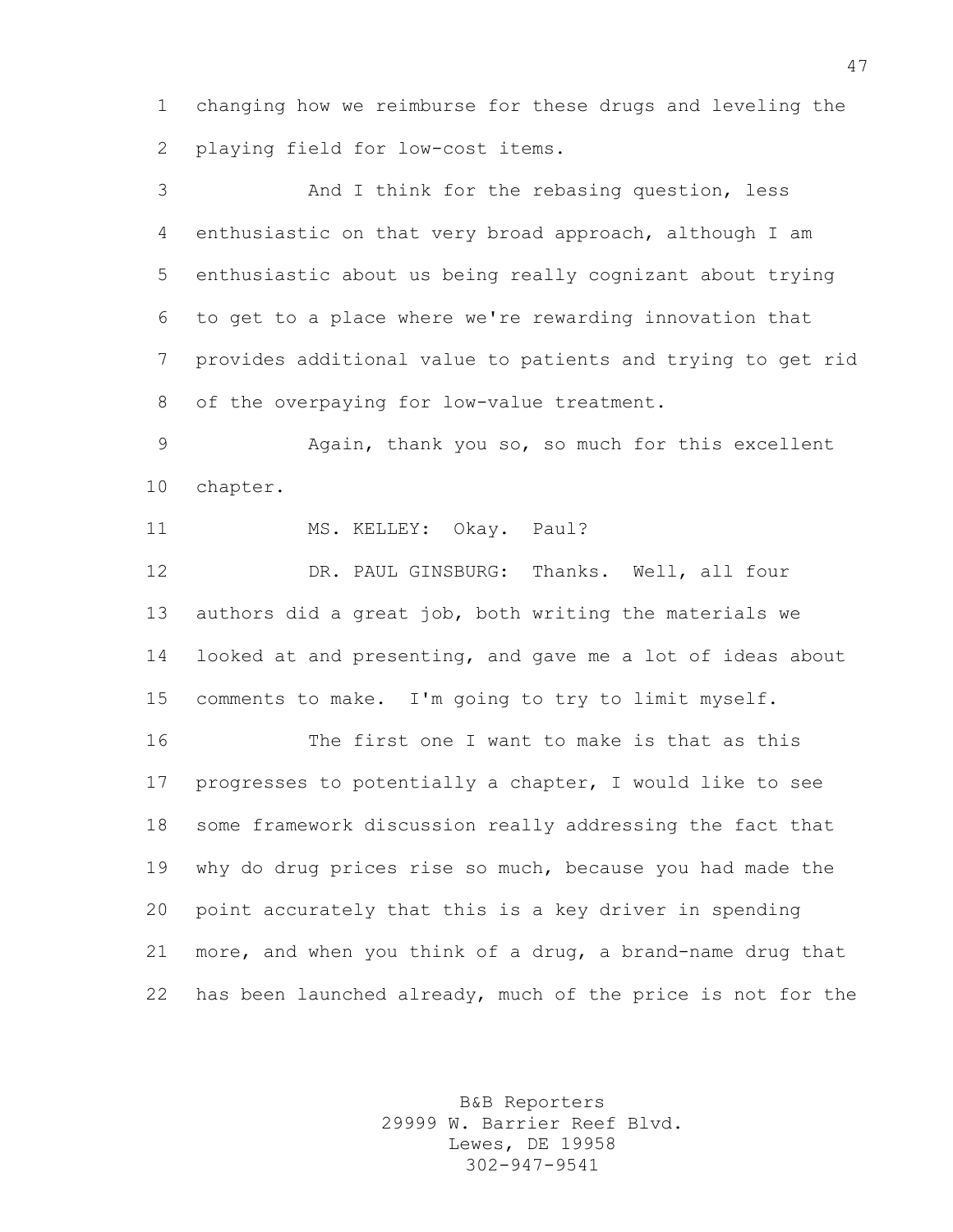changing how we reimburse for these drugs and leveling the playing field for low-cost items.

And I think for the rebasing question, less enthusiastic on that very broad approach, although I am enthusiastic about us being really cognizant about trying to get to a place where we're rewarding innovation that provides additional value to patients and trying to get rid of the overpaying for low-value treatment.

Again, thank you so, so much for this excellent chapter.

MS. KELLEY: Okay. Paul?

DR. PAUL GINSBURG: Thanks. Well, all four authors did a great job, both writing the materials we looked at and presenting, and gave me a lot of ideas about comments to make. I'm going to try to limit myself.

The first one I want to make is that as this progresses to potentially a chapter, I would like to see some framework discussion really addressing the fact that why do drug prices rise so much, because you had made the point accurately that this is a key driver in spending more, and when you think of a drug, a brand-name drug that has been launched already, much of the price is not for the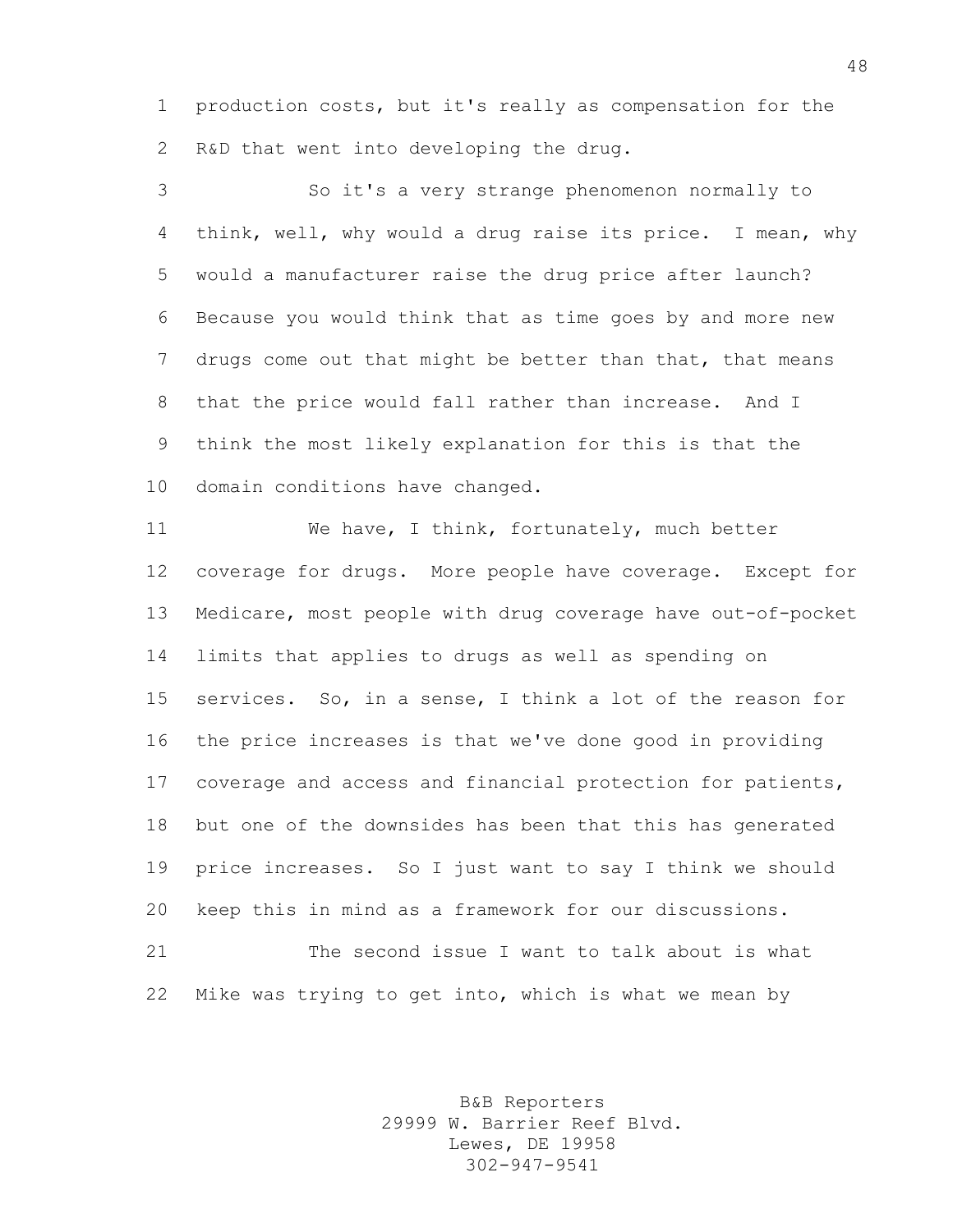production costs, but it's really as compensation for the R&D that went into developing the drug.

So it's a very strange phenomenon normally to think, well, why would a drug raise its price. I mean, why would a manufacturer raise the drug price after launch? Because you would think that as time goes by and more new drugs come out that might be better than that, that means that the price would fall rather than increase. And I think the most likely explanation for this is that the domain conditions have changed.

We have, I think, fortunately, much better coverage for drugs. More people have coverage. Except for Medicare, most people with drug coverage have out-of-pocket limits that applies to drugs as well as spending on services. So, in a sense, I think a lot of the reason for the price increases is that we've done good in providing coverage and access and financial protection for patients, but one of the downsides has been that this has generated price increases. So I just want to say I think we should keep this in mind as a framework for our discussions.

The second issue I want to talk about is what Mike was trying to get into, which is what we mean by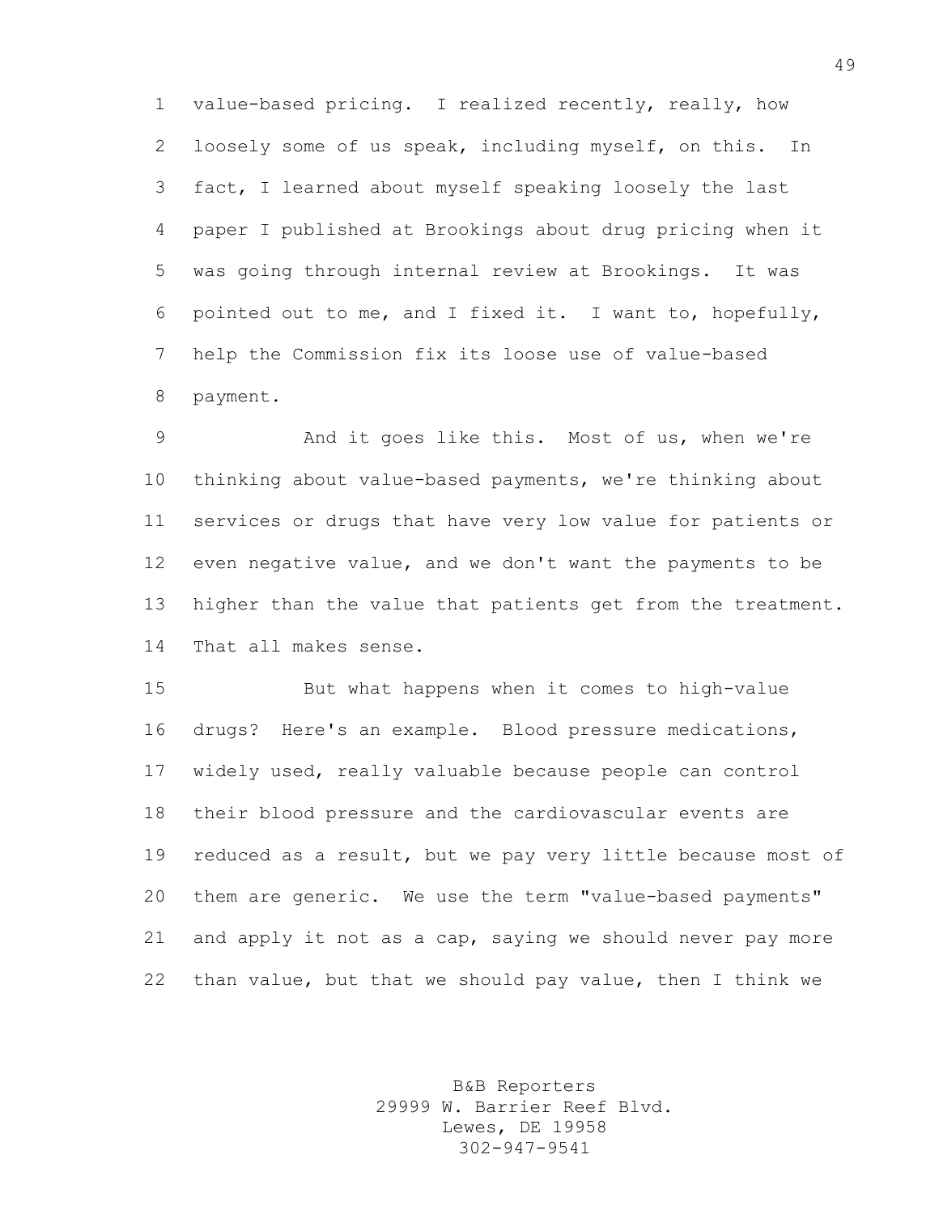value-based pricing. I realized recently, really, how loosely some of us speak, including myself, on this. In fact, I learned about myself speaking loosely the last paper I published at Brookings about drug pricing when it was going through internal review at Brookings. It was pointed out to me, and I fixed it. I want to, hopefully, help the Commission fix its loose use of value-based payment.

And it goes like this. Most of us, when we're thinking about value-based payments, we're thinking about services or drugs that have very low value for patients or even negative value, and we don't want the payments to be higher than the value that patients get from the treatment. That all makes sense.

But what happens when it comes to high-value drugs? Here's an example. Blood pressure medications, widely used, really valuable because people can control their blood pressure and the cardiovascular events are reduced as a result, but we pay very little because most of them are generic. We use the term "value-based payments" and apply it not as a cap, saying we should never pay more than value, but that we should pay value, then I think we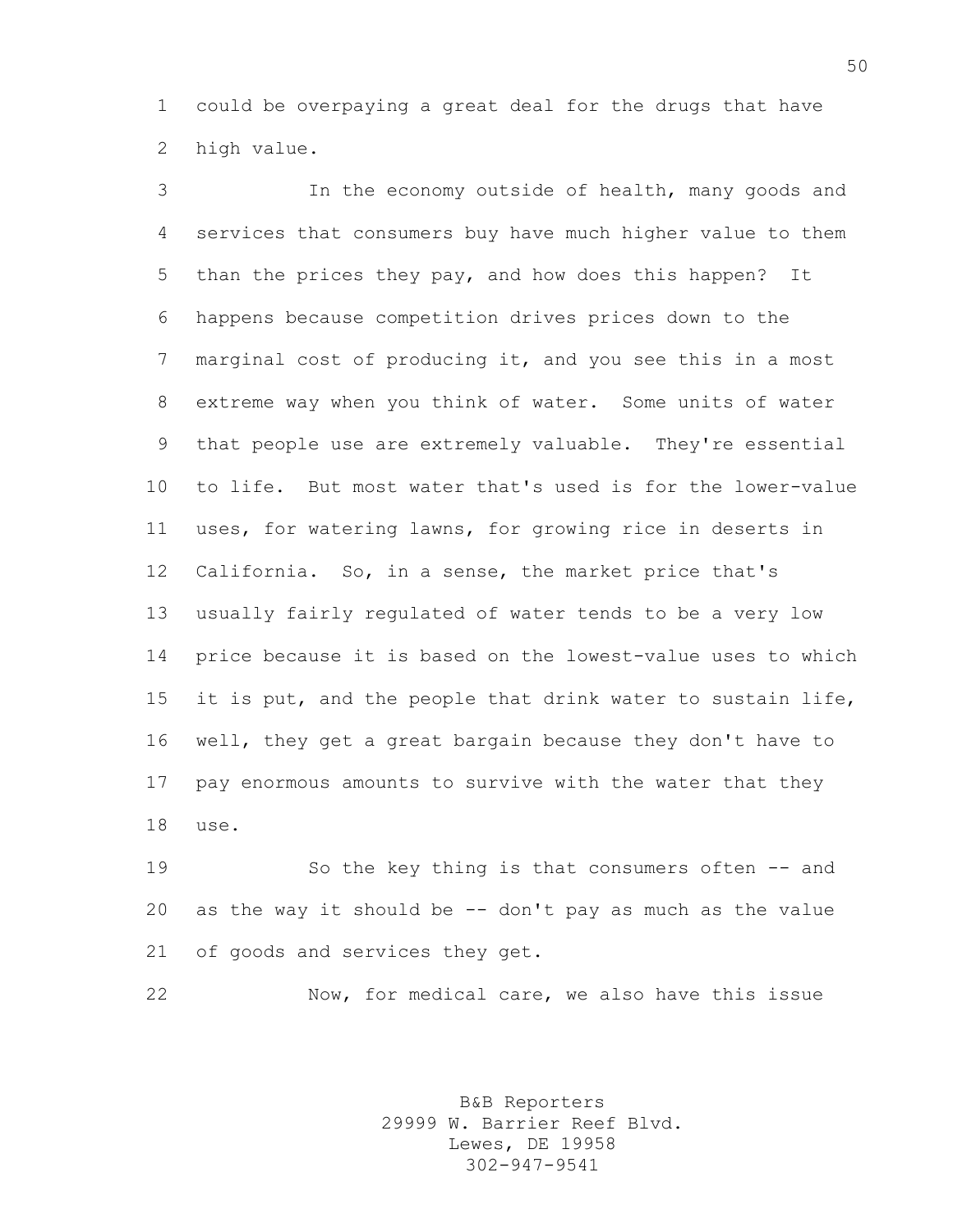could be overpaying a great deal for the drugs that have high value.

In the economy outside of health, many goods and services that consumers buy have much higher value to them than the prices they pay, and how does this happen? It happens because competition drives prices down to the marginal cost of producing it, and you see this in a most extreme way when you think of water. Some units of water that people use are extremely valuable. They're essential to life. But most water that's used is for the lower-value uses, for watering lawns, for growing rice in deserts in California. So, in a sense, the market price that's usually fairly regulated of water tends to be a very low price because it is based on the lowest-value uses to which it is put, and the people that drink water to sustain life, well, they get a great bargain because they don't have to pay enormous amounts to survive with the water that they use.

So the key thing is that consumers often -- and as the way it should be -- don't pay as much as the value of goods and services they get.

Now, for medical care, we also have this issue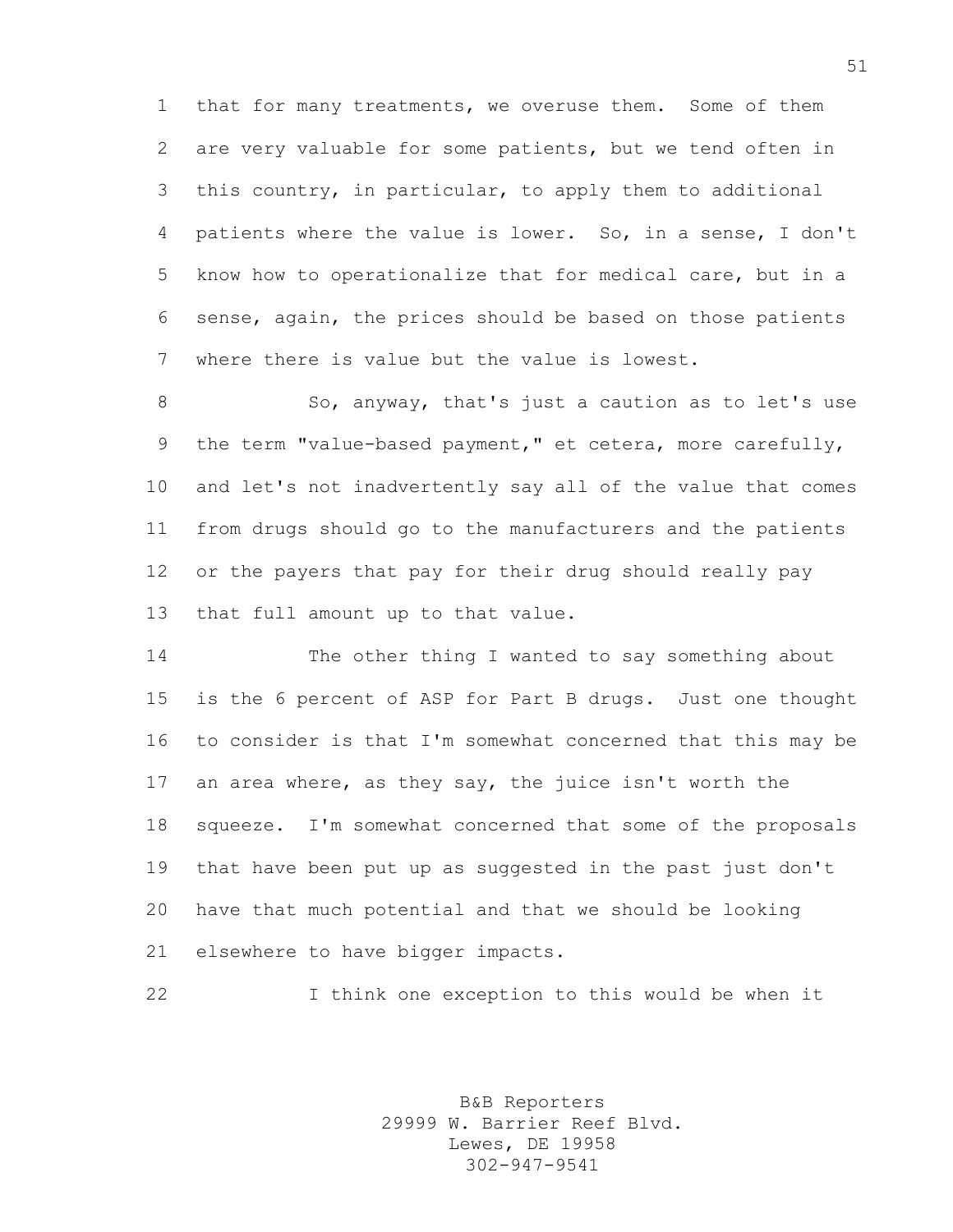that for many treatments, we overuse them. Some of them are very valuable for some patients, but we tend often in this country, in particular, to apply them to additional patients where the value is lower. So, in a sense, I don't know how to operationalize that for medical care, but in a sense, again, the prices should be based on those patients where there is value but the value is lowest.

So, anyway, that's just a caution as to let's use the term "value-based payment," et cetera, more carefully, and let's not inadvertently say all of the value that comes from drugs should go to the manufacturers and the patients or the payers that pay for their drug should really pay that full amount up to that value.

The other thing I wanted to say something about is the 6 percent of ASP for Part B drugs. Just one thought to consider is that I'm somewhat concerned that this may be an area where, as they say, the juice isn't worth the squeeze. I'm somewhat concerned that some of the proposals that have been put up as suggested in the past just don't have that much potential and that we should be looking elsewhere to have bigger impacts.

I think one exception to this would be when it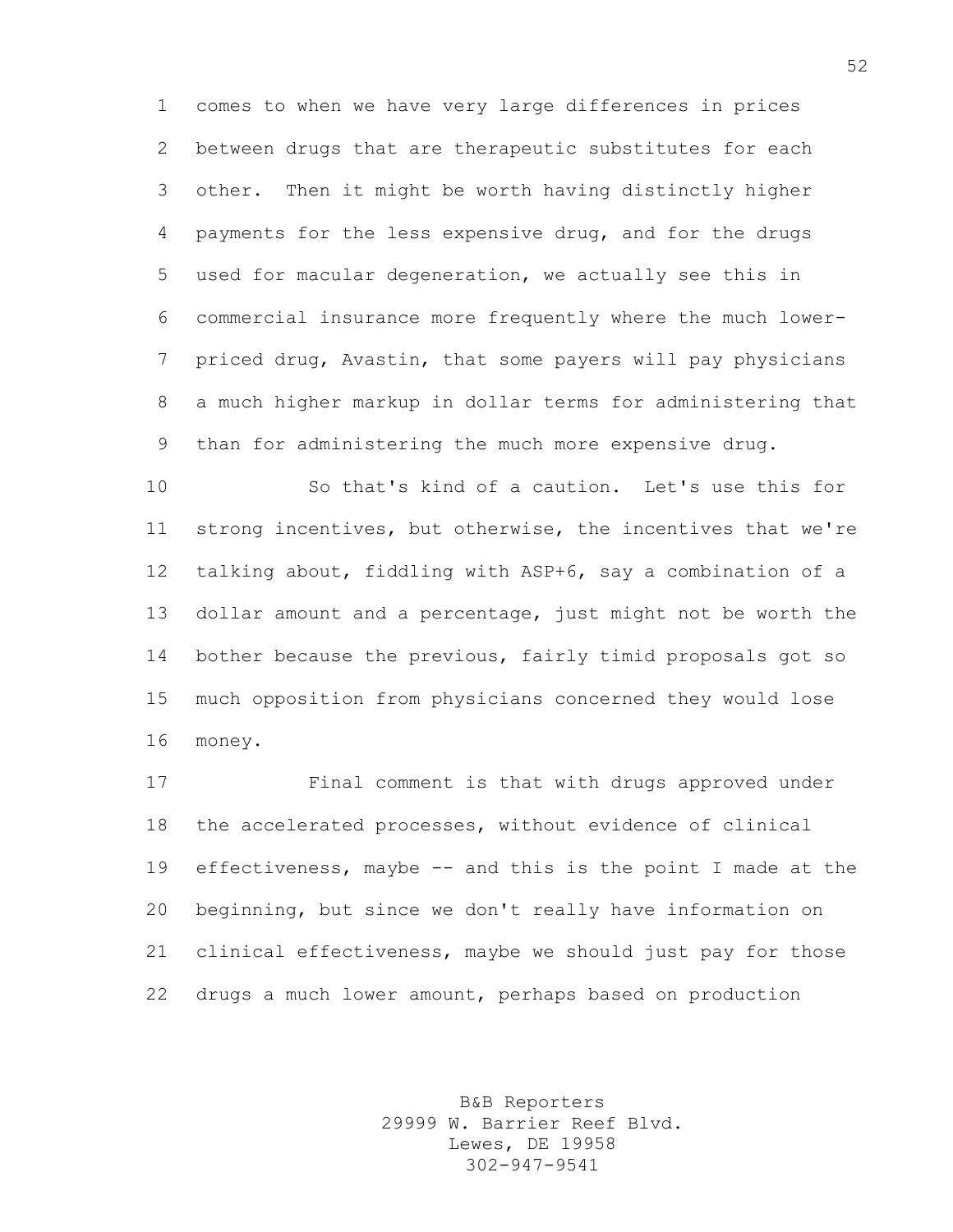comes to when we have very large differences in prices between drugs that are therapeutic substitutes for each other. Then it might be worth having distinctly higher payments for the less expensive drug, and for the drugs used for macular degeneration, we actually see this in commercial insurance more frequently where the much lower-priced drug, Avastin, that some payers will pay physicians a much higher markup in dollar terms for administering that than for administering the much more expensive drug.

So that's kind of a caution. Let's use this for strong incentives, but otherwise, the incentives that we're talking about, fiddling with ASP+6, say a combination of a dollar amount and a percentage, just might not be worth the bother because the previous, fairly timid proposals got so much opposition from physicians concerned they would lose money.

Final comment is that with drugs approved under the accelerated processes, without evidence of clinical effectiveness, maybe -- and this is the point I made at the beginning, but since we don't really have information on clinical effectiveness, maybe we should just pay for those drugs a much lower amount, perhaps based on production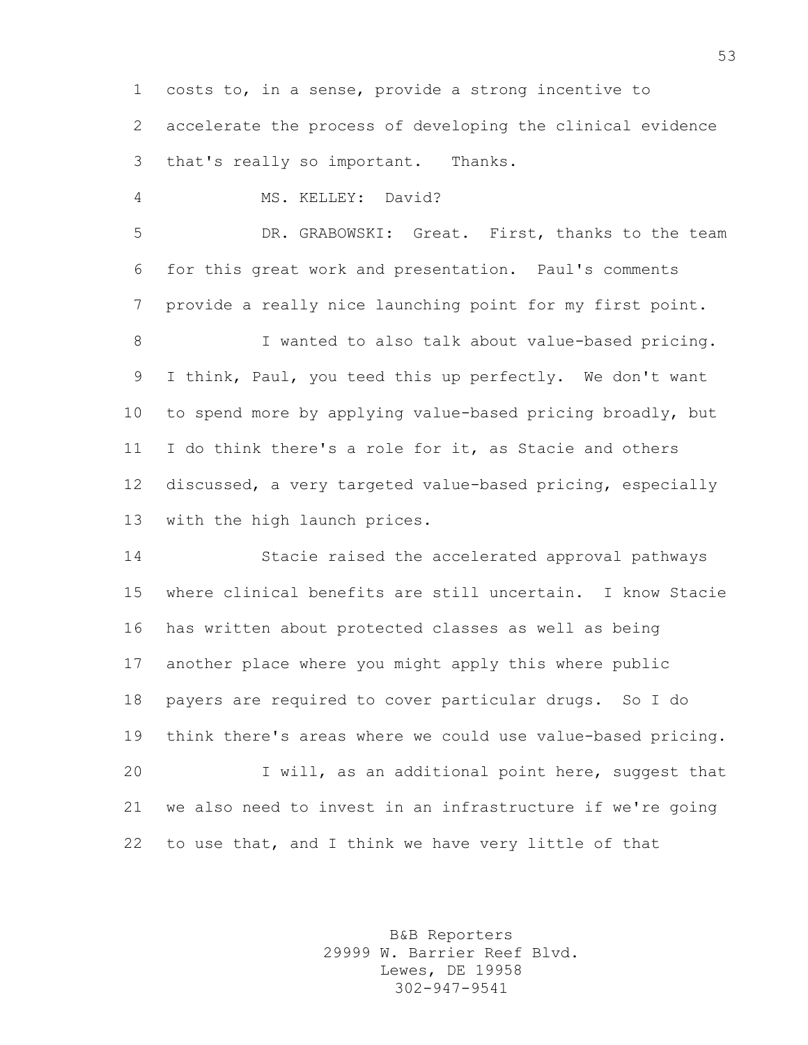costs to, in a sense, provide a strong incentive to accelerate the process of developing the clinical evidence that's really so important. Thanks.

MS. KELLEY: David?

DR. GRABOWSKI: Great. First, thanks to the team for this great work and presentation. Paul's comments provide a really nice launching point for my first point.

I wanted to also talk about value-based pricing. I think, Paul, you teed this up perfectly. We don't want to spend more by applying value-based pricing broadly, but I do think there's a role for it, as Stacie and others discussed, a very targeted value-based pricing, especially with the high launch prices.

Stacie raised the accelerated approval pathways where clinical benefits are still uncertain. I know Stacie has written about protected classes as well as being another place where you might apply this where public payers are required to cover particular drugs. So I do think there's areas where we could use value-based pricing.

I will, as an additional point here, suggest that we also need to invest in an infrastructure if we're going to use that, and I think we have very little of that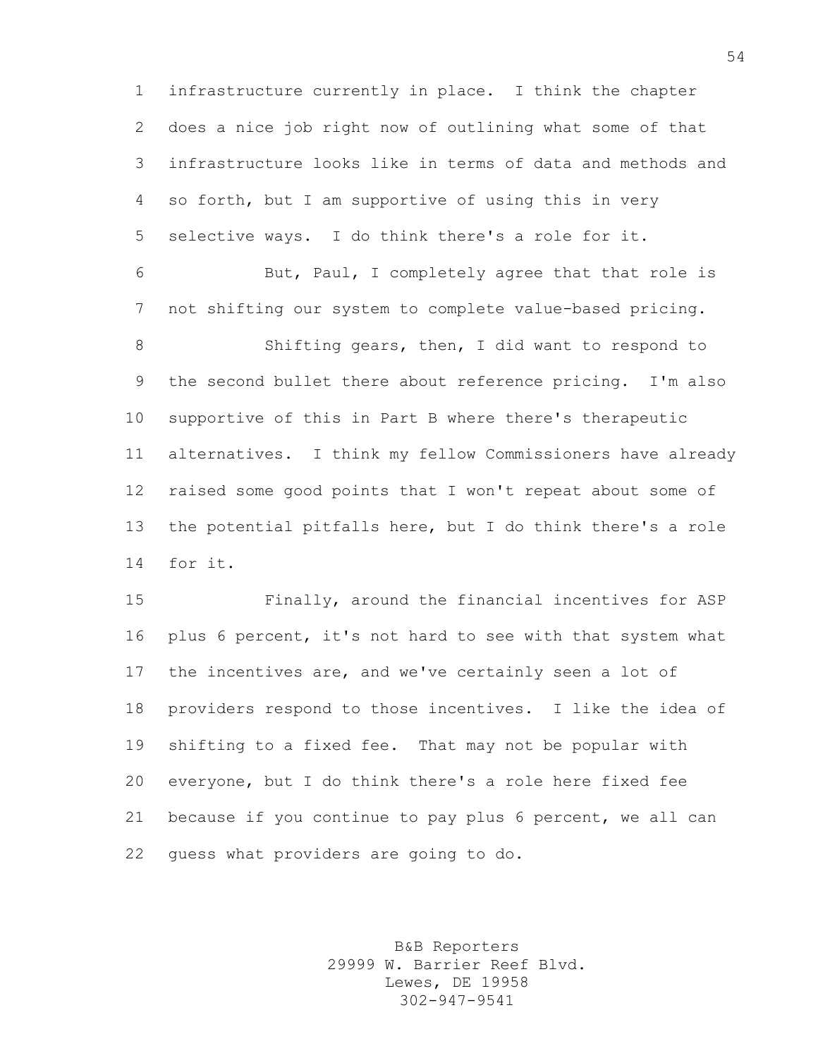infrastructure currently in place. I think the chapter does a nice job right now of outlining what some of that infrastructure looks like in terms of data and methods and so forth, but I am supportive of using this in very selective ways. I do think there's a role for it.

But, Paul, I completely agree that that role is not shifting our system to complete value-based pricing.

Shifting gears, then, I did want to respond to the second bullet there about reference pricing. I'm also supportive of this in Part B where there's therapeutic alternatives. I think my fellow Commissioners have already raised some good points that I won't repeat about some of the potential pitfalls here, but I do think there's a role for it.

Finally, around the financial incentives for ASP plus 6 percent, it's not hard to see with that system what the incentives are, and we've certainly seen a lot of providers respond to those incentives. I like the idea of shifting to a fixed fee. That may not be popular with everyone, but I do think there's a role here fixed fee because if you continue to pay plus 6 percent, we all can guess what providers are going to do.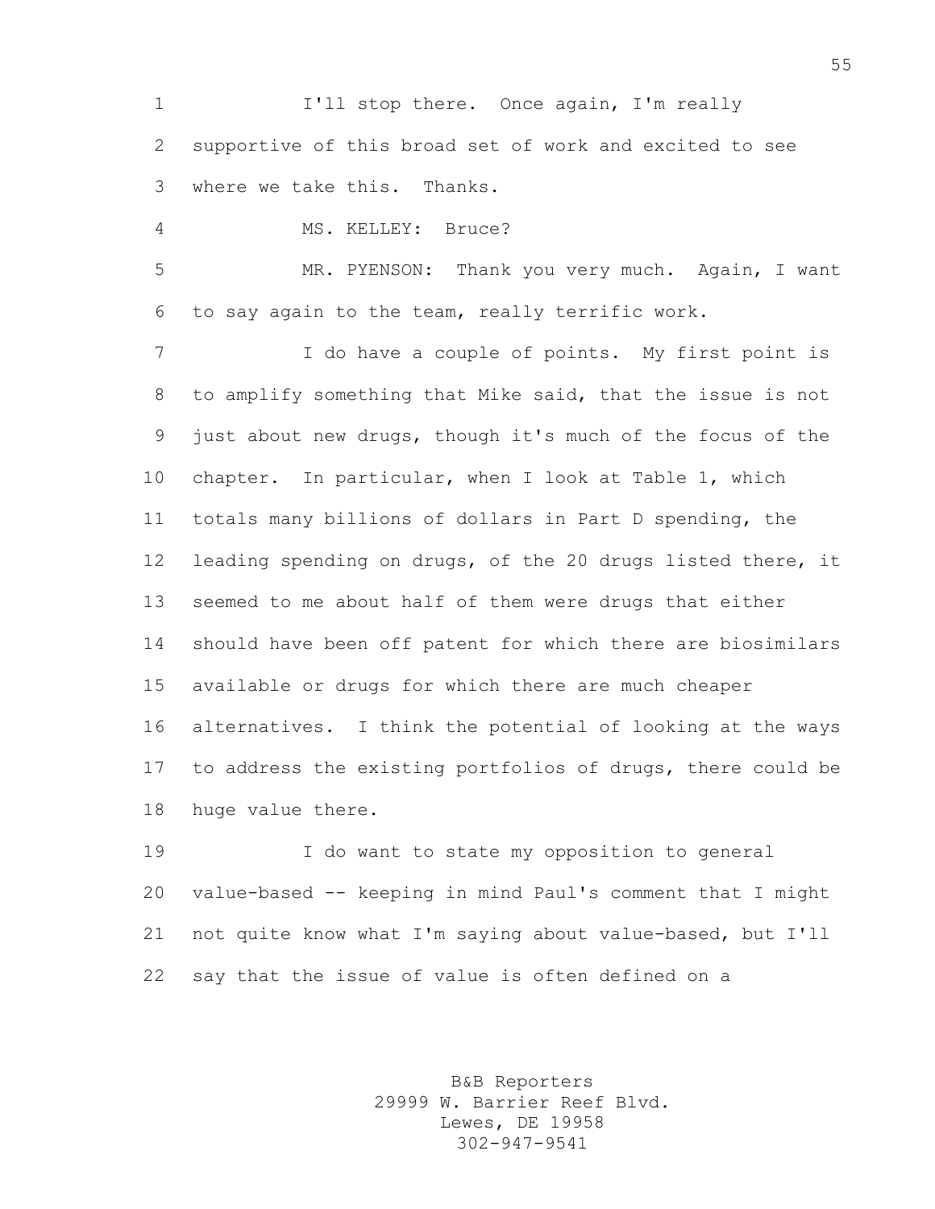I'll stop there. Once again, I'm really supportive of this broad set of work and excited to see where we take this. Thanks.

MS. KELLEY: Bruce?

MR. PYENSON: Thank you very much. Again, I want to say again to the team, really terrific work.

I do have a couple of points. My first point is to amplify something that Mike said, that the issue is not just about new drugs, though it's much of the focus of the chapter. In particular, when I look at Table 1, which totals many billions of dollars in Part D spending, the leading spending on drugs, of the 20 drugs listed there, it seemed to me about half of them were drugs that either should have been off patent for which there are biosimilars available or drugs for which there are much cheaper alternatives. I think the potential of looking at the ways to address the existing portfolios of drugs, there could be huge value there.

I do want to state my opposition to general value-based -- keeping in mind Paul's comment that I might not quite know what I'm saying about value-based, but I'll say that the issue of value is often defined on a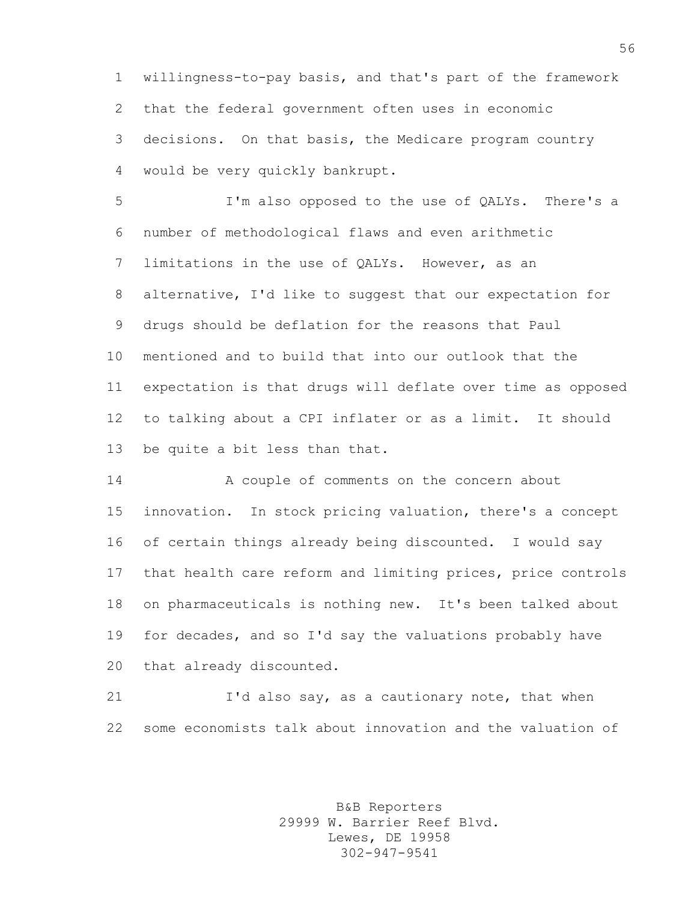willingness-to-pay basis, and that's part of the framework that the federal government often uses in economic decisions. On that basis, the Medicare program country would be very quickly bankrupt.

I'm also opposed to the use of QALYs. There's a number of methodological flaws and even arithmetic limitations in the use of QALYs. However, as an alternative, I'd like to suggest that our expectation for drugs should be deflation for the reasons that Paul mentioned and to build that into our outlook that the expectation is that drugs will deflate over time as opposed to talking about a CPI inflater or as a limit. It should be quite a bit less than that.

A couple of comments on the concern about innovation. In stock pricing valuation, there's a concept of certain things already being discounted. I would say that health care reform and limiting prices, price controls on pharmaceuticals is nothing new. It's been talked about for decades, and so I'd say the valuations probably have that already discounted.

I'd also say, as a cautionary note, that when some economists talk about innovation and the valuation of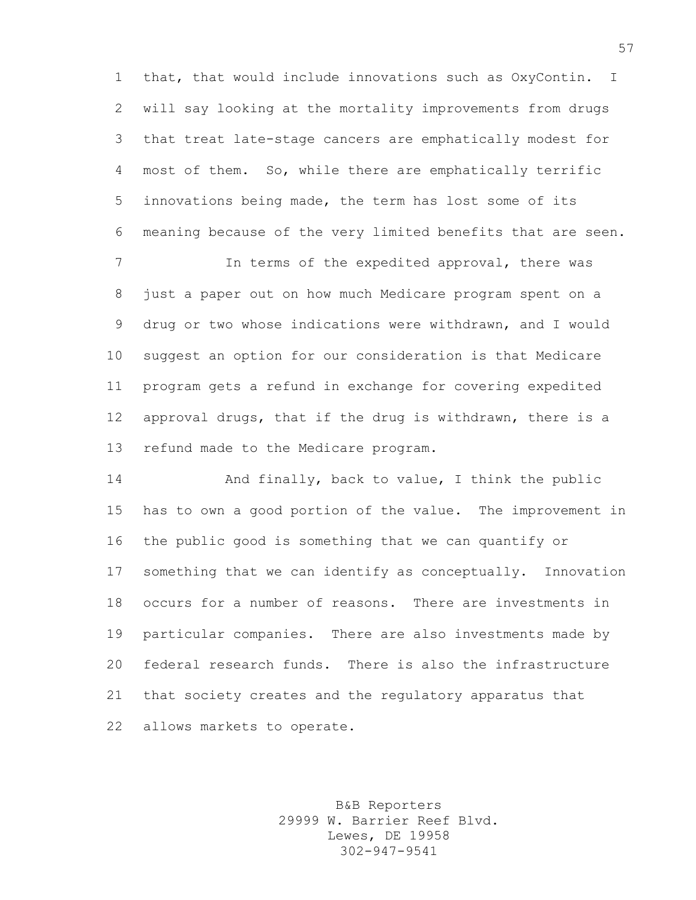that, that would include innovations such as OxyContin. I will say looking at the mortality improvements from drugs that treat late-stage cancers are emphatically modest for most of them. So, while there are emphatically terrific innovations being made, the term has lost some of its meaning because of the very limited benefits that are seen.

In terms of the expedited approval, there was just a paper out on how much Medicare program spent on a drug or two whose indications were withdrawn, and I would suggest an option for our consideration is that Medicare program gets a refund in exchange for covering expedited approval drugs, that if the drug is withdrawn, there is a refund made to the Medicare program.

And finally, back to value, I think the public has to own a good portion of the value. The improvement in the public good is something that we can quantify or something that we can identify as conceptually. Innovation occurs for a number of reasons. There are investments in particular companies. There are also investments made by federal research funds. There is also the infrastructure that society creates and the regulatory apparatus that allows markets to operate.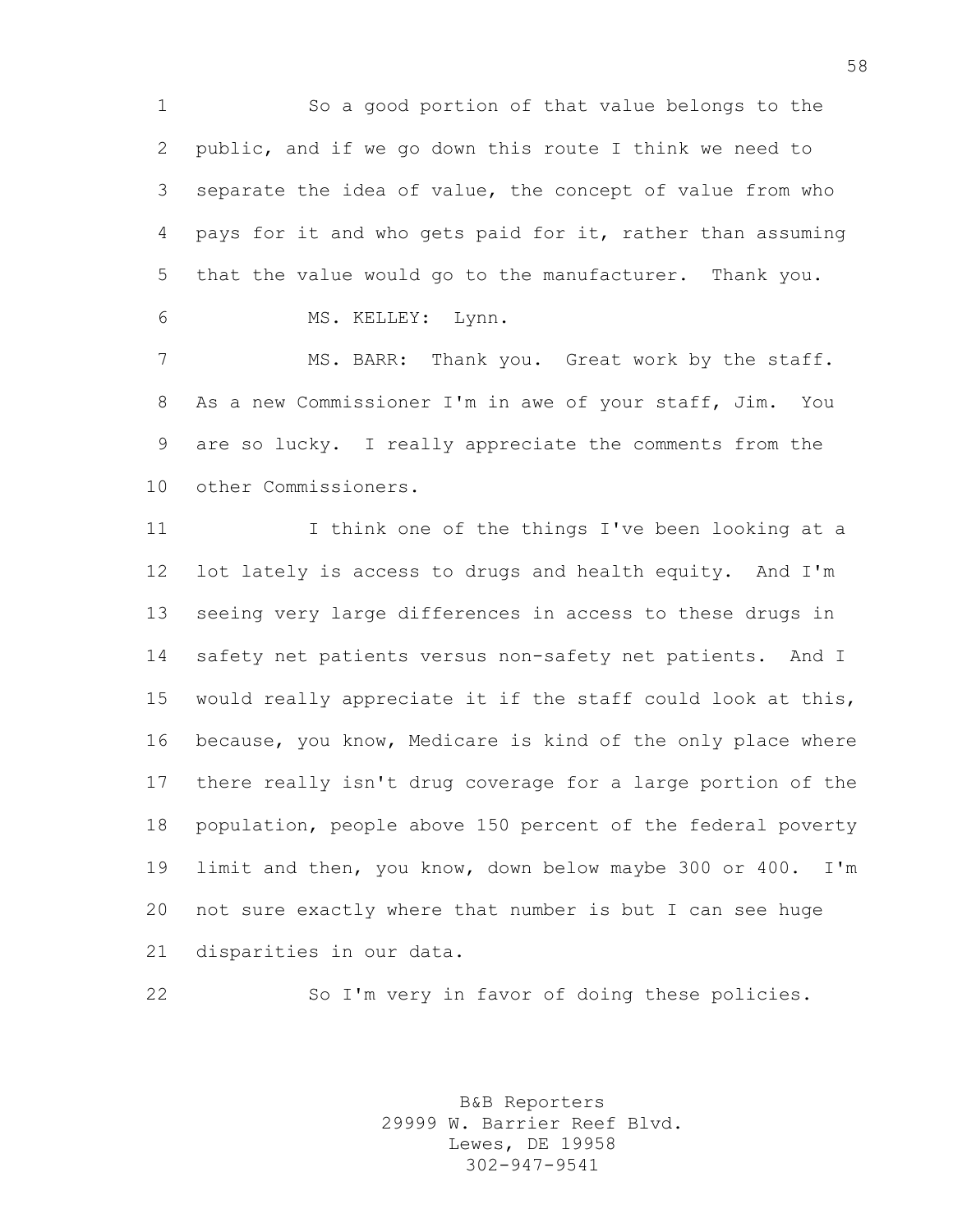So a good portion of that value belongs to the public, and if we go down this route I think we need to separate the idea of value, the concept of value from who pays for it and who gets paid for it, rather than assuming that the value would go to the manufacturer. Thank you.

MS. KELLEY: Lynn.

MS. BARR: Thank you. Great work by the staff. As a new Commissioner I'm in awe of your staff, Jim. You are so lucky. I really appreciate the comments from the other Commissioners.

I think one of the things I've been looking at a lot lately is access to drugs and health equity. And I'm seeing very large differences in access to these drugs in safety net patients versus non-safety net patients. And I would really appreciate it if the staff could look at this, because, you know, Medicare is kind of the only place where there really isn't drug coverage for a large portion of the population, people above 150 percent of the federal poverty limit and then, you know, down below maybe 300 or 400. I'm not sure exactly where that number is but I can see huge disparities in our data.

So I'm very in favor of doing these policies.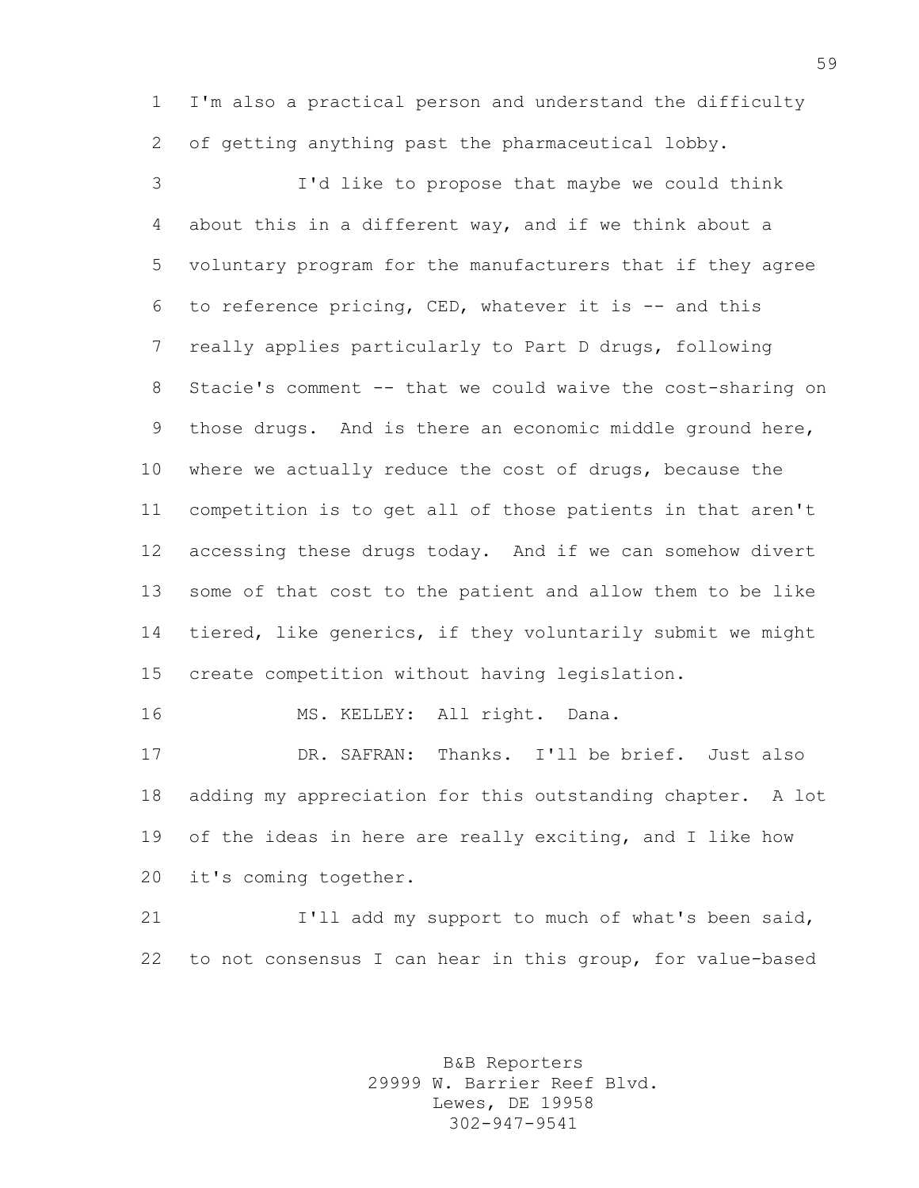I'm also a practical person and understand the difficulty of getting anything past the pharmaceutical lobby.

I'd like to propose that maybe we could think about this in a different way, and if we think about a voluntary program for the manufacturers that if they agree to reference pricing, CED, whatever it is -- and this really applies particularly to Part D drugs, following Stacie's comment -- that we could waive the cost-sharing on those drugs. And is there an economic middle ground here, where we actually reduce the cost of drugs, because the competition is to get all of those patients in that aren't accessing these drugs today. And if we can somehow divert some of that cost to the patient and allow them to be like tiered, like generics, if they voluntarily submit we might create competition without having legislation.

MS. KELLEY: All right. Dana.

DR. SAFRAN: Thanks. I'll be brief. Just also adding my appreciation for this outstanding chapter. A lot of the ideas in here are really exciting, and I like how it's coming together.

I'll add my support to much of what's been said, to not consensus I can hear in this group, for value-based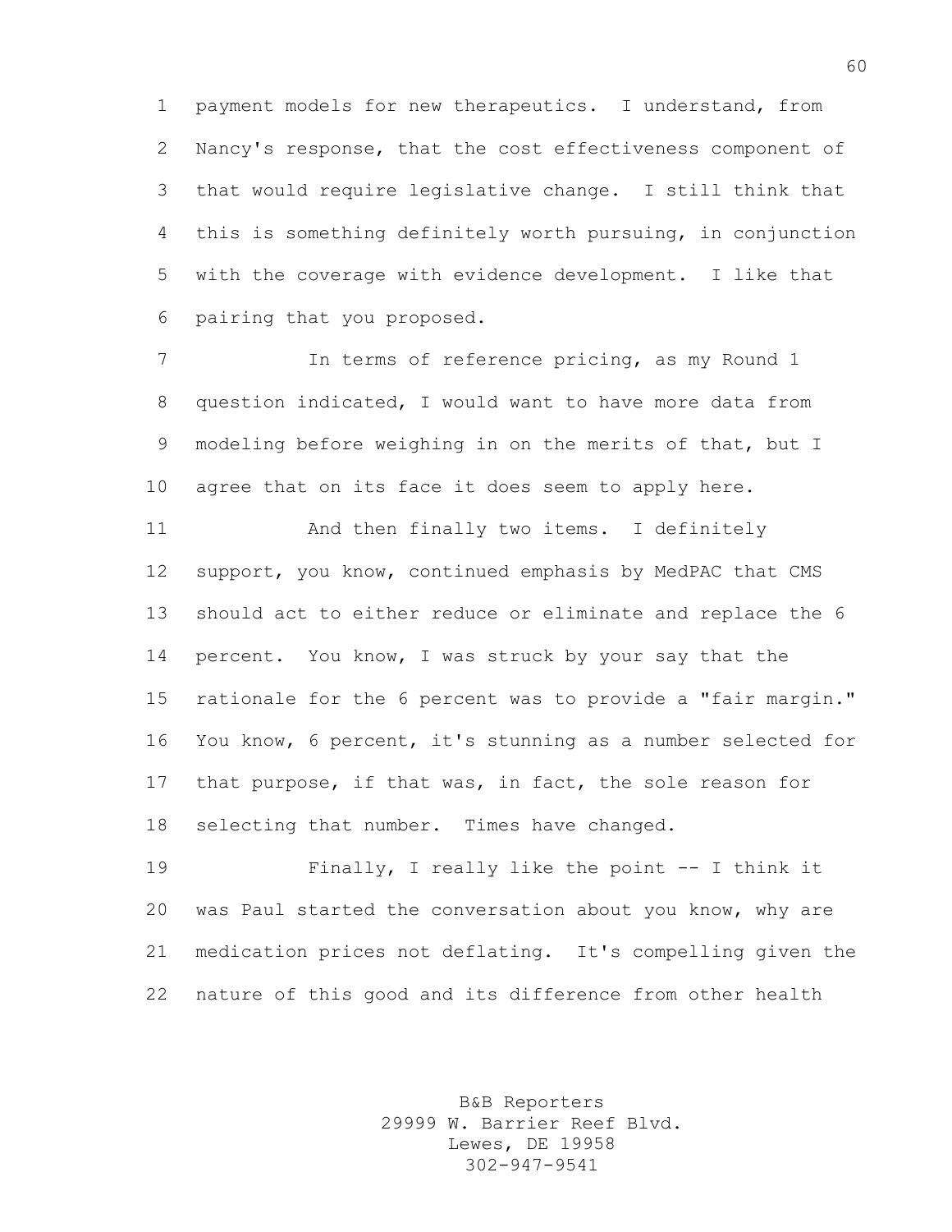payment models for new therapeutics. I understand, from Nancy's response, that the cost effectiveness component of that would require legislative change. I still think that this is something definitely worth pursuing, in conjunction with the coverage with evidence development. I like that pairing that you proposed.

In terms of reference pricing, as my Round 1 question indicated, I would want to have more data from modeling before weighing in on the merits of that, but I agree that on its face it does seem to apply here.

And then finally two items. I definitely support, you know, continued emphasis by MedPAC that CMS should act to either reduce or eliminate and replace the 6 percent. You know, I was struck by your say that the rationale for the 6 percent was to provide a "fair margin." You know, 6 percent, it's stunning as a number selected for that purpose, if that was, in fact, the sole reason for selecting that number. Times have changed.

Finally, I really like the point -- I think it was Paul started the conversation about you know, why are medication prices not deflating. It's compelling given the nature of this good and its difference from other health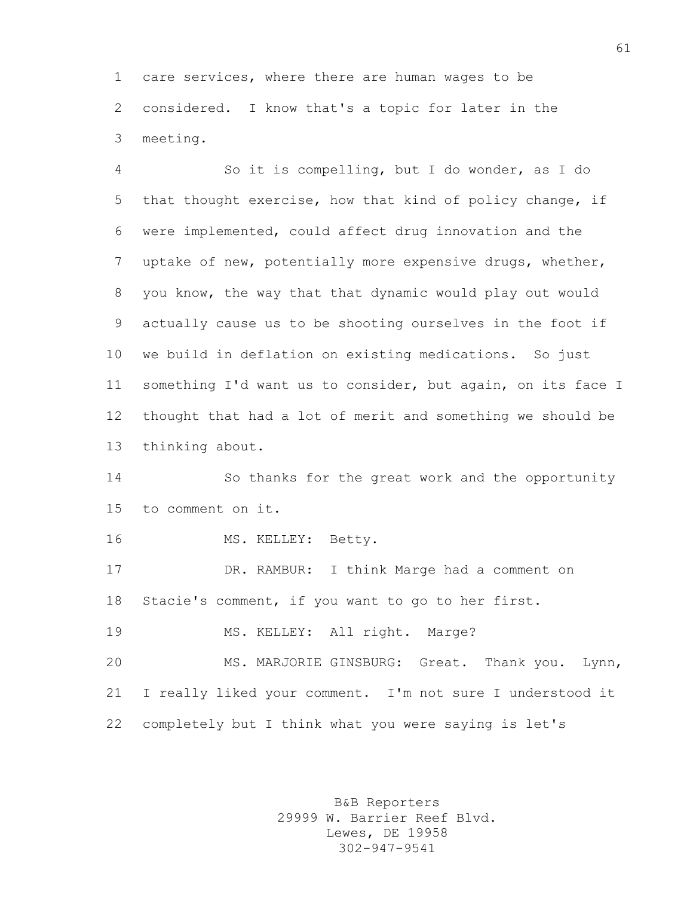care services, where there are human wages to be considered. I know that's a topic for later in the meeting.

So it is compelling, but I do wonder, as I do that thought exercise, how that kind of policy change, if were implemented, could affect drug innovation and the uptake of new, potentially more expensive drugs, whether, you know, the way that that dynamic would play out would actually cause us to be shooting ourselves in the foot if we build in deflation on existing medications. So just something I'd want us to consider, but again, on its face I thought that had a lot of merit and something we should be thinking about.

So thanks for the great work and the opportunity to comment on it.

MS. KELLEY: Betty.

DR. RAMBUR: I think Marge had a comment on Stacie's comment, if you want to go to her first.

MS. KELLEY: All right. Marge?

MS. MARJORIE GINSBURG: Great. Thank you. Lynn, I really liked your comment. I'm not sure I understood it completely but I think what you were saying is let's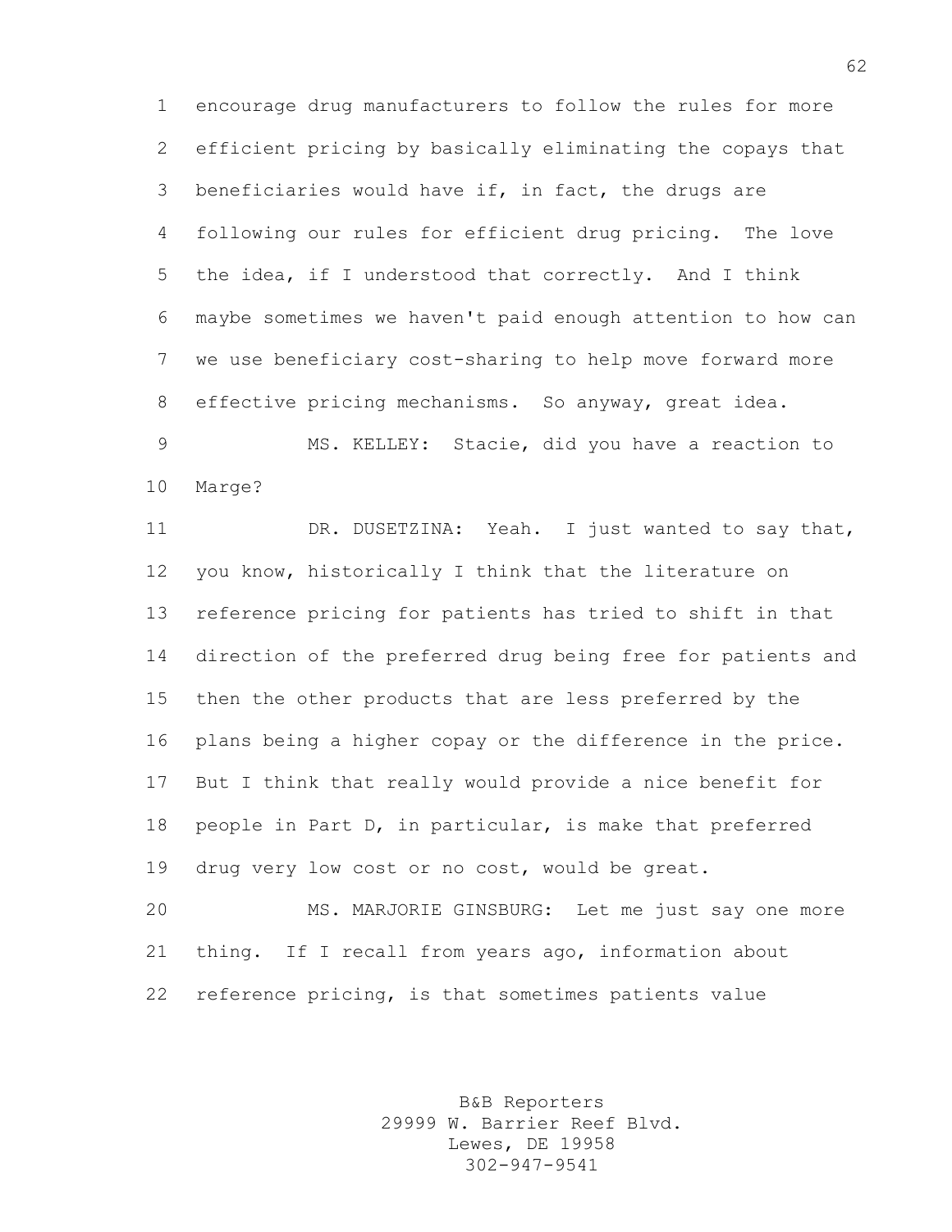encourage drug manufacturers to follow the rules for more efficient pricing by basically eliminating the copays that beneficiaries would have if, in fact, the drugs are following our rules for efficient drug pricing. The love the idea, if I understood that correctly. And I think maybe sometimes we haven't paid enough attention to how can we use beneficiary cost-sharing to help move forward more effective pricing mechanisms. So anyway, great idea.

MS. KELLEY: Stacie, did you have a reaction to Marge?

DR. DUSETZINA: Yeah. I just wanted to say that, you know, historically I think that the literature on reference pricing for patients has tried to shift in that direction of the preferred drug being free for patients and then the other products that are less preferred by the plans being a higher copay or the difference in the price. But I think that really would provide a nice benefit for people in Part D, in particular, is make that preferred drug very low cost or no cost, would be great.

MS. MARJORIE GINSBURG: Let me just say one more thing. If I recall from years ago, information about reference pricing, is that sometimes patients value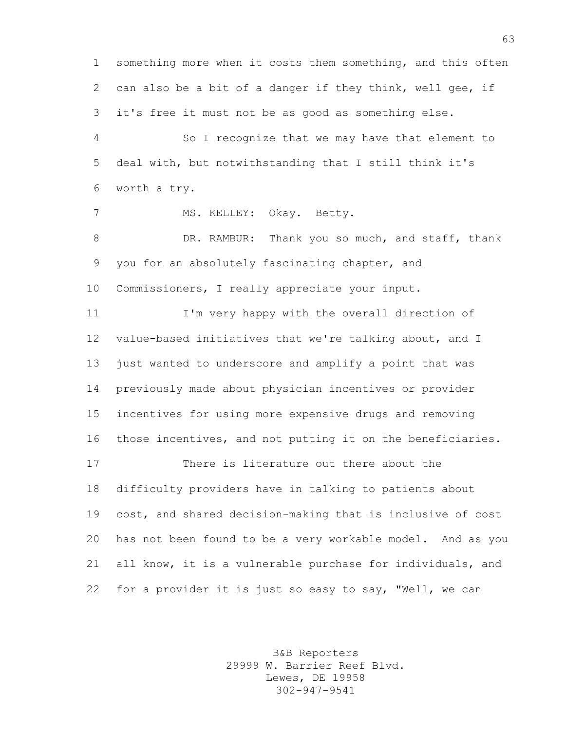something more when it costs them something, and this often can also be a bit of a danger if they think, well gee, if it's free it must not be as good as something else.

So I recognize that we may have that element to deal with, but notwithstanding that I still think it's worth a try.

MS. KELLEY: Okay. Betty.

DR. RAMBUR: Thank you so much, and staff, thank you for an absolutely fascinating chapter, and Commissioners, I really appreciate your input.

I'm very happy with the overall direction of value-based initiatives that we're talking about, and I just wanted to underscore and amplify a point that was previously made about physician incentives or provider incentives for using more expensive drugs and removing those incentives, and not putting it on the beneficiaries.

There is literature out there about the difficulty providers have in talking to patients about cost, and shared decision-making that is inclusive of cost has not been found to be a very workable model. And as you all know, it is a vulnerable purchase for individuals, and for a provider it is just so easy to say, "Well, we can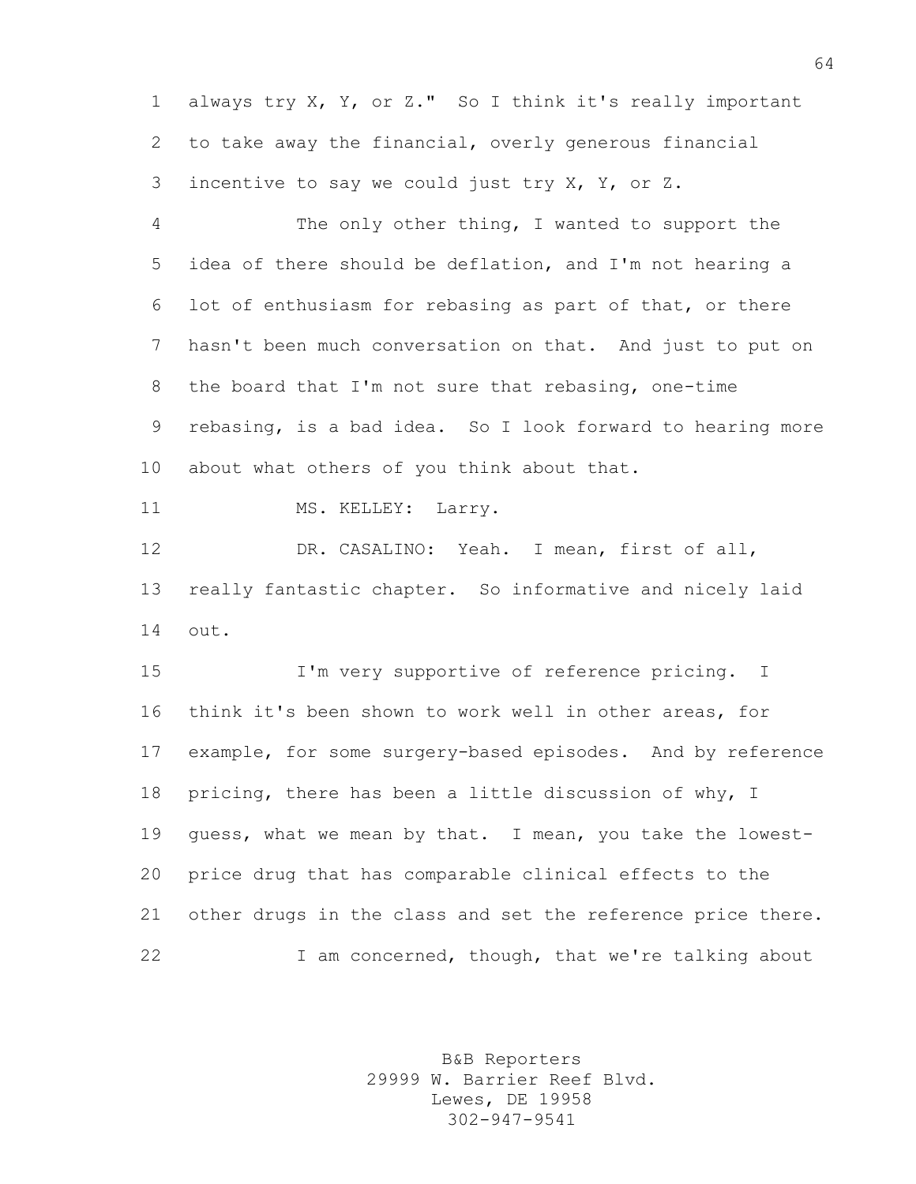always try X, Y, or Z." So I think it's really important to take away the financial, overly generous financial incentive to say we could just try X, Y, or Z.

The only other thing, I wanted to support the idea of there should be deflation, and I'm not hearing a lot of enthusiasm for rebasing as part of that, or there hasn't been much conversation on that. And just to put on the board that I'm not sure that rebasing, one-time rebasing, is a bad idea. So I look forward to hearing more about what others of you think about that.

MS. KELLEY: Larry.

DR. CASALINO: Yeah. I mean, first of all, really fantastic chapter. So informative and nicely laid out.

I'm very supportive of reference pricing. I think it's been shown to work well in other areas, for example, for some surgery-based episodes. And by reference pricing, there has been a little discussion of why, I guess, what we mean by that. I mean, you take the lowest-price drug that has comparable clinical effects to the other drugs in the class and set the reference price there.

I am concerned, though, that we're talking about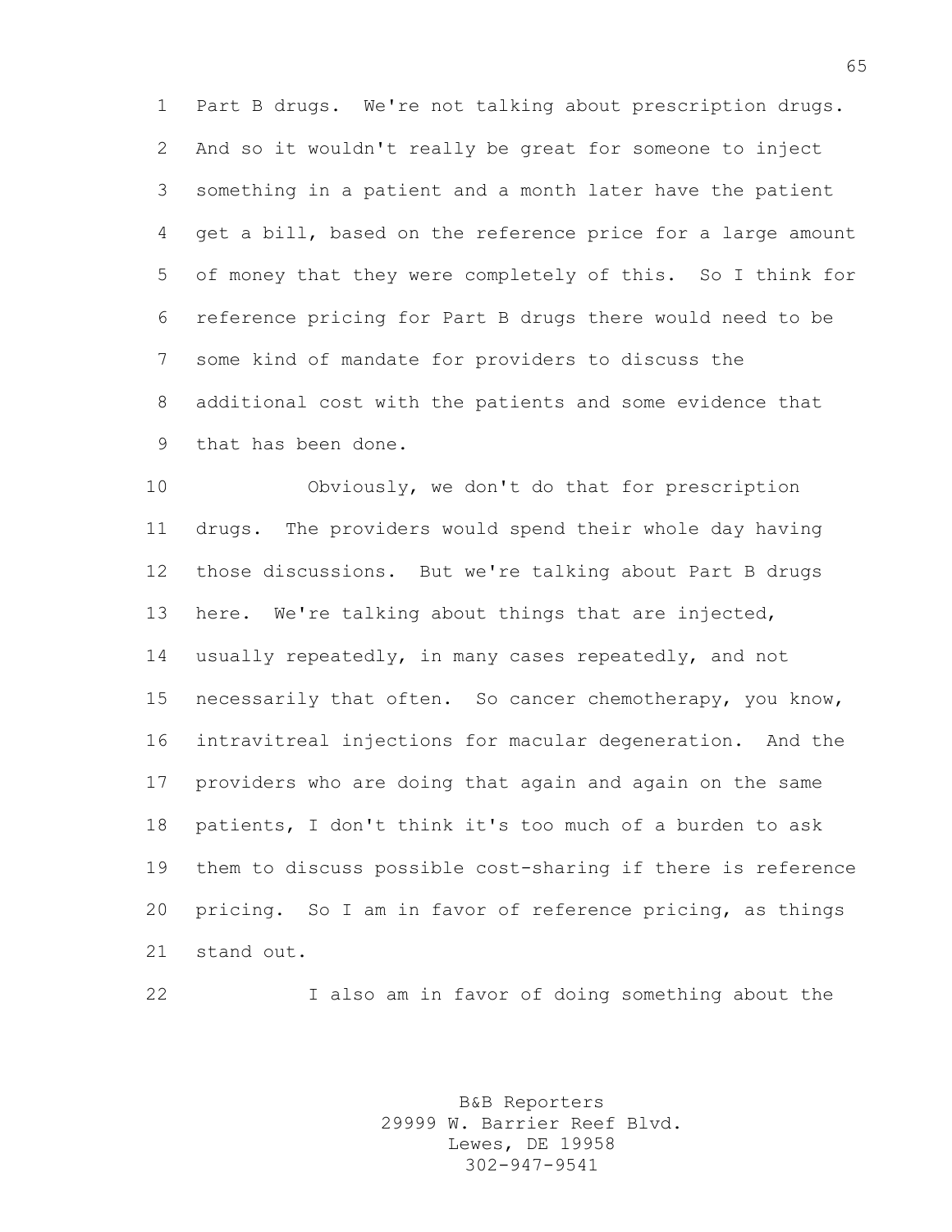Part B drugs. We're not talking about prescription drugs. And so it wouldn't really be great for someone to inject something in a patient and a month later have the patient get a bill, based on the reference price for a large amount of money that they were completely of this. So I think for reference pricing for Part B drugs there would need to be some kind of mandate for providers to discuss the additional cost with the patients and some evidence that that has been done.

Obviously, we don't do that for prescription drugs. The providers would spend their whole day having those discussions. But we're talking about Part B drugs here. We're talking about things that are injected, usually repeatedly, in many cases repeatedly, and not necessarily that often. So cancer chemotherapy, you know, intravitreal injections for macular degeneration. And the providers who are doing that again and again on the same patients, I don't think it's too much of a burden to ask them to discuss possible cost-sharing if there is reference pricing. So I am in favor of reference pricing, as things stand out.

I also am in favor of doing something about the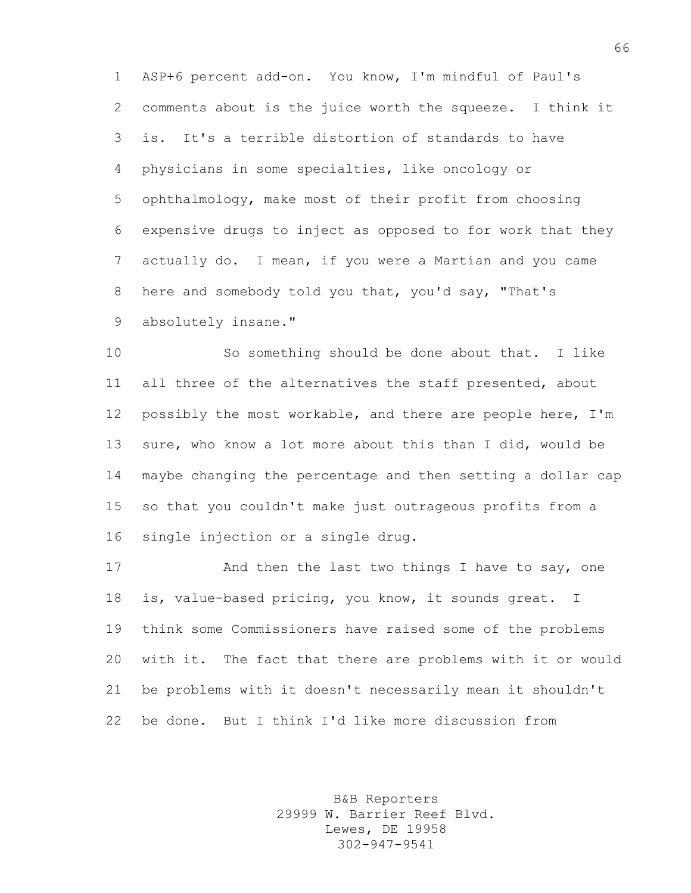ASP+6 percent add-on. You know, I'm mindful of Paul's comments about is the juice worth the squeeze. I think it is. It's a terrible distortion of standards to have physicians in some specialties, like oncology or ophthalmology, make most of their profit from choosing expensive drugs to inject as opposed to for work that they actually do. I mean, if you were a Martian and you came here and somebody told you that, you'd say, "That's absolutely insane."

So something should be done about that. I like all three of the alternatives the staff presented, about possibly the most workable, and there are people here, I'm sure, who know a lot more about this than I did, would be maybe changing the percentage and then setting a dollar cap so that you couldn't make just outrageous profits from a single injection or a single drug.

And then the last two things I have to say, one is, value-based pricing, you know, it sounds great. I think some Commissioners have raised some of the problems with it. The fact that there are problems with it or would be problems with it doesn't necessarily mean it shouldn't be done. But I think I'd like more discussion from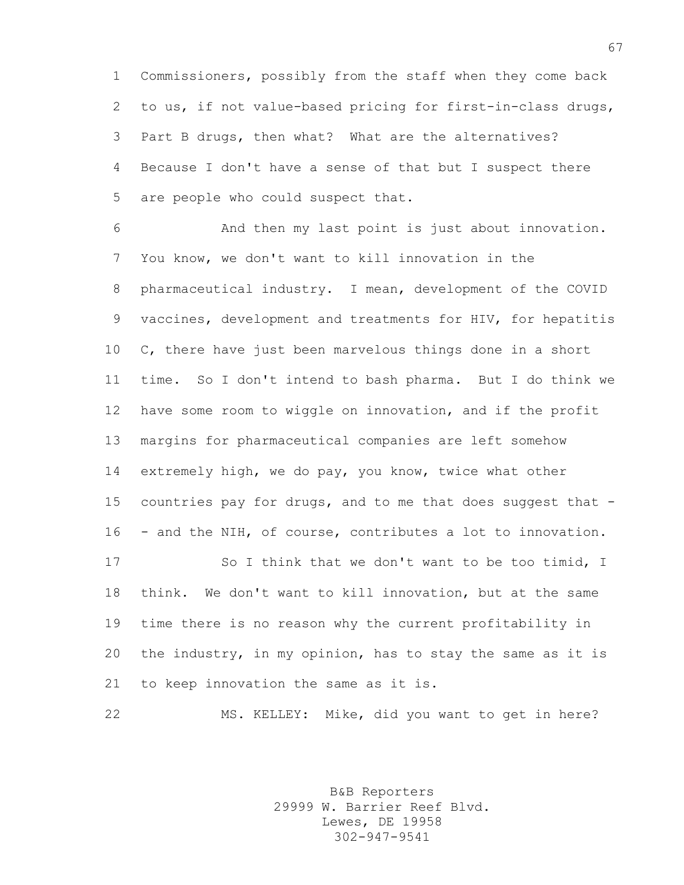Commissioners, possibly from the staff when they come back to us, if not value-based pricing for first-in-class drugs, Part B drugs, then what? What are the alternatives? Because I don't have a sense of that but I suspect there are people who could suspect that.

And then my last point is just about innovation. You know, we don't want to kill innovation in the pharmaceutical industry. I mean, development of the COVID vaccines, development and treatments for HIV, for hepatitis C, there have just been marvelous things done in a short time. So I don't intend to bash pharma. But I do think we have some room to wiggle on innovation, and if the profit margins for pharmaceutical companies are left somehow extremely high, we do pay, you know, twice what other countries pay for drugs, and to me that does suggest that -- and the NIH, of course, contributes a lot to innovation.

So I think that we don't want to be too timid, I think. We don't want to kill innovation, but at the same time there is no reason why the current profitability in the industry, in my opinion, has to stay the same as it is to keep innovation the same as it is.

MS. KELLEY: Mike, did you want to get in here?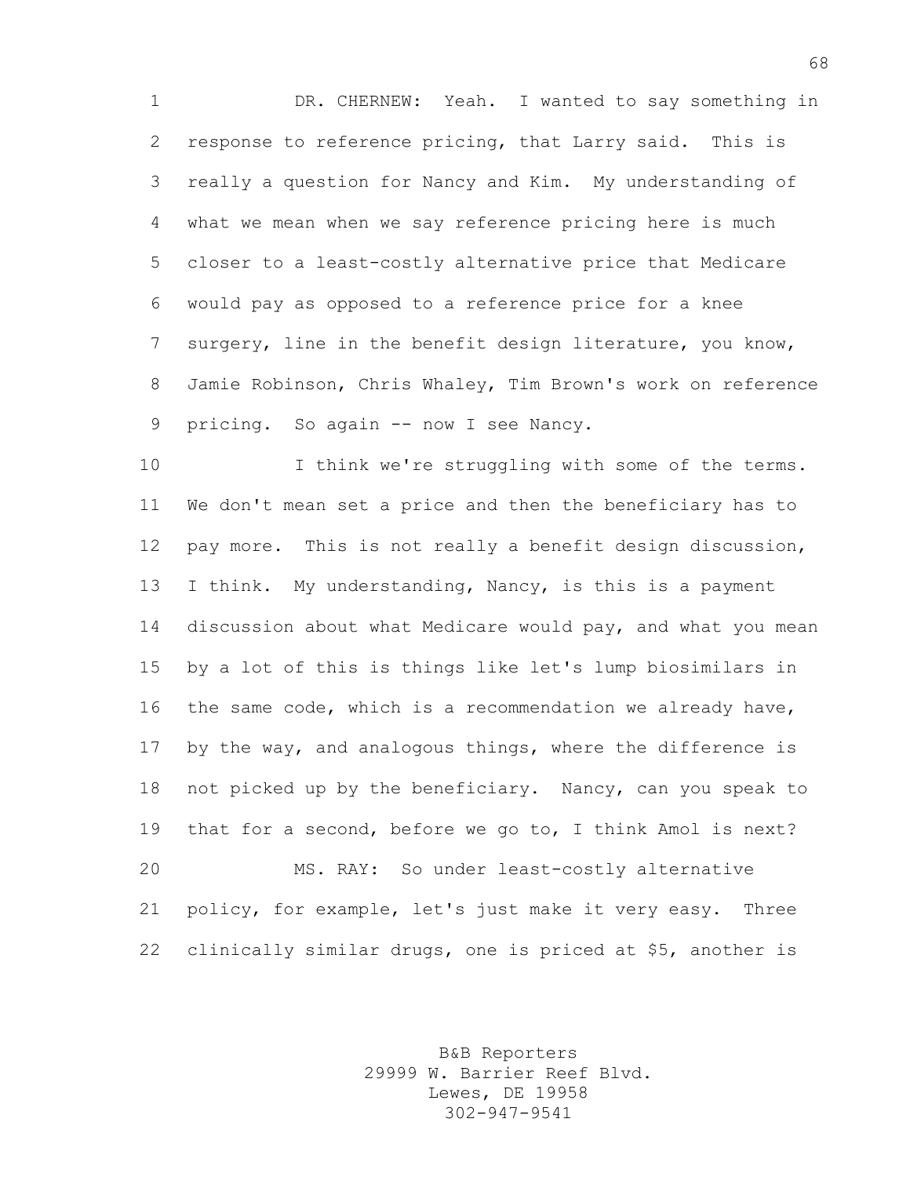DR. CHERNEW: Yeah. I wanted to say something in response to reference pricing, that Larry said. This is really a question for Nancy and Kim. My understanding of what we mean when we say reference pricing here is much closer to a least-costly alternative price that Medicare would pay as opposed to a reference price for a knee surgery, line in the benefit design literature, you know, Jamie Robinson, Chris Whaley, Tim Brown's work on reference pricing. So again -- now I see Nancy.

I think we're struggling with some of the terms. We don't mean set a price and then the beneficiary has to pay more. This is not really a benefit design discussion, I think. My understanding, Nancy, is this is a payment discussion about what Medicare would pay, and what you mean by a lot of this is things like let's lump biosimilars in the same code, which is a recommendation we already have, by the way, and analogous things, where the difference is not picked up by the beneficiary. Nancy, can you speak to that for a second, before we go to, I think Amol is next?

MS. RAY: So under least-costly alternative policy, for example, let's just make it very easy. Three clinically similar drugs, one is priced at $5, another is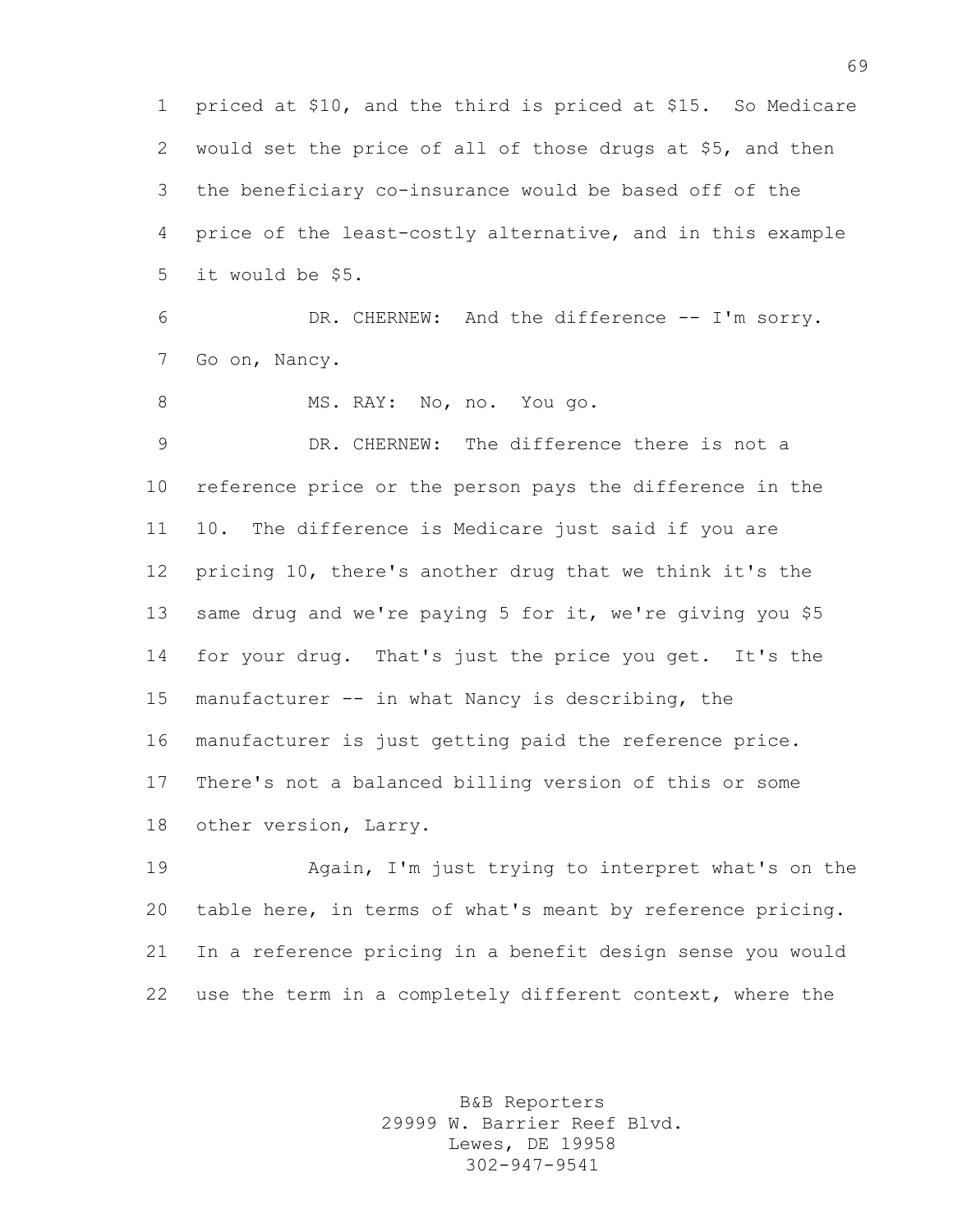priced at $10, and the third is priced at $15. So Medicare would set the price of all of those drugs at $5, and then the beneficiary co-insurance would be based off of the price of the least-costly alternative, and in this example it would be $5.

DR. CHERNEW: And the difference -- I'm sorry. Go on, Nancy.

MS. RAY: No, no. You go.

DR. CHERNEW: The difference there is not a reference price or the person pays the difference in the 10. The difference is Medicare just said if you are pricing 10, there's another drug that we think it's the same drug and we're paying 5 for it, we're giving you $5 for your drug. That's just the price you get. It's the manufacturer -- in what Nancy is describing, the manufacturer is just getting paid the reference price. There's not a balanced billing version of this or some other version, Larry.

Again, I'm just trying to interpret what's on the table here, in terms of what's meant by reference pricing. In a reference pricing in a benefit design sense you would use the term in a completely different context, where the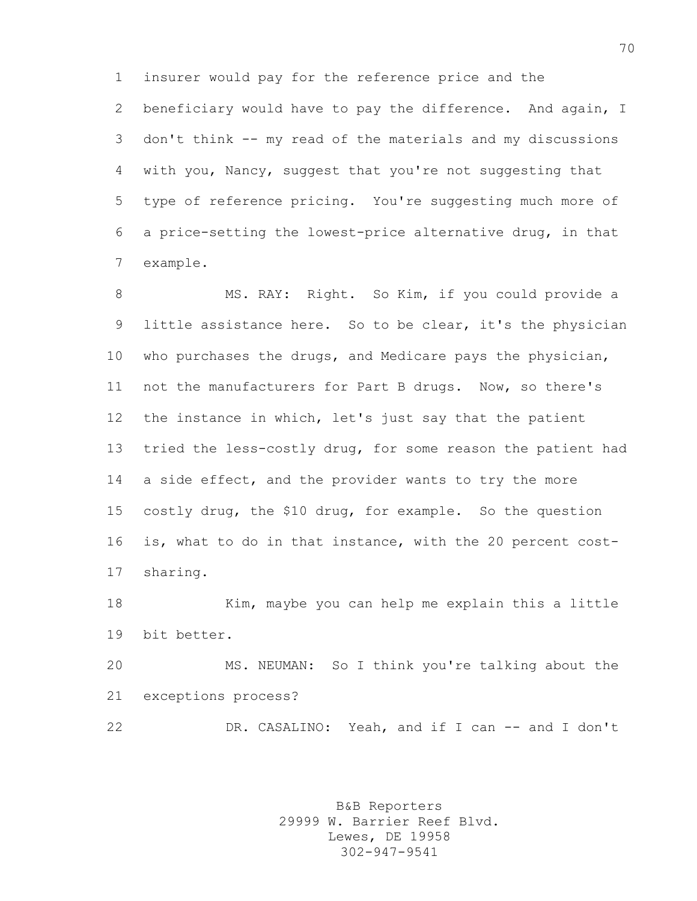insurer would pay for the reference price and the beneficiary would have to pay the difference. And again, I don't think -- my read of the materials and my discussions with you, Nancy, suggest that you're not suggesting that type of reference pricing. You're suggesting much more of a price-setting the lowest-price alternative drug, in that example.

MS. RAY: Right. So Kim, if you could provide a little assistance here. So to be clear, it's the physician who purchases the drugs, and Medicare pays the physician, not the manufacturers for Part B drugs. Now, so there's the instance in which, let's just say that the patient tried the less-costly drug, for some reason the patient had a side effect, and the provider wants to try the more costly drug, the $10 drug, for example. So the question is, what to do in that instance, with the 20 percent cost-sharing.

Kim, maybe you can help me explain this a little bit better.

MS. NEUMAN: So I think you're talking about the exceptions process?

DR. CASALINO: Yeah, and if I can -- and I don't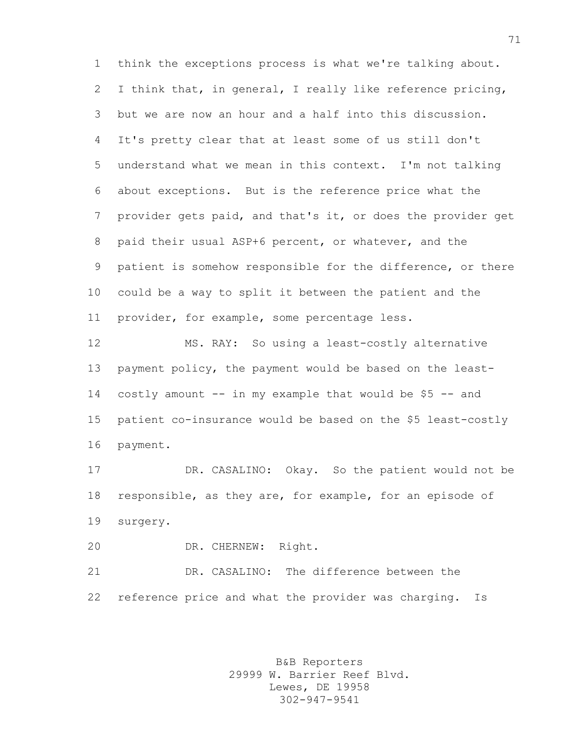think the exceptions process is what we're talking about. I think that, in general, I really like reference pricing, but we are now an hour and a half into this discussion. It's pretty clear that at least some of us still don't understand what we mean in this context. I'm not talking about exceptions. But is the reference price what the provider gets paid, and that's it, or does the provider get paid their usual ASP+6 percent, or whatever, and the patient is somehow responsible for the difference, or there could be a way to split it between the patient and the provider, for example, some percentage less.

MS. RAY: So using a least-costly alternative payment policy, the payment would be based on the least-costly amount -- in my example that would be $5 -- and patient co-insurance would be based on the $5 least-costly payment.

DR. CASALINO: Okay. So the patient would not be responsible, as they are, for example, for an episode of surgery.

DR. CHERNEW: Right.

DR. CASALINO: The difference between the reference price and what the provider was charging. Is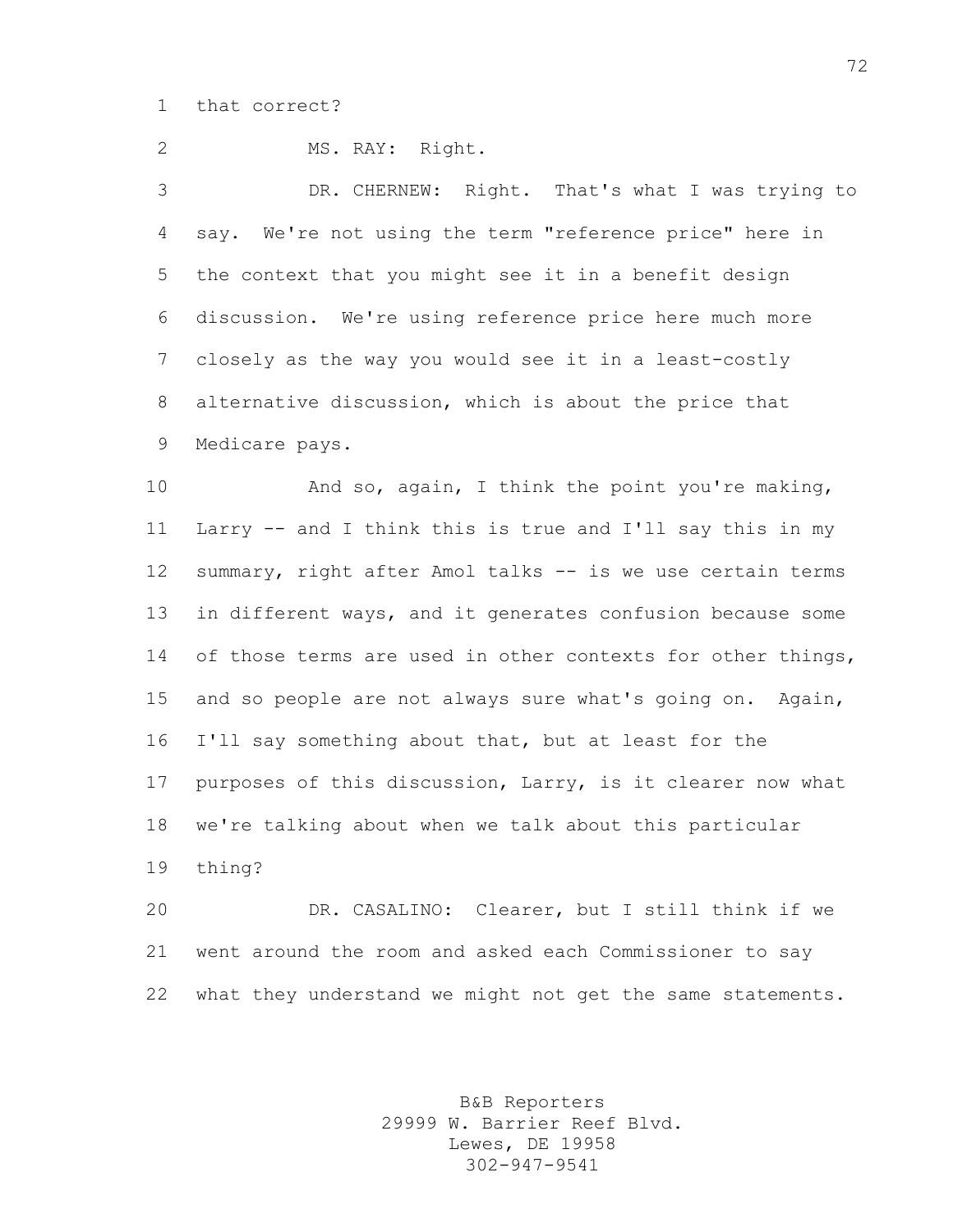that correct?

MS. RAY: Right.

DR. CHERNEW: Right. That's what I was trying to say. We're not using the term "reference price" here in the context that you might see it in a benefit design discussion. We're using reference price here much more closely as the way you would see it in a least-costly alternative discussion, which is about the price that Medicare pays.

And so, again, I think the point you're making, Larry -- and I think this is true and I'll say this in my summary, right after Amol talks -- is we use certain terms in different ways, and it generates confusion because some of those terms are used in other contexts for other things, and so people are not always sure what's going on. Again, I'll say something about that, but at least for the purposes of this discussion, Larry, is it clearer now what we're talking about when we talk about this particular thing?

DR. CASALINO: Clearer, but I still think if we went around the room and asked each Commissioner to say what they understand we might not get the same statements.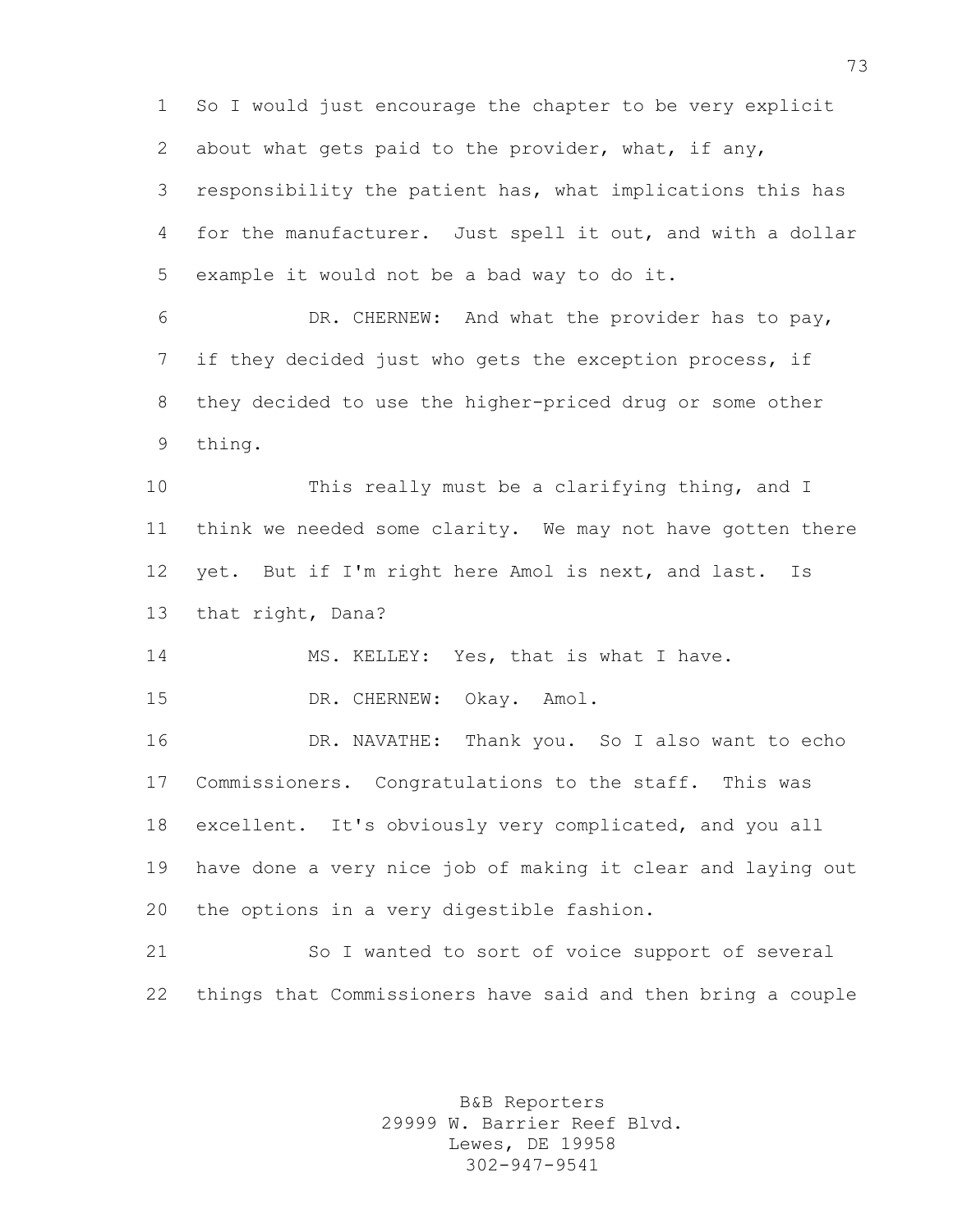So I would just encourage the chapter to be very explicit about what gets paid to the provider, what, if any, responsibility the patient has, what implications this has for the manufacturer. Just spell it out, and with a dollar example it would not be a bad way to do it.

DR. CHERNEW: And what the provider has to pay, if they decided just who gets the exception process, if they decided to use the higher-priced drug or some other thing.

This really must be a clarifying thing, and I think we needed some clarity. We may not have gotten there yet. But if I'm right here Amol is next, and last. Is that right, Dana?

MS. KELLEY: Yes, that is what I have.

DR. CHERNEW: Okay. Amol.

DR. NAVATHE: Thank you. So I also want to echo Commissioners. Congratulations to the staff. This was excellent. It's obviously very complicated, and you all have done a very nice job of making it clear and laying out the options in a very digestible fashion.

So I wanted to sort of voice support of several things that Commissioners have said and then bring a couple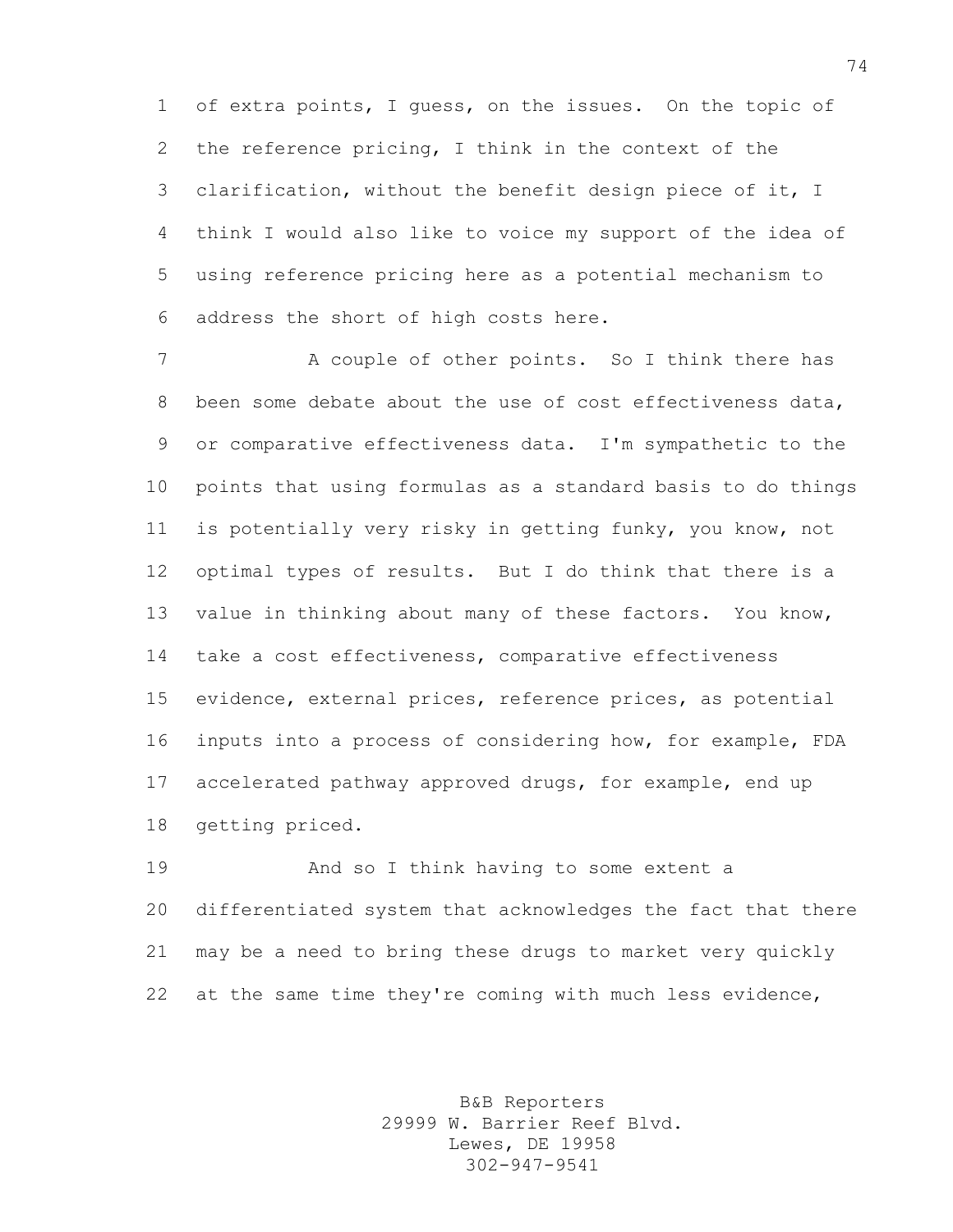of extra points, I guess, on the issues. On the topic of the reference pricing, I think in the context of the clarification, without the benefit design piece of it, I think I would also like to voice my support of the idea of using reference pricing here as a potential mechanism to address the short of high costs here.

A couple of other points. So I think there has been some debate about the use of cost effectiveness data, or comparative effectiveness data. I'm sympathetic to the points that using formulas as a standard basis to do things is potentially very risky in getting funky, you know, not optimal types of results. But I do think that there is a value in thinking about many of these factors. You know, take a cost effectiveness, comparative effectiveness evidence, external prices, reference prices, as potential inputs into a process of considering how, for example, FDA accelerated pathway approved drugs, for example, end up getting priced.

And so I think having to some extent a differentiated system that acknowledges the fact that there may be a need to bring these drugs to market very quickly at the same time they're coming with much less evidence,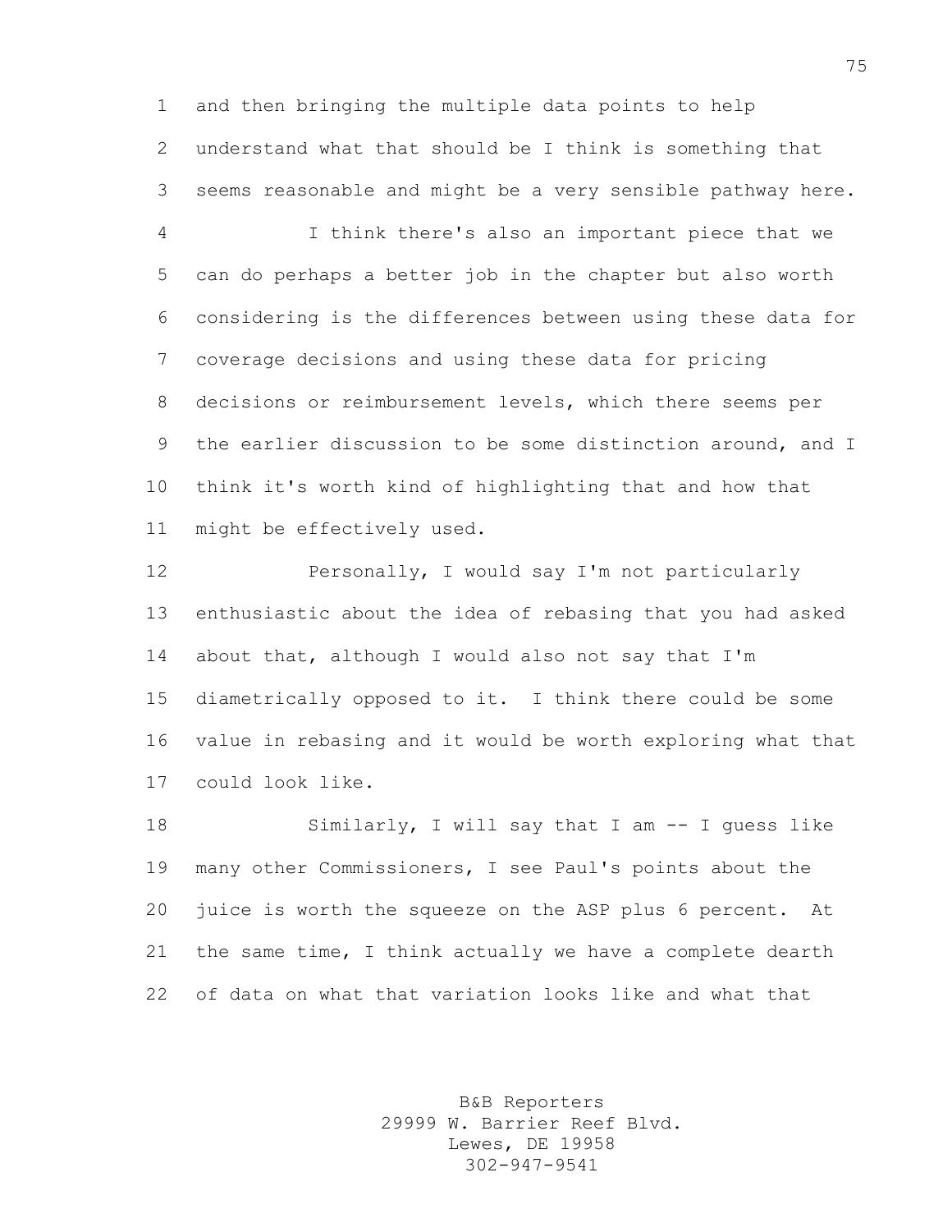and then bringing the multiple data points to help understand what that should be I think is something that seems reasonable and might be a very sensible pathway here.

I think there's also an important piece that we can do perhaps a better job in the chapter but also worth considering is the differences between using these data for coverage decisions and using these data for pricing decisions or reimbursement levels, which there seems per the earlier discussion to be some distinction around, and I think it's worth kind of highlighting that and how that might be effectively used.

Personally, I would say I'm not particularly enthusiastic about the idea of rebasing that you had asked about that, although I would also not say that I'm diametrically opposed to it. I think there could be some value in rebasing and it would be worth exploring what that could look like.

Similarly, I will say that I am -- I guess like many other Commissioners, I see Paul's points about the juice is worth the squeeze on the ASP plus 6 percent. At the same time, I think actually we have a complete dearth of data on what that variation looks like and what that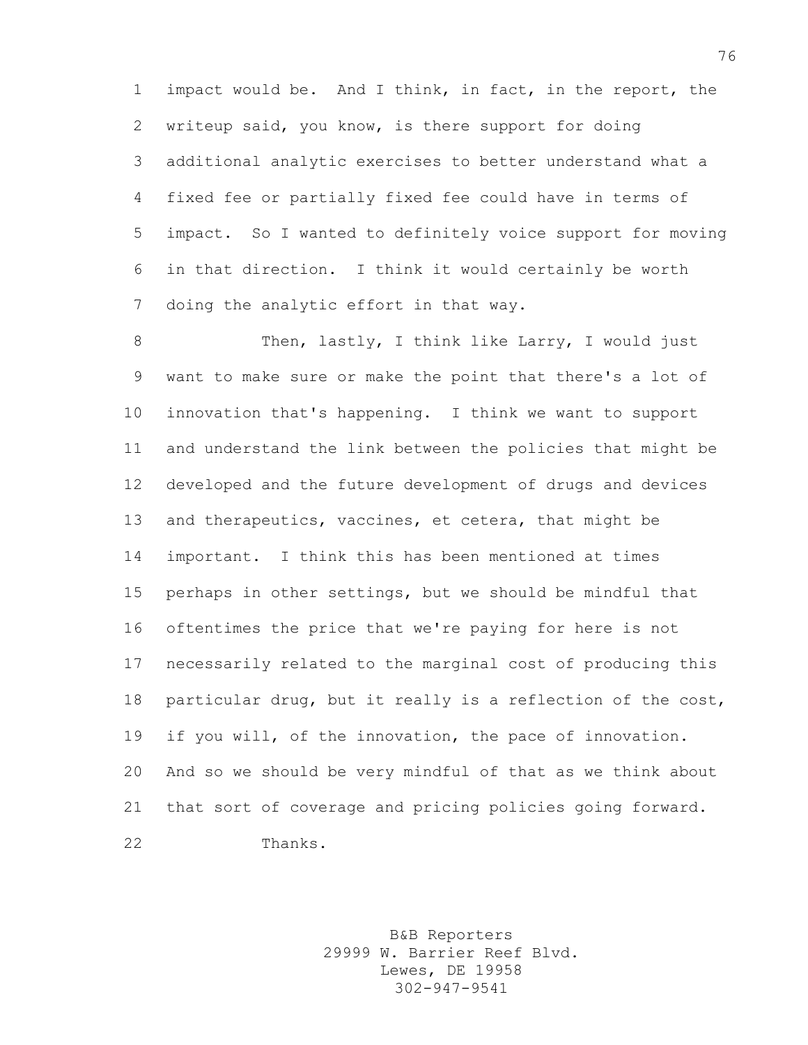impact would be. And I think, in fact, in the report, the writeup said, you know, is there support for doing additional analytic exercises to better understand what a fixed fee or partially fixed fee could have in terms of impact. So I wanted to definitely voice support for moving in that direction. I think it would certainly be worth doing the analytic effort in that way.

Then, lastly, I think like Larry, I would just want to make sure or make the point that there's a lot of innovation that's happening. I think we want to support and understand the link between the policies that might be developed and the future development of drugs and devices and therapeutics, vaccines, et cetera, that might be important. I think this has been mentioned at times perhaps in other settings, but we should be mindful that oftentimes the price that we're paying for here is not necessarily related to the marginal cost of producing this particular drug, but it really is a reflection of the cost, if you will, of the innovation, the pace of innovation. And so we should be very mindful of that as we think about that sort of coverage and pricing policies going forward.

Thanks.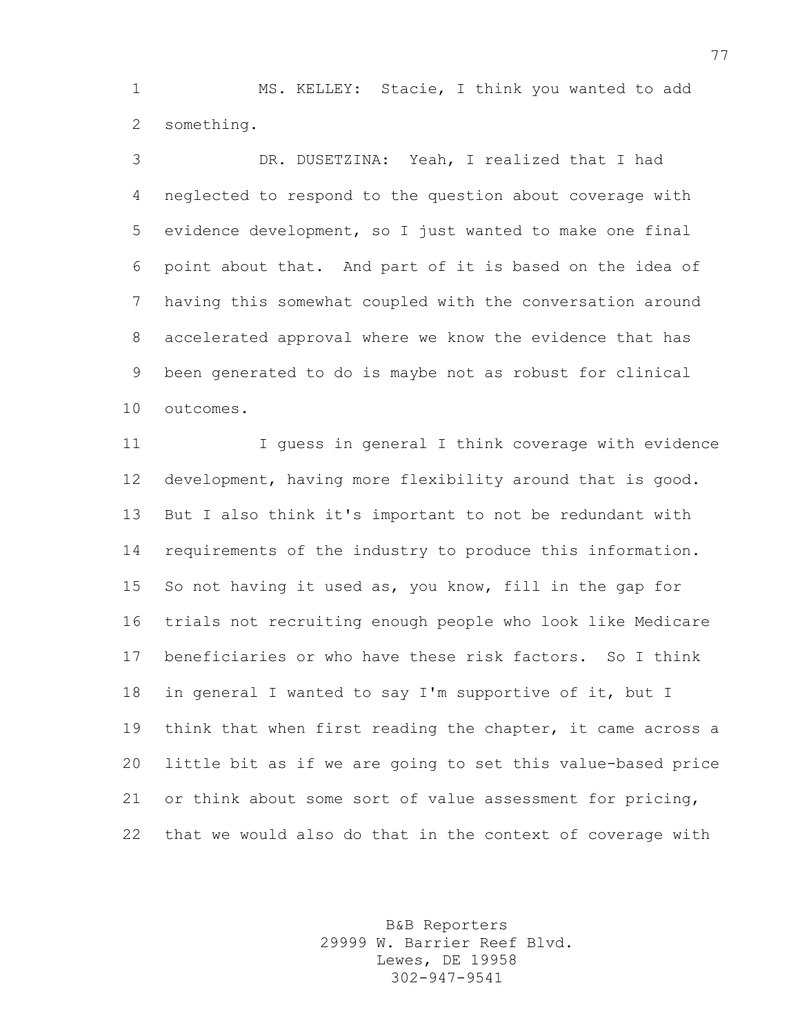MS. KELLEY: Stacie, I think you wanted to add something.

DR. DUSETZINA: Yeah, I realized that I had neglected to respond to the question about coverage with evidence development, so I just wanted to make one final point about that. And part of it is based on the idea of having this somewhat coupled with the conversation around accelerated approval where we know the evidence that has been generated to do is maybe not as robust for clinical outcomes.

I guess in general I think coverage with evidence development, having more flexibility around that is good. But I also think it's important to not be redundant with requirements of the industry to produce this information. So not having it used as, you know, fill in the gap for trials not recruiting enough people who look like Medicare beneficiaries or who have these risk factors. So I think in general I wanted to say I'm supportive of it, but I think that when first reading the chapter, it came across a little bit as if we are going to set this value-based price or think about some sort of value assessment for pricing, that we would also do that in the context of coverage with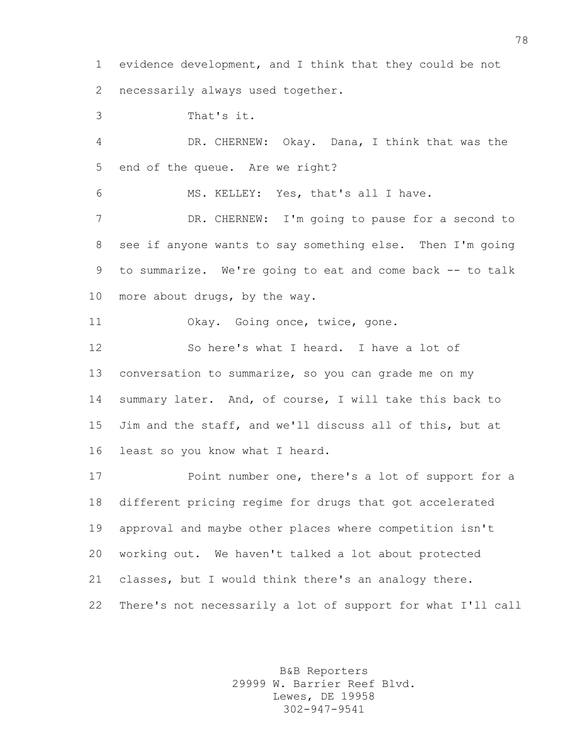evidence development, and I think that they could be not necessarily always used together.

That's it.

DR. CHERNEW: Okay. Dana, I think that was the end of the queue. Are we right?

MS. KELLEY: Yes, that's all I have.

DR. CHERNEW: I'm going to pause for a second to see if anyone wants to say something else. Then I'm going to summarize. We're going to eat and come back -- to talk more about drugs, by the way.

Okay. Going once, twice, gone.

So here's what I heard. I have a lot of conversation to summarize, so you can grade me on my summary later. And, of course, I will take this back to Jim and the staff, and we'll discuss all of this, but at least so you know what I heard.

Point number one, there's a lot of support for a different pricing regime for drugs that got accelerated approval and maybe other places where competition isn't working out. We haven't talked a lot about protected classes, but I would think there's an analogy there. There's not necessarily a lot of support for what I'll call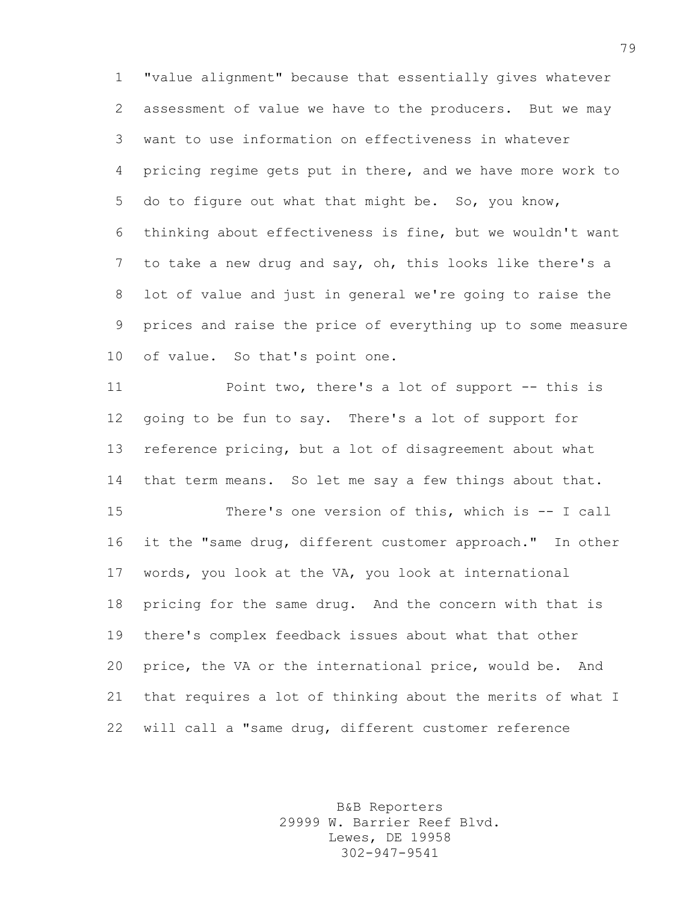"value alignment" because that essentially gives whatever assessment of value we have to the producers. But we may want to use information on effectiveness in whatever pricing regime gets put in there, and we have more work to do to figure out what that might be. So, you know, thinking about effectiveness is fine, but we wouldn't want to take a new drug and say, oh, this looks like there's a lot of value and just in general we're going to raise the prices and raise the price of everything up to some measure of value. So that's point one.

Point two, there's a lot of support -- this is going to be fun to say. There's a lot of support for reference pricing, but a lot of disagreement about what that term means. So let me say a few things about that.

There's one version of this, which is -- I call it the "same drug, different customer approach." In other words, you look at the VA, you look at international pricing for the same drug. And the concern with that is there's complex feedback issues about what that other price, the VA or the international price, would be. And that requires a lot of thinking about the merits of what I will call a "same drug, different customer reference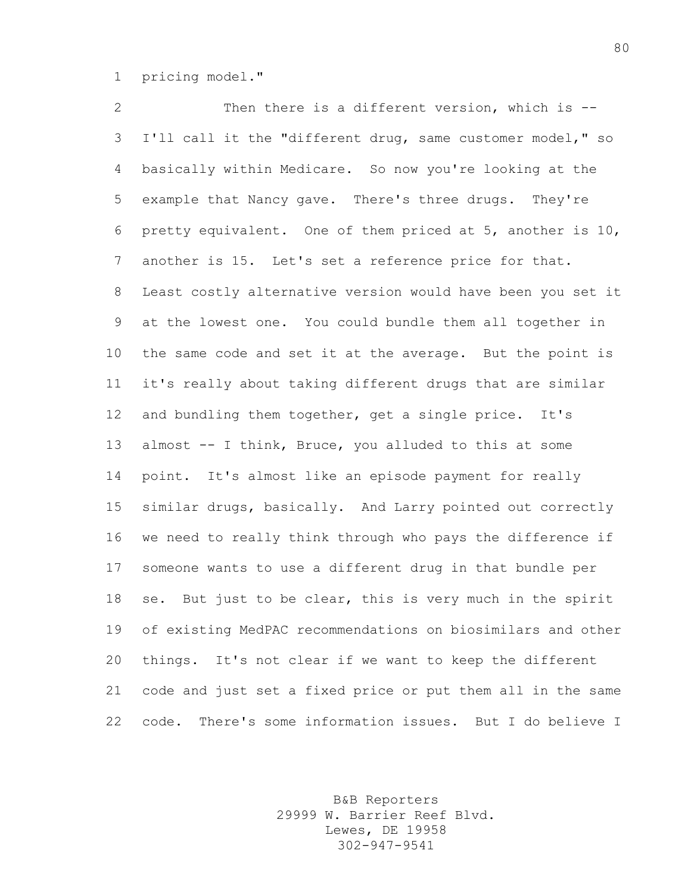pricing model."

Then there is a different version, which is -- I'll call it the "different drug, same customer model," so basically within Medicare. So now you're looking at the example that Nancy gave. There's three drugs. They're pretty equivalent. One of them priced at 5, another is 10, another is 15. Let's set a reference price for that. Least costly alternative version would have been you set it at the lowest one. You could bundle them all together in the same code and set it at the average. But the point is it's really about taking different drugs that are similar and bundling them together, get a single price. It's almost -- I think, Bruce, you alluded to this at some point. It's almost like an episode payment for really similar drugs, basically. And Larry pointed out correctly we need to really think through who pays the difference if someone wants to use a different drug in that bundle per se. But just to be clear, this is very much in the spirit of existing MedPAC recommendations on biosimilars and other things. It's not clear if we want to keep the different code and just set a fixed price or put them all in the same code. There's some information issues. But I do believe I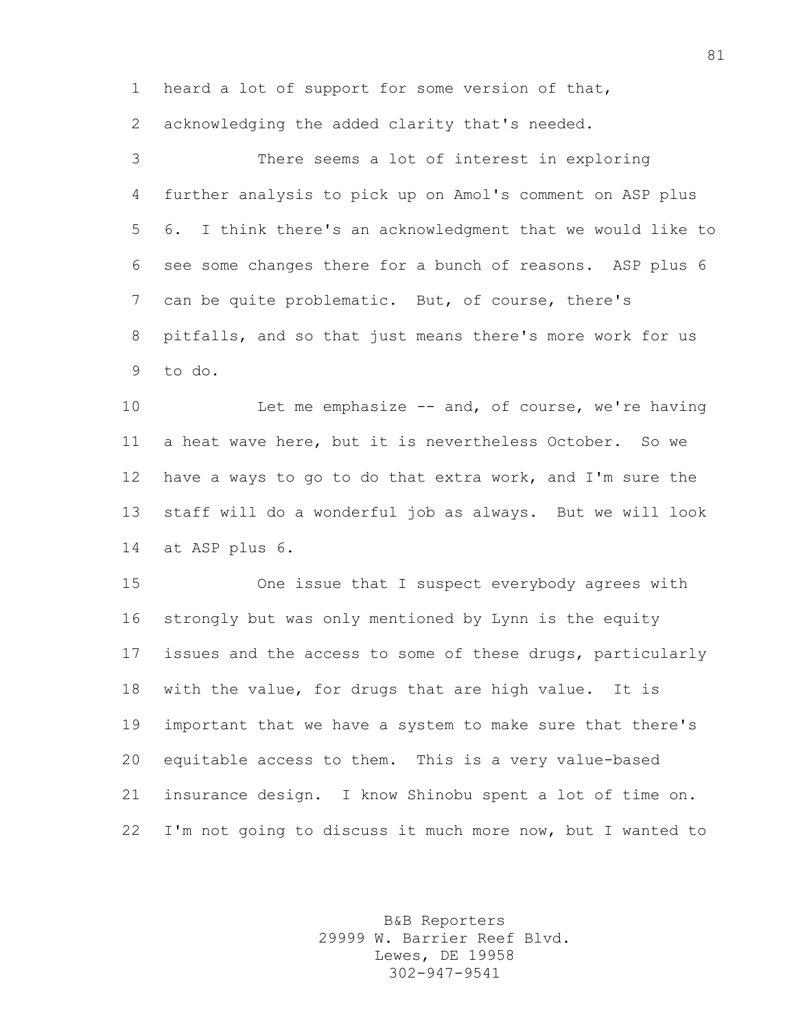heard a lot of support for some version of that, acknowledging the added clarity that's needed.

There seems a lot of interest in exploring further analysis to pick up on Amol's comment on ASP plus 6. I think there's an acknowledgment that we would like to see some changes there for a bunch of reasons. ASP plus 6 can be quite problematic. But, of course, there's pitfalls, and so that just means there's more work for us to do.

Let me emphasize -- and, of course, we're having a heat wave here, but it is nevertheless October. So we have a ways to go to do that extra work, and I'm sure the staff will do a wonderful job as always. But we will look at ASP plus 6.

One issue that I suspect everybody agrees with strongly but was only mentioned by Lynn is the equity issues and the access to some of these drugs, particularly with the value, for drugs that are high value. It is important that we have a system to make sure that there's equitable access to them. This is a very value-based insurance design. I know Shinobu spent a lot of time on. I'm not going to discuss it much more now, but I wanted to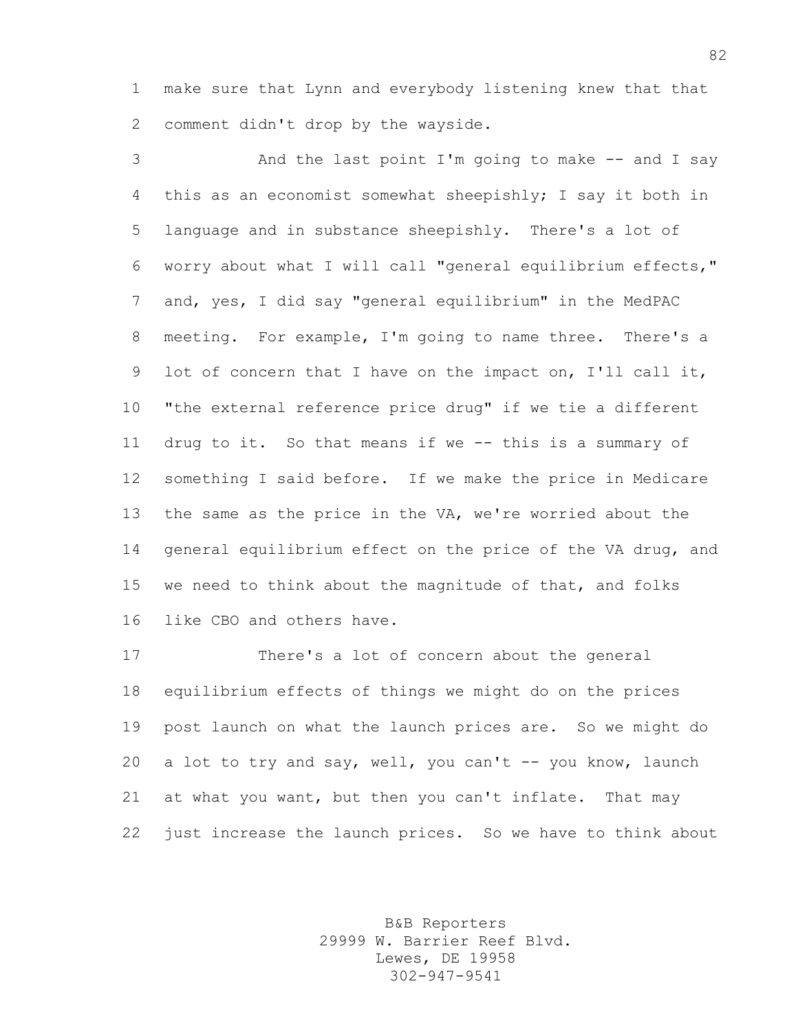make sure that Lynn and everybody listening knew that that comment didn't drop by the wayside.

And the last point I'm going to make -- and I say this as an economist somewhat sheepishly; I say it both in language and in substance sheepishly. There's a lot of worry about what I will call "general equilibrium effects," and, yes, I did say "general equilibrium" in the MedPAC meeting. For example, I'm going to name three. There's a lot of concern that I have on the impact on, I'll call it, "the external reference price drug" if we tie a different drug to it. So that means if we -- this is a summary of something I said before. If we make the price in Medicare the same as the price in the VA, we're worried about the general equilibrium effect on the price of the VA drug, and we need to think about the magnitude of that, and folks like CBO and others have.

There's a lot of concern about the general equilibrium effects of things we might do on the prices post launch on what the launch prices are. So we might do a lot to try and say, well, you can't -- you know, launch at what you want, but then you can't inflate. That may just increase the launch prices. So we have to think about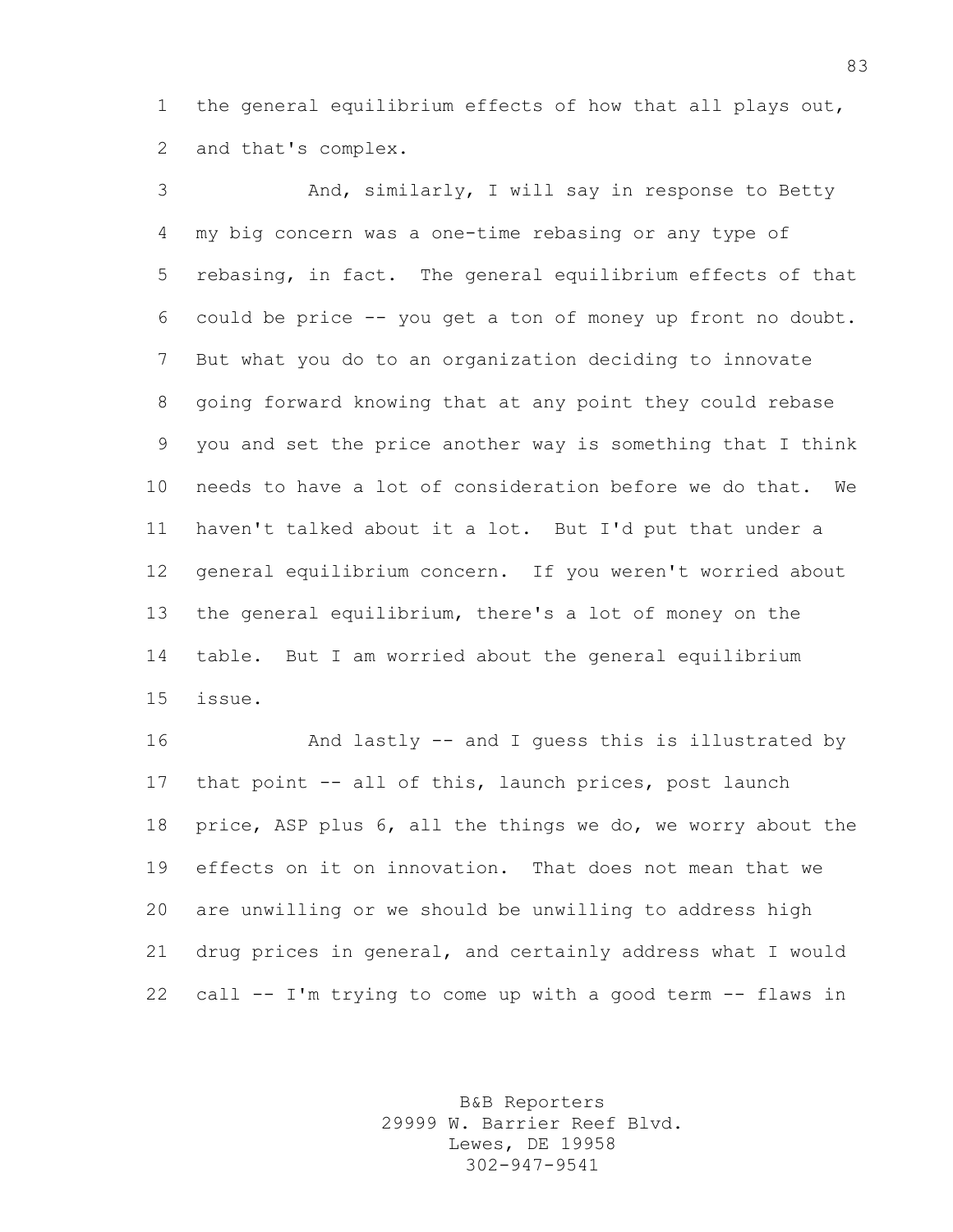the general equilibrium effects of how that all plays out, and that's complex.

And, similarly, I will say in response to Betty my big concern was a one-time rebasing or any type of rebasing, in fact. The general equilibrium effects of that could be price -- you get a ton of money up front no doubt. But what you do to an organization deciding to innovate going forward knowing that at any point they could rebase you and set the price another way is something that I think needs to have a lot of consideration before we do that. We haven't talked about it a lot. But I'd put that under a general equilibrium concern. If you weren't worried about the general equilibrium, there's a lot of money on the table. But I am worried about the general equilibrium issue.

And lastly -- and I guess this is illustrated by that point -- all of this, launch prices, post launch price, ASP plus 6, all the things we do, we worry about the effects on it on innovation. That does not mean that we are unwilling or we should be unwilling to address high drug prices in general, and certainly address what I would call -- I'm trying to come up with a good term -- flaws in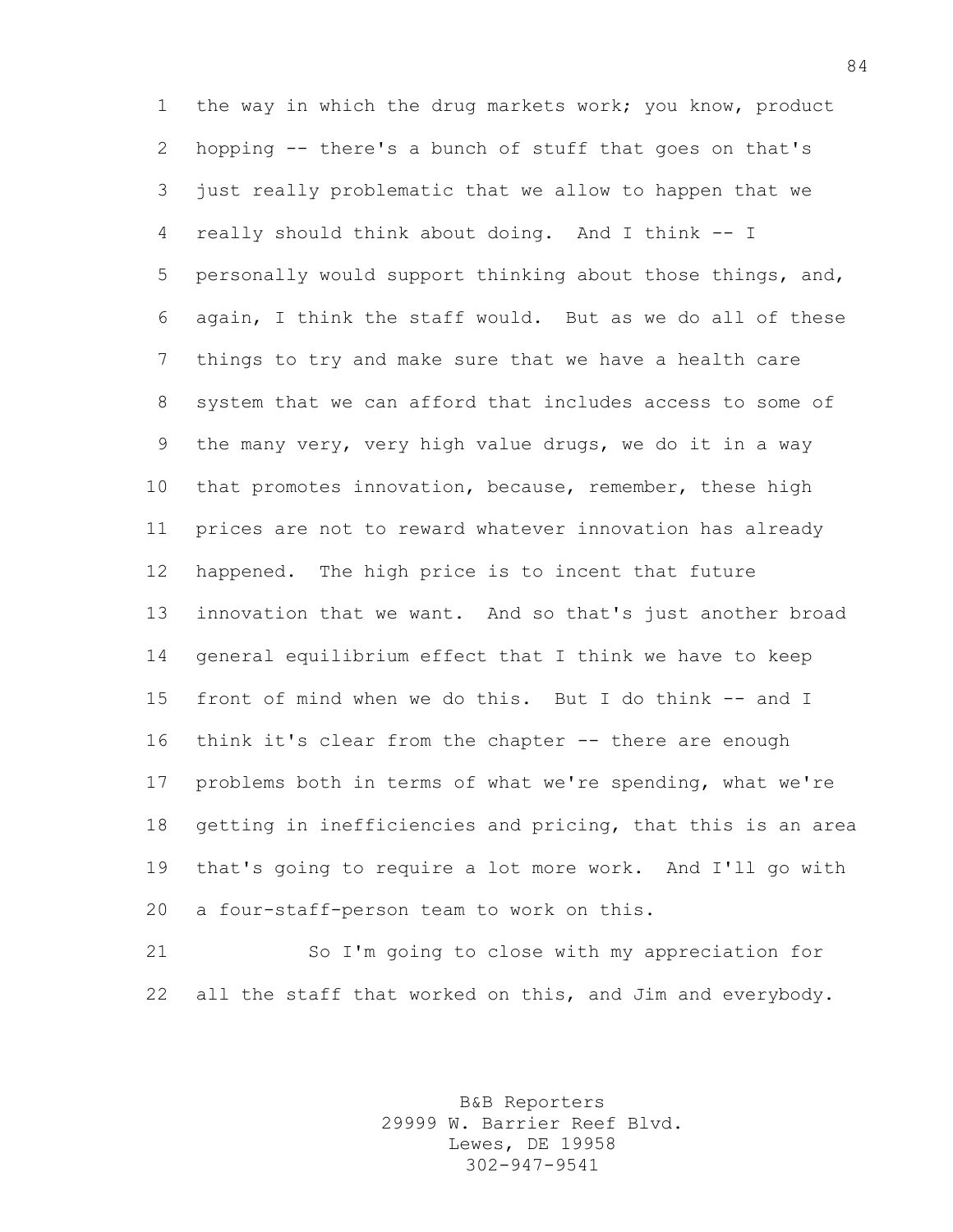the way in which the drug markets work; you know, product hopping -- there's a bunch of stuff that goes on that's just really problematic that we allow to happen that we really should think about doing. And I think -- I personally would support thinking about those things, and, again, I think the staff would. But as we do all of these things to try and make sure that we have a health care system that we can afford that includes access to some of the many very, very high value drugs, we do it in a way that promotes innovation, because, remember, these high prices are not to reward whatever innovation has already happened. The high price is to incent that future innovation that we want. And so that's just another broad general equilibrium effect that I think we have to keep front of mind when we do this. But I do think -- and I think it's clear from the chapter -- there are enough problems both in terms of what we're spending, what we're getting in inefficiencies and pricing, that this is an area that's going to require a lot more work. And I'll go with a four-staff-person team to work on this.

So I'm going to close with my appreciation for all the staff that worked on this, and Jim and everybody.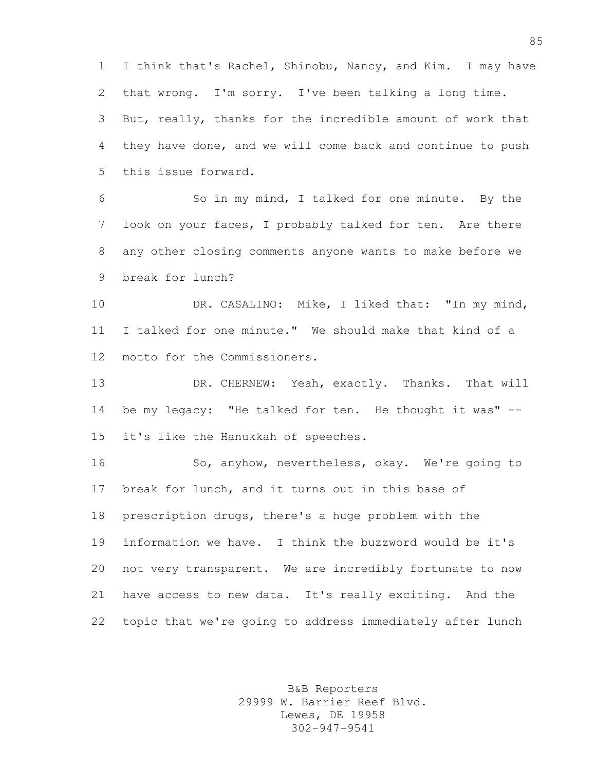I think that's Rachel, Shinobu, Nancy, and Kim. I may have that wrong. I'm sorry. I've been talking a long time. But, really, thanks for the incredible amount of work that they have done, and we will come back and continue to push this issue forward.

So in my mind, I talked for one minute. By the look on your faces, I probably talked for ten. Are there any other closing comments anyone wants to make before we break for lunch?

DR. CASALINO: Mike, I liked that: "In my mind, I talked for one minute." We should make that kind of a motto for the Commissioners.

DR. CHERNEW: Yeah, exactly. Thanks. That will be my legacy: "He talked for ten. He thought it was" -- it's like the Hanukkah of speeches.

So, anyhow, nevertheless, okay. We're going to break for lunch, and it turns out in this base of prescription drugs, there's a huge problem with the information we have. I think the buzzword would be it's not very transparent. We are incredibly fortunate to now have access to new data. It's really exciting. And the topic that we're going to address immediately after lunch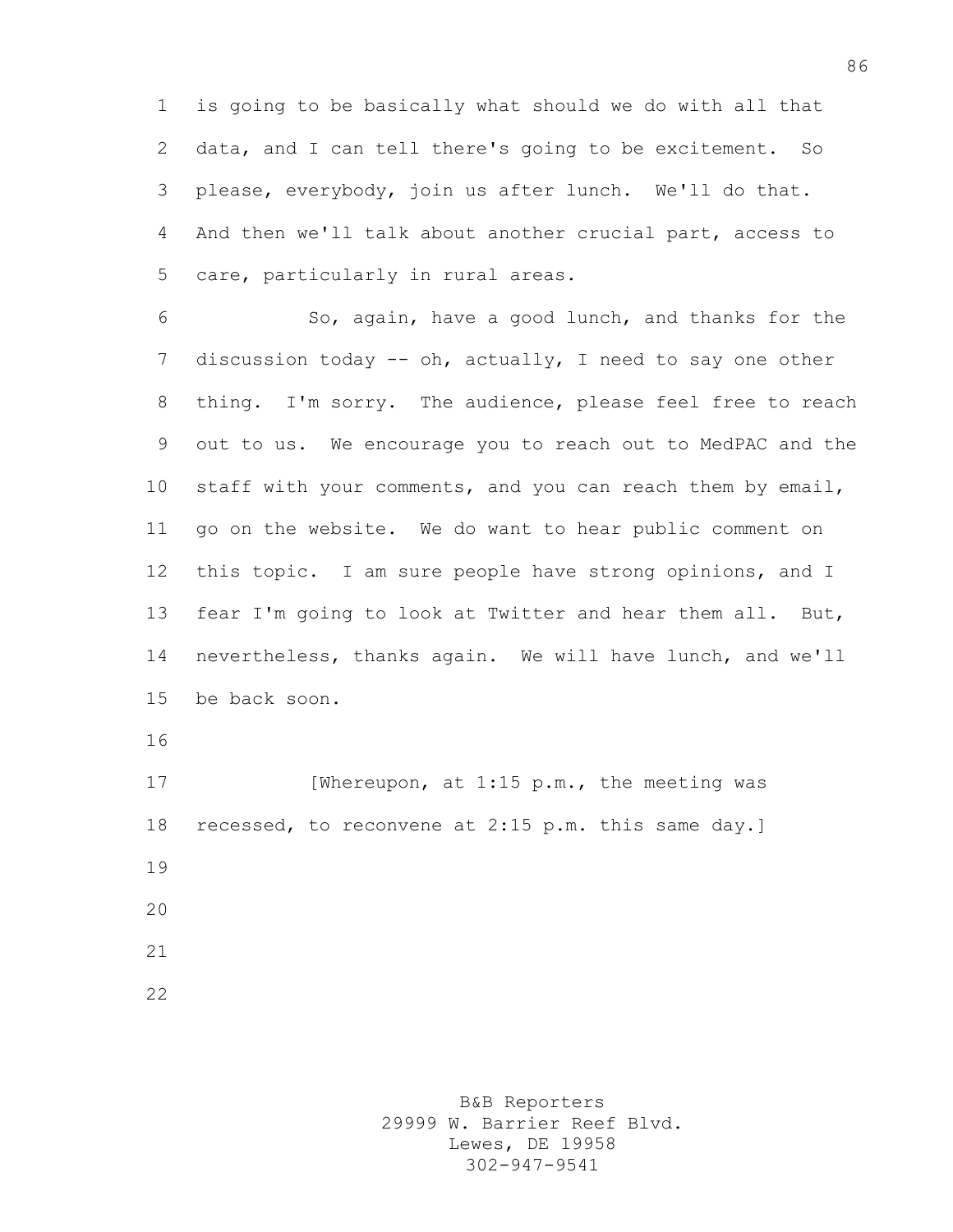is going to be basically what should we do with all that data, and I can tell there's going to be excitement. So please, everybody, join us after lunch. We'll do that. And then we'll talk about another crucial part, access to care, particularly in rural areas.

So, again, have a good lunch, and thanks for the discussion today -- oh, actually, I need to say one other thing. I'm sorry. The audience, please feel free to reach out to us. We encourage you to reach out to MedPAC and the staff with your comments, and you can reach them by email, go on the website. We do want to hear public comment on this topic. I am sure people have strong opinions, and I fear I'm going to look at Twitter and hear them all. But, nevertheless, thanks again. We will have lunch, and we'll be back soon.

[Whereupon, at 1:15 p.m., the meeting was recessed, to reconvene at 2:15 p.m. this same day.]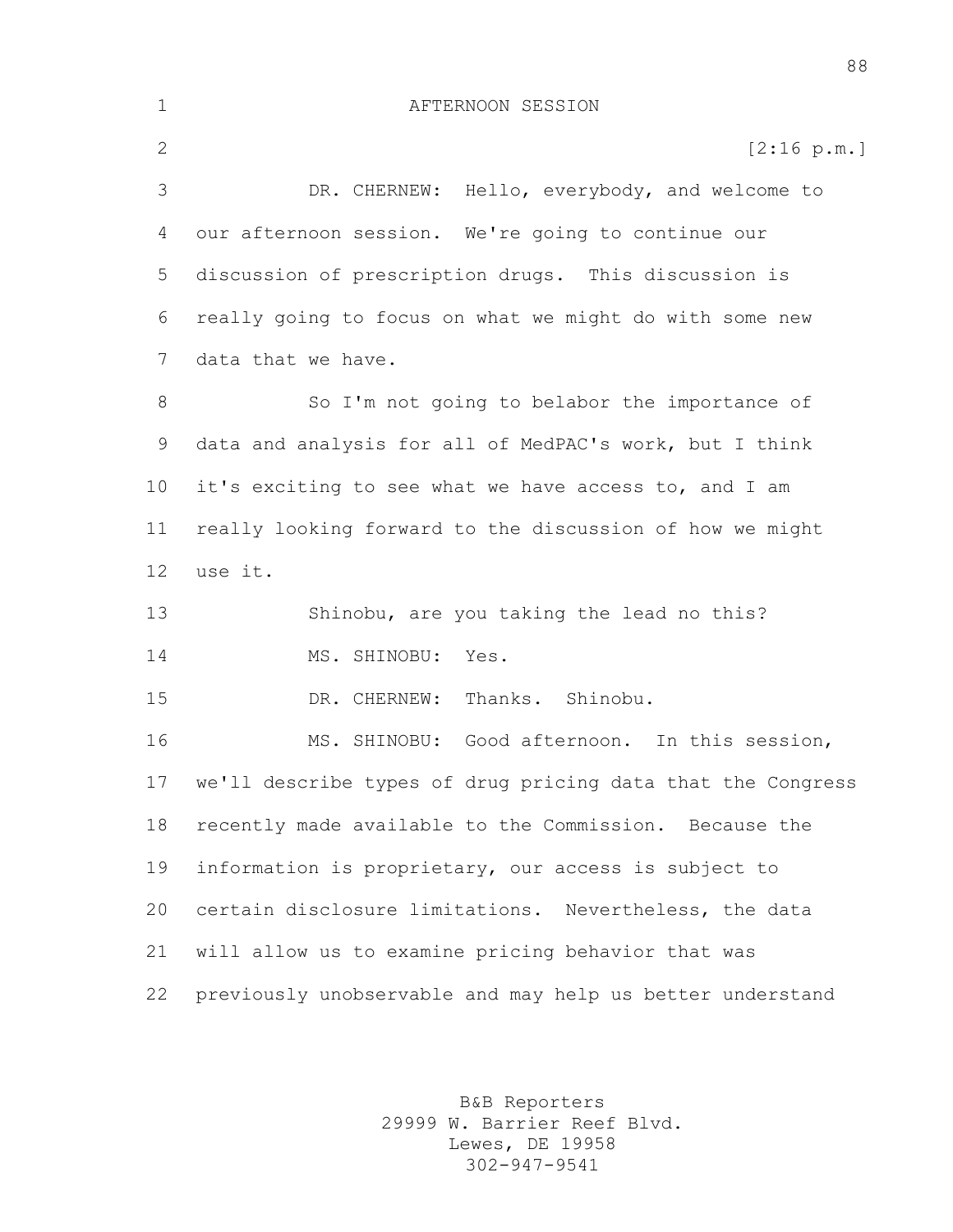AFTERNOON SESSION

[2:16 p.m.]

DR. CHERNEW: Hello, everybody, and welcome to our afternoon session. We're going to continue our discussion of prescription drugs. This discussion is really going to focus on what we might do with some new data that we have.

So I'm not going to belabor the importance of data and analysis for all of MedPAC's work, but I think it's exciting to see what we have access to, and I am really looking forward to the discussion of how we might use it.

Shinobu, are you taking the lead no this?

MS. SHINOBU: Yes.

DR. CHERNEW: Thanks. Shinobu.

MS. SHINOBU: Good afternoon. In this session, we'll describe types of drug pricing data that the Congress recently made available to the Commission. Because the information is proprietary, our access is subject to certain disclosure limitations. Nevertheless, the data will allow us to examine pricing behavior that was previously unobservable and may help us better understand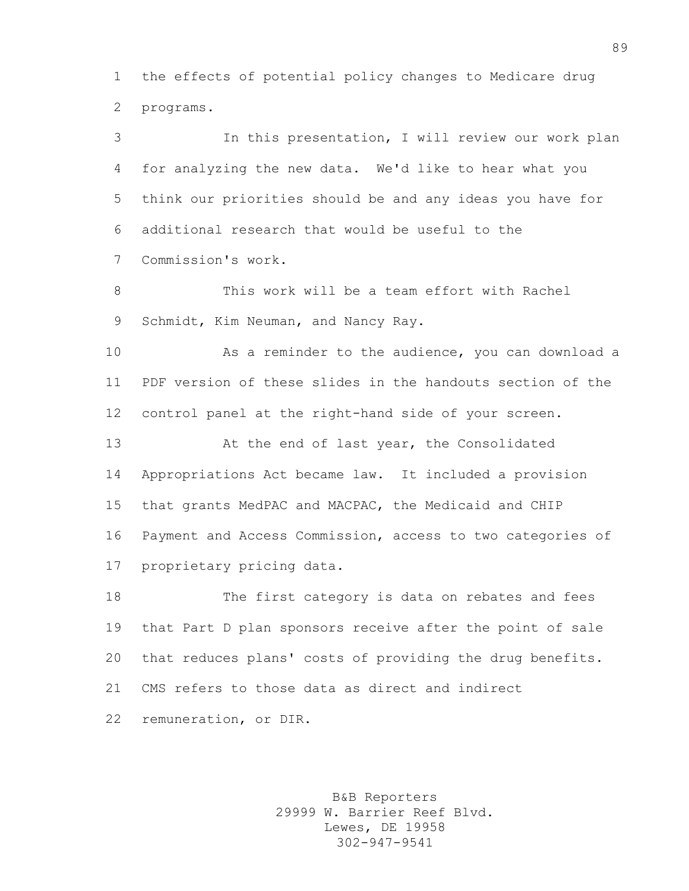the effects of potential policy changes to Medicare drug programs.

In this presentation, I will review our work plan for analyzing the new data. We'd like to hear what you think our priorities should be and any ideas you have for additional research that would be useful to the Commission's work.

This work will be a team effort with Rachel Schmidt, Kim Neuman, and Nancy Ray.

As a reminder to the audience, you can download a PDF version of these slides in the handouts section of the control panel at the right-hand side of your screen.

At the end of last year, the Consolidated Appropriations Act became law. It included a provision that grants MedPAC and MACPAC, the Medicaid and CHIP Payment and Access Commission, access to two categories of proprietary pricing data.

The first category is data on rebates and fees that Part D plan sponsors receive after the point of sale that reduces plans' costs of providing the drug benefits. CMS refers to those data as direct and indirect remuneration, or DIR.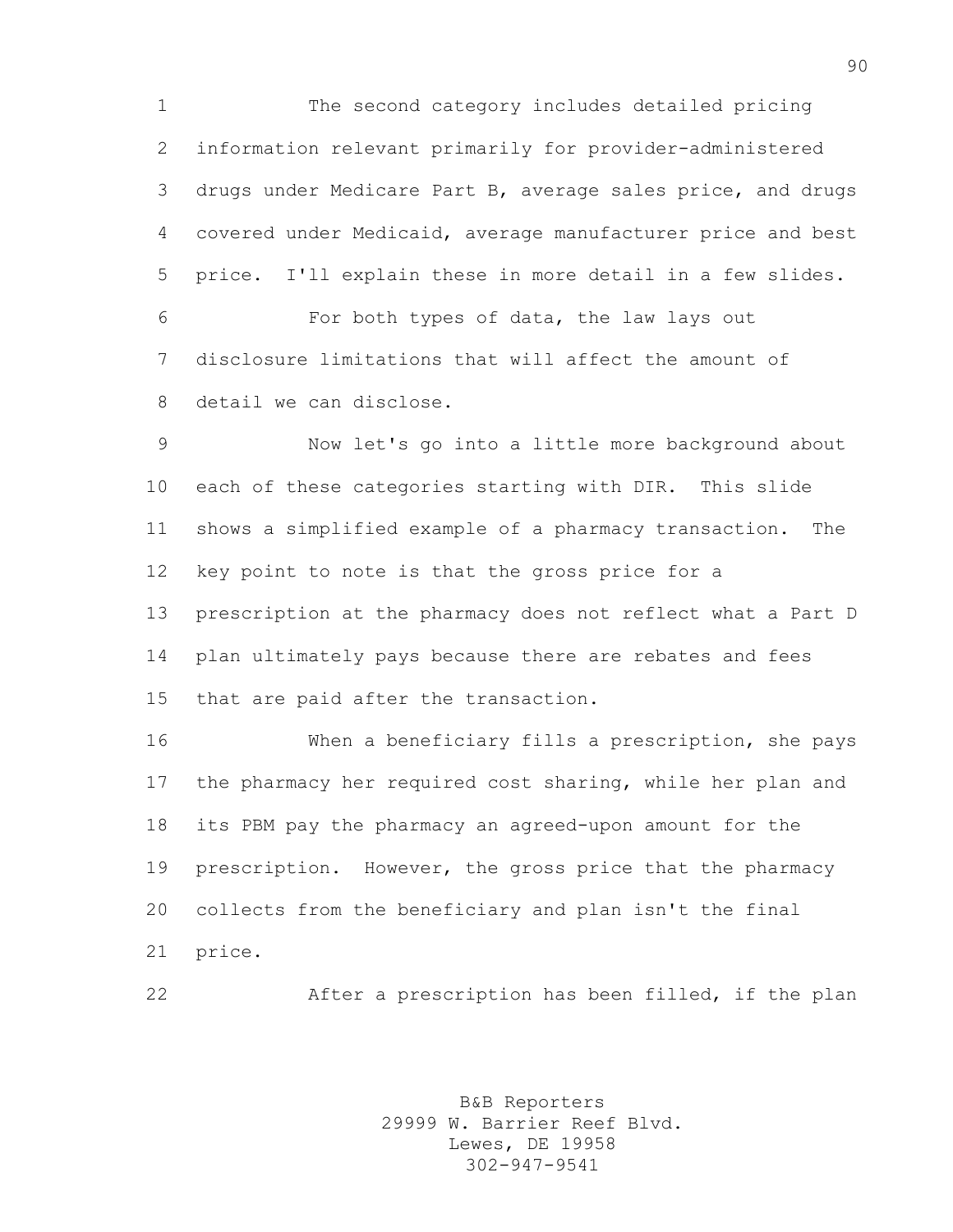The second category includes detailed pricing information relevant primarily for provider-administered drugs under Medicare Part B, average sales price, and drugs covered under Medicaid, average manufacturer price and best price. I'll explain these in more detail in a few slides.

For both types of data, the law lays out disclosure limitations that will affect the amount of detail we can disclose.

Now let's go into a little more background about each of these categories starting with DIR. This slide shows a simplified example of a pharmacy transaction. The key point to note is that the gross price for a prescription at the pharmacy does not reflect what a Part D plan ultimately pays because there are rebates and fees that are paid after the transaction.

When a beneficiary fills a prescription, she pays the pharmacy her required cost sharing, while her plan and its PBM pay the pharmacy an agreed-upon amount for the prescription. However, the gross price that the pharmacy collects from the beneficiary and plan isn't the final price.

After a prescription has been filled, if the plan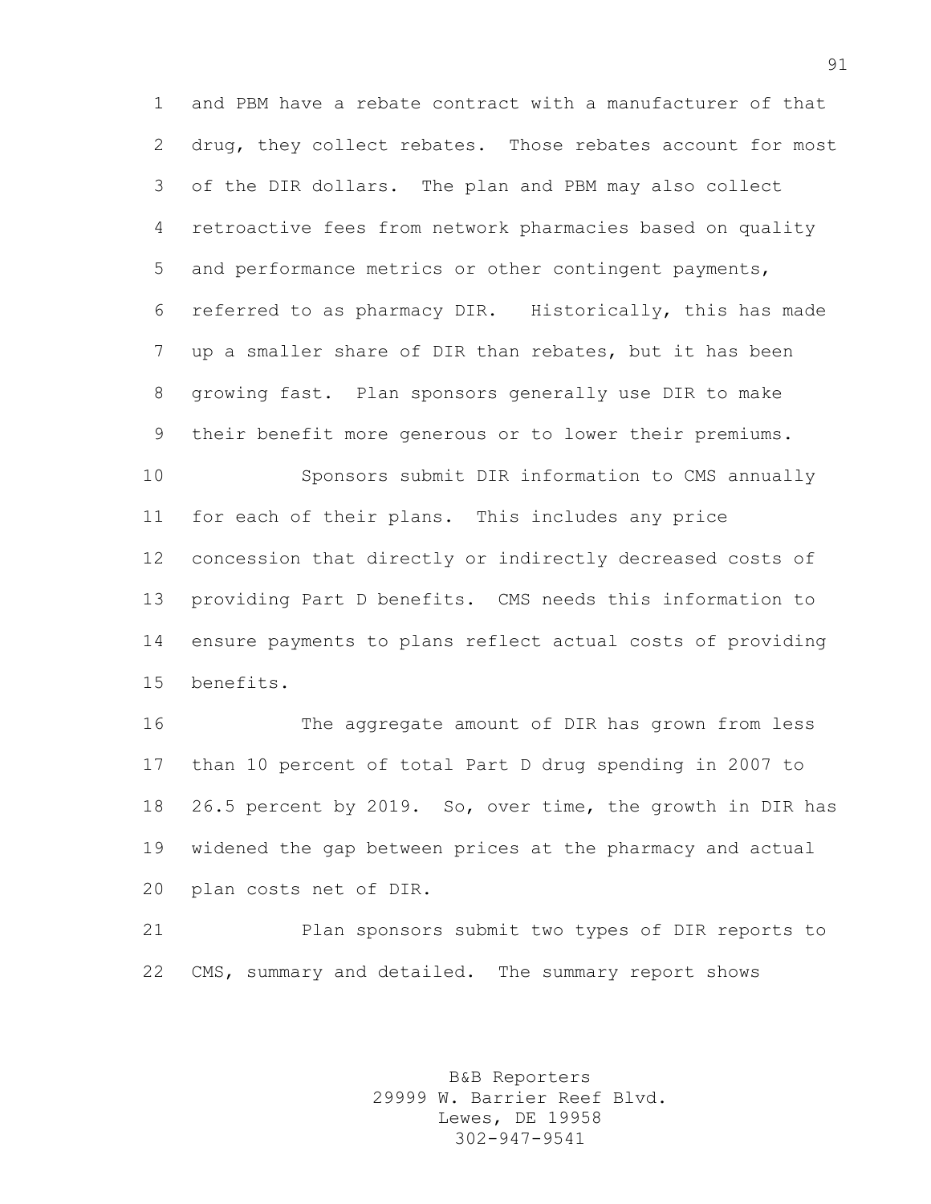and PBM have a rebate contract with a manufacturer of that drug, they collect rebates. Those rebates account for most of the DIR dollars. The plan and PBM may also collect retroactive fees from network pharmacies based on quality and performance metrics or other contingent payments, referred to as pharmacy DIR. Historically, this has made up a smaller share of DIR than rebates, but it has been growing fast. Plan sponsors generally use DIR to make their benefit more generous or to lower their premiums.

Sponsors submit DIR information to CMS annually for each of their plans. This includes any price concession that directly or indirectly decreased costs of providing Part D benefits. CMS needs this information to ensure payments to plans reflect actual costs of providing benefits.

The aggregate amount of DIR has grown from less than 10 percent of total Part D drug spending in 2007 to 26.5 percent by 2019. So, over time, the growth in DIR has widened the gap between prices at the pharmacy and actual plan costs net of DIR.

Plan sponsors submit two types of DIR reports to CMS, summary and detailed. The summary report shows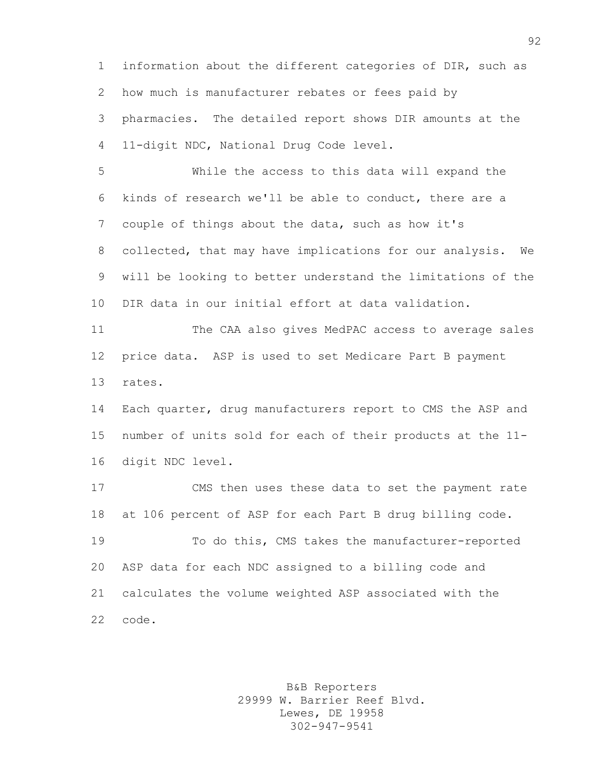information about the different categories of DIR, such as how much is manufacturer rebates or fees paid by pharmacies. The detailed report shows DIR amounts at the 11-digit NDC, National Drug Code level.

While the access to this data will expand the kinds of research we'll be able to conduct, there are a couple of things about the data, such as how it's collected, that may have implications for our analysis. We will be looking to better understand the limitations of the DIR data in our initial effort at data validation.

The CAA also gives MedPAC access to average sales price data. ASP is used to set Medicare Part B payment rates.

Each quarter, drug manufacturers report to CMS the ASP and number of units sold for each of their products at the 11-digit NDC level.

CMS then uses these data to set the payment rate at 106 percent of ASP for each Part B drug billing code.

To do this, CMS takes the manufacturer-reported ASP data for each NDC assigned to a billing code and calculates the volume weighted ASP associated with the code.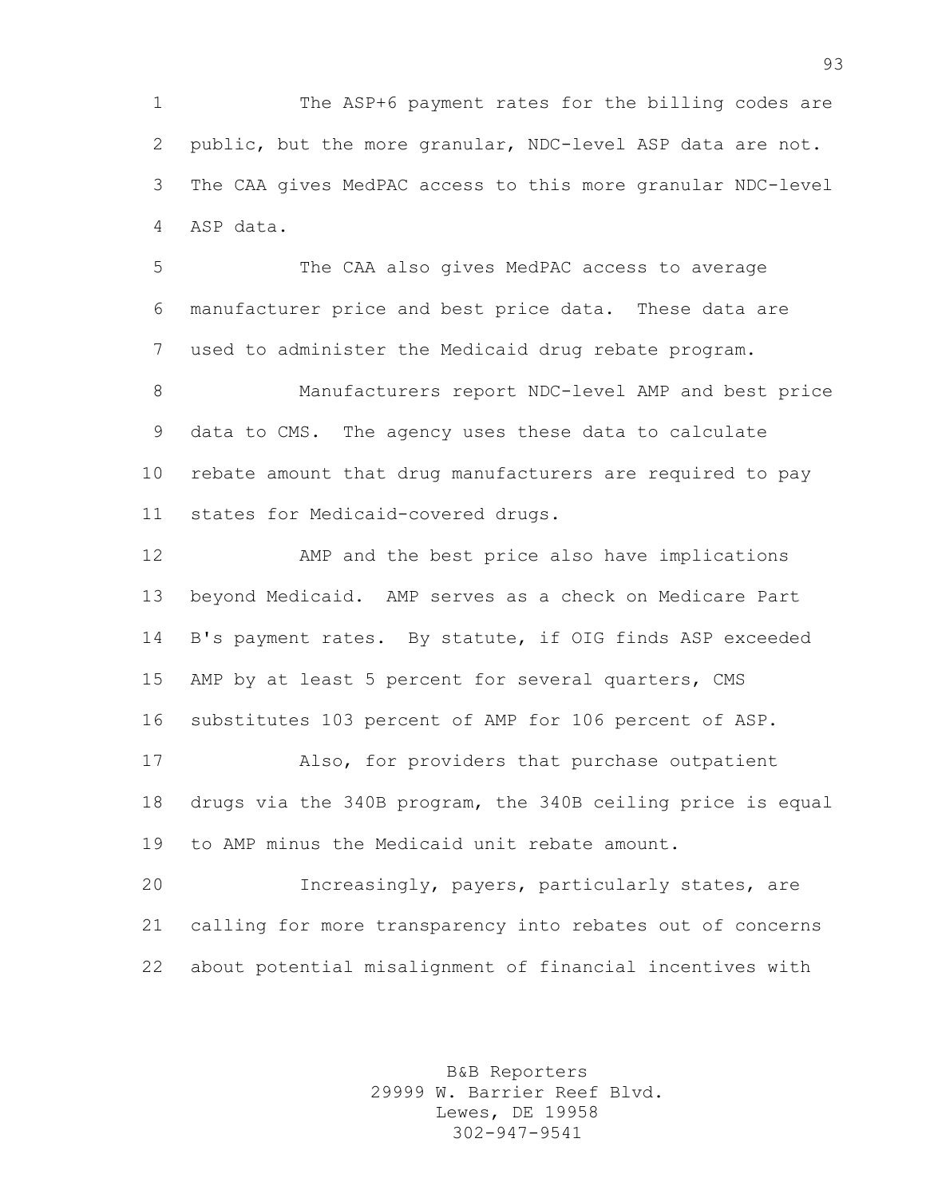The ASP+6 payment rates for the billing codes are public, but the more granular, NDC-level ASP data are not. The CAA gives MedPAC access to this more granular NDC-level ASP data.

The CAA also gives MedPAC access to average manufacturer price and best price data. These data are used to administer the Medicaid drug rebate program.

Manufacturers report NDC-level AMP and best price data to CMS. The agency uses these data to calculate rebate amount that drug manufacturers are required to pay states for Medicaid-covered drugs.

AMP and the best price also have implications beyond Medicaid. AMP serves as a check on Medicare Part B's payment rates. By statute, if OIG finds ASP exceeded AMP by at least 5 percent for several quarters, CMS substitutes 103 percent of AMP for 106 percent of ASP.

Also, for providers that purchase outpatient drugs via the 340B program, the 340B ceiling price is equal to AMP minus the Medicaid unit rebate amount.

Increasingly, payers, particularly states, are calling for more transparency into rebates out of concerns about potential misalignment of financial incentives with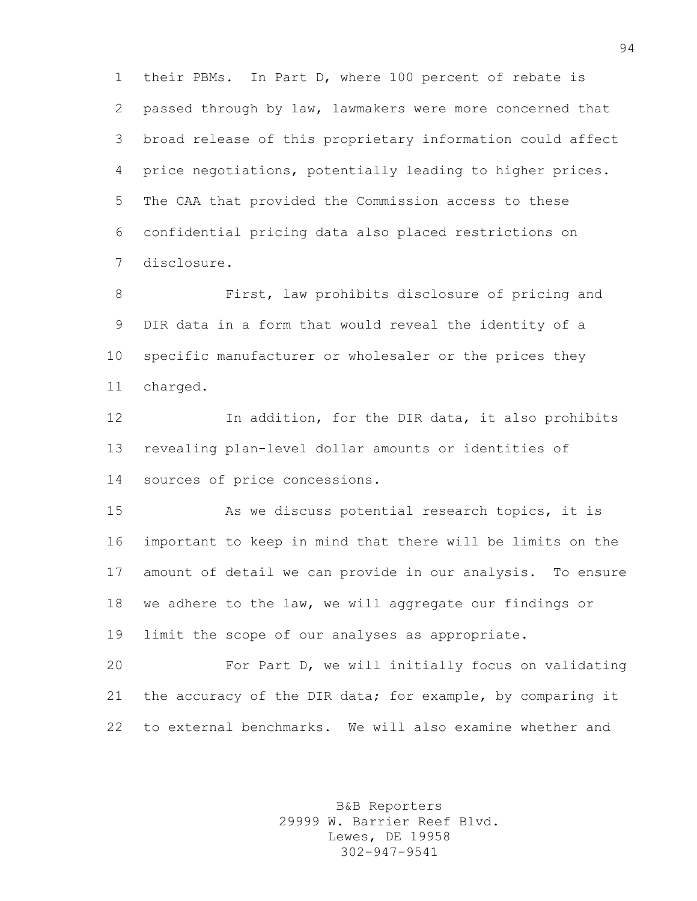their PBMs. In Part D, where 100 percent of rebate is passed through by law, lawmakers were more concerned that broad release of this proprietary information could affect price negotiations, potentially leading to higher prices. The CAA that provided the Commission access to these confidential pricing data also placed restrictions on disclosure.

First, law prohibits disclosure of pricing and DIR data in a form that would reveal the identity of a specific manufacturer or wholesaler or the prices they charged.

In addition, for the DIR data, it also prohibits revealing plan-level dollar amounts or identities of sources of price concessions.

As we discuss potential research topics, it is important to keep in mind that there will be limits on the amount of detail we can provide in our analysis. To ensure we adhere to the law, we will aggregate our findings or limit the scope of our analyses as appropriate.

For Part D, we will initially focus on validating the accuracy of the DIR data; for example, by comparing it to external benchmarks. We will also examine whether and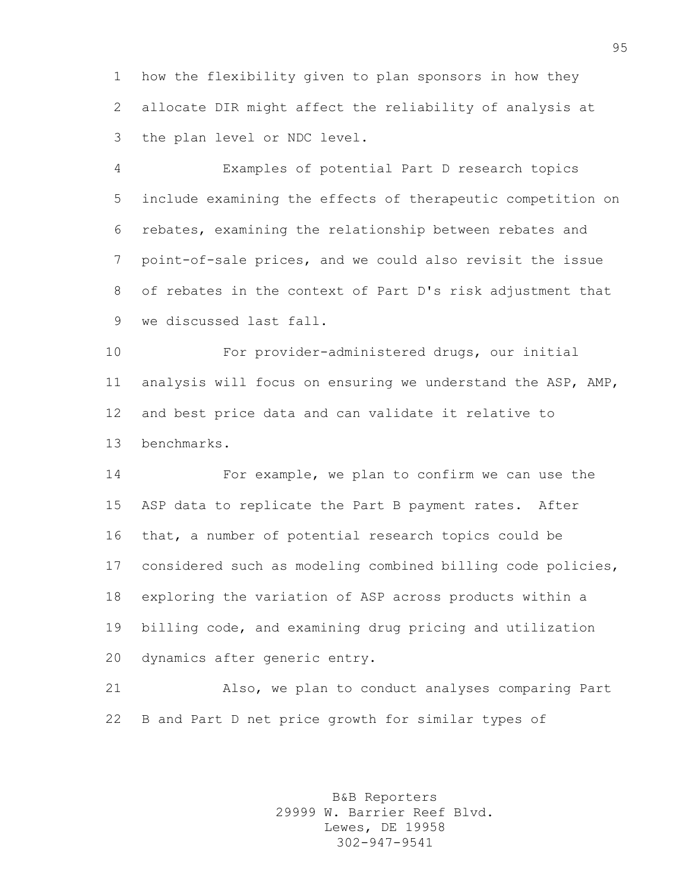how the flexibility given to plan sponsors in how they allocate DIR might affect the reliability of analysis at the plan level or NDC level.

Examples of potential Part D research topics include examining the effects of therapeutic competition on rebates, examining the relationship between rebates and point-of-sale prices, and we could also revisit the issue of rebates in the context of Part D's risk adjustment that we discussed last fall.

For provider-administered drugs, our initial analysis will focus on ensuring we understand the ASP, AMP, and best price data and can validate it relative to benchmarks.

For example, we plan to confirm we can use the ASP data to replicate the Part B payment rates. After that, a number of potential research topics could be considered such as modeling combined billing code policies, exploring the variation of ASP across products within a billing code, and examining drug pricing and utilization dynamics after generic entry.

Also, we plan to conduct analyses comparing Part B and Part D net price growth for similar types of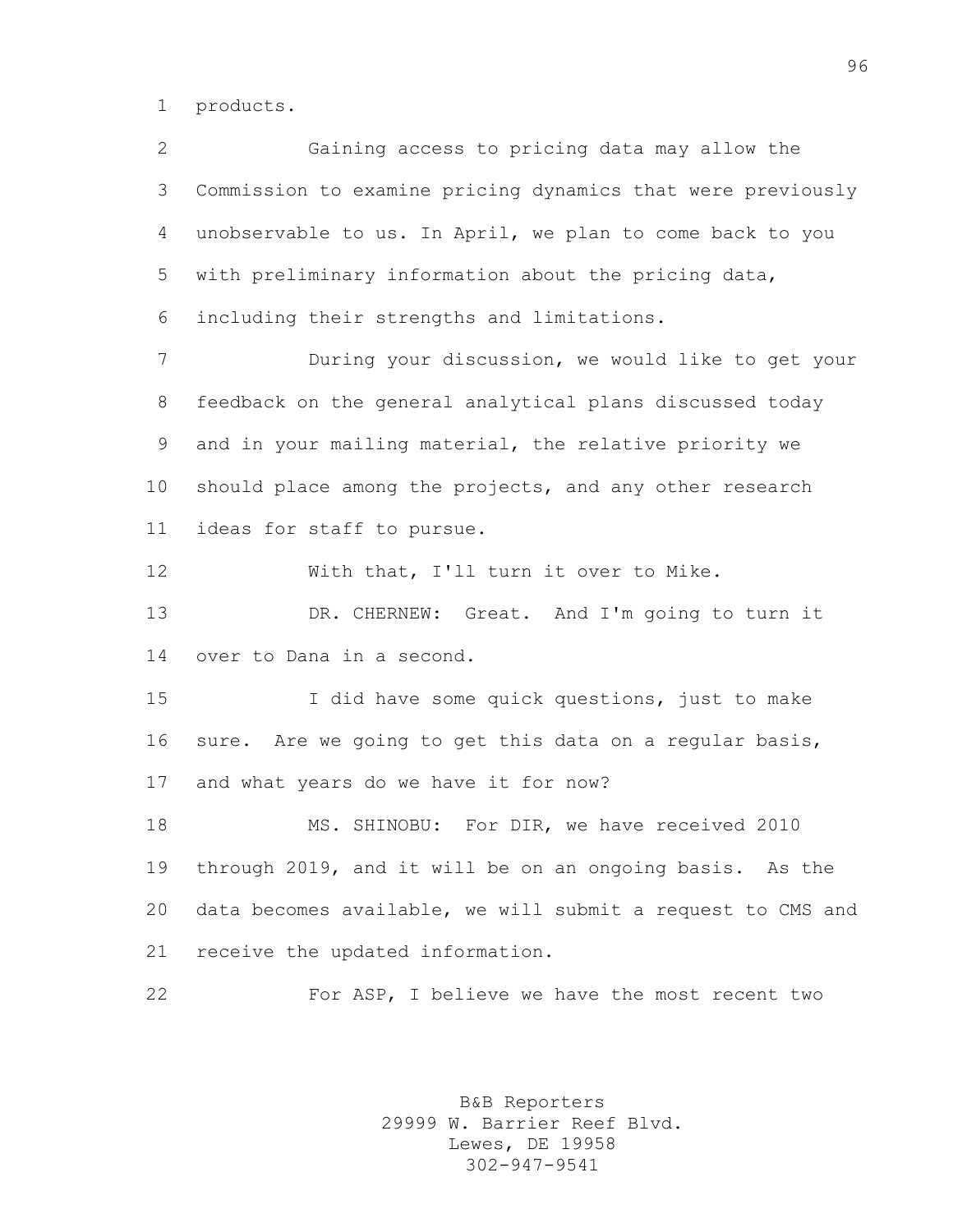products.

Gaining access to pricing data may allow the Commission to examine pricing dynamics that were previously unobservable to us. In April, we plan to come back to you with preliminary information about the pricing data, including their strengths and limitations.

During your discussion, we would like to get your feedback on the general analytical plans discussed today and in your mailing material, the relative priority we should place among the projects, and any other research ideas for staff to pursue.

With that, I'll turn it over to Mike.

DR. CHERNEW: Great. And I'm going to turn it over to Dana in a second.

I did have some quick questions, just to make sure. Are we going to get this data on a regular basis, and what years do we have it for now?

MS. SHINOBU: For DIR, we have received 2010 through 2019, and it will be on an ongoing basis. As the data becomes available, we will submit a request to CMS and receive the updated information.

For ASP, I believe we have the most recent two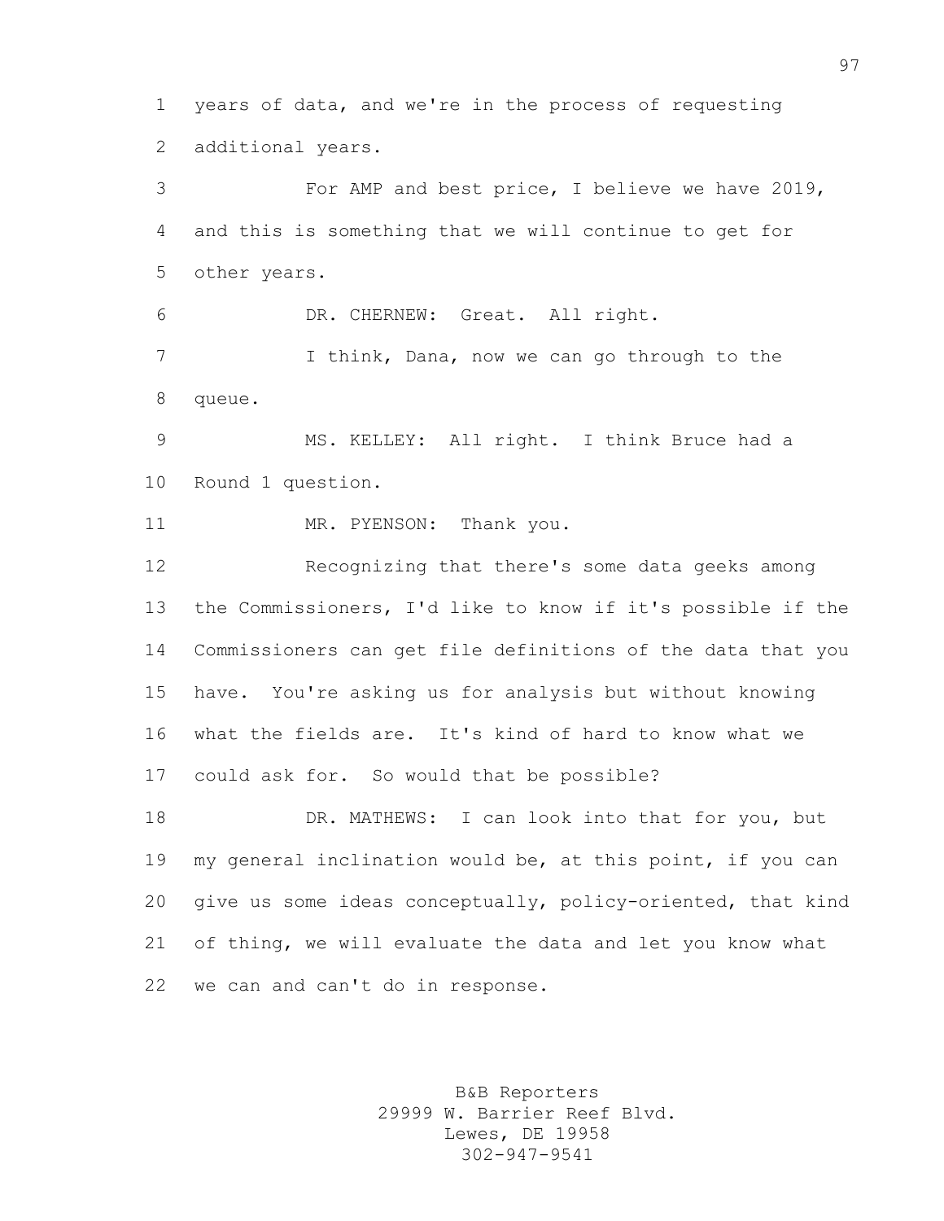years of data, and we're in the process of requesting additional years.

For AMP and best price, I believe we have 2019, and this is something that we will continue to get for other years.

DR. CHERNEW: Great. All right.

I think, Dana, now we can go through to the queue.

MS. KELLEY: All right. I think Bruce had a Round 1 question.

MR. PYENSON: Thank you.

Recognizing that there's some data geeks among the Commissioners, I'd like to know if it's possible if the Commissioners can get file definitions of the data that you have. You're asking us for analysis but without knowing what the fields are. It's kind of hard to know what we could ask for. So would that be possible?

DR. MATHEWS: I can look into that for you, but my general inclination would be, at this point, if you can give us some ideas conceptually, policy-oriented, that kind of thing, we will evaluate the data and let you know what we can and can't do in response.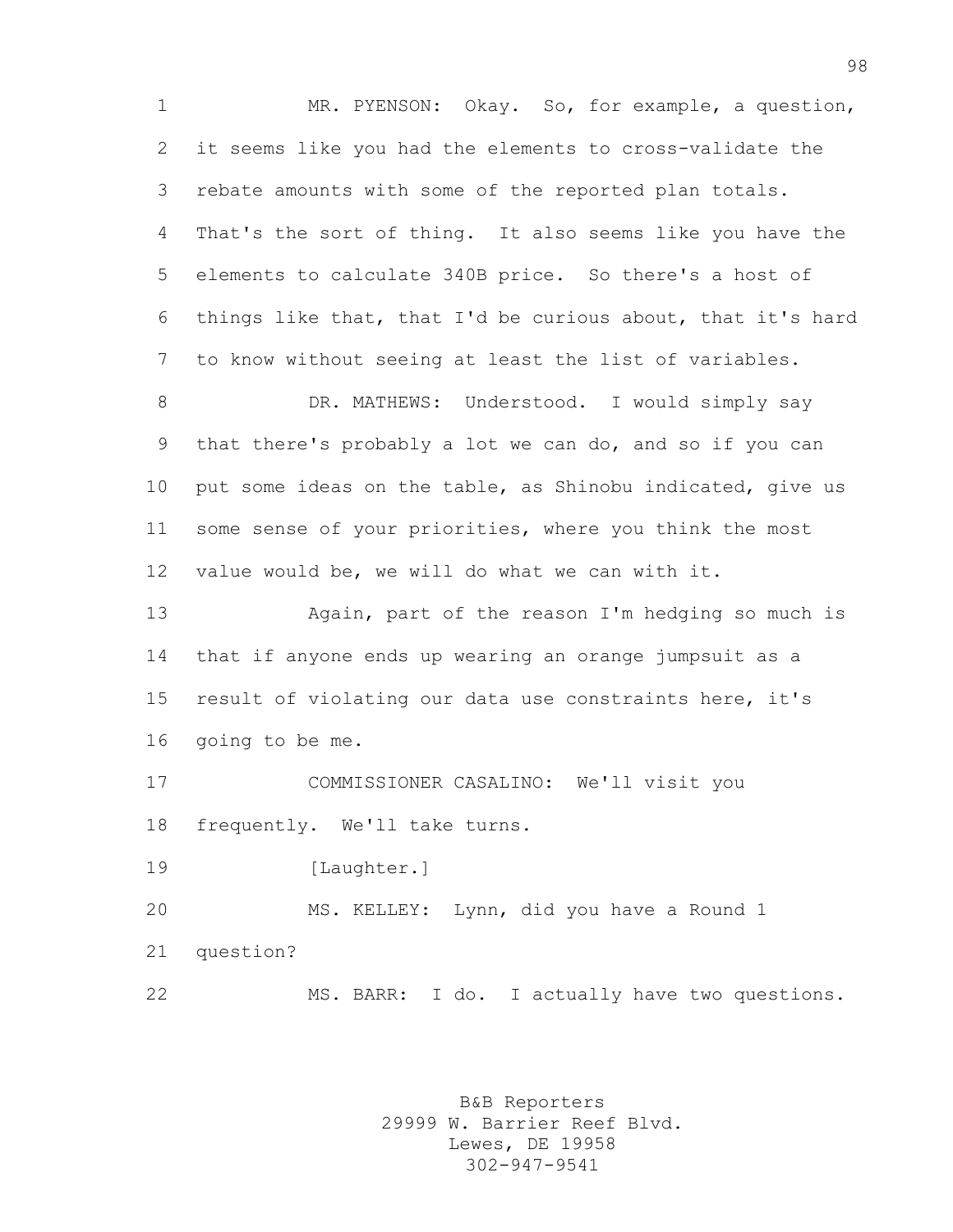MR. PYENSON: Okay. So, for example, a question, it seems like you had the elements to cross-validate the rebate amounts with some of the reported plan totals. That's the sort of thing. It also seems like you have the elements to calculate 340B price. So there's a host of things like that, that I'd be curious about, that it's hard to know without seeing at least the list of variables.

DR. MATHEWS: Understood. I would simply say that there's probably a lot we can do, and so if you can put some ideas on the table, as Shinobu indicated, give us some sense of your priorities, where you think the most value would be, we will do what we can with it.

Again, part of the reason I'm hedging so much is that if anyone ends up wearing an orange jumpsuit as a result of violating our data use constraints here, it's going to be me.

COMMISSIONER CASALINO: We'll visit you frequently. We'll take turns.

[Laughter.]

MS. KELLEY: Lynn, did you have a Round 1 question?

MS. BARR: I do. I actually have two questions.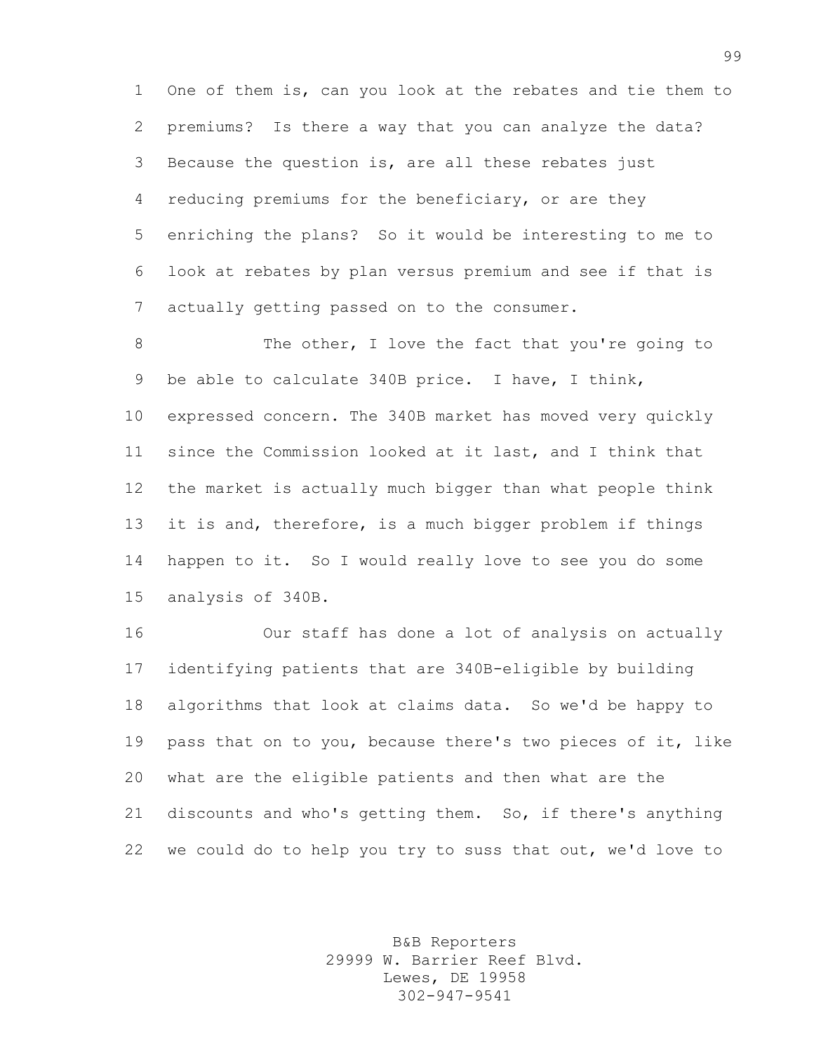One of them is, can you look at the rebates and tie them to premiums? Is there a way that you can analyze the data? Because the question is, are all these rebates just reducing premiums for the beneficiary, or are they enriching the plans? So it would be interesting to me to look at rebates by plan versus premium and see if that is actually getting passed on to the consumer.

The other, I love the fact that you're going to be able to calculate 340B price. I have, I think, expressed concern. The 340B market has moved very quickly since the Commission looked at it last, and I think that the market is actually much bigger than what people think it is and, therefore, is a much bigger problem if things happen to it. So I would really love to see you do some analysis of 340B.

Our staff has done a lot of analysis on actually identifying patients that are 340B-eligible by building algorithms that look at claims data. So we'd be happy to pass that on to you, because there's two pieces of it, like what are the eligible patients and then what are the discounts and who's getting them. So, if there's anything we could do to help you try to suss that out, we'd love to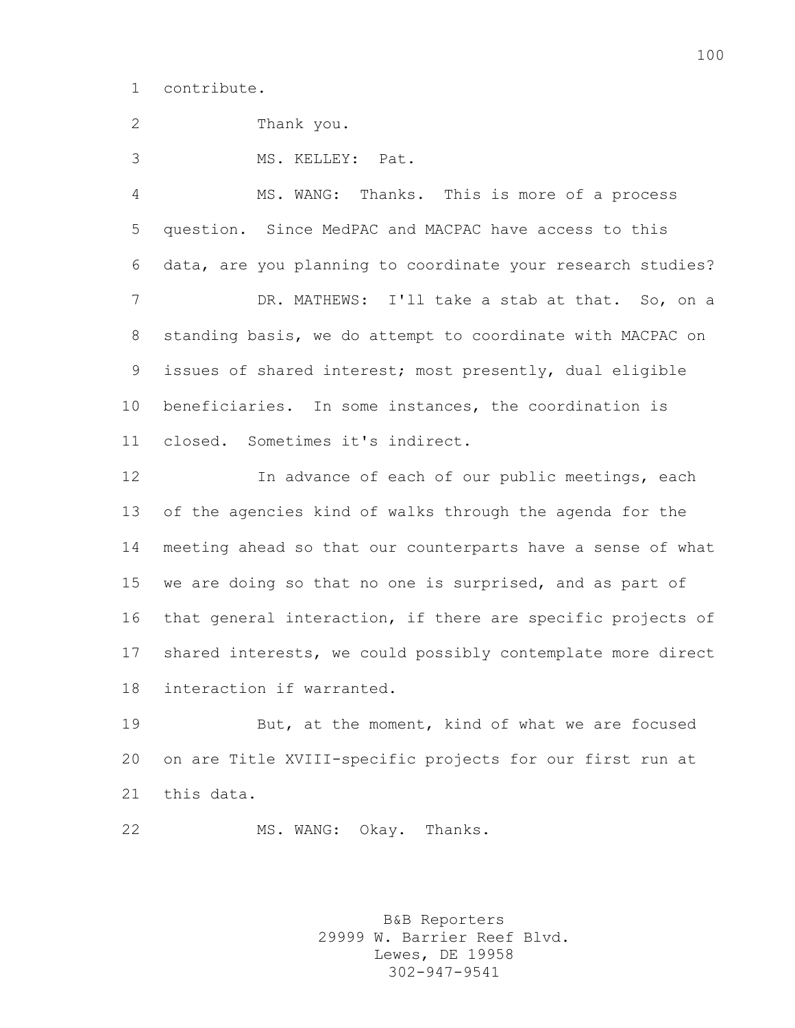contribute.

Thank you.

MS. KELLEY: Pat.

MS. WANG: Thanks. This is more of a process question. Since MedPAC and MACPAC have access to this data, are you planning to coordinate your research studies?

DR. MATHEWS: I'll take a stab at that. So, on a standing basis, we do attempt to coordinate with MACPAC on issues of shared interest; most presently, dual eligible beneficiaries. In some instances, the coordination is closed. Sometimes it's indirect.

In advance of each of our public meetings, each of the agencies kind of walks through the agenda for the meeting ahead so that our counterparts have a sense of what we are doing so that no one is surprised, and as part of that general interaction, if there are specific projects of shared interests, we could possibly contemplate more direct interaction if warranted.

But, at the moment, kind of what we are focused on are Title XVIII-specific projects for our first run at this data.

MS. WANG: Okay. Thanks.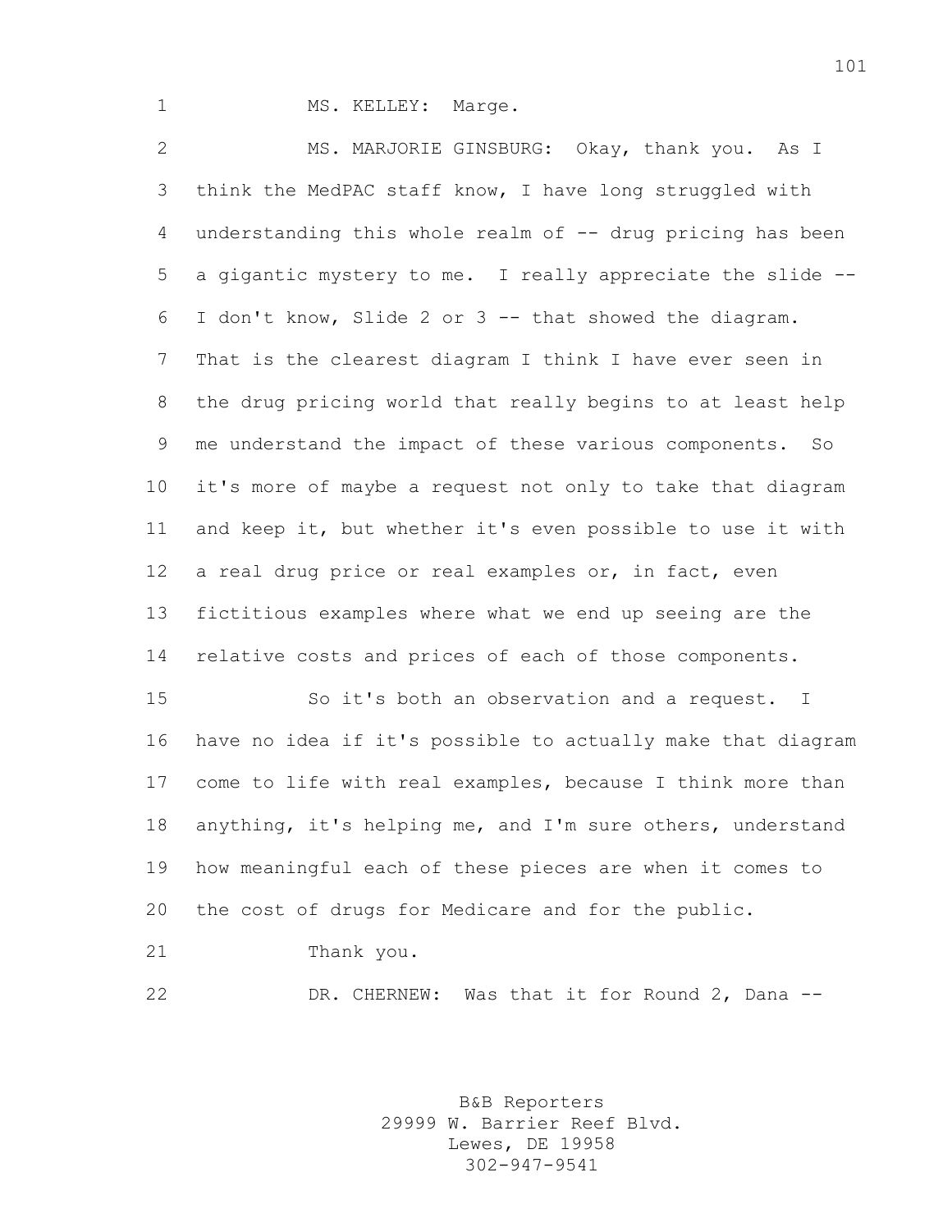MS. KELLEY: Marge.

MS. MARJORIE GINSBURG: Okay, thank you. As I think the MedPAC staff know, I have long struggled with understanding this whole realm of -- drug pricing has been a gigantic mystery to me. I really appreciate the slide -- I don't know, Slide 2 or 3 -- that showed the diagram. That is the clearest diagram I think I have ever seen in the drug pricing world that really begins to at least help me understand the impact of these various components. So it's more of maybe a request not only to take that diagram and keep it, but whether it's even possible to use it with a real drug price or real examples or, in fact, even fictitious examples where what we end up seeing are the relative costs and prices of each of those components.

So it's both an observation and a request. I have no idea if it's possible to actually make that diagram come to life with real examples, because I think more than anything, it's helping me, and I'm sure others, understand how meaningful each of these pieces are when it comes to the cost of drugs for Medicare and for the public.

Thank you.

DR. CHERNEW: Was that it for Round 2, Dana --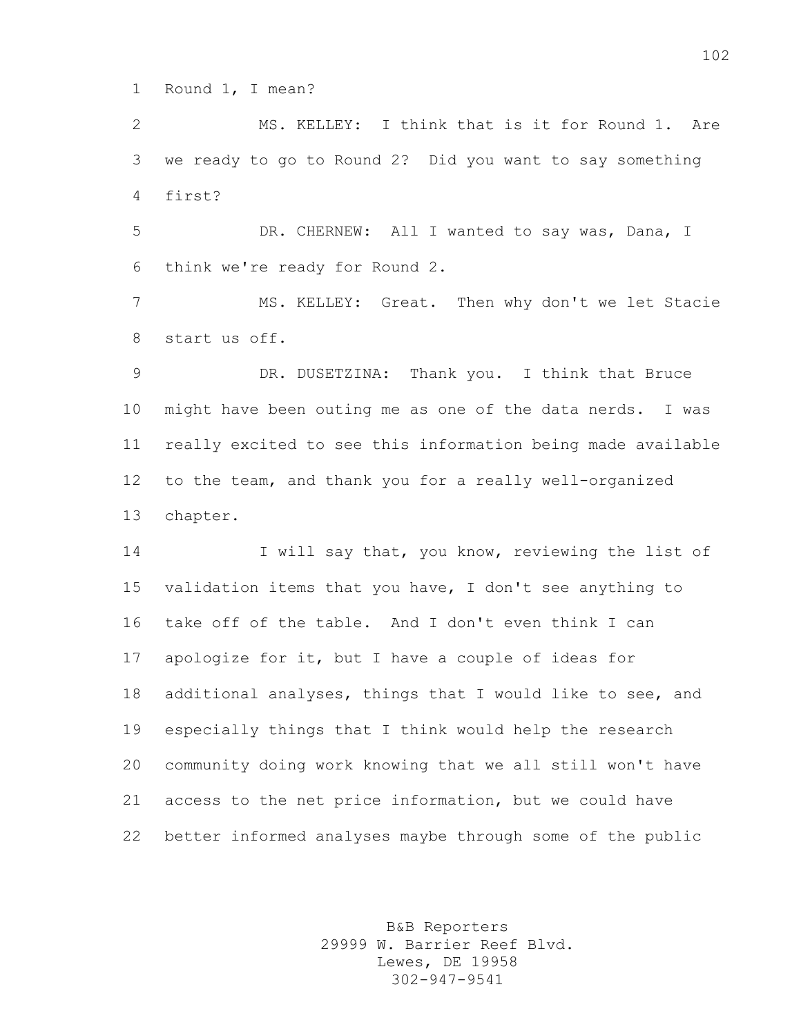Round 1, I mean?

MS. KELLEY: I think that is it for Round 1. Are we ready to go to Round 2? Did you want to say something first?

DR. CHERNEW: All I wanted to say was, Dana, I think we're ready for Round 2.

MS. KELLEY: Great. Then why don't we let Stacie start us off.

DR. DUSETZINA: Thank you. I think that Bruce might have been outing me as one of the data nerds. I was really excited to see this information being made available to the team, and thank you for a really well-organized chapter.

I will say that, you know, reviewing the list of validation items that you have, I don't see anything to take off of the table. And I don't even think I can apologize for it, but I have a couple of ideas for additional analyses, things that I would like to see, and especially things that I think would help the research community doing work knowing that we all still won't have access to the net price information, but we could have better informed analyses maybe through some of the public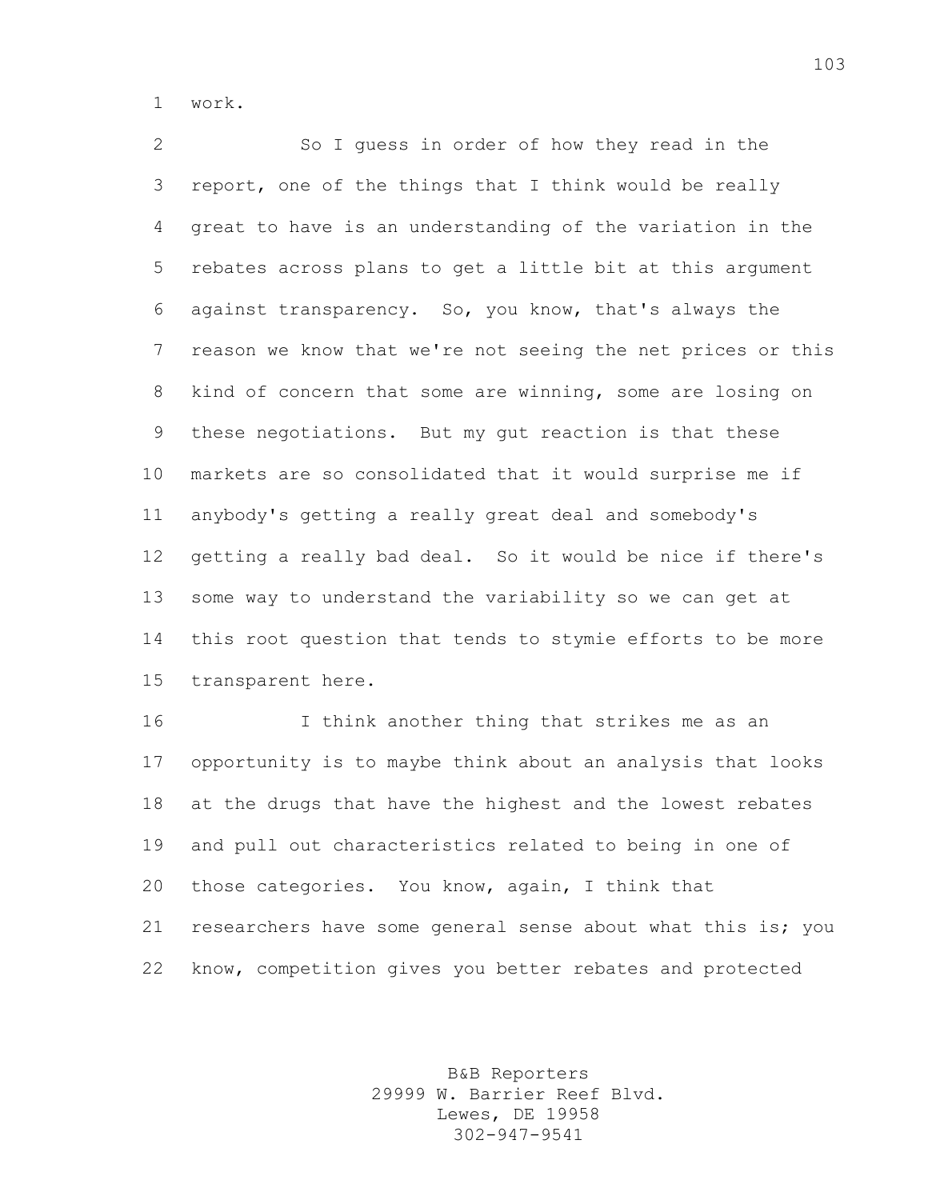work.

So I guess in order of how they read in the report, one of the things that I think would be really great to have is an understanding of the variation in the rebates across plans to get a little bit at this argument against transparency. So, you know, that's always the reason we know that we're not seeing the net prices or this kind of concern that some are winning, some are losing on these negotiations. But my gut reaction is that these markets are so consolidated that it would surprise me if anybody's getting a really great deal and somebody's getting a really bad deal. So it would be nice if there's some way to understand the variability so we can get at this root question that tends to stymie efforts to be more transparent here.

I think another thing that strikes me as an opportunity is to maybe think about an analysis that looks at the drugs that have the highest and the lowest rebates and pull out characteristics related to being in one of those categories. You know, again, I think that researchers have some general sense about what this is; you know, competition gives you better rebates and protected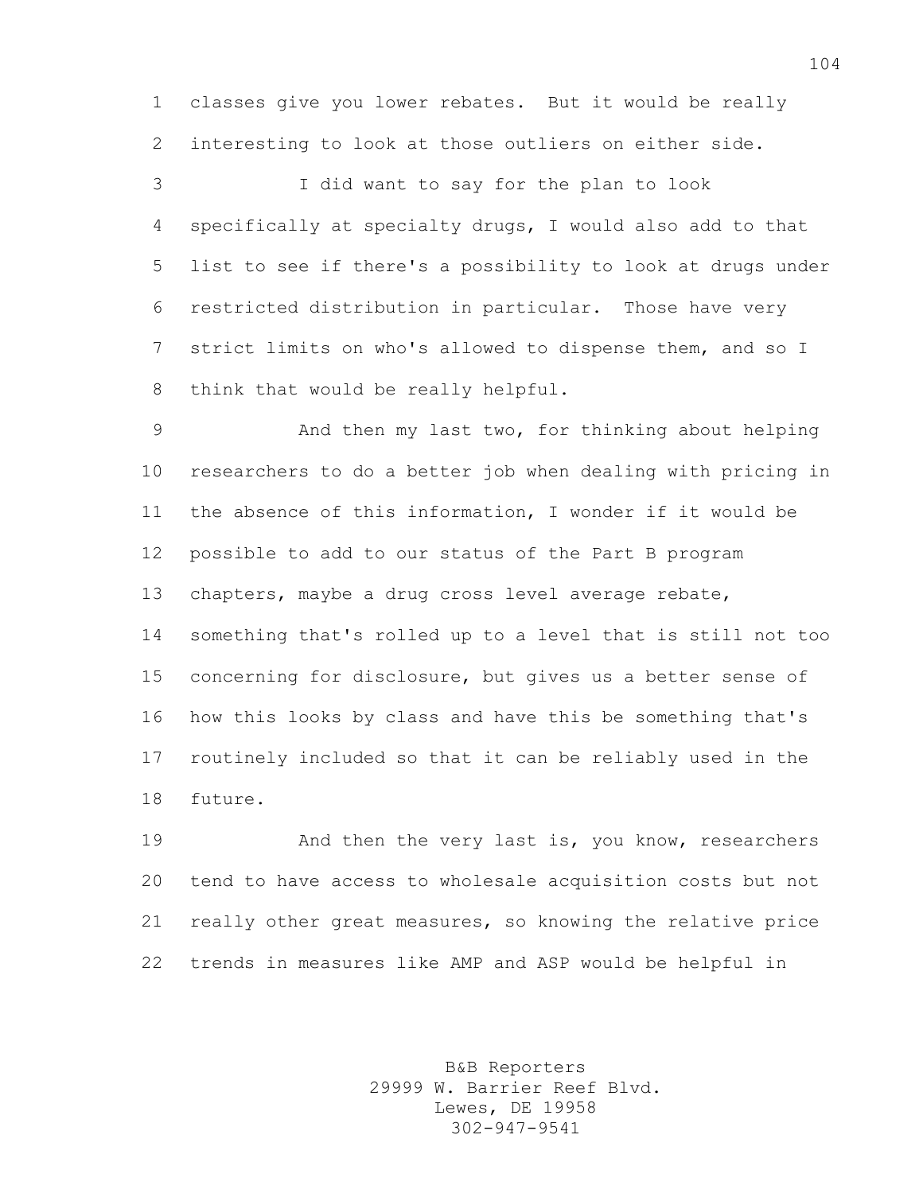classes give you lower rebates. But it would be really interesting to look at those outliers on either side.

I did want to say for the plan to look specifically at specialty drugs, I would also add to that list to see if there's a possibility to look at drugs under restricted distribution in particular. Those have very strict limits on who's allowed to dispense them, and so I think that would be really helpful.

And then my last two, for thinking about helping researchers to do a better job when dealing with pricing in the absence of this information, I wonder if it would be possible to add to our status of the Part B program chapters, maybe a drug cross level average rebate, something that's rolled up to a level that is still not too concerning for disclosure, but gives us a better sense of how this looks by class and have this be something that's routinely included so that it can be reliably used in the future.

And then the very last is, you know, researchers tend to have access to wholesale acquisition costs but not really other great measures, so knowing the relative price trends in measures like AMP and ASP would be helpful in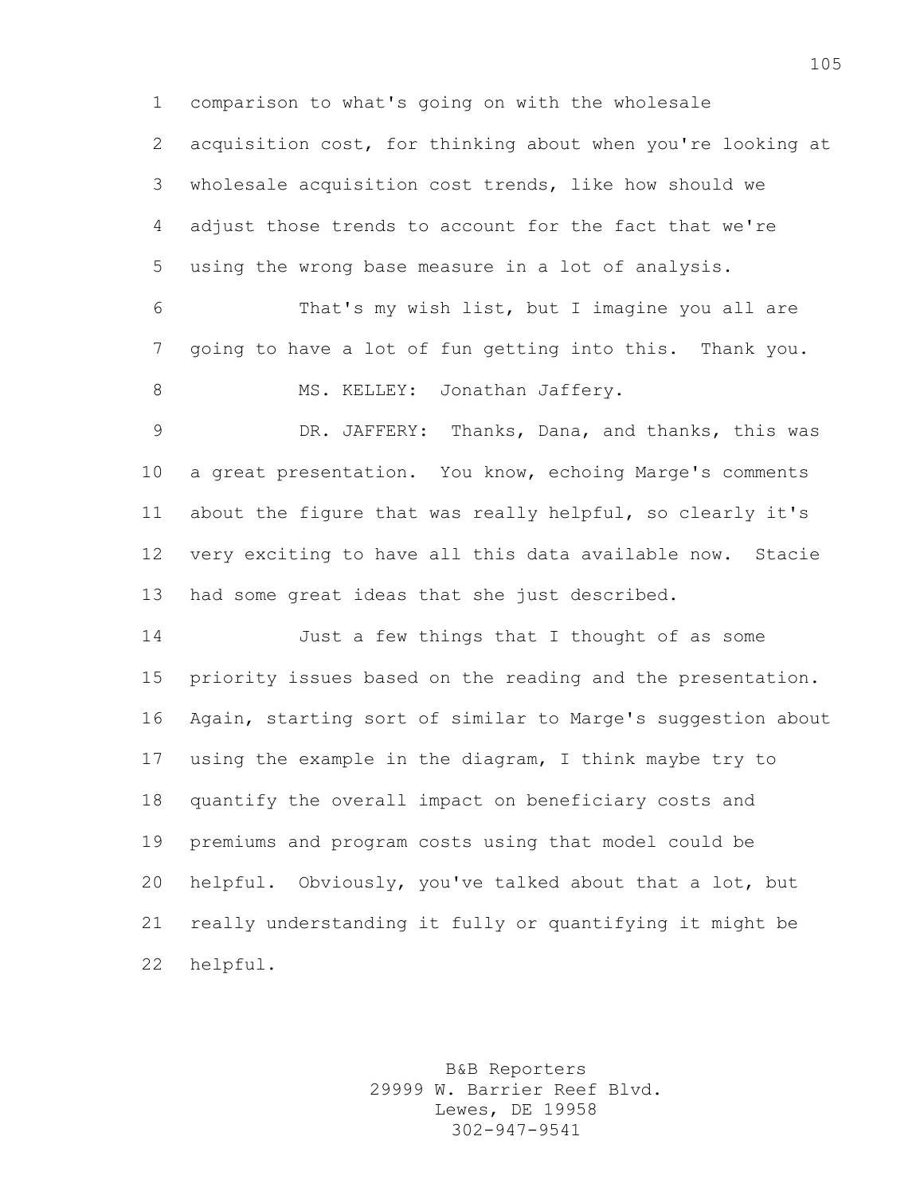comparison to what's going on with the wholesale acquisition cost, for thinking about when you're looking at wholesale acquisition cost trends, like how should we adjust those trends to account for the fact that we're using the wrong base measure in a lot of analysis.

That's my wish list, but I imagine you all are going to have a lot of fun getting into this. Thank you.

MS. KELLEY: Jonathan Jaffery.

DR. JAFFERY: Thanks, Dana, and thanks, this was a great presentation. You know, echoing Marge's comments about the figure that was really helpful, so clearly it's very exciting to have all this data available now. Stacie had some great ideas that she just described.

Just a few things that I thought of as some priority issues based on the reading and the presentation. Again, starting sort of similar to Marge's suggestion about using the example in the diagram, I think maybe try to quantify the overall impact on beneficiary costs and premiums and program costs using that model could be helpful. Obviously, you've talked about that a lot, but really understanding it fully or quantifying it might be helpful.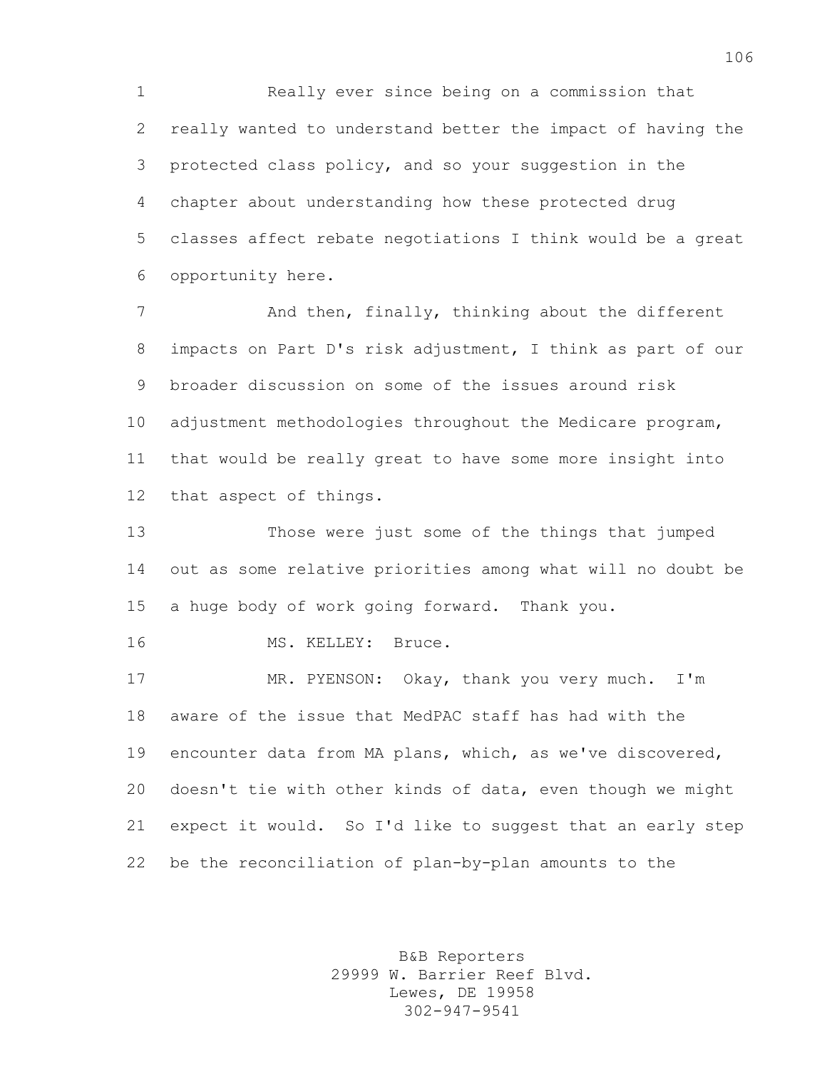Really ever since being on a commission that really wanted to understand better the impact of having the protected class policy, and so your suggestion in the chapter about understanding how these protected drug classes affect rebate negotiations I think would be a great opportunity here.

And then, finally, thinking about the different impacts on Part D's risk adjustment, I think as part of our broader discussion on some of the issues around risk adjustment methodologies throughout the Medicare program, that would be really great to have some more insight into that aspect of things.

Those were just some of the things that jumped out as some relative priorities among what will no doubt be a huge body of work going forward. Thank you.

MS. KELLEY: Bruce.

MR. PYENSON: Okay, thank you very much. I'm aware of the issue that MedPAC staff has had with the encounter data from MA plans, which, as we've discovered, doesn't tie with other kinds of data, even though we might expect it would. So I'd like to suggest that an early step be the reconciliation of plan-by-plan amounts to the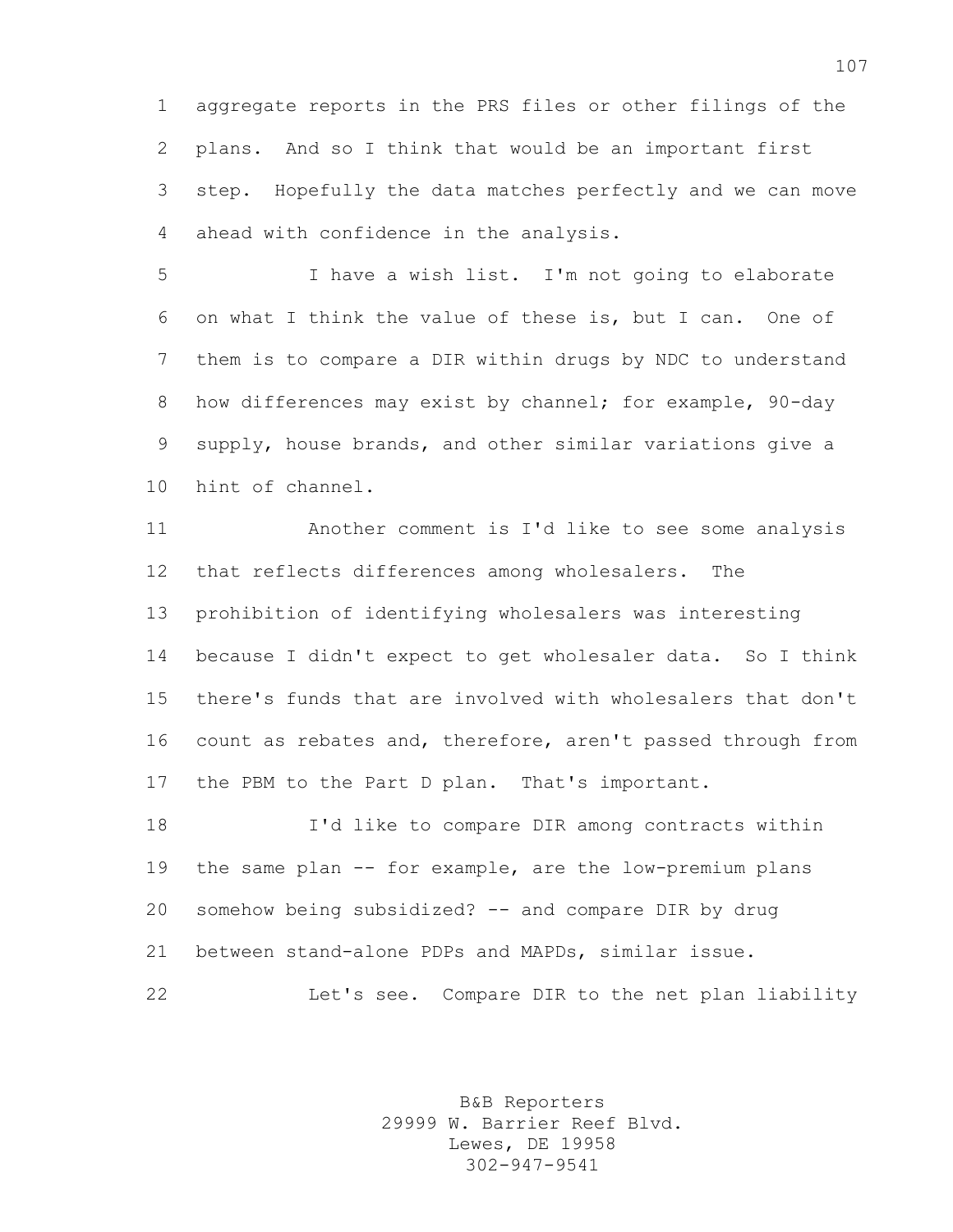aggregate reports in the PRS files or other filings of the plans. And so I think that would be an important first step. Hopefully the data matches perfectly and we can move ahead with confidence in the analysis.

I have a wish list. I'm not going to elaborate on what I think the value of these is, but I can. One of them is to compare a DIR within drugs by NDC to understand how differences may exist by channel; for example, 90-day supply, house brands, and other similar variations give a hint of channel.

Another comment is I'd like to see some analysis that reflects differences among wholesalers. The prohibition of identifying wholesalers was interesting because I didn't expect to get wholesaler data. So I think there's funds that are involved with wholesalers that don't count as rebates and, therefore, aren't passed through from the PBM to the Part D plan. That's important.

I'd like to compare DIR among contracts within the same plan -- for example, are the low-premium plans somehow being subsidized? -- and compare DIR by drug between stand-alone PDPs and MAPDs, similar issue.

Let's see. Compare DIR to the net plan liability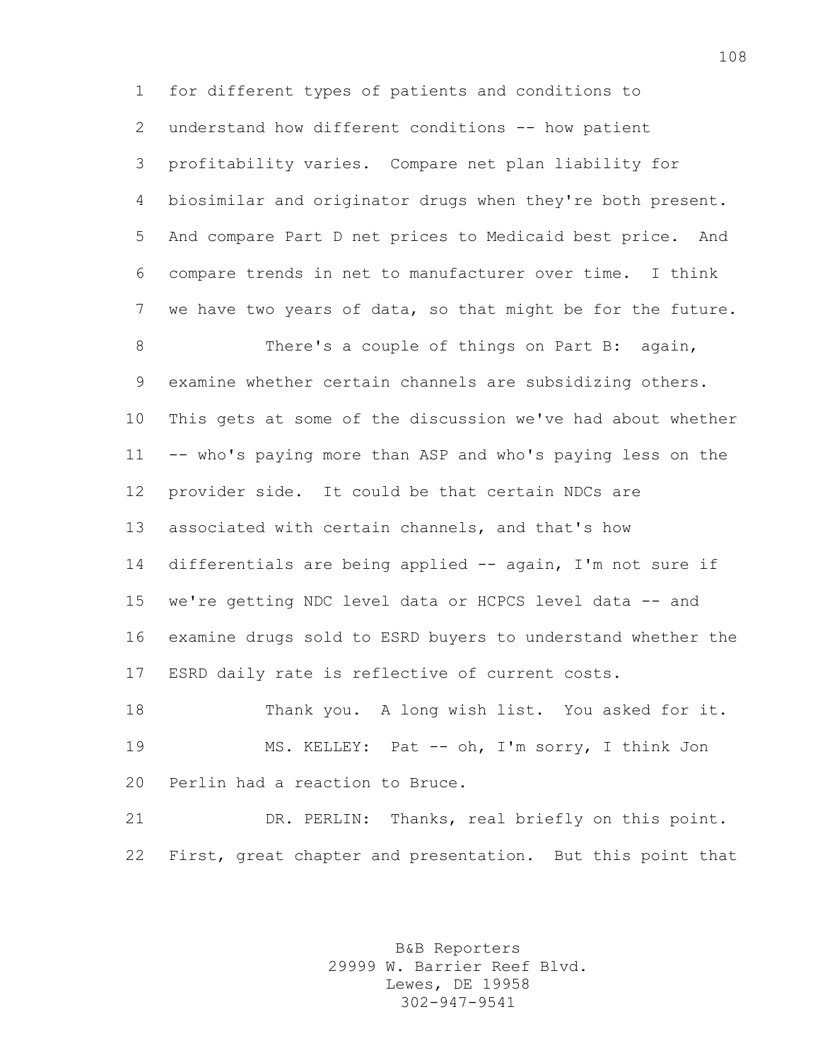for different types of patients and conditions to understand how different conditions -- how patient profitability varies. Compare net plan liability for biosimilar and originator drugs when they're both present. And compare Part D net prices to Medicaid best price. And compare trends in net to manufacturer over time. I think we have two years of data, so that might be for the future.

There's a couple of things on Part B: again, examine whether certain channels are subsidizing others. This gets at some of the discussion we've had about whether -- who's paying more than ASP and who's paying less on the provider side. It could be that certain NDCs are associated with certain channels, and that's how differentials are being applied -- again, I'm not sure if we're getting NDC level data or HCPCS level data -- and examine drugs sold to ESRD buyers to understand whether the ESRD daily rate is reflective of current costs.

Thank you. A long wish list. You asked for it.

MS. KELLEY: Pat -- oh, I'm sorry, I think Jon Perlin had a reaction to Bruce.

DR. PERLIN: Thanks, real briefly on this point. First, great chapter and presentation. But this point that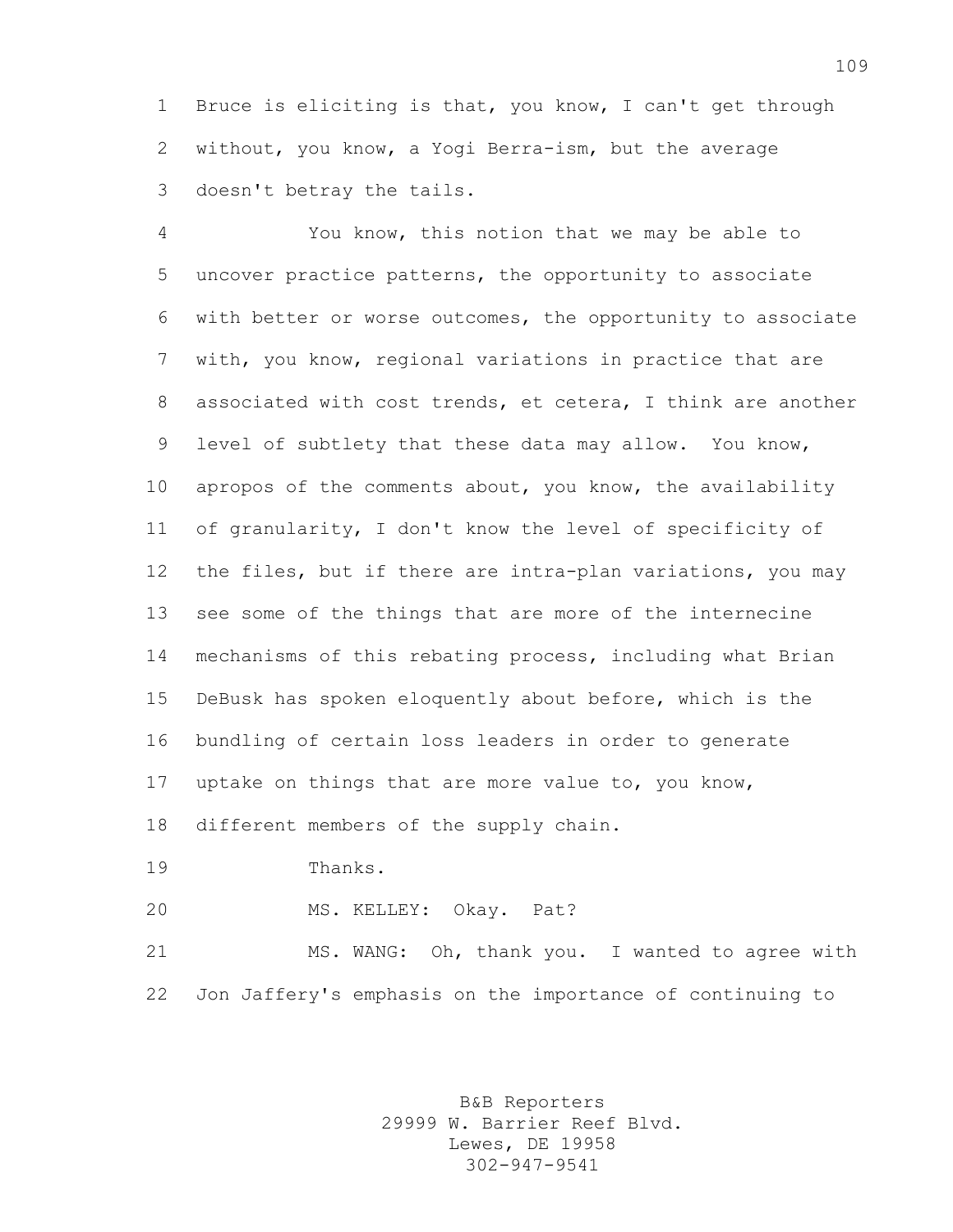Bruce is eliciting is that, you know, I can't get through without, you know, a Yogi Berra-ism, but the average doesn't betray the tails.

You know, this notion that we may be able to uncover practice patterns, the opportunity to associate with better or worse outcomes, the opportunity to associate with, you know, regional variations in practice that are associated with cost trends, et cetera, I think are another level of subtlety that these data may allow. You know, apropos of the comments about, you know, the availability of granularity, I don't know the level of specificity of the files, but if there are intra-plan variations, you may see some of the things that are more of the internecine mechanisms of this rebating process, including what Brian DeBusk has spoken eloquently about before, which is the bundling of certain loss leaders in order to generate uptake on things that are more value to, you know, different members of the supply chain.

Thanks.

MS. KELLEY: Okay. Pat?

MS. WANG: Oh, thank you. I wanted to agree with Jon Jaffery's emphasis on the importance of continuing to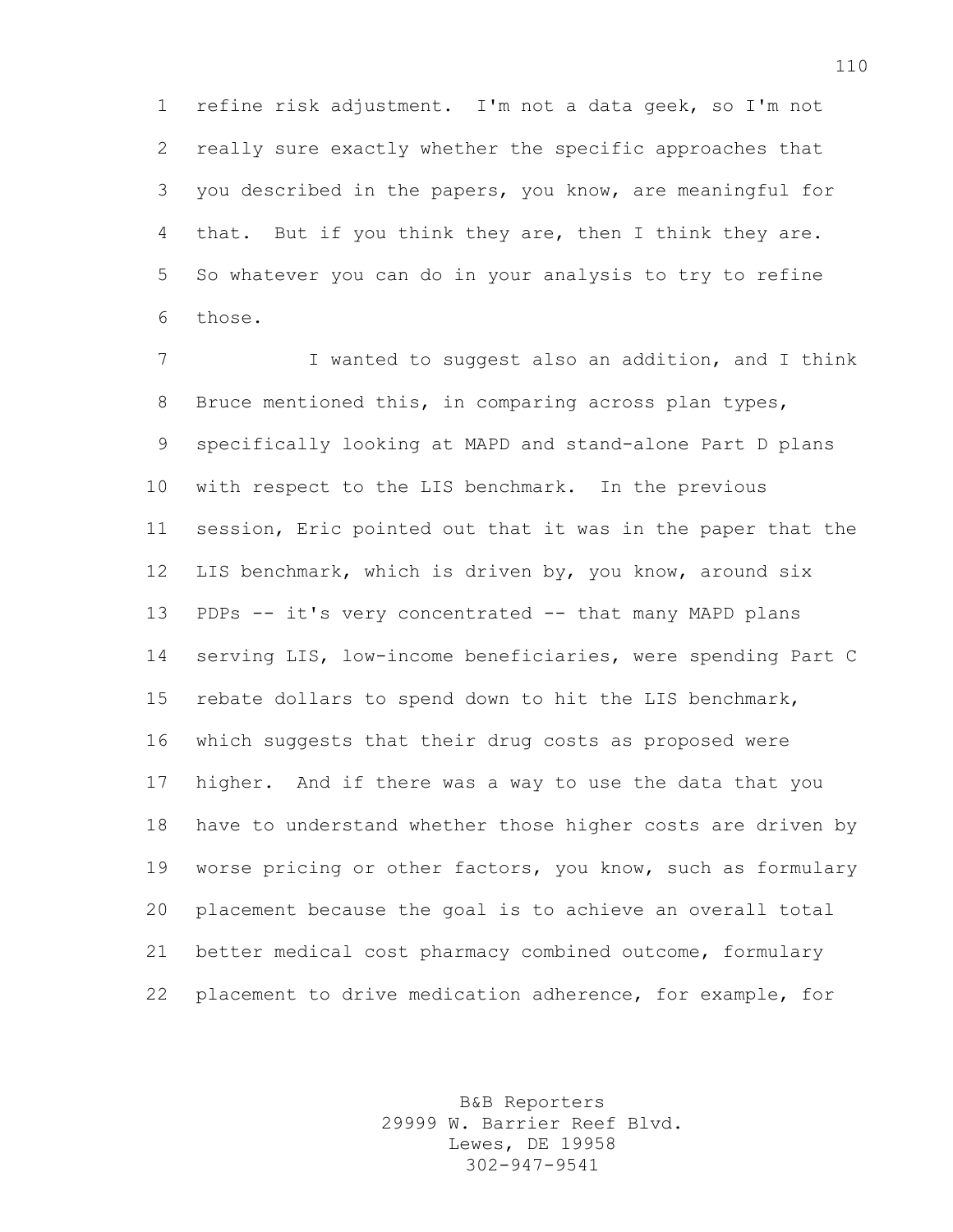refine risk adjustment. I'm not a data geek, so I'm not really sure exactly whether the specific approaches that you described in the papers, you know, are meaningful for that. But if you think they are, then I think they are. So whatever you can do in your analysis to try to refine those.

I wanted to suggest also an addition, and I think Bruce mentioned this, in comparing across plan types, specifically looking at MAPD and stand-alone Part D plans with respect to the LIS benchmark. In the previous session, Eric pointed out that it was in the paper that the LIS benchmark, which is driven by, you know, around six PDPs -- it's very concentrated -- that many MAPD plans serving LIS, low-income beneficiaries, were spending Part C rebate dollars to spend down to hit the LIS benchmark, which suggests that their drug costs as proposed were higher. And if there was a way to use the data that you have to understand whether those higher costs are driven by worse pricing or other factors, you know, such as formulary placement because the goal is to achieve an overall total better medical cost pharmacy combined outcome, formulary placement to drive medication adherence, for example, for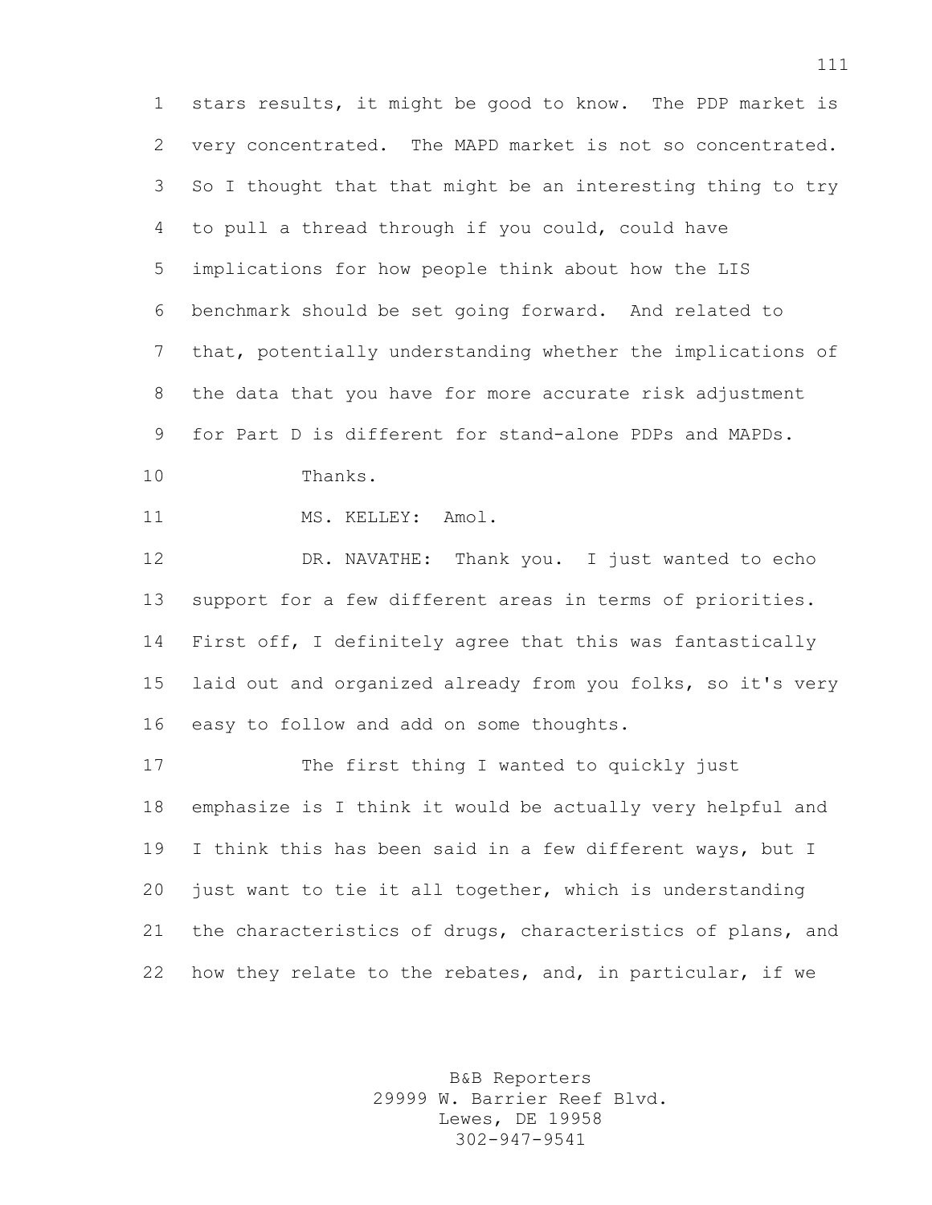stars results, it might be good to know. The PDP market is very concentrated. The MAPD market is not so concentrated. So I thought that that might be an interesting thing to try to pull a thread through if you could, could have implications for how people think about how the LIS benchmark should be set going forward. And related to that, potentially understanding whether the implications of the data that you have for more accurate risk adjustment for Part D is different for stand-alone PDPs and MAPDs.

Thanks.

MS. KELLEY: Amol.

DR. NAVATHE: Thank you. I just wanted to echo support for a few different areas in terms of priorities. First off, I definitely agree that this was fantastically laid out and organized already from you folks, so it's very easy to follow and add on some thoughts.

The first thing I wanted to quickly just emphasize is I think it would be actually very helpful and I think this has been said in a few different ways, but I just want to tie it all together, which is understanding the characteristics of drugs, characteristics of plans, and how they relate to the rebates, and, in particular, if we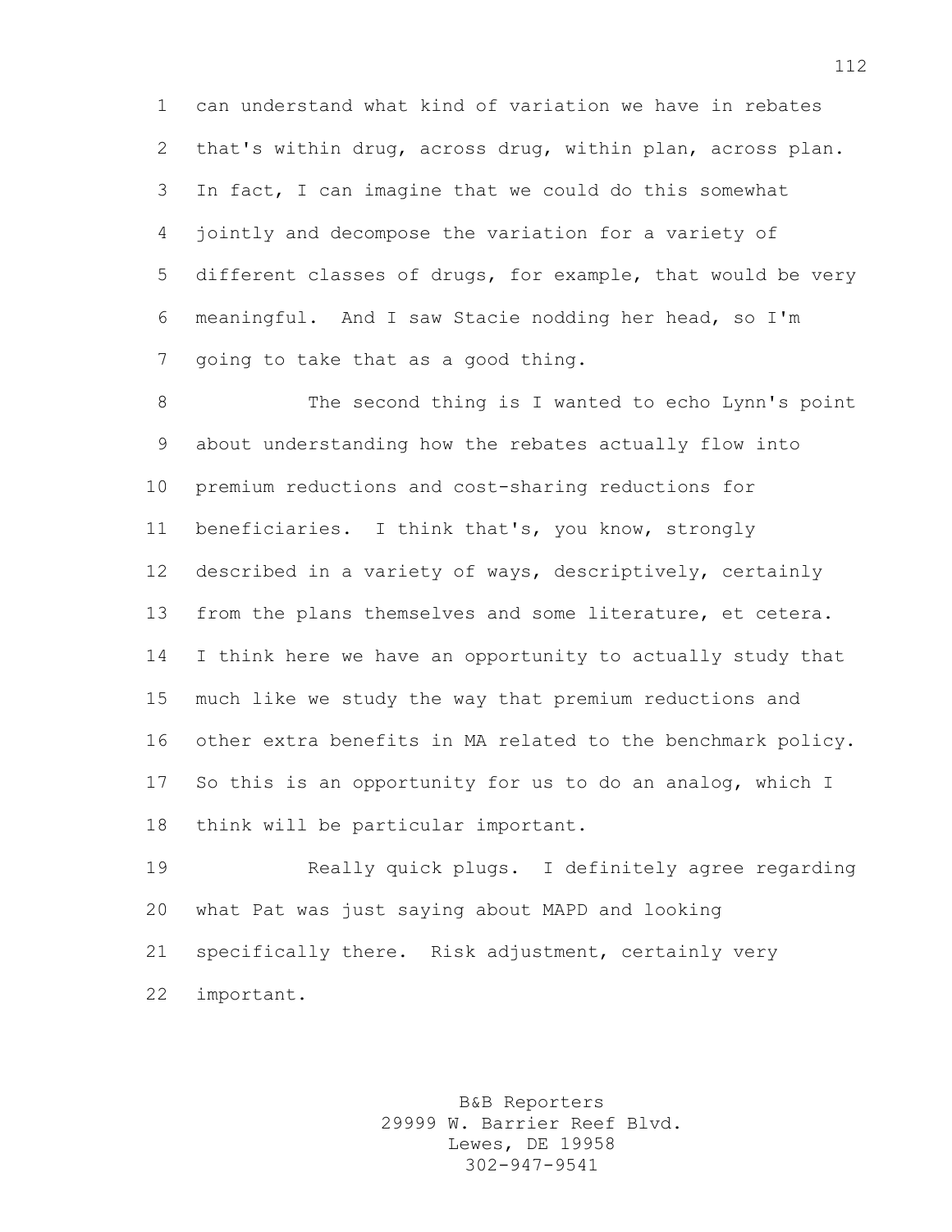can understand what kind of variation we have in rebates that's within drug, across drug, within plan, across plan. In fact, I can imagine that we could do this somewhat jointly and decompose the variation for a variety of different classes of drugs, for example, that would be very meaningful. And I saw Stacie nodding her head, so I'm going to take that as a good thing.

The second thing is I wanted to echo Lynn's point about understanding how the rebates actually flow into premium reductions and cost-sharing reductions for beneficiaries. I think that's, you know, strongly described in a variety of ways, descriptively, certainly from the plans themselves and some literature, et cetera. I think here we have an opportunity to actually study that much like we study the way that premium reductions and other extra benefits in MA related to the benchmark policy. So this is an opportunity for us to do an analog, which I think will be particular important.

Really quick plugs. I definitely agree regarding what Pat was just saying about MAPD and looking specifically there. Risk adjustment, certainly very important.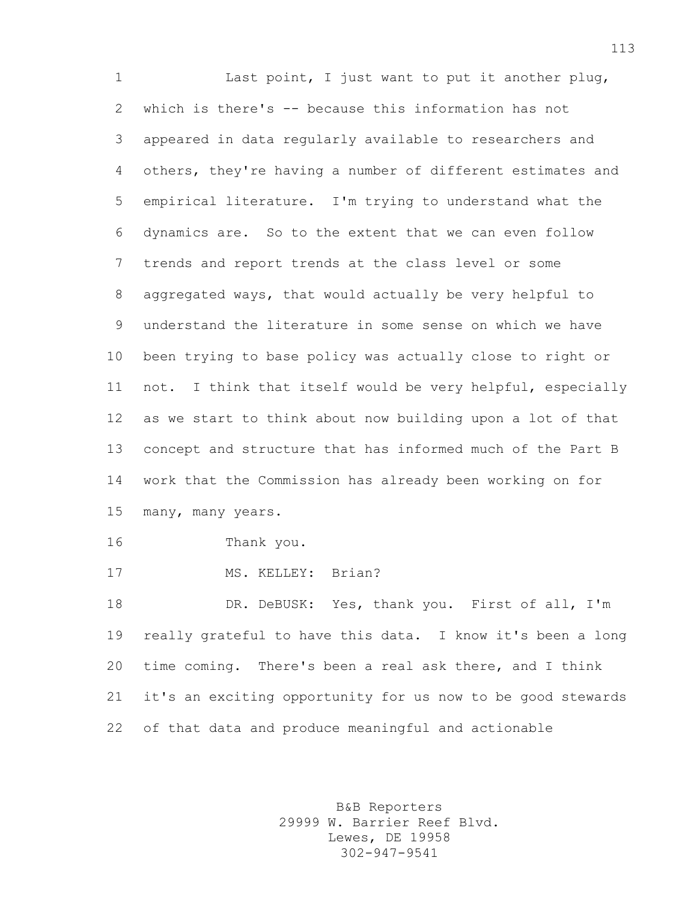Last point, I just want to put it another plug, which is there's -- because this information has not appeared in data regularly available to researchers and others, they're having a number of different estimates and empirical literature. I'm trying to understand what the dynamics are. So to the extent that we can even follow trends and report trends at the class level or some aggregated ways, that would actually be very helpful to understand the literature in some sense on which we have been trying to base policy was actually close to right or not. I think that itself would be very helpful, especially as we start to think about now building upon a lot of that concept and structure that has informed much of the Part B work that the Commission has already been working on for many, many years.

Thank you.

MS. KELLEY: Brian?

DR. DeBUSK: Yes, thank you. First of all, I'm really grateful to have this data. I know it's been a long time coming. There's been a real ask there, and I think it's an exciting opportunity for us now to be good stewards of that data and produce meaningful and actionable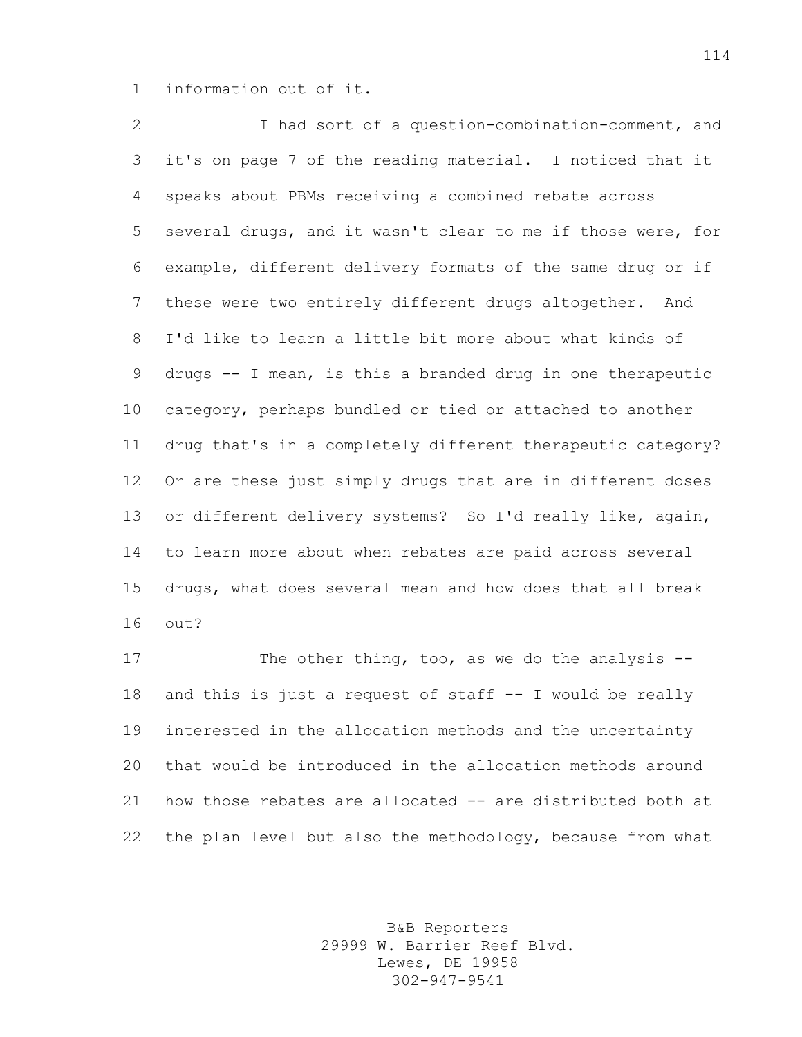information out of it.

I had sort of a question-combination-comment, and it's on page 7 of the reading material. I noticed that it speaks about PBMs receiving a combined rebate across several drugs, and it wasn't clear to me if those were, for example, different delivery formats of the same drug or if these were two entirely different drugs altogether. And I'd like to learn a little bit more about what kinds of drugs -- I mean, is this a branded drug in one therapeutic category, perhaps bundled or tied or attached to another drug that's in a completely different therapeutic category? Or are these just simply drugs that are in different doses or different delivery systems? So I'd really like, again, to learn more about when rebates are paid across several drugs, what does several mean and how does that all break out?

The other thing, too, as we do the analysis -- and this is just a request of staff -- I would be really interested in the allocation methods and the uncertainty that would be introduced in the allocation methods around how those rebates are allocated -- are distributed both at the plan level but also the methodology, because from what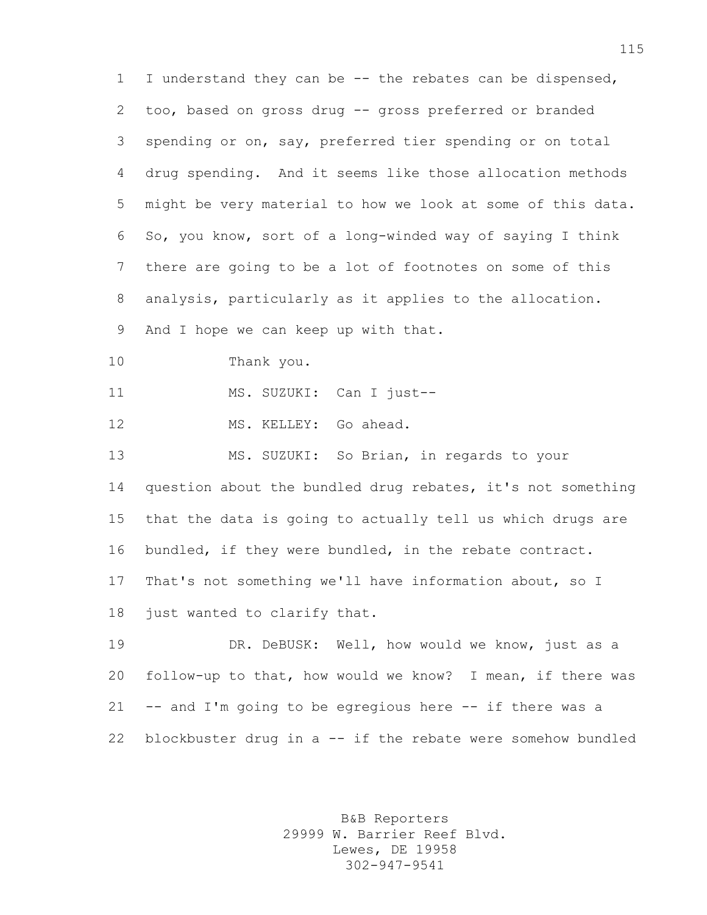I understand they can be -- the rebates can be dispensed, too, based on gross drug -- gross preferred or branded spending or on, say, preferred tier spending or on total drug spending. And it seems like those allocation methods might be very material to how we look at some of this data. So, you know, sort of a long-winded way of saying I think there are going to be a lot of footnotes on some of this analysis, particularly as it applies to the allocation. And I hope we can keep up with that.

Thank you.

MS. SUZUKI: Can I just--

MS. KELLEY: Go ahead.

MS. SUZUKI: So Brian, in regards to your question about the bundled drug rebates, it's not something that the data is going to actually tell us which drugs are bundled, if they were bundled, in the rebate contract. That's not something we'll have information about, so I just wanted to clarify that.

DR. DeBUSK: Well, how would we know, just as a follow-up to that, how would we know? I mean, if there was -- and I'm going to be egregious here -- if there was a blockbuster drug in a -- if the rebate were somehow bundled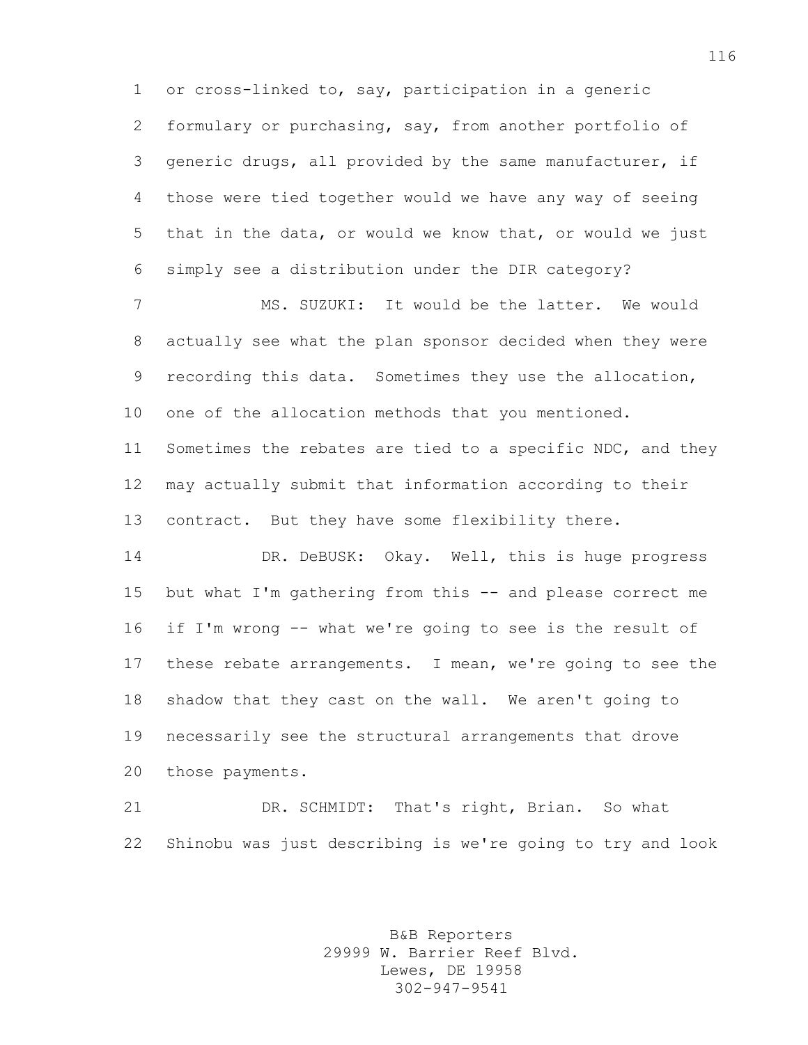or cross-linked to, say, participation in a generic formulary or purchasing, say, from another portfolio of generic drugs, all provided by the same manufacturer, if those were tied together would we have any way of seeing that in the data, or would we know that, or would we just simply see a distribution under the DIR category?

MS. SUZUKI: It would be the latter. We would actually see what the plan sponsor decided when they were recording this data. Sometimes they use the allocation, one of the allocation methods that you mentioned. Sometimes the rebates are tied to a specific NDC, and they may actually submit that information according to their contract. But they have some flexibility there.

DR. DeBUSK: Okay. Well, this is huge progress but what I'm gathering from this -- and please correct me if I'm wrong -- what we're going to see is the result of these rebate arrangements. I mean, we're going to see the shadow that they cast on the wall. We aren't going to necessarily see the structural arrangements that drove those payments.

DR. SCHMIDT: That's right, Brian. So what Shinobu was just describing is we're going to try and look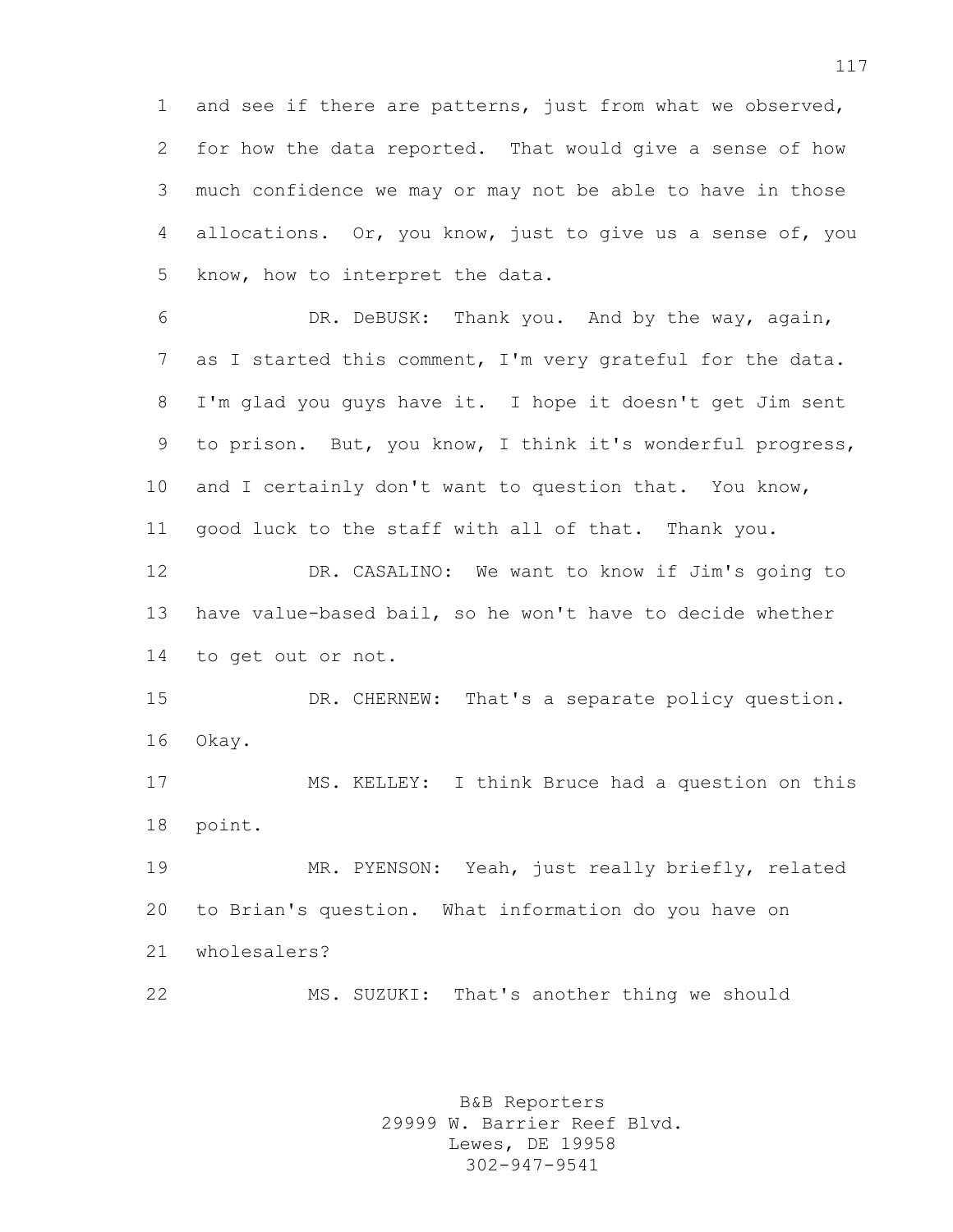and see if there are patterns, just from what we observed, for how the data reported. That would give a sense of how much confidence we may or may not be able to have in those allocations. Or, you know, just to give us a sense of, you know, how to interpret the data.

DR. DeBUSK: Thank you. And by the way, again, as I started this comment, I'm very grateful for the data. I'm glad you guys have it. I hope it doesn't get Jim sent to prison. But, you know, I think it's wonderful progress, and I certainly don't want to question that. You know, good luck to the staff with all of that. Thank you.

DR. CASALINO: We want to know if Jim's going to have value-based bail, so he won't have to decide whether to get out or not.

DR. CHERNEW: That's a separate policy question. Okay.

MS. KELLEY: I think Bruce had a question on this point.

MR. PYENSON: Yeah, just really briefly, related to Brian's question. What information do you have on wholesalers?

MS. SUZUKI: That's another thing we should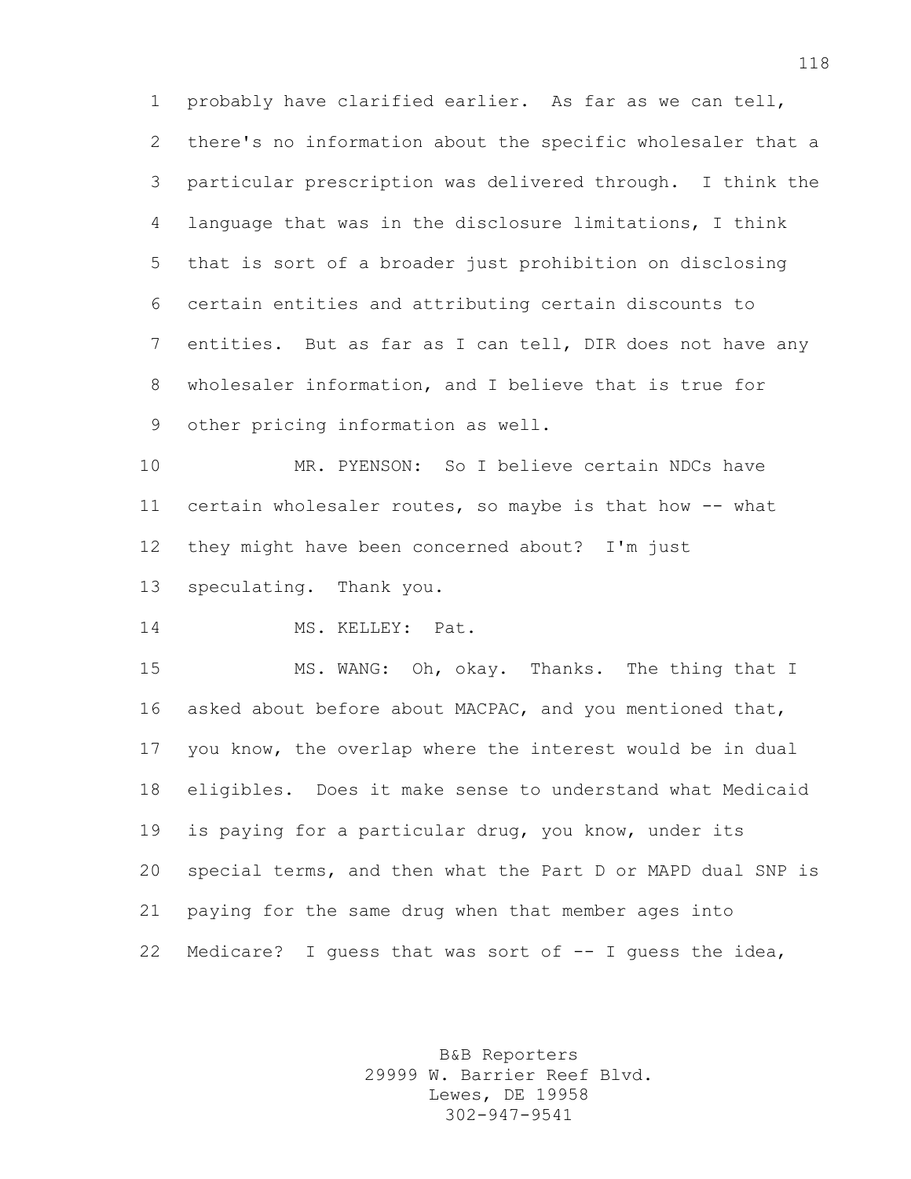probably have clarified earlier. As far as we can tell, there's no information about the specific wholesaler that a particular prescription was delivered through. I think the language that was in the disclosure limitations, I think that is sort of a broader just prohibition on disclosing certain entities and attributing certain discounts to entities. But as far as I can tell, DIR does not have any wholesaler information, and I believe that is true for other pricing information as well.

MR. PYENSON: So I believe certain NDCs have certain wholesaler routes, so maybe is that how -- what they might have been concerned about? I'm just speculating. Thank you.

MS. KELLEY: Pat.

MS. WANG: Oh, okay. Thanks. The thing that I asked about before about MACPAC, and you mentioned that, you know, the overlap where the interest would be in dual eligibles. Does it make sense to understand what Medicaid is paying for a particular drug, you know, under its special terms, and then what the Part D or MAPD dual SNP is paying for the same drug when that member ages into Medicare? I guess that was sort of -- I guess the idea,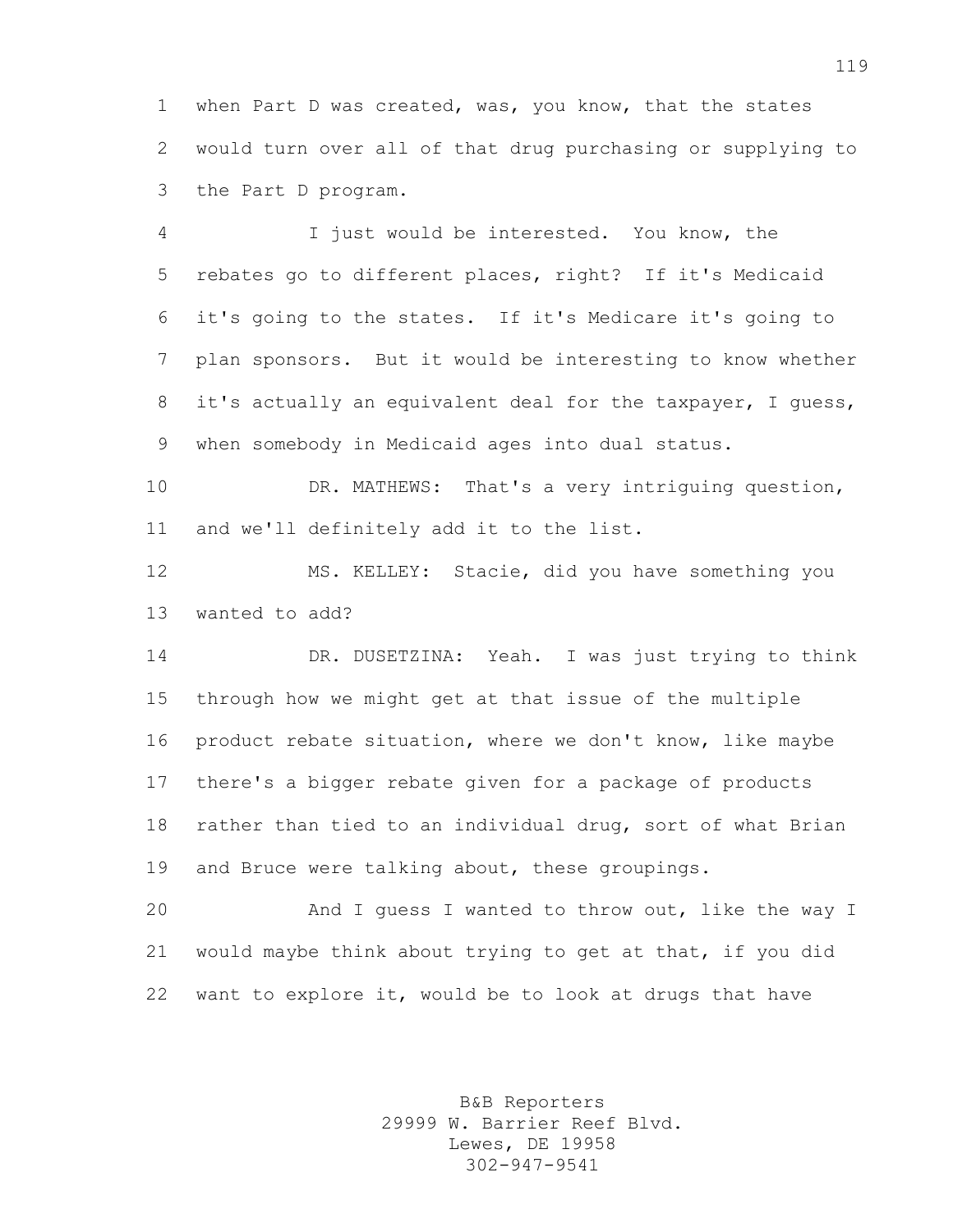when Part D was created, was, you know, that the states would turn over all of that drug purchasing or supplying to the Part D program.

I just would be interested. You know, the rebates go to different places, right? If it's Medicaid it's going to the states. If it's Medicare it's going to plan sponsors. But it would be interesting to know whether it's actually an equivalent deal for the taxpayer, I guess, when somebody in Medicaid ages into dual status.

DR. MATHEWS: That's a very intriguing question, and we'll definitely add it to the list.

MS. KELLEY: Stacie, did you have something you wanted to add?

DR. DUSETZINA: Yeah. I was just trying to think through how we might get at that issue of the multiple product rebate situation, where we don't know, like maybe there's a bigger rebate given for a package of products rather than tied to an individual drug, sort of what Brian and Bruce were talking about, these groupings.

And I guess I wanted to throw out, like the way I would maybe think about trying to get at that, if you did want to explore it, would be to look at drugs that have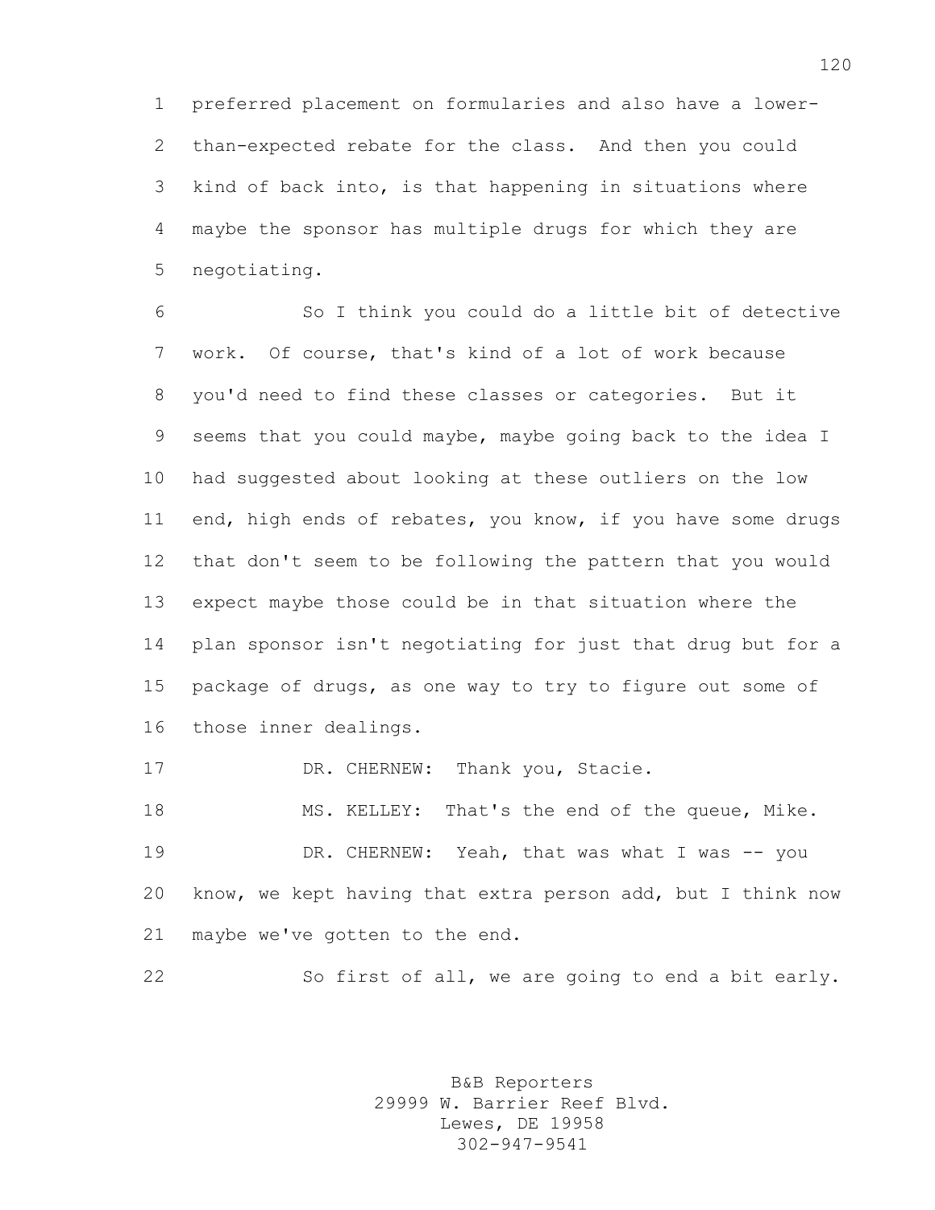preferred placement on formularies and also have a lower-than-expected rebate for the class. And then you could kind of back into, is that happening in situations where maybe the sponsor has multiple drugs for which they are negotiating.

So I think you could do a little bit of detective work. Of course, that's kind of a lot of work because you'd need to find these classes or categories. But it seems that you could maybe, maybe going back to the idea I had suggested about looking at these outliers on the low end, high ends of rebates, you know, if you have some drugs that don't seem to be following the pattern that you would expect maybe those could be in that situation where the plan sponsor isn't negotiating for just that drug but for a package of drugs, as one way to try to figure out some of those inner dealings.

DR. CHERNEW: Thank you, Stacie.

MS. KELLEY: That's the end of the queue, Mike.

DR. CHERNEW: Yeah, that was what I was -- you know, we kept having that extra person add, but I think now maybe we've gotten to the end.

So first of all, we are going to end a bit early.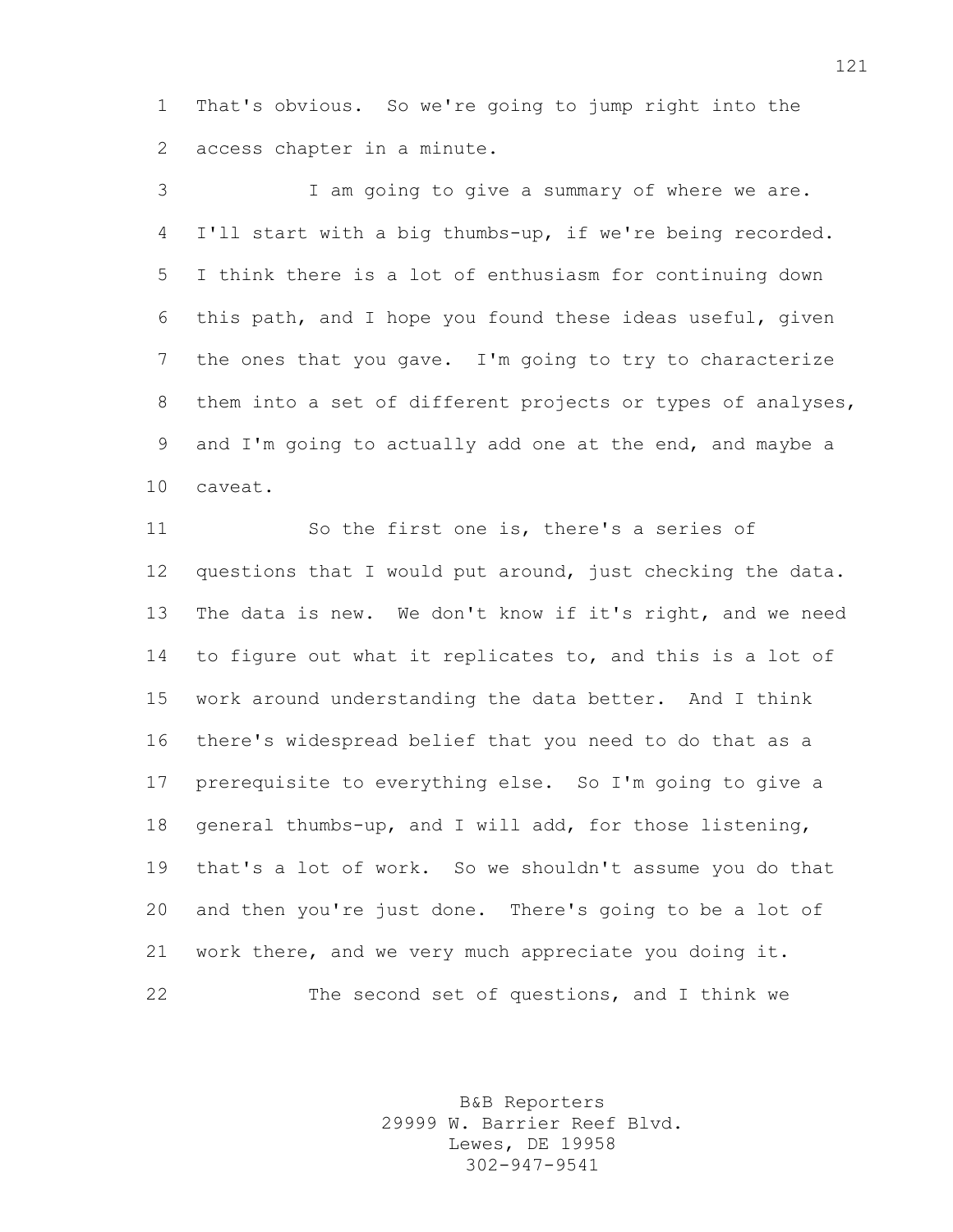That's obvious. So we're going to jump right into the access chapter in a minute.

I am going to give a summary of where we are. I'll start with a big thumbs-up, if we're being recorded. I think there is a lot of enthusiasm for continuing down this path, and I hope you found these ideas useful, given the ones that you gave. I'm going to try to characterize them into a set of different projects or types of analyses, and I'm going to actually add one at the end, and maybe a caveat.

So the first one is, there's a series of questions that I would put around, just checking the data. The data is new. We don't know if it's right, and we need to figure out what it replicates to, and this is a lot of work around understanding the data better. And I think there's widespread belief that you need to do that as a prerequisite to everything else. So I'm going to give a general thumbs-up, and I will add, for those listening, that's a lot of work. So we shouldn't assume you do that and then you're just done. There's going to be a lot of work there, and we very much appreciate you doing it.

The second set of questions, and I think we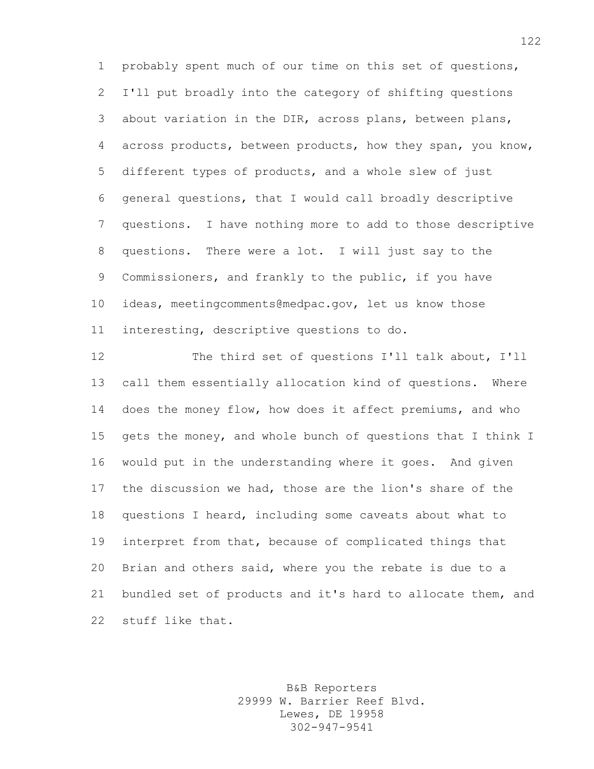probably spent much of our time on this set of questions, I'll put broadly into the category of shifting questions about variation in the DIR, across plans, between plans, across products, between products, how they span, you know, different types of products, and a whole slew of just general questions, that I would call broadly descriptive questions. I have nothing more to add to those descriptive questions. There were a lot. I will just say to the Commissioners, and frankly to the public, if you have ideas, meetingcomments@medpac.gov, let us know those interesting, descriptive questions to do.

The third set of questions I'll talk about, I'll call them essentially allocation kind of questions. Where does the money flow, how does it affect premiums, and who gets the money, and whole bunch of questions that I think I would put in the understanding where it goes. And given the discussion we had, those are the lion's share of the questions I heard, including some caveats about what to interpret from that, because of complicated things that Brian and others said, where you the rebate is due to a bundled set of products and it's hard to allocate them, and stuff like that.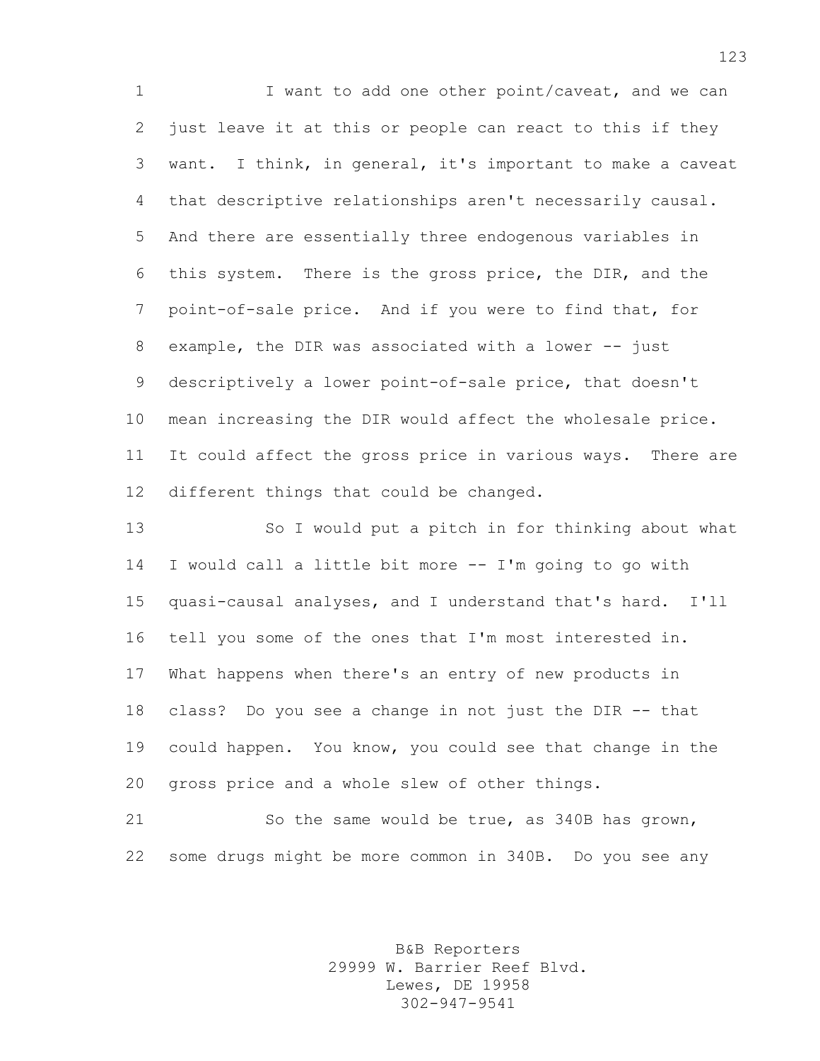I want to add one other point/caveat, and we can just leave it at this or people can react to this if they want. I think, in general, it's important to make a caveat that descriptive relationships aren't necessarily causal. And there are essentially three endogenous variables in this system. There is the gross price, the DIR, and the point-of-sale price. And if you were to find that, for example, the DIR was associated with a lower -- just descriptively a lower point-of-sale price, that doesn't mean increasing the DIR would affect the wholesale price. It could affect the gross price in various ways. There are different things that could be changed.

So I would put a pitch in for thinking about what I would call a little bit more -- I'm going to go with quasi-causal analyses, and I understand that's hard. I'll tell you some of the ones that I'm most interested in. What happens when there's an entry of new products in class? Do you see a change in not just the DIR -- that could happen. You know, you could see that change in the gross price and a whole slew of other things.

So the same would be true, as 340B has grown, some drugs might be more common in 340B. Do you see any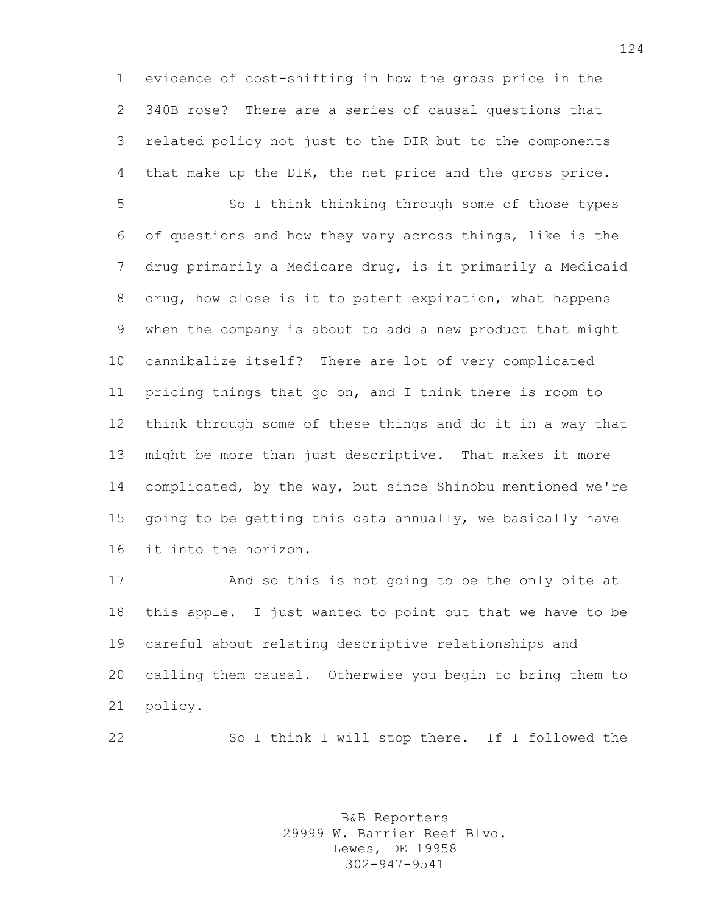evidence of cost-shifting in how the gross price in the 340B rose? There are a series of causal questions that related policy not just to the DIR but to the components that make up the DIR, the net price and the gross price.

So I think thinking through some of those types of questions and how they vary across things, like is the drug primarily a Medicare drug, is it primarily a Medicaid drug, how close is it to patent expiration, what happens when the company is about to add a new product that might cannibalize itself? There are lot of very complicated pricing things that go on, and I think there is room to think through some of these things and do it in a way that might be more than just descriptive. That makes it more complicated, by the way, but since Shinobu mentioned we're going to be getting this data annually, we basically have it into the horizon.

And so this is not going to be the only bite at this apple. I just wanted to point out that we have to be careful about relating descriptive relationships and calling them causal. Otherwise you begin to bring them to policy.

So I think I will stop there. If I followed the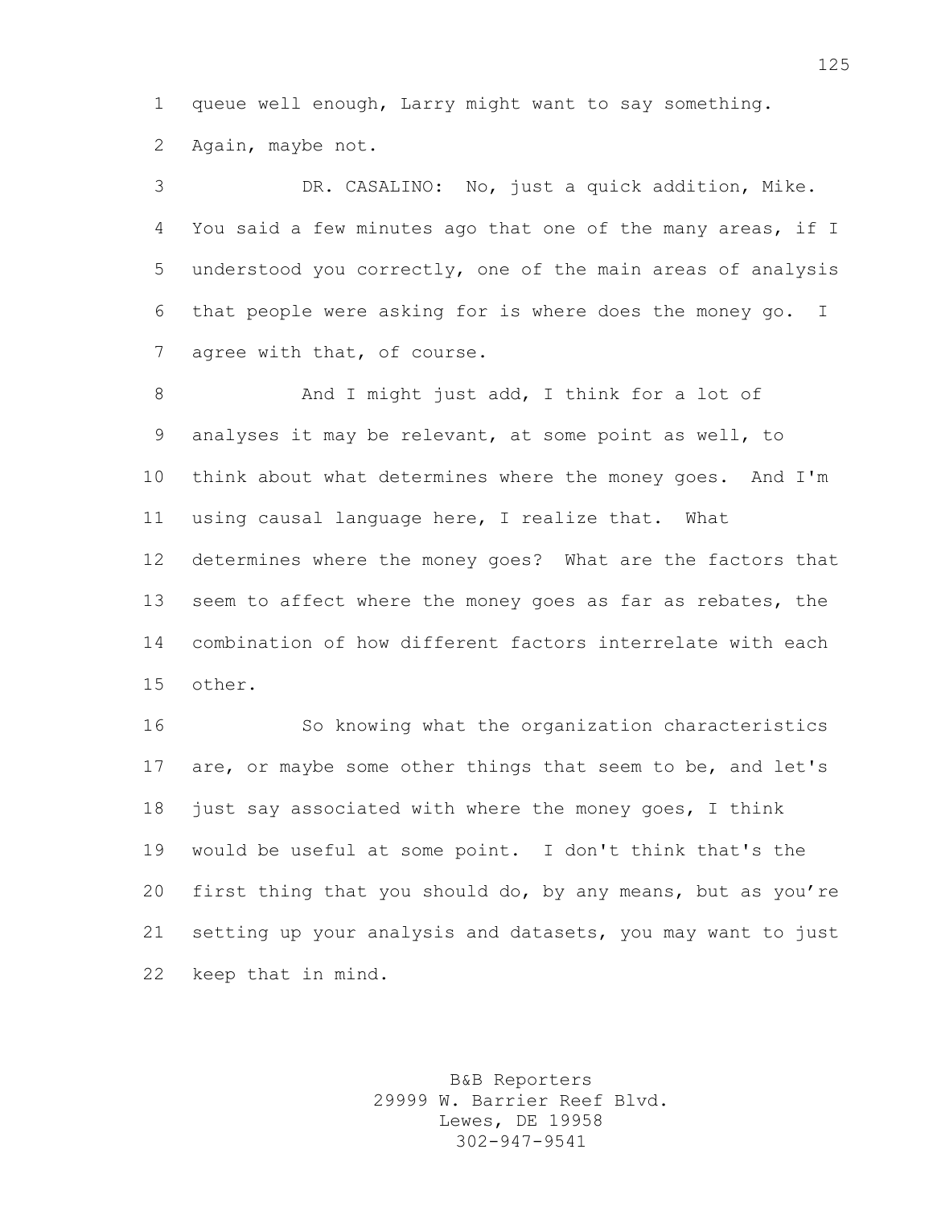queue well enough, Larry might want to say something. Again, maybe not.

DR. CASALINO: No, just a quick addition, Mike. You said a few minutes ago that one of the many areas, if I understood you correctly, one of the main areas of analysis that people were asking for is where does the money go. I agree with that, of course.

And I might just add, I think for a lot of analyses it may be relevant, at some point as well, to think about what determines where the money goes. And I'm using causal language here, I realize that. What determines where the money goes? What are the factors that seem to affect where the money goes as far as rebates, the combination of how different factors interrelate with each other.

So knowing what the organization characteristics are, or maybe some other things that seem to be, and let's just say associated with where the money goes, I think would be useful at some point. I don't think that's the first thing that you should do, by any means, but as you're setting up your analysis and datasets, you may want to just keep that in mind.

B&B Reporters
29999 W. Barrier Reef Blvd.
Lewes, DE 19958
302-947-9541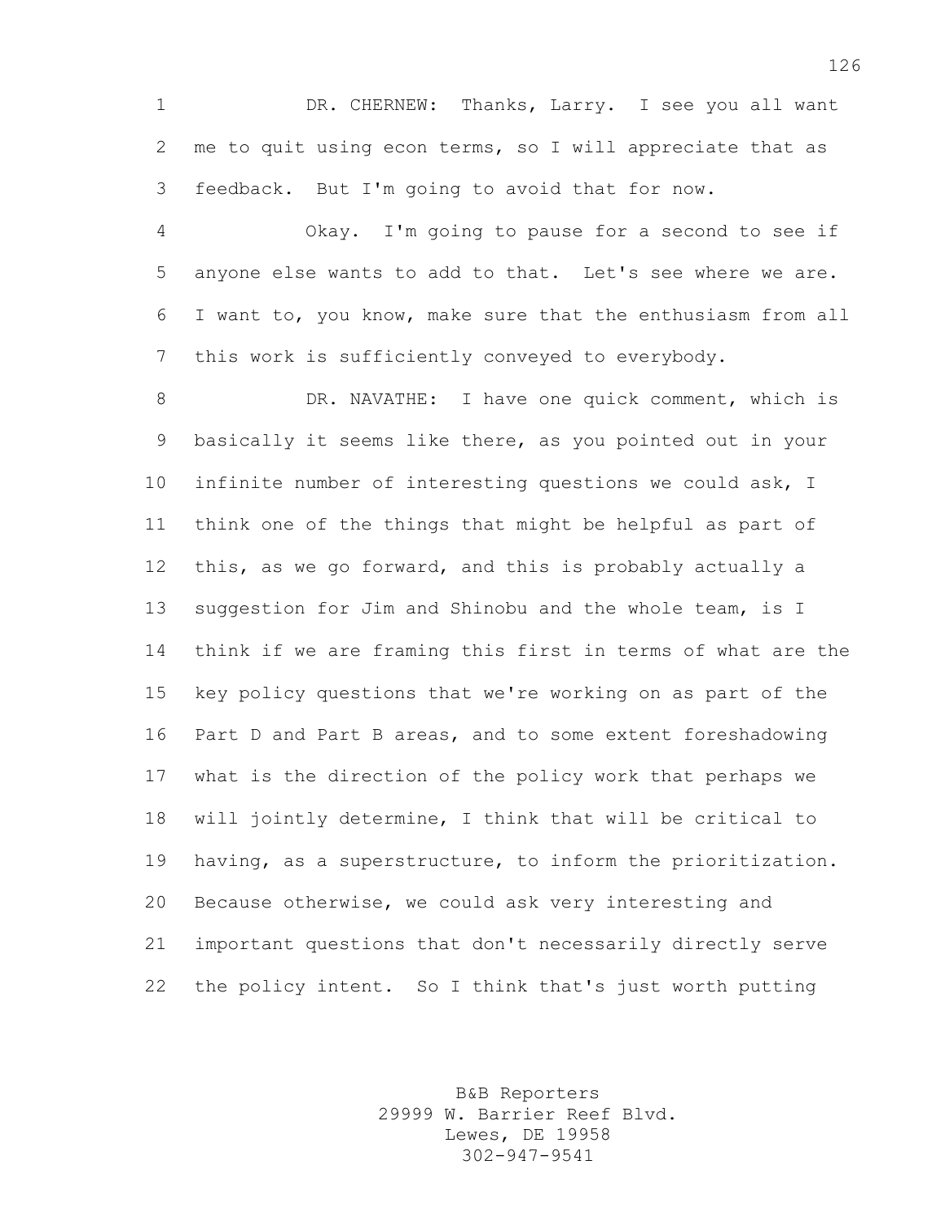DR. CHERNEW: Thanks, Larry. I see you all want me to quit using econ terms, so I will appreciate that as feedback. But I'm going to avoid that for now.

Okay. I'm going to pause for a second to see if anyone else wants to add to that. Let's see where we are. I want to, you know, make sure that the enthusiasm from all this work is sufficiently conveyed to everybody.

DR. NAVATHE: I have one quick comment, which is basically it seems like there, as you pointed out in your infinite number of interesting questions we could ask, I think one of the things that might be helpful as part of this, as we go forward, and this is probably actually a suggestion for Jim and Shinobu and the whole team, is I think if we are framing this first in terms of what are the key policy questions that we're working on as part of the Part D and Part B areas, and to some extent foreshadowing what is the direction of the policy work that perhaps we will jointly determine, I think that will be critical to having, as a superstructure, to inform the prioritization. Because otherwise, we could ask very interesting and important questions that don't necessarily directly serve the policy intent. So I think that's just worth putting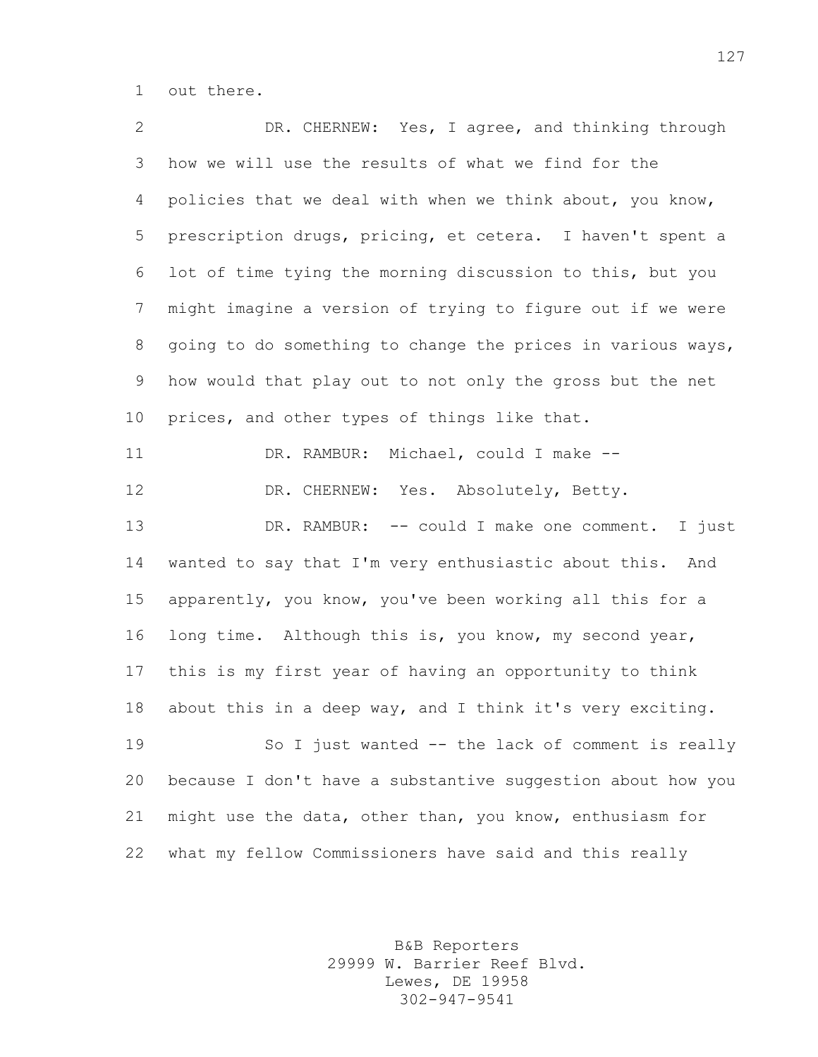out there.

DR. CHERNEW: Yes, I agree, and thinking through how we will use the results of what we find for the policies that we deal with when we think about, you know, prescription drugs, pricing, et cetera. I haven't spent a lot of time tying the morning discussion to this, but you might imagine a version of trying to figure out if we were going to do something to change the prices in various ways, how would that play out to not only the gross but the net prices, and other types of things like that.

DR. RAMBUR: Michael, could I make --

DR. CHERNEW: Yes. Absolutely, Betty.

DR. RAMBUR: -- could I make one comment. I just wanted to say that I'm very enthusiastic about this. And apparently, you know, you've been working all this for a long time. Although this is, you know, my second year, this is my first year of having an opportunity to think about this in a deep way, and I think it's very exciting.

So I just wanted -- the lack of comment is really because I don't have a substantive suggestion about how you might use the data, other than, you know, enthusiasm for what my fellow Commissioners have said and this really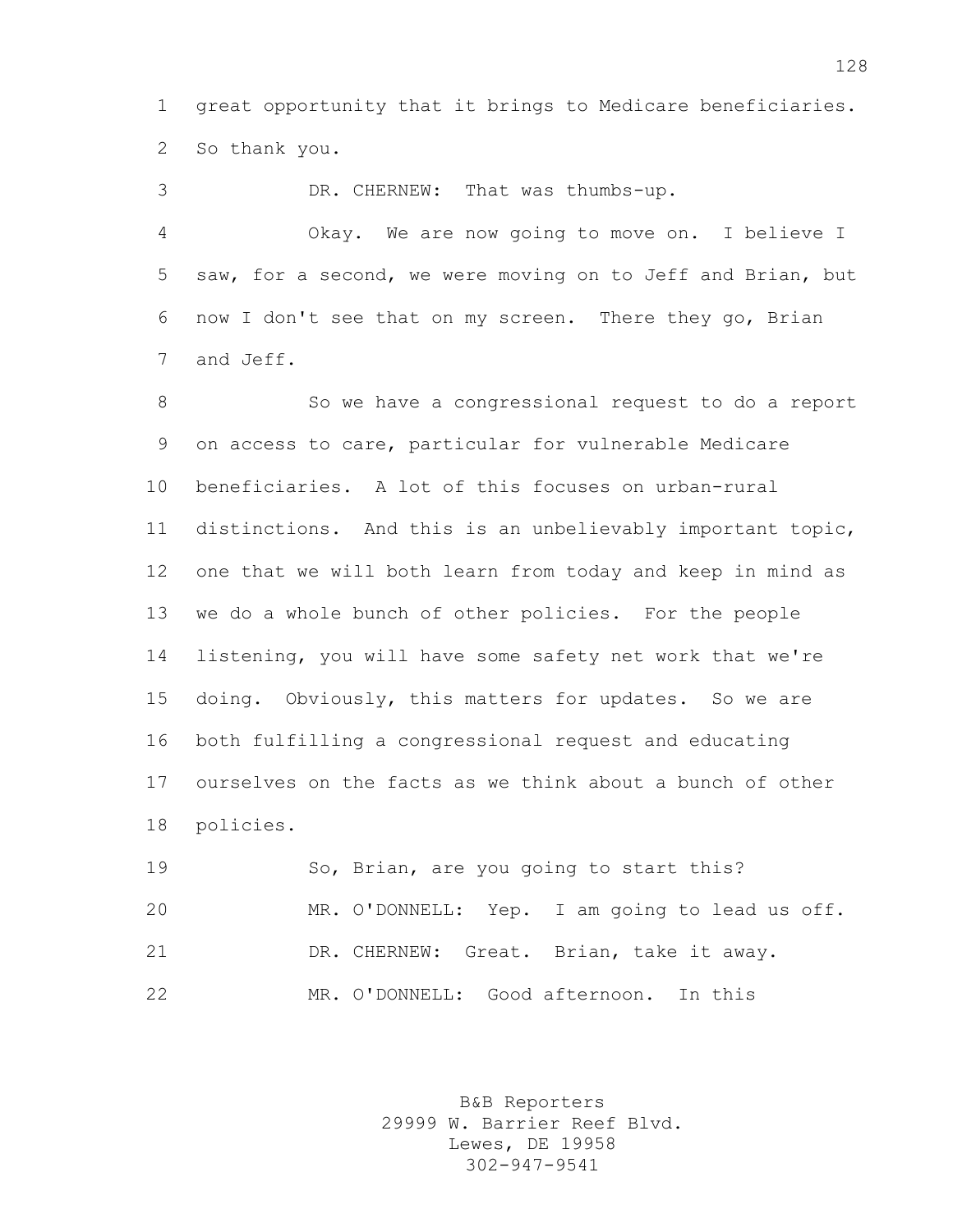great opportunity that it brings to Medicare beneficiaries. So thank you.

DR. CHERNEW: That was thumbs-up.

Okay. We are now going to move on. I believe I saw, for a second, we were moving on to Jeff and Brian, but now I don't see that on my screen. There they go, Brian and Jeff.

So we have a congressional request to do a report on access to care, particular for vulnerable Medicare beneficiaries. A lot of this focuses on urban-rural distinctions. And this is an unbelievably important topic, one that we will both learn from today and keep in mind as we do a whole bunch of other policies. For the people listening, you will have some safety net work that we're doing. Obviously, this matters for updates. So we are both fulfilling a congressional request and educating ourselves on the facts as we think about a bunch of other policies.

So, Brian, are you going to start this?

MR. O'DONNELL: Yep. I am going to lead us off.

DR. CHERNEW: Great. Brian, take it away.

MR. O'DONNELL: Good afternoon. In this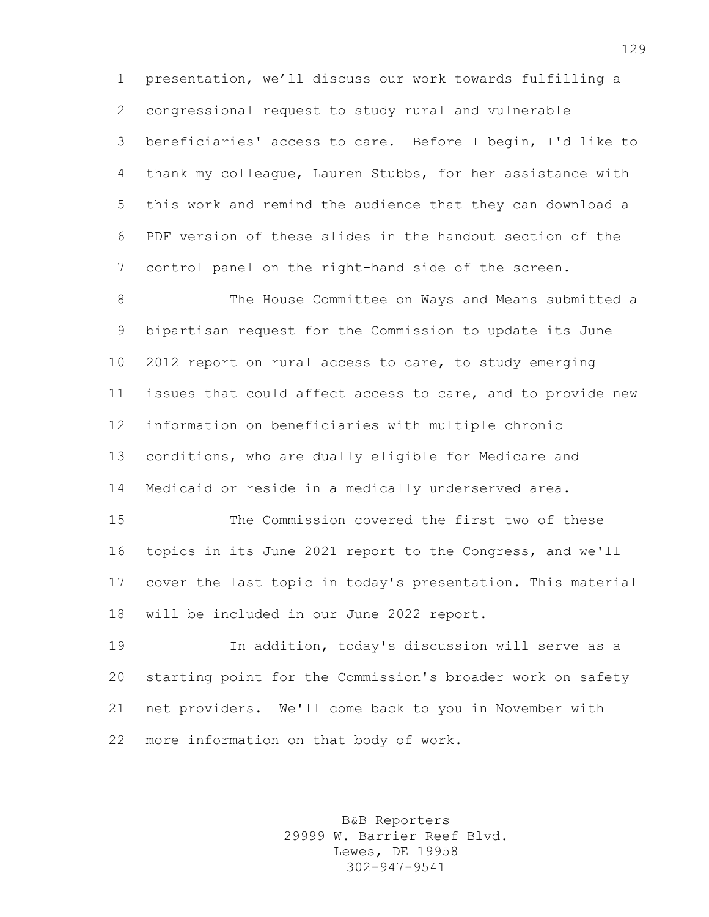presentation, we'll discuss our work towards fulfilling a congressional request to study rural and vulnerable beneficiaries' access to care. Before I begin, I'd like to thank my colleague, Lauren Stubbs, for her assistance with this work and remind the audience that they can download a PDF version of these slides in the handout section of the control panel on the right-hand side of the screen.

The House Committee on Ways and Means submitted a bipartisan request for the Commission to update its June 2012 report on rural access to care, to study emerging issues that could affect access to care, and to provide new information on beneficiaries with multiple chronic conditions, who are dually eligible for Medicare and Medicaid or reside in a medically underserved area.

The Commission covered the first two of these topics in its June 2021 report to the Congress, and we'll cover the last topic in today's presentation. This material will be included in our June 2022 report.

In addition, today's discussion will serve as a starting point for the Commission's broader work on safety net providers. We'll come back to you in November with more information on that body of work.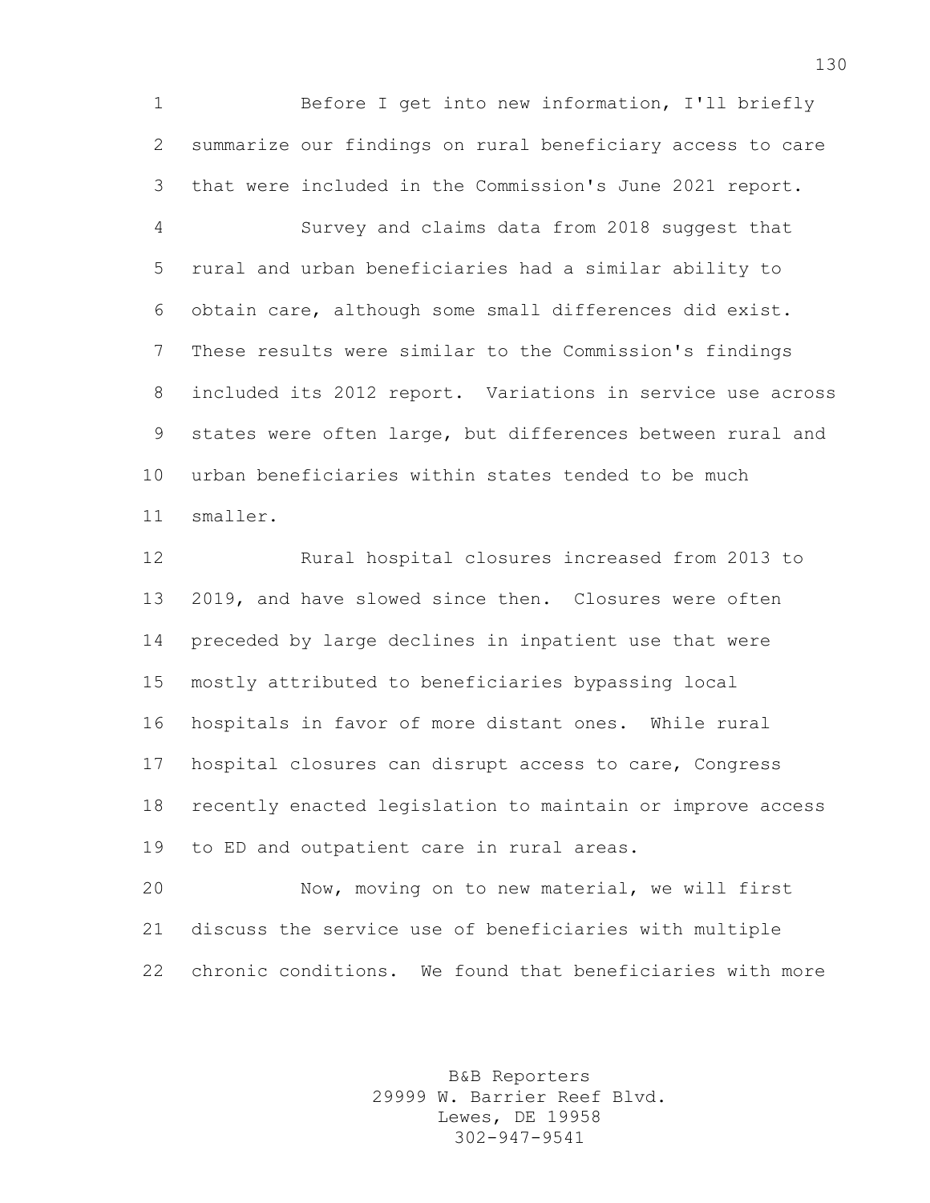Before I get into new information, I'll briefly summarize our findings on rural beneficiary access to care that were included in the Commission's June 2021 report.

Survey and claims data from 2018 suggest that rural and urban beneficiaries had a similar ability to obtain care, although some small differences did exist. These results were similar to the Commission's findings included its 2012 report. Variations in service use across states were often large, but differences between rural and urban beneficiaries within states tended to be much smaller.

Rural hospital closures increased from 2013 to 2019, and have slowed since then. Closures were often preceded by large declines in inpatient use that were mostly attributed to beneficiaries bypassing local hospitals in favor of more distant ones. While rural hospital closures can disrupt access to care, Congress recently enacted legislation to maintain or improve access to ED and outpatient care in rural areas.

Now, moving on to new material, we will first discuss the service use of beneficiaries with multiple chronic conditions. We found that beneficiaries with more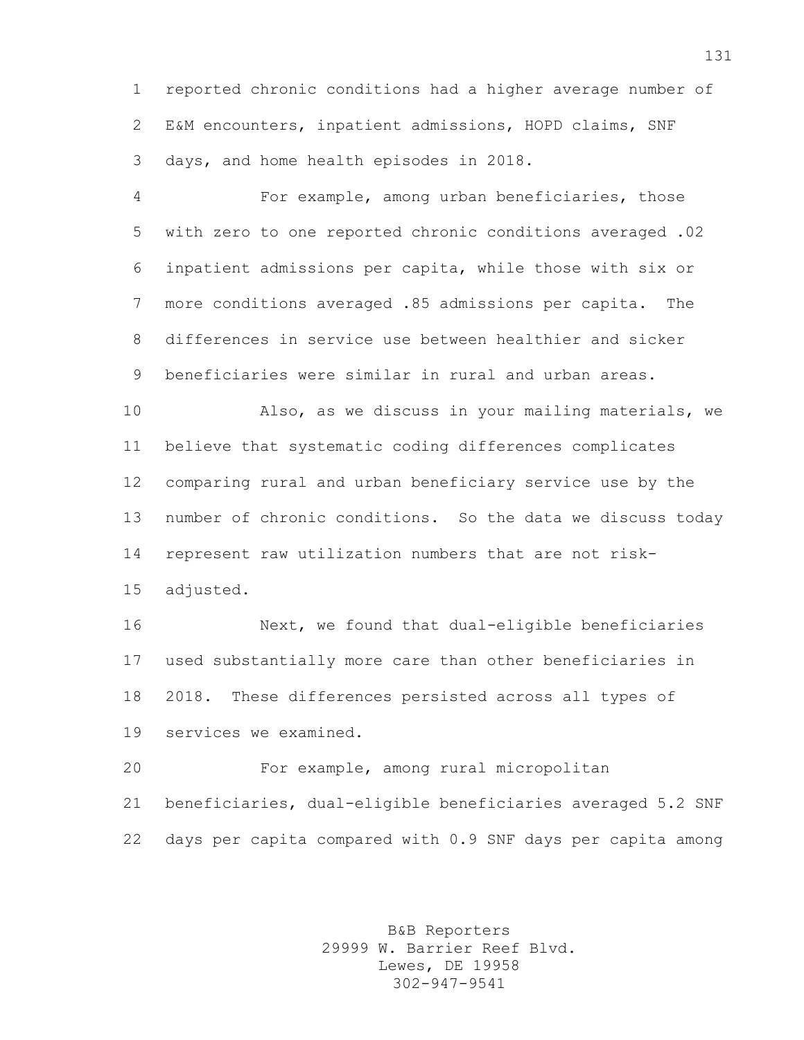reported chronic conditions had a higher average number of E&M encounters, inpatient admissions, HOPD claims, SNF days, and home health episodes in 2018.

For example, among urban beneficiaries, those with zero to one reported chronic conditions averaged .02 inpatient admissions per capita, while those with six or more conditions averaged .85 admissions per capita. The differences in service use between healthier and sicker beneficiaries were similar in rural and urban areas.

Also, as we discuss in your mailing materials, we believe that systematic coding differences complicates comparing rural and urban beneficiary service use by the number of chronic conditions. So the data we discuss today represent raw utilization numbers that are not risk-adjusted.

Next, we found that dual-eligible beneficiaries used substantially more care than other beneficiaries in 2018. These differences persisted across all types of services we examined.

For example, among rural micropolitan beneficiaries, dual-eligible beneficiaries averaged 5.2 SNF days per capita compared with 0.9 SNF days per capita among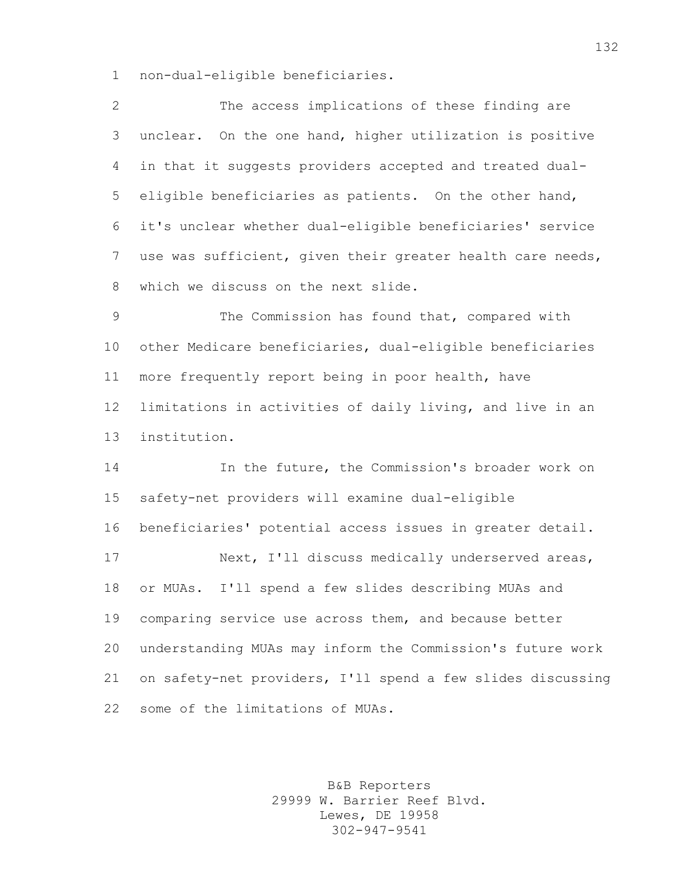non-dual-eligible beneficiaries.

The access implications of these finding are unclear. On the one hand, higher utilization is positive in that it suggests providers accepted and treated dual-eligible beneficiaries as patients. On the other hand, it's unclear whether dual-eligible beneficiaries' service use was sufficient, given their greater health care needs, which we discuss on the next slide.

The Commission has found that, compared with other Medicare beneficiaries, dual-eligible beneficiaries more frequently report being in poor health, have limitations in activities of daily living, and live in an institution.

In the future, the Commission's broader work on safety-net providers will examine dual-eligible beneficiaries' potential access issues in greater detail.

Next, I'll discuss medically underserved areas, or MUAs. I'll spend a few slides describing MUAs and comparing service use across them, and because better understanding MUAs may inform the Commission's future work on safety-net providers, I'll spend a few slides discussing some of the limitations of MUAs.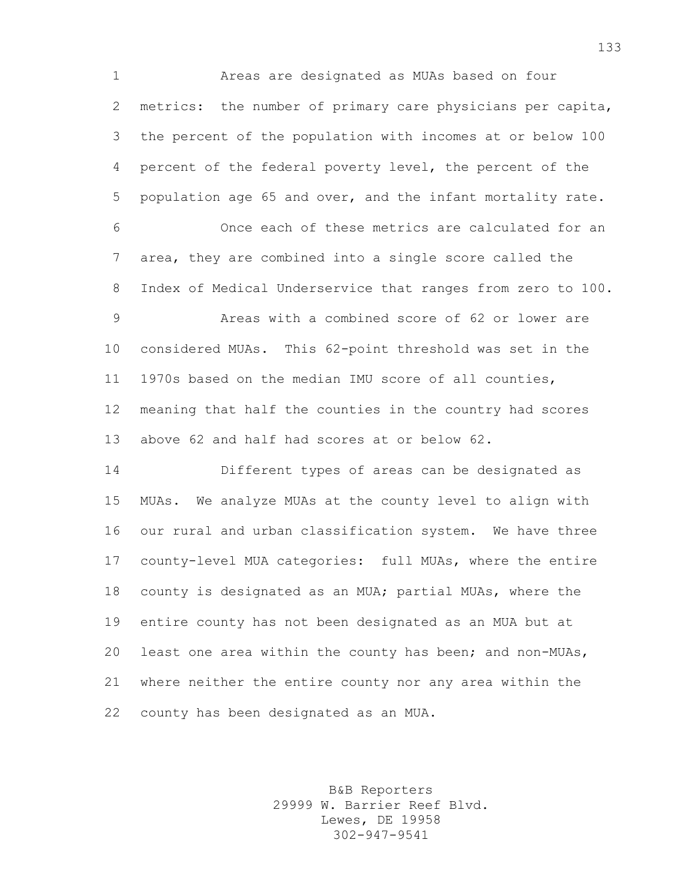Areas are designated as MUAs based on four metrics: the number of primary care physicians per capita, the percent of the population with incomes at or below 100 percent of the federal poverty level, the percent of the population age 65 and over, and the infant mortality rate.

Once each of these metrics are calculated for an area, they are combined into a single score called the Index of Medical Underservice that ranges from zero to 100.

Areas with a combined score of 62 or lower are considered MUAs. This 62-point threshold was set in the 1970s based on the median IMU score of all counties, meaning that half the counties in the country had scores above 62 and half had scores at or below 62.

Different types of areas can be designated as MUAs. We analyze MUAs at the county level to align with our rural and urban classification system. We have three county-level MUA categories: full MUAs, where the entire county is designated as an MUA; partial MUAs, where the entire county has not been designated as an MUA but at least one area within the county has been; and non-MUAs, where neither the entire county nor any area within the county has been designated as an MUA.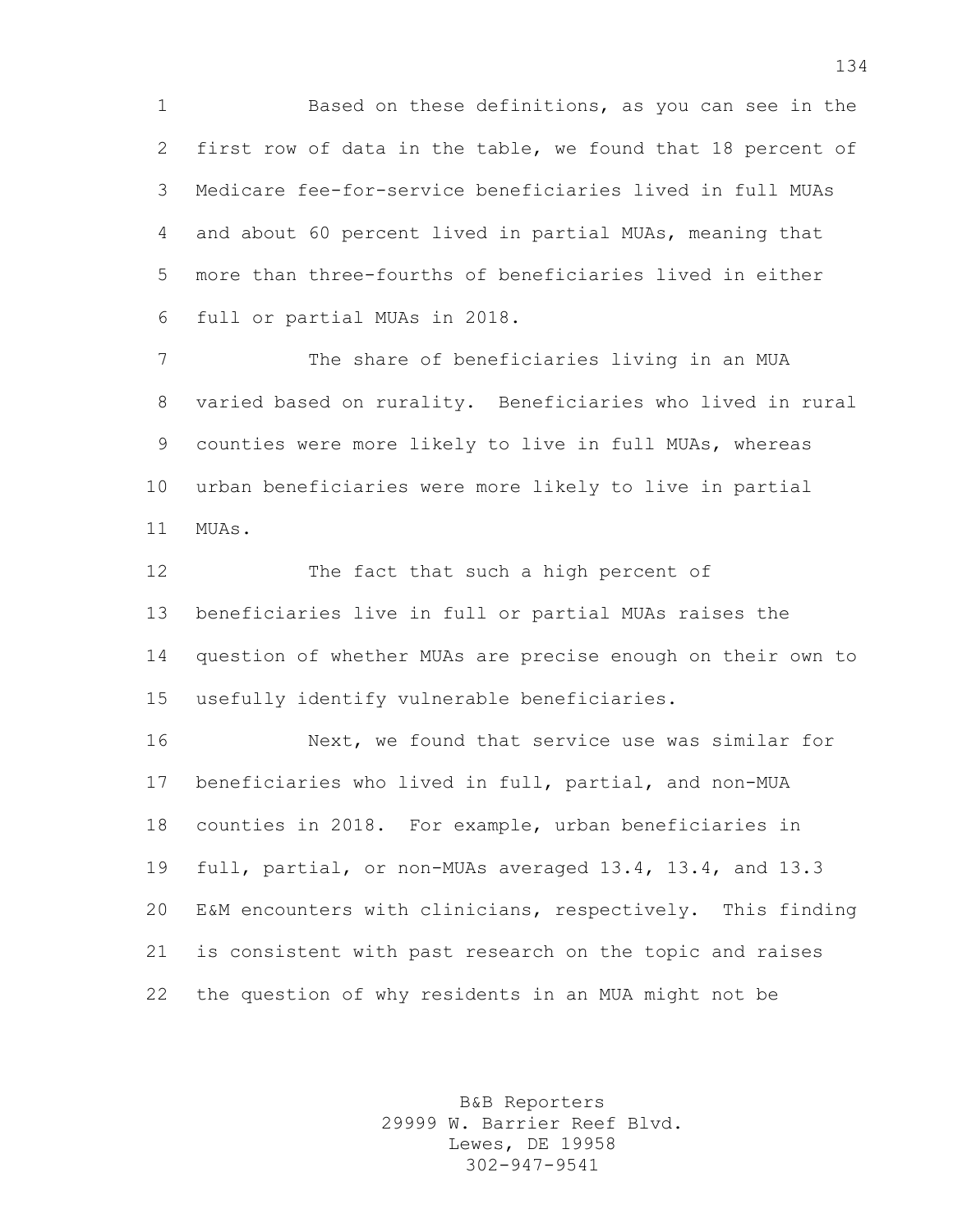Based on these definitions, as you can see in the first row of data in the table, we found that 18 percent of Medicare fee-for-service beneficiaries lived in full MUAs and about 60 percent lived in partial MUAs, meaning that more than three-fourths of beneficiaries lived in either full or partial MUAs in 2018.

The share of beneficiaries living in an MUA varied based on rurality. Beneficiaries who lived in rural counties were more likely to live in full MUAs, whereas urban beneficiaries were more likely to live in partial MUAs.

The fact that such a high percent of beneficiaries live in full or partial MUAs raises the question of whether MUAs are precise enough on their own to usefully identify vulnerable beneficiaries.

Next, we found that service use was similar for beneficiaries who lived in full, partial, and non-MUA counties in 2018. For example, urban beneficiaries in full, partial, or non-MUAs averaged 13.4, 13.4, and 13.3 E&M encounters with clinicians, respectively. This finding is consistent with past research on the topic and raises the question of why residents in an MUA might not be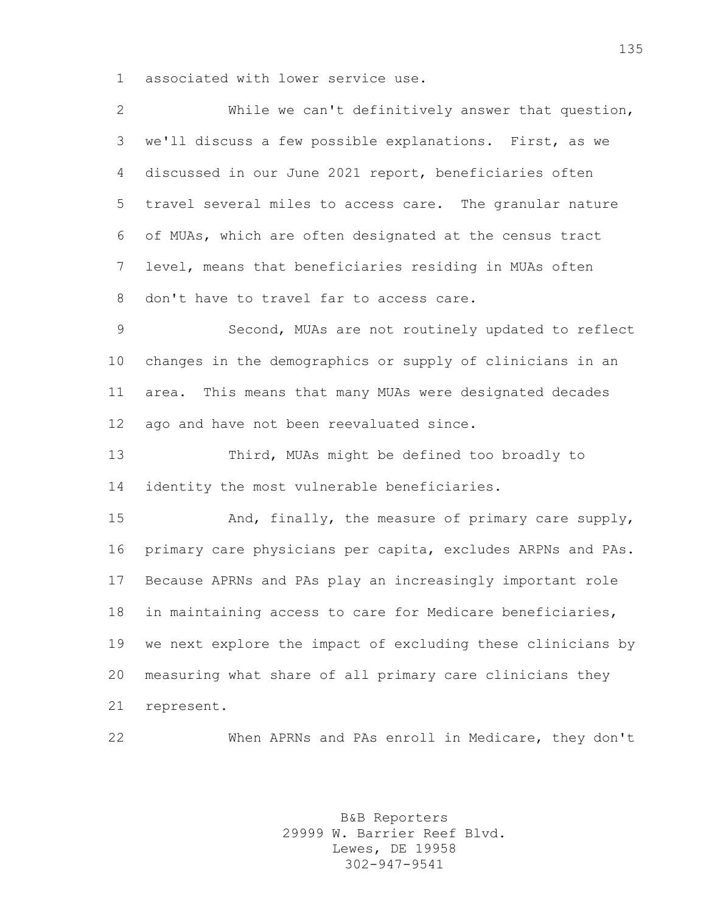associated with lower service use.

While we can't definitively answer that question, we'll discuss a few possible explanations. First, as we discussed in our June 2021 report, beneficiaries often travel several miles to access care. The granular nature of MUAs, which are often designated at the census tract level, means that beneficiaries residing in MUAs often don't have to travel far to access care.

Second, MUAs are not routinely updated to reflect changes in the demographics or supply of clinicians in an area. This means that many MUAs were designated decades ago and have not been reevaluated since.

Third, MUAs might be defined too broadly to identity the most vulnerable beneficiaries.

And, finally, the measure of primary care supply, primary care physicians per capita, excludes ARPNs and PAs. Because APRNs and PAs play an increasingly important role in maintaining access to care for Medicare beneficiaries, we next explore the impact of excluding these clinicians by measuring what share of all primary care clinicians they represent.

When APRNs and PAs enroll in Medicare, they don't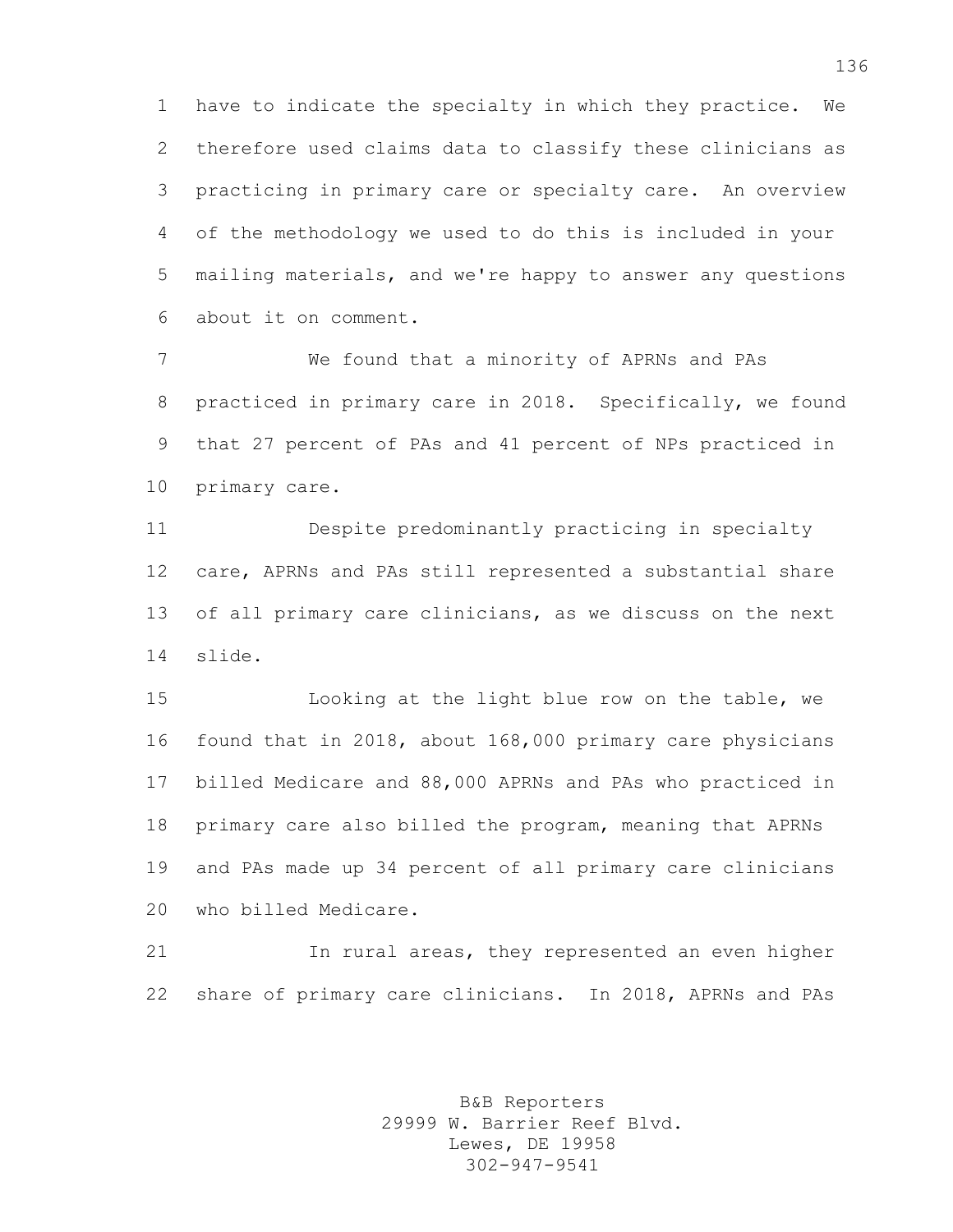have to indicate the specialty in which they practice. We therefore used claims data to classify these clinicians as practicing in primary care or specialty care. An overview of the methodology we used to do this is included in your mailing materials, and we're happy to answer any questions about it on comment.

We found that a minority of APRNs and PAs practiced in primary care in 2018. Specifically, we found that 27 percent of PAs and 41 percent of NPs practiced in primary care.

Despite predominantly practicing in specialty care, APRNs and PAs still represented a substantial share of all primary care clinicians, as we discuss on the next slide.

Looking at the light blue row on the table, we found that in 2018, about 168,000 primary care physicians billed Medicare and 88,000 APRNs and PAs who practiced in primary care also billed the program, meaning that APRNs and PAs made up 34 percent of all primary care clinicians who billed Medicare.

In rural areas, they represented an even higher share of primary care clinicians. In 2018, APRNs and PAs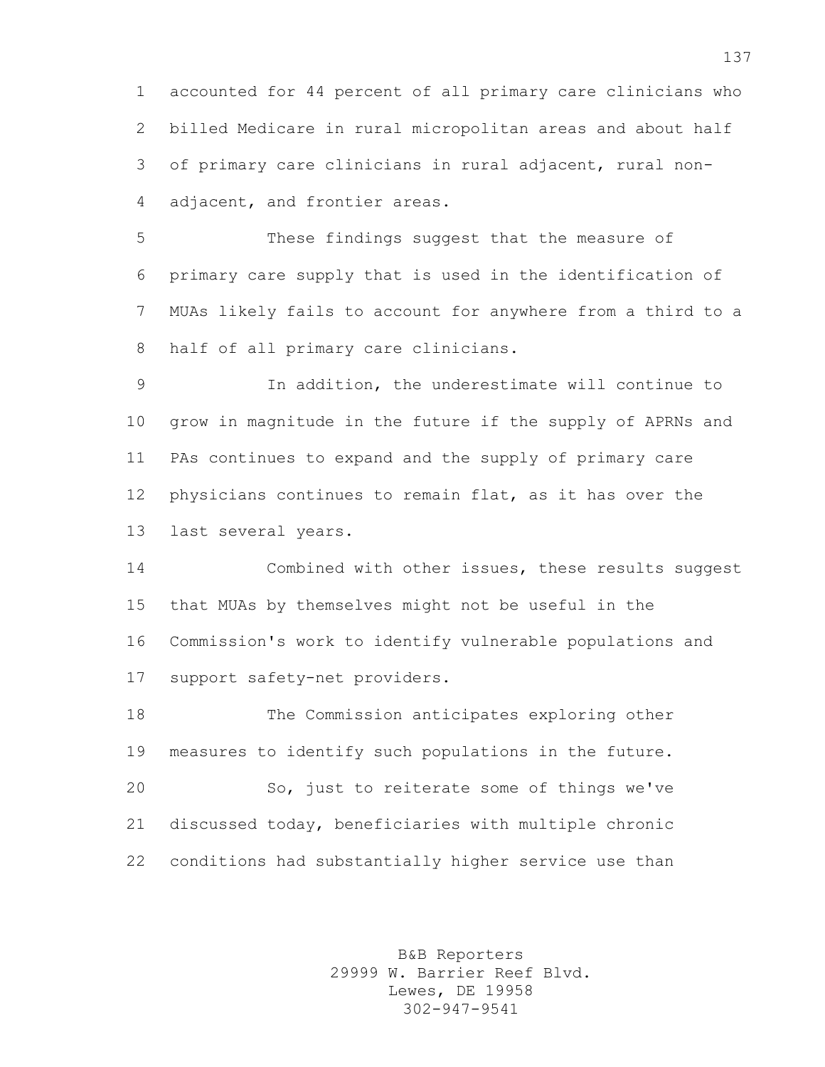accounted for 44 percent of all primary care clinicians who billed Medicare in rural micropolitan areas and about half of primary care clinicians in rural adjacent, rural non-adjacent, and frontier areas.

These findings suggest that the measure of primary care supply that is used in the identification of MUAs likely fails to account for anywhere from a third to a half of all primary care clinicians.

In addition, the underestimate will continue to grow in magnitude in the future if the supply of APRNs and PAs continues to expand and the supply of primary care physicians continues to remain flat, as it has over the last several years.

Combined with other issues, these results suggest that MUAs by themselves might not be useful in the Commission's work to identify vulnerable populations and support safety-net providers.

The Commission anticipates exploring other measures to identify such populations in the future.

So, just to reiterate some of things we've discussed today, beneficiaries with multiple chronic conditions had substantially higher service use than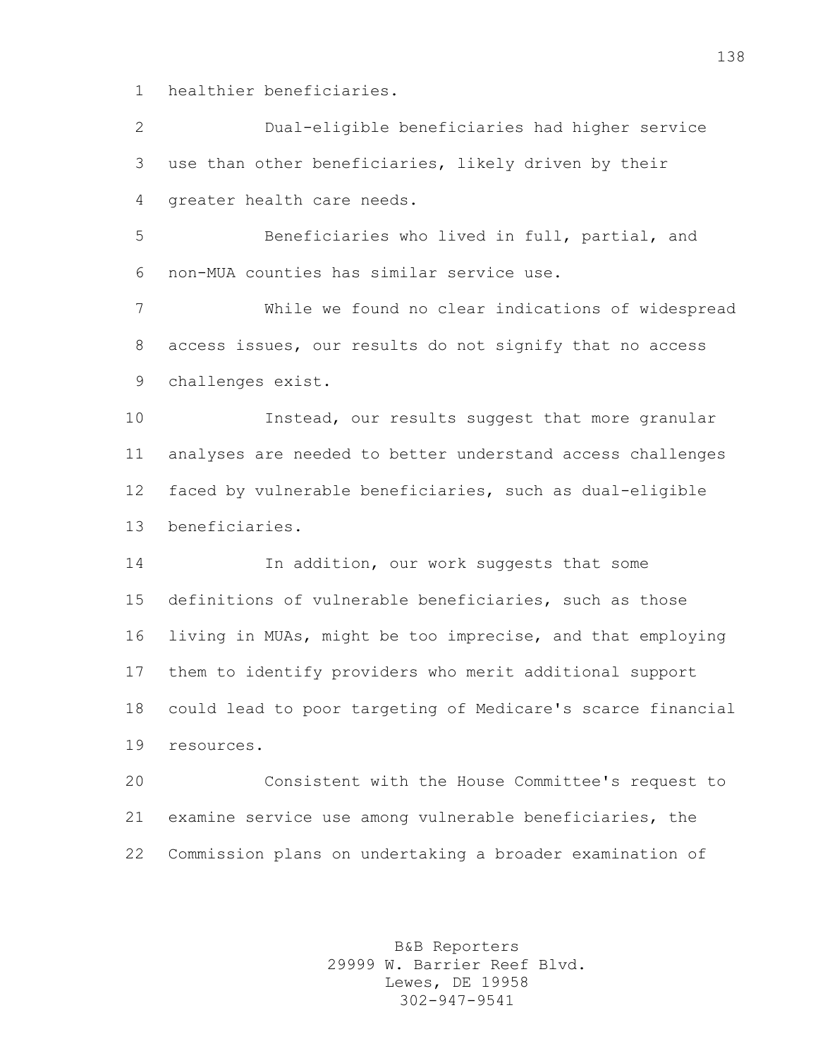healthier beneficiaries.

Dual-eligible beneficiaries had higher service use than other beneficiaries, likely driven by their greater health care needs.

Beneficiaries who lived in full, partial, and non-MUA counties has similar service use.

While we found no clear indications of widespread access issues, our results do not signify that no access challenges exist.

Instead, our results suggest that more granular analyses are needed to better understand access challenges faced by vulnerable beneficiaries, such as dual-eligible beneficiaries.

In addition, our work suggests that some definitions of vulnerable beneficiaries, such as those living in MUAs, might be too imprecise, and that employing them to identify providers who merit additional support could lead to poor targeting of Medicare's scarce financial resources.

Consistent with the House Committee's request to examine service use among vulnerable beneficiaries, the Commission plans on undertaking a broader examination of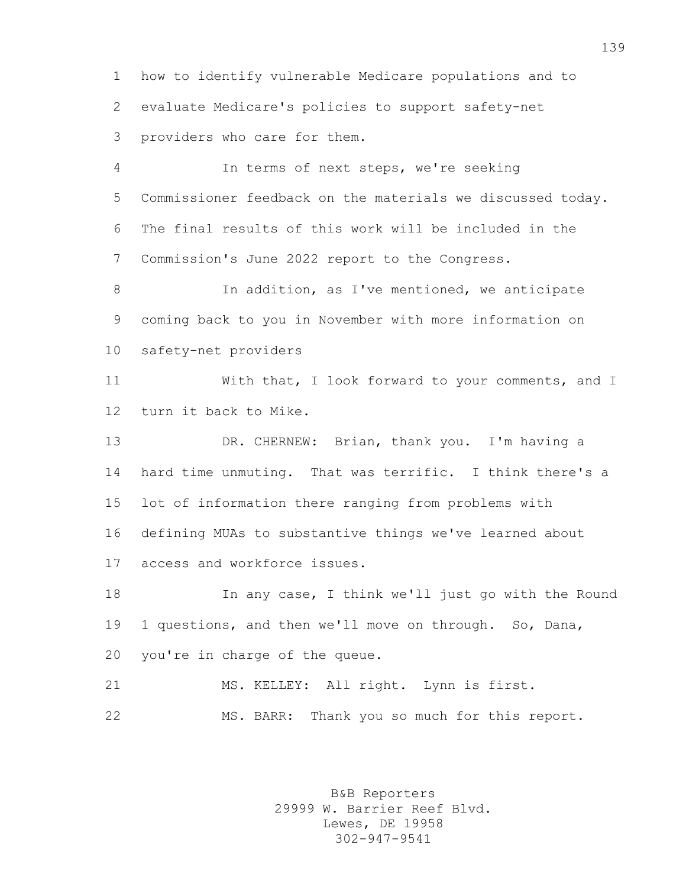how to identify vulnerable Medicare populations and to evaluate Medicare's policies to support safety-net providers who care for them.

In terms of next steps, we're seeking Commissioner feedback on the materials we discussed today. The final results of this work will be included in the Commission's June 2022 report to the Congress.

In addition, as I've mentioned, we anticipate coming back to you in November with more information on safety-net providers

With that, I look forward to your comments, and I turn it back to Mike.

DR. CHERNEW: Brian, thank you. I'm having a hard time unmuting. That was terrific. I think there's a lot of information there ranging from problems with defining MUAs to substantive things we've learned about access and workforce issues.

In any case, I think we'll just go with the Round 1 questions, and then we'll move on through. So, Dana, you're in charge of the queue.

MS. KELLEY: All right. Lynn is first.

MS. BARR: Thank you so much for this report.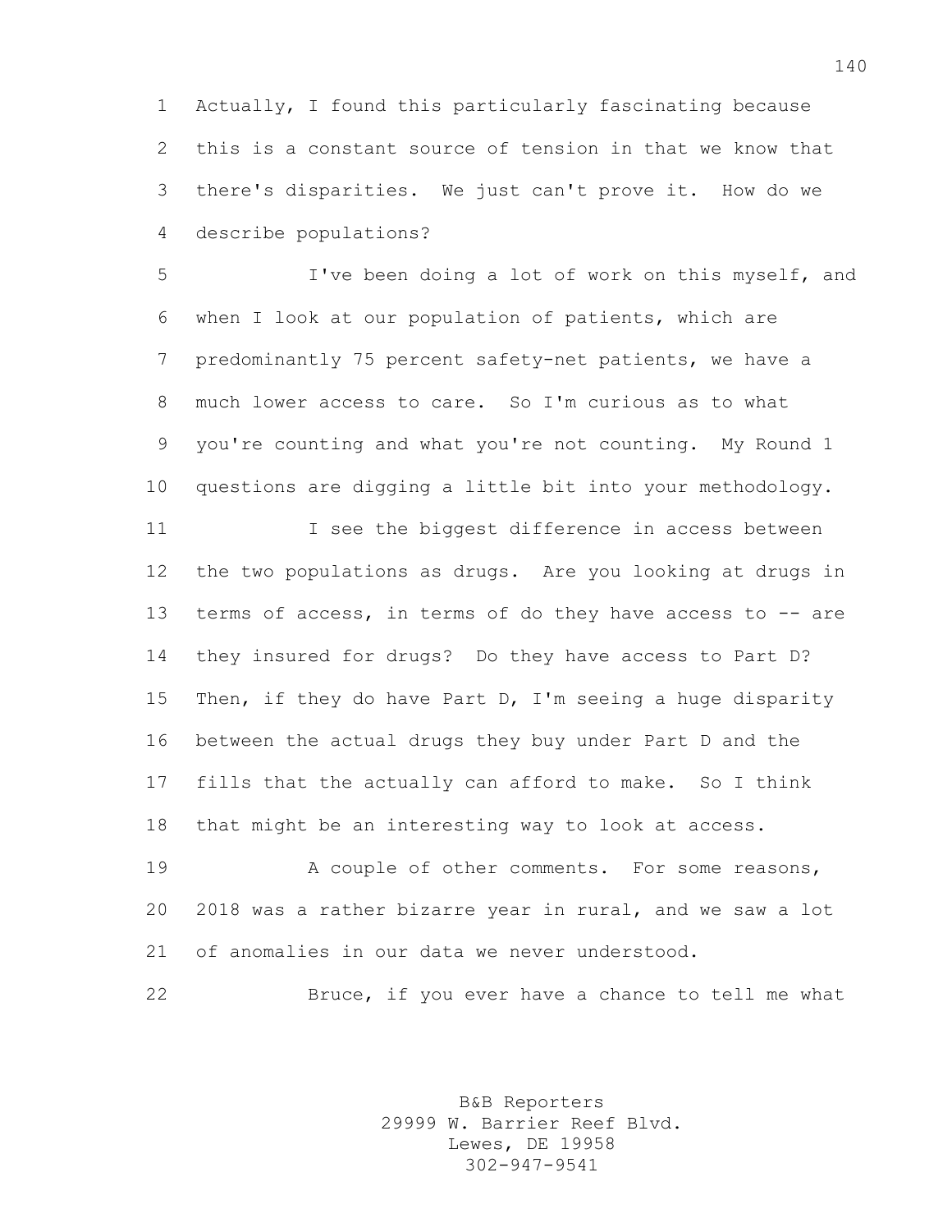Actually, I found this particularly fascinating because this is a constant source of tension in that we know that there's disparities. We just can't prove it. How do we describe populations?

I've been doing a lot of work on this myself, and when I look at our population of patients, which are predominantly 75 percent safety-net patients, we have a much lower access to care. So I'm curious as to what you're counting and what you're not counting. My Round 1 questions are digging a little bit into your methodology.

I see the biggest difference in access between the two populations as drugs. Are you looking at drugs in terms of access, in terms of do they have access to -- are they insured for drugs? Do they have access to Part D? Then, if they do have Part D, I'm seeing a huge disparity between the actual drugs they buy under Part D and the fills that the actually can afford to make. So I think that might be an interesting way to look at access.

A couple of other comments. For some reasons, 2018 was a rather bizarre year in rural, and we saw a lot of anomalies in our data we never understood.

Bruce, if you ever have a chance to tell me what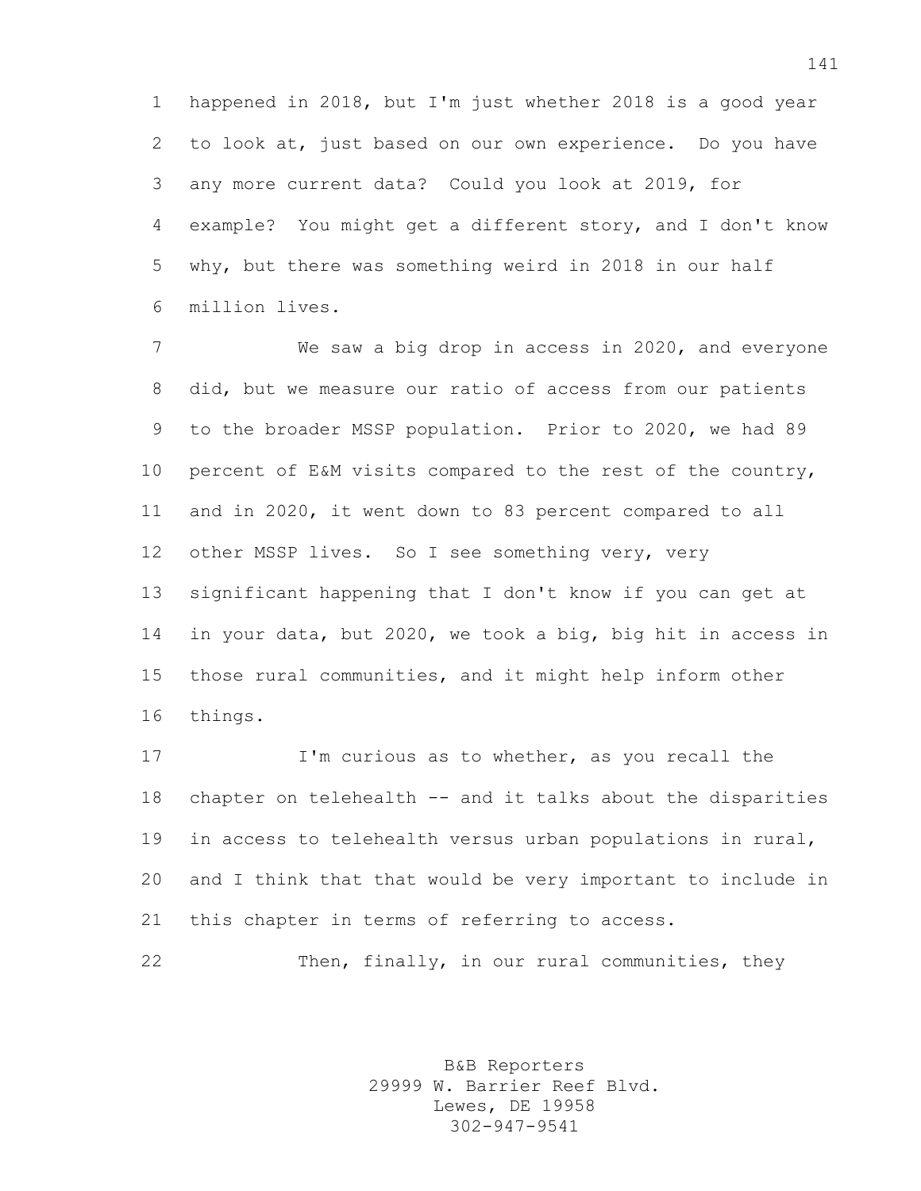happened in 2018, but I'm just whether 2018 is a good year to look at, just based on our own experience. Do you have any more current data? Could you look at 2019, for example? You might get a different story, and I don't know why, but there was something weird in 2018 in our half million lives.

We saw a big drop in access in 2020, and everyone did, but we measure our ratio of access from our patients to the broader MSSP population. Prior to 2020, we had 89 percent of E&M visits compared to the rest of the country, and in 2020, it went down to 83 percent compared to all other MSSP lives. So I see something very, very significant happening that I don't know if you can get at in your data, but 2020, we took a big, big hit in access in those rural communities, and it might help inform other things.

I'm curious as to whether, as you recall the chapter on telehealth -- and it talks about the disparities in access to telehealth versus urban populations in rural, and I think that that would be very important to include in this chapter in terms of referring to access.

Then, finally, in our rural communities, they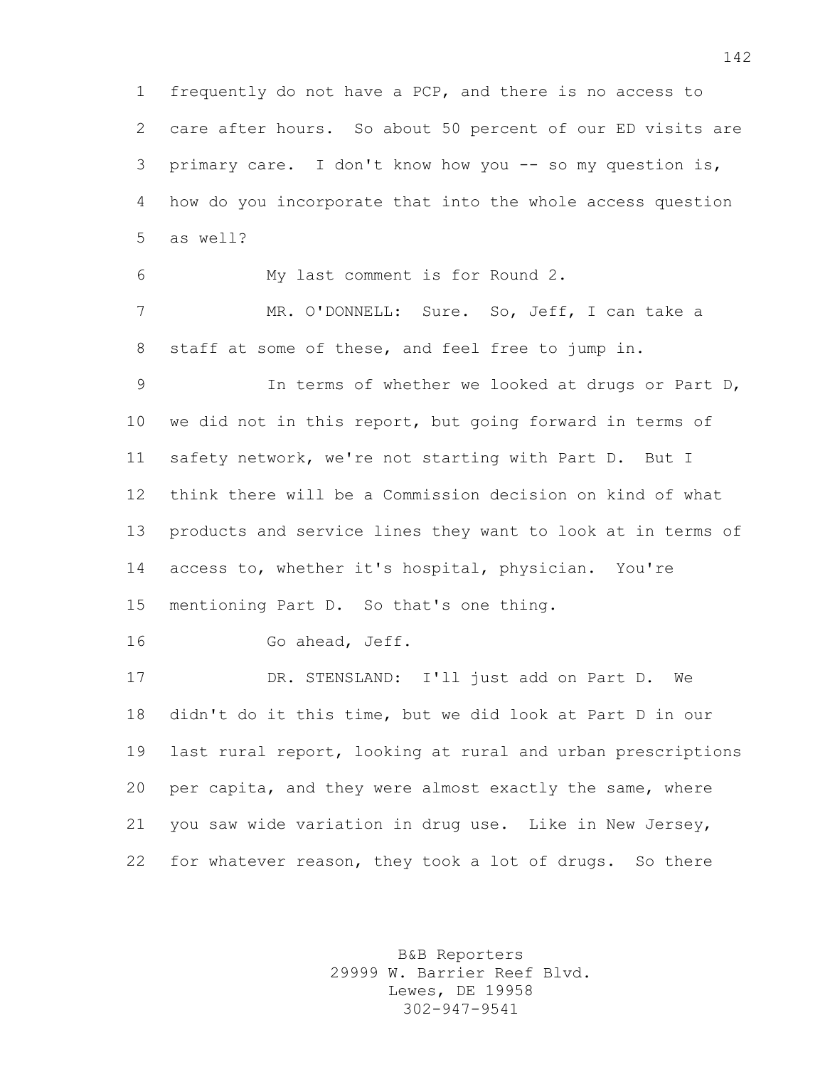frequently do not have a PCP, and there is no access to care after hours. So about 50 percent of our ED visits are primary care. I don't know how you -- so my question is, how do you incorporate that into the whole access question as well?

My last comment is for Round 2.

MR. O'DONNELL: Sure. So, Jeff, I can take a staff at some of these, and feel free to jump in.

In terms of whether we looked at drugs or Part D, we did not in this report, but going forward in terms of safety network, we're not starting with Part D. But I think there will be a Commission decision on kind of what products and service lines they want to look at in terms of access to, whether it's hospital, physician. You're mentioning Part D. So that's one thing.

Go ahead, Jeff.

DR. STENSLAND: I'll just add on Part D. We didn't do it this time, but we did look at Part D in our last rural report, looking at rural and urban prescriptions per capita, and they were almost exactly the same, where you saw wide variation in drug use. Like in New Jersey, for whatever reason, they took a lot of drugs. So there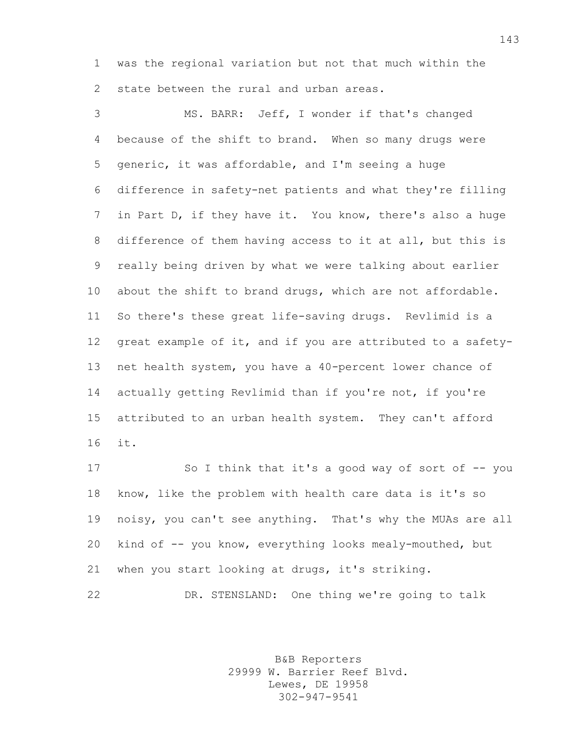was the regional variation but not that much within the state between the rural and urban areas.

MS. BARR: Jeff, I wonder if that's changed because of the shift to brand. When so many drugs were generic, it was affordable, and I'm seeing a huge difference in safety-net patients and what they're filling in Part D, if they have it. You know, there's also a huge difference of them having access to it at all, but this is really being driven by what we were talking about earlier about the shift to brand drugs, which are not affordable. So there's these great life-saving drugs. Revlimid is a great example of it, and if you are attributed to a safety-net health system, you have a 40-percent lower chance of actually getting Revlimid than if you're not, if you're attributed to an urban health system. They can't afford it.

So I think that it's a good way of sort of -- you know, like the problem with health care data is it's so noisy, you can't see anything. That's why the MUAs are all kind of -- you know, everything looks mealy-mouthed, but when you start looking at drugs, it's striking.

DR. STENSLAND: One thing we're going to talk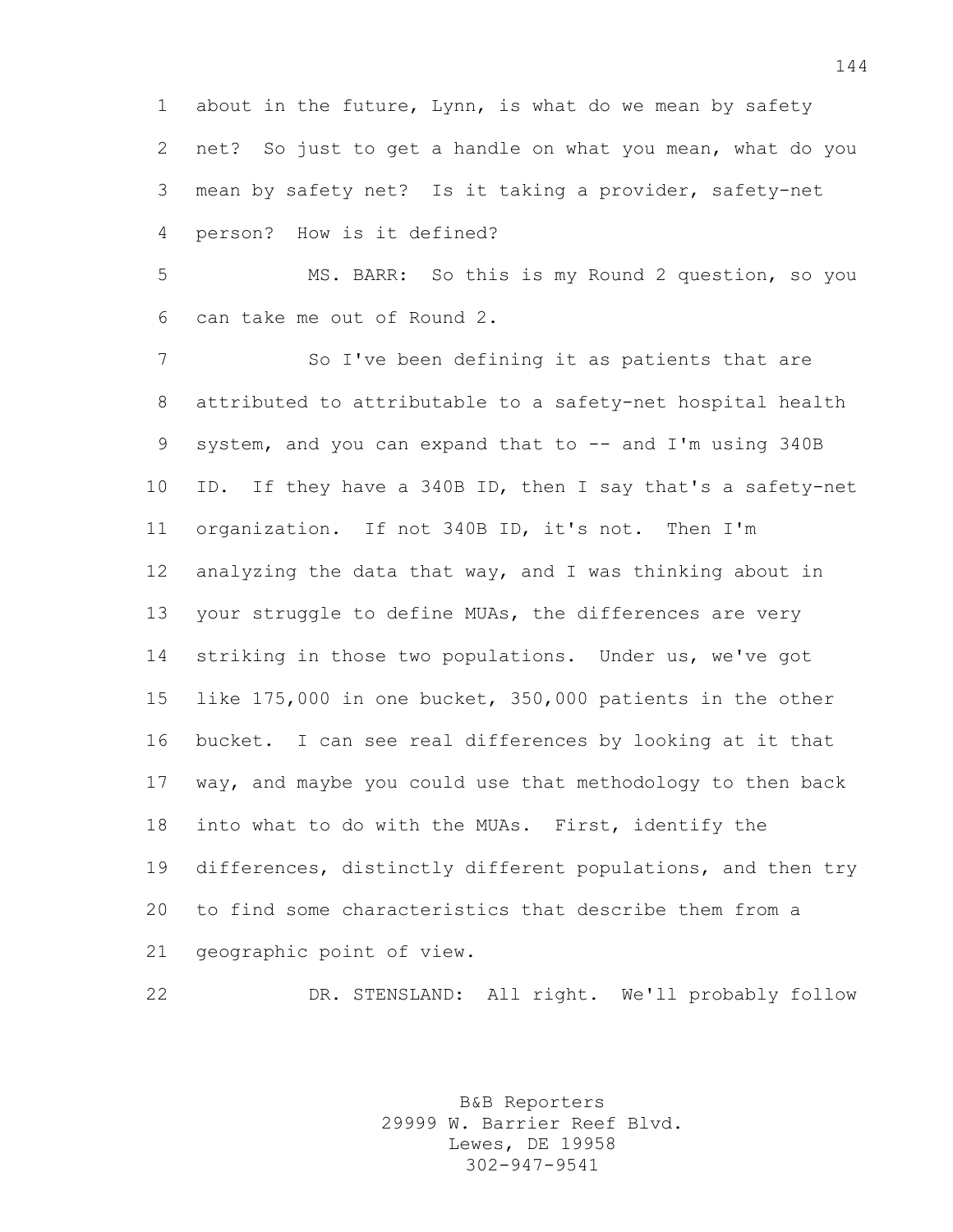about in the future, Lynn, is what do we mean by safety net? So just to get a handle on what you mean, what do you mean by safety net? Is it taking a provider, safety-net person? How is it defined?

MS. BARR: So this is my Round 2 question, so you can take me out of Round 2.

So I've been defining it as patients that are attributed to attributable to a safety-net hospital health system, and you can expand that to -- and I'm using 340B ID. If they have a 340B ID, then I say that's a safety-net organization. If not 340B ID, it's not. Then I'm analyzing the data that way, and I was thinking about in your struggle to define MUAs, the differences are very striking in those two populations. Under us, we've got like 175,000 in one bucket, 350,000 patients in the other bucket. I can see real differences by looking at it that way, and maybe you could use that methodology to then back into what to do with the MUAs. First, identify the differences, distinctly different populations, and then try to find some characteristics that describe them from a geographic point of view.

DR. STENSLAND: All right. We'll probably follow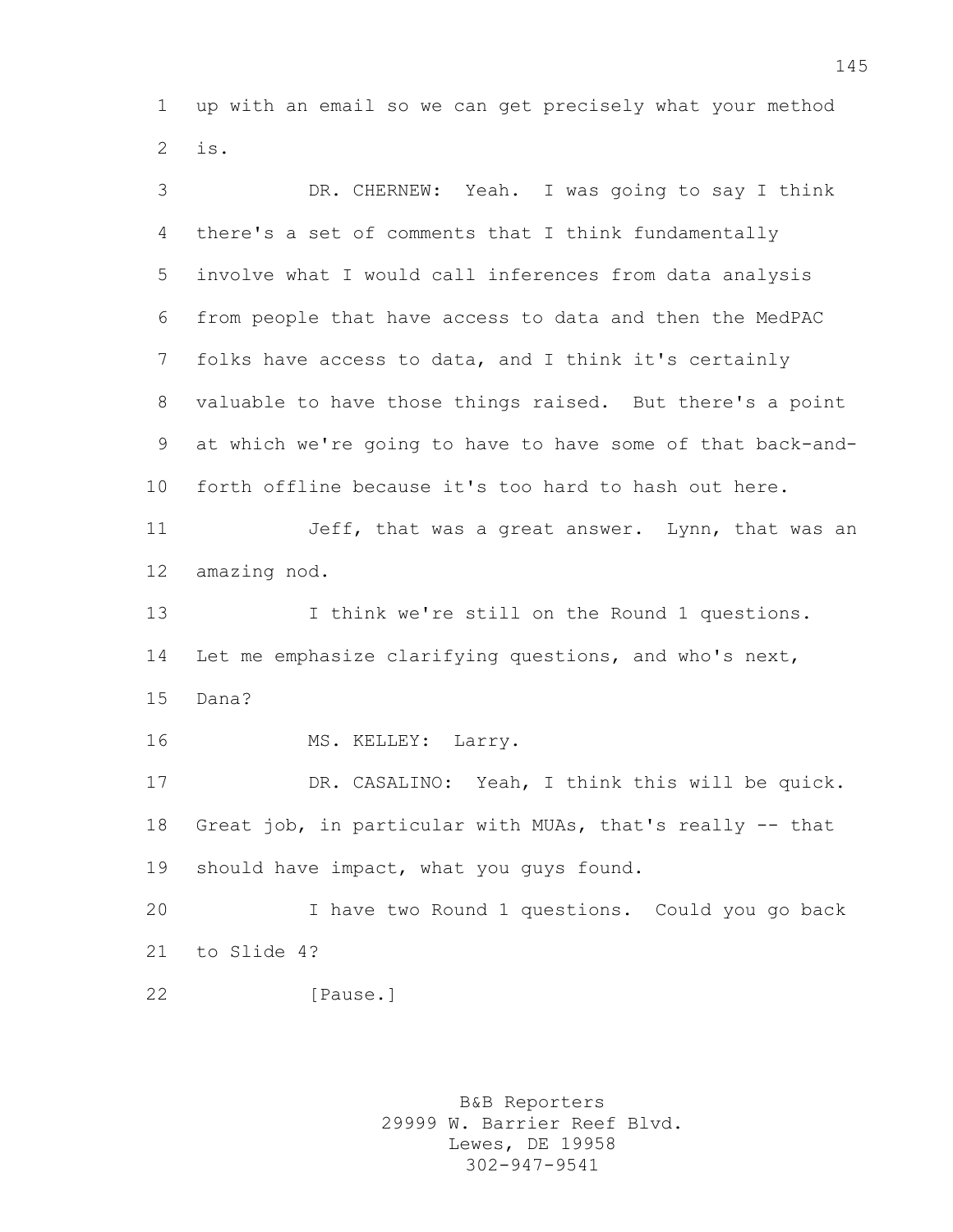up with an email so we can get precisely what your method is.

DR. CHERNEW: Yeah. I was going to say I think there's a set of comments that I think fundamentally involve what I would call inferences from data analysis from people that have access to data and then the MedPAC folks have access to data, and I think it's certainly valuable to have those things raised. But there's a point at which we're going to have to have some of that back-and-forth offline because it's too hard to hash out here.

Jeff, that was a great answer. Lynn, that was an amazing nod.

I think we're still on the Round 1 questions. Let me emphasize clarifying questions, and who's next, Dana?

MS. KELLEY: Larry.

DR. CASALINO: Yeah, I think this will be quick. Great job, in particular with MUAs, that's really -- that should have impact, what you guys found.

I have two Round 1 questions. Could you go back to Slide 4?

[Pause.]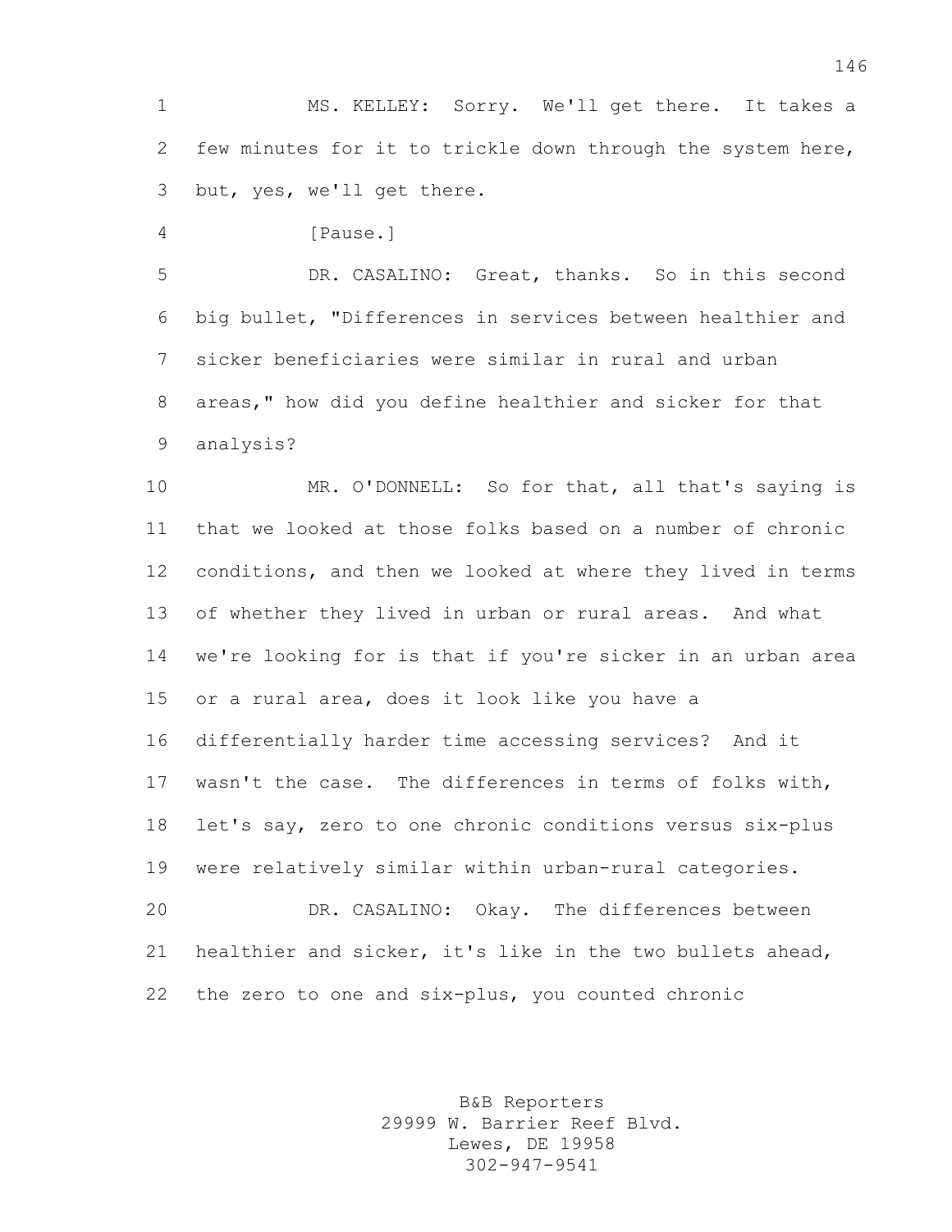MS. KELLEY: Sorry. We'll get there. It takes a few minutes for it to trickle down through the system here, but, yes, we'll get there.

[Pause.]

DR. CASALINO: Great, thanks. So in this second big bullet, "Differences in services between healthier and sicker beneficiaries were similar in rural and urban areas," how did you define healthier and sicker for that analysis?

MR. O'DONNELL: So for that, all that's saying is that we looked at those folks based on a number of chronic conditions, and then we looked at where they lived in terms of whether they lived in urban or rural areas. And what we're looking for is that if you're sicker in an urban area or a rural area, does it look like you have a differentially harder time accessing services? And it wasn't the case. The differences in terms of folks with, let's say, zero to one chronic conditions versus six-plus were relatively similar within urban-rural categories.

DR. CASALINO: Okay. The differences between healthier and sicker, it's like in the two bullets ahead, the zero to one and six-plus, you counted chronic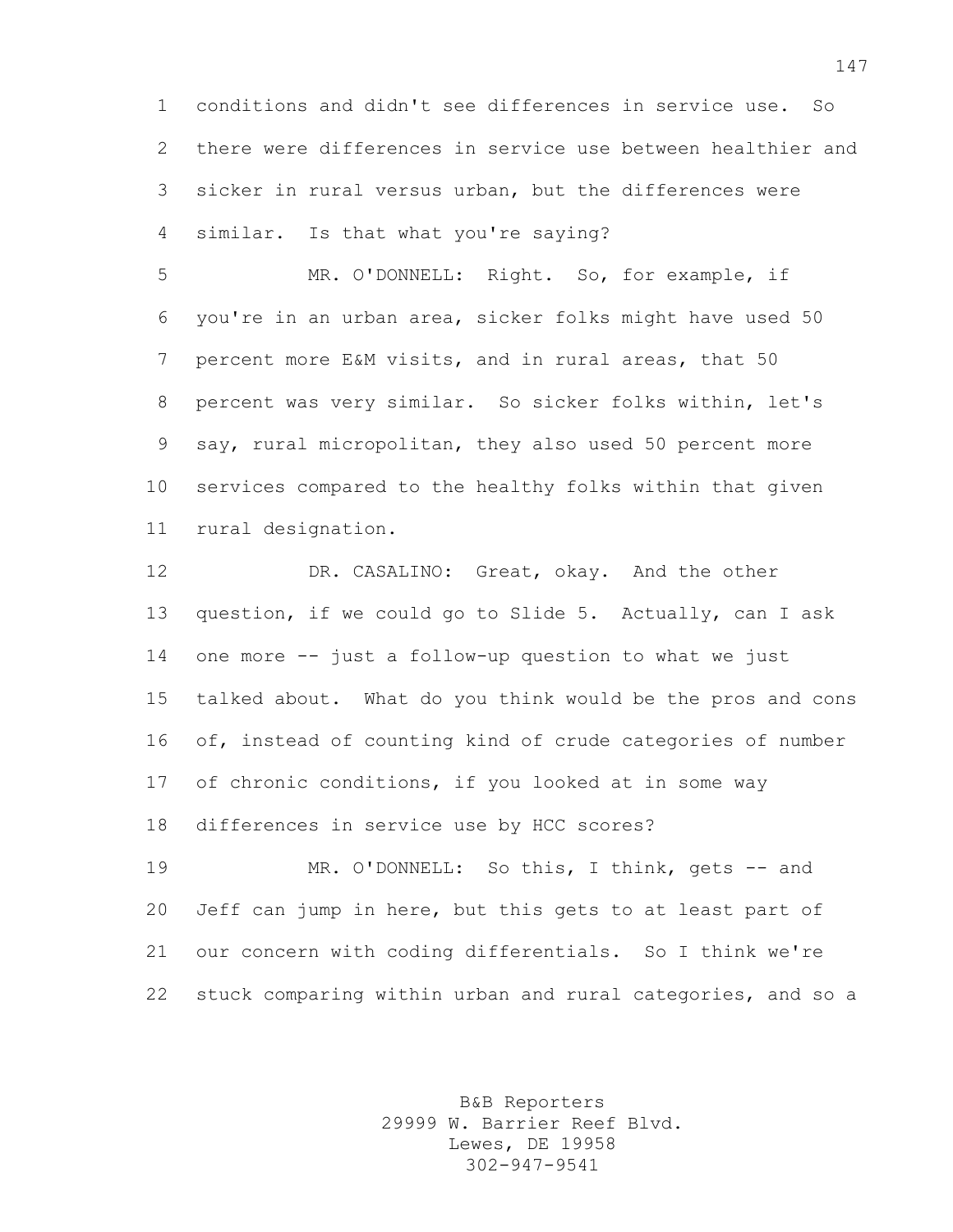conditions and didn't see differences in service use. So there were differences in service use between healthier and sicker in rural versus urban, but the differences were similar. Is that what you're saying?

MR. O'DONNELL: Right. So, for example, if you're in an urban area, sicker folks might have used 50 percent more E&M visits, and in rural areas, that 50 percent was very similar. So sicker folks within, let's say, rural micropolitan, they also used 50 percent more services compared to the healthy folks within that given rural designation.

DR. CASALINO: Great, okay. And the other question, if we could go to Slide 5. Actually, can I ask one more -- just a follow-up question to what we just talked about. What do you think would be the pros and cons of, instead of counting kind of crude categories of number of chronic conditions, if you looked at in some way differences in service use by HCC scores?

MR. O'DONNELL: So this, I think, gets -- and Jeff can jump in here, but this gets to at least part of our concern with coding differentials. So I think we're stuck comparing within urban and rural categories, and so a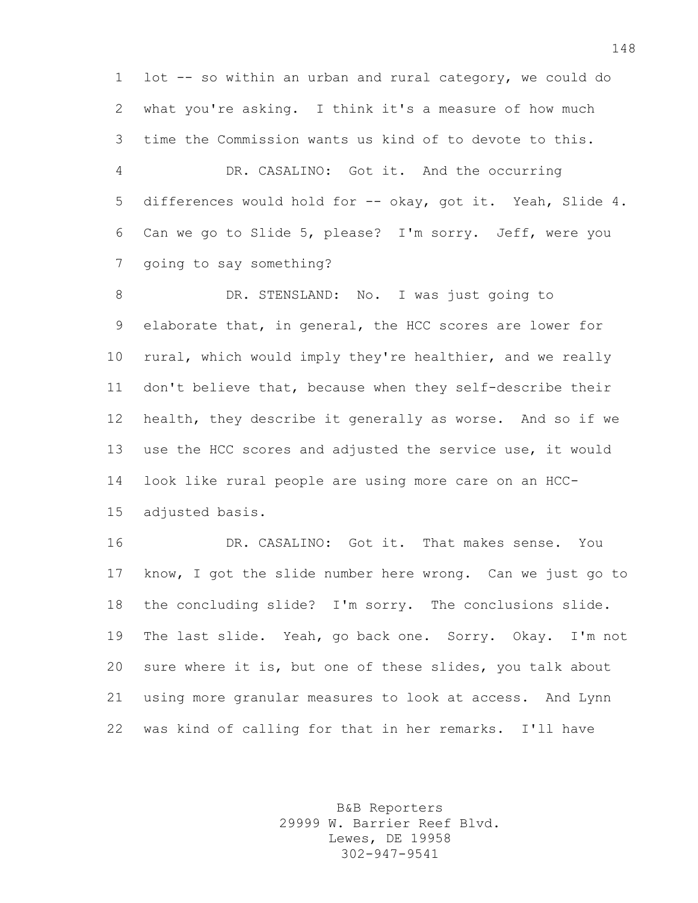lot -- so within an urban and rural category, we could do what you're asking. I think it's a measure of how much time the Commission wants us kind of to devote to this.

DR. CASALINO: Got it. And the occurring differences would hold for -- okay, got it. Yeah, Slide 4. Can we go to Slide 5, please? I'm sorry. Jeff, were you going to say something?

DR. STENSLAND: No. I was just going to elaborate that, in general, the HCC scores are lower for rural, which would imply they're healthier, and we really don't believe that, because when they self-describe their health, they describe it generally as worse. And so if we use the HCC scores and adjusted the service use, it would look like rural people are using more care on an HCC-adjusted basis.

DR. CASALINO: Got it. That makes sense. You know, I got the slide number here wrong. Can we just go to the concluding slide? I'm sorry. The conclusions slide. The last slide. Yeah, go back one. Sorry. Okay. I'm not sure where it is, but one of these slides, you talk about using more granular measures to look at access. And Lynn was kind of calling for that in her remarks. I'll have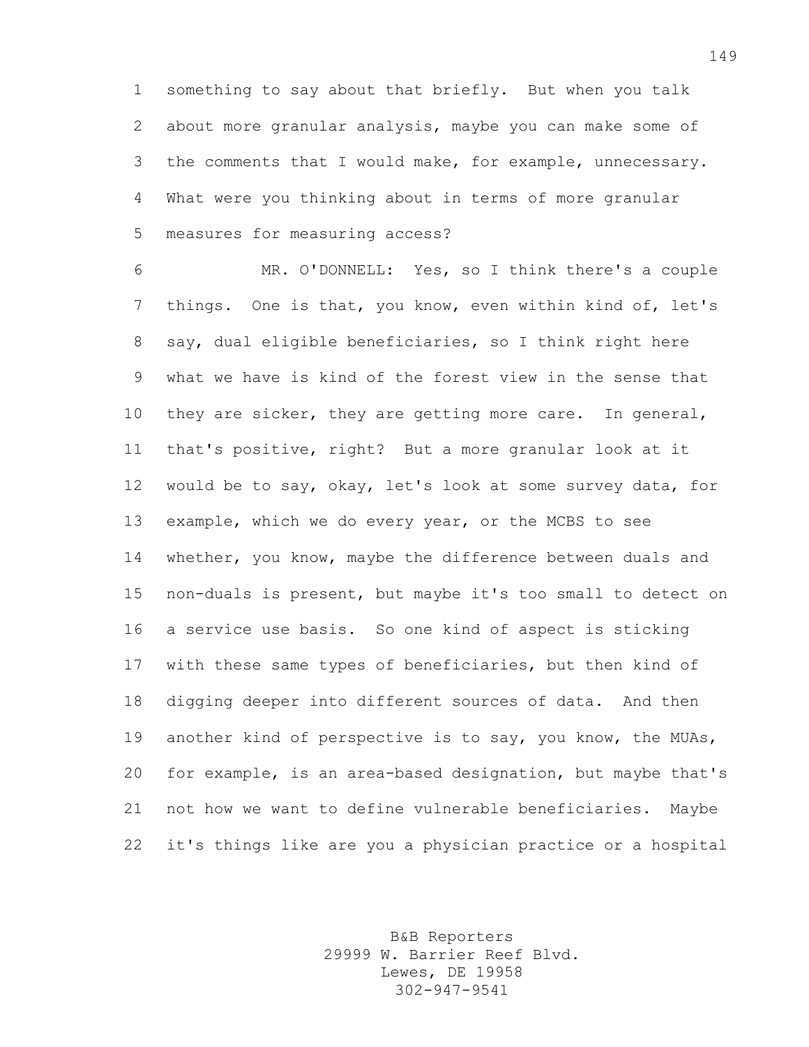something to say about that briefly. But when you talk about more granular analysis, maybe you can make some of the comments that I would make, for example, unnecessary. What were you thinking about in terms of more granular measures for measuring access?

MR. O'DONNELL: Yes, so I think there's a couple things. One is that, you know, even within kind of, let's say, dual eligible beneficiaries, so I think right here what we have is kind of the forest view in the sense that they are sicker, they are getting more care. In general, that's positive, right? But a more granular look at it would be to say, okay, let's look at some survey data, for example, which we do every year, or the MCBS to see whether, you know, maybe the difference between duals and non-duals is present, but maybe it's too small to detect on a service use basis. So one kind of aspect is sticking with these same types of beneficiaries, but then kind of digging deeper into different sources of data. And then another kind of perspective is to say, you know, the MUAs, for example, is an area-based designation, but maybe that's not how we want to define vulnerable beneficiaries. Maybe it's things like are you a physician practice or a hospital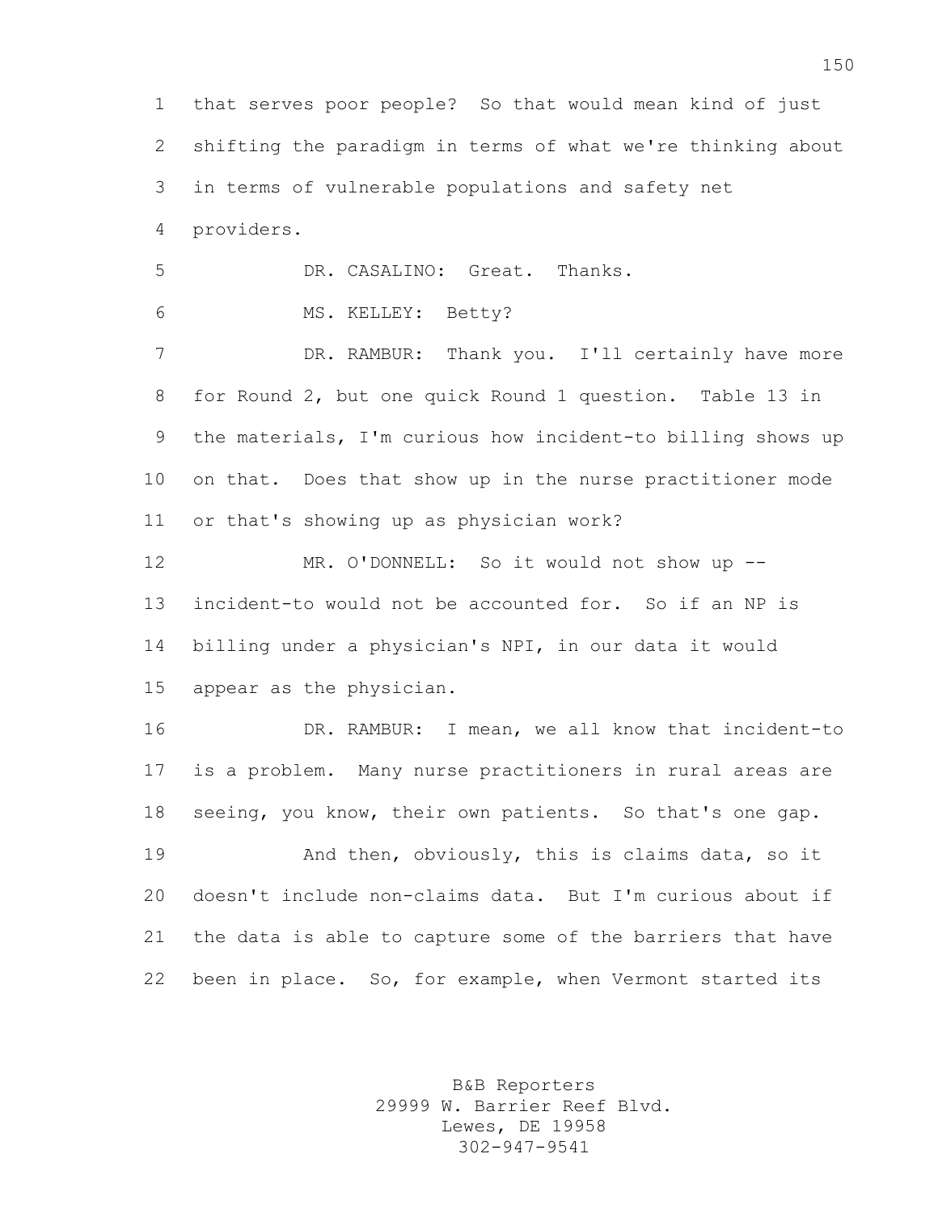that serves poor people? So that would mean kind of just shifting the paradigm in terms of what we're thinking about in terms of vulnerable populations and safety net providers.

DR. CASALINO: Great. Thanks.

MS. KELLEY: Betty?

DR. RAMBUR: Thank you. I'll certainly have more for Round 2, but one quick Round 1 question. Table 13 in the materials, I'm curious how incident-to billing shows up on that. Does that show up in the nurse practitioner mode or that's showing up as physician work?

MR. O'DONNELL: So it would not show up -- incident-to would not be accounted for. So if an NP is billing under a physician's NPI, in our data it would appear as the physician.

DR. RAMBUR: I mean, we all know that incident-to is a problem. Many nurse practitioners in rural areas are seeing, you know, their own patients. So that's one gap.

And then, obviously, this is claims data, so it doesn't include non-claims data. But I'm curious about if the data is able to capture some of the barriers that have been in place. So, for example, when Vermont started its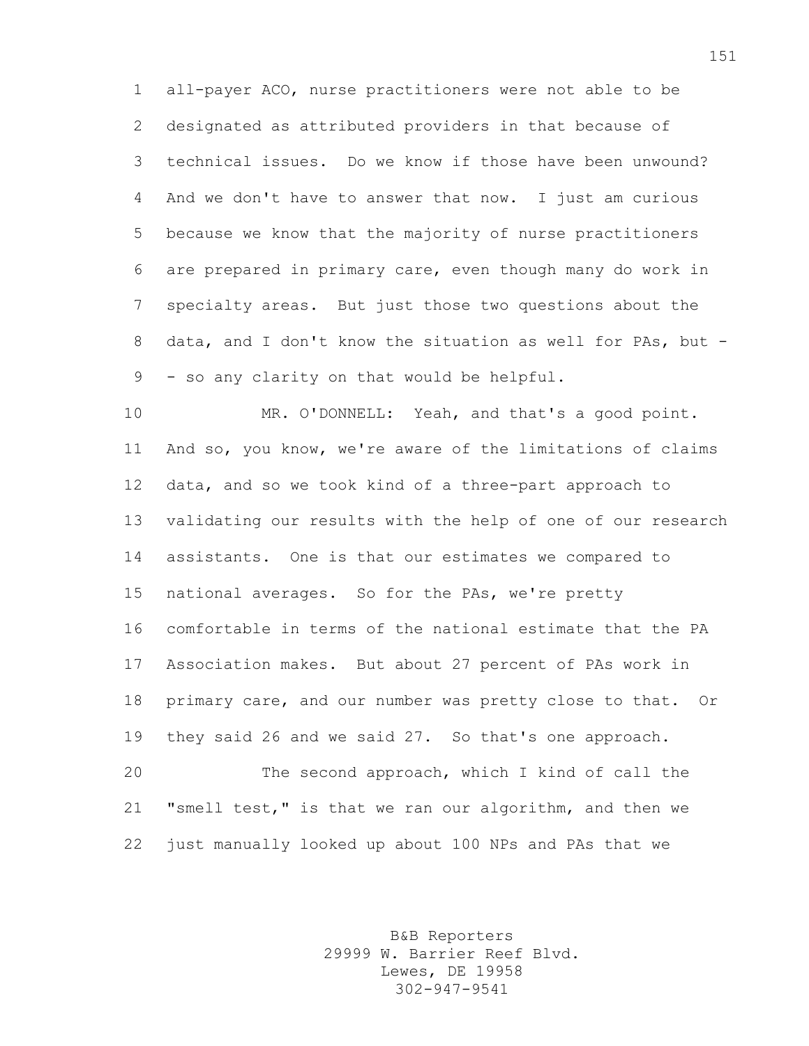all-payer ACO, nurse practitioners were not able to be designated as attributed providers in that because of technical issues. Do we know if those have been unwound? And we don't have to answer that now. I just am curious because we know that the majority of nurse practitioners are prepared in primary care, even though many do work in specialty areas. But just those two questions about the data, and I don't know the situation as well for PAs, but -- so any clarity on that would be helpful.

MR. O'DONNELL: Yeah, and that's a good point. And so, you know, we're aware of the limitations of claims data, and so we took kind of a three-part approach to validating our results with the help of one of our research assistants. One is that our estimates we compared to national averages. So for the PAs, we're pretty comfortable in terms of the national estimate that the PA Association makes. But about 27 percent of PAs work in primary care, and our number was pretty close to that. Or they said 26 and we said 27. So that's one approach.

The second approach, which I kind of call the "smell test," is that we ran our algorithm, and then we just manually looked up about 100 NPs and PAs that we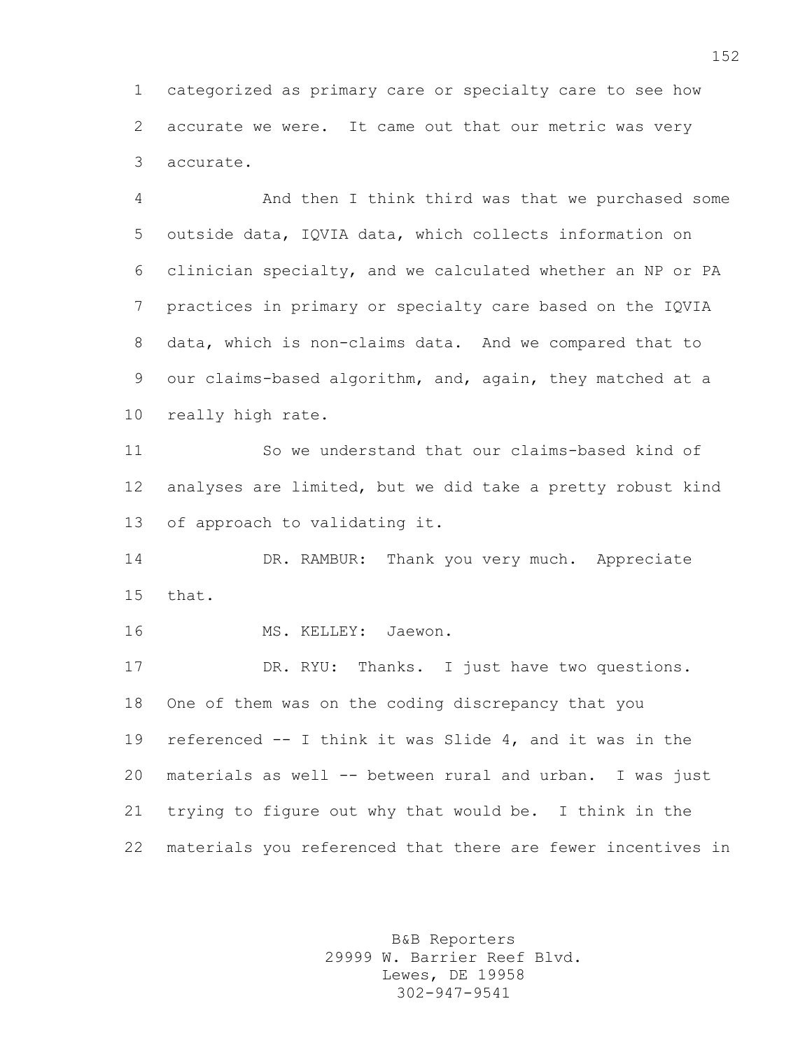categorized as primary care or specialty care to see how accurate we were. It came out that our metric was very accurate.

And then I think third was that we purchased some outside data, IQVIA data, which collects information on clinician specialty, and we calculated whether an NP or PA practices in primary or specialty care based on the IQVIA data, which is non-claims data. And we compared that to our claims-based algorithm, and, again, they matched at a really high rate.

So we understand that our claims-based kind of analyses are limited, but we did take a pretty robust kind of approach to validating it.

DR. RAMBUR: Thank you very much. Appreciate that.

MS. KELLEY: Jaewon.

DR. RYU: Thanks. I just have two questions. One of them was on the coding discrepancy that you referenced -- I think it was Slide 4, and it was in the materials as well -- between rural and urban. I was just trying to figure out why that would be. I think in the materials you referenced that there are fewer incentives in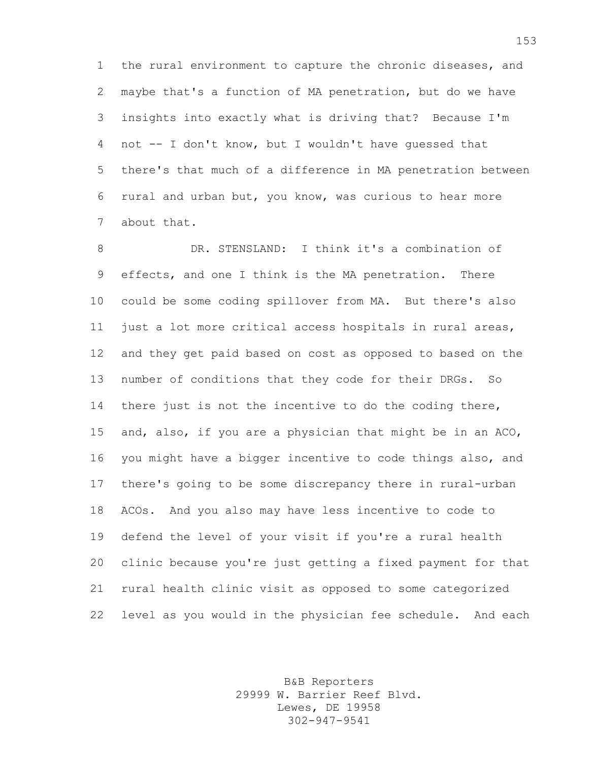the rural environment to capture the chronic diseases, and maybe that's a function of MA penetration, but do we have insights into exactly what is driving that? Because I'm not -- I don't know, but I wouldn't have guessed that there's that much of a difference in MA penetration between rural and urban but, you know, was curious to hear more about that.

DR. STENSLAND: I think it's a combination of effects, and one I think is the MA penetration. There could be some coding spillover from MA. But there's also just a lot more critical access hospitals in rural areas, and they get paid based on cost as opposed to based on the number of conditions that they code for their DRGs. So there just is not the incentive to do the coding there, and, also, if you are a physician that might be in an ACO, you might have a bigger incentive to code things also, and there's going to be some discrepancy there in rural-urban ACOs. And you also may have less incentive to code to defend the level of your visit if you're a rural health clinic because you're just getting a fixed payment for that rural health clinic visit as opposed to some categorized level as you would in the physician fee schedule. And each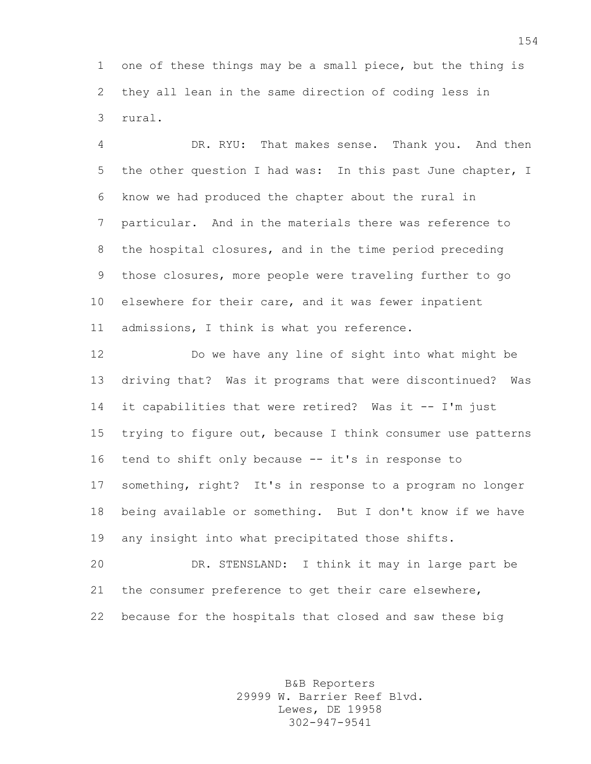one of these things may be a small piece, but the thing is they all lean in the same direction of coding less in rural.

DR. RYU: That makes sense. Thank you. And then the other question I had was: In this past June chapter, I know we had produced the chapter about the rural in particular. And in the materials there was reference to the hospital closures, and in the time period preceding those closures, more people were traveling further to go elsewhere for their care, and it was fewer inpatient admissions, I think is what you reference.

Do we have any line of sight into what might be driving that? Was it programs that were discontinued? Was it capabilities that were retired? Was it -- I'm just trying to figure out, because I think consumer use patterns tend to shift only because -- it's in response to something, right? It's in response to a program no longer being available or something. But I don't know if we have any insight into what precipitated those shifts.

DR. STENSLAND: I think it may in large part be the consumer preference to get their care elsewhere, because for the hospitals that closed and saw these big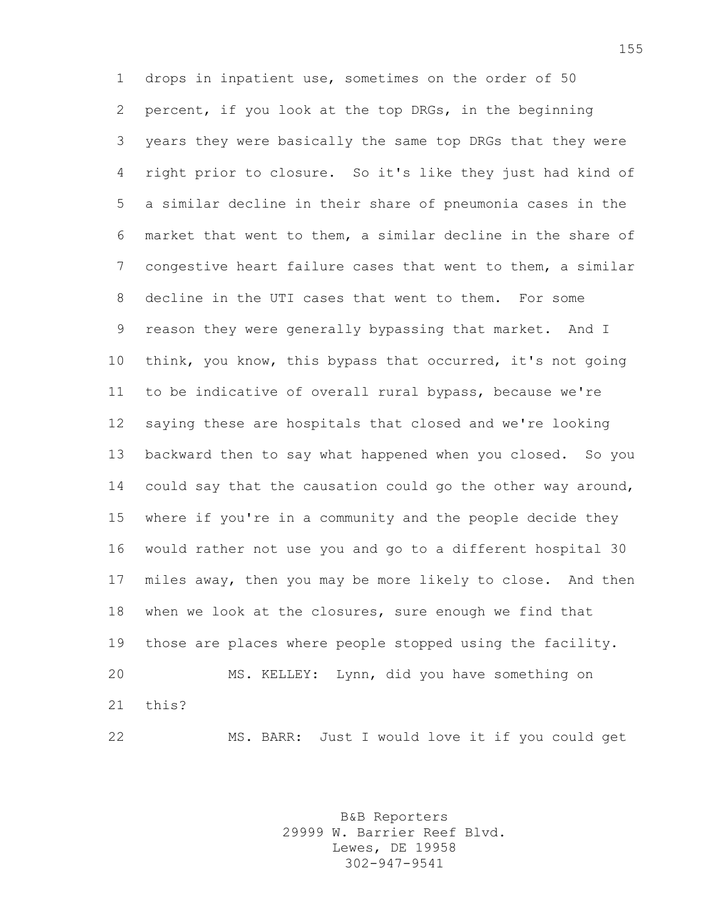drops in inpatient use, sometimes on the order of 50 percent, if you look at the top DRGs, in the beginning years they were basically the same top DRGs that they were right prior to closure. So it's like they just had kind of a similar decline in their share of pneumonia cases in the market that went to them, a similar decline in the share of congestive heart failure cases that went to them, a similar decline in the UTI cases that went to them. For some reason they were generally bypassing that market. And I think, you know, this bypass that occurred, it's not going to be indicative of overall rural bypass, because we're saying these are hospitals that closed and we're looking backward then to say what happened when you closed. So you could say that the causation could go the other way around, where if you're in a community and the people decide they would rather not use you and go to a different hospital 30 miles away, then you may be more likely to close. And then when we look at the closures, sure enough we find that those are places where people stopped using the facility.

MS. KELLEY: Lynn, did you have something on this?

MS. BARR: Just I would love it if you could get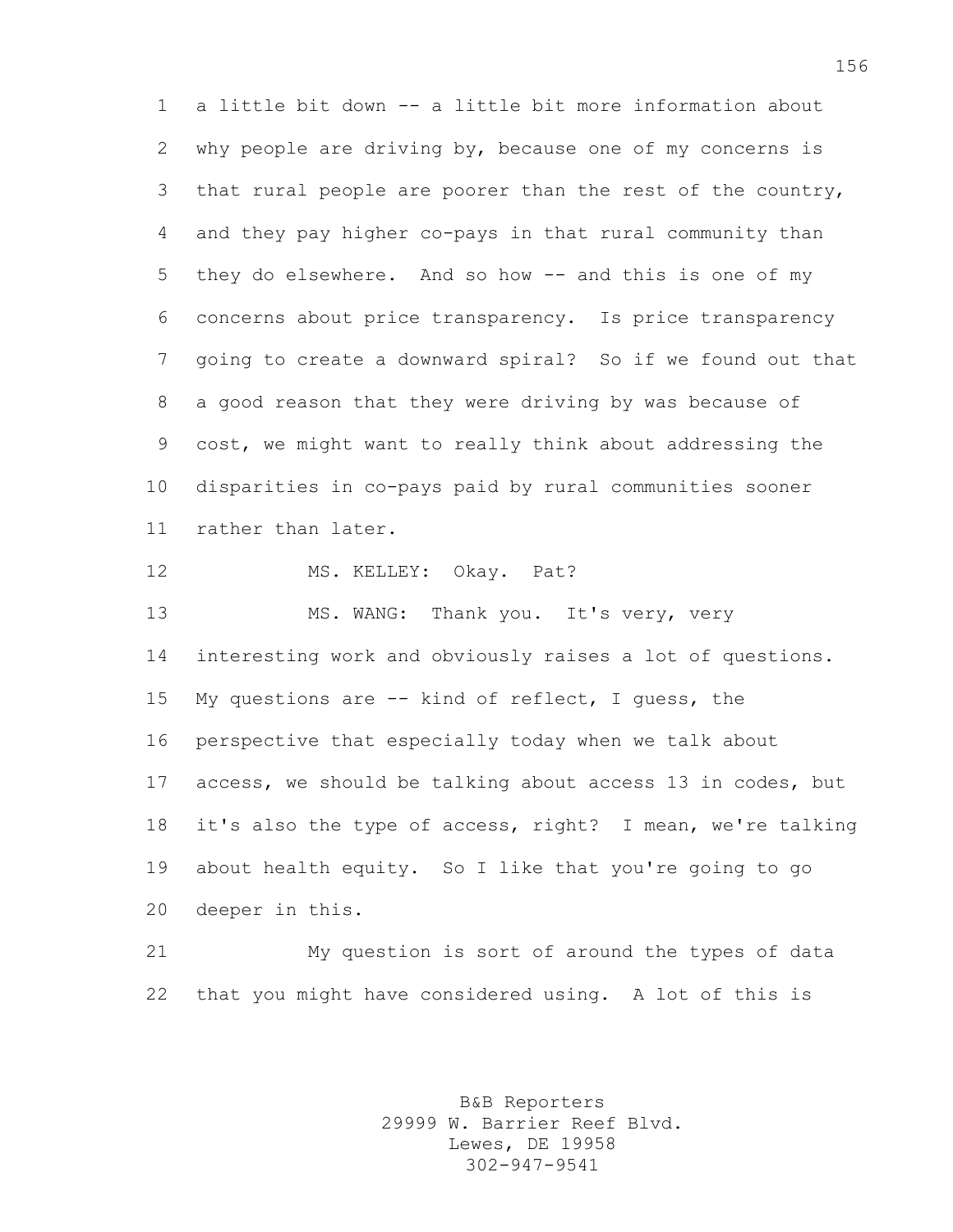a little bit down -- a little bit more information about why people are driving by, because one of my concerns is that rural people are poorer than the rest of the country, and they pay higher co-pays in that rural community than they do elsewhere. And so how -- and this is one of my concerns about price transparency. Is price transparency going to create a downward spiral? So if we found out that a good reason that they were driving by was because of cost, we might want to really think about addressing the disparities in co-pays paid by rural communities sooner rather than later.

MS. KELLEY: Okay. Pat?

MS. WANG: Thank you. It's very, very interesting work and obviously raises a lot of questions. My questions are -- kind of reflect, I guess, the perspective that especially today when we talk about access, we should be talking about access 13 in codes, but it's also the type of access, right? I mean, we're talking about health equity. So I like that you're going to go deeper in this.

My question is sort of around the types of data that you might have considered using. A lot of this is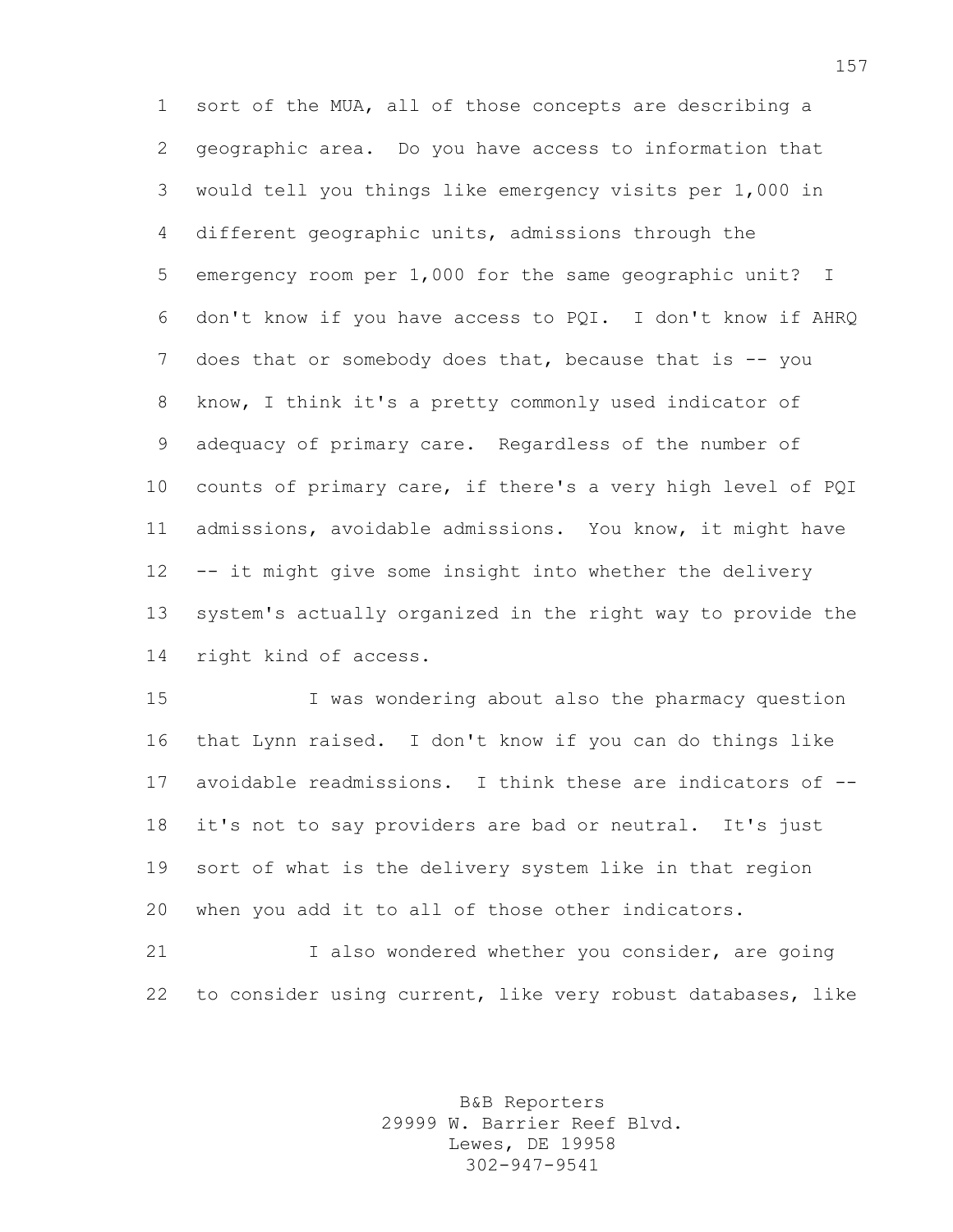sort of the MUA, all of those concepts are describing a geographic area. Do you have access to information that would tell you things like emergency visits per 1,000 in different geographic units, admissions through the emergency room per 1,000 for the same geographic unit? I don't know if you have access to PQI. I don't know if AHRQ does that or somebody does that, because that is -- you know, I think it's a pretty commonly used indicator of adequacy of primary care. Regardless of the number of counts of primary care, if there's a very high level of PQI admissions, avoidable admissions. You know, it might have -- it might give some insight into whether the delivery system's actually organized in the right way to provide the right kind of access.

I was wondering about also the pharmacy question that Lynn raised. I don't know if you can do things like avoidable readmissions. I think these are indicators of -- it's not to say providers are bad or neutral. It's just sort of what is the delivery system like in that region when you add it to all of those other indicators.

I also wondered whether you consider, are going to consider using current, like very robust databases, like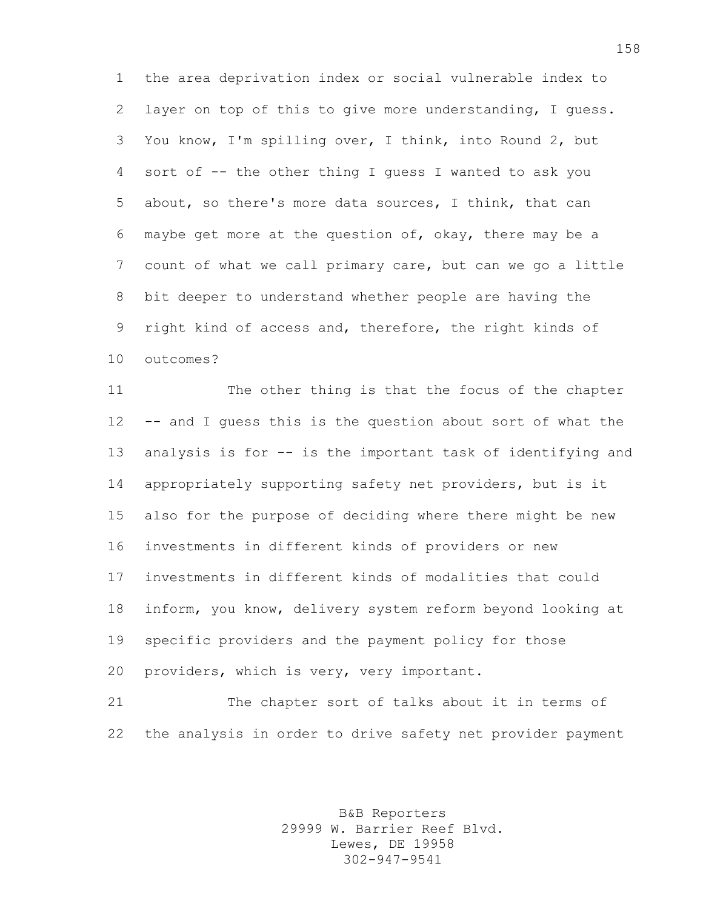the area deprivation index or social vulnerable index to layer on top of this to give more understanding, I guess. You know, I'm spilling over, I think, into Round 2, but sort of -- the other thing I guess I wanted to ask you about, so there's more data sources, I think, that can maybe get more at the question of, okay, there may be a count of what we call primary care, but can we go a little bit deeper to understand whether people are having the right kind of access and, therefore, the right kinds of outcomes?

The other thing is that the focus of the chapter -- and I guess this is the question about sort of what the analysis is for -- is the important task of identifying and appropriately supporting safety net providers, but is it also for the purpose of deciding where there might be new investments in different kinds of providers or new investments in different kinds of modalities that could inform, you know, delivery system reform beyond looking at specific providers and the payment policy for those providers, which is very, very important.

The chapter sort of talks about it in terms of the analysis in order to drive safety net provider payment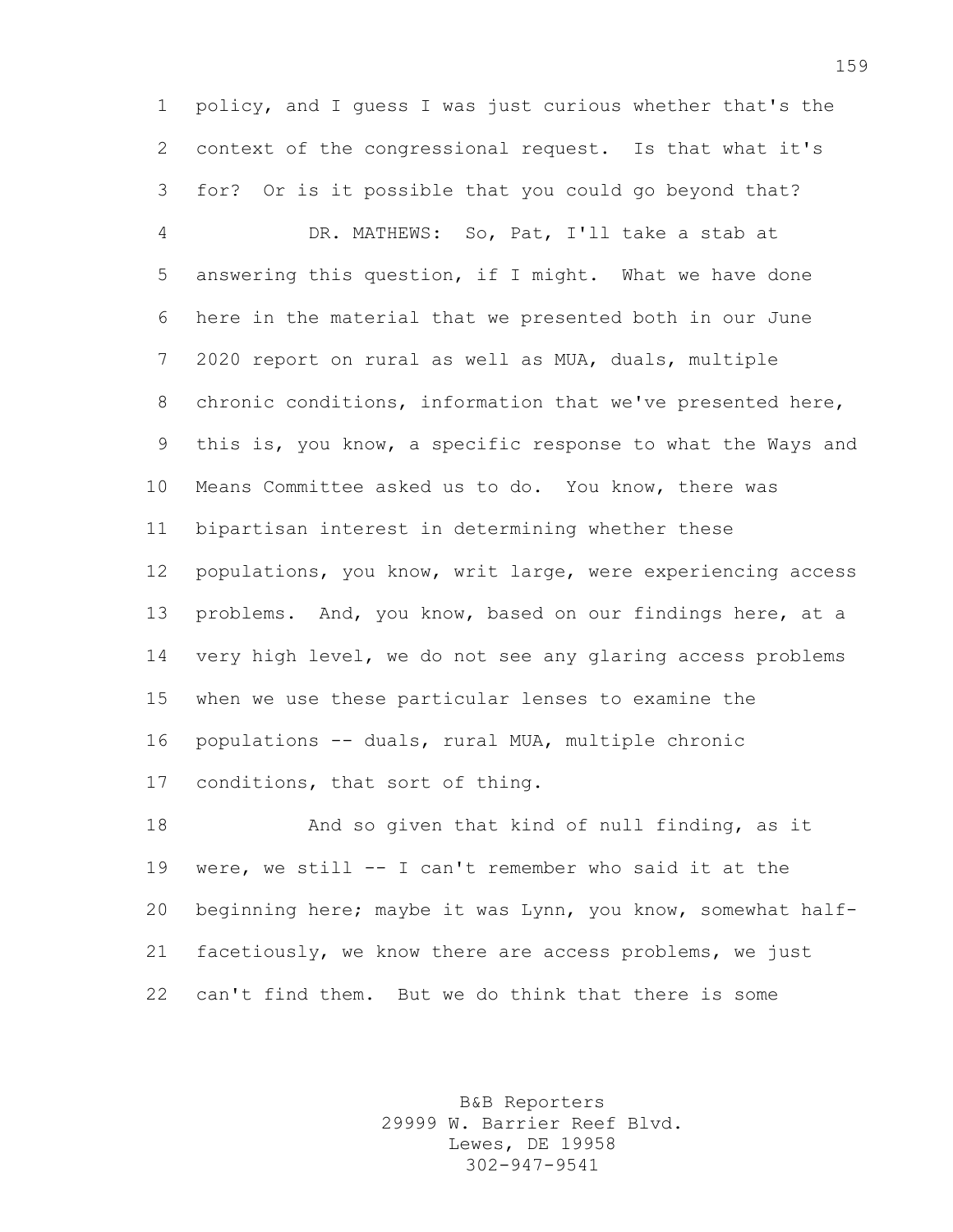policy, and I guess I was just curious whether that's the context of the congressional request. Is that what it's for? Or is it possible that you could go beyond that?

DR. MATHEWS: So, Pat, I'll take a stab at answering this question, if I might. What we have done here in the material that we presented both in our June 2020 report on rural as well as MUA, duals, multiple chronic conditions, information that we've presented here, this is, you know, a specific response to what the Ways and Means Committee asked us to do. You know, there was bipartisan interest in determining whether these populations, you know, writ large, were experiencing access problems. And, you know, based on our findings here, at a very high level, we do not see any glaring access problems when we use these particular lenses to examine the populations -- duals, rural MUA, multiple chronic conditions, that sort of thing.

And so given that kind of null finding, as it were, we still -- I can't remember who said it at the beginning here; maybe it was Lynn, you know, somewhat half-facetiously, we know there are access problems, we just can't find them. But we do think that there is some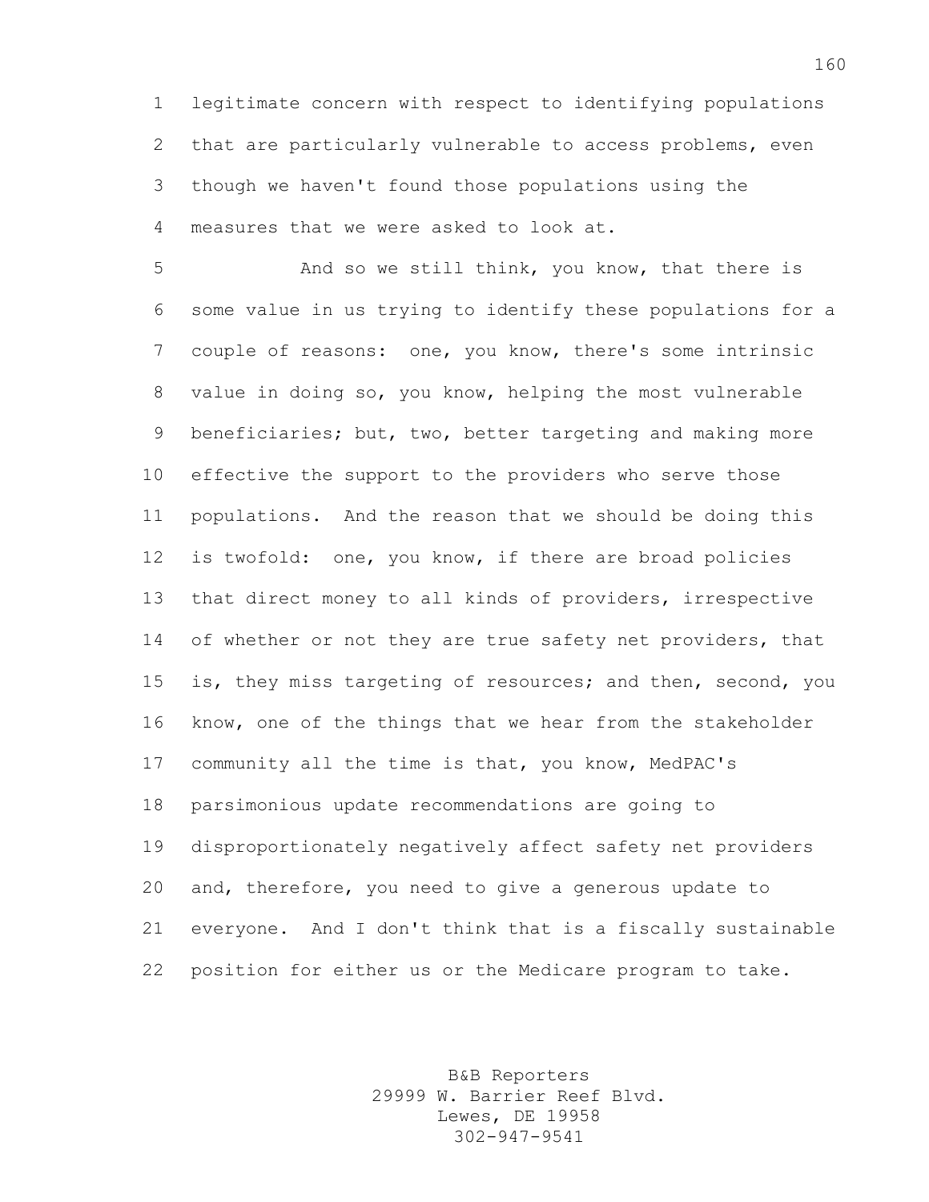legitimate concern with respect to identifying populations that are particularly vulnerable to access problems, even though we haven't found those populations using the measures that we were asked to look at.

And so we still think, you know, that there is some value in us trying to identify these populations for a couple of reasons: one, you know, there's some intrinsic value in doing so, you know, helping the most vulnerable beneficiaries; but, two, better targeting and making more effective the support to the providers who serve those populations. And the reason that we should be doing this is twofold: one, you know, if there are broad policies that direct money to all kinds of providers, irrespective of whether or not they are true safety net providers, that is, they miss targeting of resources; and then, second, you know, one of the things that we hear from the stakeholder community all the time is that, you know, MedPAC's parsimonious update recommendations are going to disproportionately negatively affect safety net providers and, therefore, you need to give a generous update to everyone. And I don't think that is a fiscally sustainable position for either us or the Medicare program to take.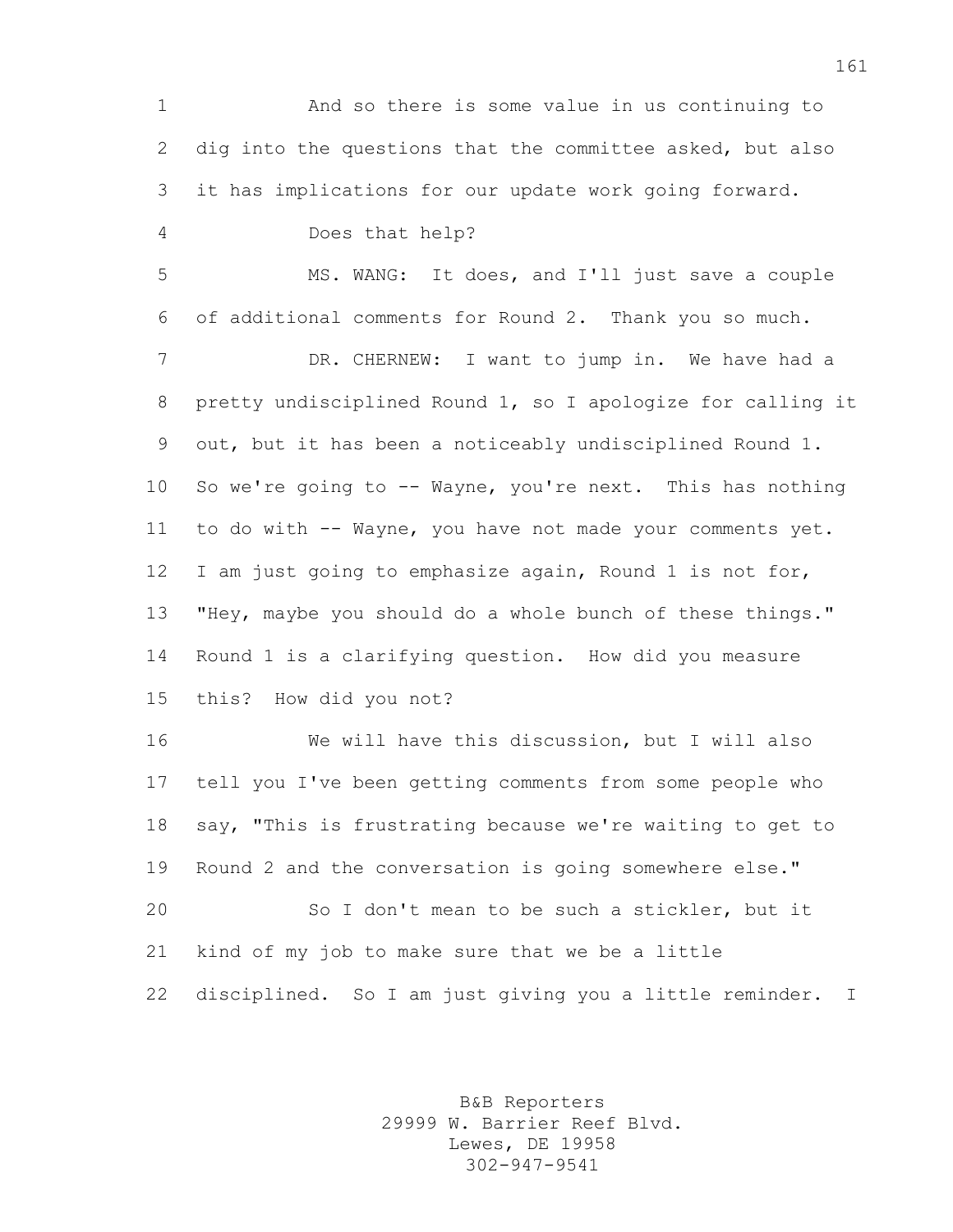And so there is some value in us continuing to dig into the questions that the committee asked, but also it has implications for our update work going forward.

Does that help?

MS. WANG: It does, and I'll just save a couple of additional comments for Round 2. Thank you so much.

DR. CHERNEW: I want to jump in. We have had a pretty undisciplined Round 1, so I apologize for calling it out, but it has been a noticeably undisciplined Round 1. So we're going to -- Wayne, you're next. This has nothing to do with -- Wayne, you have not made your comments yet. I am just going to emphasize again, Round 1 is not for, "Hey, maybe you should do a whole bunch of these things." Round 1 is a clarifying question. How did you measure this? How did you not?

We will have this discussion, but I will also tell you I've been getting comments from some people who say, "This is frustrating because we're waiting to get to Round 2 and the conversation is going somewhere else."

So I don't mean to be such a stickler, but it kind of my job to make sure that we be a little disciplined. So I am just giving you a little reminder. I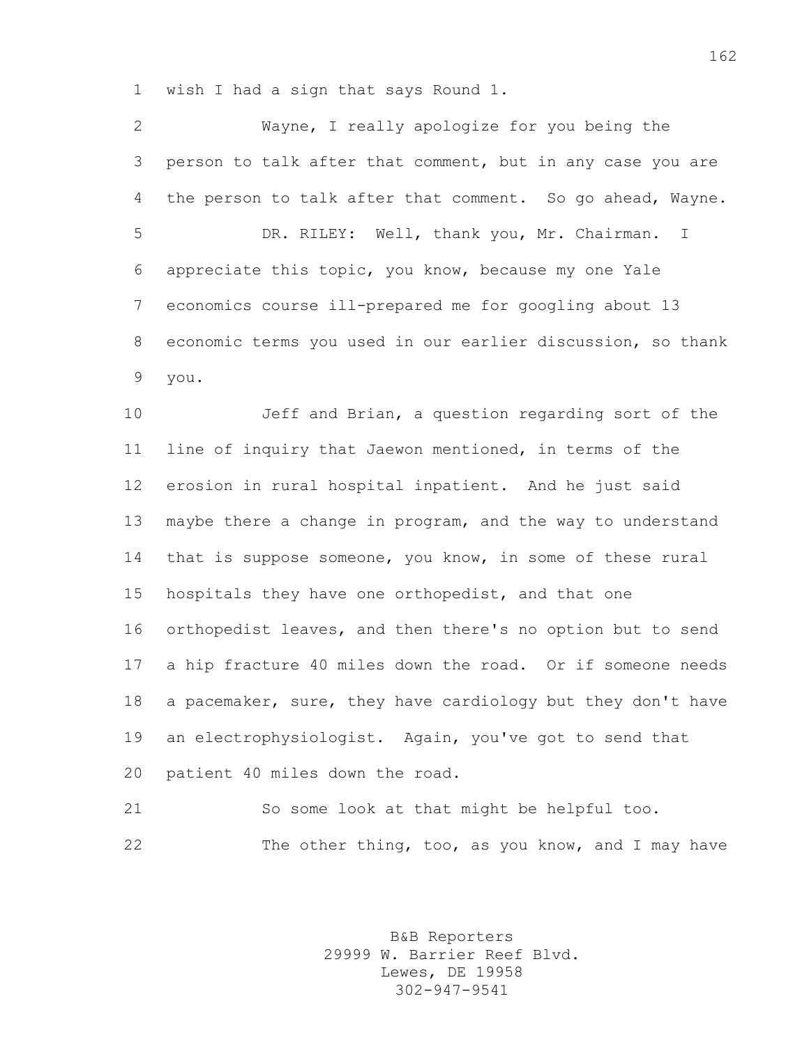wish I had a sign that says Round 1.

Wayne, I really apologize for you being the person to talk after that comment, but in any case you are the person to talk after that comment. So go ahead, Wayne.

DR. RILEY: Well, thank you, Mr. Chairman. I appreciate this topic, you know, because my one Yale economics course ill-prepared me for googling about 13 economic terms you used in our earlier discussion, so thank you.

Jeff and Brian, a question regarding sort of the line of inquiry that Jaewon mentioned, in terms of the erosion in rural hospital inpatient. And he just said maybe there a change in program, and the way to understand that is suppose someone, you know, in some of these rural hospitals they have one orthopedist, and that one orthopedist leaves, and then there's no option but to send a hip fracture 40 miles down the road. Or if someone needs a pacemaker, sure, they have cardiology but they don't have an electrophysiologist. Again, you've got to send that patient 40 miles down the road.

So some look at that might be helpful too.

The other thing, too, as you know, and I may have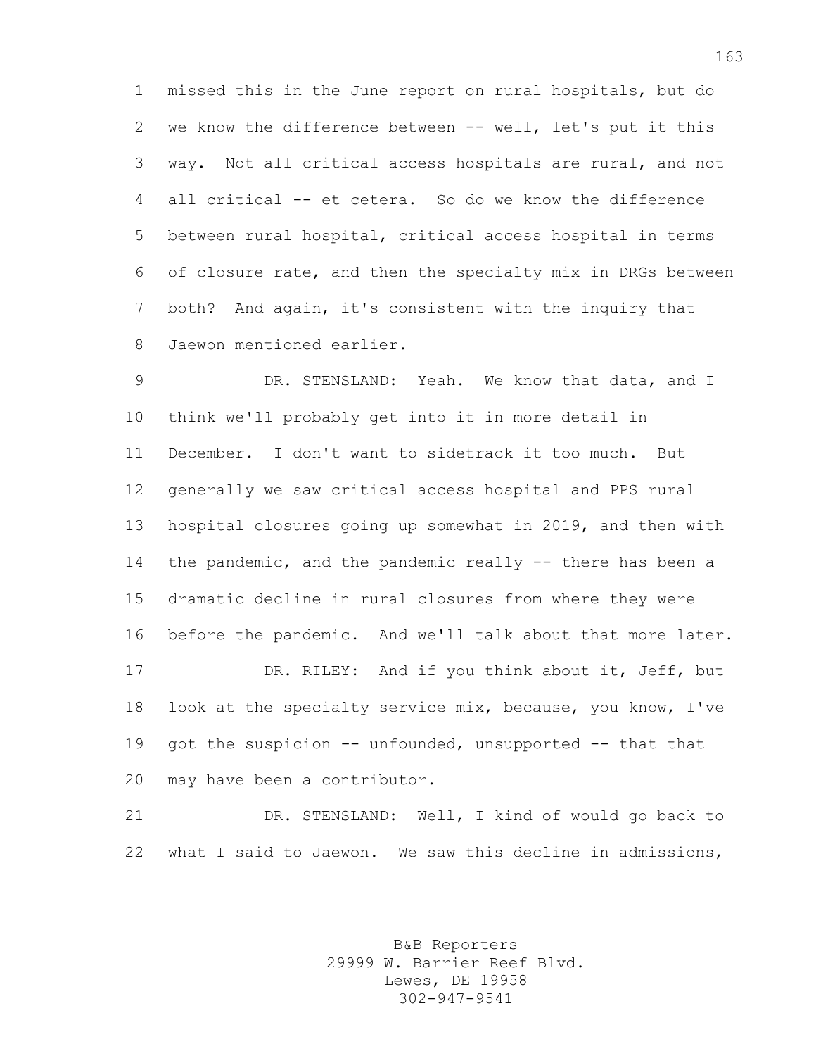missed this in the June report on rural hospitals, but do we know the difference between -- well, let's put it this way. Not all critical access hospitals are rural, and not all critical -- et cetera. So do we know the difference between rural hospital, critical access hospital in terms of closure rate, and then the specialty mix in DRGs between both? And again, it's consistent with the inquiry that Jaewon mentioned earlier.

DR. STENSLAND: Yeah. We know that data, and I think we'll probably get into it in more detail in December. I don't want to sidetrack it too much. But generally we saw critical access hospital and PPS rural hospital closures going up somewhat in 2019, and then with the pandemic, and the pandemic really -- there has been a dramatic decline in rural closures from where they were before the pandemic. And we'll talk about that more later.

DR. RILEY: And if you think about it, Jeff, but look at the specialty service mix, because, you know, I've got the suspicion -- unfounded, unsupported -- that that may have been a contributor.

DR. STENSLAND: Well, I kind of would go back to what I said to Jaewon. We saw this decline in admissions,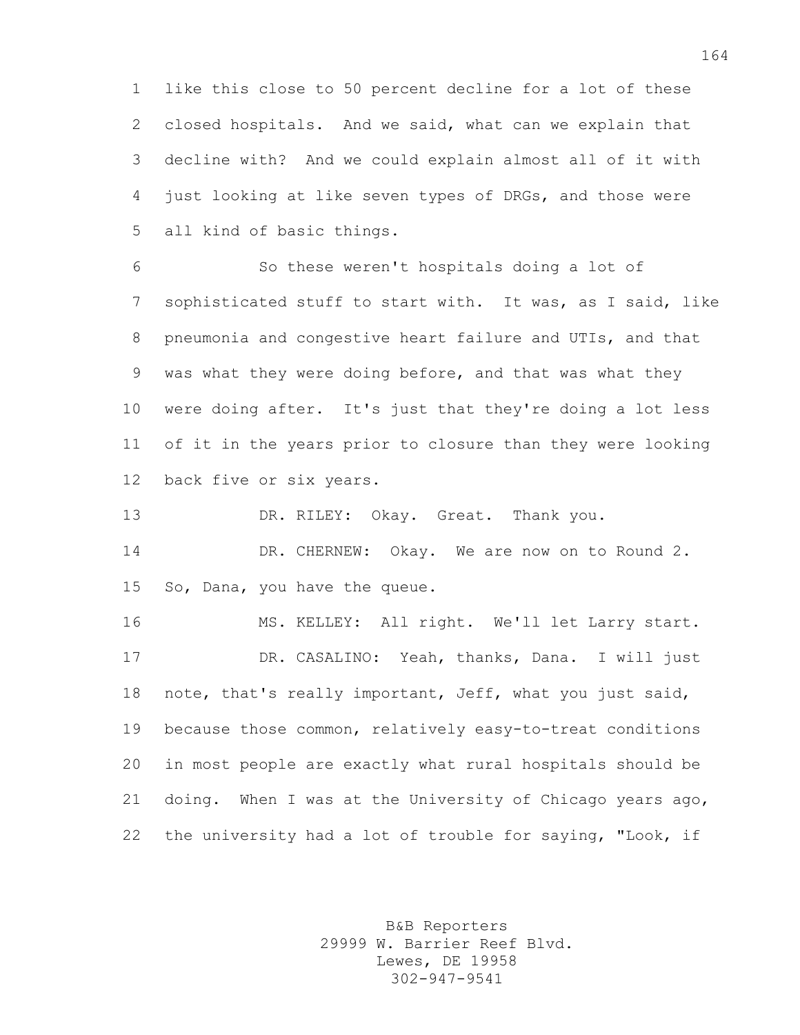like this close to 50 percent decline for a lot of these closed hospitals. And we said, what can we explain that decline with? And we could explain almost all of it with just looking at like seven types of DRGs, and those were all kind of basic things.

So these weren't hospitals doing a lot of sophisticated stuff to start with. It was, as I said, like pneumonia and congestive heart failure and UTIs, and that was what they were doing before, and that was what they were doing after. It's just that they're doing a lot less of it in the years prior to closure than they were looking back five or six years.

DR. RILEY: Okay. Great. Thank you.

DR. CHERNEW: Okay. We are now on to Round 2. So, Dana, you have the queue.

MS. KELLEY: All right. We'll let Larry start.

DR. CASALINO: Yeah, thanks, Dana. I will just note, that's really important, Jeff, what you just said, because those common, relatively easy-to-treat conditions in most people are exactly what rural hospitals should be doing. When I was at the University of Chicago years ago, the university had a lot of trouble for saying, "Look, if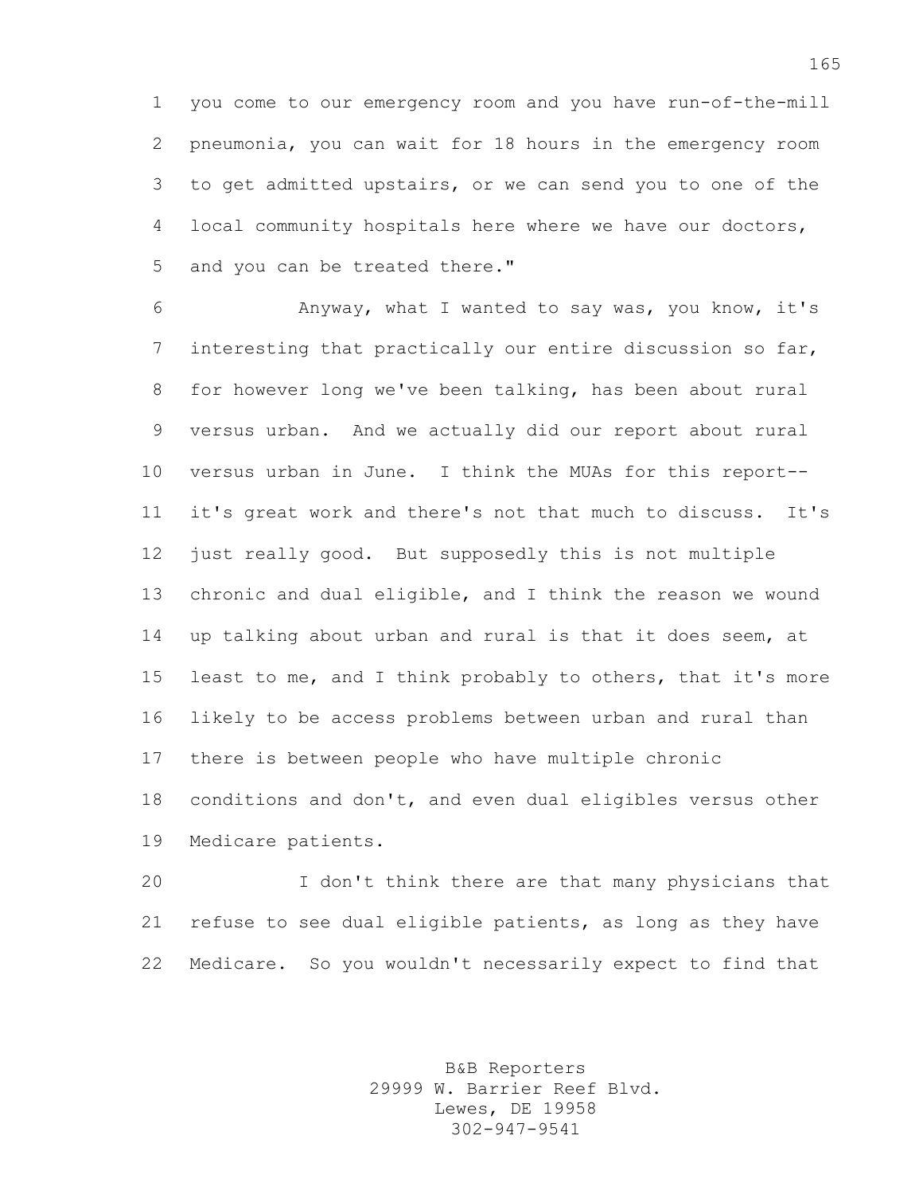you come to our emergency room and you have run-of-the-mill pneumonia, you can wait for 18 hours in the emergency room to get admitted upstairs, or we can send you to one of the local community hospitals here where we have our doctors, and you can be treated there."

Anyway, what I wanted to say was, you know, it's interesting that practically our entire discussion so far, for however long we've been talking, has been about rural versus urban. And we actually did our report about rural versus urban in June. I think the MUAs for this report-- it's great work and there's not that much to discuss. It's just really good. But supposedly this is not multiple chronic and dual eligible, and I think the reason we wound up talking about urban and rural is that it does seem, at least to me, and I think probably to others, that it's more likely to be access problems between urban and rural than there is between people who have multiple chronic conditions and don't, and even dual eligibles versus other Medicare patients.

I don't think there are that many physicians that refuse to see dual eligible patients, as long as they have Medicare. So you wouldn't necessarily expect to find that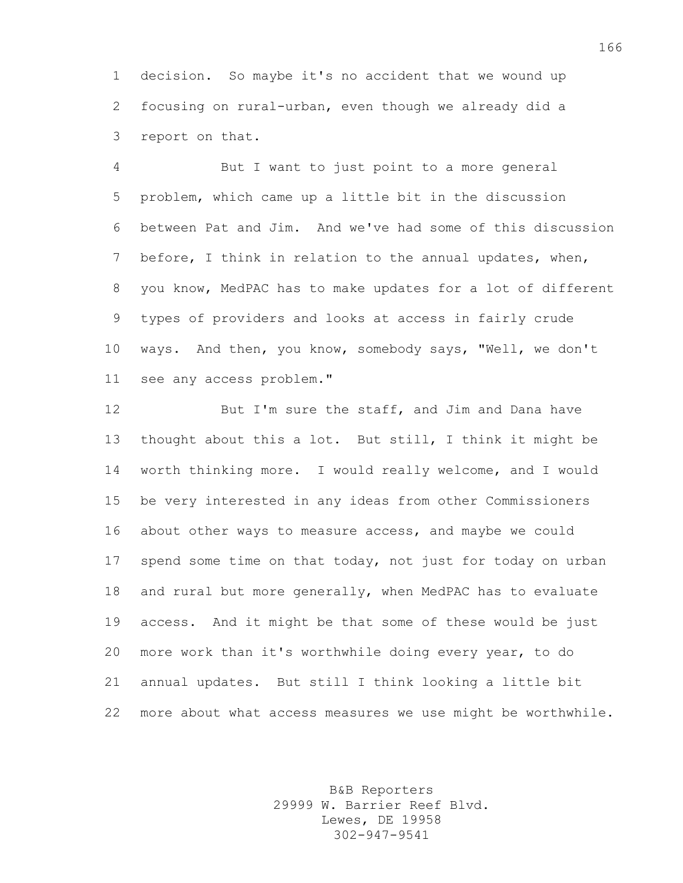decision. So maybe it's no accident that we wound up focusing on rural-urban, even though we already did a report on that.

But I want to just point to a more general problem, which came up a little bit in the discussion between Pat and Jim. And we've had some of this discussion before, I think in relation to the annual updates, when, you know, MedPAC has to make updates for a lot of different types of providers and looks at access in fairly crude ways. And then, you know, somebody says, "Well, we don't see any access problem."

But I'm sure the staff, and Jim and Dana have thought about this a lot. But still, I think it might be worth thinking more. I would really welcome, and I would be very interested in any ideas from other Commissioners about other ways to measure access, and maybe we could spend some time on that today, not just for today on urban and rural but more generally, when MedPAC has to evaluate access. And it might be that some of these would be just more work than it's worthwhile doing every year, to do annual updates. But still I think looking a little bit more about what access measures we use might be worthwhile.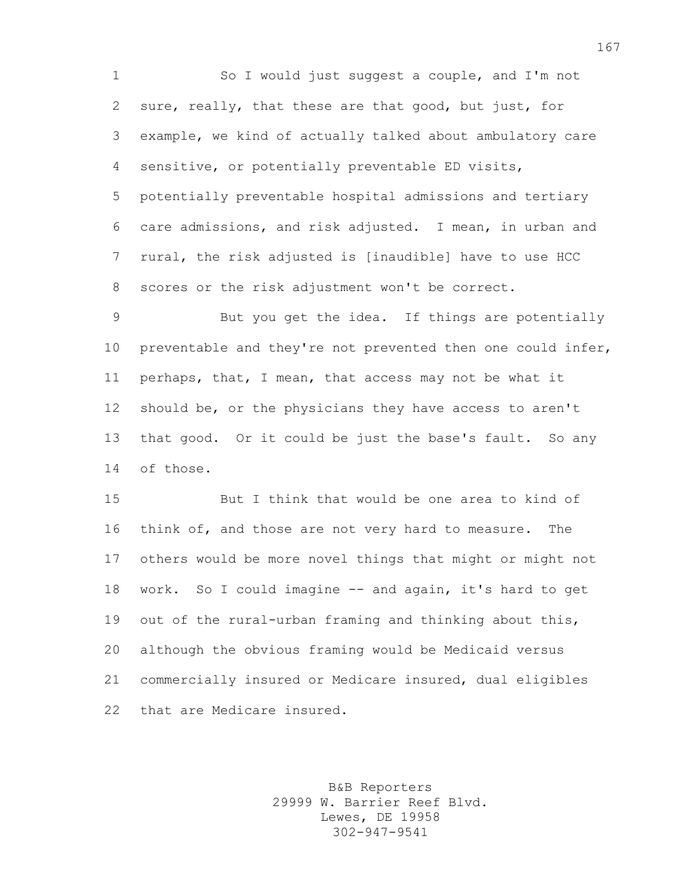So I would just suggest a couple, and I'm not sure, really, that these are that good, but just, for example, we kind of actually talked about ambulatory care sensitive, or potentially preventable ED visits, potentially preventable hospital admissions and tertiary care admissions, and risk adjusted. I mean, in urban and rural, the risk adjusted is [inaudible] have to use HCC scores or the risk adjustment won't be correct.

But you get the idea. If things are potentially preventable and they're not prevented then one could infer, perhaps, that, I mean, that access may not be what it should be, or the physicians they have access to aren't that good. Or it could be just the base's fault. So any of those.

But I think that would be one area to kind of think of, and those are not very hard to measure. The others would be more novel things that might or might not work. So I could imagine -- and again, it's hard to get out of the rural-urban framing and thinking about this, although the obvious framing would be Medicaid versus commercially insured or Medicare insured, dual eligibles that are Medicare insured.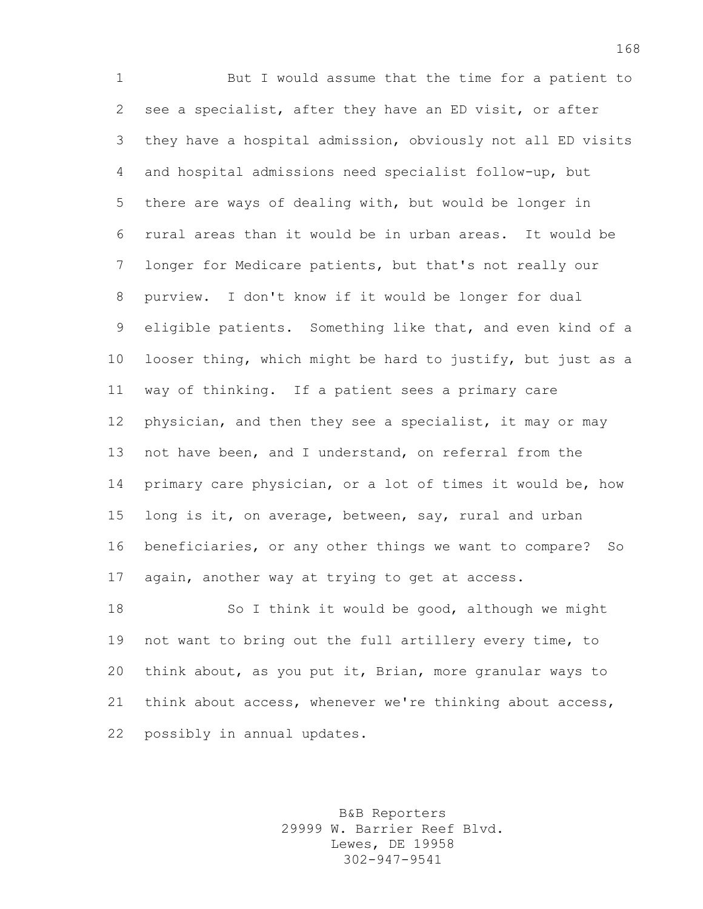But I would assume that the time for a patient to see a specialist, after they have an ED visit, or after they have a hospital admission, obviously not all ED visits and hospital admissions need specialist follow-up, but there are ways of dealing with, but would be longer in rural areas than it would be in urban areas. It would be longer for Medicare patients, but that's not really our purview. I don't know if it would be longer for dual eligible patients. Something like that, and even kind of a looser thing, which might be hard to justify, but just as a way of thinking. If a patient sees a primary care physician, and then they see a specialist, it may or may not have been, and I understand, on referral from the primary care physician, or a lot of times it would be, how long is it, on average, between, say, rural and urban beneficiaries, or any other things we want to compare? So again, another way at trying to get at access.

So I think it would be good, although we might not want to bring out the full artillery every time, to think about, as you put it, Brian, more granular ways to think about access, whenever we're thinking about access, possibly in annual updates.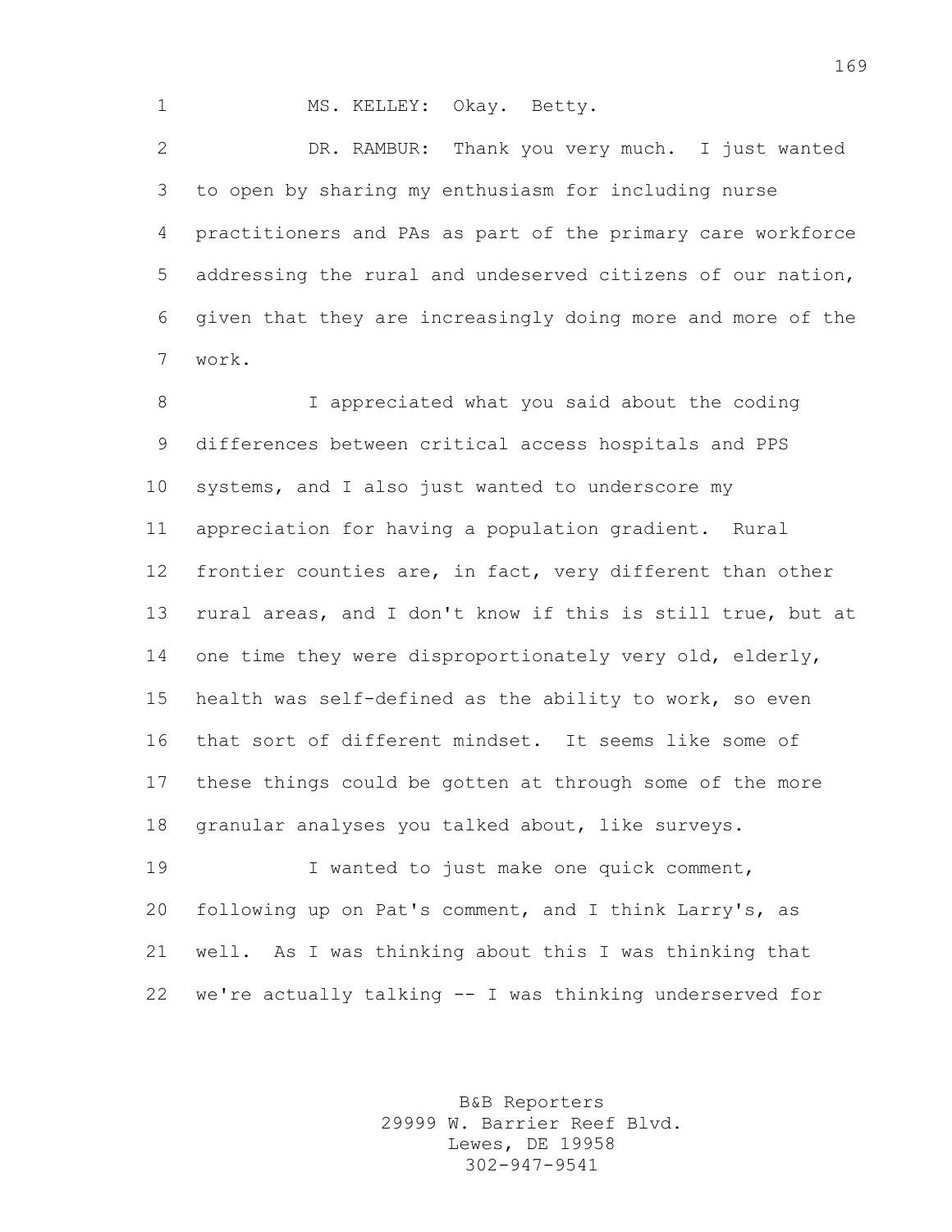MS. KELLEY: Okay. Betty.

DR. RAMBUR: Thank you very much. I just wanted to open by sharing my enthusiasm for including nurse practitioners and PAs as part of the primary care workforce addressing the rural and undeserved citizens of our nation, given that they are increasingly doing more and more of the work.

I appreciated what you said about the coding differences between critical access hospitals and PPS systems, and I also just wanted to underscore my appreciation for having a population gradient. Rural frontier counties are, in fact, very different than other rural areas, and I don't know if this is still true, but at one time they were disproportionately very old, elderly, health was self-defined as the ability to work, so even that sort of different mindset. It seems like some of these things could be gotten at through some of the more granular analyses you talked about, like surveys.

I wanted to just make one quick comment, following up on Pat's comment, and I think Larry's, as well. As I was thinking about this I was thinking that we're actually talking -- I was thinking underserved for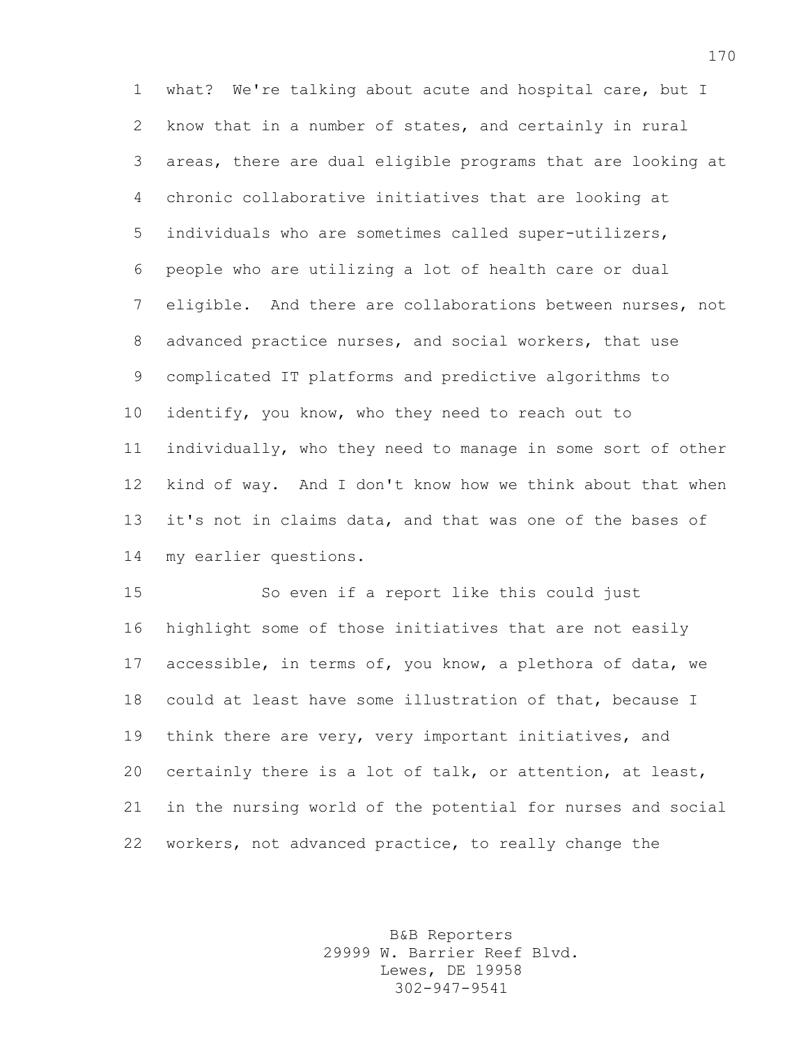what? We're talking about acute and hospital care, but I know that in a number of states, and certainly in rural areas, there are dual eligible programs that are looking at chronic collaborative initiatives that are looking at individuals who are sometimes called super-utilizers, people who are utilizing a lot of health care or dual eligible. And there are collaborations between nurses, not advanced practice nurses, and social workers, that use complicated IT platforms and predictive algorithms to identify, you know, who they need to reach out to individually, who they need to manage in some sort of other kind of way. And I don't know how we think about that when it's not in claims data, and that was one of the bases of my earlier questions.

So even if a report like this could just highlight some of those initiatives that are not easily accessible, in terms of, you know, a plethora of data, we could at least have some illustration of that, because I think there are very, very important initiatives, and certainly there is a lot of talk, or attention, at least, in the nursing world of the potential for nurses and social workers, not advanced practice, to really change the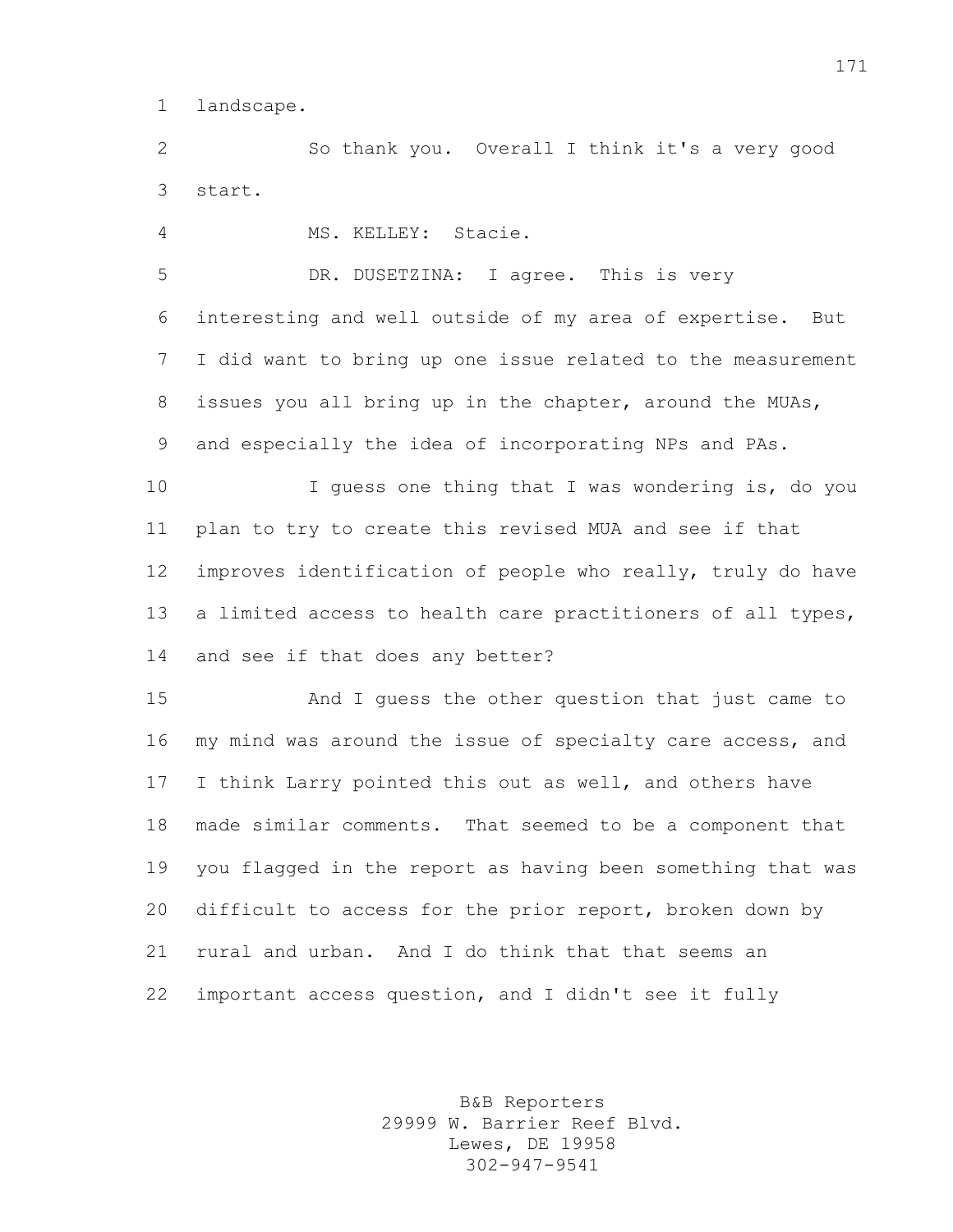landscape.

So thank you. Overall I think it's a very good start.

MS. KELLEY: Stacie.

DR. DUSETZINA: I agree. This is very interesting and well outside of my area of expertise. But I did want to bring up one issue related to the measurement issues you all bring up in the chapter, around the MUAs, and especially the idea of incorporating NPs and PAs.

I guess one thing that I was wondering is, do you plan to try to create this revised MUA and see if that improves identification of people who really, truly do have a limited access to health care practitioners of all types, and see if that does any better?

And I guess the other question that just came to my mind was around the issue of specialty care access, and I think Larry pointed this out as well, and others have made similar comments. That seemed to be a component that you flagged in the report as having been something that was difficult to access for the prior report, broken down by rural and urban. And I do think that that seems an important access question, and I didn't see it fully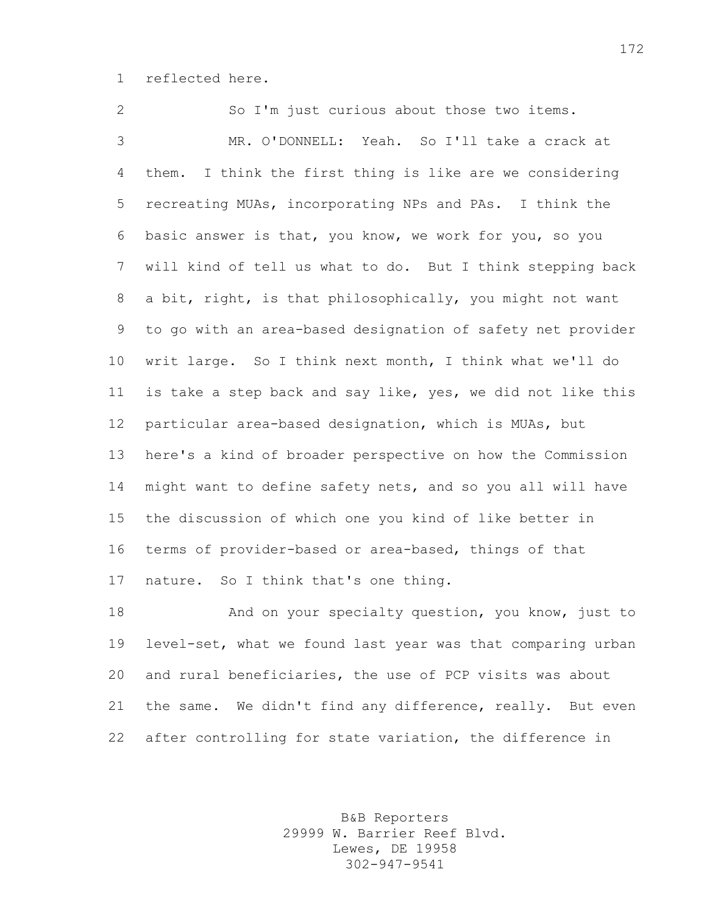reflected here.

So I'm just curious about those two items.

MR. O'DONNELL: Yeah. So I'll take a crack at them. I think the first thing is like are we considering recreating MUAs, incorporating NPs and PAs. I think the basic answer is that, you know, we work for you, so you will kind of tell us what to do. But I think stepping back a bit, right, is that philosophically, you might not want to go with an area-based designation of safety net provider writ large. So I think next month, I think what we'll do is take a step back and say like, yes, we did not like this particular area-based designation, which is MUAs, but here's a kind of broader perspective on how the Commission might want to define safety nets, and so you all will have the discussion of which one you kind of like better in terms of provider-based or area-based, things of that nature. So I think that's one thing.

And on your specialty question, you know, just to level-set, what we found last year was that comparing urban and rural beneficiaries, the use of PCP visits was about the same. We didn't find any difference, really. But even after controlling for state variation, the difference in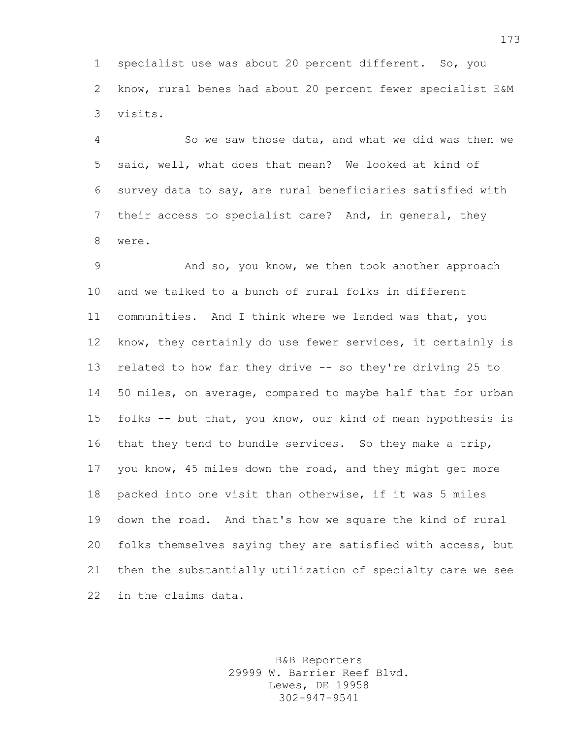specialist use was about 20 percent different. So, you know, rural benes had about 20 percent fewer specialist E&M visits.

So we saw those data, and what we did was then we said, well, what does that mean? We looked at kind of survey data to say, are rural beneficiaries satisfied with their access to specialist care? And, in general, they were.

And so, you know, we then took another approach and we talked to a bunch of rural folks in different communities. And I think where we landed was that, you know, they certainly do use fewer services, it certainly is related to how far they drive -- so they're driving 25 to 50 miles, on average, compared to maybe half that for urban folks -- but that, you know, our kind of mean hypothesis is that they tend to bundle services. So they make a trip, you know, 45 miles down the road, and they might get more packed into one visit than otherwise, if it was 5 miles down the road. And that's how we square the kind of rural folks themselves saying they are satisfied with access, but then the substantially utilization of specialty care we see in the claims data.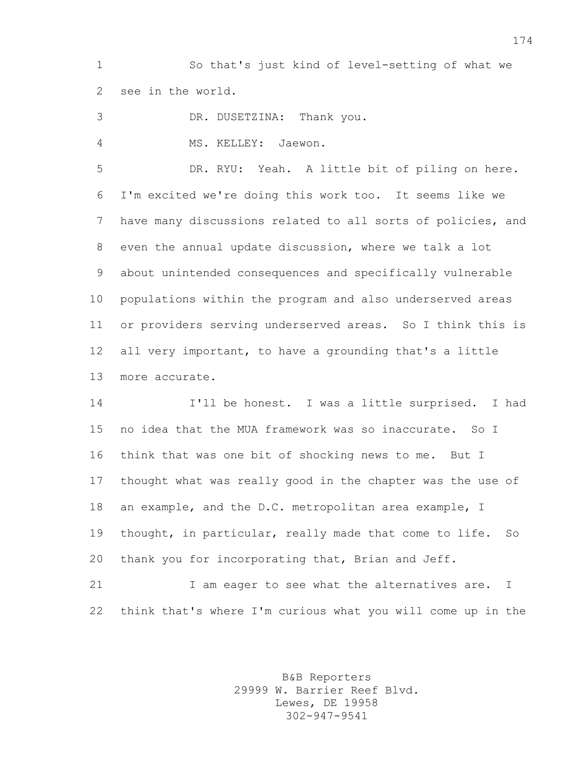So that's just kind of level-setting of what we see in the world.

DR. DUSETZINA: Thank you.

MS. KELLEY: Jaewon.

DR. RYU: Yeah. A little bit of piling on here. I'm excited we're doing this work too. It seems like we have many discussions related to all sorts of policies, and even the annual update discussion, where we talk a lot about unintended consequences and specifically vulnerable populations within the program and also underserved areas or providers serving underserved areas. So I think this is all very important, to have a grounding that's a little more accurate.

I'll be honest. I was a little surprised. I had no idea that the MUA framework was so inaccurate. So I think that was one bit of shocking news to me. But I thought what was really good in the chapter was the use of an example, and the D.C. metropolitan area example, I thought, in particular, really made that come to life. So thank you for incorporating that, Brian and Jeff.

I am eager to see what the alternatives are. I think that's where I'm curious what you will come up in the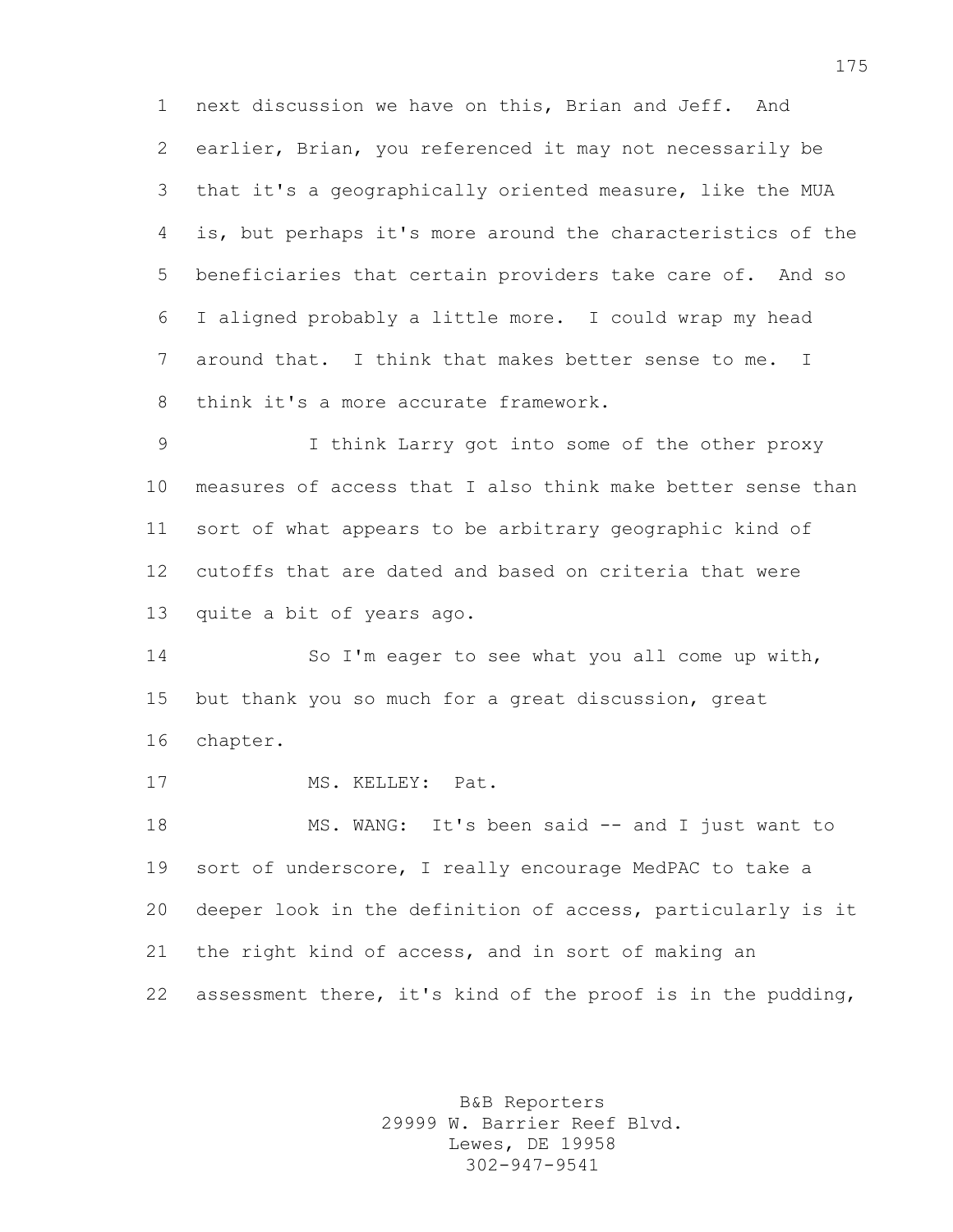next discussion we have on this, Brian and Jeff. And earlier, Brian, you referenced it may not necessarily be that it's a geographically oriented measure, like the MUA is, but perhaps it's more around the characteristics of the beneficiaries that certain providers take care of. And so I aligned probably a little more. I could wrap my head around that. I think that makes better sense to me. I think it's a more accurate framework.

I think Larry got into some of the other proxy measures of access that I also think make better sense than sort of what appears to be arbitrary geographic kind of cutoffs that are dated and based on criteria that were quite a bit of years ago.

So I'm eager to see what you all come up with, but thank you so much for a great discussion, great chapter.

MS. KELLEY: Pat.

MS. WANG: It's been said -- and I just want to sort of underscore, I really encourage MedPAC to take a deeper look in the definition of access, particularly is it the right kind of access, and in sort of making an assessment there, it's kind of the proof is in the pudding,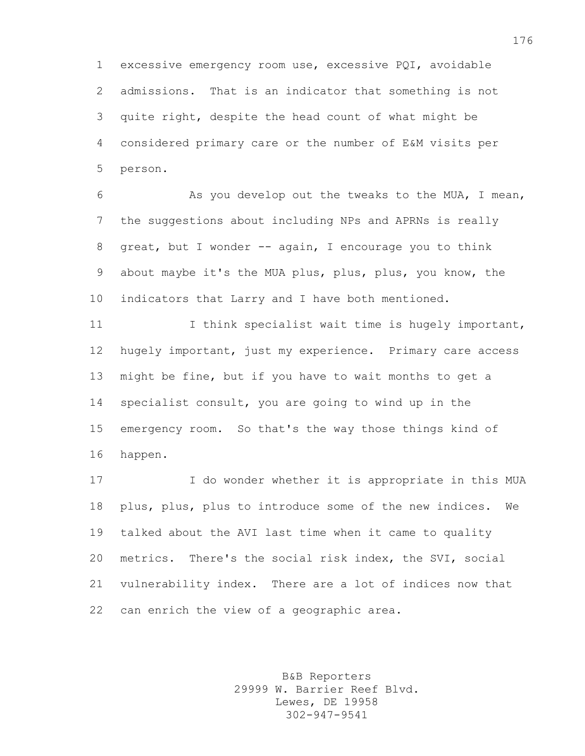excessive emergency room use, excessive PQI, avoidable admissions. That is an indicator that something is not quite right, despite the head count of what might be considered primary care or the number of E&M visits per person.

As you develop out the tweaks to the MUA, I mean, the suggestions about including NPs and APRNs is really great, but I wonder -- again, I encourage you to think about maybe it's the MUA plus, plus, plus, you know, the indicators that Larry and I have both mentioned.

I think specialist wait time is hugely important, hugely important, just my experience. Primary care access might be fine, but if you have to wait months to get a specialist consult, you are going to wind up in the emergency room. So that's the way those things kind of happen.

I do wonder whether it is appropriate in this MUA plus, plus, plus to introduce some of the new indices. We talked about the AVI last time when it came to quality metrics. There's the social risk index, the SVI, social vulnerability index. There are a lot of indices now that can enrich the view of a geographic area.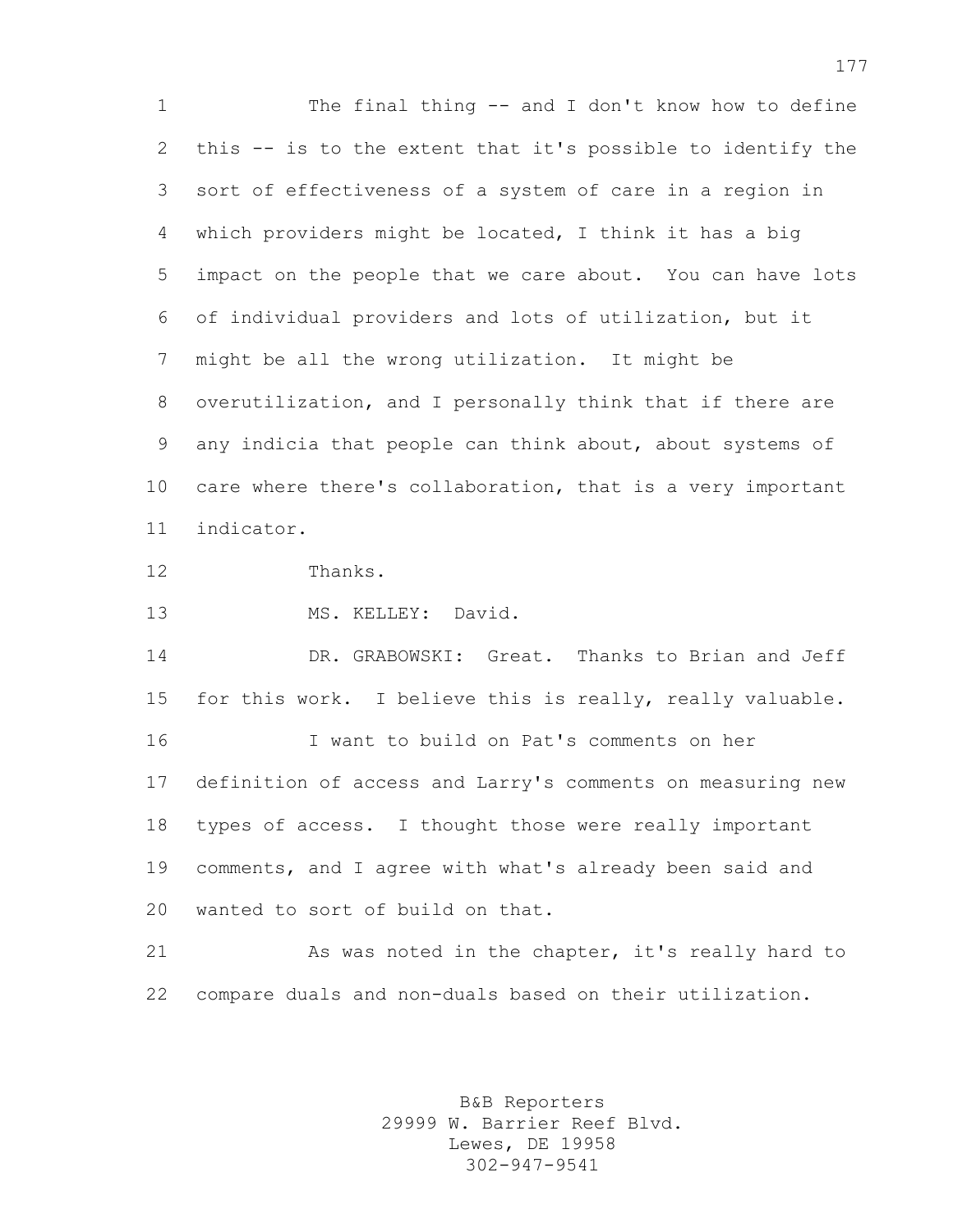The final thing -- and I don't know how to define this -- is to the extent that it's possible to identify the sort of effectiveness of a system of care in a region in which providers might be located, I think it has a big impact on the people that we care about. You can have lots of individual providers and lots of utilization, but it might be all the wrong utilization. It might be overutilization, and I personally think that if there are any indicia that people can think about, about systems of care where there's collaboration, that is a very important indicator.

Thanks.

MS. KELLEY: David.

DR. GRABOWSKI: Great. Thanks to Brian and Jeff for this work. I believe this is really, really valuable.

I want to build on Pat's comments on her definition of access and Larry's comments on measuring new types of access. I thought those were really important comments, and I agree with what's already been said and wanted to sort of build on that.

As was noted in the chapter, it's really hard to compare duals and non-duals based on their utilization.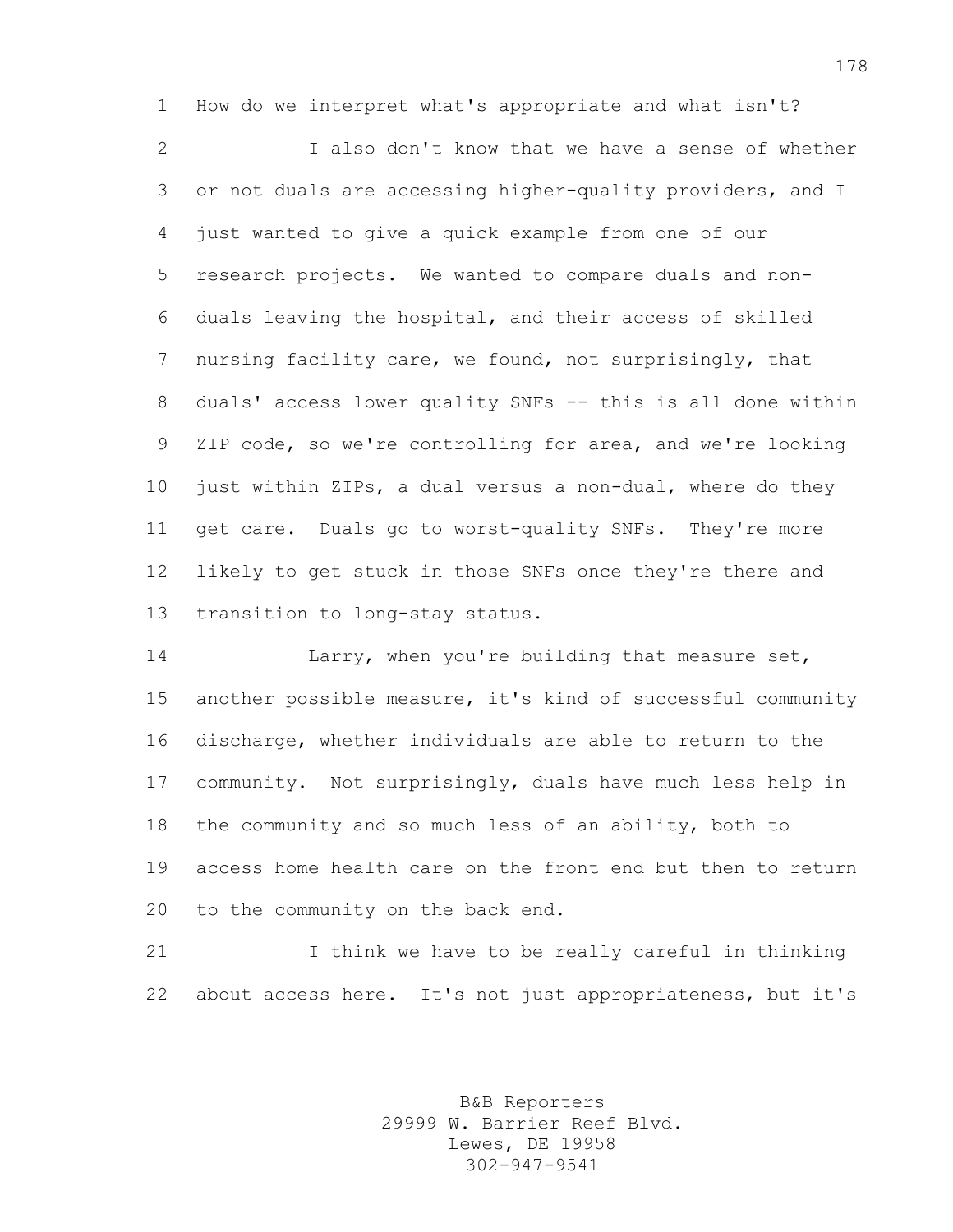How do we interpret what's appropriate and what isn't?

I also don't know that we have a sense of whether or not duals are accessing higher-quality providers, and I just wanted to give a quick example from one of our research projects. We wanted to compare duals and non-duals leaving the hospital, and their access of skilled nursing facility care, we found, not surprisingly, that duals' access lower quality SNFs -- this is all done within ZIP code, so we're controlling for area, and we're looking just within ZIPs, a dual versus a non-dual, where do they get care. Duals go to worst-quality SNFs. They're more likely to get stuck in those SNFs once they're there and transition to long-stay status.

Larry, when you're building that measure set, another possible measure, it's kind of successful community discharge, whether individuals are able to return to the community. Not surprisingly, duals have much less help in the community and so much less of an ability, both to access home health care on the front end but then to return to the community on the back end.

I think we have to be really careful in thinking about access here. It's not just appropriateness, but it's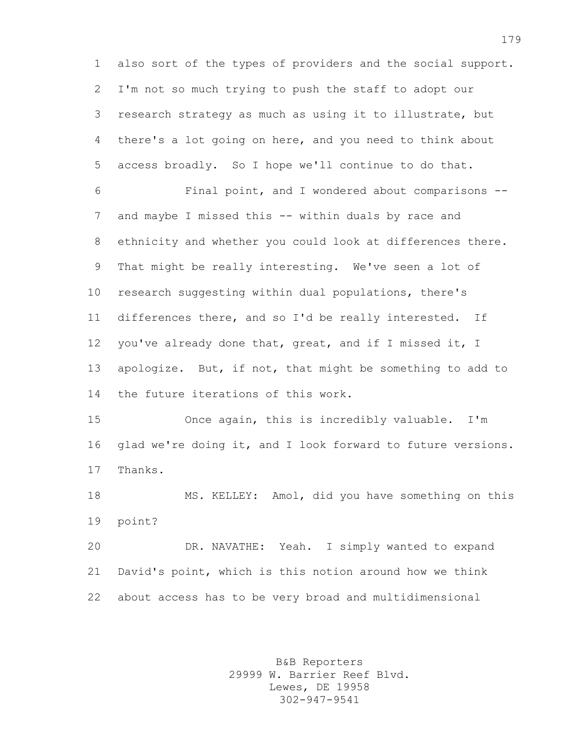also sort of the types of providers and the social support. I'm not so much trying to push the staff to adopt our research strategy as much as using it to illustrate, but there's a lot going on here, and you need to think about access broadly. So I hope we'll continue to do that.

Final point, and I wondered about comparisons -- and maybe I missed this -- within duals by race and ethnicity and whether you could look at differences there. That might be really interesting. We've seen a lot of research suggesting within dual populations, there's differences there, and so I'd be really interested. If you've already done that, great, and if I missed it, I apologize. But, if not, that might be something to add to the future iterations of this work.

Once again, this is incredibly valuable. I'm glad we're doing it, and I look forward to future versions. Thanks.

MS. KELLEY: Amol, did you have something on this point?

DR. NAVATHE: Yeah. I simply wanted to expand David's point, which is this notion around how we think about access has to be very broad and multidimensional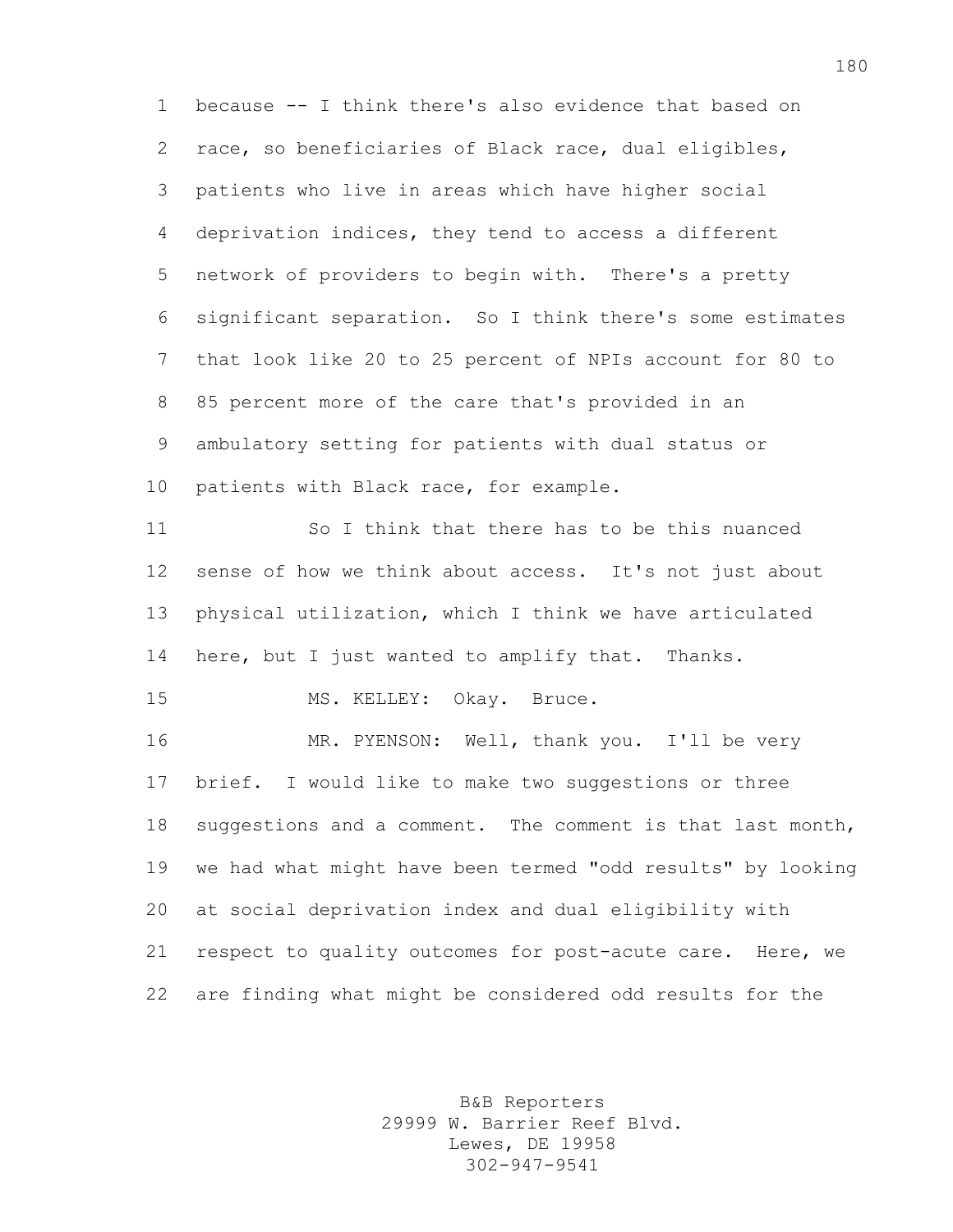because -- I think there's also evidence that based on race, so beneficiaries of Black race, dual eligibles, patients who live in areas which have higher social deprivation indices, they tend to access a different network of providers to begin with. There's a pretty significant separation. So I think there's some estimates that look like 20 to 25 percent of NPIs account for 80 to 85 percent more of the care that's provided in an ambulatory setting for patients with dual status or patients with Black race, for example.

So I think that there has to be this nuanced sense of how we think about access. It's not just about physical utilization, which I think we have articulated here, but I just wanted to amplify that. Thanks.

MS. KELLEY: Okay. Bruce.

MR. PYENSON: Well, thank you. I'll be very brief. I would like to make two suggestions or three suggestions and a comment. The comment is that last month, we had what might have been termed "odd results" by looking at social deprivation index and dual eligibility with respect to quality outcomes for post-acute care. Here, we are finding what might be considered odd results for the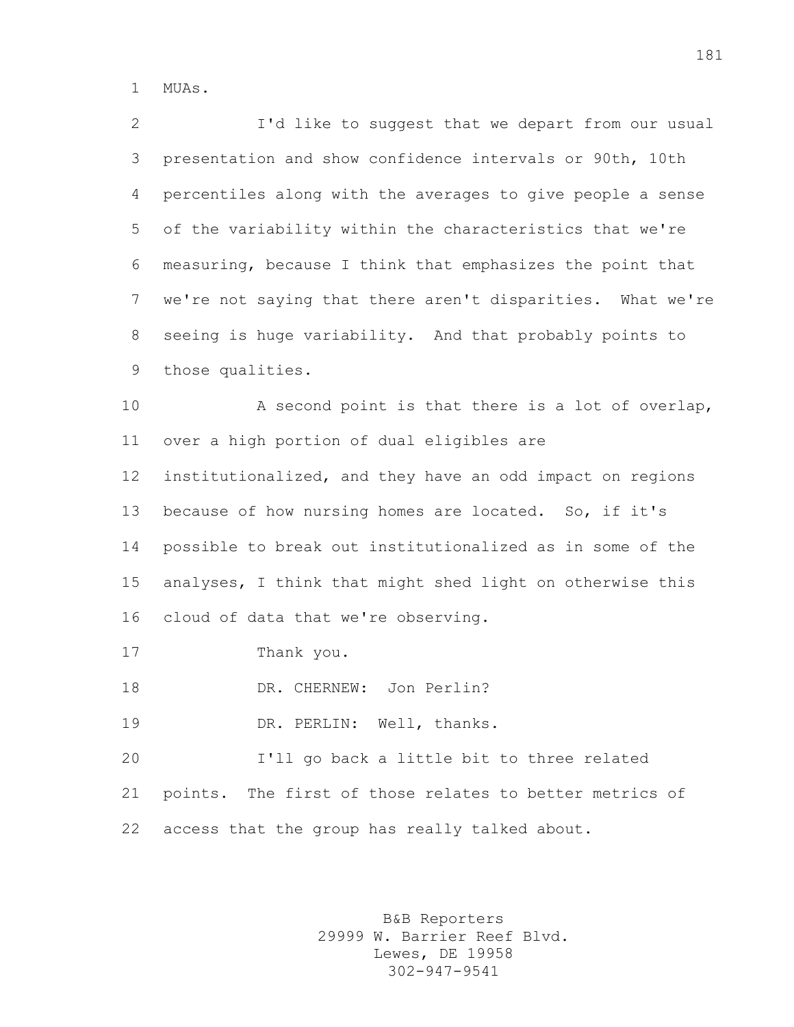MUAs.

I'd like to suggest that we depart from our usual presentation and show confidence intervals or 90th, 10th percentiles along with the averages to give people a sense of the variability within the characteristics that we're measuring, because I think that emphasizes the point that we're not saying that there aren't disparities. What we're seeing is huge variability. And that probably points to those qualities.

A second point is that there is a lot of overlap, over a high portion of dual eligibles are institutionalized, and they have an odd impact on regions because of how nursing homes are located. So, if it's possible to break out institutionalized as in some of the analyses, I think that might shed light on otherwise this cloud of data that we're observing.

Thank you.

DR. CHERNEW: Jon Perlin?

DR. PERLIN: Well, thanks.

I'll go back a little bit to three related points. The first of those relates to better metrics of access that the group has really talked about.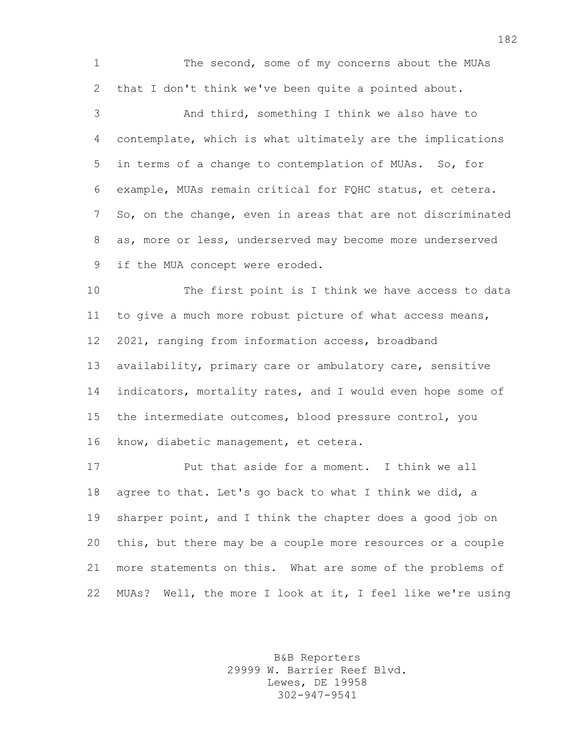The second, some of my concerns about the MUAs that I don't think we've been quite a pointed about.

And third, something I think we also have to contemplate, which is what ultimately are the implications in terms of a change to contemplation of MUAs. So, for example, MUAs remain critical for FQHC status, et cetera. So, on the change, even in areas that are not discriminated as, more or less, underserved may become more underserved if the MUA concept were eroded.

The first point is I think we have access to data to give a much more robust picture of what access means, 2021, ranging from information access, broadband availability, primary care or ambulatory care, sensitive indicators, mortality rates, and I would even hope some of the intermediate outcomes, blood pressure control, you know, diabetic management, et cetera.

Put that aside for a moment. I think we all agree to that. Let's go back to what I think we did, a sharper point, and I think the chapter does a good job on this, but there may be a couple more resources or a couple more statements on this. What are some of the problems of MUAs? Well, the more I look at it, I feel like we're using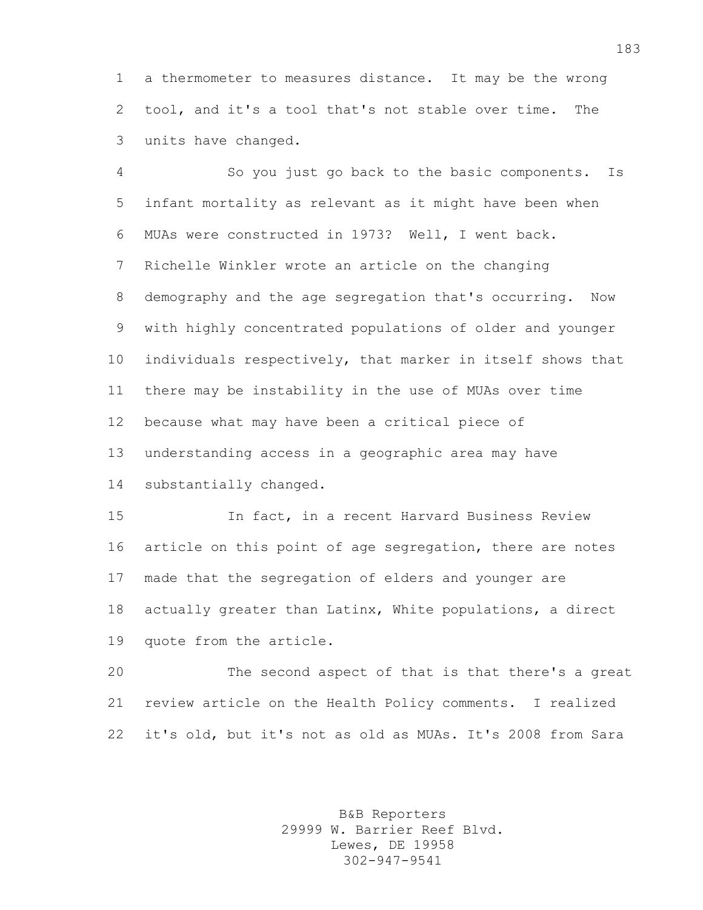a thermometer to measures distance. It may be the wrong tool, and it's a tool that's not stable over time. The units have changed.

So you just go back to the basic components. Is infant mortality as relevant as it might have been when MUAs were constructed in 1973? Well, I went back. Richelle Winkler wrote an article on the changing demography and the age segregation that's occurring. Now with highly concentrated populations of older and younger individuals respectively, that marker in itself shows that there may be instability in the use of MUAs over time because what may have been a critical piece of understanding access in a geographic area may have substantially changed.

In fact, in a recent Harvard Business Review article on this point of age segregation, there are notes made that the segregation of elders and younger are actually greater than Latinx, White populations, a direct quote from the article.

The second aspect of that is that there's a great review article on the Health Policy comments. I realized it's old, but it's not as old as MUAs. It's 2008 from Sara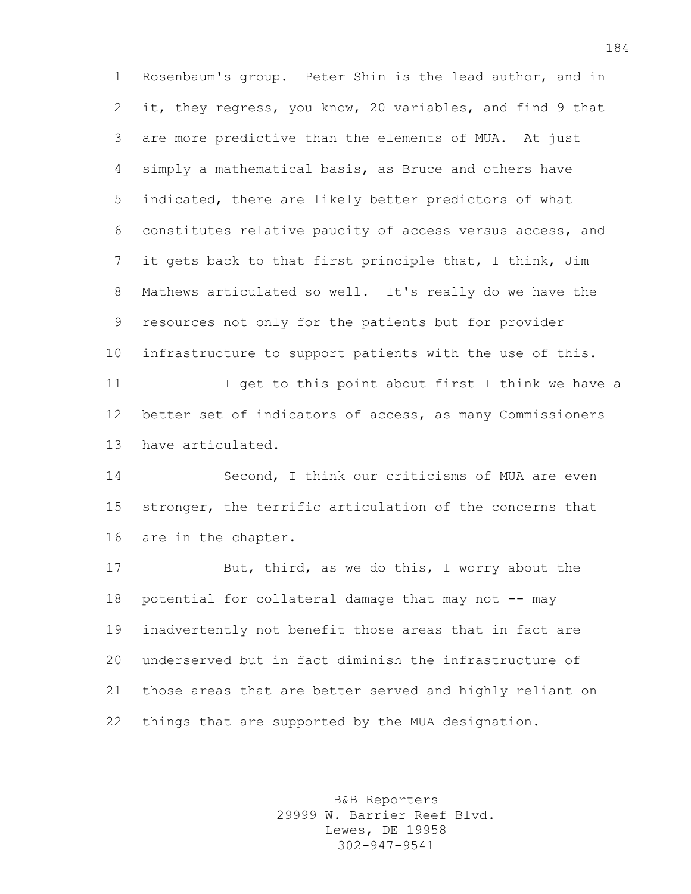Rosenbaum's group. Peter Shin is the lead author, and in it, they regress, you know, 20 variables, and find 9 that are more predictive than the elements of MUA. At just simply a mathematical basis, as Bruce and others have indicated, there are likely better predictors of what constitutes relative paucity of access versus access, and it gets back to that first principle that, I think, Jim Mathews articulated so well. It's really do we have the resources not only for the patients but for provider infrastructure to support patients with the use of this.

I get to this point about first I think we have a better set of indicators of access, as many Commissioners have articulated.

Second, I think our criticisms of MUA are even stronger, the terrific articulation of the concerns that are in the chapter.

But, third, as we do this, I worry about the potential for collateral damage that may not -- may inadvertently not benefit those areas that in fact are underserved but in fact diminish the infrastructure of those areas that are better served and highly reliant on things that are supported by the MUA designation.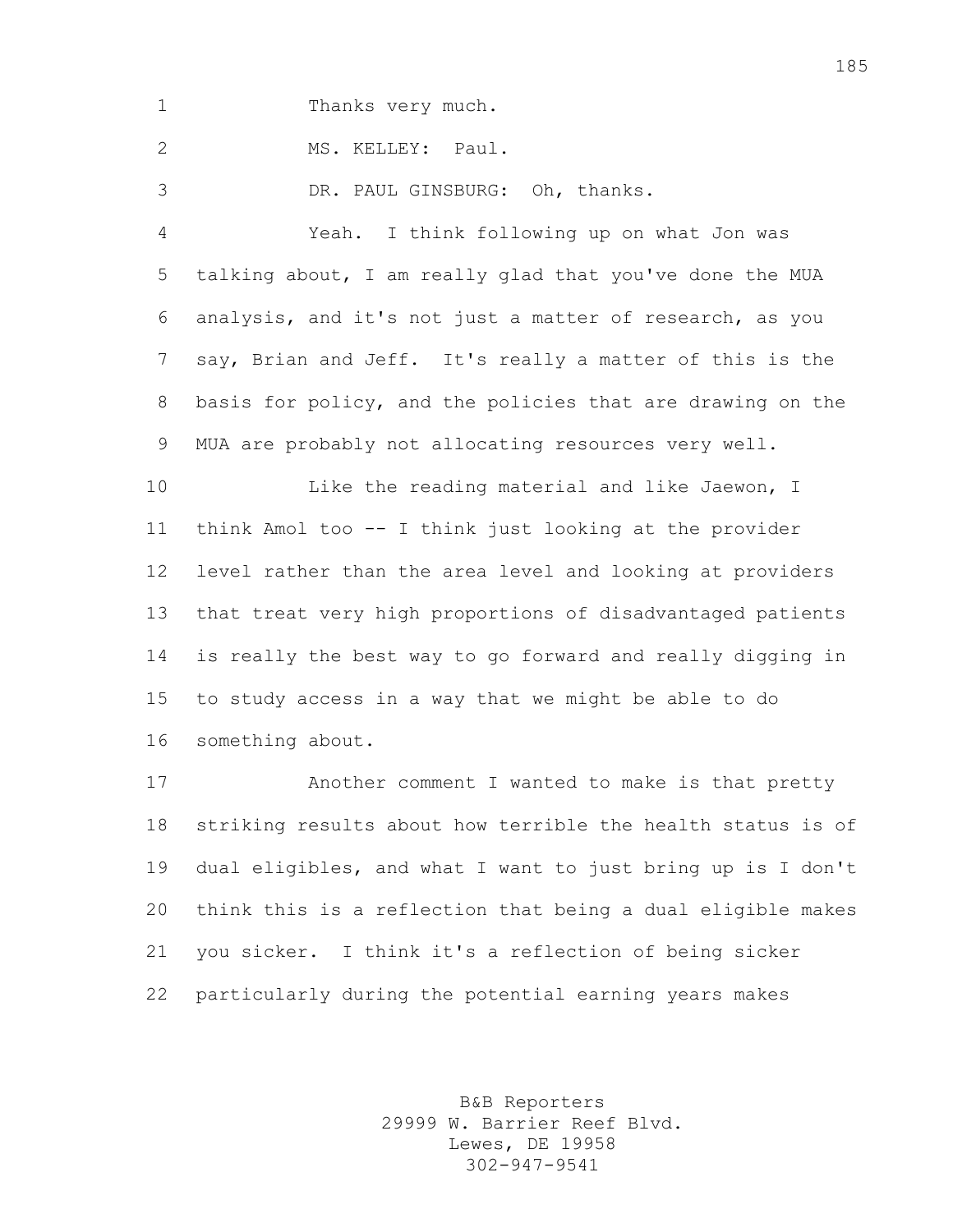Thanks very much.

MS. KELLEY: Paul.

DR. PAUL GINSBURG: Oh, thanks.

Yeah. I think following up on what Jon was talking about, I am really glad that you've done the MUA analysis, and it's not just a matter of research, as you say, Brian and Jeff. It's really a matter of this is the basis for policy, and the policies that are drawing on the MUA are probably not allocating resources very well.

Like the reading material and like Jaewon, I think Amol too -- I think just looking at the provider level rather than the area level and looking at providers that treat very high proportions of disadvantaged patients is really the best way to go forward and really digging in to study access in a way that we might be able to do something about.

Another comment I wanted to make is that pretty striking results about how terrible the health status is of dual eligibles, and what I want to just bring up is I don't think this is a reflection that being a dual eligible makes you sicker. I think it's a reflection of being sicker particularly during the potential earning years makes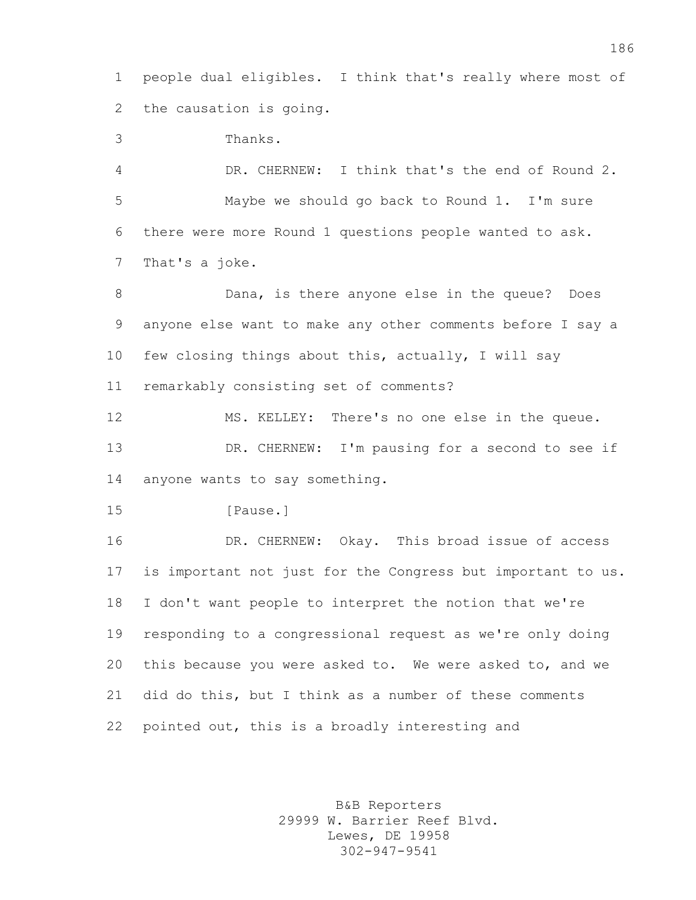people dual eligibles. I think that's really where most of the causation is going.

Thanks.

DR. CHERNEW: I think that's the end of Round 2.

Maybe we should go back to Round 1. I'm sure there were more Round 1 questions people wanted to ask. That's a joke.

Dana, is there anyone else in the queue? Does anyone else want to make any other comments before I say a few closing things about this, actually, I will say remarkably consisting set of comments?

MS. KELLEY: There's no one else in the queue.

DR. CHERNEW: I'm pausing for a second to see if anyone wants to say something.

[Pause.]

DR. CHERNEW: Okay. This broad issue of access is important not just for the Congress but important to us. I don't want people to interpret the notion that we're responding to a congressional request as we're only doing this because you were asked to. We were asked to, and we did do this, but I think as a number of these comments pointed out, this is a broadly interesting and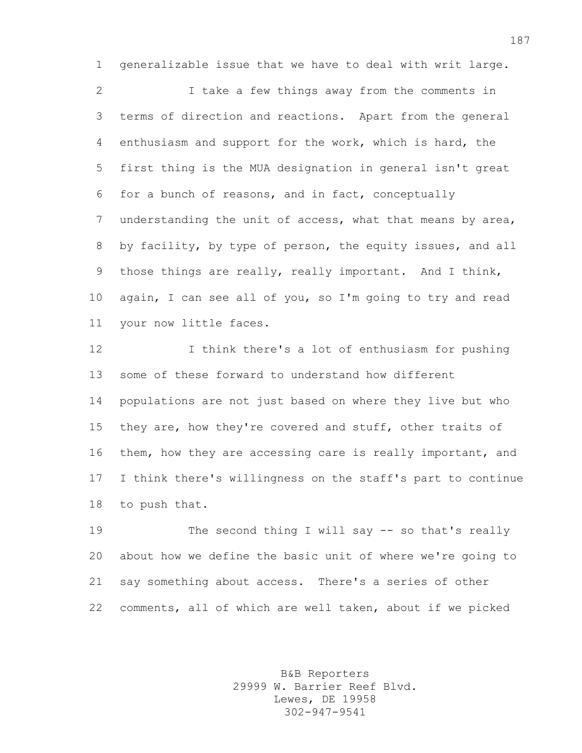generalizable issue that we have to deal with writ large.

I take a few things away from the comments in terms of direction and reactions. Apart from the general enthusiasm and support for the work, which is hard, the first thing is the MUA designation in general isn't great for a bunch of reasons, and in fact, conceptually understanding the unit of access, what that means by area, by facility, by type of person, the equity issues, and all those things are really, really important. And I think, again, I can see all of you, so I'm going to try and read your now little faces.

I think there's a lot of enthusiasm for pushing some of these forward to understand how different populations are not just based on where they live but who they are, how they're covered and stuff, other traits of them, how they are accessing care is really important, and I think there's willingness on the staff's part to continue to push that.

The second thing I will say -- so that's really about how we define the basic unit of where we're going to say something about access. There's a series of other comments, all of which are well taken, about if we picked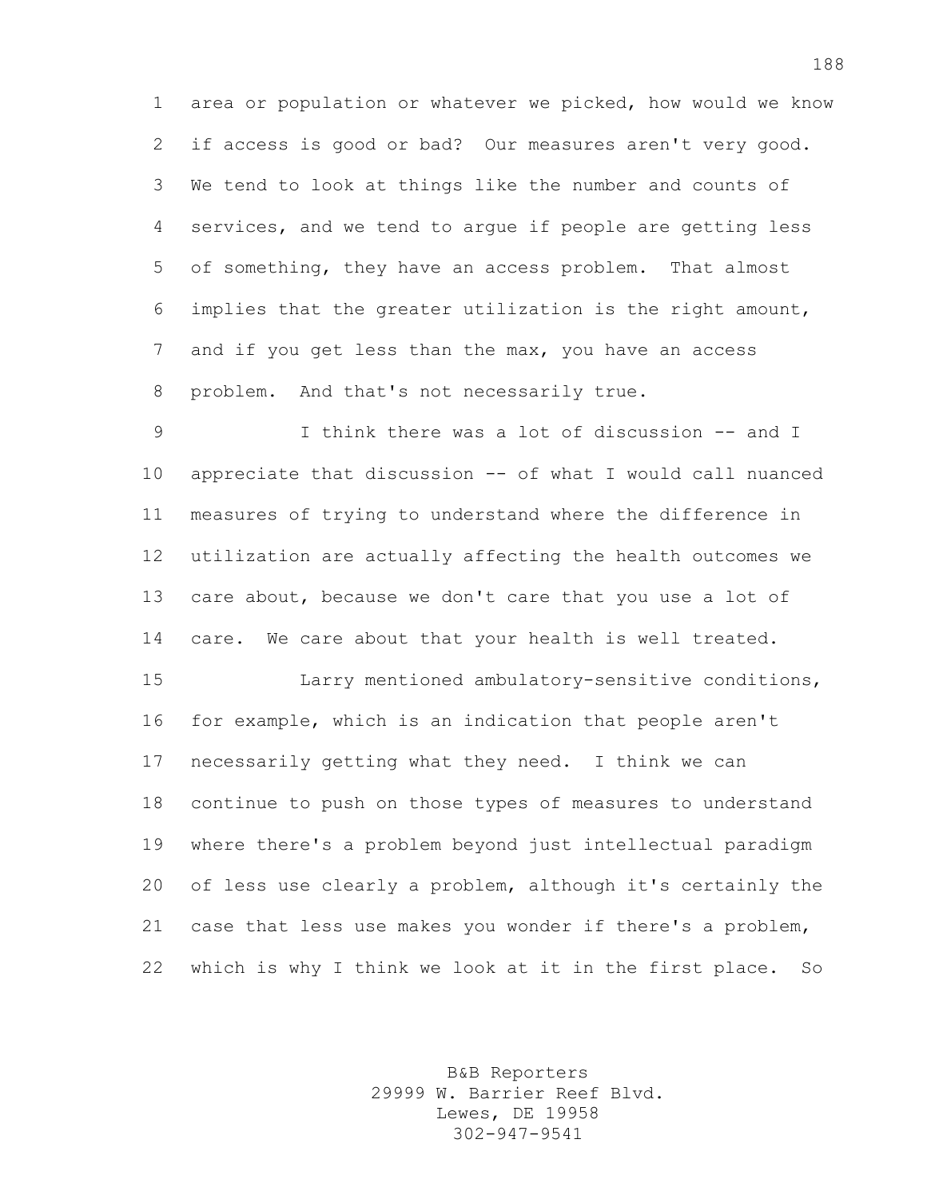area or population or whatever we picked, how would we know if access is good or bad? Our measures aren't very good. We tend to look at things like the number and counts of services, and we tend to argue if people are getting less of something, they have an access problem. That almost implies that the greater utilization is the right amount, and if you get less than the max, you have an access problem. And that's not necessarily true.

I think there was a lot of discussion -- and I appreciate that discussion -- of what I would call nuanced measures of trying to understand where the difference in utilization are actually affecting the health outcomes we care about, because we don't care that you use a lot of care. We care about that your health is well treated.

Larry mentioned ambulatory-sensitive conditions, for example, which is an indication that people aren't necessarily getting what they need. I think we can continue to push on those types of measures to understand where there's a problem beyond just intellectual paradigm of less use clearly a problem, although it's certainly the case that less use makes you wonder if there's a problem, which is why I think we look at it in the first place. So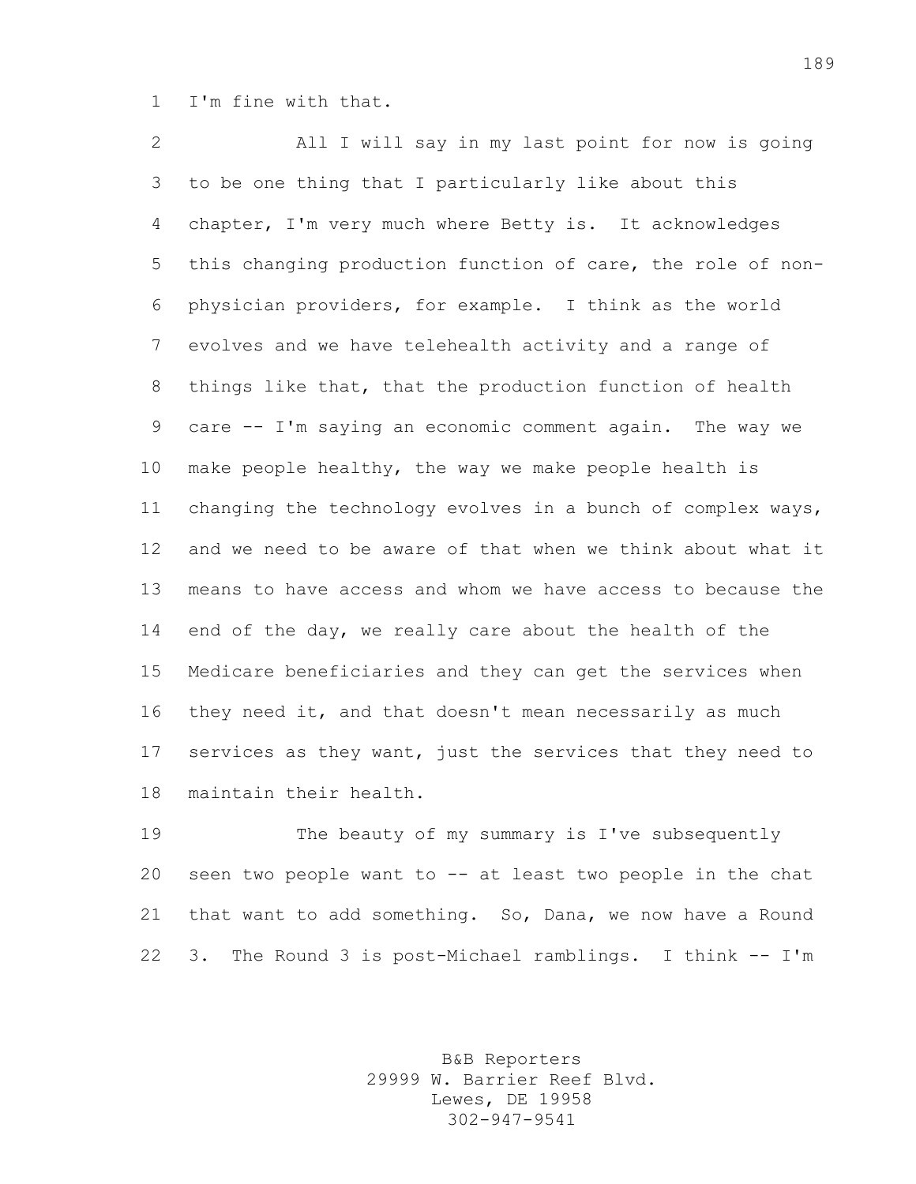I'm fine with that.

All I will say in my last point for now is going to be one thing that I particularly like about this chapter, I'm very much where Betty is. It acknowledges this changing production function of care, the role of non-physician providers, for example. I think as the world evolves and we have telehealth activity and a range of things like that, that the production function of health care -- I'm saying an economic comment again. The way we make people healthy, the way we make people health is changing the technology evolves in a bunch of complex ways, and we need to be aware of that when we think about what it means to have access and whom we have access to because the end of the day, we really care about the health of the Medicare beneficiaries and they can get the services when they need it, and that doesn't mean necessarily as much services as they want, just the services that they need to maintain their health.

The beauty of my summary is I've subsequently seen two people want to -- at least two people in the chat that want to add something. So, Dana, we now have a Round 3. The Round 3 is post-Michael ramblings. I think -- I'm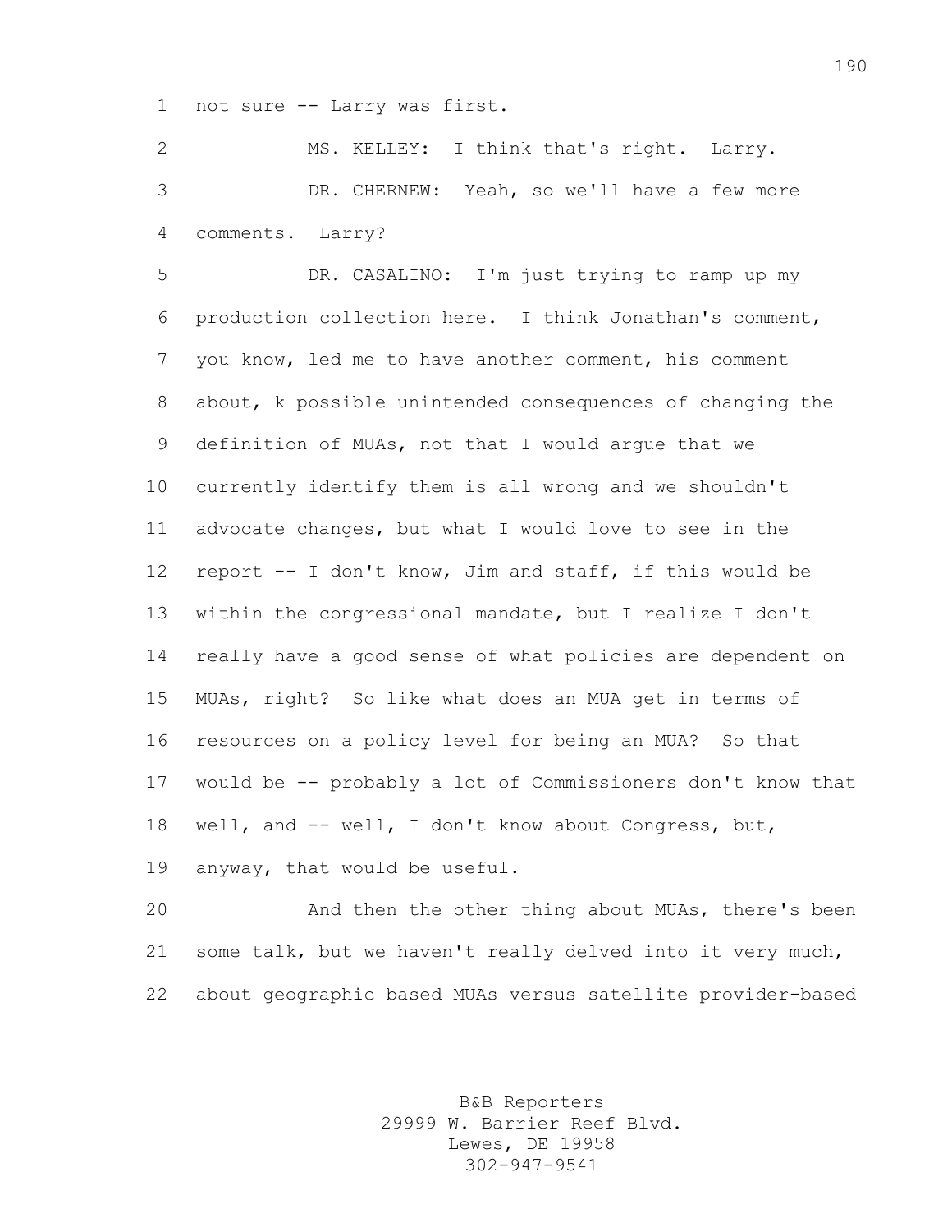not sure -- Larry was first.

MS. KELLEY: I think that's right. Larry.

DR. CHERNEW: Yeah, so we'll have a few more comments. Larry?

DR. CASALINO: I'm just trying to ramp up my production collection here. I think Jonathan's comment, you know, led me to have another comment, his comment about, k possible unintended consequences of changing the definition of MUAs, not that I would argue that we currently identify them is all wrong and we shouldn't advocate changes, but what I would love to see in the report -- I don't know, Jim and staff, if this would be within the congressional mandate, but I realize I don't really have a good sense of what policies are dependent on MUAs, right? So like what does an MUA get in terms of resources on a policy level for being an MUA? So that would be -- probably a lot of Commissioners don't know that well, and -- well, I don't know about Congress, but, anyway, that would be useful.

And then the other thing about MUAs, there's been some talk, but we haven't really delved into it very much, about geographic based MUAs versus satellite provider-based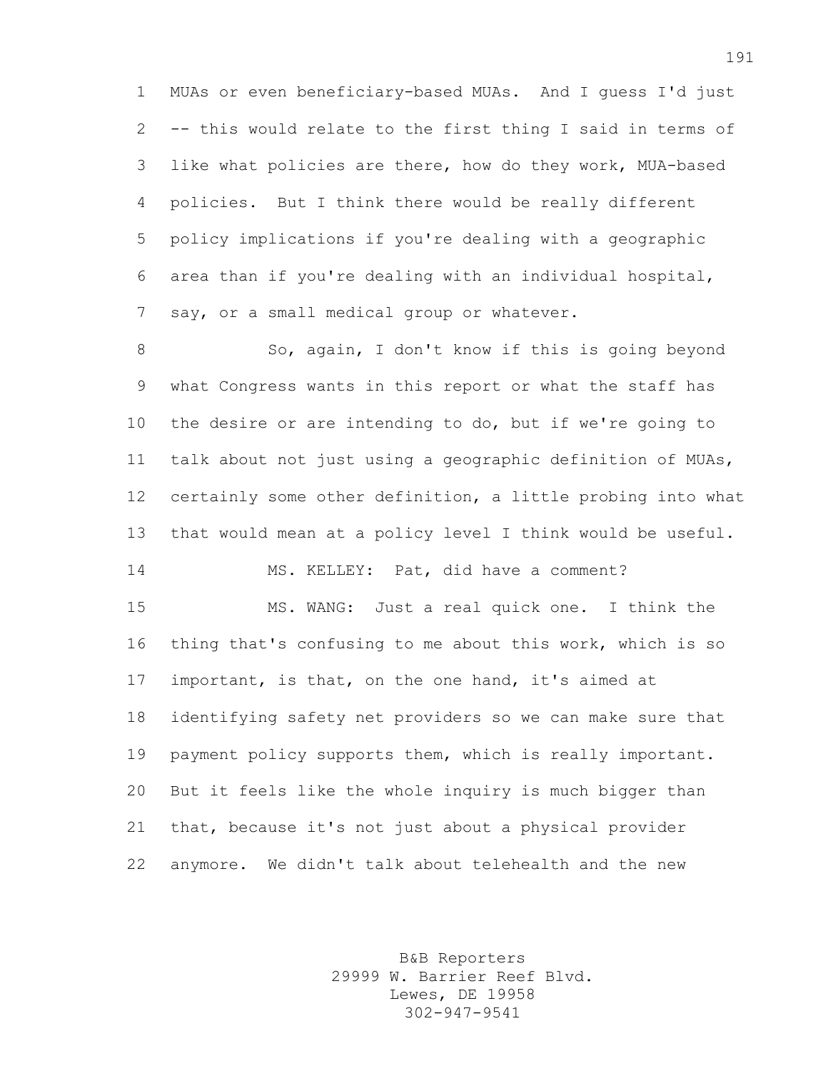MUAs or even beneficiary-based MUAs. And I guess I'd just -- this would relate to the first thing I said in terms of like what policies are there, how do they work, MUA-based policies. But I think there would be really different policy implications if you're dealing with a geographic area than if you're dealing with an individual hospital, say, or a small medical group or whatever.

So, again, I don't know if this is going beyond what Congress wants in this report or what the staff has the desire or are intending to do, but if we're going to talk about not just using a geographic definition of MUAs, certainly some other definition, a little probing into what that would mean at a policy level I think would be useful.

MS. KELLEY: Pat, did have a comment?

MS. WANG: Just a real quick one. I think the thing that's confusing to me about this work, which is so important, is that, on the one hand, it's aimed at identifying safety net providers so we can make sure that payment policy supports them, which is really important. But it feels like the whole inquiry is much bigger than that, because it's not just about a physical provider anymore. We didn't talk about telehealth and the new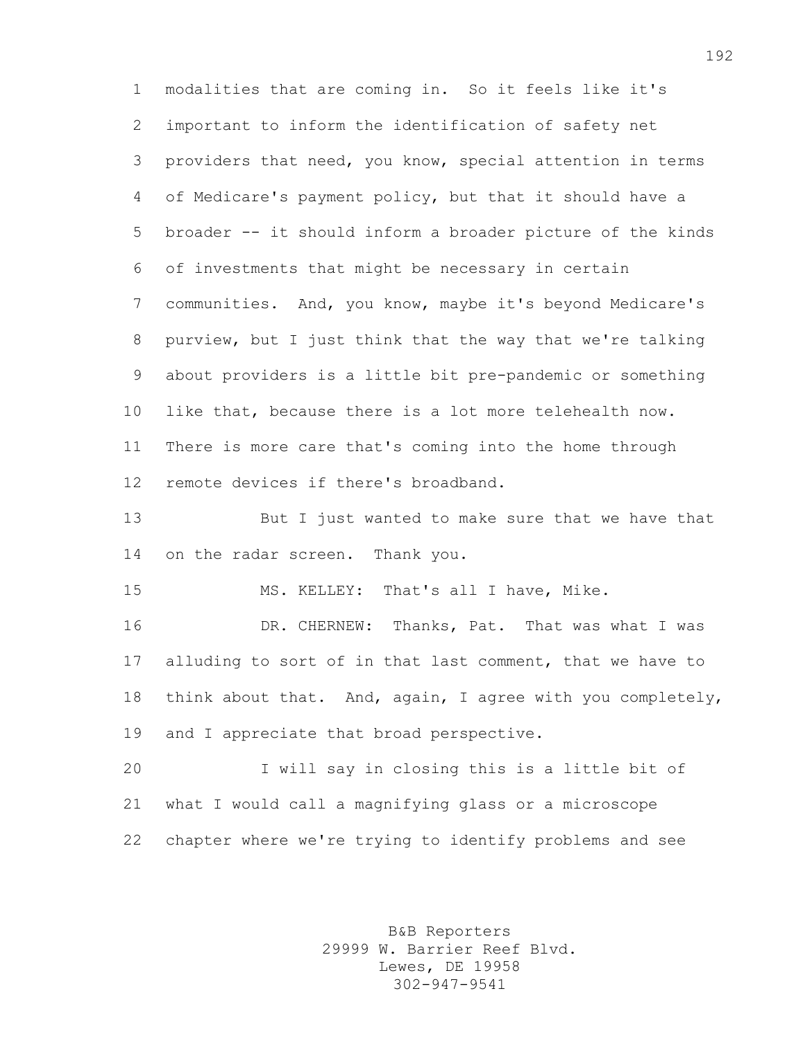modalities that are coming in. So it feels like it's important to inform the identification of safety net providers that need, you know, special attention in terms of Medicare's payment policy, but that it should have a broader -- it should inform a broader picture of the kinds of investments that might be necessary in certain communities. And, you know, maybe it's beyond Medicare's purview, but I just think that the way that we're talking about providers is a little bit pre-pandemic or something like that, because there is a lot more telehealth now. There is more care that's coming into the home through remote devices if there's broadband.

But I just wanted to make sure that we have that on the radar screen. Thank you.

MS. KELLEY: That's all I have, Mike.

DR. CHERNEW: Thanks, Pat. That was what I was alluding to sort of in that last comment, that we have to think about that. And, again, I agree with you completely, and I appreciate that broad perspective.

I will say in closing this is a little bit of what I would call a magnifying glass or a microscope chapter where we're trying to identify problems and see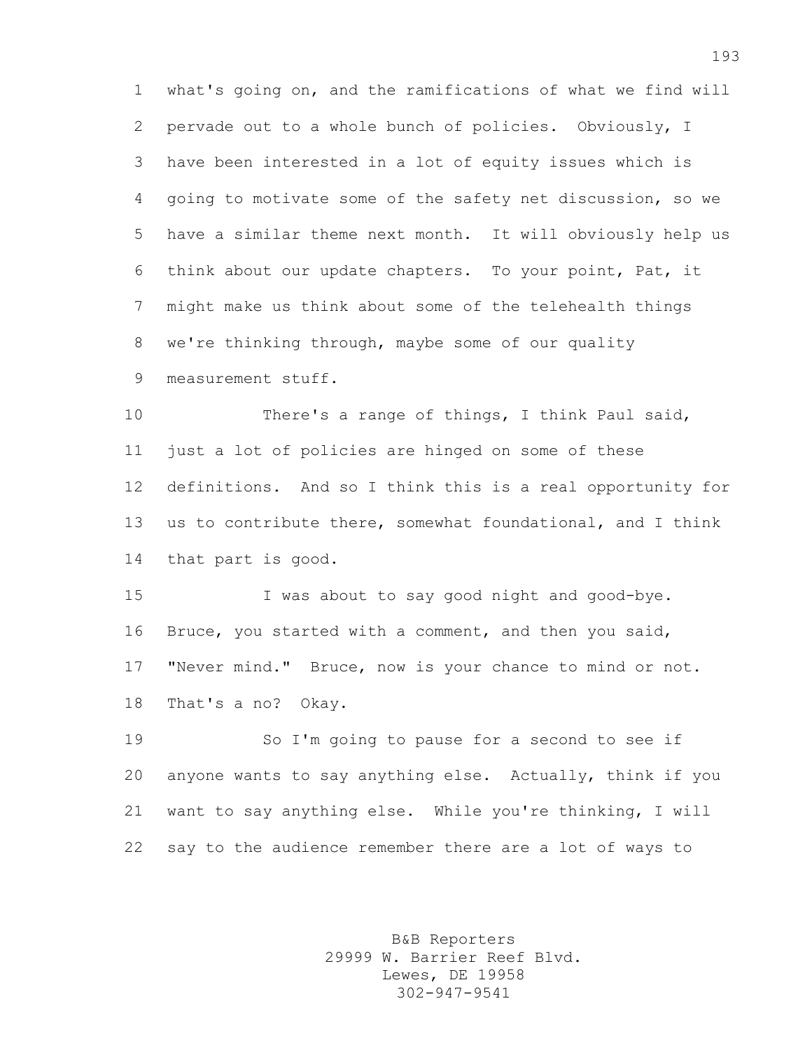what's going on, and the ramifications of what we find will pervade out to a whole bunch of policies. Obviously, I have been interested in a lot of equity issues which is going to motivate some of the safety net discussion, so we have a similar theme next month. It will obviously help us think about our update chapters. To your point, Pat, it might make us think about some of the telehealth things we're thinking through, maybe some of our quality measurement stuff.

There's a range of things, I think Paul said, just a lot of policies are hinged on some of these definitions. And so I think this is a real opportunity for us to contribute there, somewhat foundational, and I think that part is good.

I was about to say good night and good-bye. Bruce, you started with a comment, and then you said, "Never mind." Bruce, now is your chance to mind or not. That's a no? Okay.

So I'm going to pause for a second to see if anyone wants to say anything else. Actually, think if you want to say anything else. While you're thinking, I will say to the audience remember there are a lot of ways to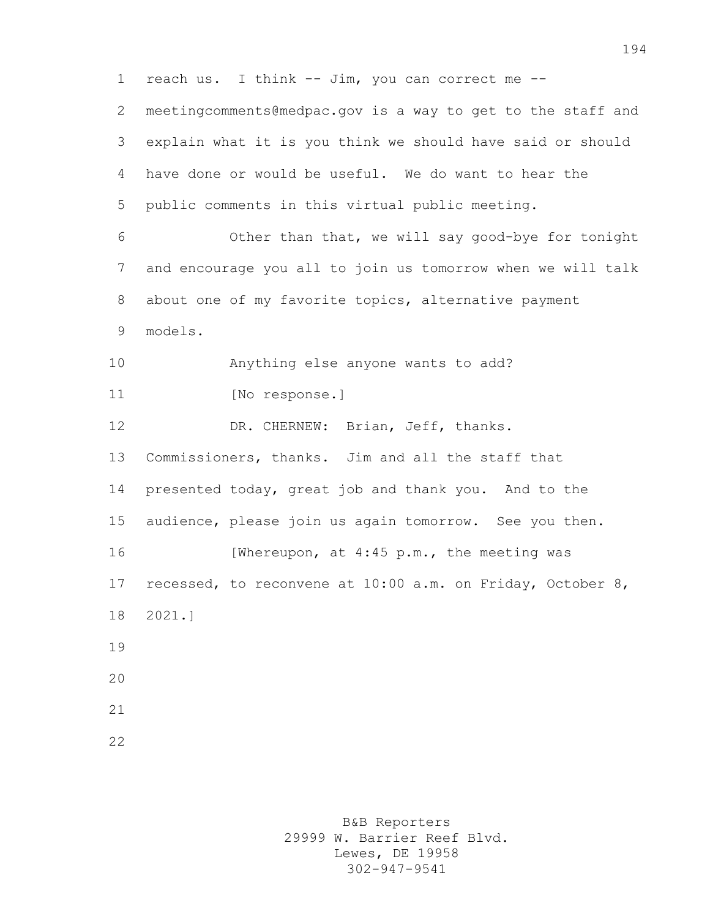reach us. I think -- Jim, you can correct me -- meetingcomments@medpac.gov is a way to get to the staff and explain what it is you think we should have said or should have done or would be useful. We do want to hear the public comments in this virtual public meeting.

Other than that, we will say good-bye for tonight and encourage you all to join us tomorrow when we will talk about one of my favorite topics, alternative payment models.

Anything else anyone wants to add?

[No response.]

DR. CHERNEW: Brian, Jeff, thanks. Commissioners, thanks. Jim and all the staff that presented today, great job and thank you. And to the audience, please join us again tomorrow. See you then.

[Whereupon, at 4:45 p.m., the meeting was recessed, to reconvene at 10:00 a.m. on Friday, October 8, 2021.]

B&B Reporters
29999 W. Barrier Reef Blvd.
Lewes, DE 19958
302-947-9541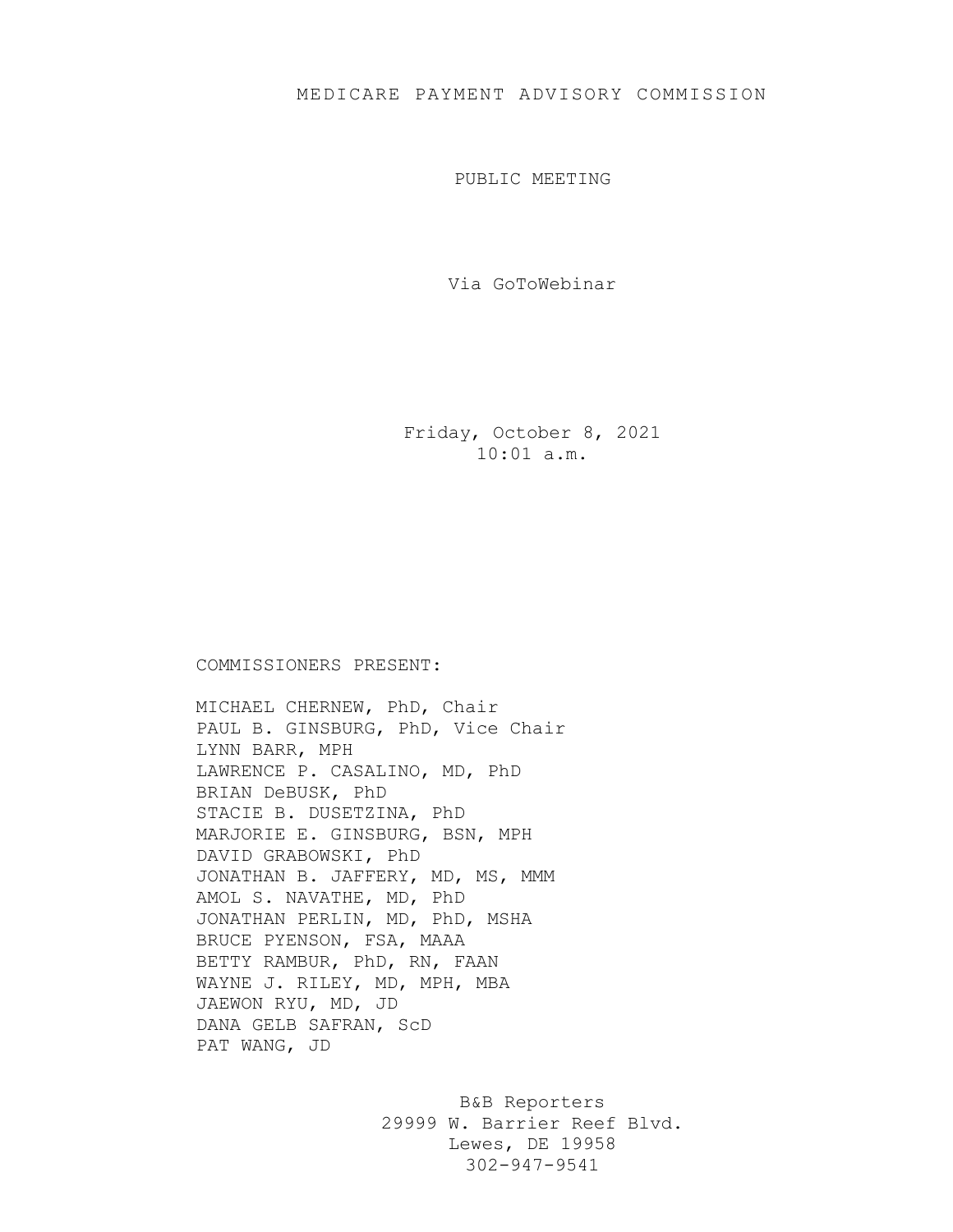# MEDICARE PAYMENT ADVISORY COMMISSION

PUBLIC MEETING

Via GoToWebinar

Friday, October 8, 2021
10:01 a.m.

COMMISSIONERS PRESENT:

MICHAEL CHERNEW, PhD, Chair
PAUL B. GINSBURG, PhD, Vice Chair
LYNN BARR, MPH
LAWRENCE P. CASALINO, MD, PhD
BRIAN DeBUSK, PhD
STACIE B. DUSETZINA, PhD
MARJORIE E. GINSBURG, BSN, MPH
DAVID GRABOWSKI, PhD
JONATHAN B. JAFFERY, MD, MS, MMM
AMOL S. NAVATHE, MD, PhD
JONATHAN PERLIN, MD, PhD, MSHA
BRUCE PYENSON, FSA, MAAA
BETTY RAMBUR, PhD, RN, FAAN
WAYNE J. RILEY, MD, MPH, MBA
JAEWON RYU, MD, JD
DANA GELB SAFRAN, ScD
PAT WANG, JD

B&B Reporters
29999 W. Barrier Reef Blvd.
Lewes, DE 19958
302-947-9541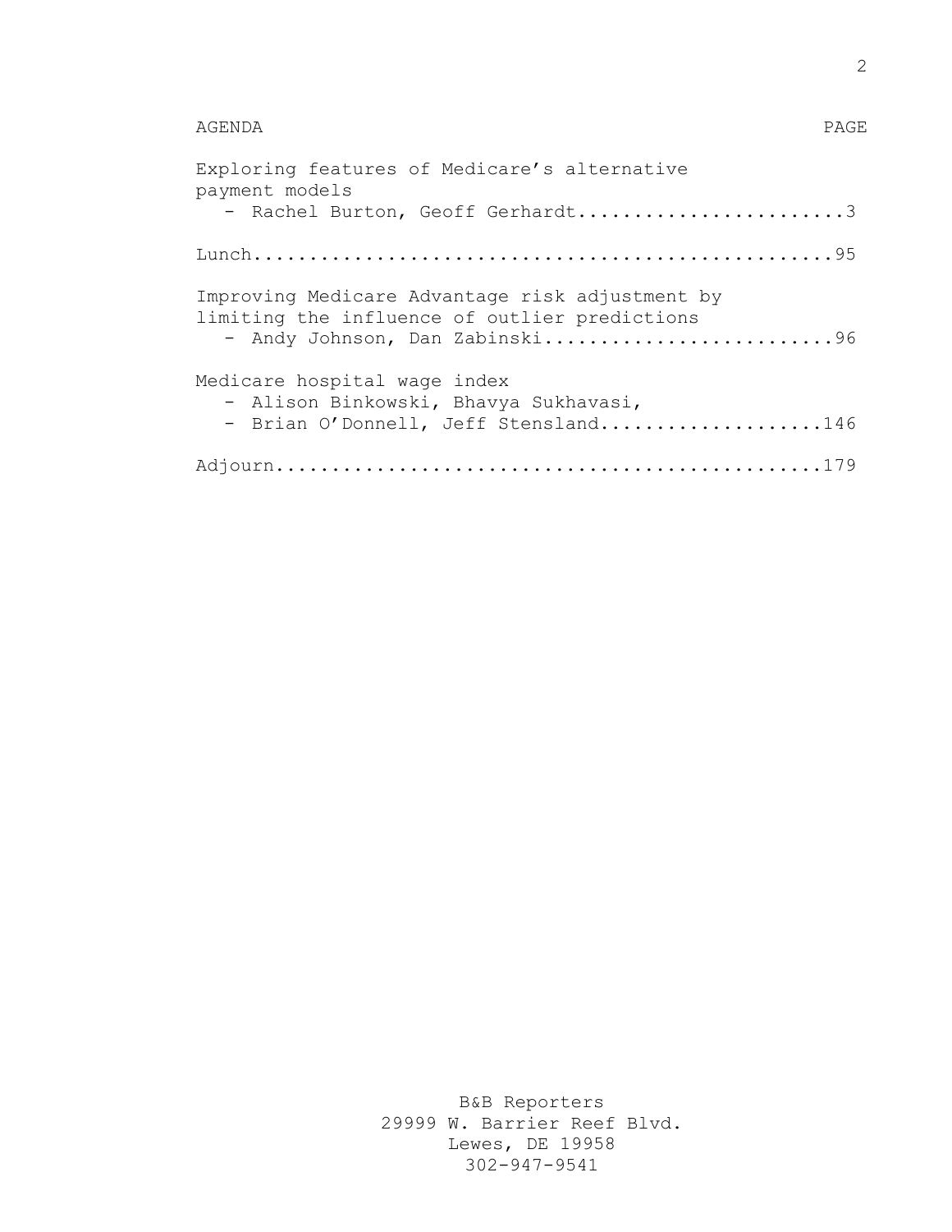AGENDA PAGE

Exploring features of Medicare’s alternative payment models
- Rachel Burton, Geoff Gerhardt........................3

Lunch...................................................95

Improving Medicare Advantage risk adjustment by limiting the influence of outlier predictions
- Andy Johnson, Dan Zabinski...........................96

Medicare hospital wage index
- Alison Binkowski, Bhavya Sukhavasi,
- Brian O’Donnell, Jeff Stensland.....................146

Adjourn................................................179

B&B Reporters
29999 W. Barrier Reef Blvd.
Lewes, DE 19958
302-947-9541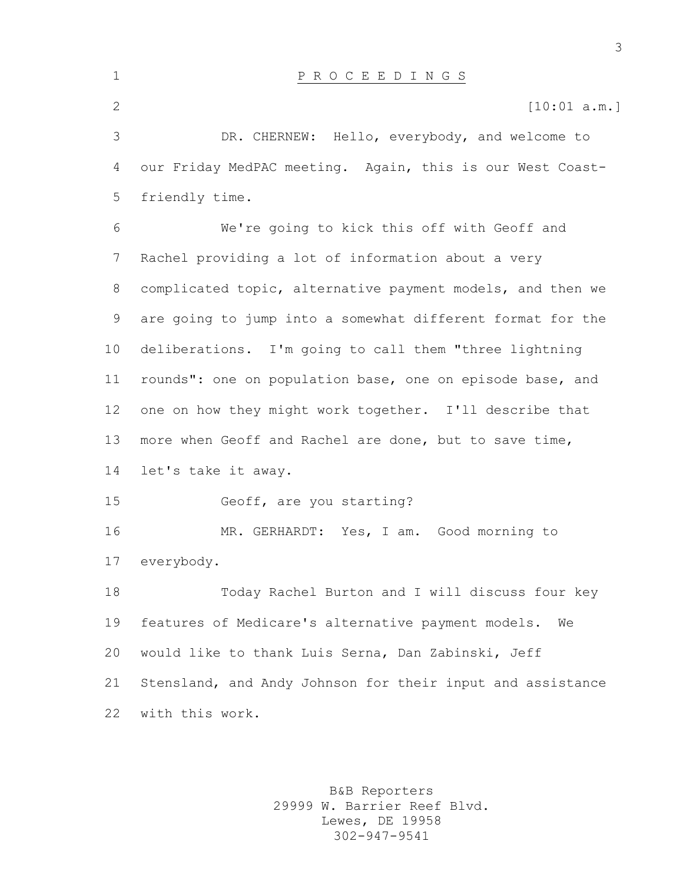P R O C E E D I N G S

[10:01 a.m.]

DR. CHERNEW: Hello, everybody, and welcome to our Friday MedPAC meeting. Again, this is our West Coast-friendly time.

We're going to kick this off with Geoff and Rachel providing a lot of information about a very complicated topic, alternative payment models, and then we are going to jump into a somewhat different format for the deliberations. I'm going to call them "three lightning rounds": one on population base, one on episode base, and one on how they might work together. I'll describe that more when Geoff and Rachel are done, but to save time, let's take it away.

Geoff, are you starting?

MR. GERHARDT: Yes, I am. Good morning to everybody.

Today Rachel Burton and I will discuss four key features of Medicare's alternative payment models. We would like to thank Luis Serna, Dan Zabinski, Jeff Stensland, and Andy Johnson for their input and assistance with this work.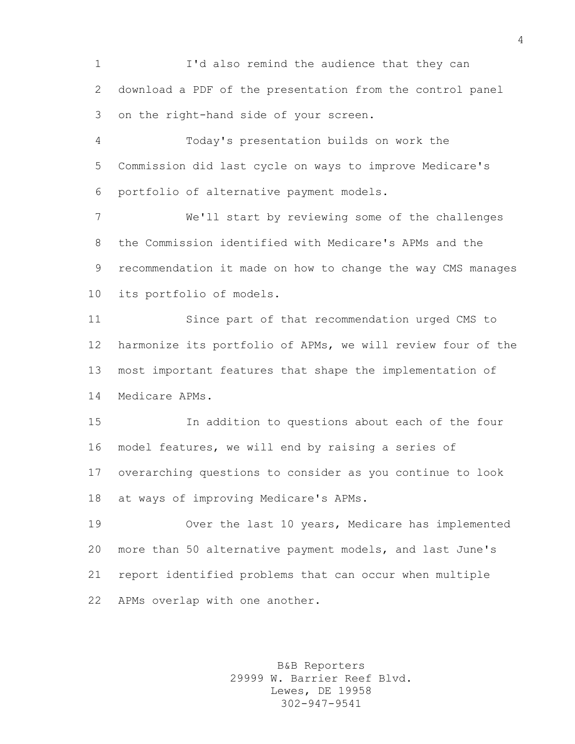I'd also remind the audience that they can download a PDF of the presentation from the control panel on the right-hand side of your screen.

Today's presentation builds on work the Commission did last cycle on ways to improve Medicare's portfolio of alternative payment models.

We'll start by reviewing some of the challenges the Commission identified with Medicare's APMs and the recommendation it made on how to change the way CMS manages its portfolio of models.

Since part of that recommendation urged CMS to harmonize its portfolio of APMs, we will review four of the most important features that shape the implementation of Medicare APMs.

In addition to questions about each of the four model features, we will end by raising a series of overarching questions to consider as you continue to look at ways of improving Medicare's APMs.

Over the last 10 years, Medicare has implemented more than 50 alternative payment models, and last June's report identified problems that can occur when multiple APMs overlap with one another.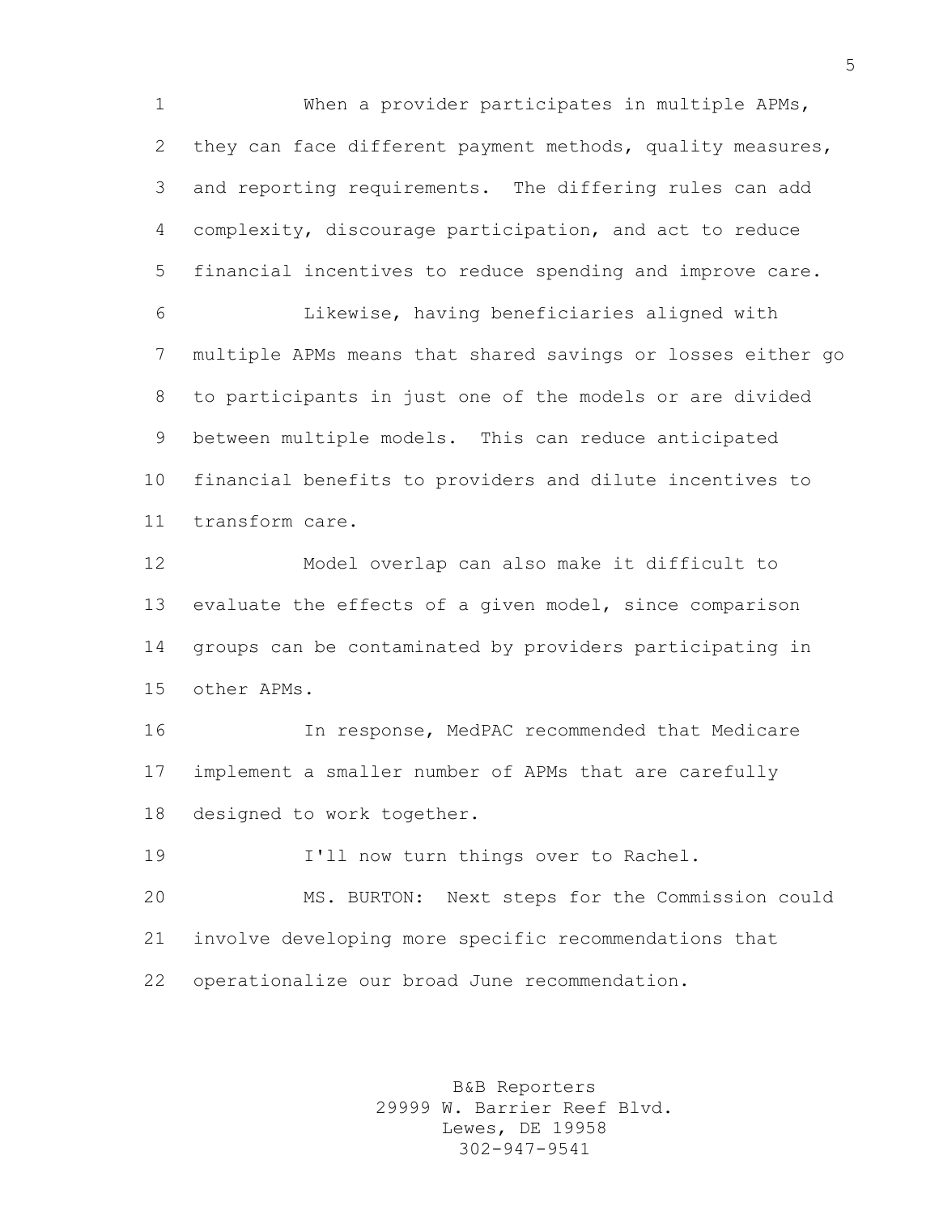When a provider participates in multiple APMs, they can face different payment methods, quality measures, and reporting requirements. The differing rules can add complexity, discourage participation, and act to reduce financial incentives to reduce spending and improve care.

Likewise, having beneficiaries aligned with multiple APMs means that shared savings or losses either go to participants in just one of the models or are divided between multiple models. This can reduce anticipated financial benefits to providers and dilute incentives to transform care.

Model overlap can also make it difficult to evaluate the effects of a given model, since comparison groups can be contaminated by providers participating in other APMs.

In response, MedPAC recommended that Medicare implement a smaller number of APMs that are carefully designed to work together.

I'll now turn things over to Rachel.

MS. BURTON: Next steps for the Commission could involve developing more specific recommendations that operationalize our broad June recommendation.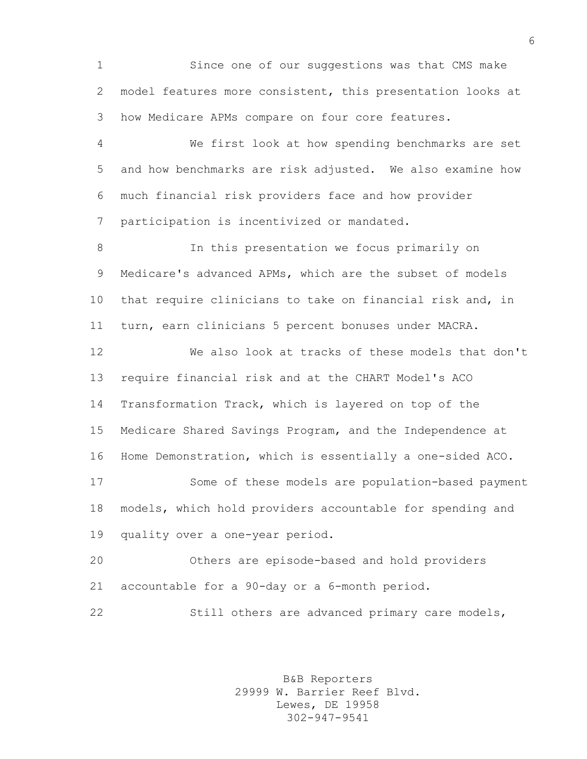Since one of our suggestions was that CMS make model features more consistent, this presentation looks at how Medicare APMs compare on four core features.

We first look at how spending benchmarks are set and how benchmarks are risk adjusted. We also examine how much financial risk providers face and how provider participation is incentivized or mandated.

In this presentation we focus primarily on Medicare's advanced APMs, which are the subset of models that require clinicians to take on financial risk and, in turn, earn clinicians 5 percent bonuses under MACRA.

We also look at tracks of these models that don't require financial risk and at the CHART Model's ACO Transformation Track, which is layered on top of the Medicare Shared Savings Program, and the Independence at Home Demonstration, which is essentially a one-sided ACO.

Some of these models are population-based payment models, which hold providers accountable for spending and quality over a one-year period.

Others are episode-based and hold providers accountable for a 90-day or a 6-month period.

Still others are advanced primary care models,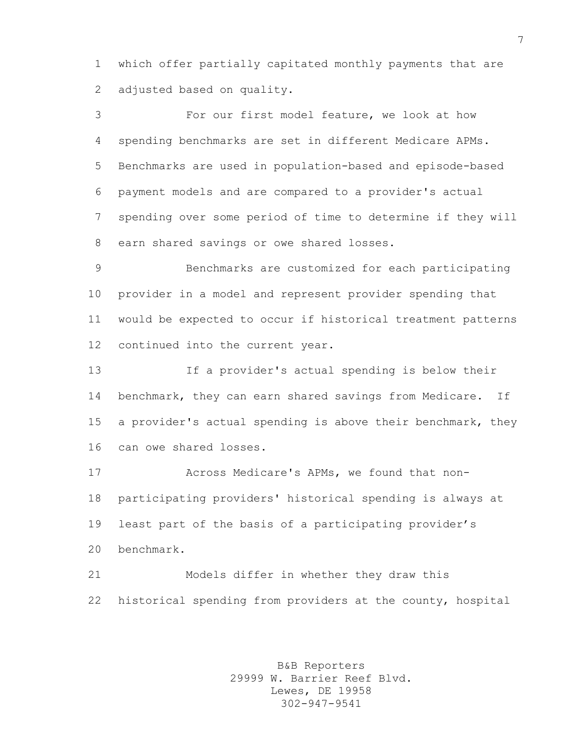which offer partially capitated monthly payments that are adjusted based on quality.

For our first model feature, we look at how spending benchmarks are set in different Medicare APMs. Benchmarks are used in population-based and episode-based payment models and are compared to a provider's actual spending over some period of time to determine if they will earn shared savings or owe shared losses.

Benchmarks are customized for each participating provider in a model and represent provider spending that would be expected to occur if historical treatment patterns continued into the current year.

If a provider's actual spending is below their benchmark, they can earn shared savings from Medicare. If a provider's actual spending is above their benchmark, they can owe shared losses.

Across Medicare's APMs, we found that non-participating providers' historical spending is always at least part of the basis of a participating provider's benchmark.

Models differ in whether they draw this historical spending from providers at the county, hospital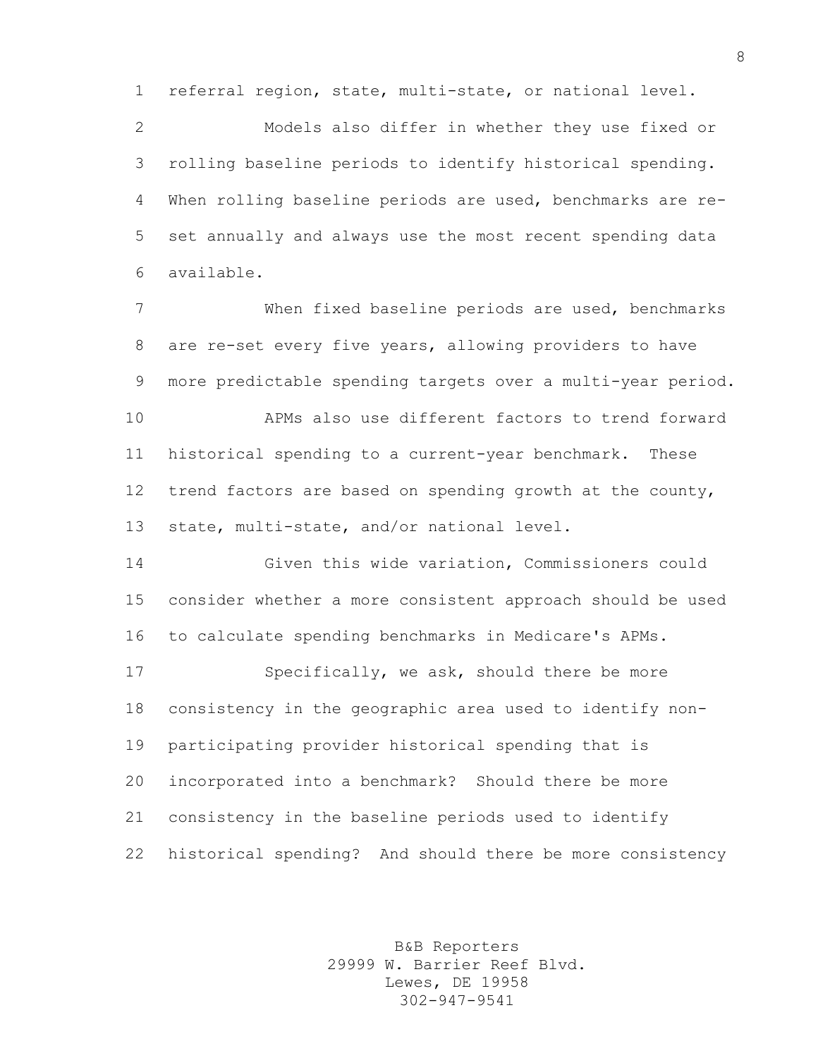referral region, state, multi-state, or national level.

Models also differ in whether they use fixed or rolling baseline periods to identify historical spending. When rolling baseline periods are used, benchmarks are re-set annually and always use the most recent spending data available.

When fixed baseline periods are used, benchmarks are re-set every five years, allowing providers to have more predictable spending targets over a multi-year period.

APMs also use different factors to trend forward historical spending to a current-year benchmark. These trend factors are based on spending growth at the county, state, multi-state, and/or national level.

Given this wide variation, Commissioners could consider whether a more consistent approach should be used to calculate spending benchmarks in Medicare's APMs.

Specifically, we ask, should there be more consistency in the geographic area used to identify non-participating provider historical spending that is incorporated into a benchmark? Should there be more consistency in the baseline periods used to identify historical spending? And should there be more consistency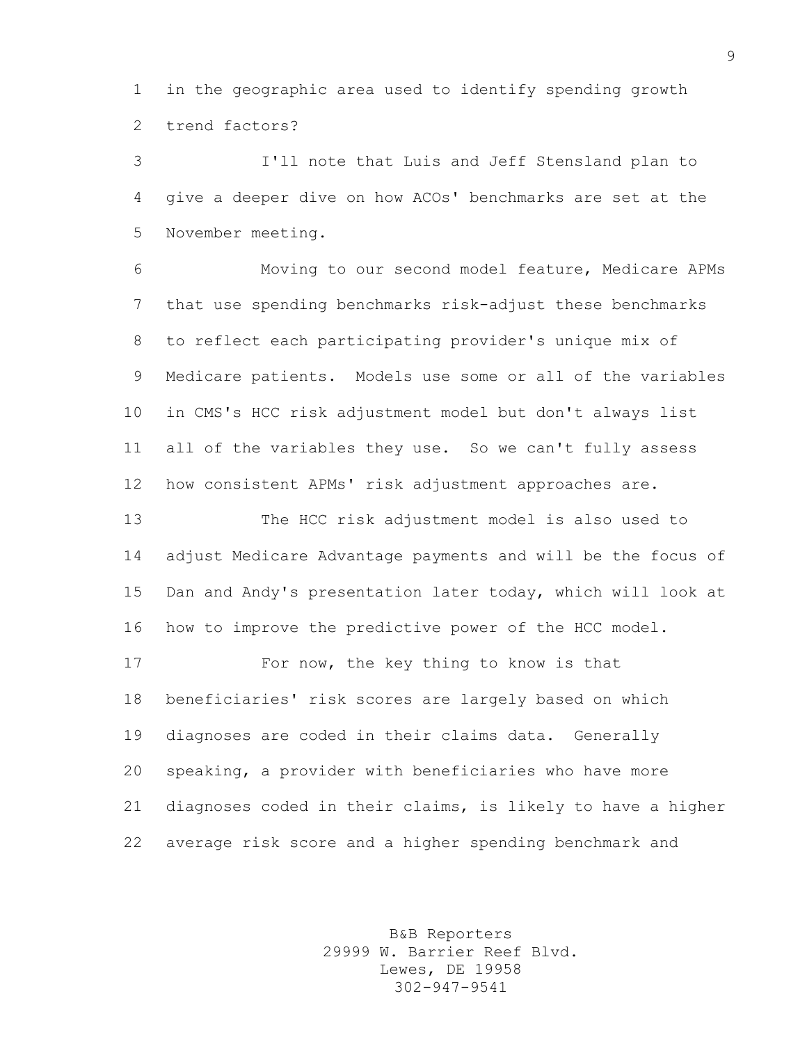in the geographic area used to identify spending growth trend factors?

I'll note that Luis and Jeff Stensland plan to give a deeper dive on how ACOs' benchmarks are set at the November meeting.

Moving to our second model feature, Medicare APMs that use spending benchmarks risk-adjust these benchmarks to reflect each participating provider's unique mix of Medicare patients. Models use some or all of the variables in CMS's HCC risk adjustment model but don't always list all of the variables they use. So we can't fully assess how consistent APMs' risk adjustment approaches are.

The HCC risk adjustment model is also used to adjust Medicare Advantage payments and will be the focus of Dan and Andy's presentation later today, which will look at how to improve the predictive power of the HCC model.

For now, the key thing to know is that beneficiaries' risk scores are largely based on which diagnoses are coded in their claims data. Generally speaking, a provider with beneficiaries who have more diagnoses coded in their claims, is likely to have a higher average risk score and a higher spending benchmark and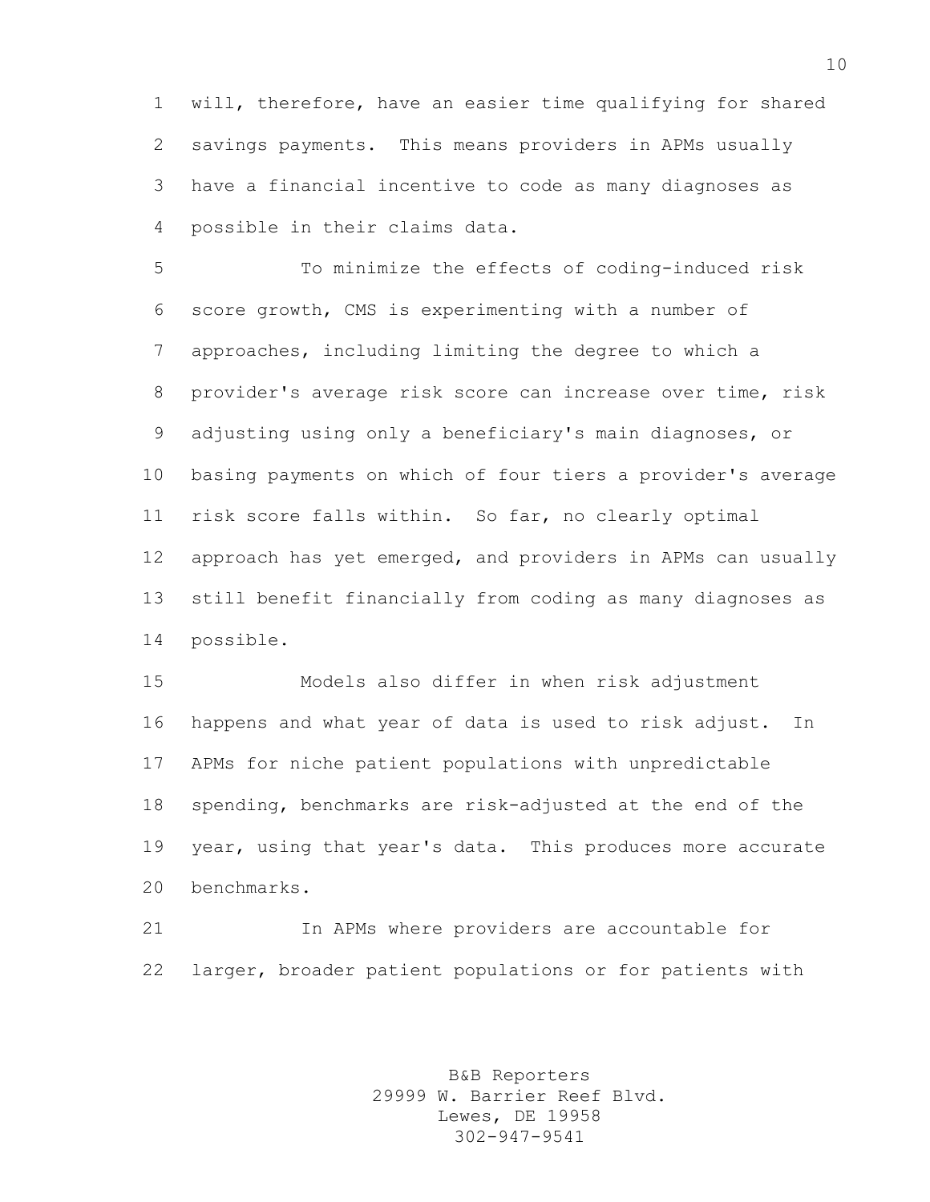will, therefore, have an easier time qualifying for shared savings payments. This means providers in APMs usually have a financial incentive to code as many diagnoses as possible in their claims data.

To minimize the effects of coding-induced risk score growth, CMS is experimenting with a number of approaches, including limiting the degree to which a provider's average risk score can increase over time, risk adjusting using only a beneficiary's main diagnoses, or basing payments on which of four tiers a provider's average risk score falls within. So far, no clearly optimal approach has yet emerged, and providers in APMs can usually still benefit financially from coding as many diagnoses as possible.

Models also differ in when risk adjustment happens and what year of data is used to risk adjust. In APMs for niche patient populations with unpredictable spending, benchmarks are risk-adjusted at the end of the year, using that year's data. This produces more accurate benchmarks.

In APMs where providers are accountable for larger, broader patient populations or for patients with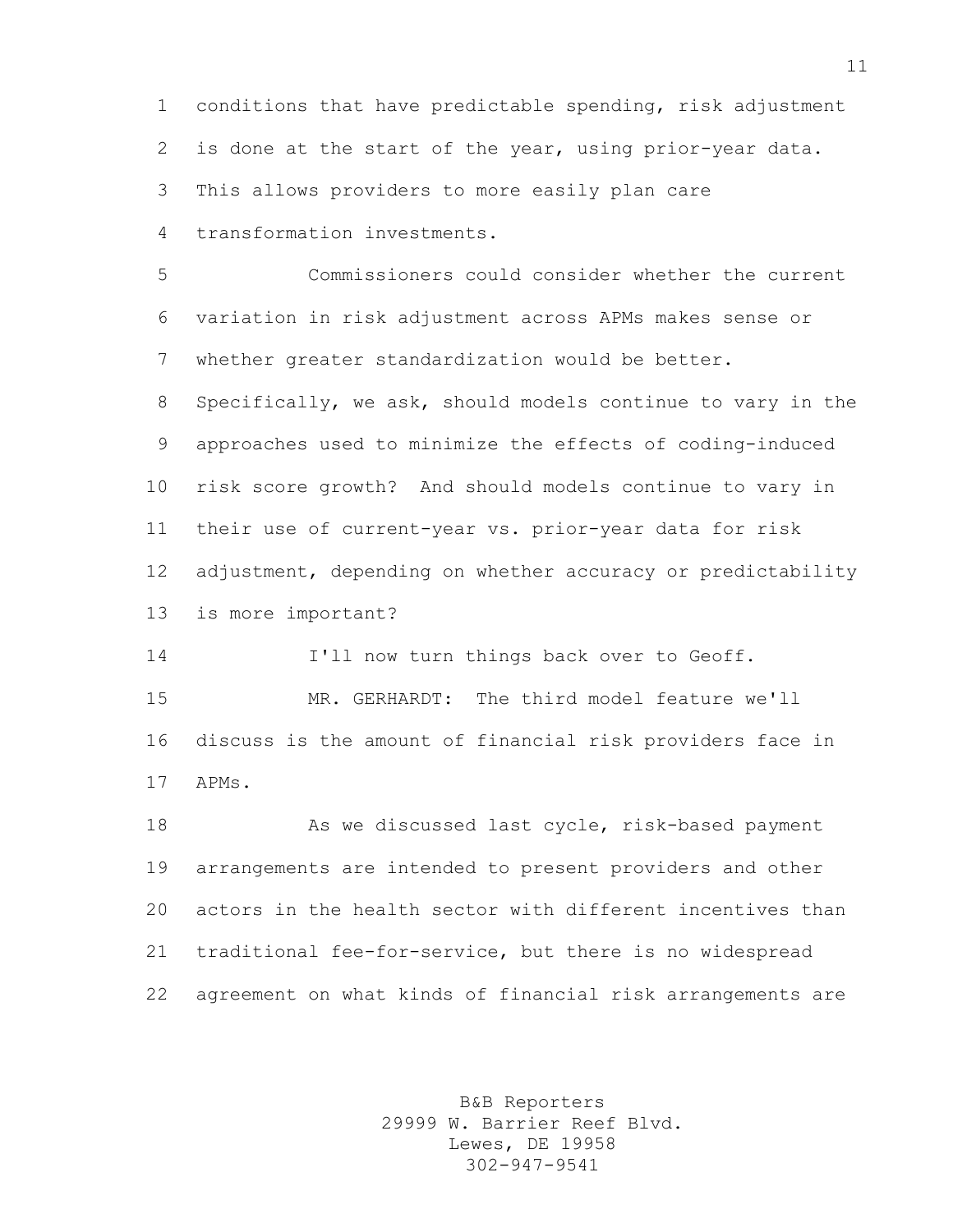conditions that have predictable spending, risk adjustment is done at the start of the year, using prior-year data. This allows providers to more easily plan care transformation investments.

Commissioners could consider whether the current variation in risk adjustment across APMs makes sense or whether greater standardization would be better. Specifically, we ask, should models continue to vary in the approaches used to minimize the effects of coding-induced risk score growth? And should models continue to vary in their use of current-year vs. prior-year data for risk adjustment, depending on whether accuracy or predictability is more important?

I'll now turn things back over to Geoff.

MR. GERHARDT: The third model feature we'll discuss is the amount of financial risk providers face in APMs.

As we discussed last cycle, risk-based payment arrangements are intended to present providers and other actors in the health sector with different incentives than traditional fee-for-service, but there is no widespread agreement on what kinds of financial risk arrangements are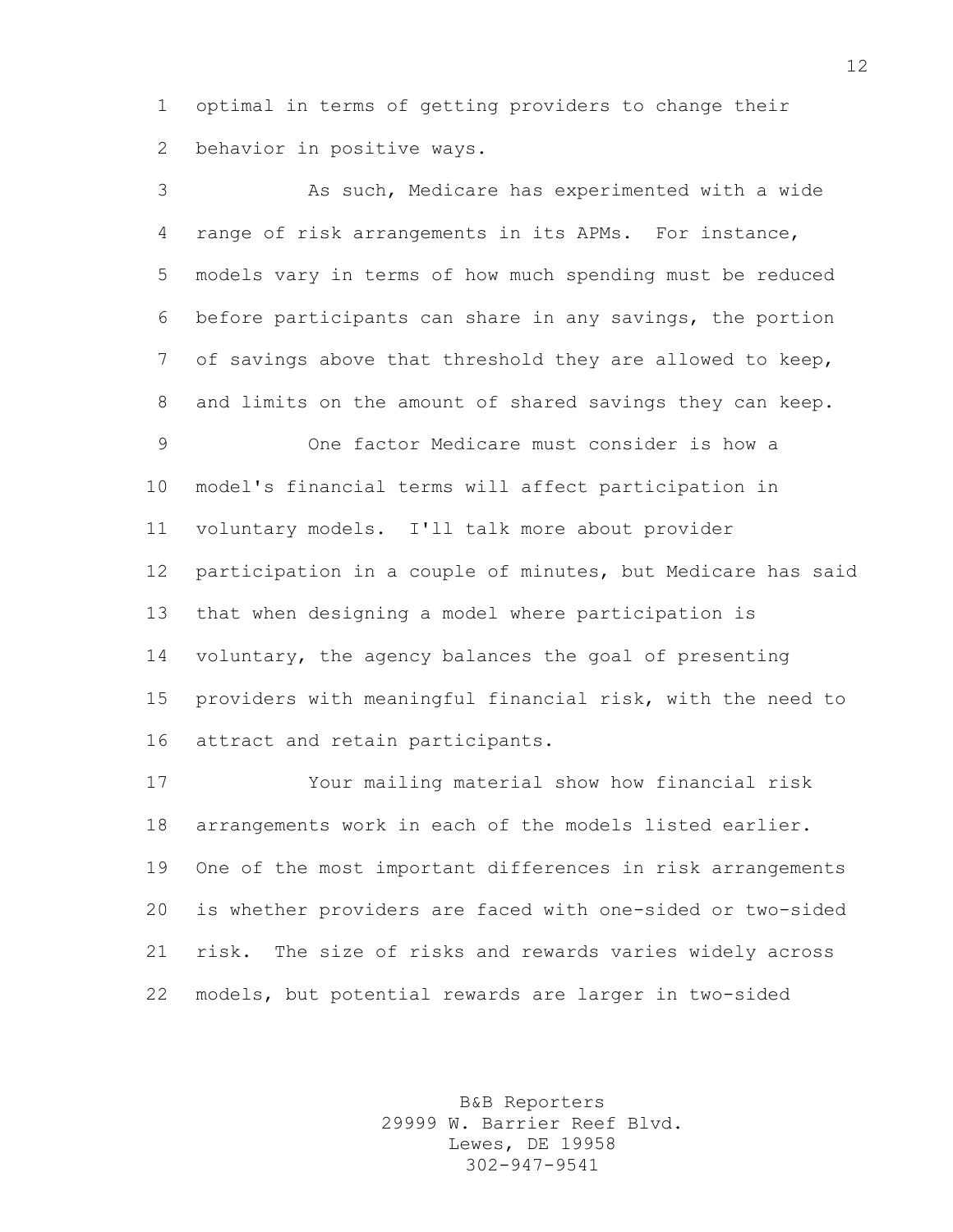optimal in terms of getting providers to change their behavior in positive ways.

As such, Medicare has experimented with a wide range of risk arrangements in its APMs. For instance, models vary in terms of how much spending must be reduced before participants can share in any savings, the portion of savings above that threshold they are allowed to keep, and limits on the amount of shared savings they can keep.

One factor Medicare must consider is how a model's financial terms will affect participation in voluntary models. I'll talk more about provider participation in a couple of minutes, but Medicare has said that when designing a model where participation is voluntary, the agency balances the goal of presenting providers with meaningful financial risk, with the need to attract and retain participants.

Your mailing material show how financial risk arrangements work in each of the models listed earlier. One of the most important differences in risk arrangements is whether providers are faced with one-sided or two-sided risk. The size of risks and rewards varies widely across models, but potential rewards are larger in two-sided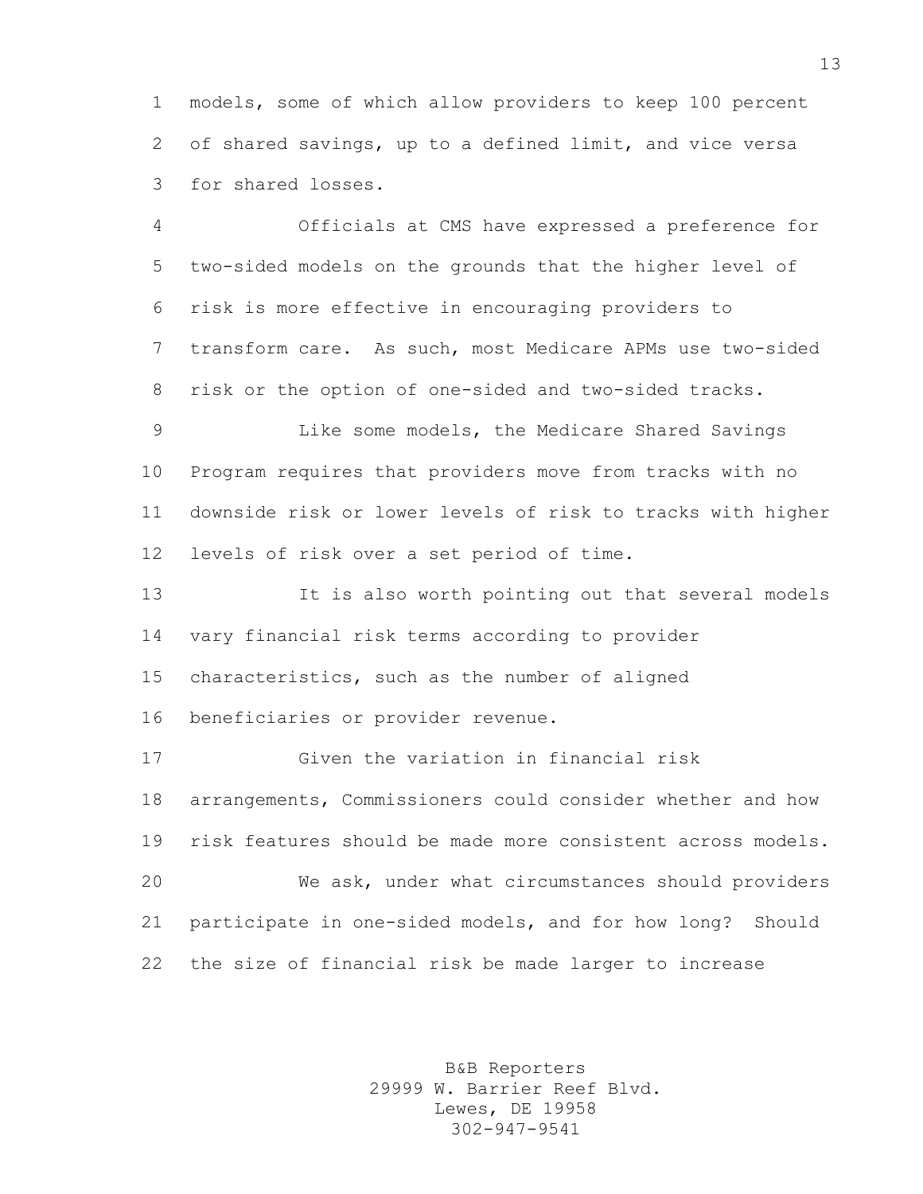models, some of which allow providers to keep 100 percent of shared savings, up to a defined limit, and vice versa for shared losses.

Officials at CMS have expressed a preference for two-sided models on the grounds that the higher level of risk is more effective in encouraging providers to transform care. As such, most Medicare APMs use two-sided risk or the option of one-sided and two-sided tracks.

Like some models, the Medicare Shared Savings Program requires that providers move from tracks with no downside risk or lower levels of risk to tracks with higher levels of risk over a set period of time.

It is also worth pointing out that several models vary financial risk terms according to provider characteristics, such as the number of aligned beneficiaries or provider revenue.

Given the variation in financial risk arrangements, Commissioners could consider whether and how risk features should be made more consistent across models.

We ask, under what circumstances should providers participate in one-sided models, and for how long? Should the size of financial risk be made larger to increase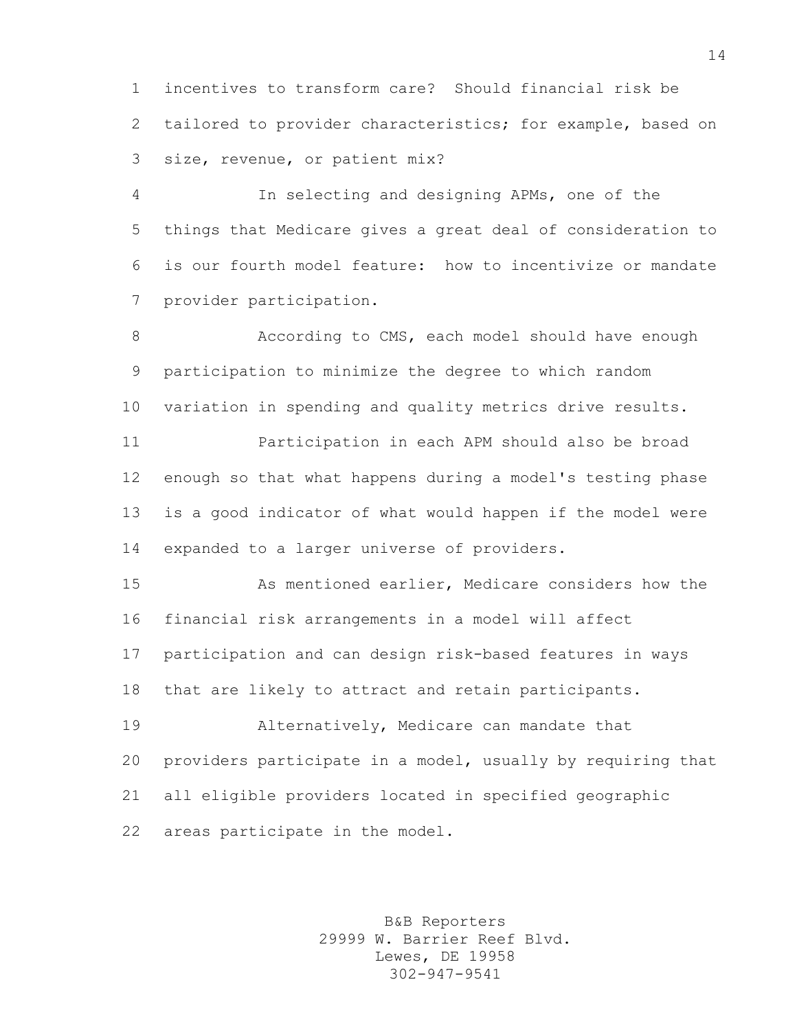incentives to transform care? Should financial risk be tailored to provider characteristics; for example, based on size, revenue, or patient mix?

In selecting and designing APMs, one of the things that Medicare gives a great deal of consideration to is our fourth model feature: how to incentivize or mandate provider participation.

According to CMS, each model should have enough participation to minimize the degree to which random variation in spending and quality metrics drive results.

Participation in each APM should also be broad enough so that what happens during a model's testing phase is a good indicator of what would happen if the model were expanded to a larger universe of providers.

As mentioned earlier, Medicare considers how the financial risk arrangements in a model will affect participation and can design risk-based features in ways that are likely to attract and retain participants.

Alternatively, Medicare can mandate that providers participate in a model, usually by requiring that all eligible providers located in specified geographic areas participate in the model.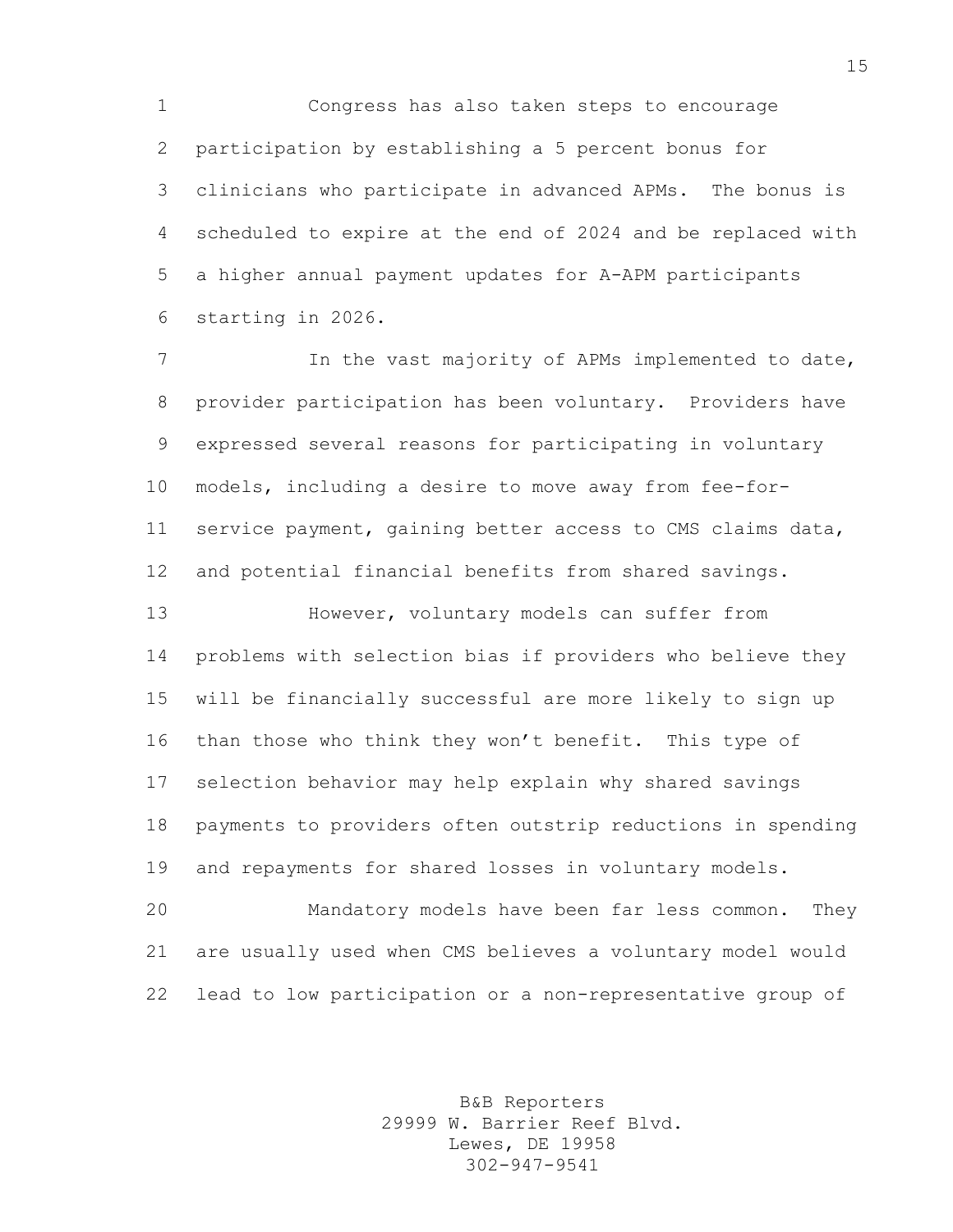Congress has also taken steps to encourage participation by establishing a 5 percent bonus for clinicians who participate in advanced APMs. The bonus is scheduled to expire at the end of 2024 and be replaced with a higher annual payment updates for A-APM participants starting in 2026.

In the vast majority of APMs implemented to date, provider participation has been voluntary. Providers have expressed several reasons for participating in voluntary models, including a desire to move away from fee-for-service payment, gaining better access to CMS claims data, and potential financial benefits from shared savings.

However, voluntary models can suffer from problems with selection bias if providers who believe they will be financially successful are more likely to sign up than those who think they won't benefit. This type of selection behavior may help explain why shared savings payments to providers often outstrip reductions in spending and repayments for shared losses in voluntary models.

Mandatory models have been far less common. They are usually used when CMS believes a voluntary model would lead to low participation or a non-representative group of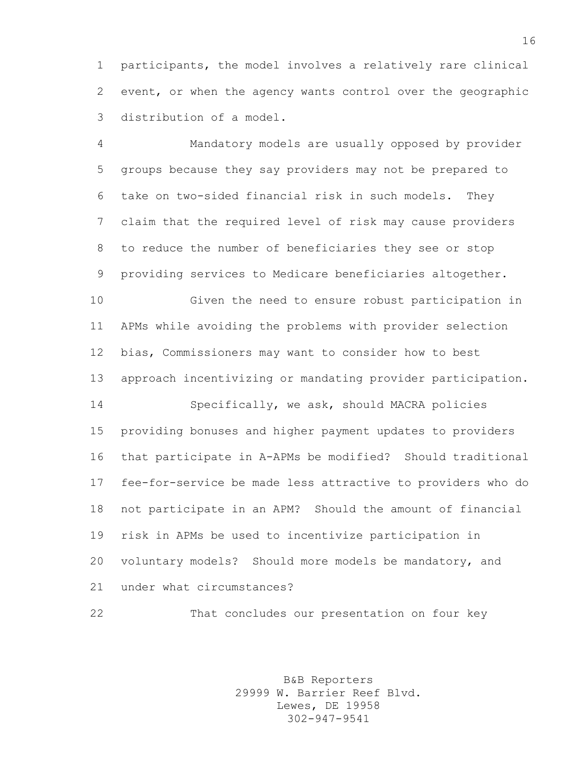participants, the model involves a relatively rare clinical event, or when the agency wants control over the geographic distribution of a model.

Mandatory models are usually opposed by provider groups because they say providers may not be prepared to take on two-sided financial risk in such models. They claim that the required level of risk may cause providers to reduce the number of beneficiaries they see or stop providing services to Medicare beneficiaries altogether.

Given the need to ensure robust participation in APMs while avoiding the problems with provider selection bias, Commissioners may want to consider how to best approach incentivizing or mandating provider participation.

Specifically, we ask, should MACRA policies providing bonuses and higher payment updates to providers that participate in A-APMs be modified? Should traditional fee-for-service be made less attractive to providers who do not participate in an APM? Should the amount of financial risk in APMs be used to incentivize participation in voluntary models? Should more models be mandatory, and under what circumstances?

That concludes our presentation on four key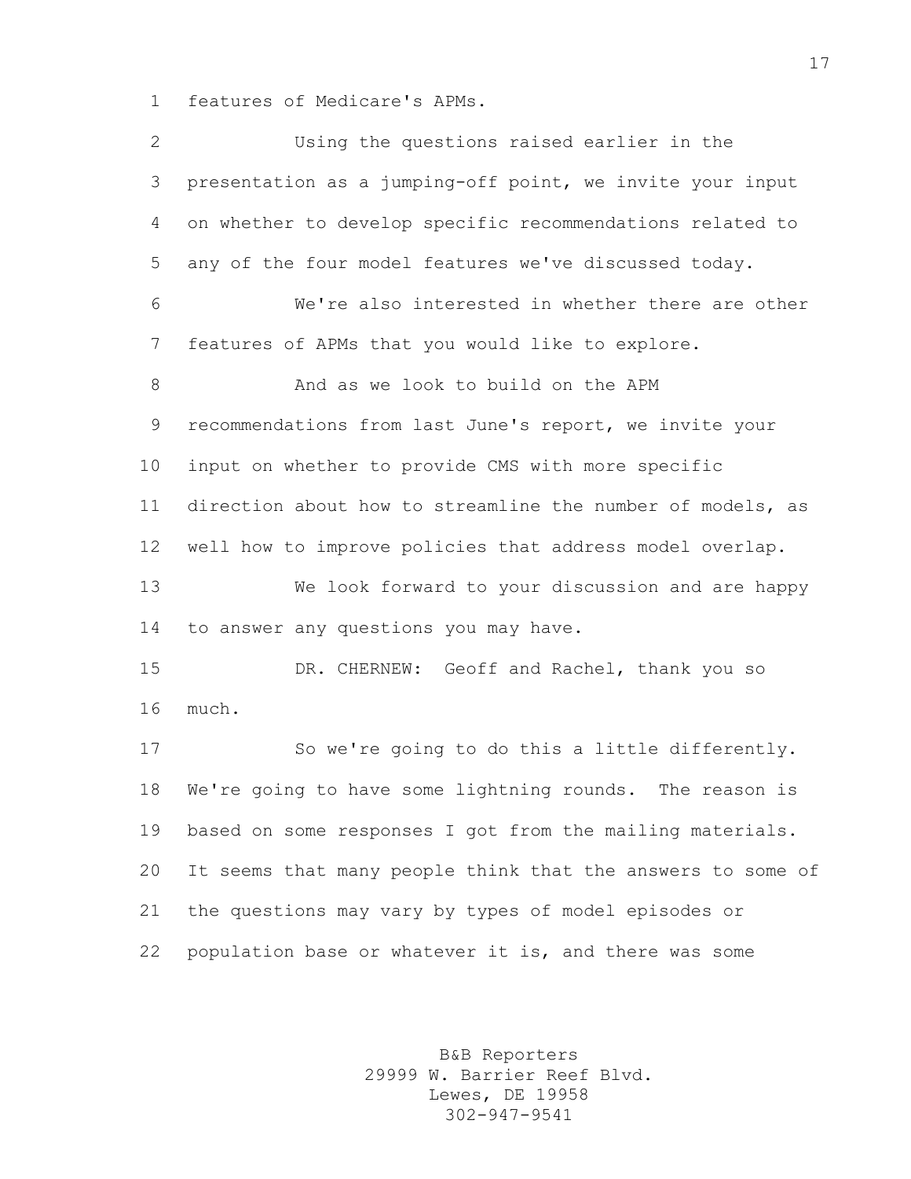features of Medicare's APMs.

Using the questions raised earlier in the presentation as a jumping-off point, we invite your input on whether to develop specific recommendations related to any of the four model features we've discussed today.

We're also interested in whether there are other features of APMs that you would like to explore.

And as we look to build on the APM recommendations from last June's report, we invite your input on whether to provide CMS with more specific direction about how to streamline the number of models, as well how to improve policies that address model overlap.

We look forward to your discussion and are happy to answer any questions you may have.

DR. CHERNEW: Geoff and Rachel, thank you so much.

So we're going to do this a little differently. We're going to have some lightning rounds. The reason is based on some responses I got from the mailing materials. It seems that many people think that the answers to some of the questions may vary by types of model episodes or population base or whatever it is, and there was some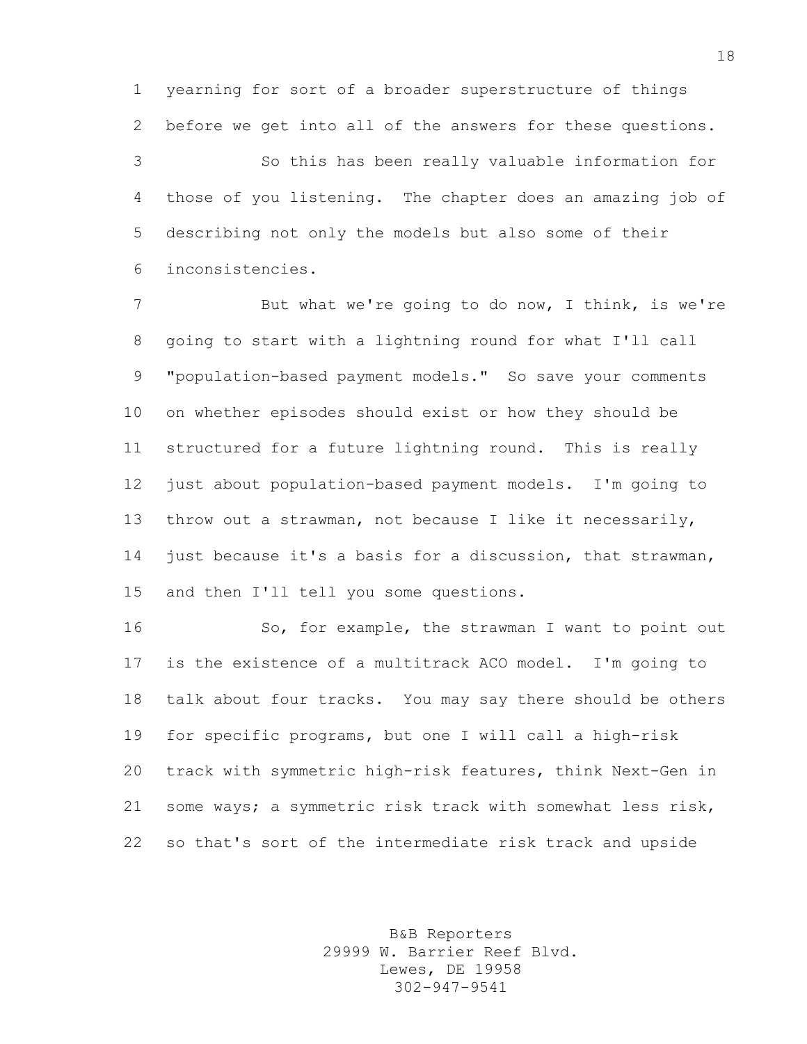yearning for sort of a broader superstructure of things before we get into all of the answers for these questions.

So this has been really valuable information for those of you listening. The chapter does an amazing job of describing not only the models but also some of their inconsistencies.

But what we're going to do now, I think, is we're going to start with a lightning round for what I'll call "population-based payment models." So save your comments on whether episodes should exist or how they should be structured for a future lightning round. This is really just about population-based payment models. I'm going to throw out a strawman, not because I like it necessarily, just because it's a basis for a discussion, that strawman, and then I'll tell you some questions.

So, for example, the strawman I want to point out is the existence of a multitrack ACO model. I'm going to talk about four tracks. You may say there should be others for specific programs, but one I will call a high-risk track with symmetric high-risk features, think Next-Gen in some ways; a symmetric risk track with somewhat less risk, so that's sort of the intermediate risk track and upside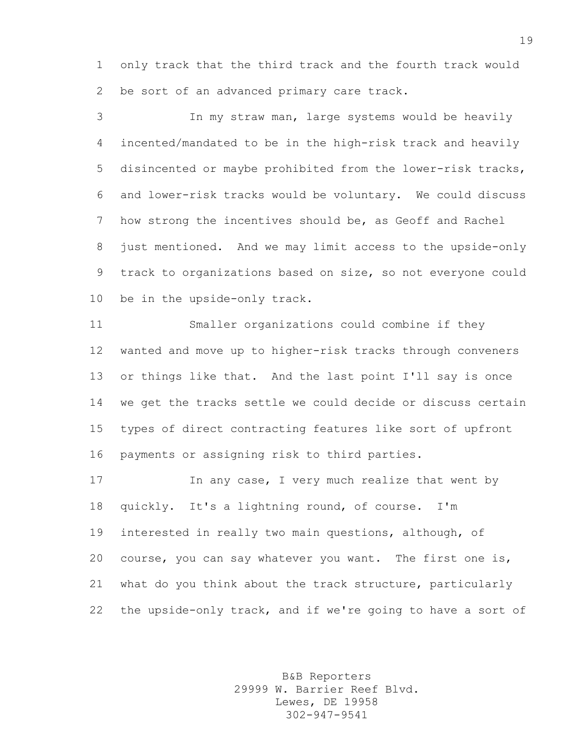only track that the third track and the fourth track would be sort of an advanced primary care track.

In my straw man, large systems would be heavily incented/mandated to be in the high-risk track and heavily disincented or maybe prohibited from the lower-risk tracks, and lower-risk tracks would be voluntary. We could discuss how strong the incentives should be, as Geoff and Rachel just mentioned. And we may limit access to the upside-only track to organizations based on size, so not everyone could be in the upside-only track.

Smaller organizations could combine if they wanted and move up to higher-risk tracks through conveners or things like that. And the last point I'll say is once we get the tracks settle we could decide or discuss certain types of direct contracting features like sort of upfront payments or assigning risk to third parties.

In any case, I very much realize that went by quickly. It's a lightning round, of course. I'm interested in really two main questions, although, of course, you can say whatever you want. The first one is, what do you think about the track structure, particularly the upside-only track, and if we're going to have a sort of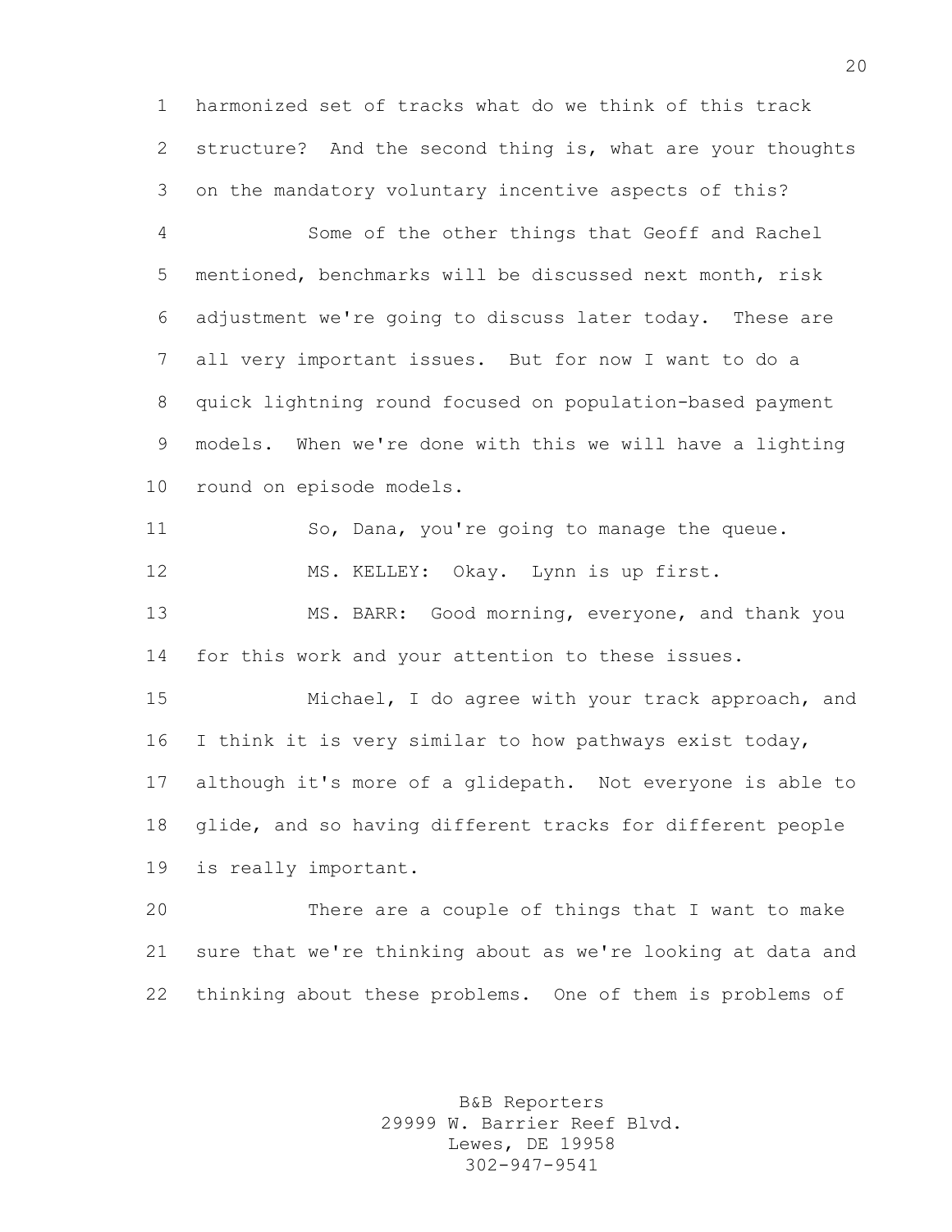harmonized set of tracks what do we think of this track structure? And the second thing is, what are your thoughts on the mandatory voluntary incentive aspects of this?

Some of the other things that Geoff and Rachel mentioned, benchmarks will be discussed next month, risk adjustment we're going to discuss later today. These are all very important issues. But for now I want to do a quick lightning round focused on population-based payment models. When we're done with this we will have a lighting round on episode models.

So, Dana, you're going to manage the queue.

MS. KELLEY: Okay. Lynn is up first.

MS. BARR: Good morning, everyone, and thank you for this work and your attention to these issues.

Michael, I do agree with your track approach, and I think it is very similar to how pathways exist today, although it's more of a glidepath. Not everyone is able to glide, and so having different tracks for different people is really important.

There are a couple of things that I want to make sure that we're thinking about as we're looking at data and thinking about these problems. One of them is problems of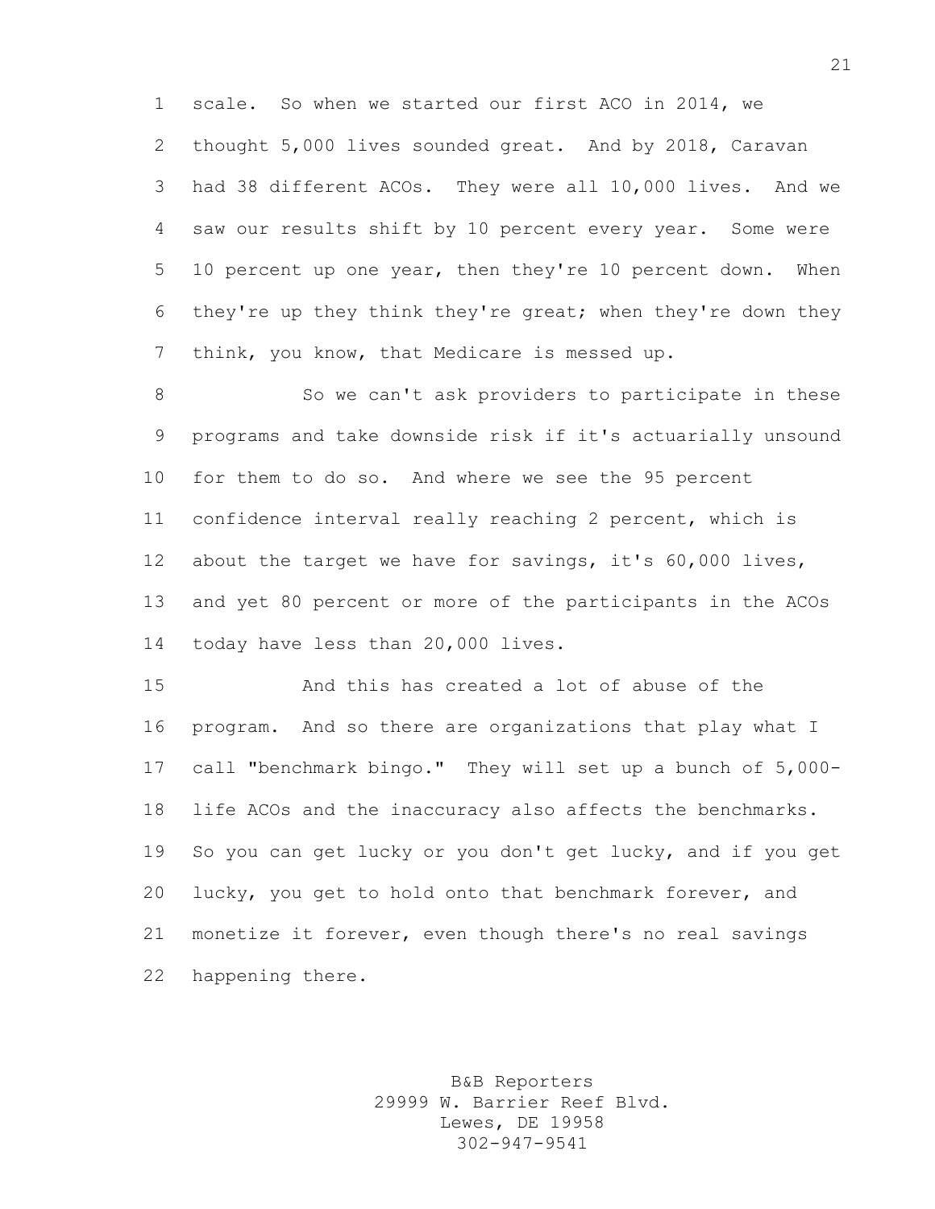scale. So when we started our first ACO in 2014, we thought 5,000 lives sounded great. And by 2018, Caravan had 38 different ACOs. They were all 10,000 lives. And we saw our results shift by 10 percent every year. Some were 10 percent up one year, then they're 10 percent down. When they're up they think they're great; when they're down they think, you know, that Medicare is messed up.

So we can't ask providers to participate in these programs and take downside risk if it's actuarially unsound for them to do so. And where we see the 95 percent confidence interval really reaching 2 percent, which is about the target we have for savings, it's 60,000 lives, and yet 80 percent or more of the participants in the ACOs today have less than 20,000 lives.

And this has created a lot of abuse of the program. And so there are organizations that play what I call "benchmark bingo." They will set up a bunch of 5,000-life ACOs and the inaccuracy also affects the benchmarks. So you can get lucky or you don't get lucky, and if you get lucky, you get to hold onto that benchmark forever, and monetize it forever, even though there's no real savings happening there.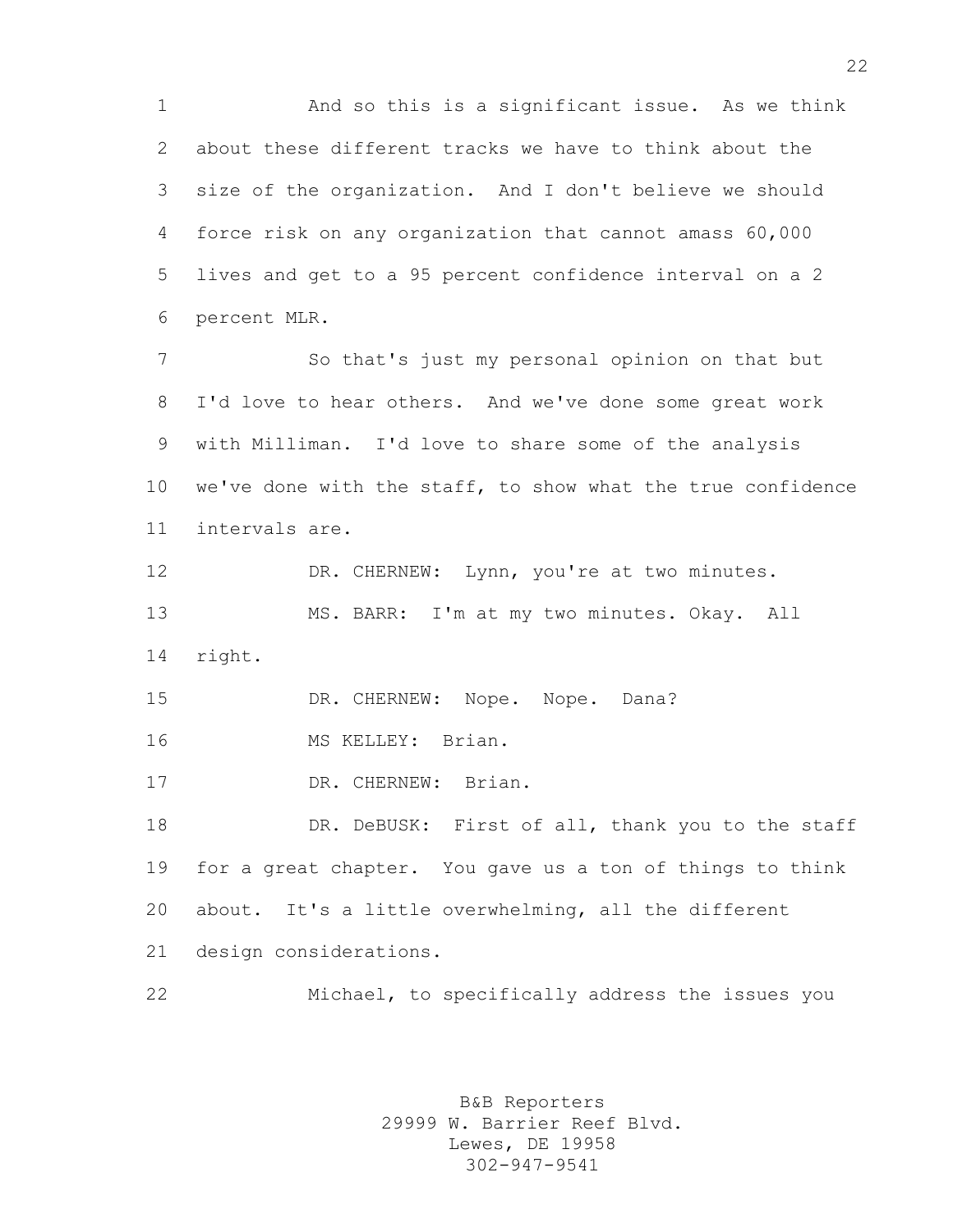And so this is a significant issue. As we think about these different tracks we have to think about the size of the organization. And I don't believe we should force risk on any organization that cannot amass 60,000 lives and get to a 95 percent confidence interval on a 2 percent MLR.

So that's just my personal opinion on that but I'd love to hear others. And we've done some great work with Milliman. I'd love to share some of the analysis we've done with the staff, to show what the true confidence intervals are.

DR. CHERNEW: Lynn, you're at two minutes.

MS. BARR: I'm at my two minutes. Okay. All right.

DR. CHERNEW: Nope. Nope. Dana?

MS KELLEY: Brian.

DR. CHERNEW: Brian.

DR. DeBUSK: First of all, thank you to the staff for a great chapter. You gave us a ton of things to think about. It's a little overwhelming, all the different design considerations.

Michael, to specifically address the issues you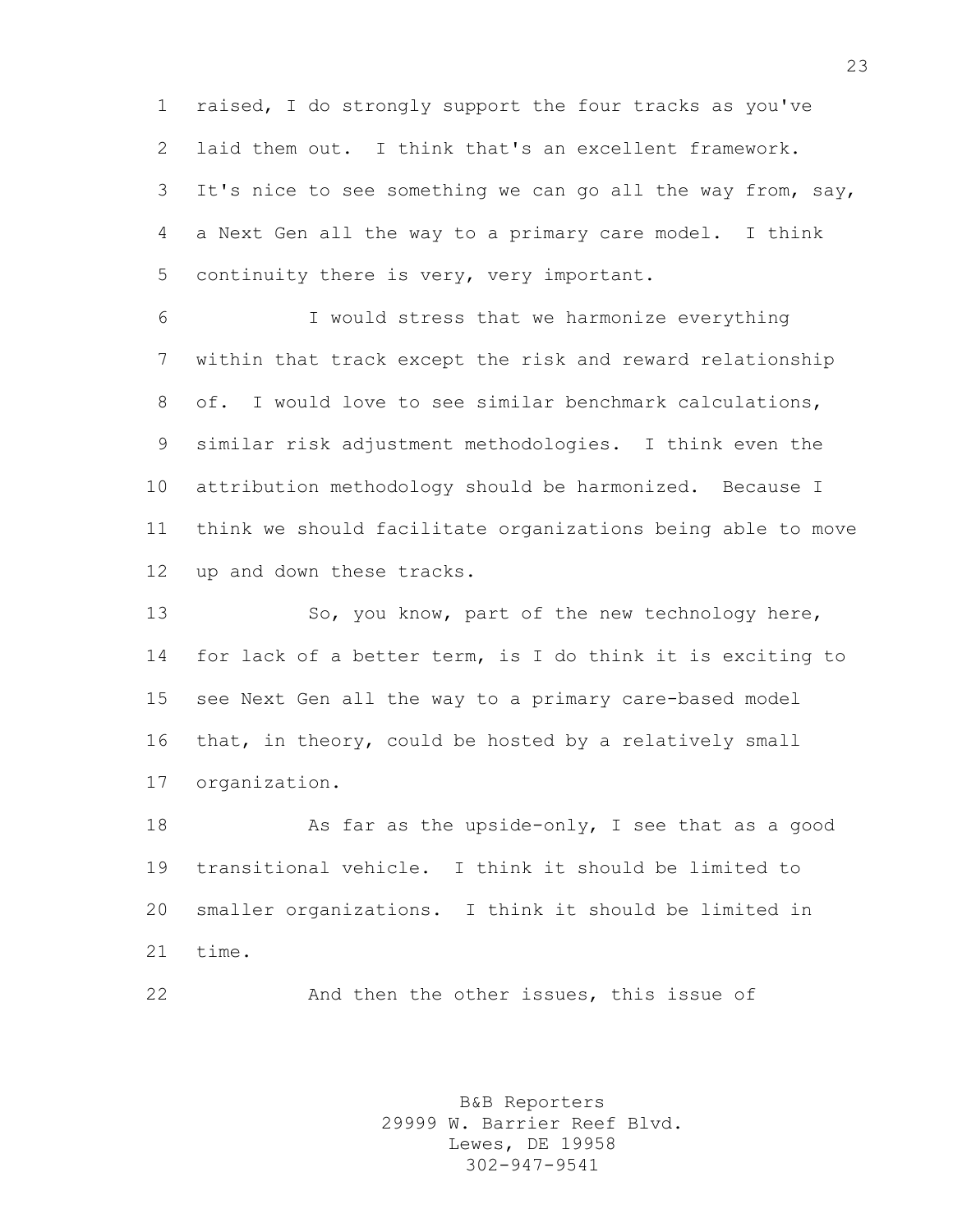raised, I do strongly support the four tracks as you've laid them out. I think that's an excellent framework. It's nice to see something we can go all the way from, say, a Next Gen all the way to a primary care model. I think continuity there is very, very important.

I would stress that we harmonize everything within that track except the risk and reward relationship of. I would love to see similar benchmark calculations, similar risk adjustment methodologies. I think even the attribution methodology should be harmonized. Because I think we should facilitate organizations being able to move up and down these tracks.

So, you know, part of the new technology here, for lack of a better term, is I do think it is exciting to see Next Gen all the way to a primary care-based model that, in theory, could be hosted by a relatively small organization.

As far as the upside-only, I see that as a good transitional vehicle. I think it should be limited to smaller organizations. I think it should be limited in time.

And then the other issues, this issue of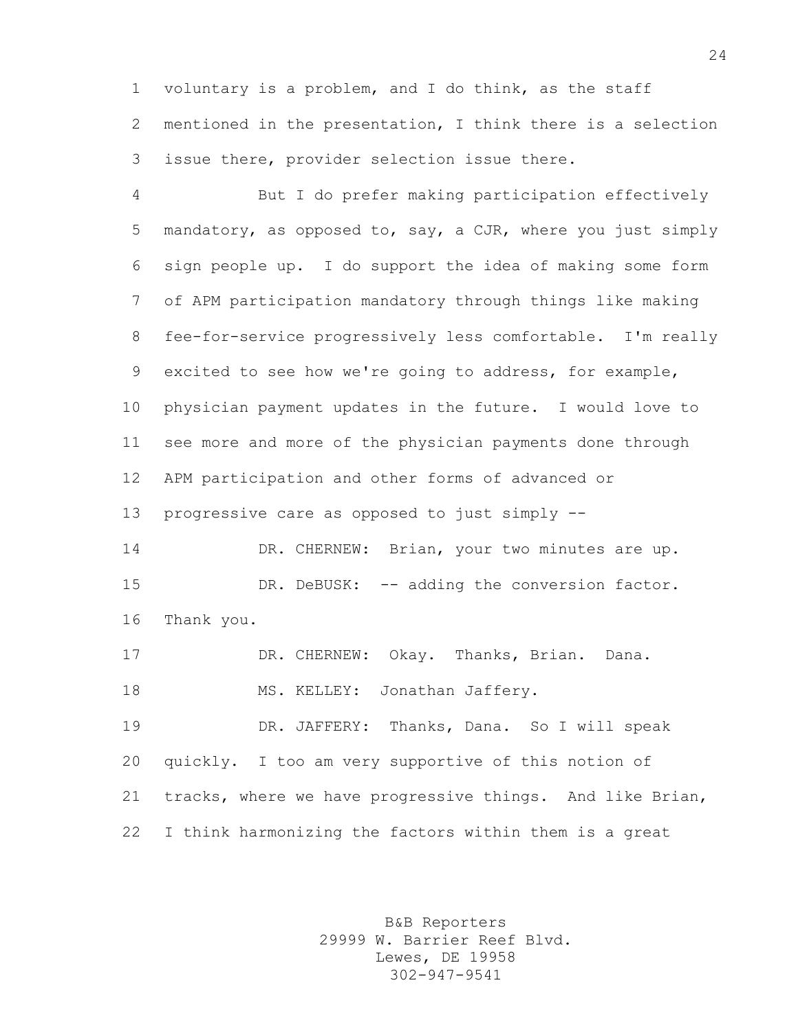voluntary is a problem, and I do think, as the staff mentioned in the presentation, I think there is a selection issue there, provider selection issue there.

But I do prefer making participation effectively mandatory, as opposed to, say, a CJR, where you just simply sign people up. I do support the idea of making some form of APM participation mandatory through things like making fee-for-service progressively less comfortable. I'm really excited to see how we're going to address, for example, physician payment updates in the future. I would love to see more and more of the physician payments done through APM participation and other forms of advanced or progressive care as opposed to just simply --

DR. CHERNEW: Brian, your two minutes are up.

DR. DeBUSK: -- adding the conversion factor. Thank you.

DR. CHERNEW: Okay. Thanks, Brian. Dana.

MS. KELLEY: Jonathan Jaffery.

DR. JAFFERY: Thanks, Dana. So I will speak quickly. I too am very supportive of this notion of tracks, where we have progressive things. And like Brian, I think harmonizing the factors within them is a great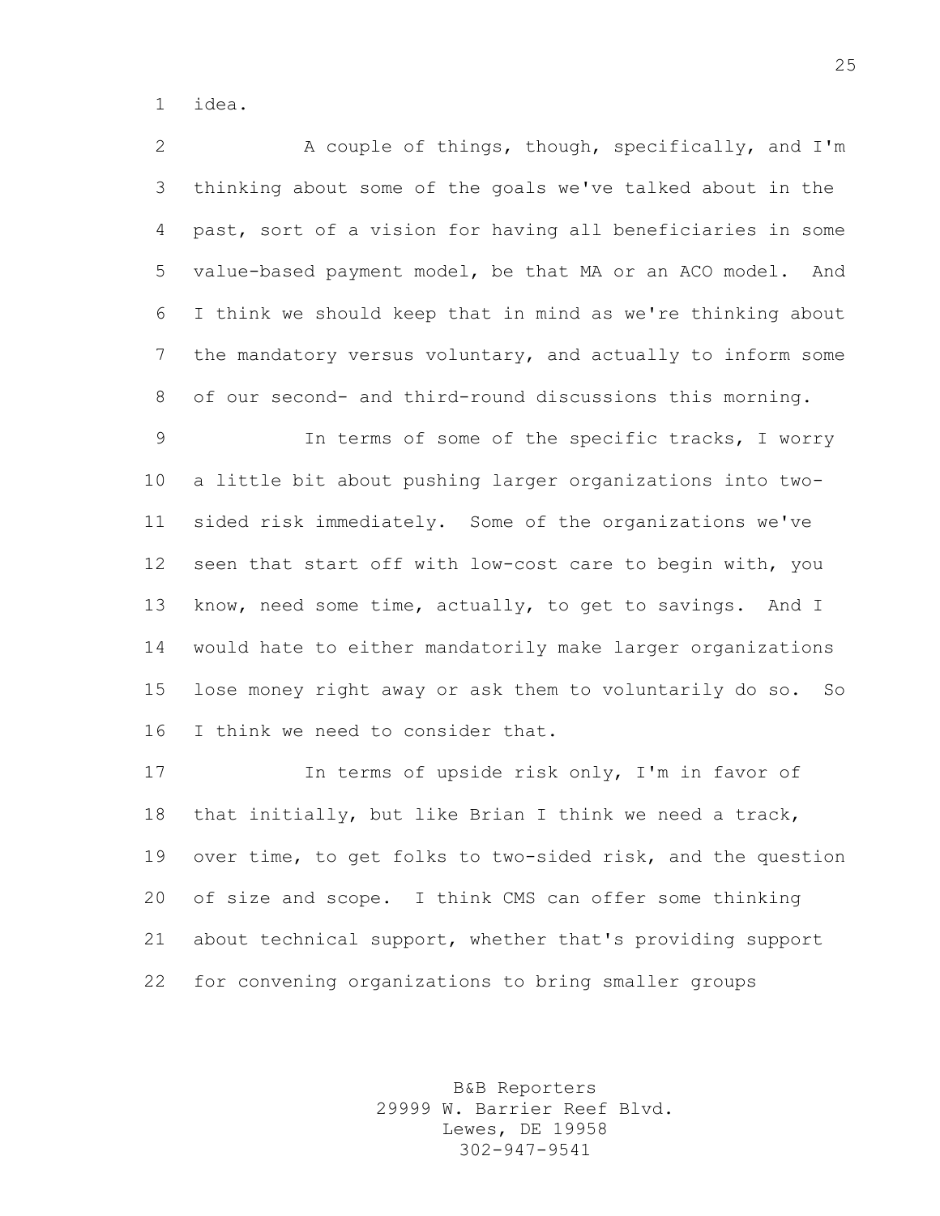idea.

A couple of things, though, specifically, and I'm thinking about some of the goals we've talked about in the past, sort of a vision for having all beneficiaries in some value-based payment model, be that MA or an ACO model. And I think we should keep that in mind as we're thinking about the mandatory versus voluntary, and actually to inform some of our second- and third-round discussions this morning.

In terms of some of the specific tracks, I worry a little bit about pushing larger organizations into two-sided risk immediately. Some of the organizations we've seen that start off with low-cost care to begin with, you know, need some time, actually, to get to savings. And I would hate to either mandatorily make larger organizations lose money right away or ask them to voluntarily do so. So I think we need to consider that.

In terms of upside risk only, I'm in favor of that initially, but like Brian I think we need a track, over time, to get folks to two-sided risk, and the question of size and scope. I think CMS can offer some thinking about technical support, whether that's providing support for convening organizations to bring smaller groups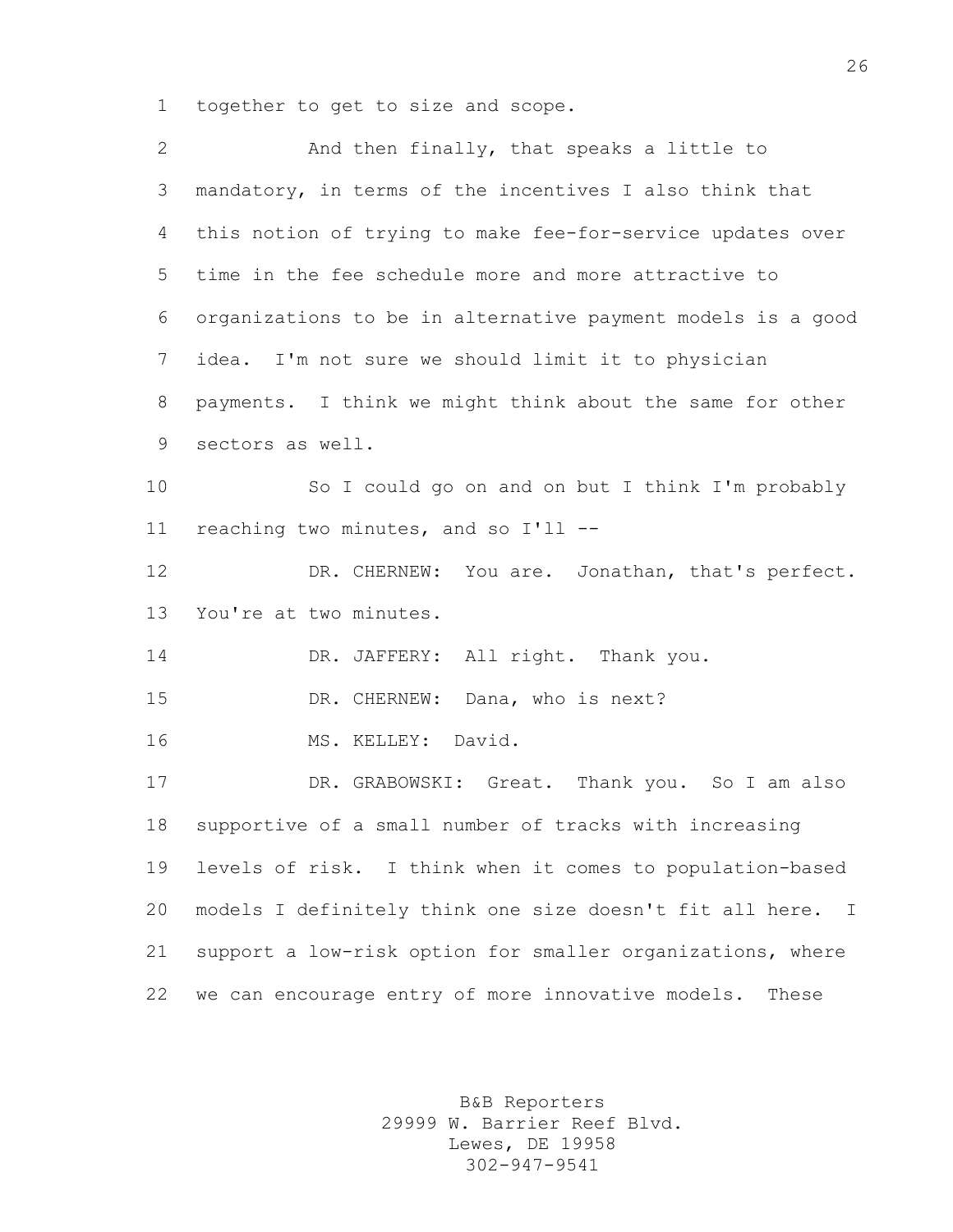together to get to size and scope.

And then finally, that speaks a little to mandatory, in terms of the incentives I also think that this notion of trying to make fee-for-service updates over time in the fee schedule more and more attractive to organizations to be in alternative payment models is a good idea. I'm not sure we should limit it to physician payments. I think we might think about the same for other sectors as well.

So I could go on and on but I think I'm probably reaching two minutes, and so I'll --

DR. CHERNEW: You are. Jonathan, that's perfect. You're at two minutes.

DR. JAFFERY: All right. Thank you.

DR. CHERNEW: Dana, who is next?

MS. KELLEY: David.

DR. GRABOWSKI: Great. Thank you. So I am also supportive of a small number of tracks with increasing levels of risk. I think when it comes to population-based models I definitely think one size doesn't fit all here. I support a low-risk option for smaller organizations, where we can encourage entry of more innovative models. These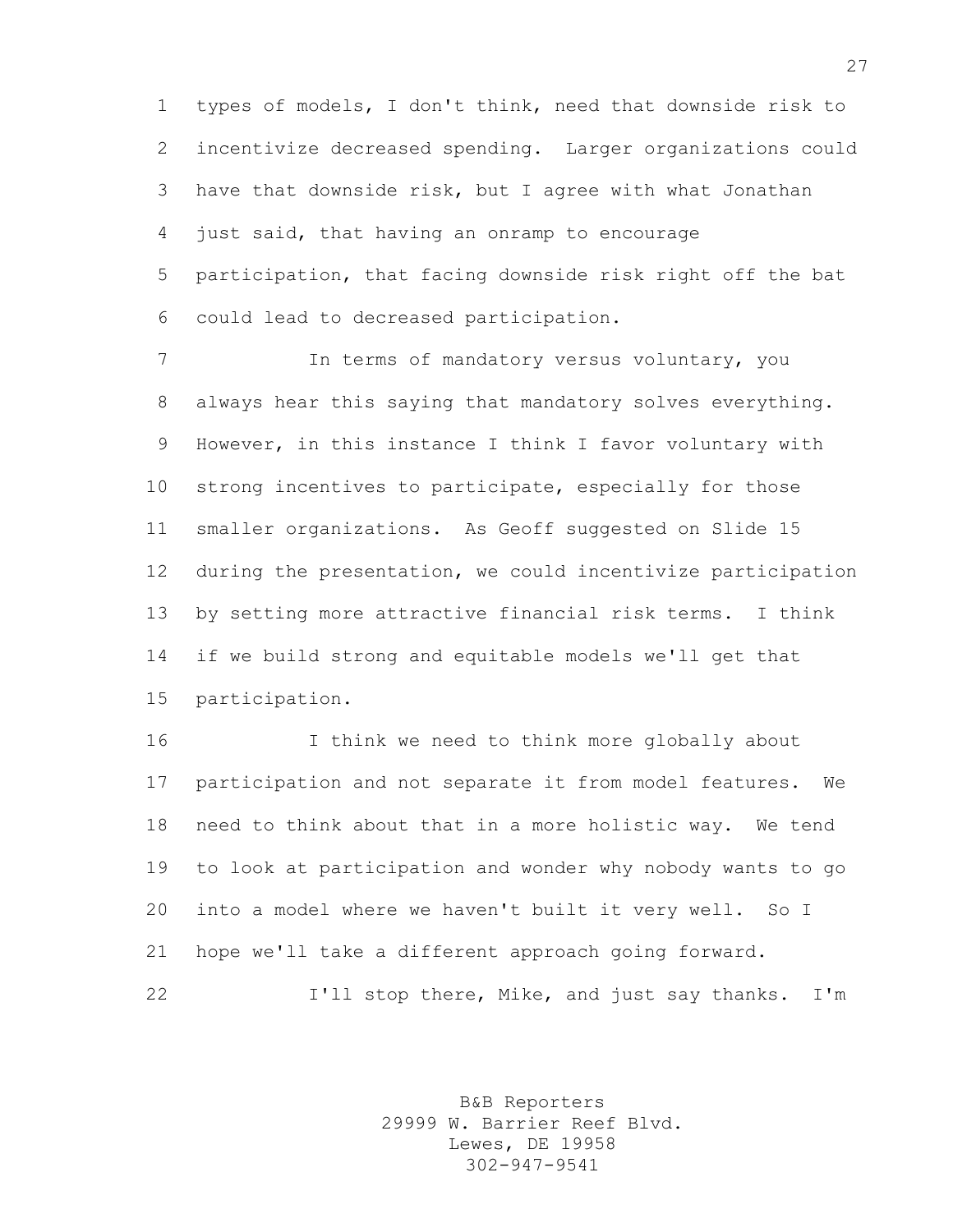types of models, I don't think, need that downside risk to incentivize decreased spending. Larger organizations could have that downside risk, but I agree with what Jonathan just said, that having an onramp to encourage participation, that facing downside risk right off the bat could lead to decreased participation.

In terms of mandatory versus voluntary, you always hear this saying that mandatory solves everything. However, in this instance I think I favor voluntary with strong incentives to participate, especially for those smaller organizations. As Geoff suggested on Slide 15 during the presentation, we could incentivize participation by setting more attractive financial risk terms. I think if we build strong and equitable models we'll get that participation.

I think we need to think more globally about participation and not separate it from model features. We need to think about that in a more holistic way. We tend to look at participation and wonder why nobody wants to go into a model where we haven't built it very well. So I hope we'll take a different approach going forward.

I'll stop there, Mike, and just say thanks. I'm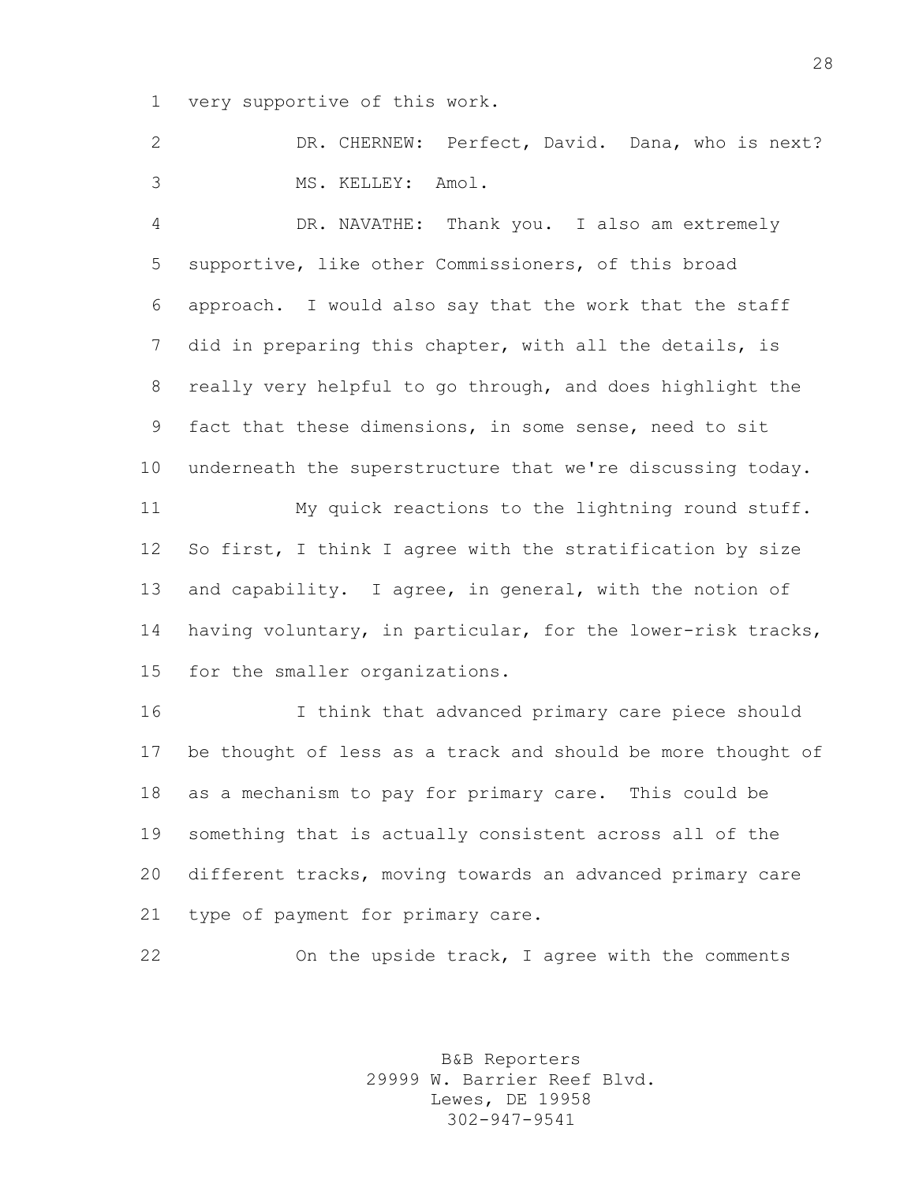very supportive of this work.

DR. CHERNEW: Perfect, David. Dana, who is next?

MS. KELLEY: Amol.

DR. NAVATHE: Thank you. I also am extremely supportive, like other Commissioners, of this broad approach. I would also say that the work that the staff did in preparing this chapter, with all the details, is really very helpful to go through, and does highlight the fact that these dimensions, in some sense, need to sit underneath the superstructure that we're discussing today.

My quick reactions to the lightning round stuff. So first, I think I agree with the stratification by size and capability. I agree, in general, with the notion of having voluntary, in particular, for the lower-risk tracks, for the smaller organizations.

I think that advanced primary care piece should be thought of less as a track and should be more thought of as a mechanism to pay for primary care. This could be something that is actually consistent across all of the different tracks, moving towards an advanced primary care type of payment for primary care.

On the upside track, I agree with the comments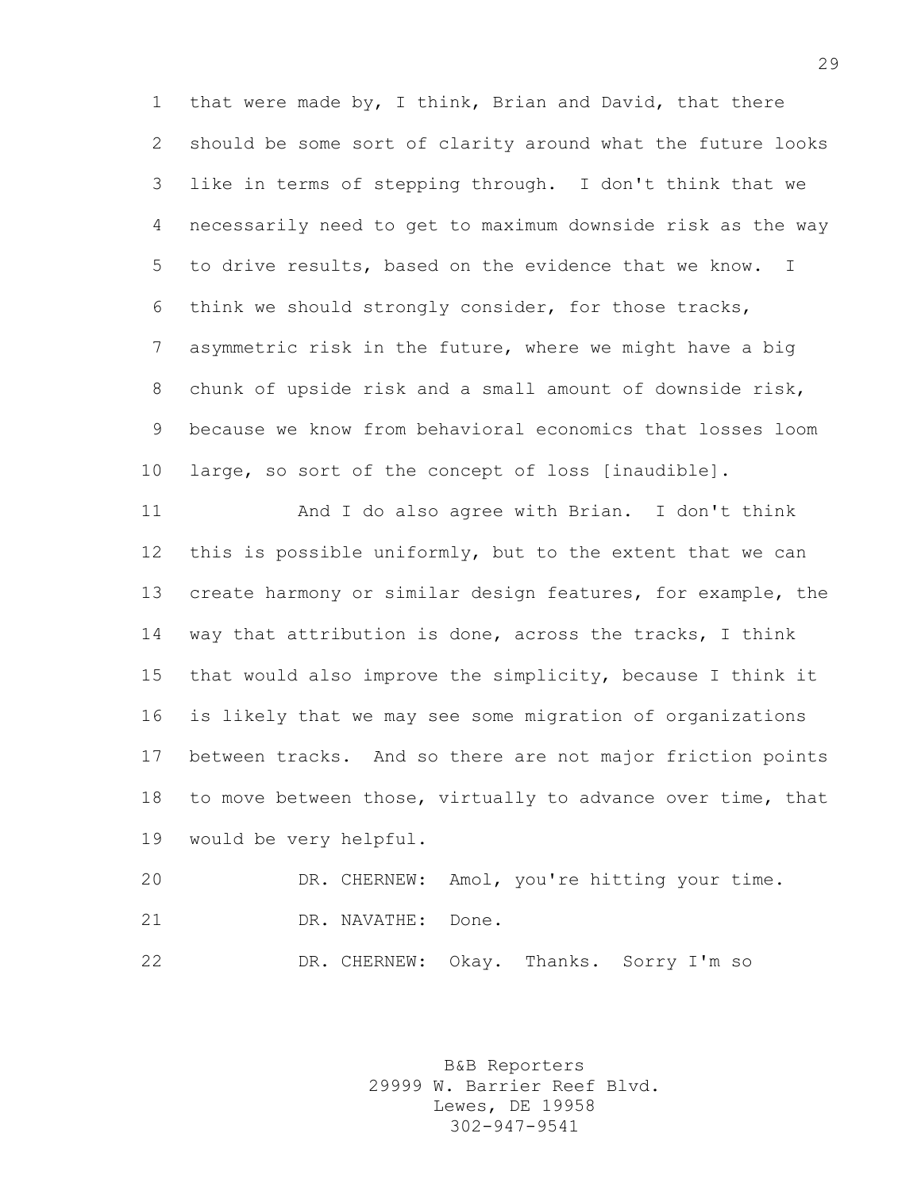that were made by, I think, Brian and David, that there should be some sort of clarity around what the future looks like in terms of stepping through. I don't think that we necessarily need to get to maximum downside risk as the way to drive results, based on the evidence that we know. I think we should strongly consider, for those tracks, asymmetric risk in the future, where we might have a big chunk of upside risk and a small amount of downside risk, because we know from behavioral economics that losses loom large, so sort of the concept of loss [inaudible].

And I do also agree with Brian. I don't think this is possible uniformly, but to the extent that we can create harmony or similar design features, for example, the way that attribution is done, across the tracks, I think that would also improve the simplicity, because I think it is likely that we may see some migration of organizations between tracks. And so there are not major friction points to move between those, virtually to advance over time, that would be very helpful.

DR. CHERNEW: Amol, you're hitting your time.

DR. NAVATHE: Done.

DR. CHERNEW: Okay. Thanks. Sorry I'm so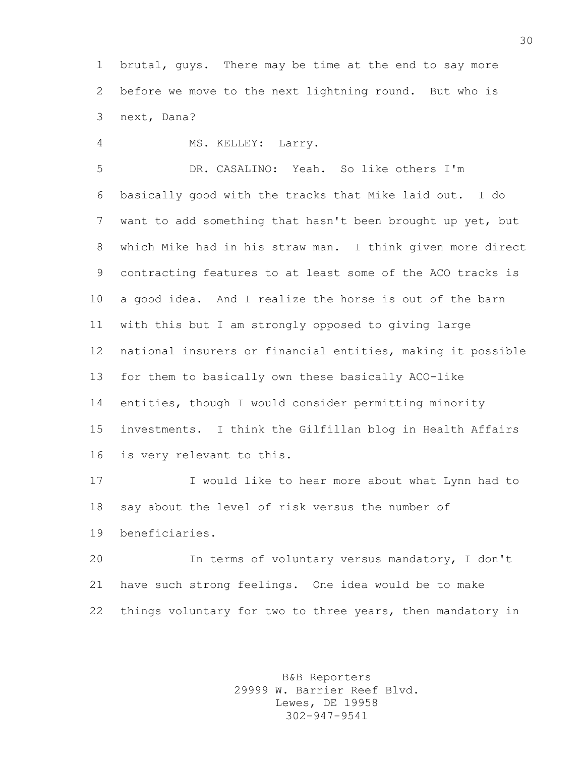brutal, guys. There may be time at the end to say more before we move to the next lightning round. But who is next, Dana?

MS. KELLEY: Larry.

DR. CASALINO: Yeah. So like others I'm basically good with the tracks that Mike laid out. I do want to add something that hasn't been brought up yet, but which Mike had in his straw man. I think given more direct contracting features to at least some of the ACO tracks is a good idea. And I realize the horse is out of the barn with this but I am strongly opposed to giving large national insurers or financial entities, making it possible for them to basically own these basically ACO-like entities, though I would consider permitting minority investments. I think the Gilfillan blog in Health Affairs is very relevant to this.

I would like to hear more about what Lynn had to say about the level of risk versus the number of beneficiaries.

In terms of voluntary versus mandatory, I don't have such strong feelings. One idea would be to make things voluntary for two to three years, then mandatory in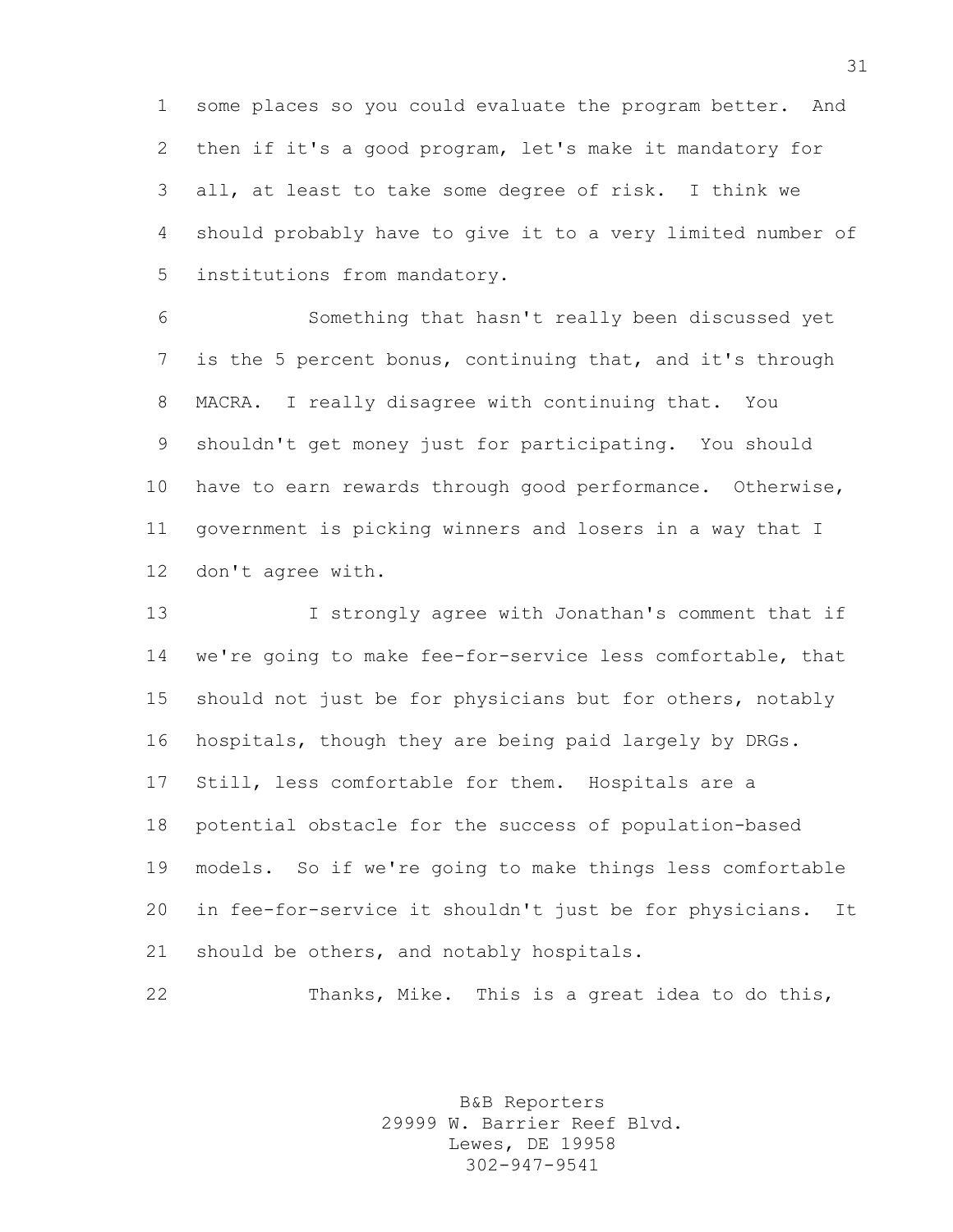some places so you could evaluate the program better. And then if it's a good program, let's make it mandatory for all, at least to take some degree of risk. I think we should probably have to give it to a very limited number of institutions from mandatory.

Something that hasn't really been discussed yet is the 5 percent bonus, continuing that, and it's through MACRA. I really disagree with continuing that. You shouldn't get money just for participating. You should have to earn rewards through good performance. Otherwise, government is picking winners and losers in a way that I don't agree with.

I strongly agree with Jonathan's comment that if we're going to make fee-for-service less comfortable, that should not just be for physicians but for others, notably hospitals, though they are being paid largely by DRGs. Still, less comfortable for them. Hospitals are a potential obstacle for the success of population-based models. So if we're going to make things less comfortable in fee-for-service it shouldn't just be for physicians. It should be others, and notably hospitals.

Thanks, Mike. This is a great idea to do this,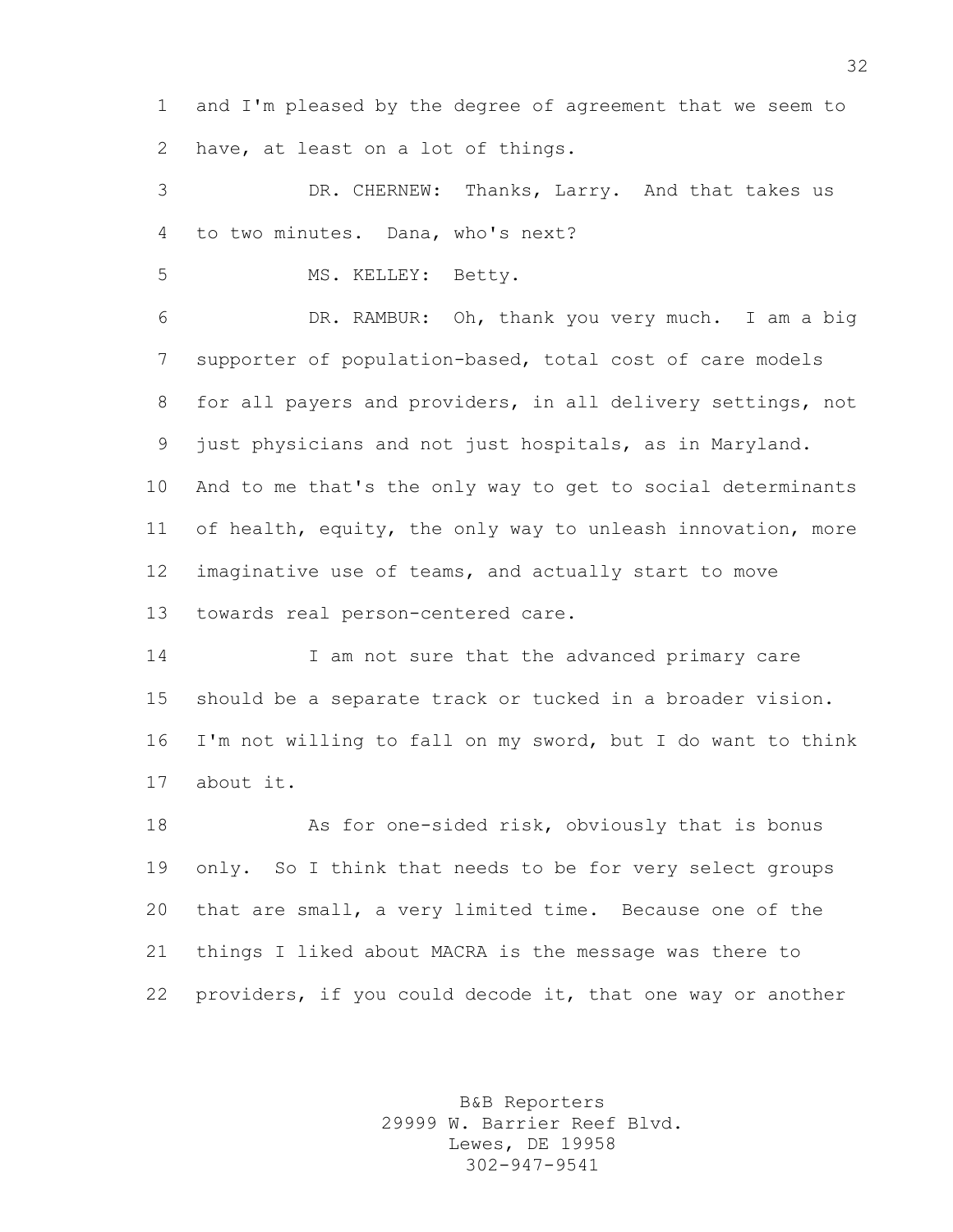and I'm pleased by the degree of agreement that we seem to have, at least on a lot of things.

DR. CHERNEW: Thanks, Larry. And that takes us to two minutes. Dana, who's next?

MS. KELLEY: Betty.

DR. RAMBUR: Oh, thank you very much. I am a big supporter of population-based, total cost of care models for all payers and providers, in all delivery settings, not just physicians and not just hospitals, as in Maryland. And to me that's the only way to get to social determinants of health, equity, the only way to unleash innovation, more imaginative use of teams, and actually start to move towards real person-centered care.

I am not sure that the advanced primary care should be a separate track or tucked in a broader vision. I'm not willing to fall on my sword, but I do want to think about it.

As for one-sided risk, obviously that is bonus only. So I think that needs to be for very select groups that are small, a very limited time. Because one of the things I liked about MACRA is the message was there to providers, if you could decode it, that one way or another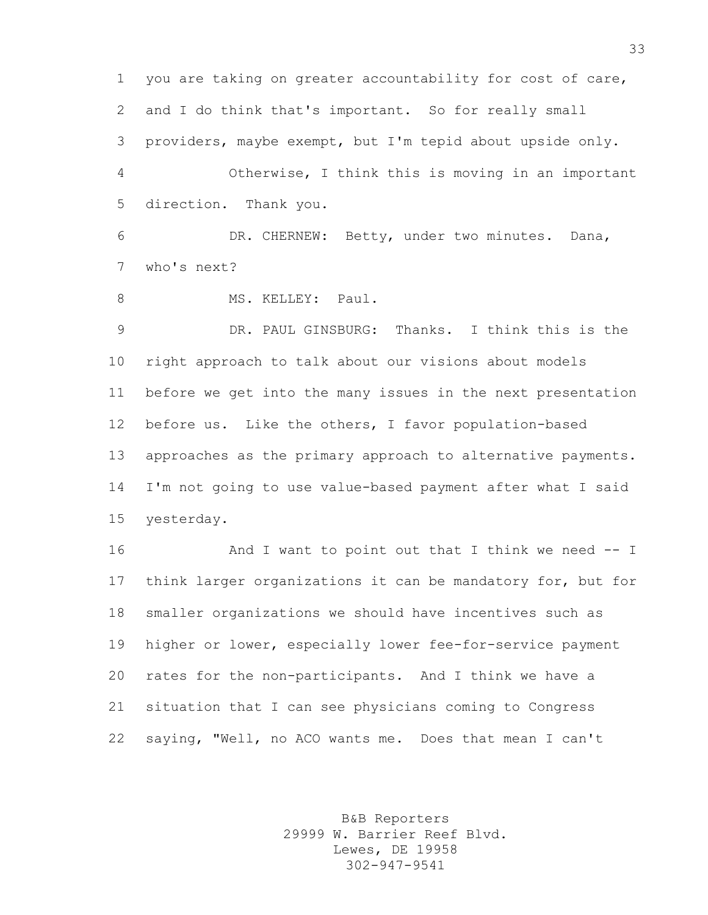you are taking on greater accountability for cost of care, and I do think that's important. So for really small providers, maybe exempt, but I'm tepid about upside only.

Otherwise, I think this is moving in an important direction. Thank you.

DR. CHERNEW: Betty, under two minutes. Dana, who's next?

MS. KELLEY: Paul.

DR. PAUL GINSBURG: Thanks. I think this is the right approach to talk about our visions about models before we get into the many issues in the next presentation before us. Like the others, I favor population-based approaches as the primary approach to alternative payments. I'm not going to use value-based payment after what I said yesterday.

And I want to point out that I think we need -- I think larger organizations it can be mandatory for, but for smaller organizations we should have incentives such as higher or lower, especially lower fee-for-service payment rates for the non-participants. And I think we have a situation that I can see physicians coming to Congress saying, "Well, no ACO wants me. Does that mean I can't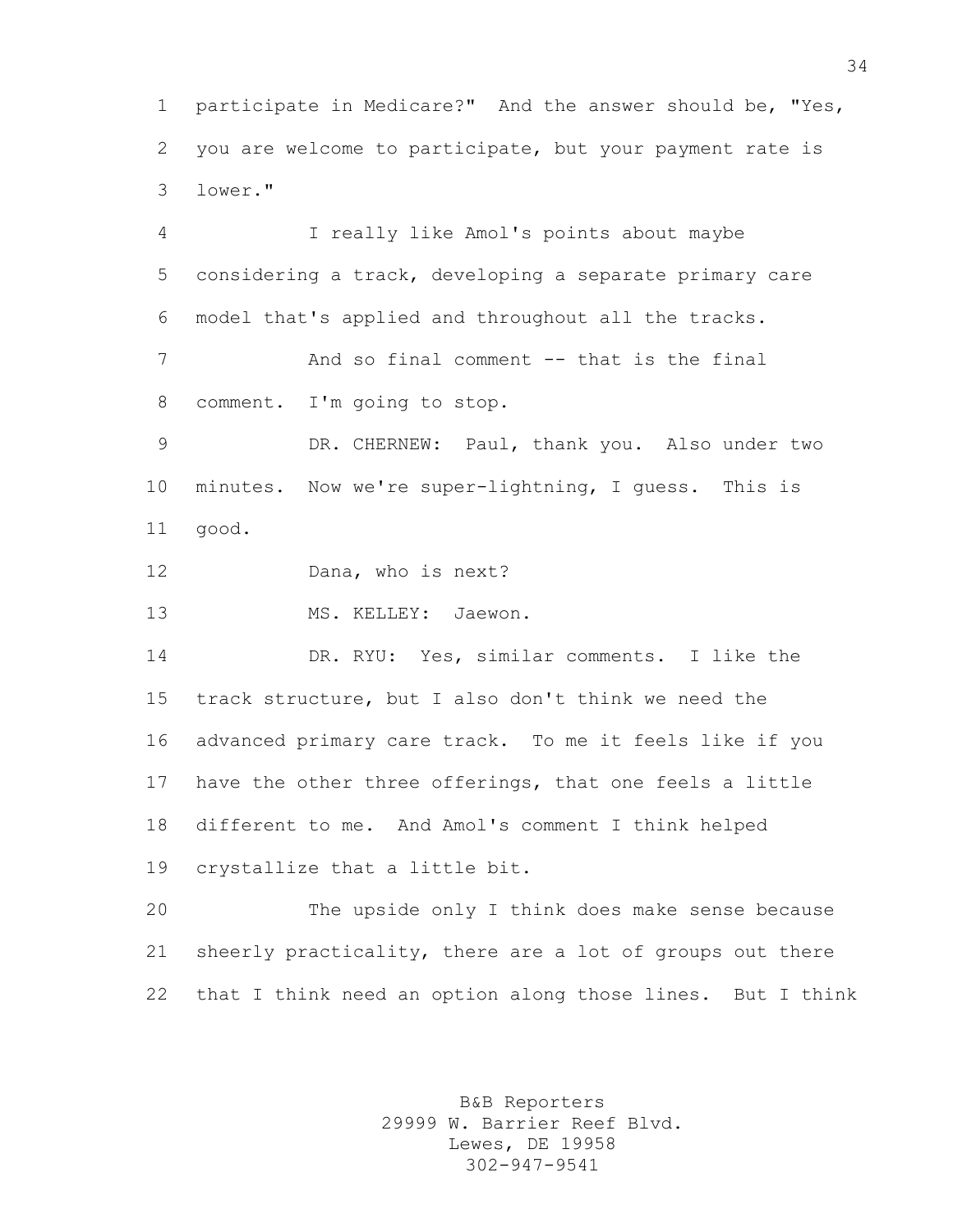participate in Medicare?" And the answer should be, "Yes, you are welcome to participate, but your payment rate is lower."

I really like Amol's points about maybe considering a track, developing a separate primary care model that's applied and throughout all the tracks.

And so final comment -- that is the final comment. I'm going to stop.

DR. CHERNEW: Paul, thank you. Also under two minutes. Now we're super-lightning, I guess. This is good.

Dana, who is next?

MS. KELLEY: Jaewon.

DR. RYU: Yes, similar comments. I like the track structure, but I also don't think we need the advanced primary care track. To me it feels like if you have the other three offerings, that one feels a little different to me. And Amol's comment I think helped crystallize that a little bit.

The upside only I think does make sense because sheerly practicality, there are a lot of groups out there that I think need an option along those lines. But I think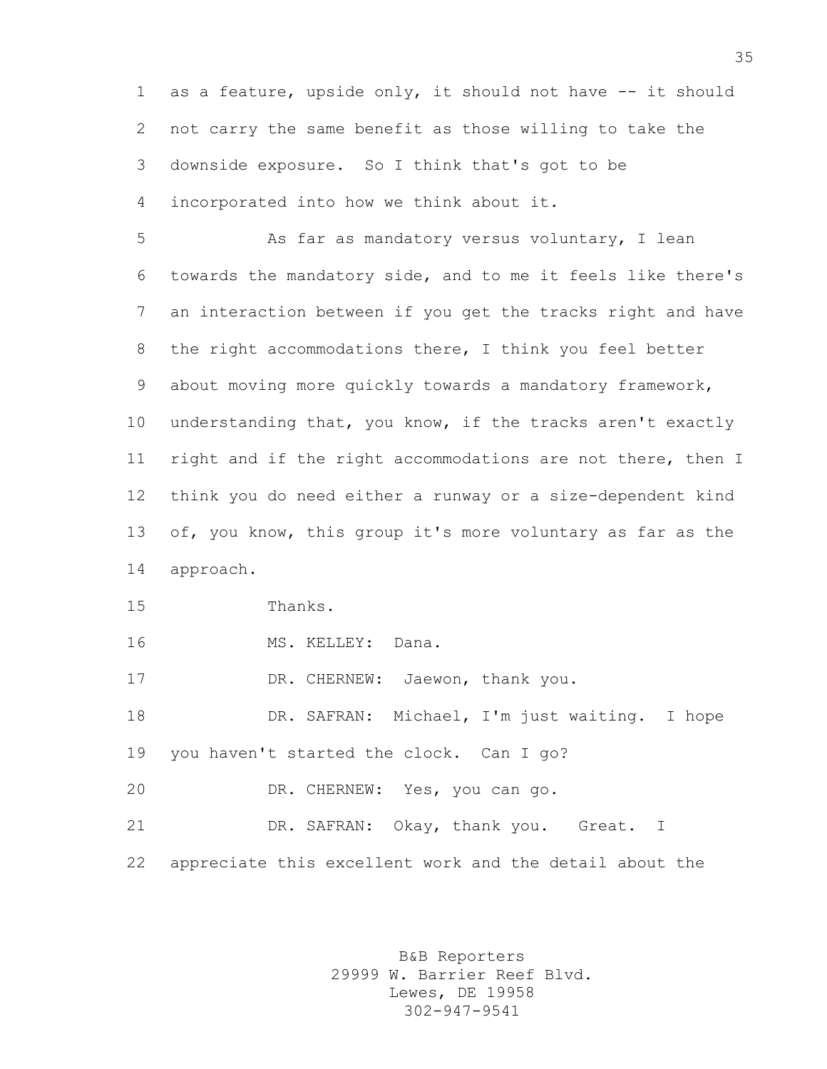as a feature, upside only, it should not have -- it should not carry the same benefit as those willing to take the downside exposure. So I think that's got to be incorporated into how we think about it.

As far as mandatory versus voluntary, I lean towards the mandatory side, and to me it feels like there's an interaction between if you get the tracks right and have the right accommodations there, I think you feel better about moving more quickly towards a mandatory framework, understanding that, you know, if the tracks aren't exactly right and if the right accommodations are not there, then I think you do need either a runway or a size-dependent kind of, you know, this group it's more voluntary as far as the approach.

Thanks.

MS. KELLEY: Dana.

DR. CHERNEW: Jaewon, thank you.

DR. SAFRAN: Michael, I'm just waiting. I hope you haven't started the clock. Can I go?

DR. CHERNEW: Yes, you can go.

DR. SAFRAN: Okay, thank you. Great. I appreciate this excellent work and the detail about the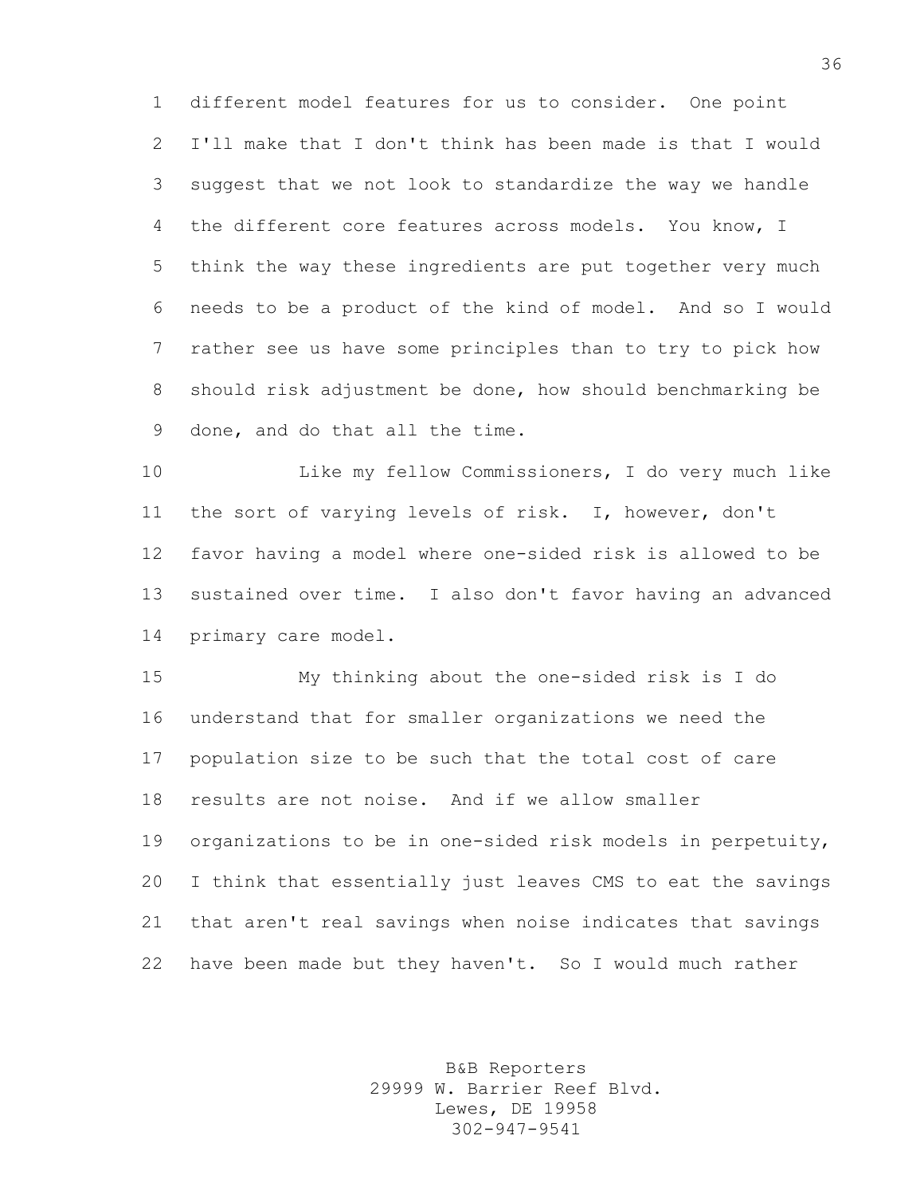different model features for us to consider. One point I'll make that I don't think has been made is that I would suggest that we not look to standardize the way we handle the different core features across models. You know, I think the way these ingredients are put together very much needs to be a product of the kind of model. And so I would rather see us have some principles than to try to pick how should risk adjustment be done, how should benchmarking be done, and do that all the time.

Like my fellow Commissioners, I do very much like the sort of varying levels of risk. I, however, don't favor having a model where one-sided risk is allowed to be sustained over time. I also don't favor having an advanced primary care model.

My thinking about the one-sided risk is I do understand that for smaller organizations we need the population size to be such that the total cost of care results are not noise. And if we allow smaller organizations to be in one-sided risk models in perpetuity, I think that essentially just leaves CMS to eat the savings that aren't real savings when noise indicates that savings have been made but they haven't. So I would much rather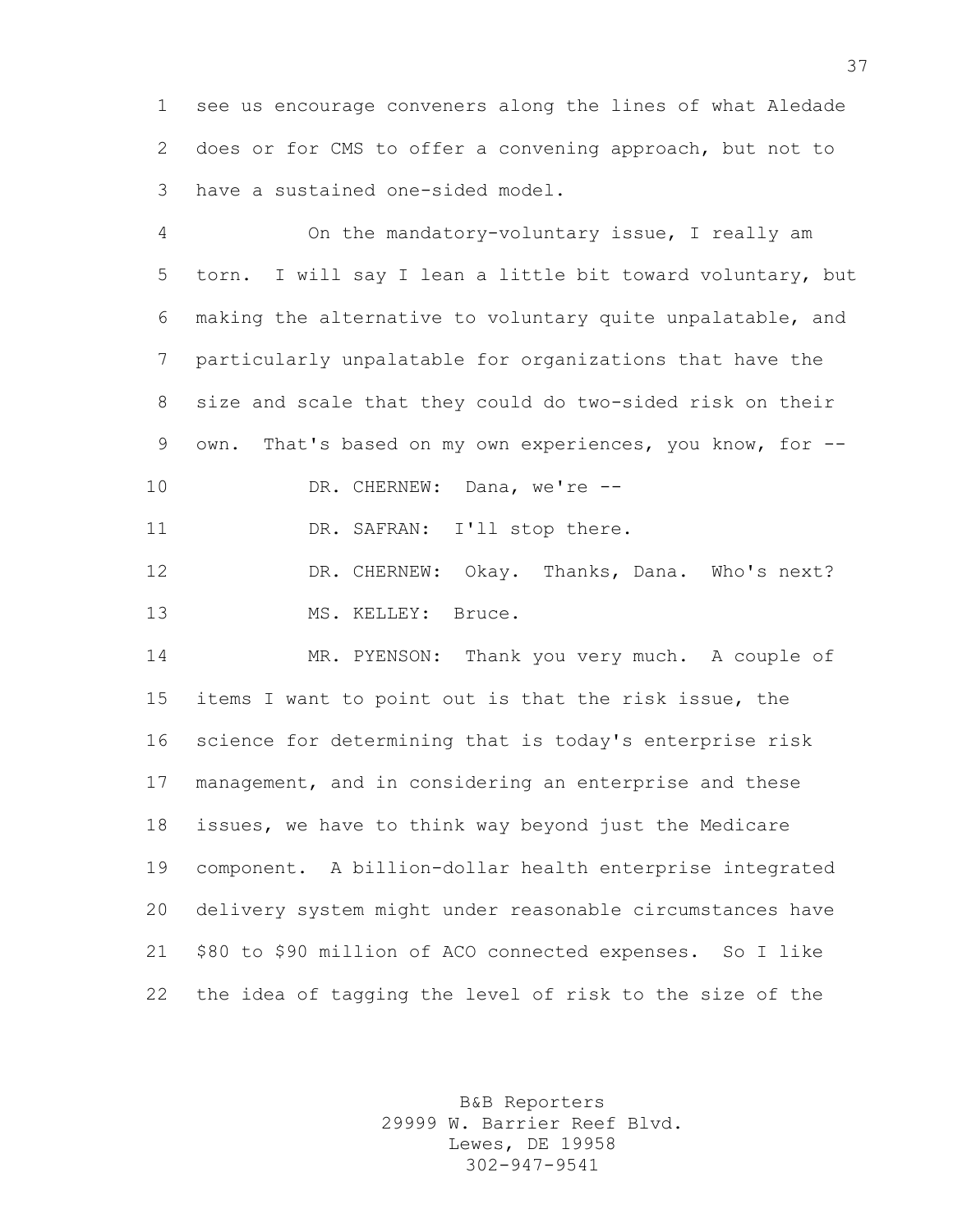see us encourage conveners along the lines of what Aledade does or for CMS to offer a convening approach, but not to have a sustained one-sided model.

On the mandatory-voluntary issue, I really am torn. I will say I lean a little bit toward voluntary, but making the alternative to voluntary quite unpalatable, and particularly unpalatable for organizations that have the size and scale that they could do two-sided risk on their own. That's based on my own experiences, you know, for --

DR. CHERNEW: Dana, we're --

DR. SAFRAN: I'll stop there.

DR. CHERNEW: Okay. Thanks, Dana. Who's next?

MS. KELLEY: Bruce.

MR. PYENSON: Thank you very much. A couple of items I want to point out is that the risk issue, the science for determining that is today's enterprise risk management, and in considering an enterprise and these issues, we have to think way beyond just the Medicare component. A billion-dollar health enterprise integrated delivery system might under reasonable circumstances have $80 to $90 million of ACO connected expenses. So I like the idea of tagging the level of risk to the size of the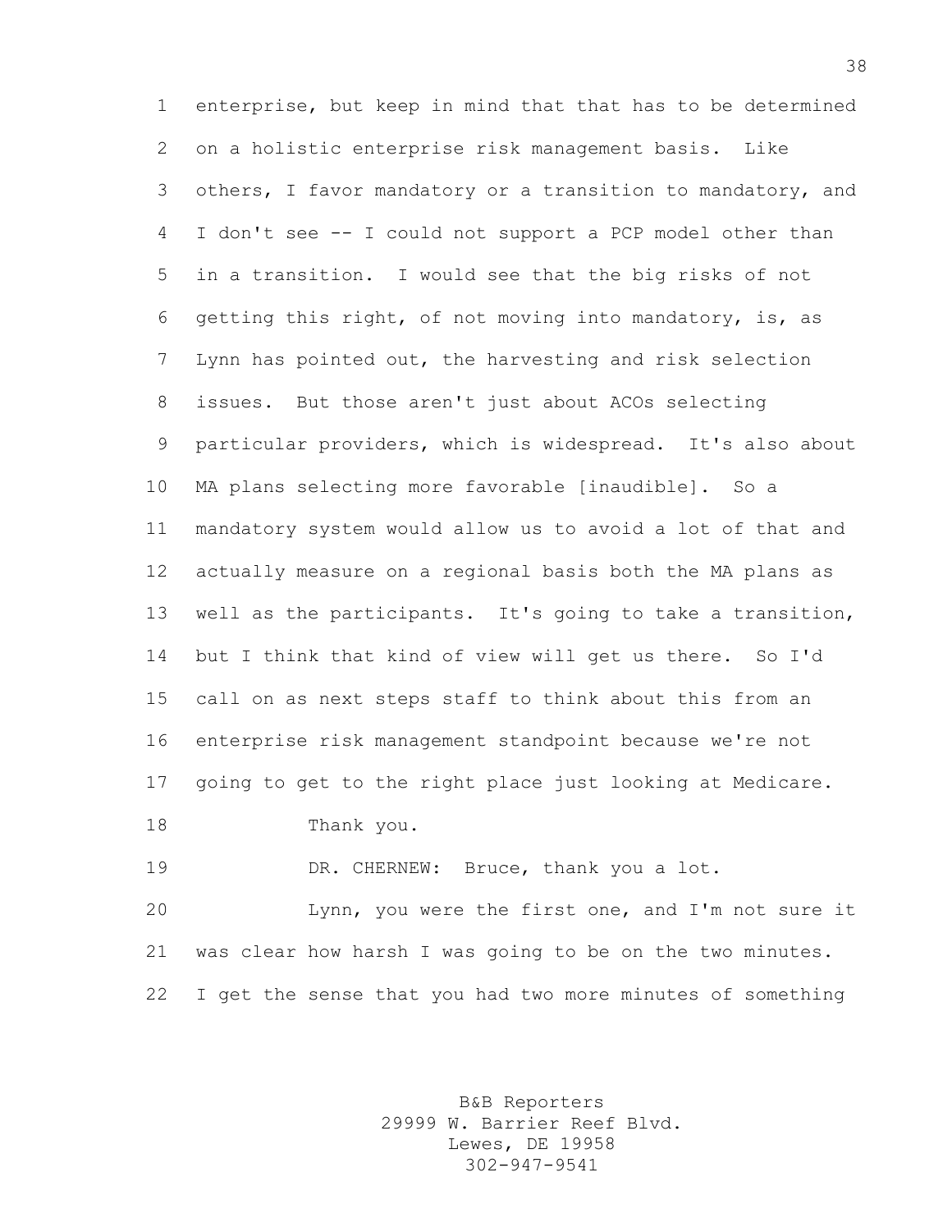enterprise, but keep in mind that that has to be determined on a holistic enterprise risk management basis. Like others, I favor mandatory or a transition to mandatory, and I don't see -- I could not support a PCP model other than in a transition. I would see that the big risks of not getting this right, of not moving into mandatory, is, as Lynn has pointed out, the harvesting and risk selection issues. But those aren't just about ACOs selecting particular providers, which is widespread. It's also about MA plans selecting more favorable [inaudible]. So a mandatory system would allow us to avoid a lot of that and actually measure on a regional basis both the MA plans as well as the participants. It's going to take a transition, but I think that kind of view will get us there. So I'd call on as next steps staff to think about this from an enterprise risk management standpoint because we're not going to get to the right place just looking at Medicare.

Thank you.

DR. CHERNEW: Bruce, thank you a lot.

Lynn, you were the first one, and I'm not sure it was clear how harsh I was going to be on the two minutes. I get the sense that you had two more minutes of something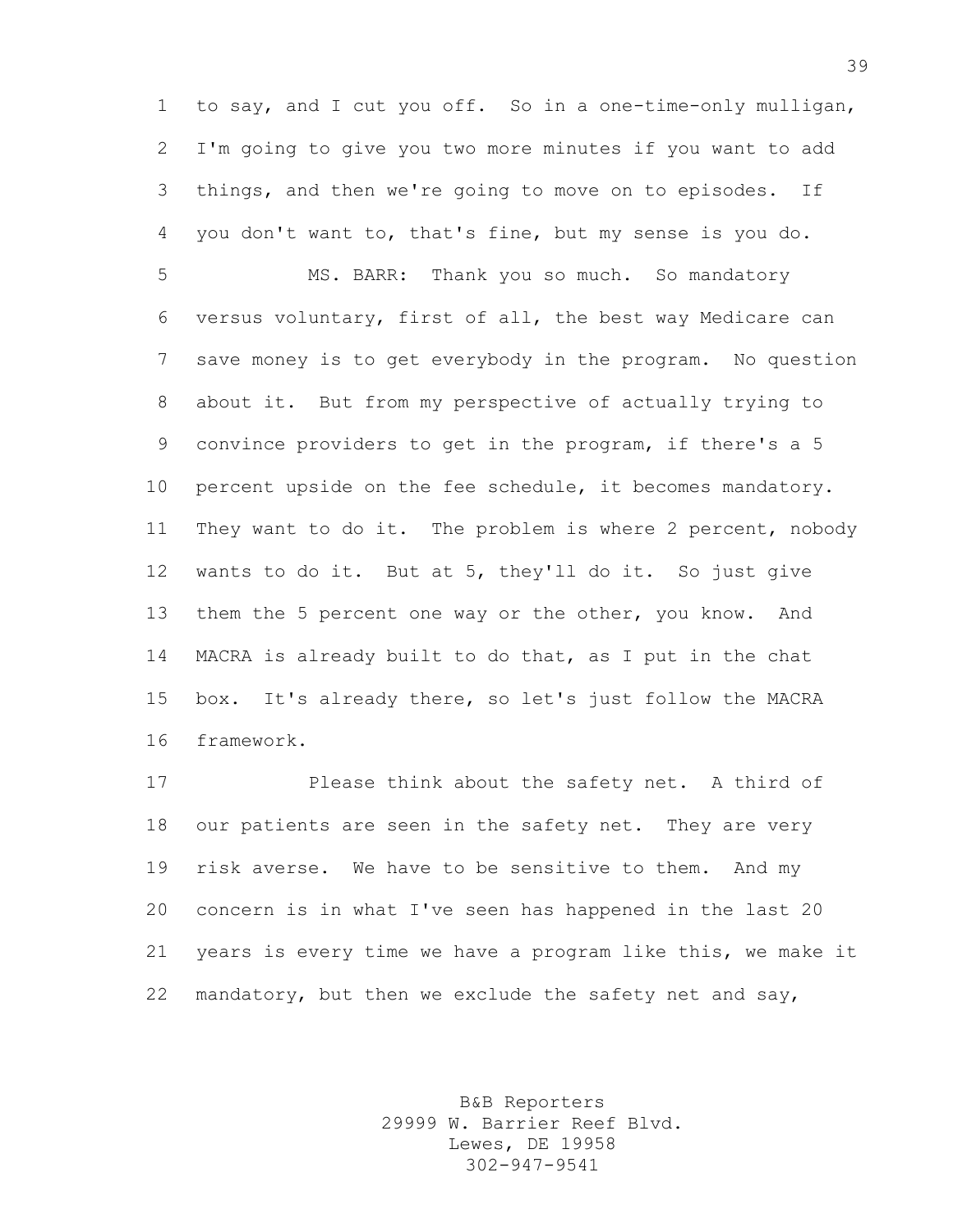to say, and I cut you off. So in a one-time-only mulligan, I'm going to give you two more minutes if you want to add things, and then we're going to move on to episodes. If you don't want to, that's fine, but my sense is you do.

MS. BARR: Thank you so much. So mandatory versus voluntary, first of all, the best way Medicare can save money is to get everybody in the program. No question about it. But from my perspective of actually trying to convince providers to get in the program, if there's a 5 percent upside on the fee schedule, it becomes mandatory. They want to do it. The problem is where 2 percent, nobody wants to do it. But at 5, they'll do it. So just give them the 5 percent one way or the other, you know. And MACRA is already built to do that, as I put in the chat box. It's already there, so let's just follow the MACRA framework.

Please think about the safety net. A third of our patients are seen in the safety net. They are very risk averse. We have to be sensitive to them. And my concern is in what I've seen has happened in the last 20 years is every time we have a program like this, we make it mandatory, but then we exclude the safety net and say,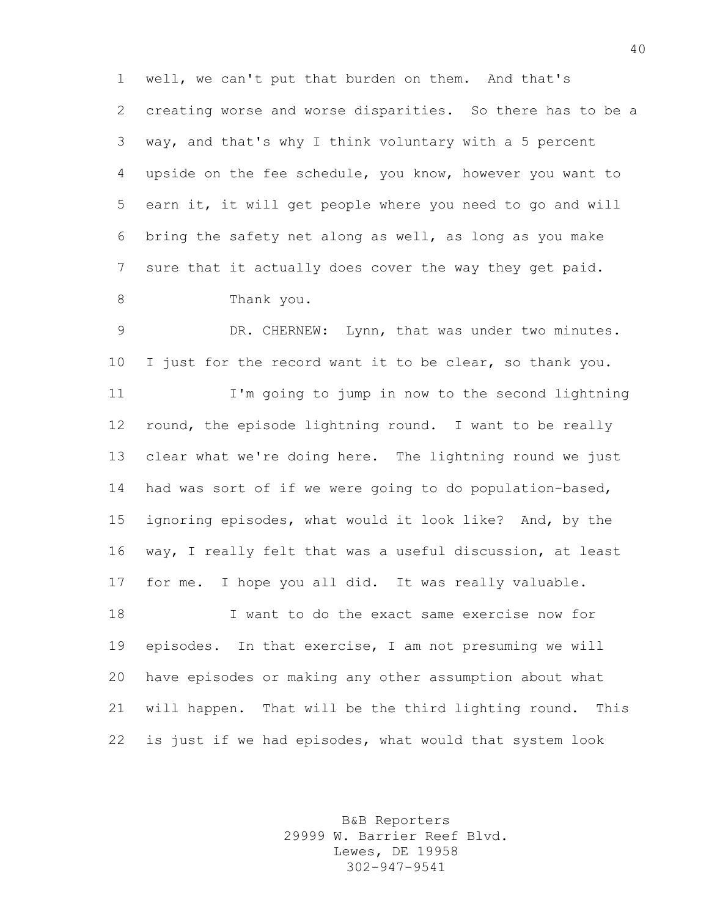well, we can't put that burden on them. And that's creating worse and worse disparities. So there has to be a way, and that's why I think voluntary with a 5 percent upside on the fee schedule, you know, however you want to earn it, it will get people where you need to go and will bring the safety net along as well, as long as you make sure that it actually does cover the way they get paid.

Thank you.

DR. CHERNEW: Lynn, that was under two minutes. I just for the record want it to be clear, so thank you.

I'm going to jump in now to the second lightning round, the episode lightning round. I want to be really clear what we're doing here. The lightning round we just had was sort of if we were going to do population-based, ignoring episodes, what would it look like? And, by the way, I really felt that was a useful discussion, at least for me. I hope you all did. It was really valuable.

I want to do the exact same exercise now for episodes. In that exercise, I am not presuming we will have episodes or making any other assumption about what will happen. That will be the third lighting round. This is just if we had episodes, what would that system look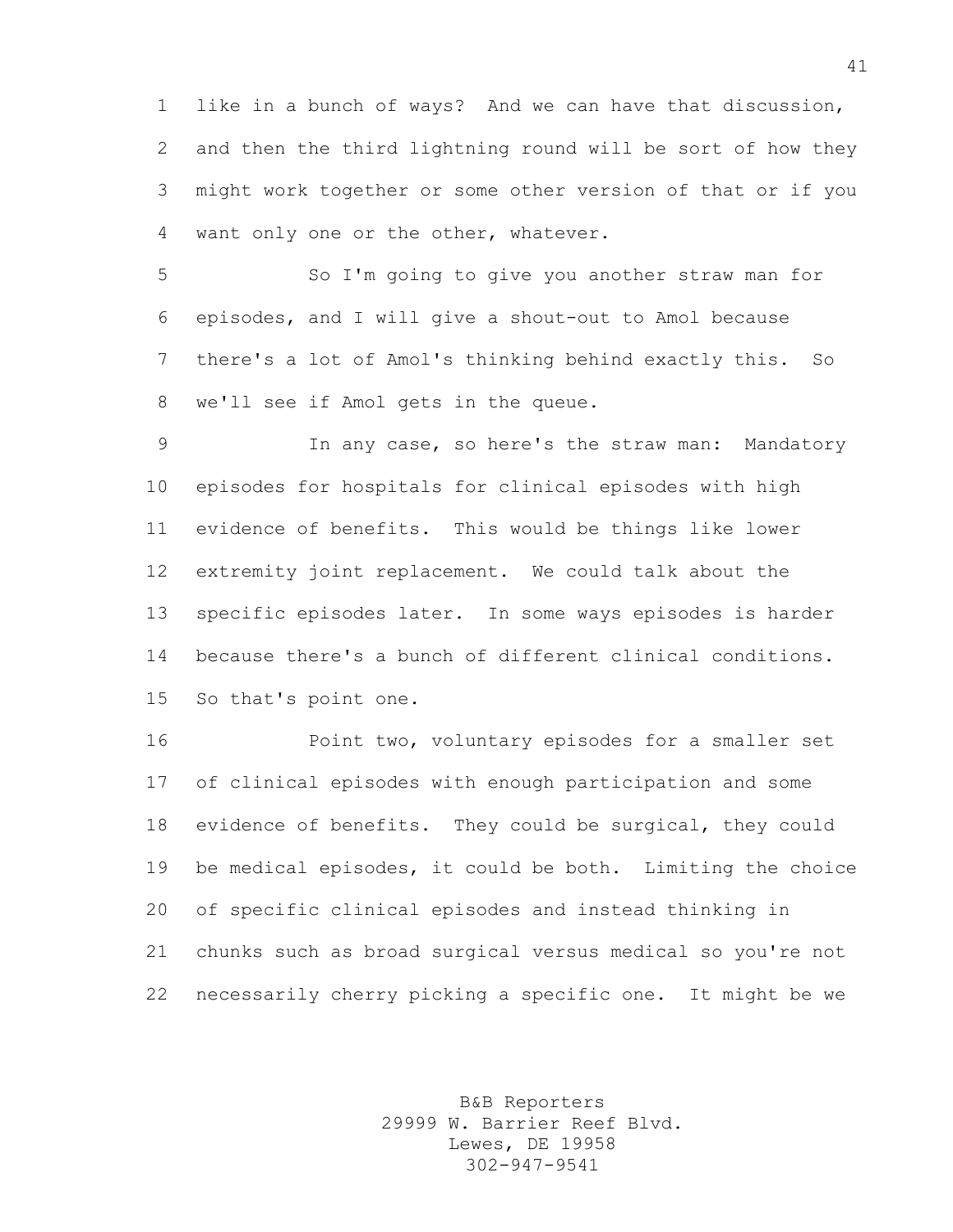like in a bunch of ways? And we can have that discussion, and then the third lightning round will be sort of how they might work together or some other version of that or if you want only one or the other, whatever.

So I'm going to give you another straw man for episodes, and I will give a shout-out to Amol because there's a lot of Amol's thinking behind exactly this. So we'll see if Amol gets in the queue.

In any case, so here's the straw man: Mandatory episodes for hospitals for clinical episodes with high evidence of benefits. This would be things like lower extremity joint replacement. We could talk about the specific episodes later. In some ways episodes is harder because there's a bunch of different clinical conditions. So that's point one.

Point two, voluntary episodes for a smaller set of clinical episodes with enough participation and some evidence of benefits. They could be surgical, they could be medical episodes, it could be both. Limiting the choice of specific clinical episodes and instead thinking in chunks such as broad surgical versus medical so you're not necessarily cherry picking a specific one. It might be we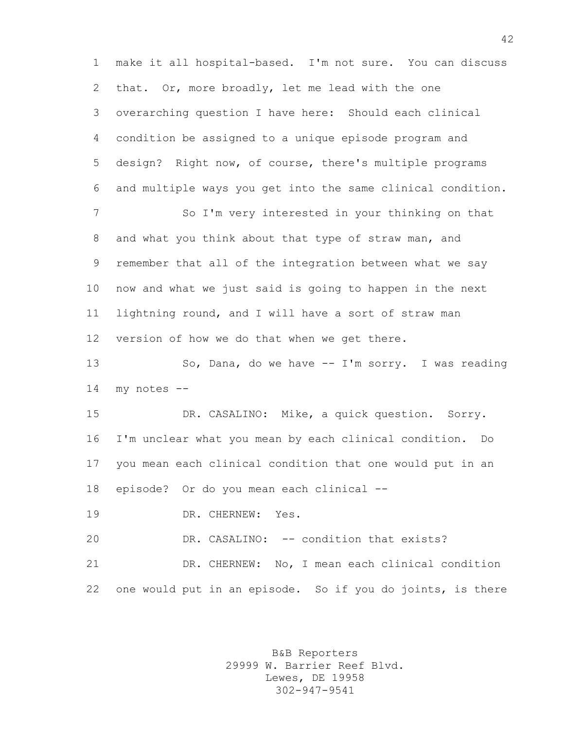make it all hospital-based. I'm not sure. You can discuss that. Or, more broadly, let me lead with the one overarching question I have here: Should each clinical condition be assigned to a unique episode program and design? Right now, of course, there's multiple programs and multiple ways you get into the same clinical condition.

So I'm very interested in your thinking on that and what you think about that type of straw man, and remember that all of the integration between what we say now and what we just said is going to happen in the next lightning round, and I will have a sort of straw man version of how we do that when we get there.

So, Dana, do we have -- I'm sorry. I was reading my notes --

DR. CASALINO: Mike, a quick question. Sorry. I'm unclear what you mean by each clinical condition. Do you mean each clinical condition that one would put in an episode? Or do you mean each clinical --

DR. CHERNEW: Yes.

DR. CASALINO: -- condition that exists?

DR. CHERNEW: No, I mean each clinical condition one would put in an episode. So if you do joints, is there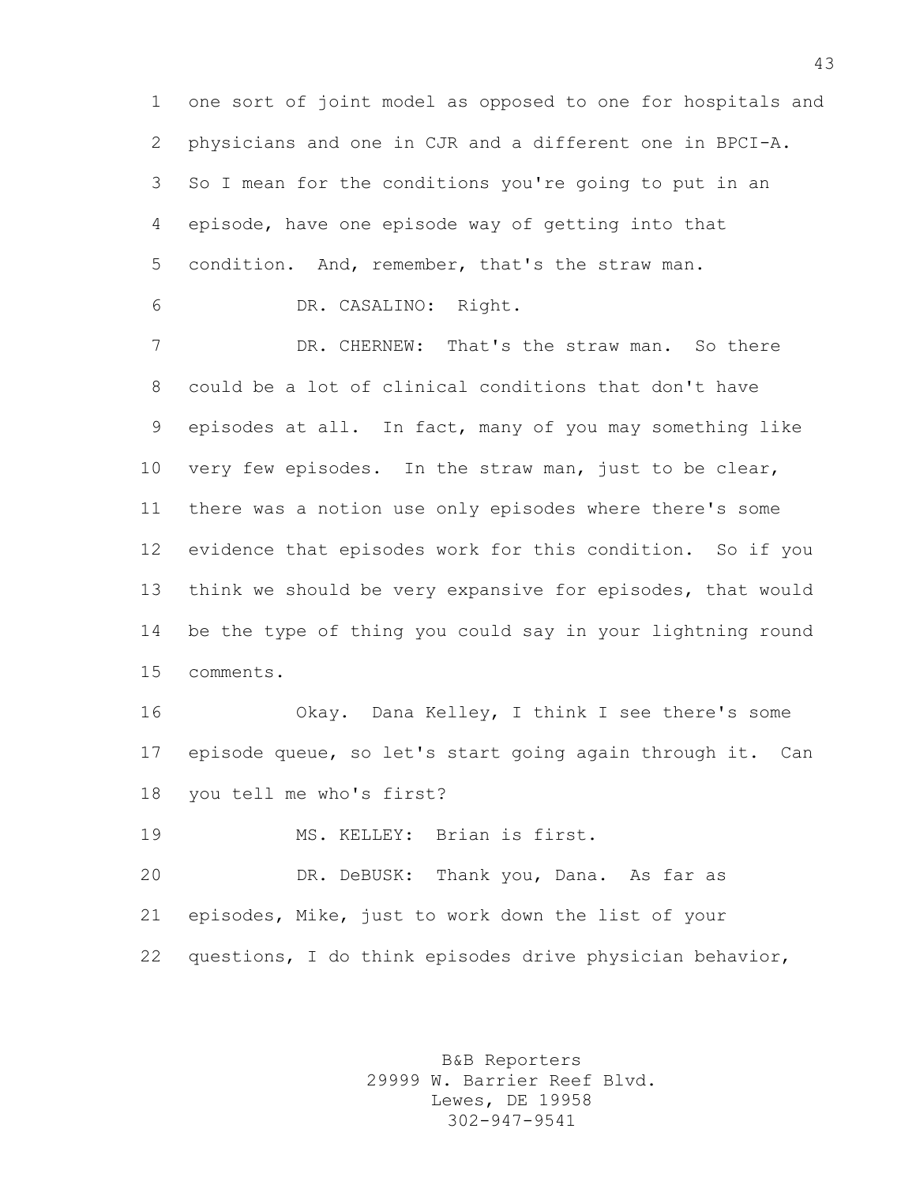one sort of joint model as opposed to one for hospitals and physicians and one in CJR and a different one in BPCI-A. So I mean for the conditions you're going to put in an episode, have one episode way of getting into that condition. And, remember, that's the straw man.

DR. CASALINO: Right.

DR. CHERNEW: That's the straw man. So there could be a lot of clinical conditions that don't have episodes at all. In fact, many of you may something like very few episodes. In the straw man, just to be clear, there was a notion use only episodes where there's some evidence that episodes work for this condition. So if you think we should be very expansive for episodes, that would be the type of thing you could say in your lightning round comments.

Okay. Dana Kelley, I think I see there's some episode queue, so let's start going again through it. Can you tell me who's first?

MS. KELLEY: Brian is first.

DR. DeBUSK: Thank you, Dana. As far as episodes, Mike, just to work down the list of your questions, I do think episodes drive physician behavior,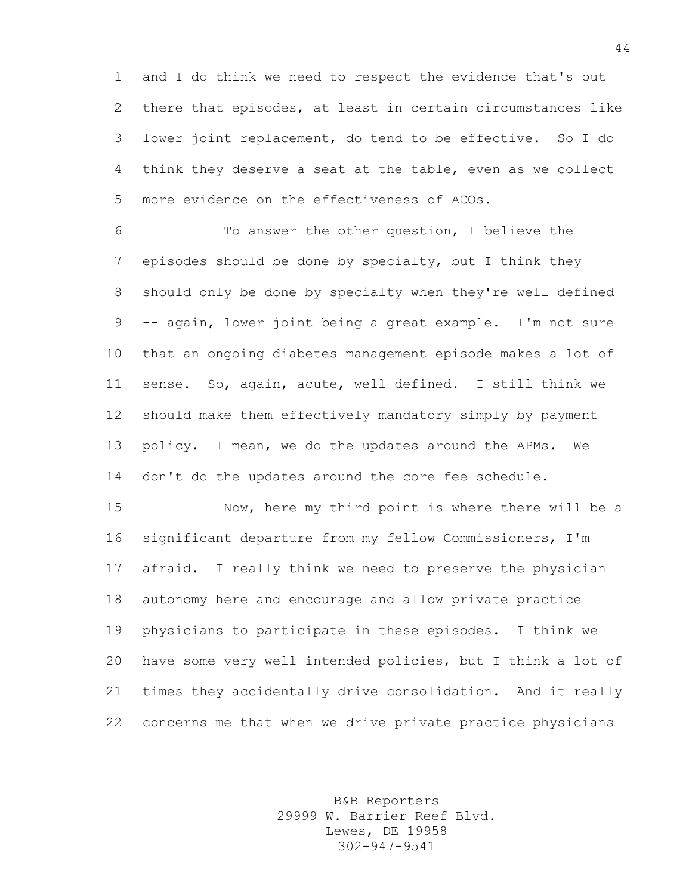and I do think we need to respect the evidence that's out there that episodes, at least in certain circumstances like lower joint replacement, do tend to be effective. So I do think they deserve a seat at the table, even as we collect more evidence on the effectiveness of ACOs.

To answer the other question, I believe the episodes should be done by specialty, but I think they should only be done by specialty when they're well defined -- again, lower joint being a great example. I'm not sure that an ongoing diabetes management episode makes a lot of sense. So, again, acute, well defined. I still think we should make them effectively mandatory simply by payment policy. I mean, we do the updates around the APMs. We don't do the updates around the core fee schedule.

Now, here my third point is where there will be a significant departure from my fellow Commissioners, I'm afraid. I really think we need to preserve the physician autonomy here and encourage and allow private practice physicians to participate in these episodes. I think we have some very well intended policies, but I think a lot of times they accidentally drive consolidation. And it really concerns me that when we drive private practice physicians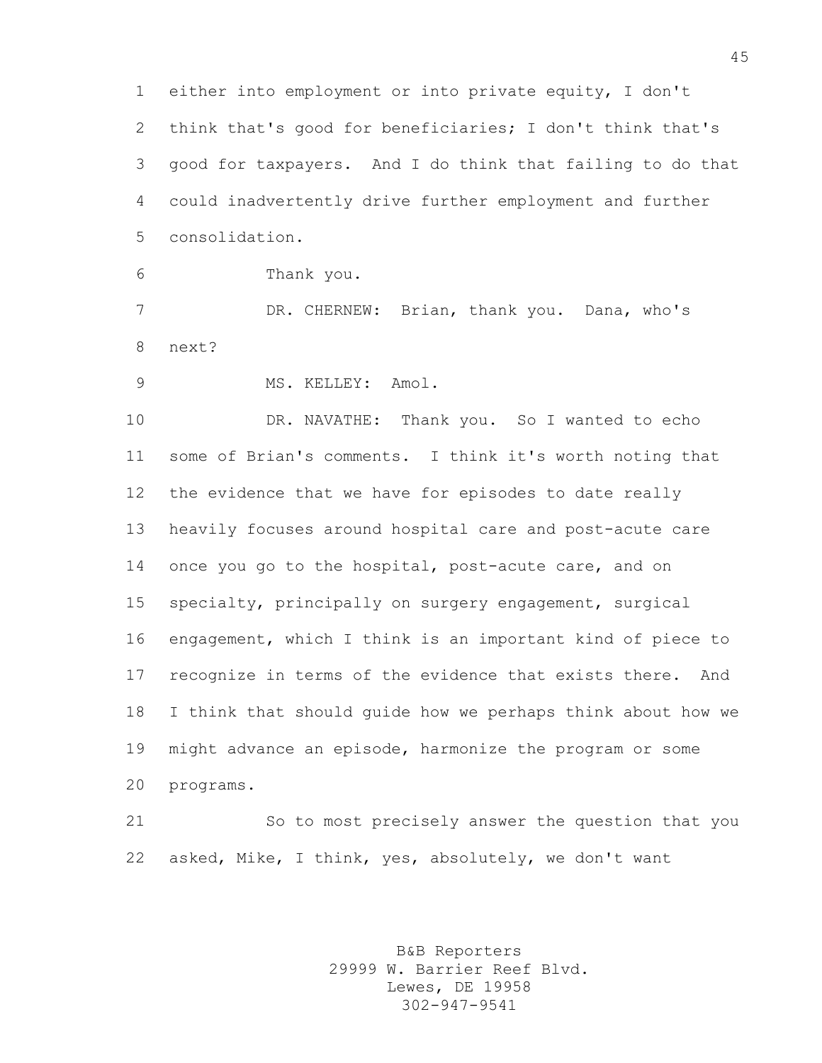either into employment or into private equity, I don't think that's good for beneficiaries; I don't think that's good for taxpayers. And I do think that failing to do that could inadvertently drive further employment and further consolidation.

Thank you.

DR. CHERNEW: Brian, thank you. Dana, who's next?

MS. KELLEY: Amol.

DR. NAVATHE: Thank you. So I wanted to echo some of Brian's comments. I think it's worth noting that the evidence that we have for episodes to date really heavily focuses around hospital care and post-acute care once you go to the hospital, post-acute care, and on specialty, principally on surgery engagement, surgical engagement, which I think is an important kind of piece to recognize in terms of the evidence that exists there. And I think that should guide how we perhaps think about how we might advance an episode, harmonize the program or some programs.

So to most precisely answer the question that you asked, Mike, I think, yes, absolutely, we don't want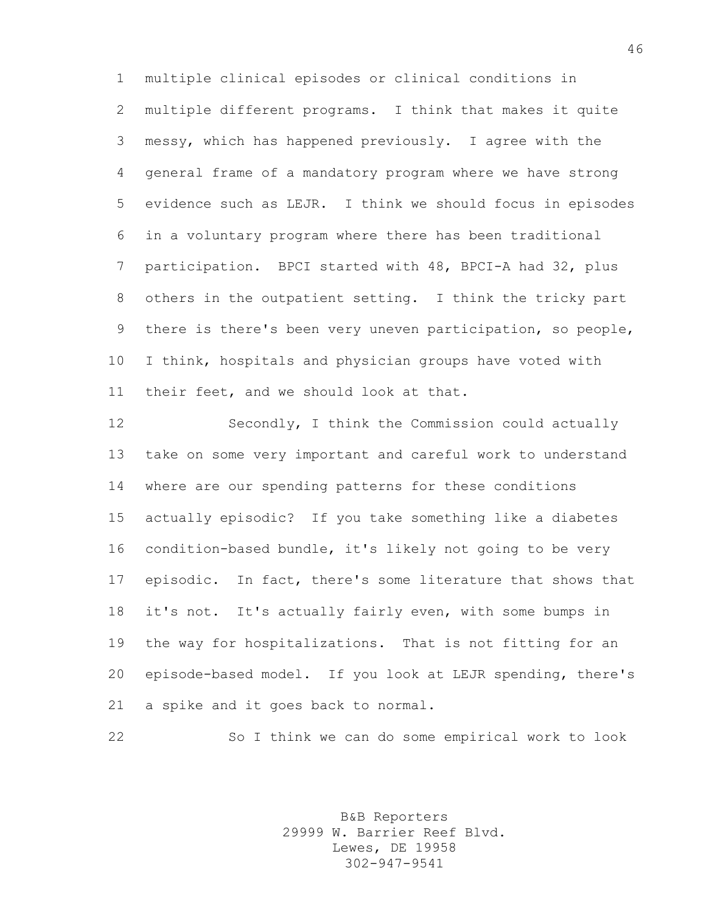multiple clinical episodes or clinical conditions in multiple different programs. I think that makes it quite messy, which has happened previously. I agree with the general frame of a mandatory program where we have strong evidence such as LEJR. I think we should focus in episodes in a voluntary program where there has been traditional participation. BPCI started with 48, BPCI-A had 32, plus others in the outpatient setting. I think the tricky part there is there's been very uneven participation, so people, I think, hospitals and physician groups have voted with their feet, and we should look at that.

Secondly, I think the Commission could actually take on some very important and careful work to understand where are our spending patterns for these conditions actually episodic? If you take something like a diabetes condition-based bundle, it's likely not going to be very episodic. In fact, there's some literature that shows that it's not. It's actually fairly even, with some bumps in the way for hospitalizations. That is not fitting for an episode-based model. If you look at LEJR spending, there's a spike and it goes back to normal.

So I think we can do some empirical work to look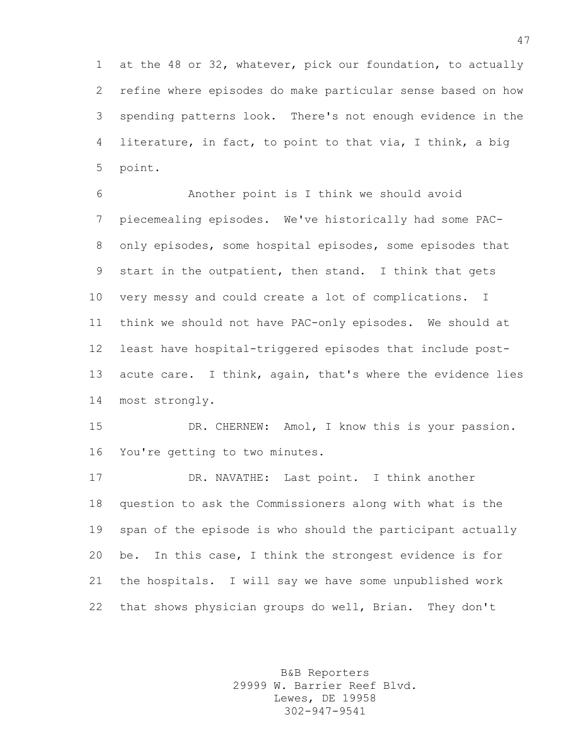at the 48 or 32, whatever, pick our foundation, to actually refine where episodes do make particular sense based on how spending patterns look. There's not enough evidence in the literature, in fact, to point to that via, I think, a big point.

Another point is I think we should avoid piecemealing episodes. We've historically had some PAC-only episodes, some hospital episodes, some episodes that start in the outpatient, then stand. I think that gets very messy and could create a lot of complications. I think we should not have PAC-only episodes. We should at least have hospital-triggered episodes that include post-acute care. I think, again, that's where the evidence lies most strongly.

DR. CHERNEW: Amol, I know this is your passion. You're getting to two minutes.

DR. NAVATHE: Last point. I think another question to ask the Commissioners along with what is the span of the episode is who should the participant actually be. In this case, I think the strongest evidence is for the hospitals. I will say we have some unpublished work that shows physician groups do well, Brian. They don't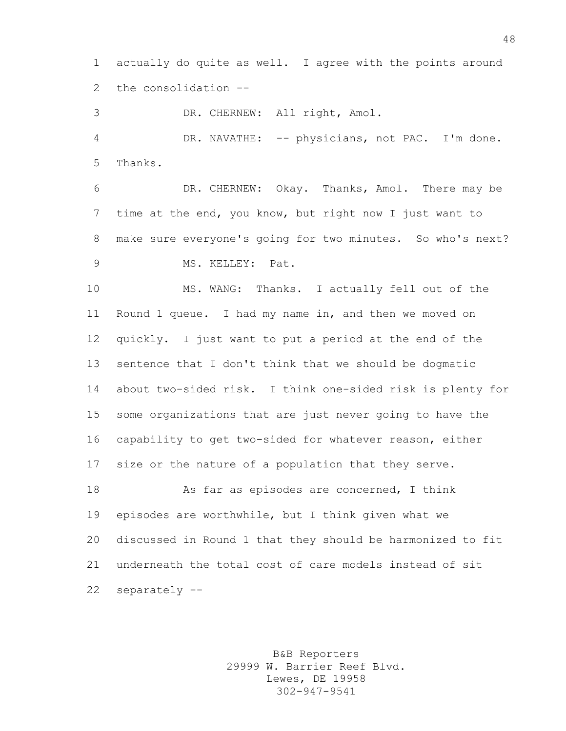actually do quite as well. I agree with the points around the consolidation --

DR. CHERNEW: All right, Amol.

DR. NAVATHE: -- physicians, not PAC. I'm done. Thanks.

DR. CHERNEW: Okay. Thanks, Amol. There may be time at the end, you know, but right now I just want to make sure everyone's going for two minutes. So who's next?

MS. KELLEY: Pat.

MS. WANG: Thanks. I actually fell out of the Round 1 queue. I had my name in, and then we moved on quickly. I just want to put a period at the end of the sentence that I don't think that we should be dogmatic about two-sided risk. I think one-sided risk is plenty for some organizations that are just never going to have the capability to get two-sided for whatever reason, either size or the nature of a population that they serve.

As far as episodes are concerned, I think episodes are worthwhile, but I think given what we discussed in Round 1 that they should be harmonized to fit underneath the total cost of care models instead of sit separately --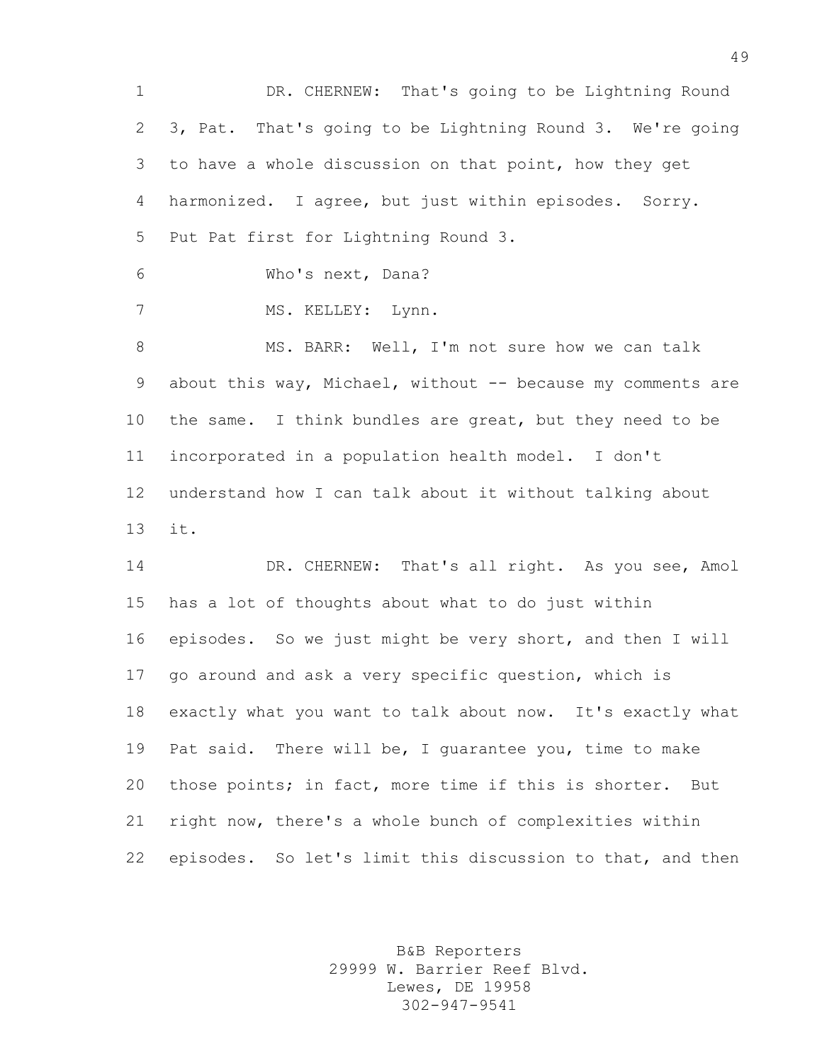DR. CHERNEW: That's going to be Lightning Round 3, Pat. That's going to be Lightning Round 3. We're going to have a whole discussion on that point, how they get harmonized. I agree, but just within episodes. Sorry. Put Pat first for Lightning Round 3.

Who's next, Dana?

MS. KELLEY: Lynn.

MS. BARR: Well, I'm not sure how we can talk about this way, Michael, without -- because my comments are the same. I think bundles are great, but they need to be incorporated in a population health model. I don't understand how I can talk about it without talking about it.

DR. CHERNEW: That's all right. As you see, Amol has a lot of thoughts about what to do just within episodes. So we just might be very short, and then I will go around and ask a very specific question, which is exactly what you want to talk about now. It's exactly what Pat said. There will be, I guarantee you, time to make those points; in fact, more time if this is shorter. But right now, there's a whole bunch of complexities within episodes. So let's limit this discussion to that, and then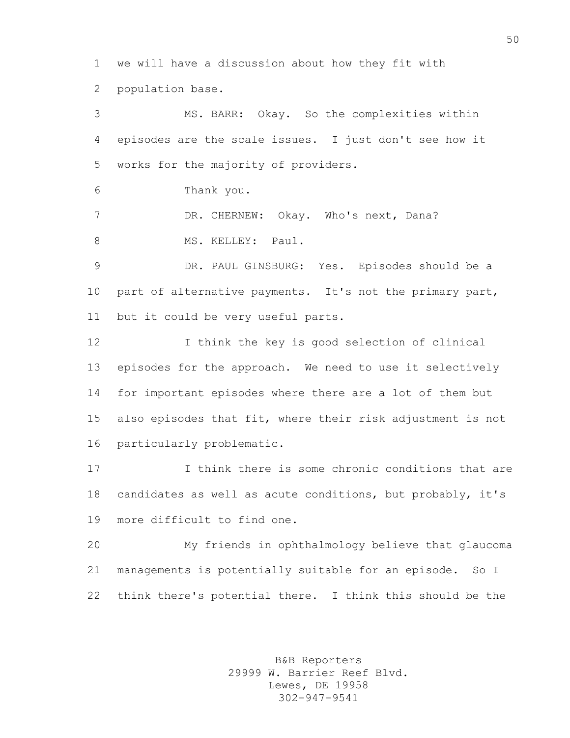we will have a discussion about how they fit with population base.

MS. BARR: Okay. So the complexities within episodes are the scale issues. I just don't see how it works for the majority of providers.

Thank you.

DR. CHERNEW: Okay. Who's next, Dana?

MS. KELLEY: Paul.

DR. PAUL GINSBURG: Yes. Episodes should be a part of alternative payments. It's not the primary part, but it could be very useful parts.

I think the key is good selection of clinical episodes for the approach. We need to use it selectively for important episodes where there are a lot of them but also episodes that fit, where their risk adjustment is not particularly problematic.

I think there is some chronic conditions that are candidates as well as acute conditions, but probably, it's more difficult to find one.

My friends in ophthalmology believe that glaucoma managements is potentially suitable for an episode. So I think there's potential there. I think this should be the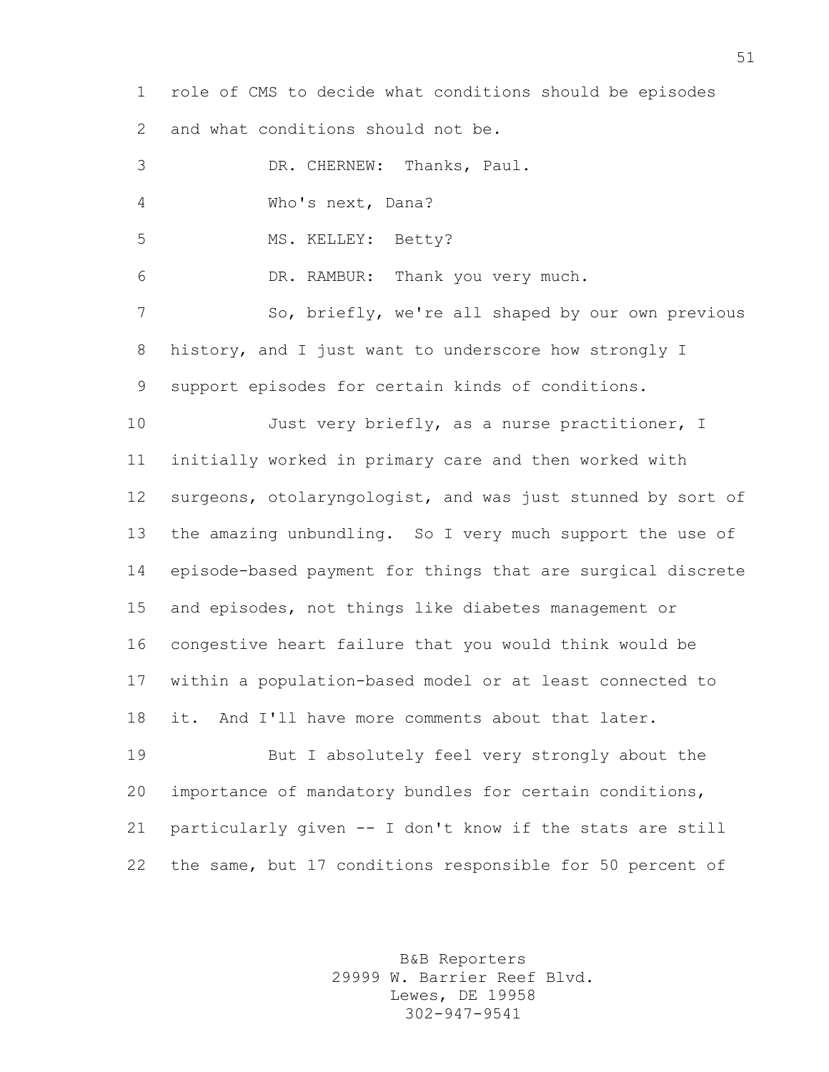role of CMS to decide what conditions should be episodes and what conditions should not be.

DR. CHERNEW: Thanks, Paul.

Who's next, Dana?

MS. KELLEY: Betty?

DR. RAMBUR: Thank you very much.

So, briefly, we're all shaped by our own previous history, and I just want to underscore how strongly I support episodes for certain kinds of conditions.

Just very briefly, as a nurse practitioner, I initially worked in primary care and then worked with surgeons, otolaryngologist, and was just stunned by sort of the amazing unbundling. So I very much support the use of episode-based payment for things that are surgical discrete and episodes, not things like diabetes management or congestive heart failure that you would think would be within a population-based model or at least connected to it. And I'll have more comments about that later.

But I absolutely feel very strongly about the importance of mandatory bundles for certain conditions, particularly given -- I don't know if the stats are still the same, but 17 conditions responsible for 50 percent of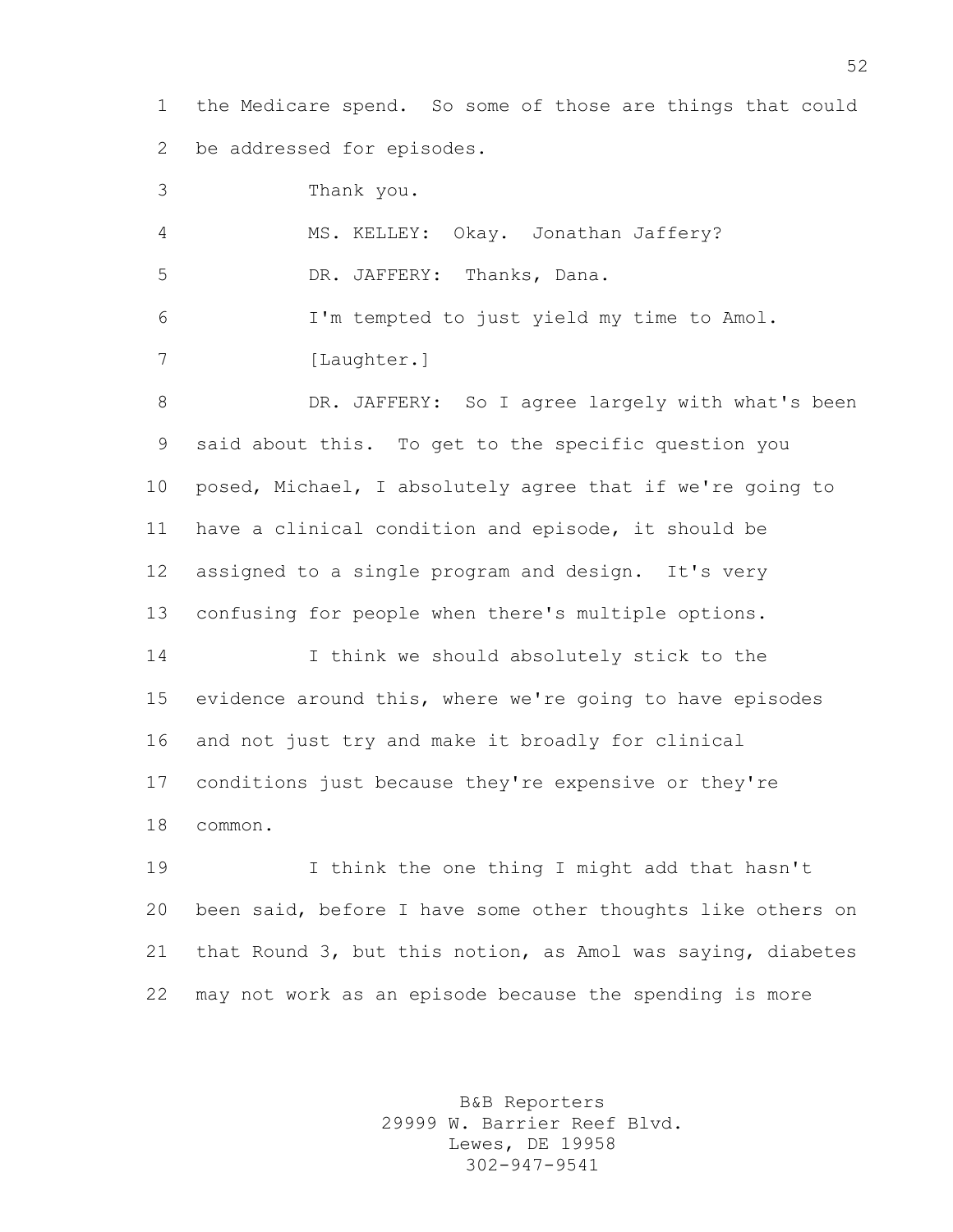the Medicare spend. So some of those are things that could be addressed for episodes.

Thank you.

MS. KELLEY: Okay. Jonathan Jaffery?

DR. JAFFERY: Thanks, Dana.

I'm tempted to just yield my time to Amol.

[Laughter.]

DR. JAFFERY: So I agree largely with what's been said about this. To get to the specific question you posed, Michael, I absolutely agree that if we're going to have a clinical condition and episode, it should be assigned to a single program and design. It's very confusing for people when there's multiple options.

I think we should absolutely stick to the evidence around this, where we're going to have episodes and not just try and make it broadly for clinical conditions just because they're expensive or they're common.

I think the one thing I might add that hasn't been said, before I have some other thoughts like others on that Round 3, but this notion, as Amol was saying, diabetes may not work as an episode because the spending is more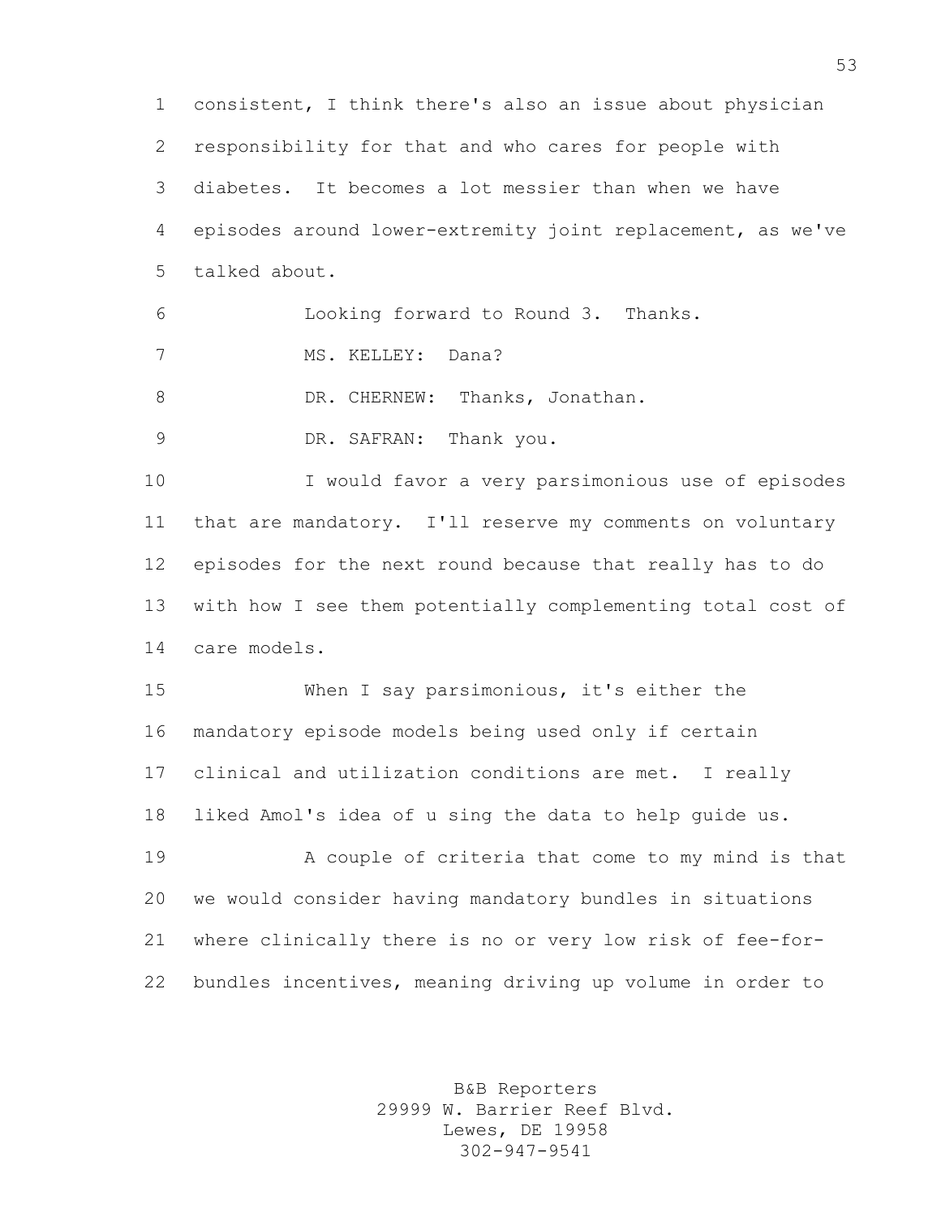consistent, I think there's also an issue about physician responsibility for that and who cares for people with diabetes. It becomes a lot messier than when we have episodes around lower-extremity joint replacement, as we've talked about.

Looking forward to Round 3. Thanks.

MS. KELLEY: Dana?

DR. CHERNEW: Thanks, Jonathan.

DR. SAFRAN: Thank you.

I would favor a very parsimonious use of episodes that are mandatory. I'll reserve my comments on voluntary episodes for the next round because that really has to do with how I see them potentially complementing total cost of care models.

When I say parsimonious, it's either the mandatory episode models being used only if certain clinical and utilization conditions are met. I really liked Amol's idea of u sing the data to help guide us.

A couple of criteria that come to my mind is that we would consider having mandatory bundles in situations where clinically there is no or very low risk of fee-for-bundles incentives, meaning driving up volume in order to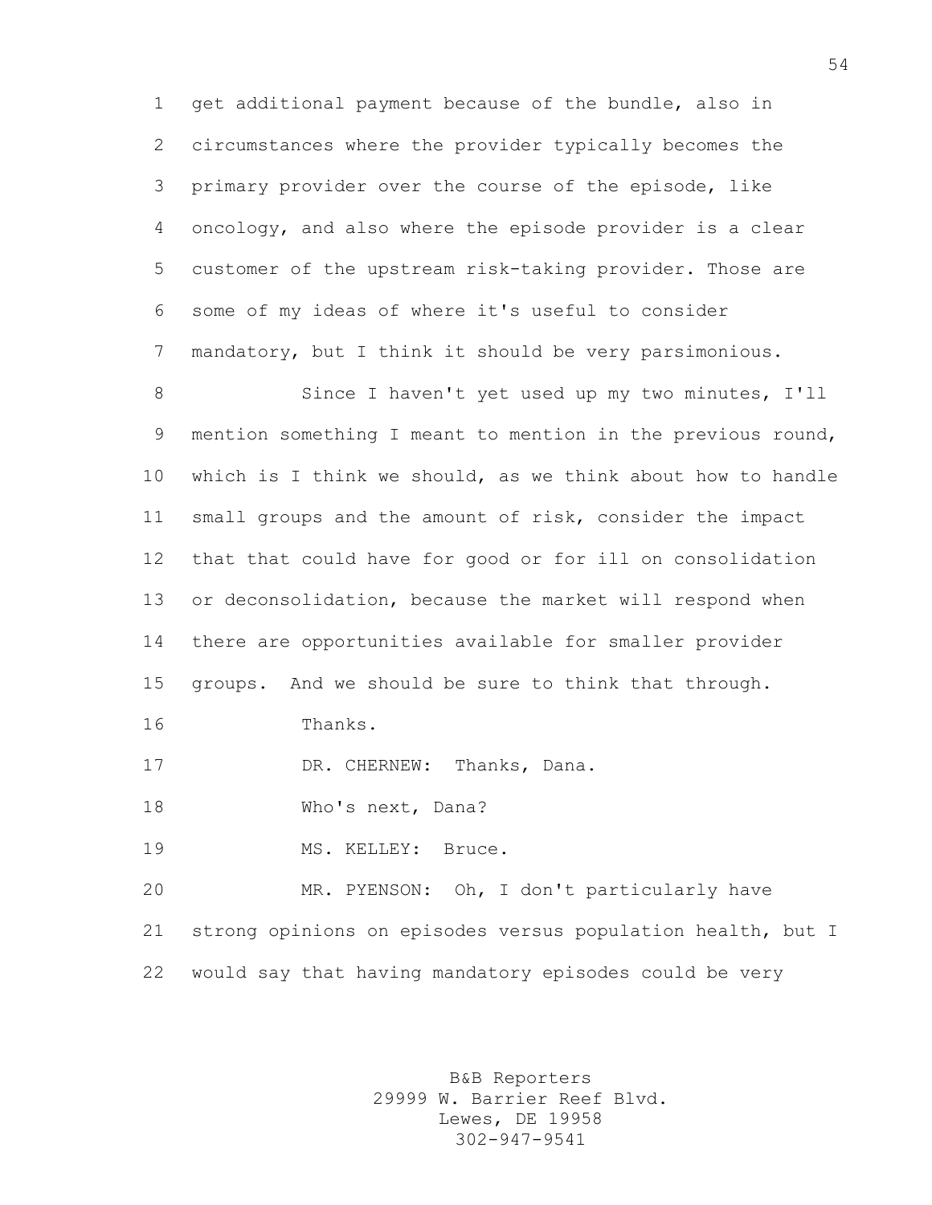get additional payment because of the bundle, also in circumstances where the provider typically becomes the primary provider over the course of the episode, like oncology, and also where the episode provider is a clear customer of the upstream risk-taking provider. Those are some of my ideas of where it's useful to consider mandatory, but I think it should be very parsimonious.

Since I haven't yet used up my two minutes, I'll mention something I meant to mention in the previous round, which is I think we should, as we think about how to handle small groups and the amount of risk, consider the impact that that could have for good or for ill on consolidation or deconsolidation, because the market will respond when there are opportunities available for smaller provider groups. And we should be sure to think that through.

Thanks.

DR. CHERNEW: Thanks, Dana.

Who's next, Dana?

MS. KELLEY: Bruce.

MR. PYENSON: Oh, I don't particularly have strong opinions on episodes versus population health, but I would say that having mandatory episodes could be very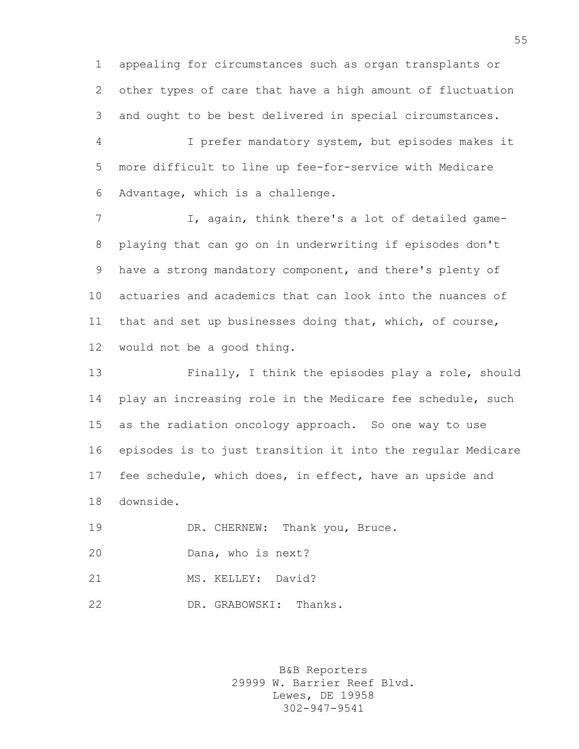appealing for circumstances such as organ transplants or other types of care that have a high amount of fluctuation and ought to be best delivered in special circumstances.

I prefer mandatory system, but episodes makes it more difficult to line up fee-for-service with Medicare Advantage, which is a challenge.

I, again, think there's a lot of detailed game-playing that can go on in underwriting if episodes don't have a strong mandatory component, and there's plenty of actuaries and academics that can look into the nuances of that and set up businesses doing that, which, of course, would not be a good thing.

Finally, I think the episodes play a role, should play an increasing role in the Medicare fee schedule, such as the radiation oncology approach. So one way to use episodes is to just transition it into the regular Medicare fee schedule, which does, in effect, have an upside and downside.

DR. CHERNEW: Thank you, Bruce.

Dana, who is next?

MS. KELLEY: David?

DR. GRABOWSKI: Thanks.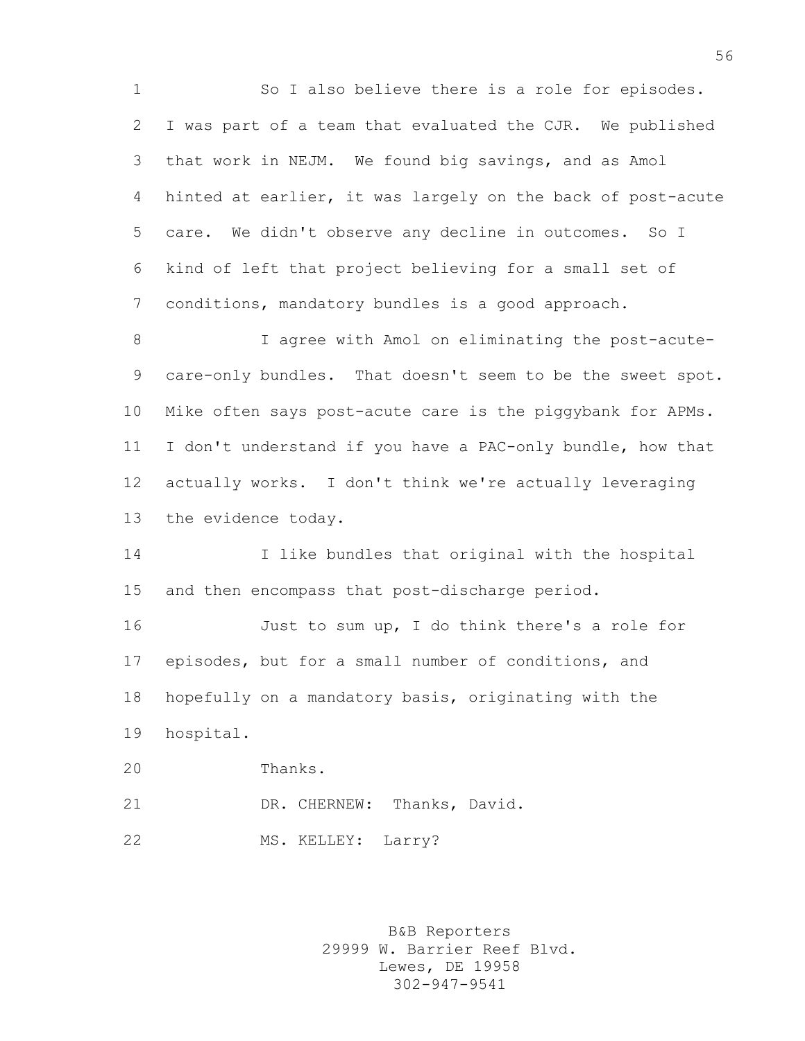So I also believe there is a role for episodes. I was part of a team that evaluated the CJR. We published that work in NEJM. We found big savings, and as Amol hinted at earlier, it was largely on the back of post-acute care. We didn't observe any decline in outcomes. So I kind of left that project believing for a small set of conditions, mandatory bundles is a good approach.

I agree with Amol on eliminating the post-acute-care-only bundles. That doesn't seem to be the sweet spot. Mike often says post-acute care is the piggybank for APMs. I don't understand if you have a PAC-only bundle, how that actually works. I don't think we're actually leveraging the evidence today.

I like bundles that original with the hospital and then encompass that post-discharge period.

Just to sum up, I do think there's a role for episodes, but for a small number of conditions, and hopefully on a mandatory basis, originating with the hospital.

Thanks.

DR. CHERNEW: Thanks, David.

MS. KELLEY: Larry?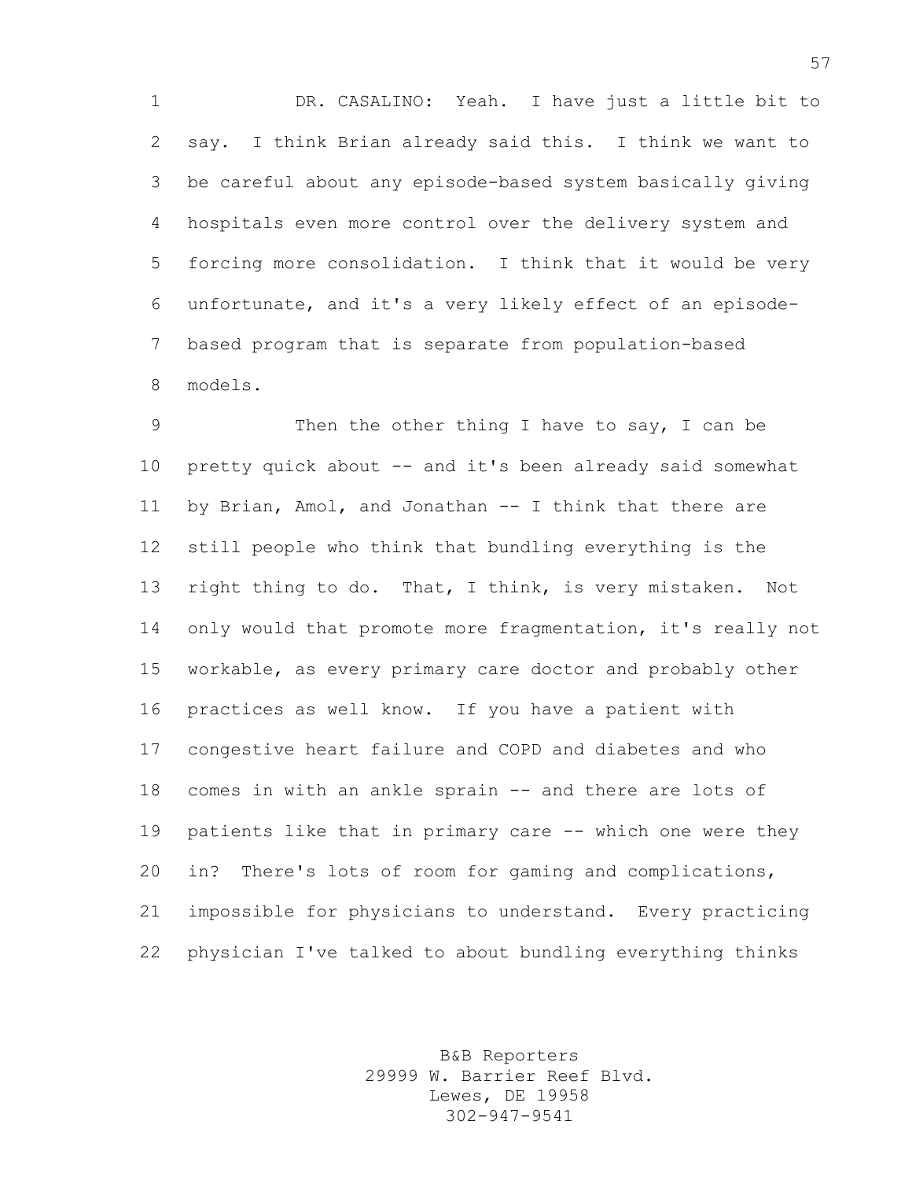DR. CASALINO: Yeah. I have just a little bit to say. I think Brian already said this. I think we want to be careful about any episode-based system basically giving hospitals even more control over the delivery system and forcing more consolidation. I think that it would be very unfortunate, and it's a very likely effect of an episode-based program that is separate from population-based models.

Then the other thing I have to say, I can be pretty quick about -- and it's been already said somewhat by Brian, Amol, and Jonathan -- I think that there are still people who think that bundling everything is the right thing to do. That, I think, is very mistaken. Not only would that promote more fragmentation, it's really not workable, as every primary care doctor and probably other practices as well know. If you have a patient with congestive heart failure and COPD and diabetes and who comes in with an ankle sprain -- and there are lots of patients like that in primary care -- which one were they in? There's lots of room for gaming and complications, impossible for physicians to understand. Every practicing physician I've talked to about bundling everything thinks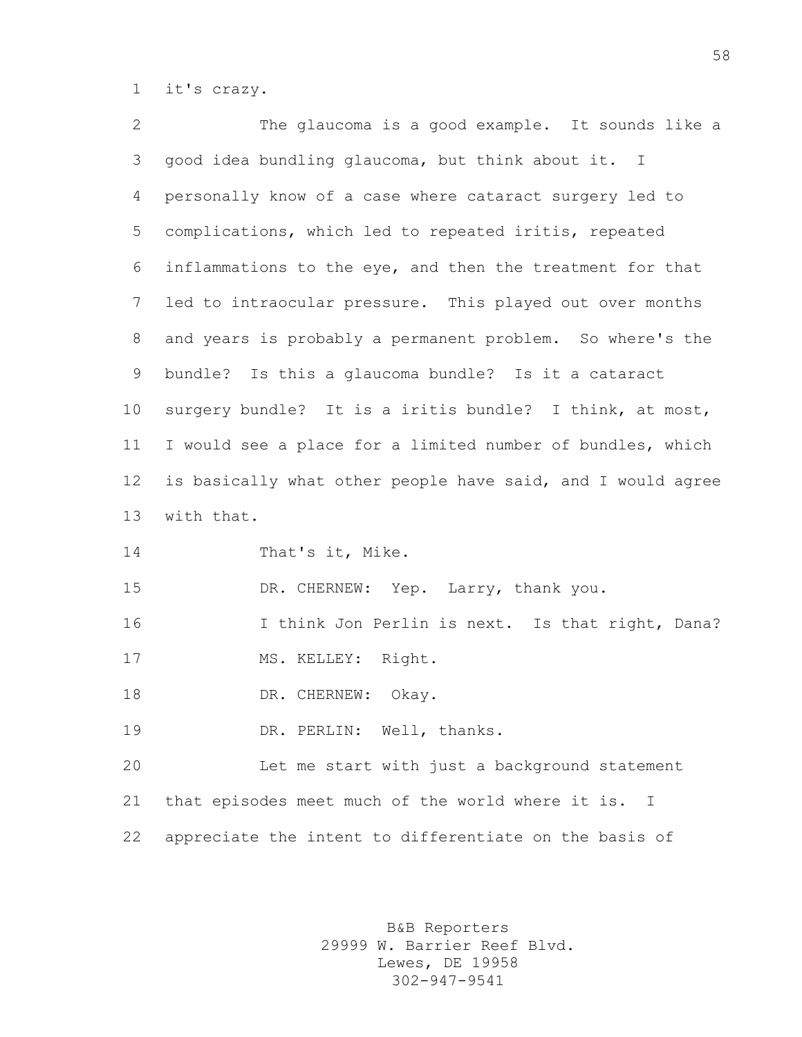it's crazy.

The glaucoma is a good example. It sounds like a good idea bundling glaucoma, but think about it. I personally know of a case where cataract surgery led to complications, which led to repeated iritis, repeated inflammations to the eye, and then the treatment for that led to intraocular pressure. This played out over months and years is probably a permanent problem. So where's the bundle? Is this a glaucoma bundle? Is it a cataract surgery bundle? It is a iritis bundle? I think, at most, I would see a place for a limited number of bundles, which is basically what other people have said, and I would agree with that.

That's it, Mike.

DR. CHERNEW: Yep. Larry, thank you.

I think Jon Perlin is next. Is that right, Dana?

MS. KELLEY: Right.

DR. CHERNEW: Okay.

DR. PERLIN: Well, thanks.

Let me start with just a background statement that episodes meet much of the world where it is. I appreciate the intent to differentiate on the basis of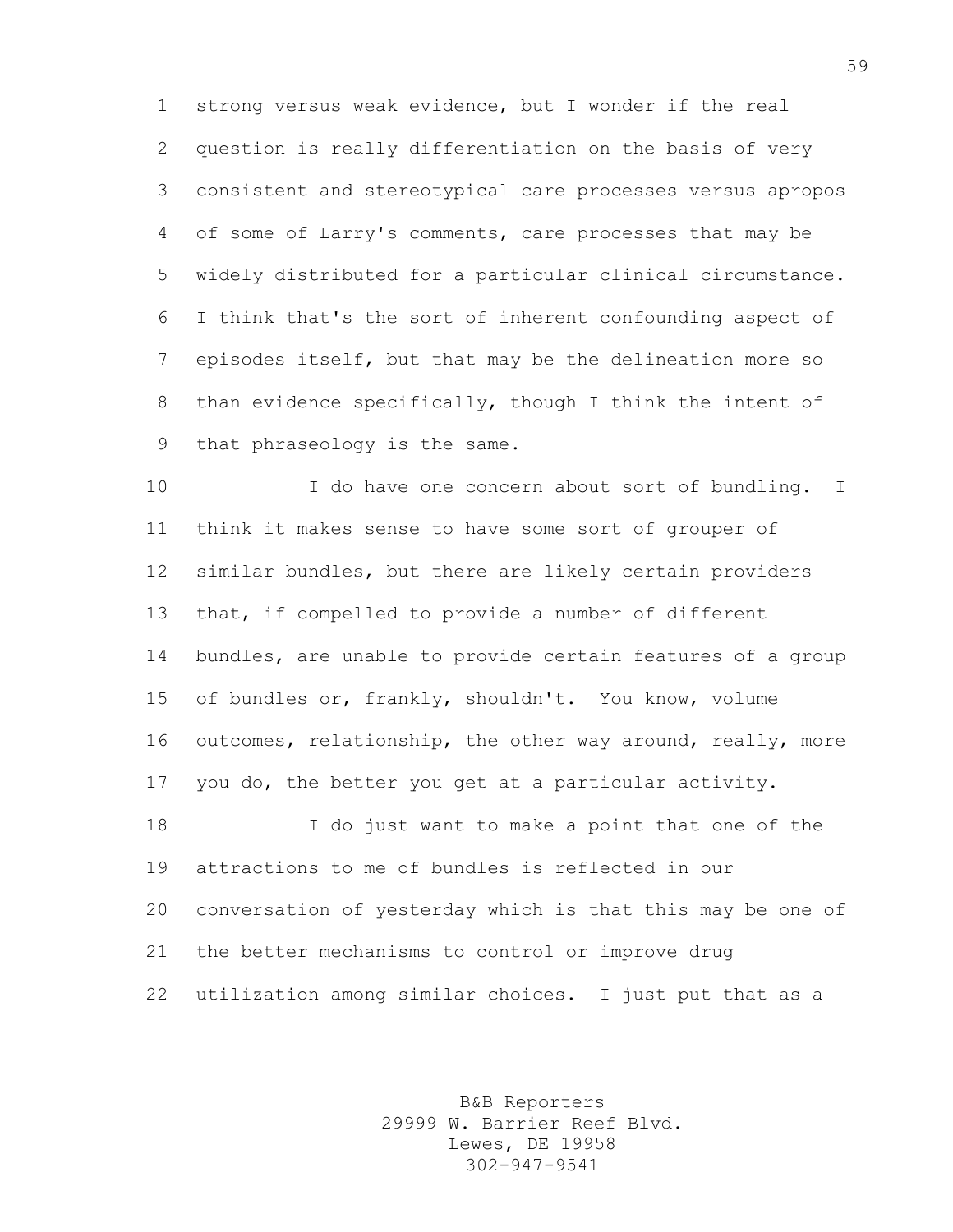strong versus weak evidence, but I wonder if the real question is really differentiation on the basis of very consistent and stereotypical care processes versus apropos of some of Larry's comments, care processes that may be widely distributed for a particular clinical circumstance. I think that's the sort of inherent confounding aspect of episodes itself, but that may be the delineation more so than evidence specifically, though I think the intent of that phraseology is the same.

I do have one concern about sort of bundling. I think it makes sense to have some sort of grouper of similar bundles, but there are likely certain providers that, if compelled to provide a number of different bundles, are unable to provide certain features of a group of bundles or, frankly, shouldn't. You know, volume outcomes, relationship, the other way around, really, more you do, the better you get at a particular activity.

I do just want to make a point that one of the attractions to me of bundles is reflected in our conversation of yesterday which is that this may be one of the better mechanisms to control or improve drug utilization among similar choices. I just put that as a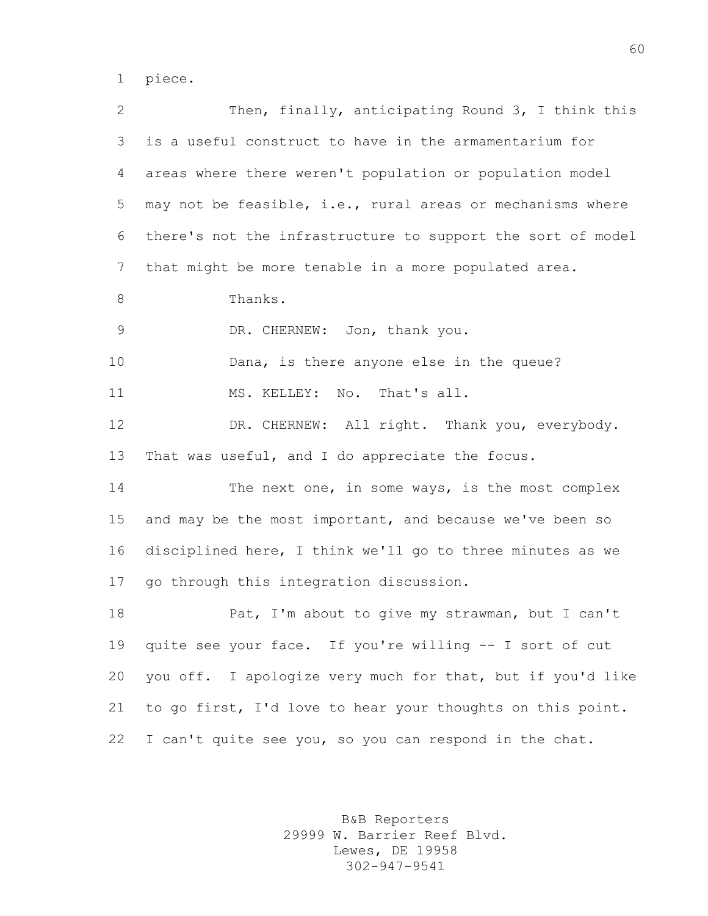piece.

Then, finally, anticipating Round 3, I think this is a useful construct to have in the armamentarium for areas where there weren't population or population model may not be feasible, i.e., rural areas or mechanisms where there's not the infrastructure to support the sort of model that might be more tenable in a more populated area.

Thanks.

DR. CHERNEW: Jon, thank you.

Dana, is there anyone else in the queue?

MS. KELLEY: No. That's all.

DR. CHERNEW: All right. Thank you, everybody. That was useful, and I do appreciate the focus.

The next one, in some ways, is the most complex and may be the most important, and because we've been so disciplined here, I think we'll go to three minutes as we go through this integration discussion.

Pat, I'm about to give my strawman, but I can't quite see your face. If you're willing -- I sort of cut you off. I apologize very much for that, but if you'd like to go first, I'd love to hear your thoughts on this point. I can't quite see you, so you can respond in the chat.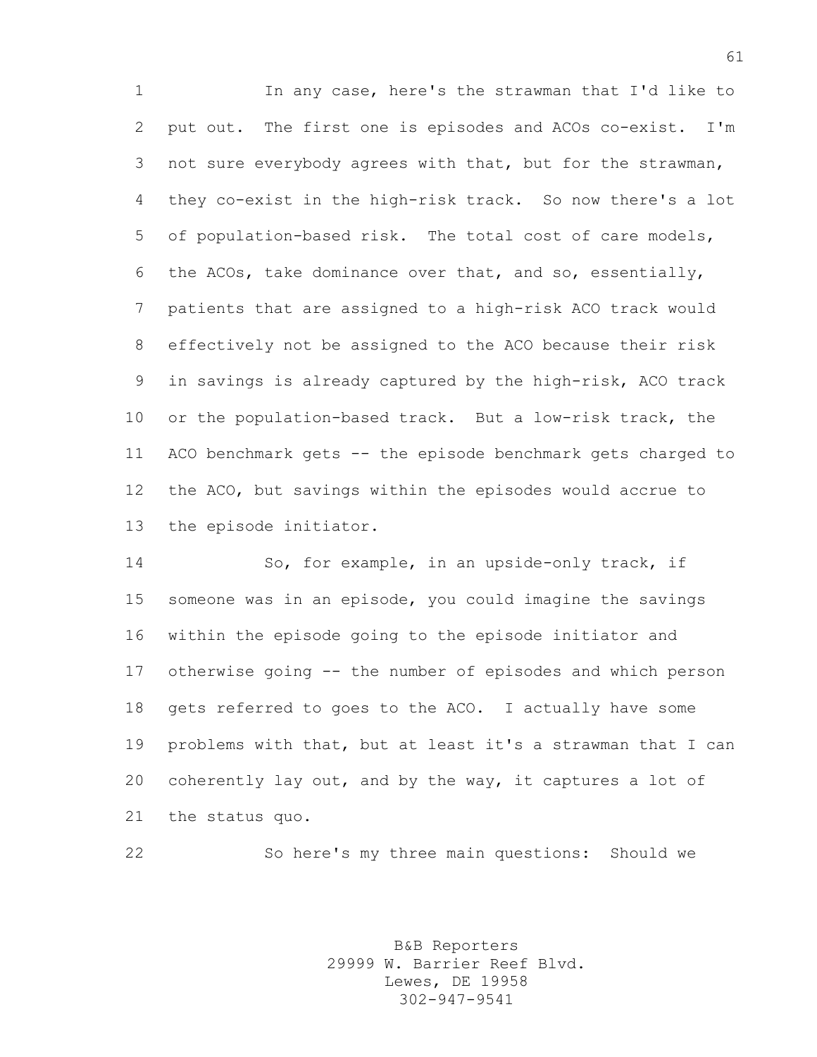In any case, here's the strawman that I'd like to put out. The first one is episodes and ACOs co-exist. I'm not sure everybody agrees with that, but for the strawman, they co-exist in the high-risk track. So now there's a lot of population-based risk. The total cost of care models, the ACOs, take dominance over that, and so, essentially, patients that are assigned to a high-risk ACO track would effectively not be assigned to the ACO because their risk in savings is already captured by the high-risk, ACO track or the population-based track. But a low-risk track, the ACO benchmark gets -- the episode benchmark gets charged to the ACO, but savings within the episodes would accrue to the episode initiator.

So, for example, in an upside-only track, if someone was in an episode, you could imagine the savings within the episode going to the episode initiator and otherwise going -- the number of episodes and which person gets referred to goes to the ACO. I actually have some problems with that, but at least it's a strawman that I can coherently lay out, and by the way, it captures a lot of the status quo.

So here's my three main questions: Should we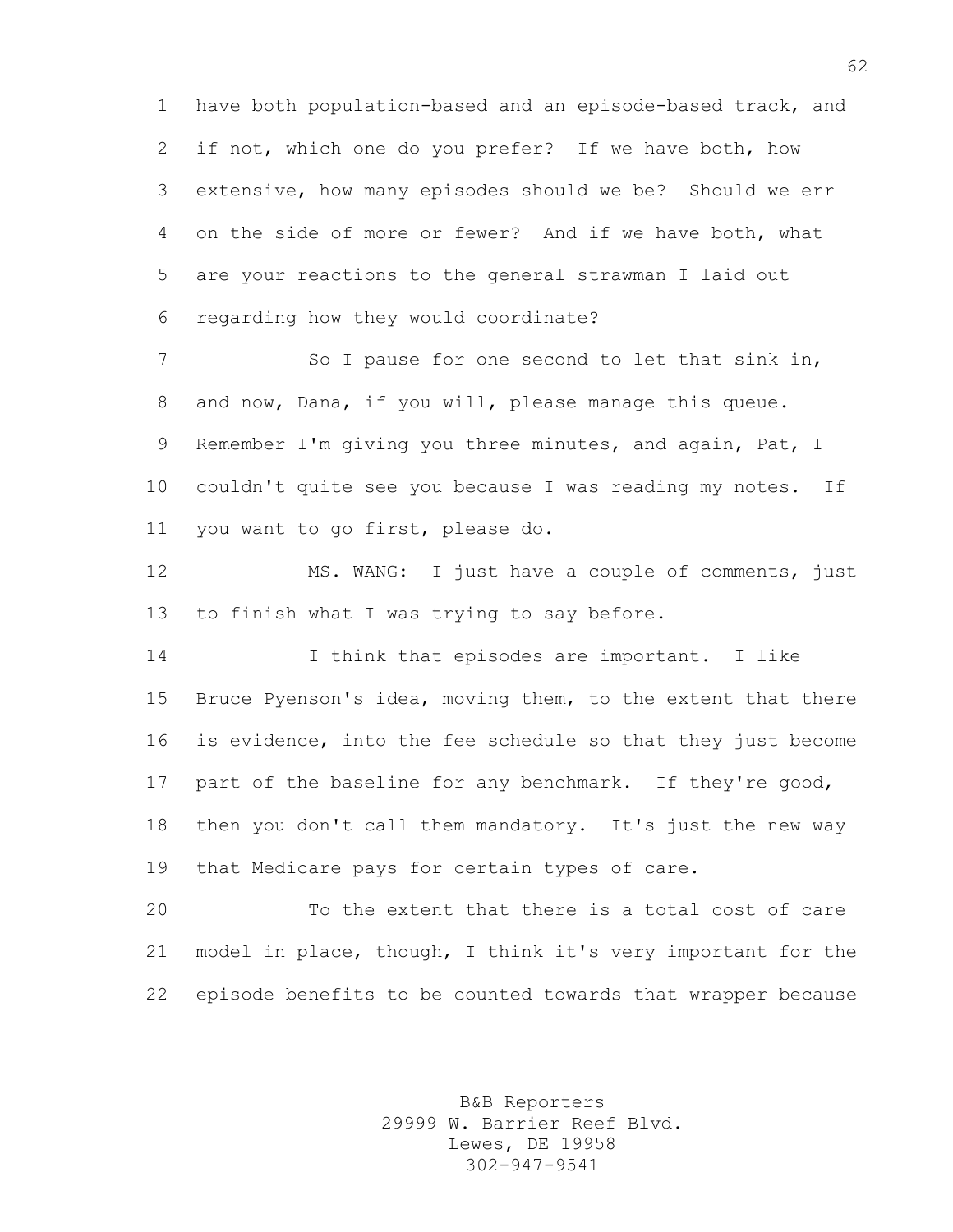have both population-based and an episode-based track, and if not, which one do you prefer? If we have both, how extensive, how many episodes should we be? Should we err on the side of more or fewer? And if we have both, what are your reactions to the general strawman I laid out regarding how they would coordinate?

So I pause for one second to let that sink in, and now, Dana, if you will, please manage this queue. Remember I'm giving you three minutes, and again, Pat, I couldn't quite see you because I was reading my notes. If you want to go first, please do.

MS. WANG: I just have a couple of comments, just to finish what I was trying to say before.

I think that episodes are important. I like Bruce Pyenson's idea, moving them, to the extent that there is evidence, into the fee schedule so that they just become part of the baseline for any benchmark. If they're good, then you don't call them mandatory. It's just the new way that Medicare pays for certain types of care.

To the extent that there is a total cost of care model in place, though, I think it's very important for the episode benefits to be counted towards that wrapper because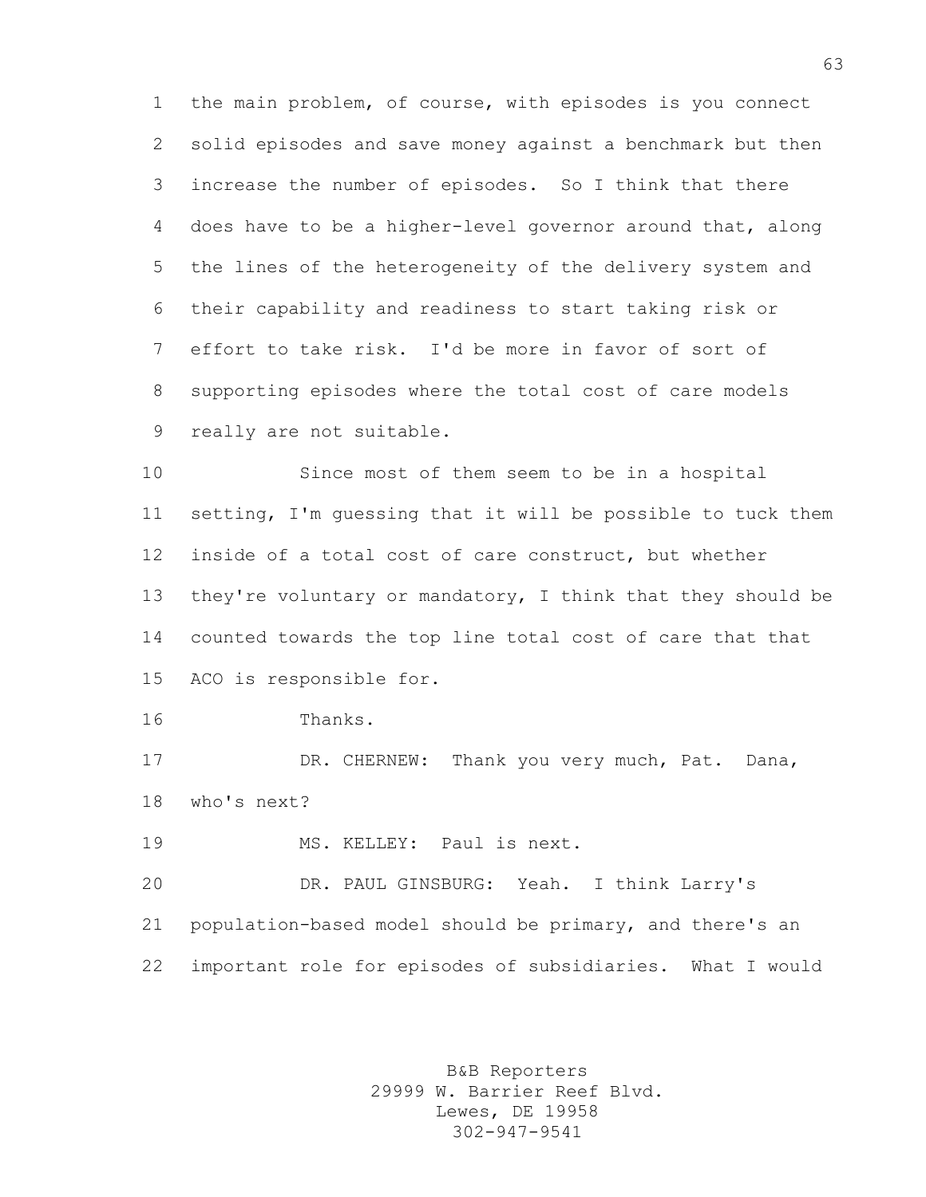the main problem, of course, with episodes is you connect solid episodes and save money against a benchmark but then increase the number of episodes. So I think that there does have to be a higher-level governor around that, along the lines of the heterogeneity of the delivery system and their capability and readiness to start taking risk or effort to take risk. I'd be more in favor of sort of supporting episodes where the total cost of care models really are not suitable.

Since most of them seem to be in a hospital setting, I'm guessing that it will be possible to tuck them inside of a total cost of care construct, but whether they're voluntary or mandatory, I think that they should be counted towards the top line total cost of care that that ACO is responsible for.

Thanks.

DR. CHERNEW: Thank you very much, Pat. Dana, who's next?

MS. KELLEY: Paul is next.

DR. PAUL GINSBURG: Yeah. I think Larry's population-based model should be primary, and there's an important role for episodes of subsidiaries. What I would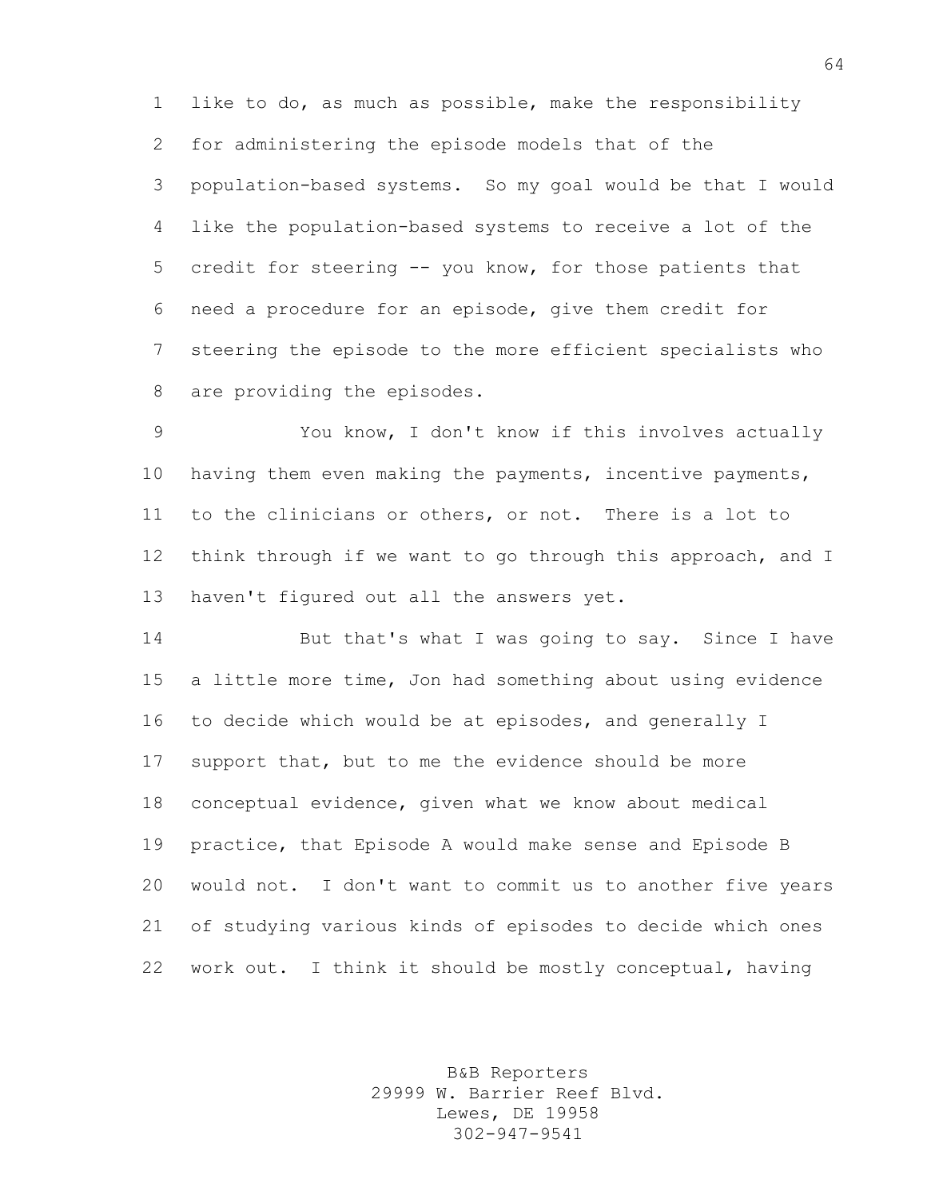like to do, as much as possible, make the responsibility for administering the episode models that of the population-based systems. So my goal would be that I would like the population-based systems to receive a lot of the credit for steering -- you know, for those patients that need a procedure for an episode, give them credit for steering the episode to the more efficient specialists who are providing the episodes.

You know, I don't know if this involves actually having them even making the payments, incentive payments, to the clinicians or others, or not. There is a lot to think through if we want to go through this approach, and I haven't figured out all the answers yet.

But that's what I was going to say. Since I have a little more time, Jon had something about using evidence to decide which would be at episodes, and generally I support that, but to me the evidence should be more conceptual evidence, given what we know about medical practice, that Episode A would make sense and Episode B would not. I don't want to commit us to another five years of studying various kinds of episodes to decide which ones work out. I think it should be mostly conceptual, having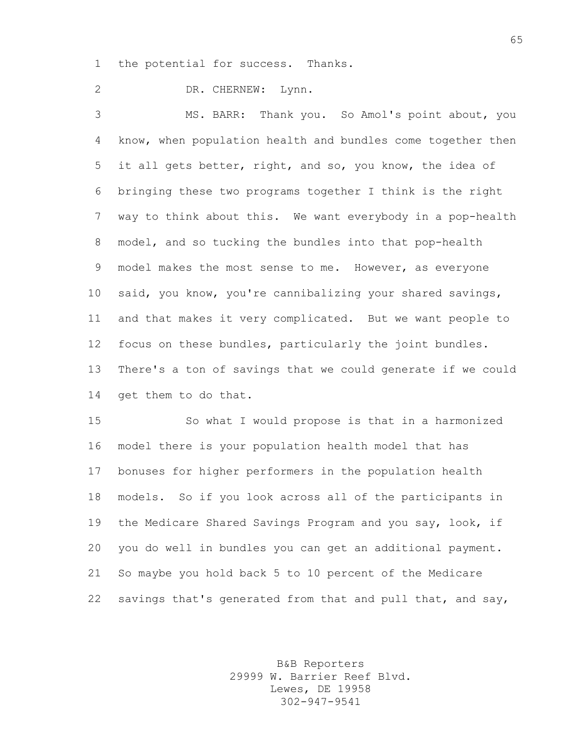the potential for success. Thanks.

DR. CHERNEW: Lynn.

MS. BARR: Thank you. So Amol's point about, you know, when population health and bundles come together then it all gets better, right, and so, you know, the idea of bringing these two programs together I think is the right way to think about this. We want everybody in a pop-health model, and so tucking the bundles into that pop-health model makes the most sense to me. However, as everyone said, you know, you're cannibalizing your shared savings, and that makes it very complicated. But we want people to focus on these bundles, particularly the joint bundles. There's a ton of savings that we could generate if we could get them to do that.

So what I would propose is that in a harmonized model there is your population health model that has bonuses for higher performers in the population health models. So if you look across all of the participants in the Medicare Shared Savings Program and you say, look, if you do well in bundles you can get an additional payment. So maybe you hold back 5 to 10 percent of the Medicare savings that's generated from that and pull that, and say,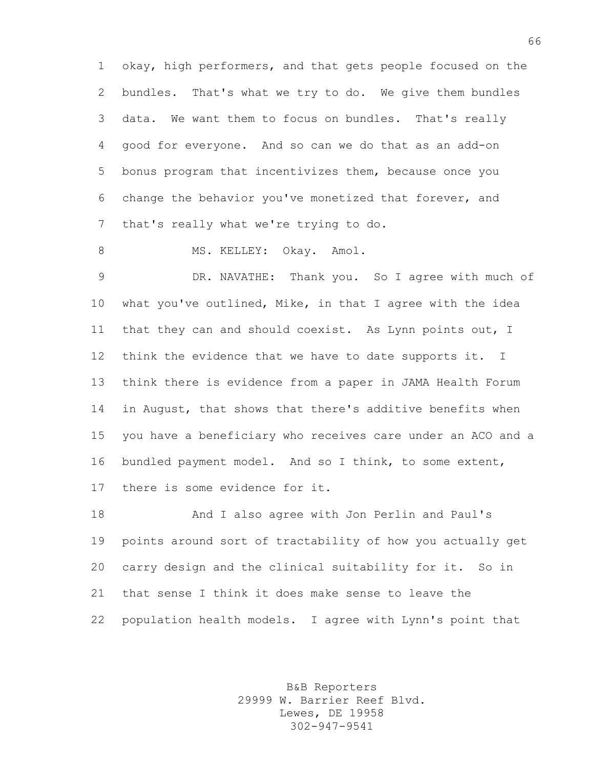okay, high performers, and that gets people focused on the bundles. That's what we try to do. We give them bundles data. We want them to focus on bundles. That's really good for everyone. And so can we do that as an add-on bonus program that incentivizes them, because once you change the behavior you've monetized that forever, and that's really what we're trying to do.

MS. KELLEY: Okay. Amol.

DR. NAVATHE: Thank you. So I agree with much of what you've outlined, Mike, in that I agree with the idea that they can and should coexist. As Lynn points out, I think the evidence that we have to date supports it. I think there is evidence from a paper in JAMA Health Forum in August, that shows that there's additive benefits when you have a beneficiary who receives care under an ACO and a bundled payment model. And so I think, to some extent, there is some evidence for it.

And I also agree with Jon Perlin and Paul's points around sort of tractability of how you actually get carry design and the clinical suitability for it. So in that sense I think it does make sense to leave the population health models. I agree with Lynn's point that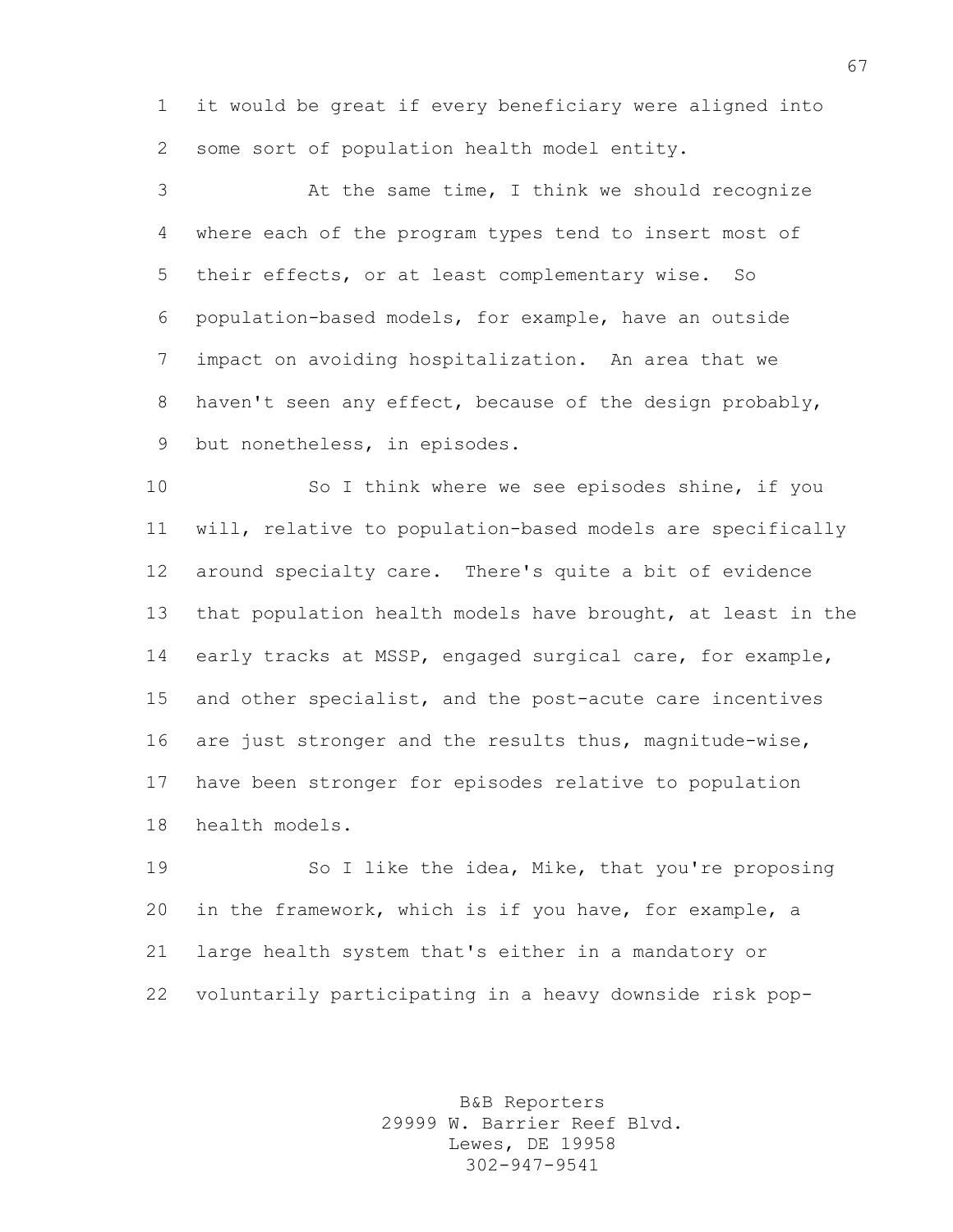it would be great if every beneficiary were aligned into some sort of population health model entity.

At the same time, I think we should recognize where each of the program types tend to insert most of their effects, or at least complementary wise. So population-based models, for example, have an outside impact on avoiding hospitalization. An area that we haven't seen any effect, because of the design probably, but nonetheless, in episodes.

So I think where we see episodes shine, if you will, relative to population-based models are specifically around specialty care. There's quite a bit of evidence that population health models have brought, at least in the early tracks at MSSP, engaged surgical care, for example, and other specialist, and the post-acute care incentives are just stronger and the results thus, magnitude-wise, have been stronger for episodes relative to population health models.

So I like the idea, Mike, that you're proposing in the framework, which is if you have, for example, a large health system that's either in a mandatory or voluntarily participating in a heavy downside risk pop-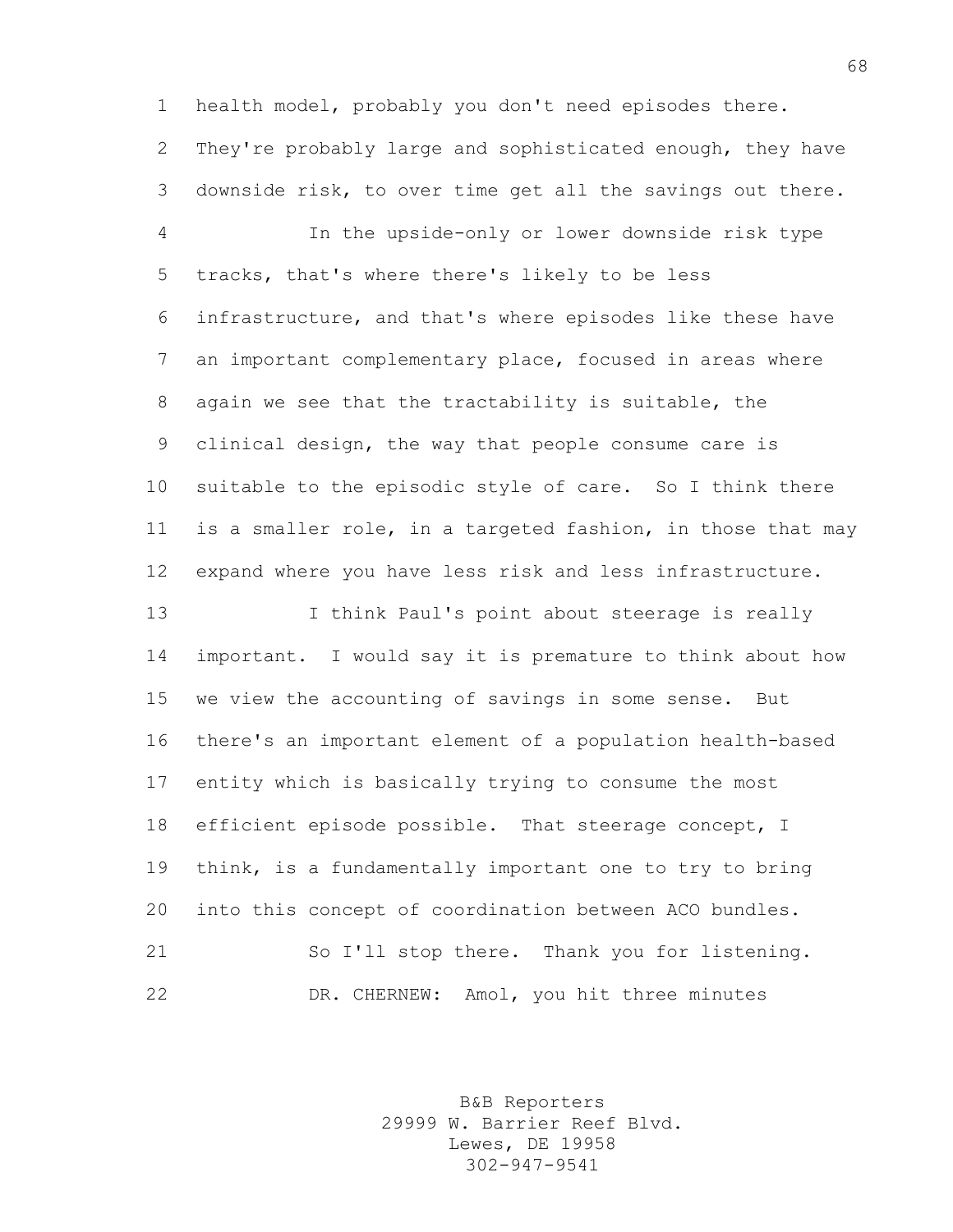health model, probably you don't need episodes there. They're probably large and sophisticated enough, they have downside risk, to over time get all the savings out there.

In the upside-only or lower downside risk type tracks, that's where there's likely to be less infrastructure, and that's where episodes like these have an important complementary place, focused in areas where again we see that the tractability is suitable, the clinical design, the way that people consume care is suitable to the episodic style of care. So I think there is a smaller role, in a targeted fashion, in those that may expand where you have less risk and less infrastructure.

I think Paul's point about steerage is really important. I would say it is premature to think about how we view the accounting of savings in some sense. But there's an important element of a population health-based entity which is basically trying to consume the most efficient episode possible. That steerage concept, I think, is a fundamentally important one to try to bring into this concept of coordination between ACO bundles.

So I'll stop there. Thank you for listening.

DR. CHERNEW: Amol, you hit three minutes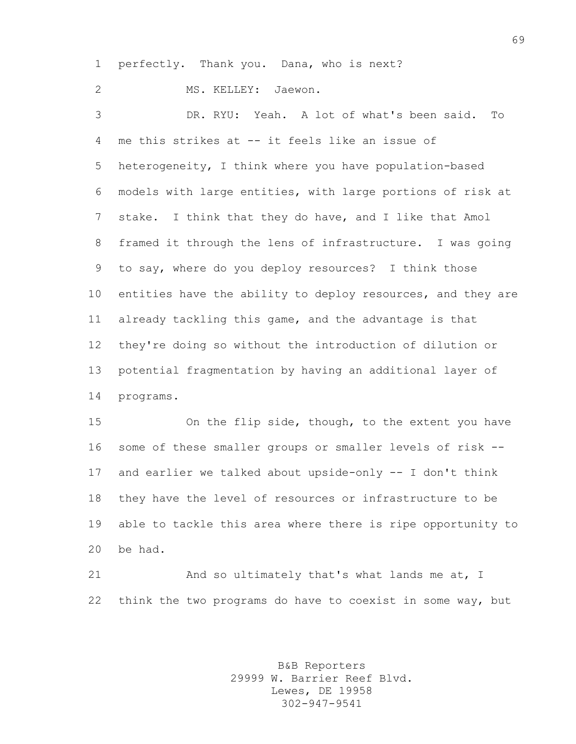perfectly. Thank you. Dana, who is next?

MS. KELLEY: Jaewon.

DR. RYU: Yeah. A lot of what's been said. To me this strikes at -- it feels like an issue of heterogeneity, I think where you have population-based models with large entities, with large portions of risk at stake. I think that they do have, and I like that Amol framed it through the lens of infrastructure. I was going to say, where do you deploy resources? I think those entities have the ability to deploy resources, and they are already tackling this game, and the advantage is that they're doing so without the introduction of dilution or potential fragmentation by having an additional layer of programs.

On the flip side, though, to the extent you have some of these smaller groups or smaller levels of risk -- and earlier we talked about upside-only -- I don't think they have the level of resources or infrastructure to be able to tackle this area where there is ripe opportunity to be had.

And so ultimately that's what lands me at, I think the two programs do have to coexist in some way, but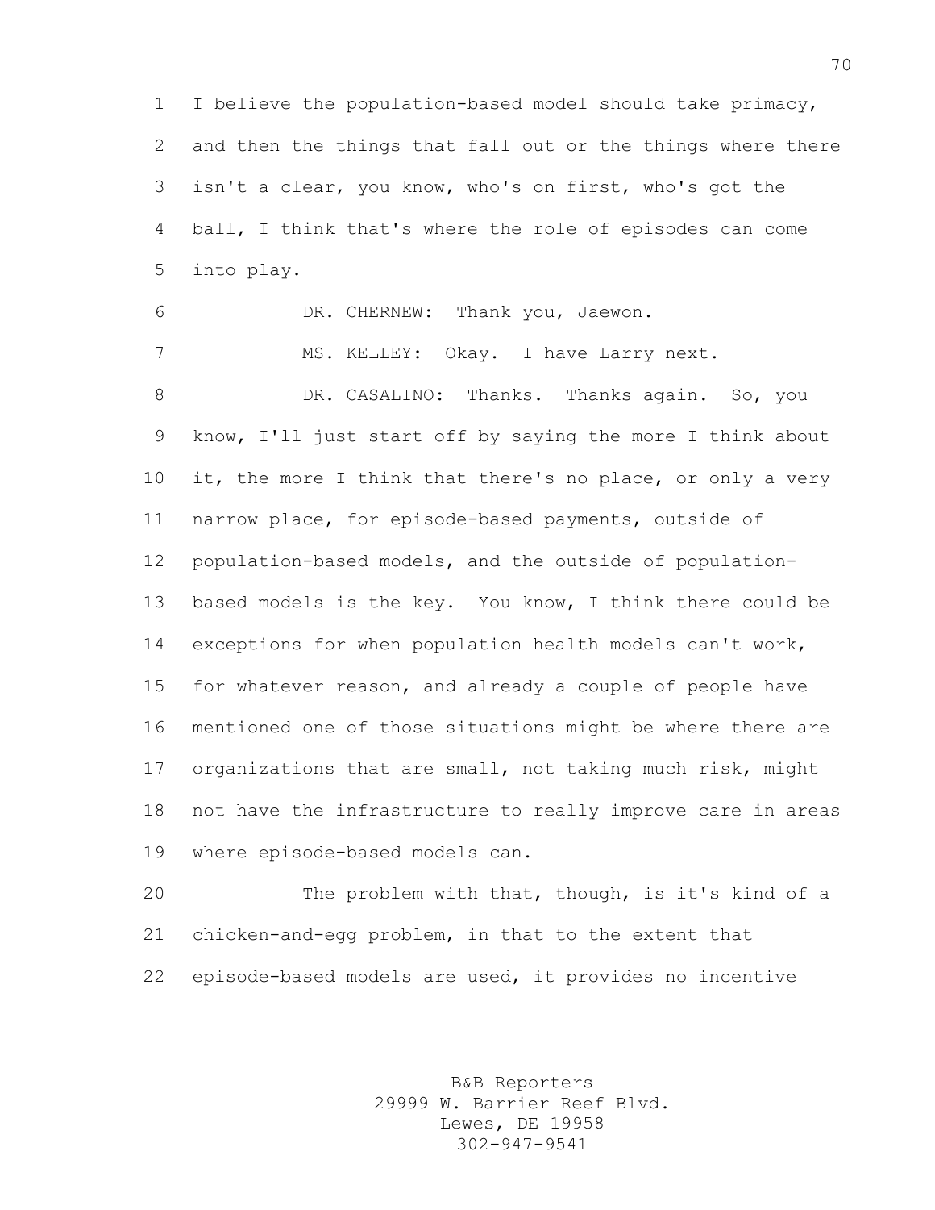I believe the population-based model should take primacy, and then the things that fall out or the things where there isn't a clear, you know, who's on first, who's got the ball, I think that's where the role of episodes can come into play.

DR. CHERNEW: Thank you, Jaewon.

MS. KELLEY: Okay. I have Larry next.

DR. CASALINO: Thanks. Thanks again. So, you know, I'll just start off by saying the more I think about it, the more I think that there's no place, or only a very narrow place, for episode-based payments, outside of population-based models, and the outside of population-based models is the key. You know, I think there could be exceptions for when population health models can't work, for whatever reason, and already a couple of people have mentioned one of those situations might be where there are organizations that are small, not taking much risk, might not have the infrastructure to really improve care in areas where episode-based models can.

The problem with that, though, is it's kind of a chicken-and-egg problem, in that to the extent that episode-based models are used, it provides no incentive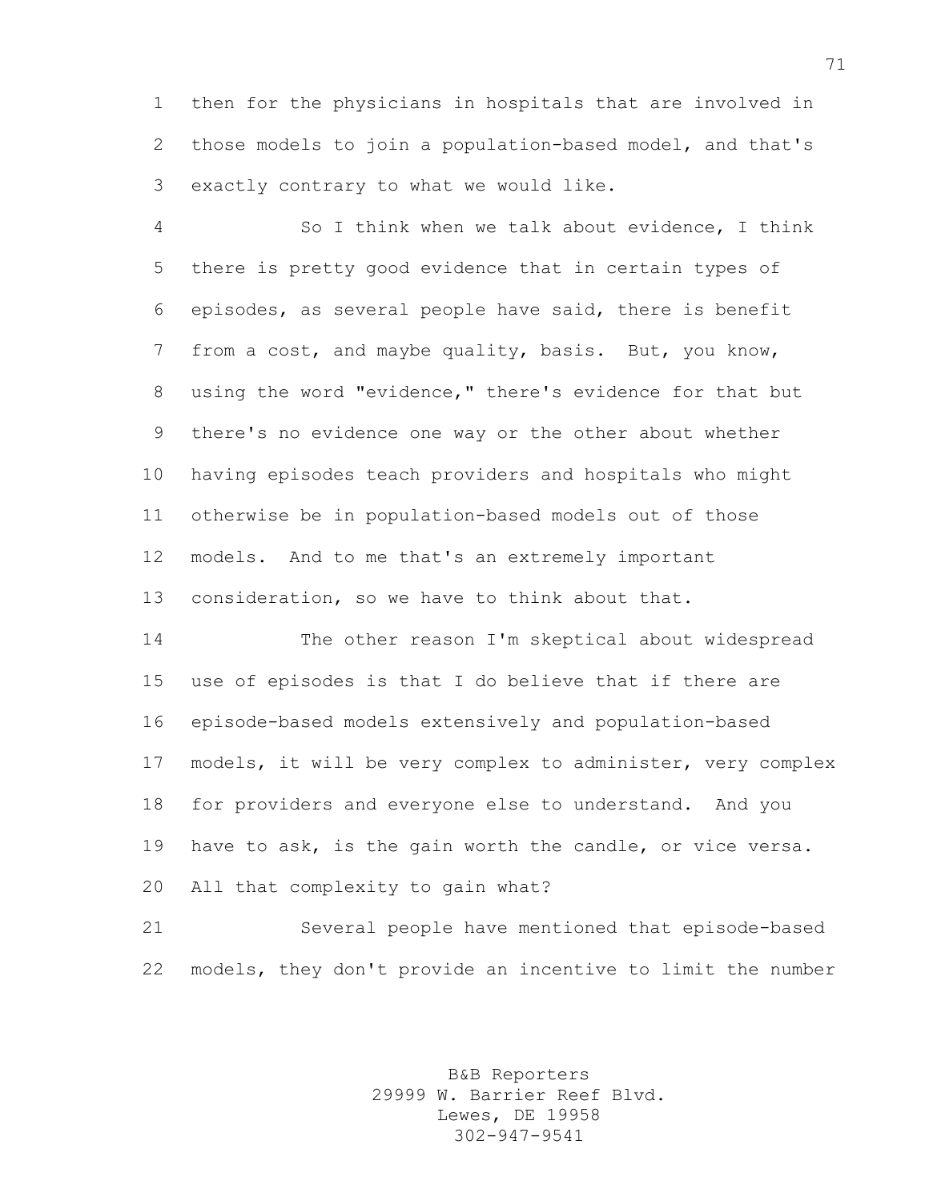then for the physicians in hospitals that are involved in those models to join a population-based model, and that's exactly contrary to what we would like.

So I think when we talk about evidence, I think there is pretty good evidence that in certain types of episodes, as several people have said, there is benefit from a cost, and maybe quality, basis. But, you know, using the word "evidence," there's evidence for that but there's no evidence one way or the other about whether having episodes teach providers and hospitals who might otherwise be in population-based models out of those models. And to me that's an extremely important consideration, so we have to think about that.

The other reason I'm skeptical about widespread use of episodes is that I do believe that if there are episode-based models extensively and population-based models, it will be very complex to administer, very complex for providers and everyone else to understand. And you have to ask, is the gain worth the candle, or vice versa. All that complexity to gain what?

Several people have mentioned that episode-based models, they don't provide an incentive to limit the number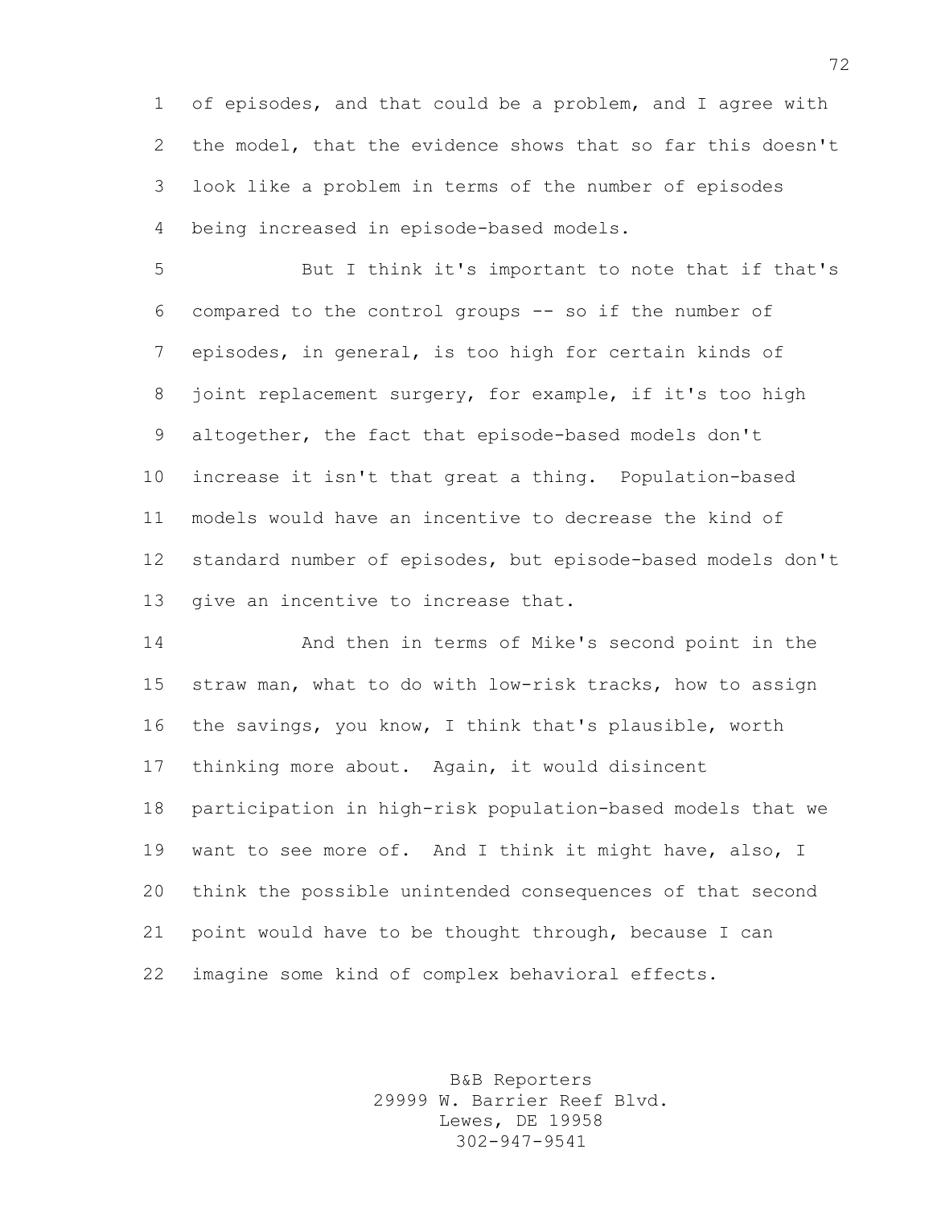of episodes, and that could be a problem, and I agree with the model, that the evidence shows that so far this doesn't look like a problem in terms of the number of episodes being increased in episode-based models.

But I think it's important to note that if that's compared to the control groups -- so if the number of episodes, in general, is too high for certain kinds of joint replacement surgery, for example, if it's too high altogether, the fact that episode-based models don't increase it isn't that great a thing. Population-based models would have an incentive to decrease the kind of standard number of episodes, but episode-based models don't give an incentive to increase that.

And then in terms of Mike's second point in the straw man, what to do with low-risk tracks, how to assign the savings, you know, I think that's plausible, worth thinking more about. Again, it would disincent participation in high-risk population-based models that we want to see more of. And I think it might have, also, I think the possible unintended consequences of that second point would have to be thought through, because I can imagine some kind of complex behavioral effects.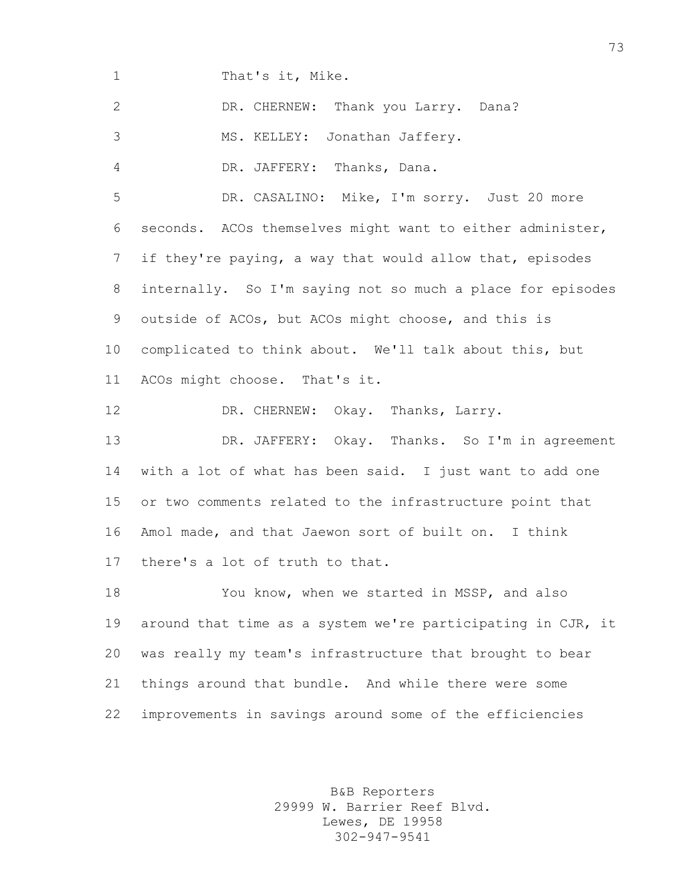That's it, Mike.

DR. CHERNEW: Thank you Larry. Dana?

MS. KELLEY: Jonathan Jaffery.

DR. JAFFERY: Thanks, Dana.

DR. CASALINO: Mike, I'm sorry. Just 20 more seconds. ACOs themselves might want to either administer, if they're paying, a way that would allow that, episodes internally. So I'm saying not so much a place for episodes outside of ACOs, but ACOs might choose, and this is complicated to think about. We'll talk about this, but ACOs might choose. That's it.

DR. CHERNEW: Okay. Thanks, Larry.

DR. JAFFERY: Okay. Thanks. So I'm in agreement with a lot of what has been said. I just want to add one or two comments related to the infrastructure point that Amol made, and that Jaewon sort of built on. I think there's a lot of truth to that.

You know, when we started in MSSP, and also around that time as a system we're participating in CJR, it was really my team's infrastructure that brought to bear things around that bundle. And while there were some improvements in savings around some of the efficiencies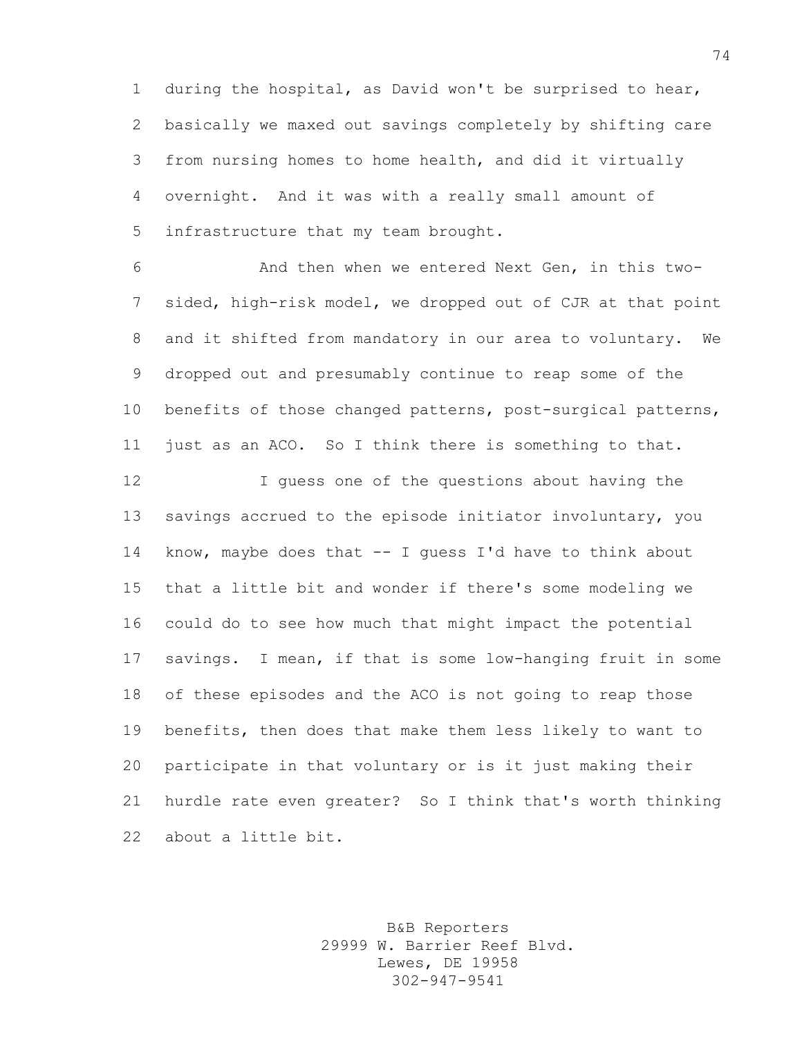during the hospital, as David won't be surprised to hear, basically we maxed out savings completely by shifting care from nursing homes to home health, and did it virtually overnight. And it was with a really small amount of infrastructure that my team brought.

And then when we entered Next Gen, in this two-sided, high-risk model, we dropped out of CJR at that point and it shifted from mandatory in our area to voluntary. We dropped out and presumably continue to reap some of the benefits of those changed patterns, post-surgical patterns, just as an ACO. So I think there is something to that.

I guess one of the questions about having the savings accrued to the episode initiator involuntary, you know, maybe does that -- I guess I'd have to think about that a little bit and wonder if there's some modeling we could do to see how much that might impact the potential savings. I mean, if that is some low-hanging fruit in some of these episodes and the ACO is not going to reap those benefits, then does that make them less likely to want to participate in that voluntary or is it just making their hurdle rate even greater? So I think that's worth thinking about a little bit.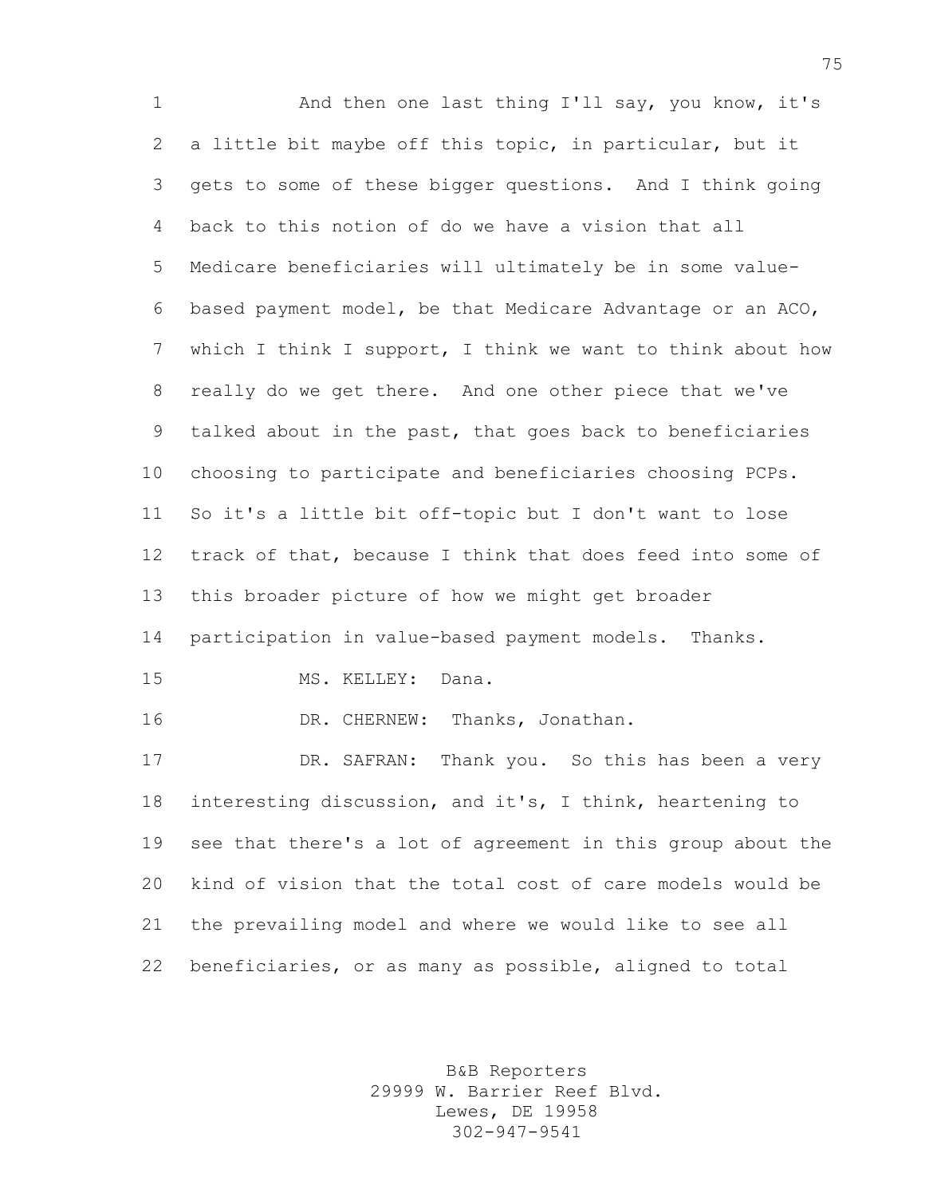And then one last thing I'll say, you know, it's a little bit maybe off this topic, in particular, but it gets to some of these bigger questions. And I think going back to this notion of do we have a vision that all Medicare beneficiaries will ultimately be in some value-based payment model, be that Medicare Advantage or an ACO, which I think I support, I think we want to think about how really do we get there. And one other piece that we've talked about in the past, that goes back to beneficiaries choosing to participate and beneficiaries choosing PCPs. So it's a little bit off-topic but I don't want to lose track of that, because I think that does feed into some of this broader picture of how we might get broader participation in value-based payment models. Thanks.

MS. KELLEY: Dana.

DR. CHERNEW: Thanks, Jonathan.

DR. SAFRAN: Thank you. So this has been a very interesting discussion, and it's, I think, heartening to see that there's a lot of agreement in this group about the kind of vision that the total cost of care models would be the prevailing model and where we would like to see all beneficiaries, or as many as possible, aligned to total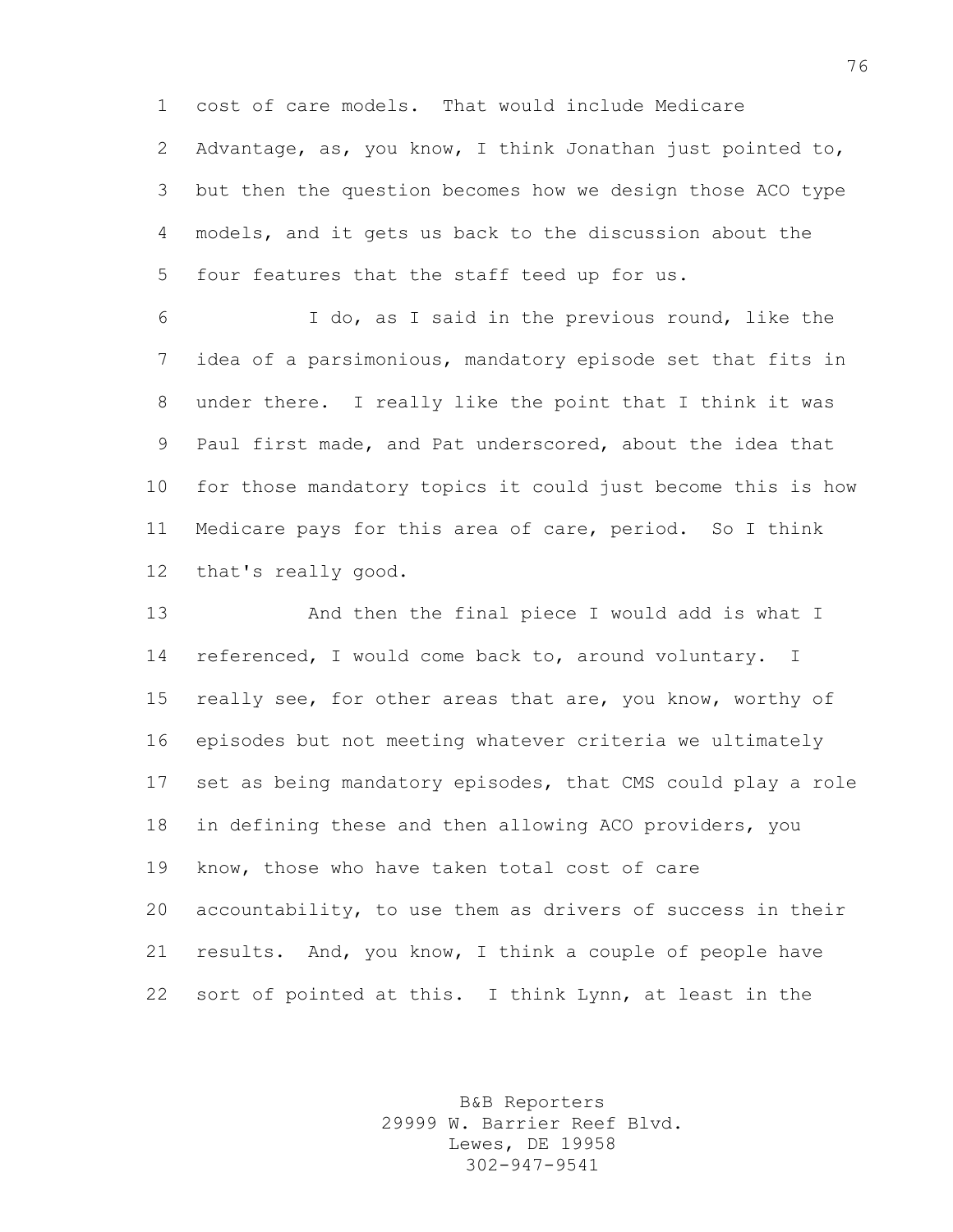cost of care models. That would include Medicare Advantage, as, you know, I think Jonathan just pointed to, but then the question becomes how we design those ACO type models, and it gets us back to the discussion about the four features that the staff teed up for us.

I do, as I said in the previous round, like the idea of a parsimonious, mandatory episode set that fits in under there. I really like the point that I think it was Paul first made, and Pat underscored, about the idea that for those mandatory topics it could just become this is how Medicare pays for this area of care, period. So I think that's really good.

And then the final piece I would add is what I referenced, I would come back to, around voluntary. I really see, for other areas that are, you know, worthy of episodes but not meeting whatever criteria we ultimately set as being mandatory episodes, that CMS could play a role in defining these and then allowing ACO providers, you know, those who have taken total cost of care accountability, to use them as drivers of success in their results. And, you know, I think a couple of people have sort of pointed at this. I think Lynn, at least in the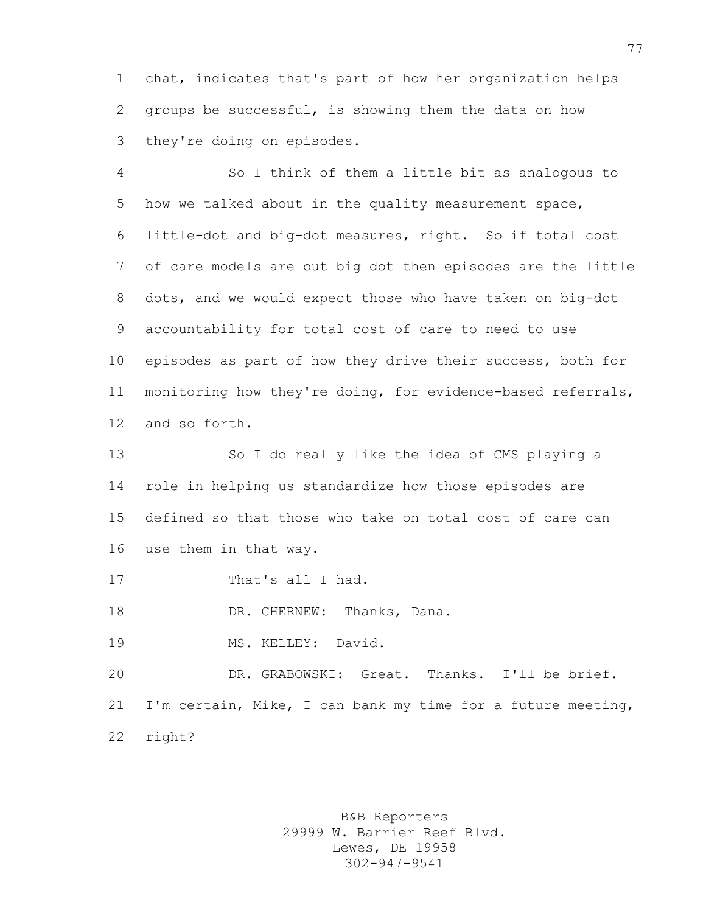chat, indicates that's part of how her organization helps groups be successful, is showing them the data on how they're doing on episodes.

So I think of them a little bit as analogous to how we talked about in the quality measurement space, little-dot and big-dot measures, right. So if total cost of care models are out big dot then episodes are the little dots, and we would expect those who have taken on big-dot accountability for total cost of care to need to use episodes as part of how they drive their success, both for monitoring how they're doing, for evidence-based referrals, and so forth.

So I do really like the idea of CMS playing a role in helping us standardize how those episodes are defined so that those who take on total cost of care can use them in that way.

That's all I had.

DR. CHERNEW: Thanks, Dana.

MS. KELLEY: David.

DR. GRABOWSKI: Great. Thanks. I'll be brief. I'm certain, Mike, I can bank my time for a future meeting, right?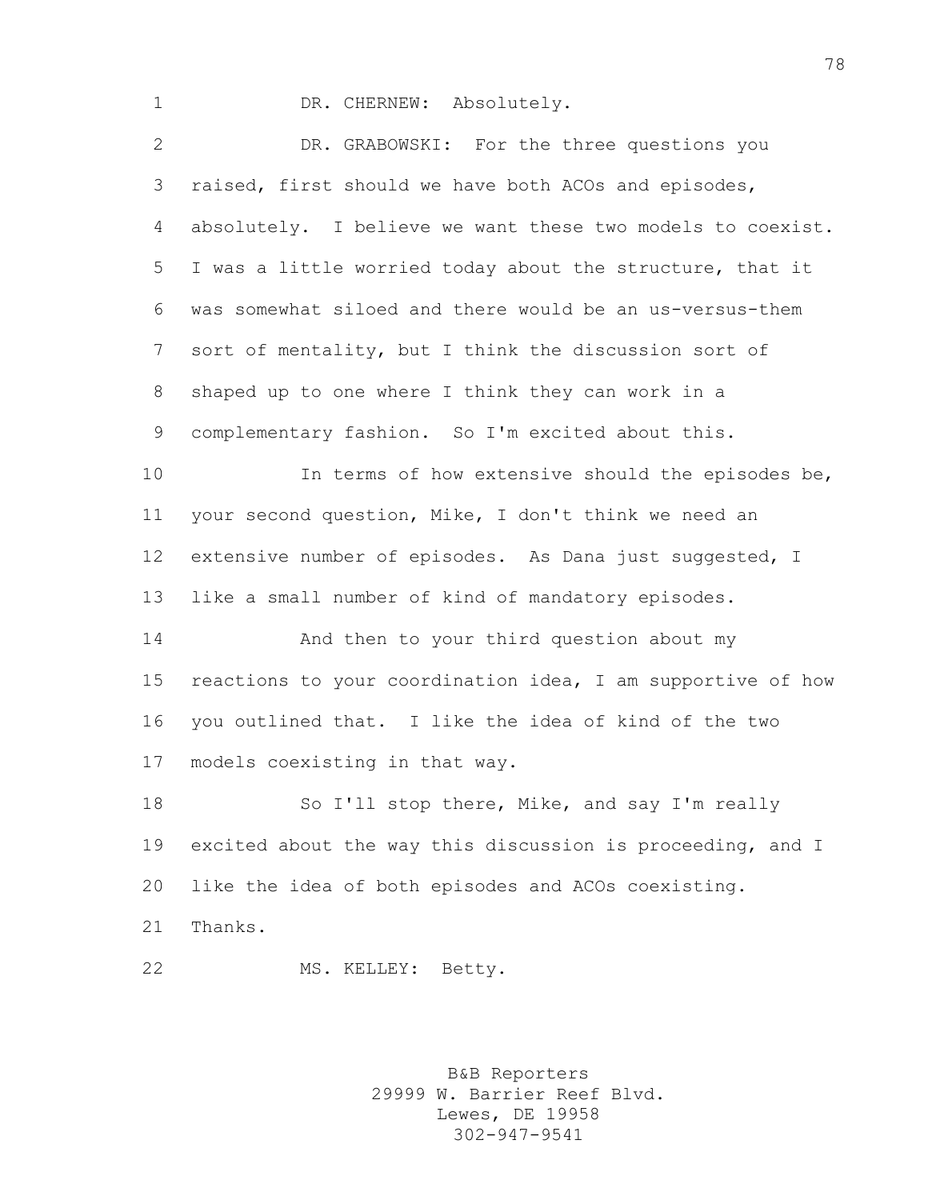DR. CHERNEW: Absolutely.

DR. GRABOWSKI: For the three questions you raised, first should we have both ACOs and episodes, absolutely. I believe we want these two models to coexist. I was a little worried today about the structure, that it was somewhat siloed and there would be an us-versus-them sort of mentality, but I think the discussion sort of shaped up to one where I think they can work in a complementary fashion. So I'm excited about this.

In terms of how extensive should the episodes be, your second question, Mike, I don't think we need an extensive number of episodes. As Dana just suggested, I like a small number of kind of mandatory episodes.

And then to your third question about my reactions to your coordination idea, I am supportive of how you outlined that. I like the idea of kind of the two models coexisting in that way.

So I'll stop there, Mike, and say I'm really excited about the way this discussion is proceeding, and I like the idea of both episodes and ACOs coexisting. Thanks.

MS. KELLEY: Betty.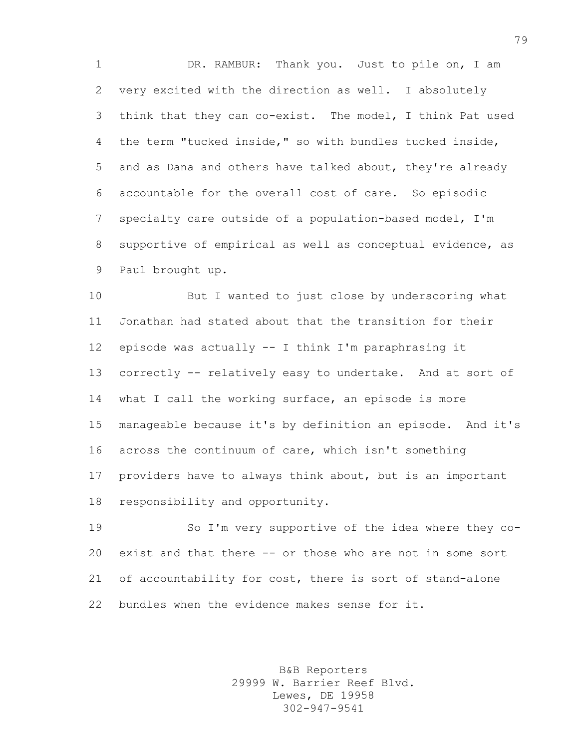DR. RAMBUR: Thank you. Just to pile on, I am very excited with the direction as well. I absolutely think that they can co-exist. The model, I think Pat used the term "tucked inside," so with bundles tucked inside, and as Dana and others have talked about, they're already accountable for the overall cost of care. So episodic specialty care outside of a population-based model, I'm supportive of empirical as well as conceptual evidence, as Paul brought up.

But I wanted to just close by underscoring what Jonathan had stated about that the transition for their episode was actually -- I think I'm paraphrasing it correctly -- relatively easy to undertake. And at sort of what I call the working surface, an episode is more manageable because it's by definition an episode. And it's across the continuum of care, which isn't something providers have to always think about, but is an important responsibility and opportunity.

So I'm very supportive of the idea where they co-exist and that there -- or those who are not in some sort of accountability for cost, there is sort of stand-alone bundles when the evidence makes sense for it.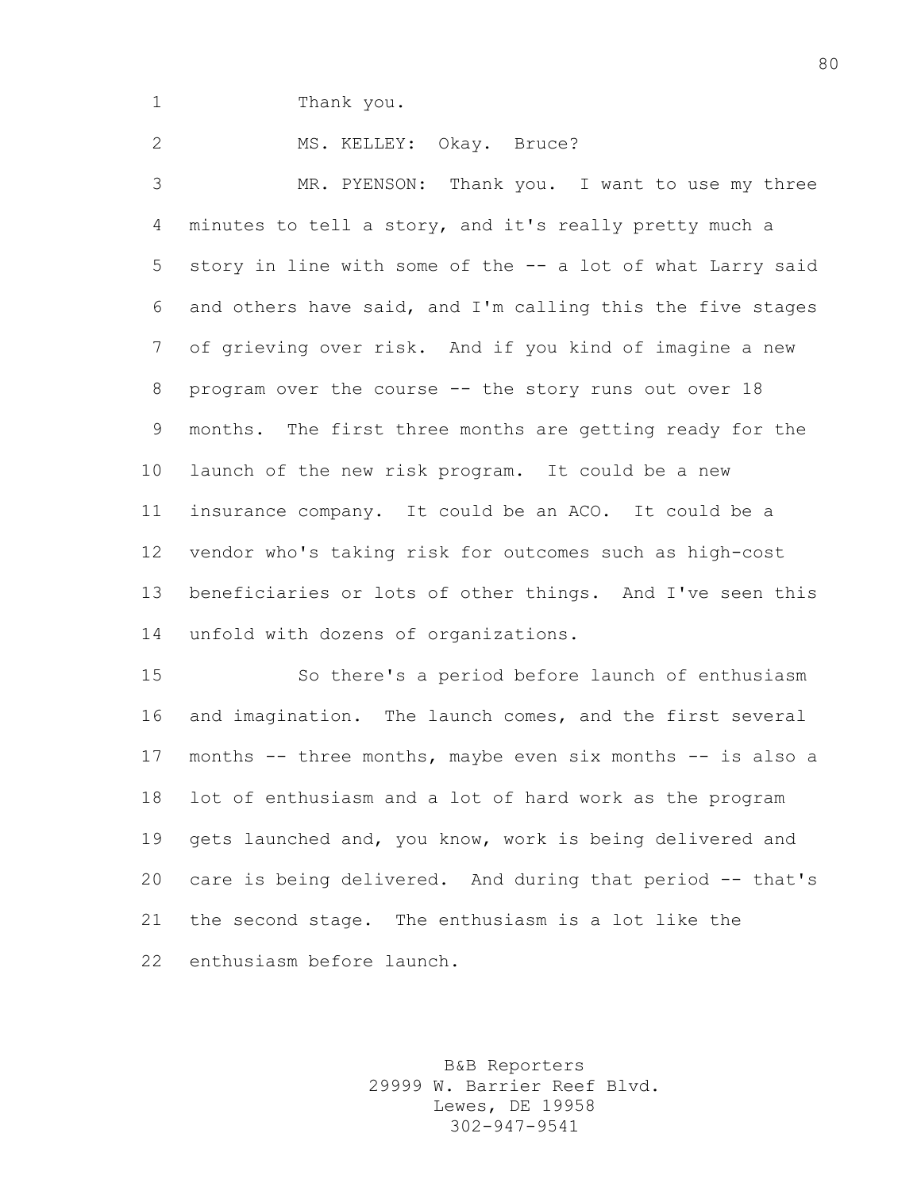Thank you.

MS. KELLEY: Okay. Bruce?

MR. PYENSON: Thank you. I want to use my three minutes to tell a story, and it's really pretty much a story in line with some of the -- a lot of what Larry said and others have said, and I'm calling this the five stages of grieving over risk. And if you kind of imagine a new program over the course -- the story runs out over 18 months. The first three months are getting ready for the launch of the new risk program. It could be a new insurance company. It could be an ACO. It could be a vendor who's taking risk for outcomes such as high-cost beneficiaries or lots of other things. And I've seen this unfold with dozens of organizations.

So there's a period before launch of enthusiasm and imagination. The launch comes, and the first several months -- three months, maybe even six months -- is also a lot of enthusiasm and a lot of hard work as the program gets launched and, you know, work is being delivered and care is being delivered. And during that period -- that's the second stage. The enthusiasm is a lot like the enthusiasm before launch.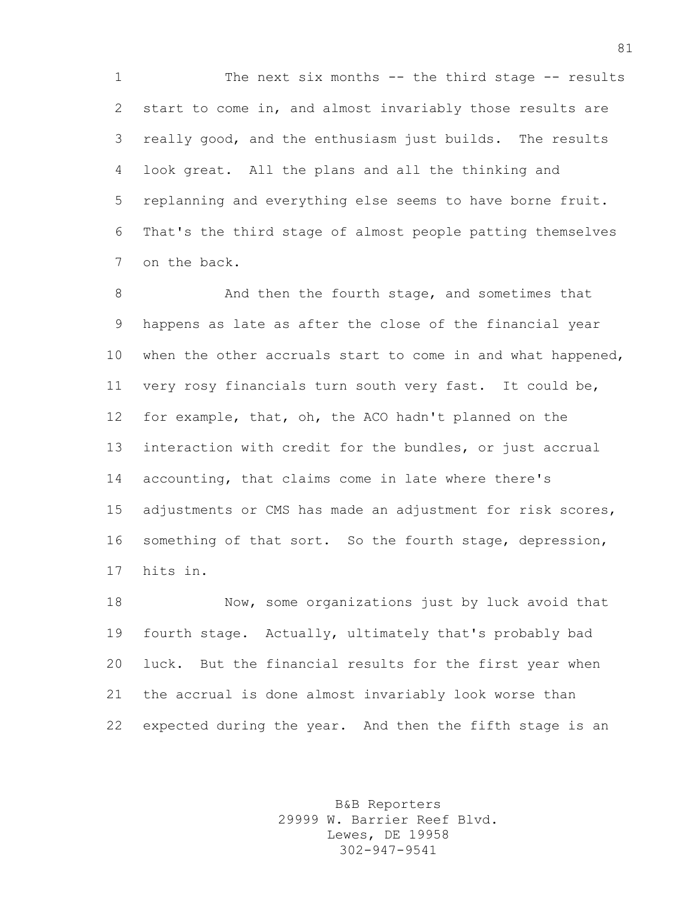The next six months -- the third stage -- results start to come in, and almost invariably those results are really good, and the enthusiasm just builds. The results look great. All the plans and all the thinking and replanning and everything else seems to have borne fruit. That's the third stage of almost people patting themselves on the back.

And then the fourth stage, and sometimes that happens as late as after the close of the financial year when the other accruals start to come in and what happened, very rosy financials turn south very fast. It could be, for example, that, oh, the ACO hadn't planned on the interaction with credit for the bundles, or just accrual accounting, that claims come in late where there's adjustments or CMS has made an adjustment for risk scores, something of that sort. So the fourth stage, depression, hits in.

Now, some organizations just by luck avoid that fourth stage. Actually, ultimately that's probably bad luck. But the financial results for the first year when the accrual is done almost invariably look worse than expected during the year. And then the fifth stage is an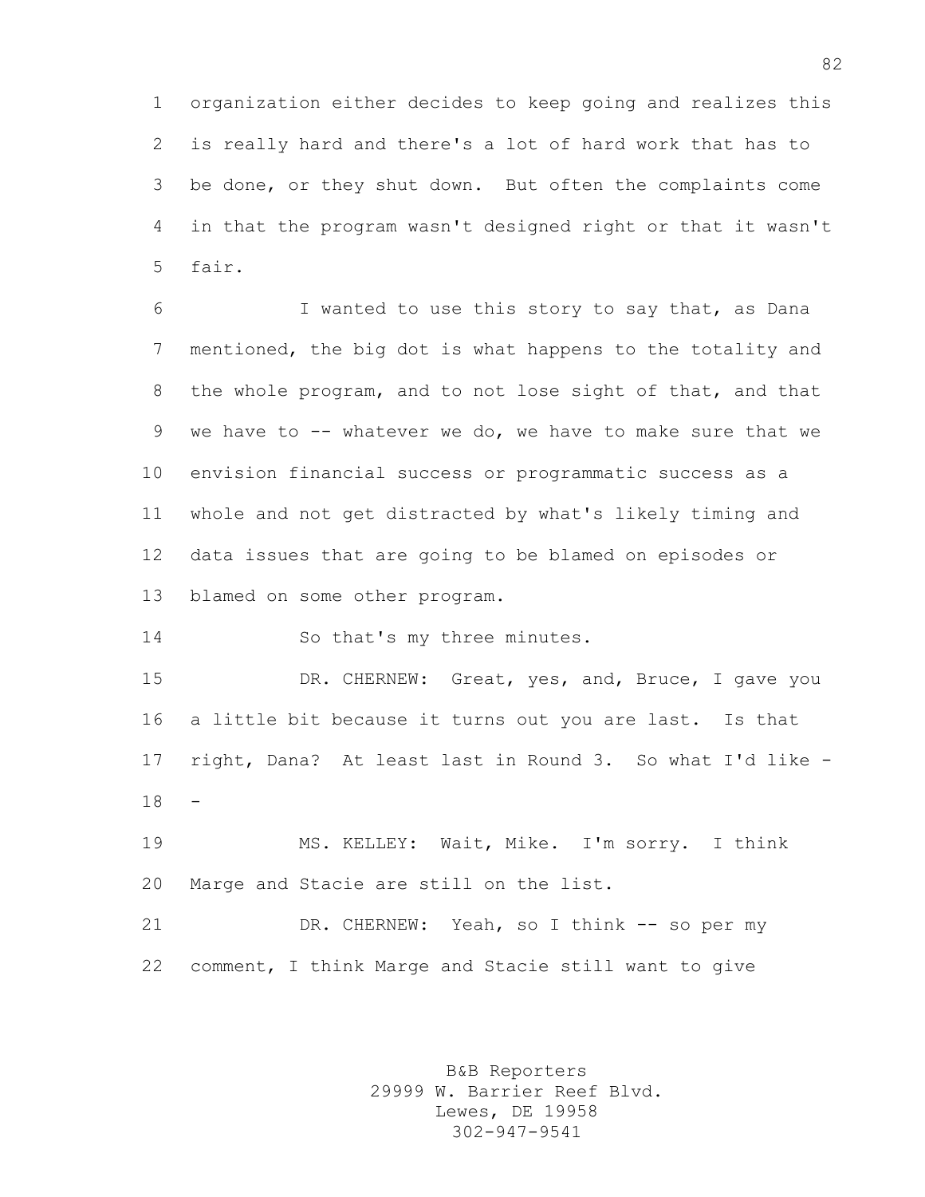organization either decides to keep going and realizes this is really hard and there's a lot of hard work that has to be done, or they shut down. But often the complaints come in that the program wasn't designed right or that it wasn't fair.

I wanted to use this story to say that, as Dana mentioned, the big dot is what happens to the totality and the whole program, and to not lose sight of that, and that we have to -- whatever we do, we have to make sure that we envision financial success or programmatic success as a whole and not get distracted by what's likely timing and data issues that are going to be blamed on episodes or blamed on some other program.

So that's my three minutes.

DR. CHERNEW: Great, yes, and, Bruce, I gave you a little bit because it turns out you are last. Is that right, Dana? At least last in Round 3. So what I'd like --

MS. KELLEY: Wait, Mike. I'm sorry. I think Marge and Stacie are still on the list.

DR. CHERNEW: Yeah, so I think -- so per my comment, I think Marge and Stacie still want to give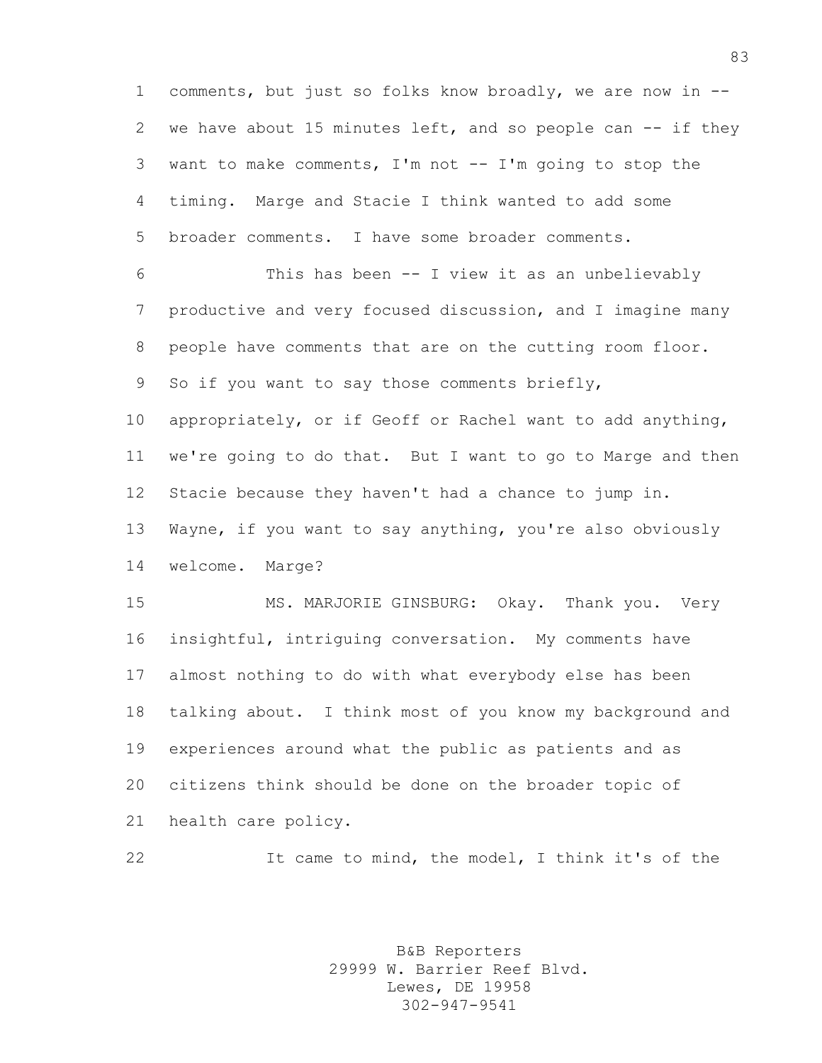comments, but just so folks know broadly, we are now in -- we have about 15 minutes left, and so people can -- if they want to make comments, I'm not -- I'm going to stop the timing. Marge and Stacie I think wanted to add some broader comments. I have some broader comments.

This has been -- I view it as an unbelievably productive and very focused discussion, and I imagine many people have comments that are on the cutting room floor. So if you want to say those comments briefly, appropriately, or if Geoff or Rachel want to add anything, we're going to do that. But I want to go to Marge and then Stacie because they haven't had a chance to jump in. Wayne, if you want to say anything, you're also obviously welcome. Marge?

MS. MARJORIE GINSBURG: Okay. Thank you. Very insightful, intriguing conversation. My comments have almost nothing to do with what everybody else has been talking about. I think most of you know my background and experiences around what the public as patients and as citizens think should be done on the broader topic of health care policy.

It came to mind, the model, I think it's of the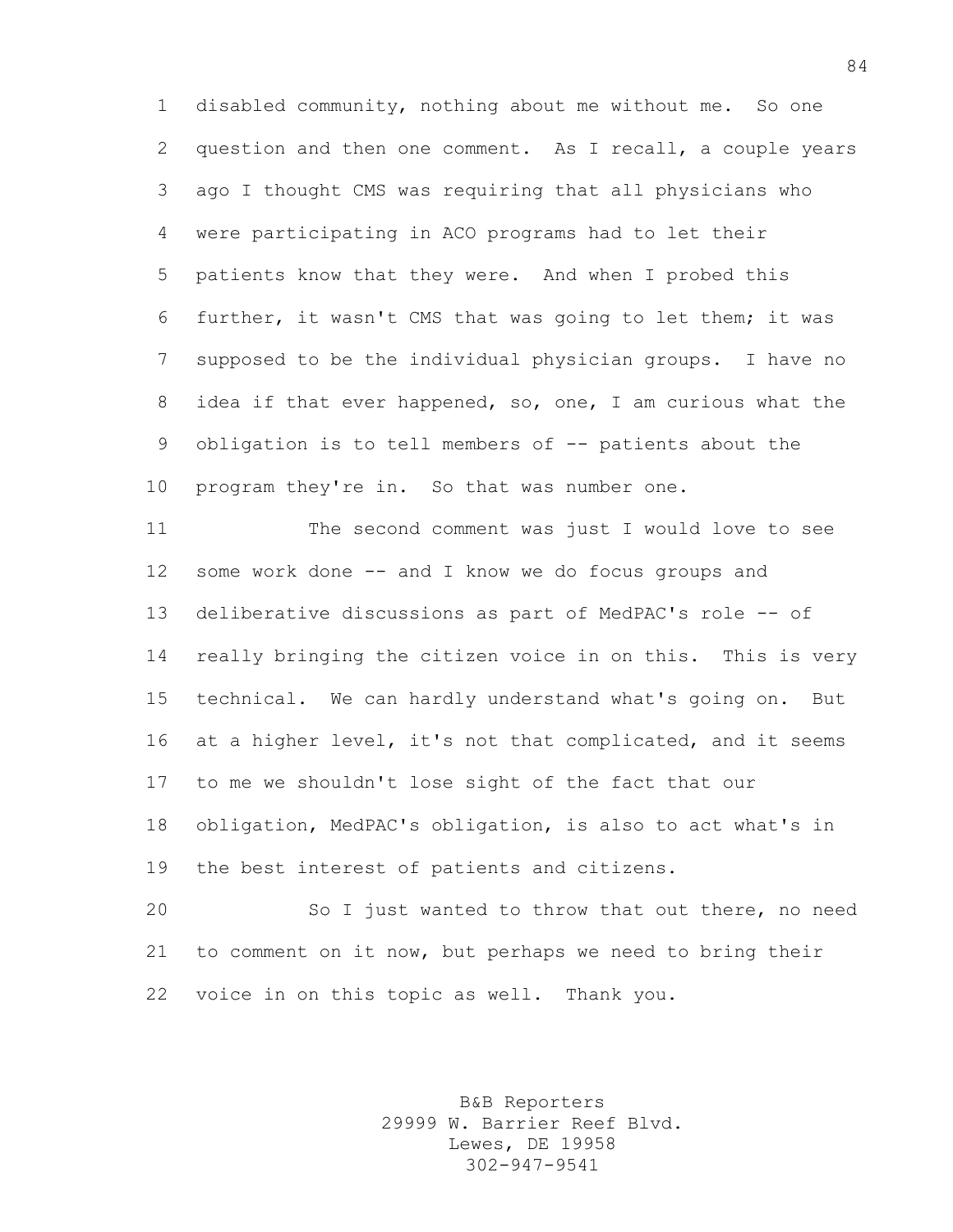disabled community, nothing about me without me. So one question and then one comment. As I recall, a couple years ago I thought CMS was requiring that all physicians who were participating in ACO programs had to let their patients know that they were. And when I probed this further, it wasn't CMS that was going to let them; it was supposed to be the individual physician groups. I have no idea if that ever happened, so, one, I am curious what the obligation is to tell members of -- patients about the program they're in. So that was number one.

The second comment was just I would love to see some work done -- and I know we do focus groups and deliberative discussions as part of MedPAC's role -- of really bringing the citizen voice in on this. This is very technical. We can hardly understand what's going on. But at a higher level, it's not that complicated, and it seems to me we shouldn't lose sight of the fact that our obligation, MedPAC's obligation, is also to act what's in the best interest of patients and citizens.

So I just wanted to throw that out there, no need to comment on it now, but perhaps we need to bring their voice in on this topic as well. Thank you.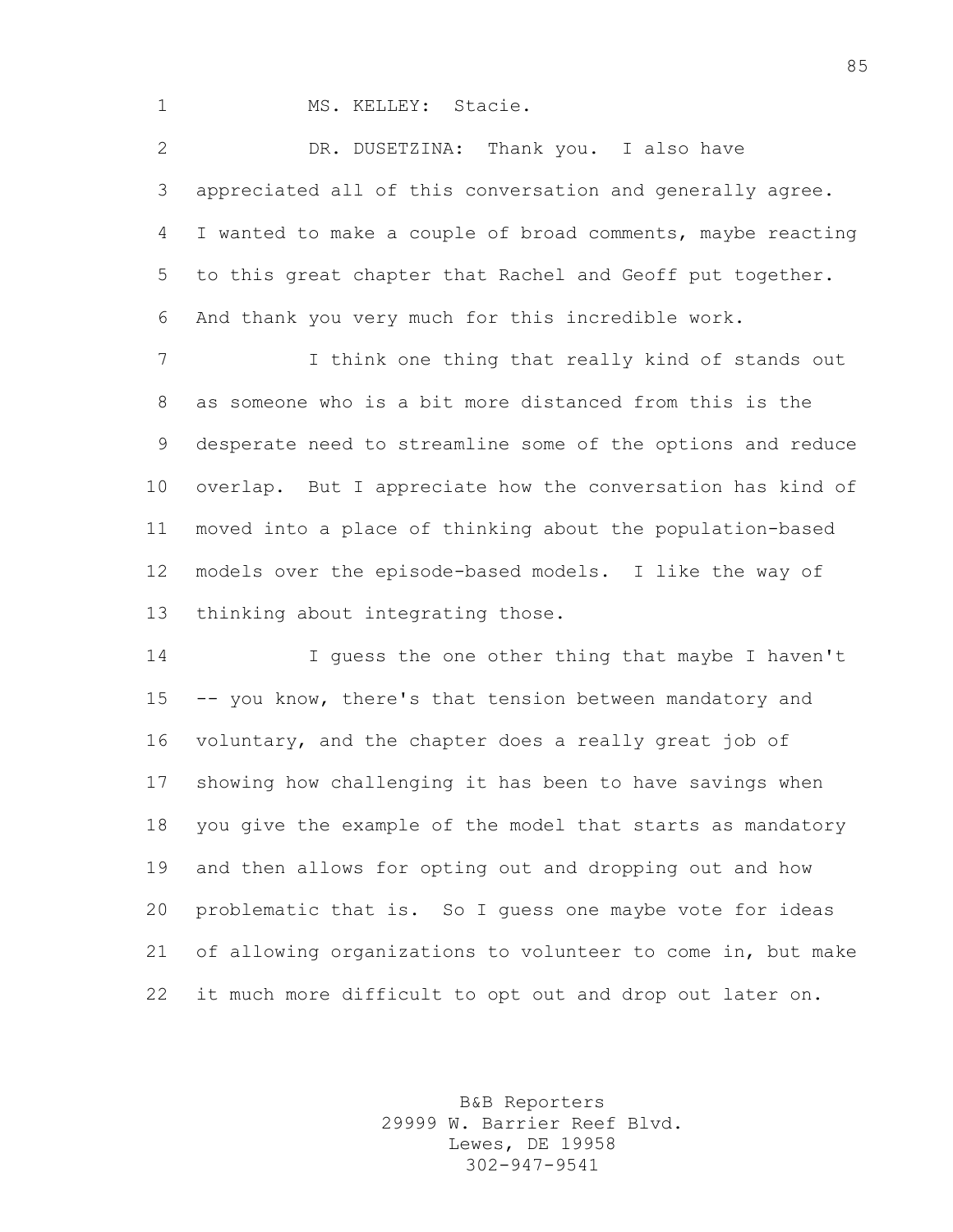MS. KELLEY: Stacie.

DR. DUSETZINA: Thank you. I also have appreciated all of this conversation and generally agree. I wanted to make a couple of broad comments, maybe reacting to this great chapter that Rachel and Geoff put together. And thank you very much for this incredible work.

I think one thing that really kind of stands out as someone who is a bit more distanced from this is the desperate need to streamline some of the options and reduce overlap. But I appreciate how the conversation has kind of moved into a place of thinking about the population-based models over the episode-based models. I like the way of thinking about integrating those.

I guess the one other thing that maybe I haven't -- you know, there's that tension between mandatory and voluntary, and the chapter does a really great job of showing how challenging it has been to have savings when you give the example of the model that starts as mandatory and then allows for opting out and dropping out and how problematic that is. So I guess one maybe vote for ideas of allowing organizations to volunteer to come in, but make it much more difficult to opt out and drop out later on.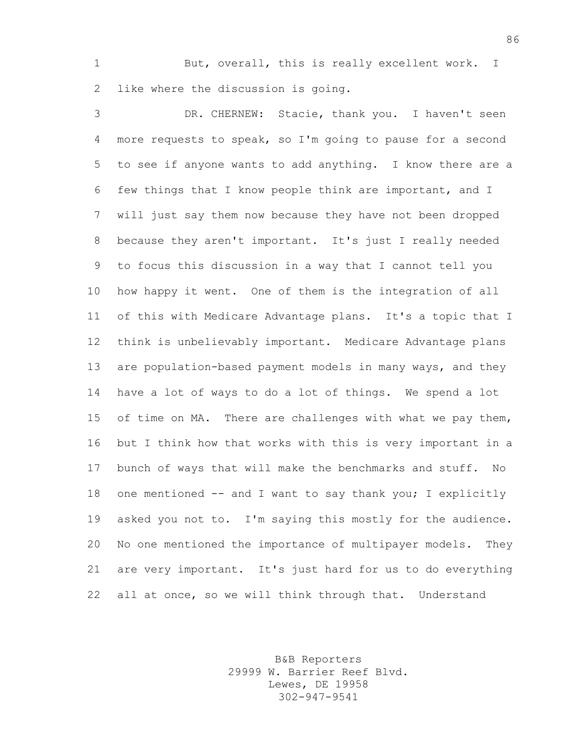But, overall, this is really excellent work. I like where the discussion is going.

DR. CHERNEW: Stacie, thank you. I haven't seen more requests to speak, so I'm going to pause for a second to see if anyone wants to add anything. I know there are a few things that I know people think are important, and I will just say them now because they have not been dropped because they aren't important. It's just I really needed to focus this discussion in a way that I cannot tell you how happy it went. One of them is the integration of all of this with Medicare Advantage plans. It's a topic that I think is unbelievably important. Medicare Advantage plans are population-based payment models in many ways, and they have a lot of ways to do a lot of things. We spend a lot of time on MA. There are challenges with what we pay them, but I think how that works with this is very important in a bunch of ways that will make the benchmarks and stuff. No one mentioned -- and I want to say thank you; I explicitly asked you not to. I'm saying this mostly for the audience. No one mentioned the importance of multipayer models. They are very important. It's just hard for us to do everything all at once, so we will think through that. Understand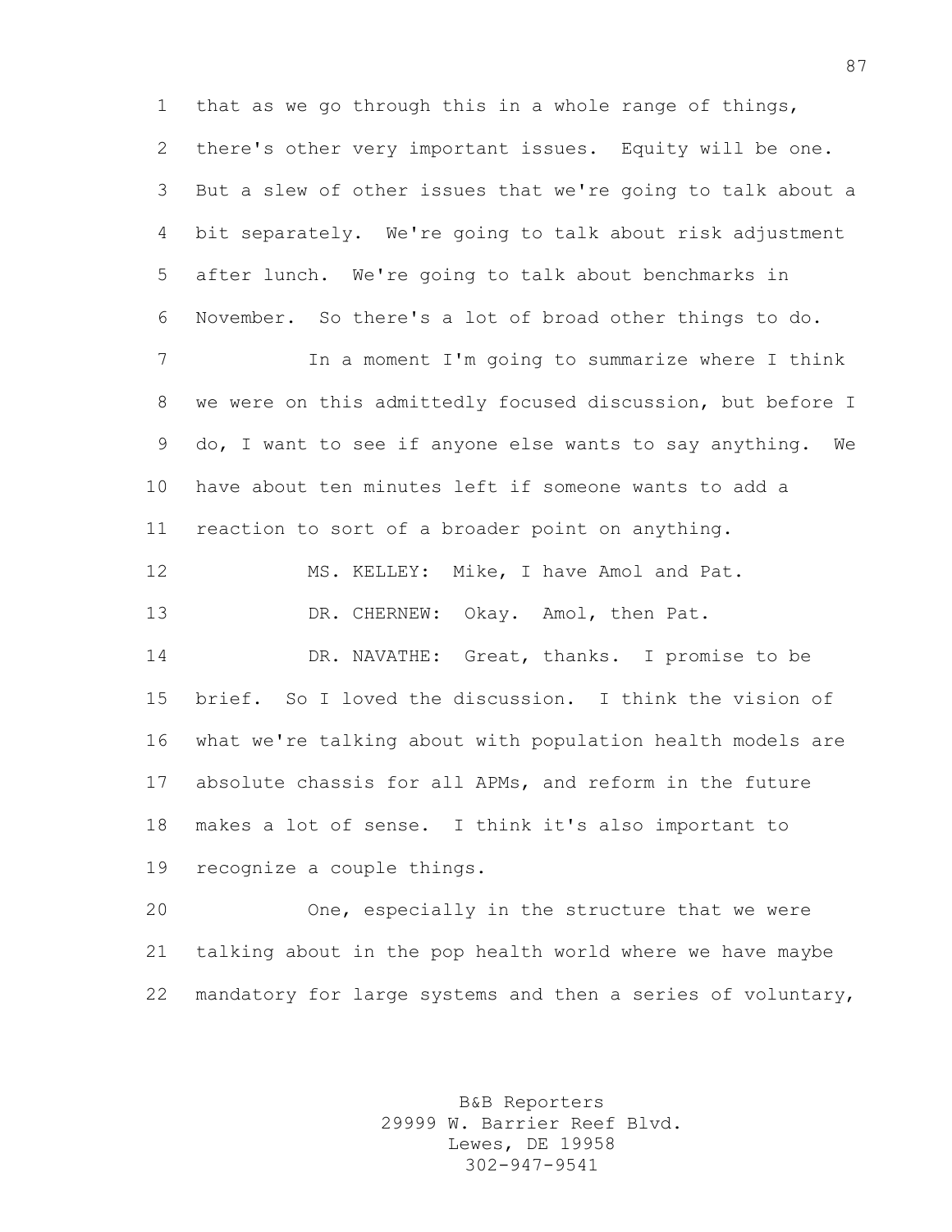that as we go through this in a whole range of things, there's other very important issues. Equity will be one. But a slew of other issues that we're going to talk about a bit separately. We're going to talk about risk adjustment after lunch. We're going to talk about benchmarks in November. So there's a lot of broad other things to do.

In a moment I'm going to summarize where I think we were on this admittedly focused discussion, but before I do, I want to see if anyone else wants to say anything. We have about ten minutes left if someone wants to add a reaction to sort of a broader point on anything.

MS. KELLEY: Mike, I have Amol and Pat.

DR. CHERNEW: Okay. Amol, then Pat.

DR. NAVATHE: Great, thanks. I promise to be brief. So I loved the discussion. I think the vision of what we're talking about with population health models are absolute chassis for all APMs, and reform in the future makes a lot of sense. I think it's also important to recognize a couple things.

One, especially in the structure that we were talking about in the pop health world where we have maybe mandatory for large systems and then a series of voluntary,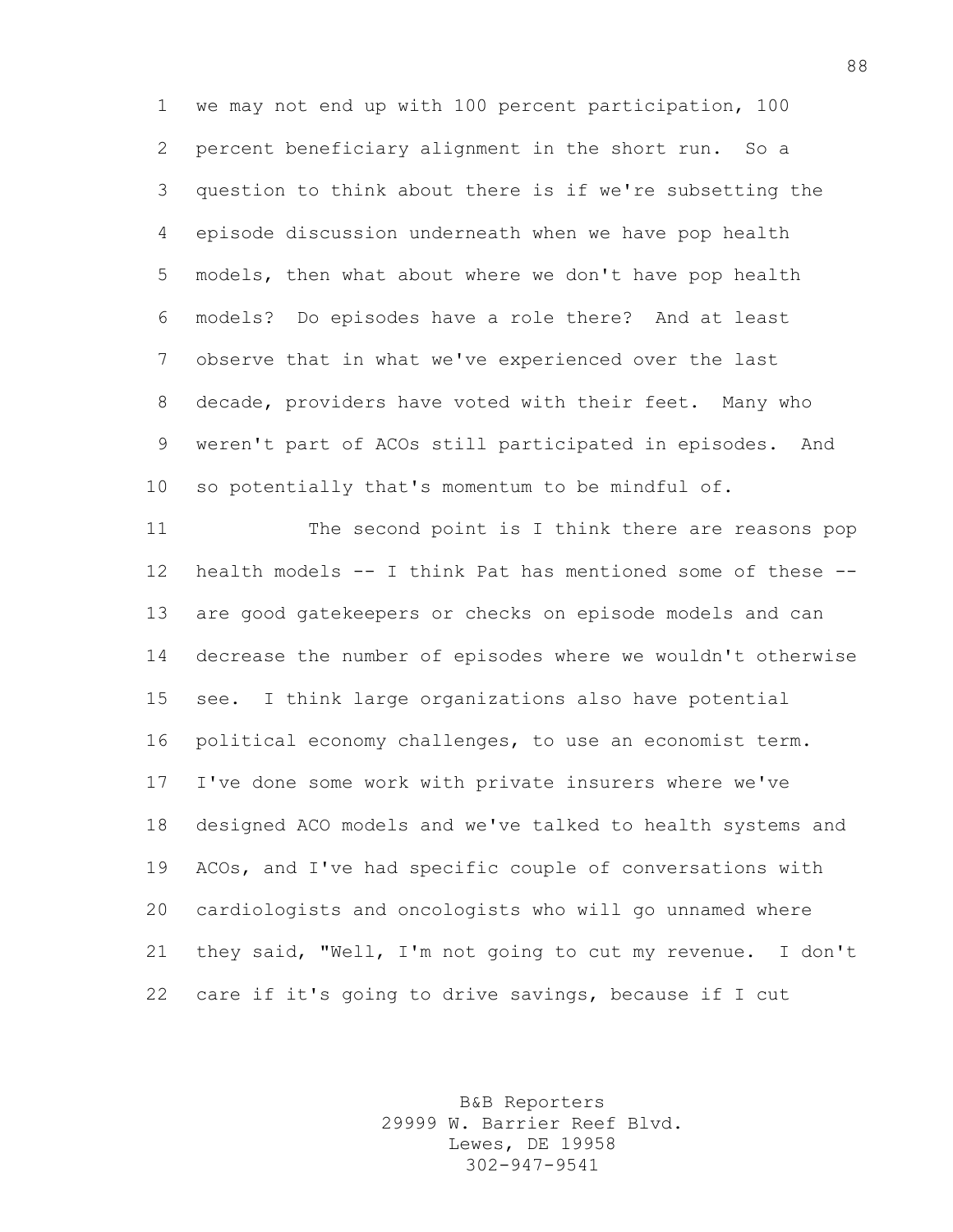we may not end up with 100 percent participation, 100 percent beneficiary alignment in the short run. So a question to think about there is if we're subsetting the episode discussion underneath when we have pop health models, then what about where we don't have pop health models? Do episodes have a role there? And at least observe that in what we've experienced over the last decade, providers have voted with their feet. Many who weren't part of ACOs still participated in episodes. And so potentially that's momentum to be mindful of.

The second point is I think there are reasons pop health models -- I think Pat has mentioned some of these -- are good gatekeepers or checks on episode models and can decrease the number of episodes where we wouldn't otherwise see. I think large organizations also have potential political economy challenges, to use an economist term. I've done some work with private insurers where we've designed ACO models and we've talked to health systems and ACOs, and I've had specific couple of conversations with cardiologists and oncologists who will go unnamed where they said, "Well, I'm not going to cut my revenue. I don't care if it's going to drive savings, because if I cut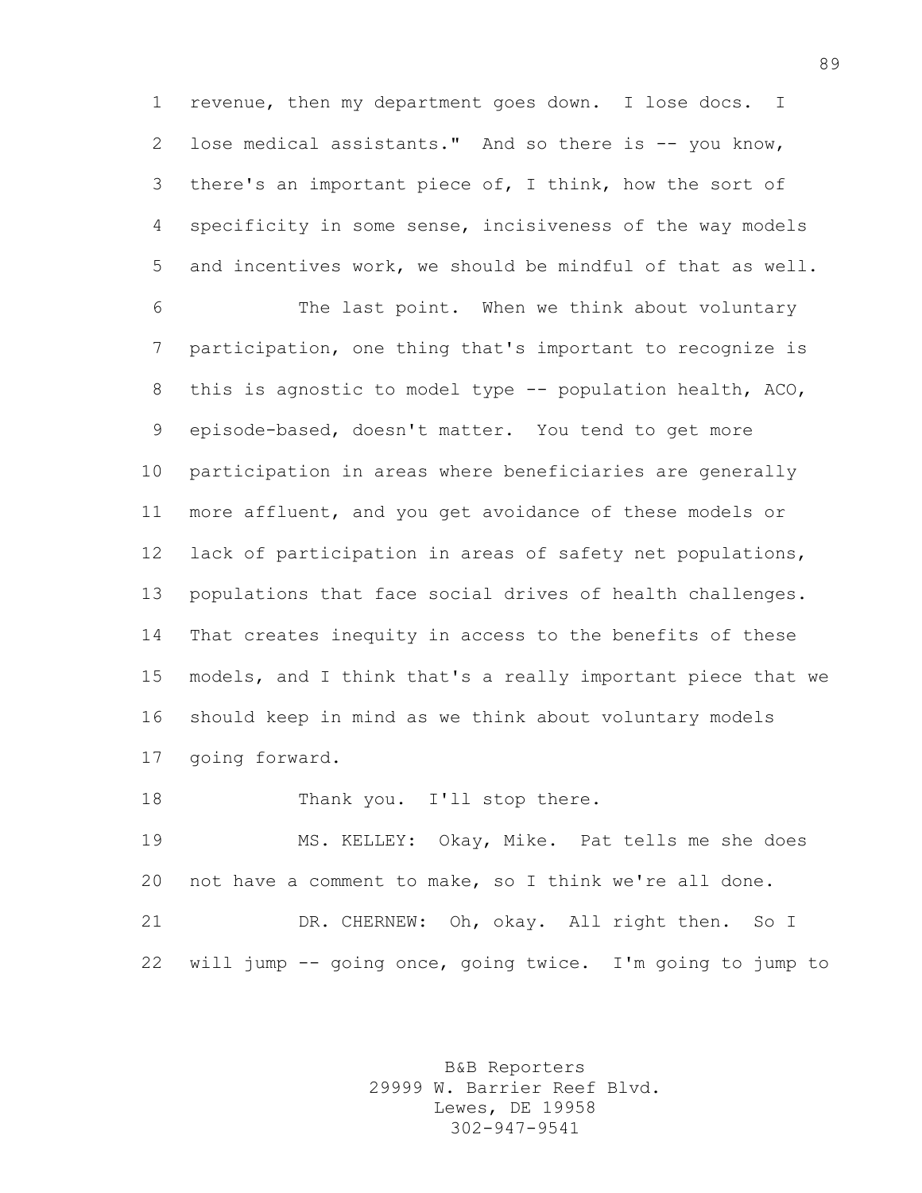revenue, then my department goes down. I lose docs. I lose medical assistants." And so there is -- you know, there's an important piece of, I think, how the sort of specificity in some sense, incisiveness of the way models and incentives work, we should be mindful of that as well.

The last point. When we think about voluntary participation, one thing that's important to recognize is this is agnostic to model type -- population health, ACO, episode-based, doesn't matter. You tend to get more participation in areas where beneficiaries are generally more affluent, and you get avoidance of these models or lack of participation in areas of safety net populations, populations that face social drives of health challenges. That creates inequity in access to the benefits of these models, and I think that's a really important piece that we should keep in mind as we think about voluntary models going forward.

Thank you. I'll stop there.

MS. KELLEY: Okay, Mike. Pat tells me she does not have a comment to make, so I think we're all done.

DR. CHERNEW: Oh, okay. All right then. So I will jump -- going once, going twice. I'm going to jump to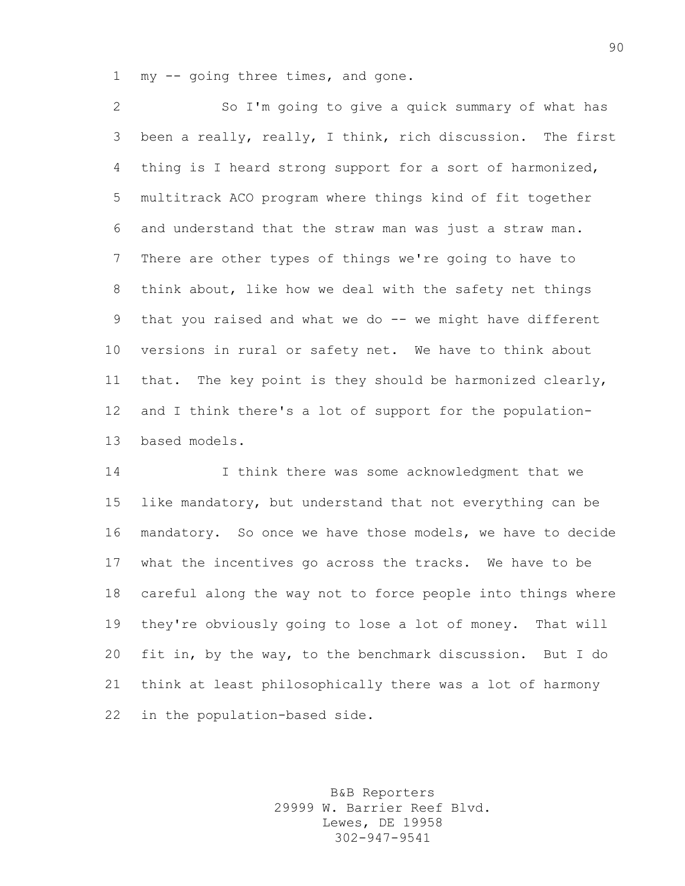my -- going three times, and gone.

So I'm going to give a quick summary of what has been a really, really, I think, rich discussion. The first thing is I heard strong support for a sort of harmonized, multitrack ACO program where things kind of fit together and understand that the straw man was just a straw man. There are other types of things we're going to have to think about, like how we deal with the safety net things that you raised and what we do -- we might have different versions in rural or safety net. We have to think about that. The key point is they should be harmonized clearly, and I think there's a lot of support for the population-based models.

I think there was some acknowledgment that we like mandatory, but understand that not everything can be mandatory. So once we have those models, we have to decide what the incentives go across the tracks. We have to be careful along the way not to force people into things where they're obviously going to lose a lot of money. That will fit in, by the way, to the benchmark discussion. But I do think at least philosophically there was a lot of harmony in the population-based side.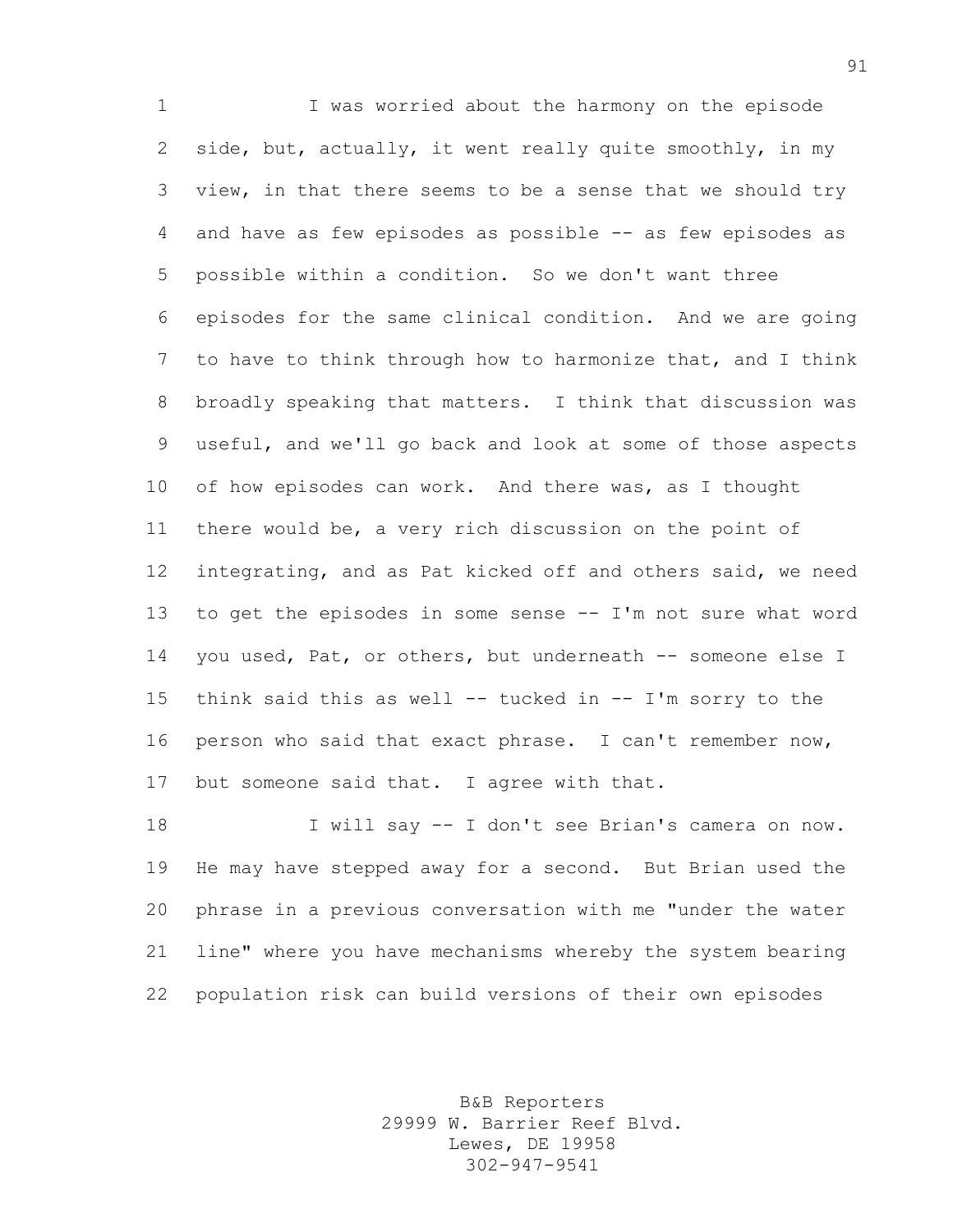I was worried about the harmony on the episode side, but, actually, it went really quite smoothly, in my view, in that there seems to be a sense that we should try and have as few episodes as possible -- as few episodes as possible within a condition. So we don't want three episodes for the same clinical condition. And we are going to have to think through how to harmonize that, and I think broadly speaking that matters. I think that discussion was useful, and we'll go back and look at some of those aspects of how episodes can work. And there was, as I thought there would be, a very rich discussion on the point of integrating, and as Pat kicked off and others said, we need to get the episodes in some sense -- I'm not sure what word you used, Pat, or others, but underneath -- someone else I think said this as well -- tucked in -- I'm sorry to the person who said that exact phrase. I can't remember now, but someone said that. I agree with that.

I will say -- I don't see Brian's camera on now. He may have stepped away for a second. But Brian used the phrase in a previous conversation with me "under the water line" where you have mechanisms whereby the system bearing population risk can build versions of their own episodes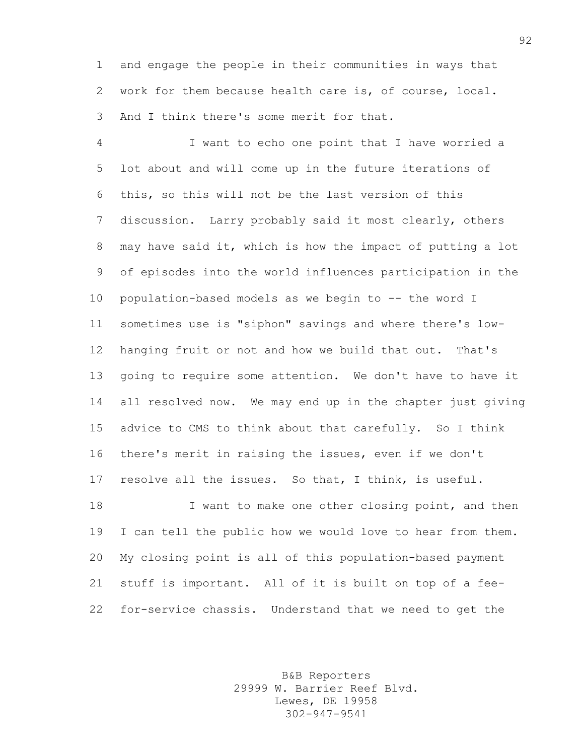and engage the people in their communities in ways that work for them because health care is, of course, local. And I think there's some merit for that.

I want to echo one point that I have worried a lot about and will come up in the future iterations of this, so this will not be the last version of this discussion. Larry probably said it most clearly, others may have said it, which is how the impact of putting a lot of episodes into the world influences participation in the population-based models as we begin to -- the word I sometimes use is "siphon" savings and where there's low-hanging fruit or not and how we build that out. That's going to require some attention. We don't have to have it all resolved now. We may end up in the chapter just giving advice to CMS to think about that carefully. So I think there's merit in raising the issues, even if we don't resolve all the issues. So that, I think, is useful.

I want to make one other closing point, and then I can tell the public how we would love to hear from them. My closing point is all of this population-based payment stuff is important. All of it is built on top of a fee-for-service chassis. Understand that we need to get the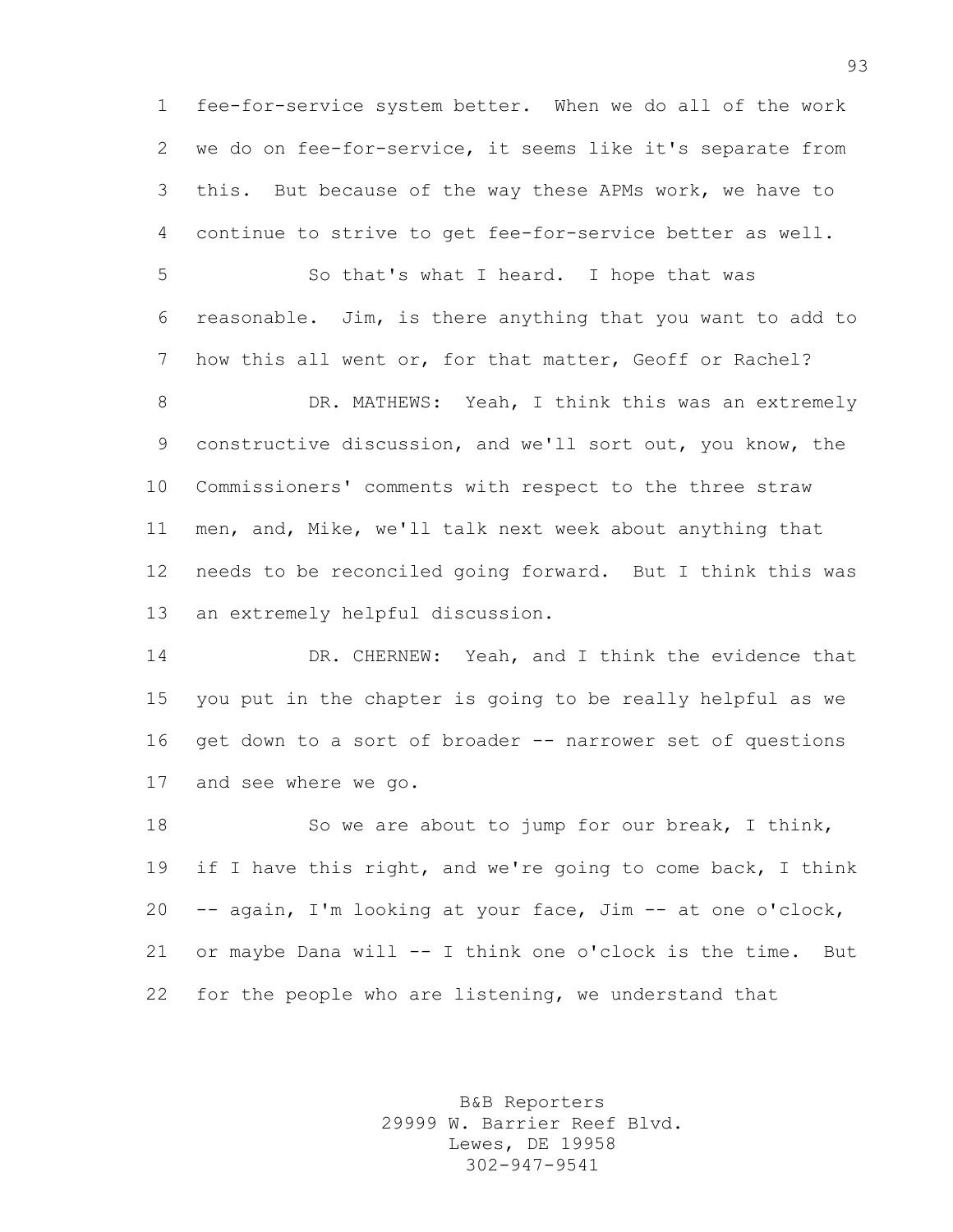fee-for-service system better. When we do all of the work we do on fee-for-service, it seems like it's separate from this. But because of the way these APMs work, we have to continue to strive to get fee-for-service better as well.

So that's what I heard. I hope that was reasonable. Jim, is there anything that you want to add to how this all went or, for that matter, Geoff or Rachel?

DR. MATHEWS: Yeah, I think this was an extremely constructive discussion, and we'll sort out, you know, the Commissioners' comments with respect to the three straw men, and, Mike, we'll talk next week about anything that needs to be reconciled going forward. But I think this was an extremely helpful discussion.

DR. CHERNEW: Yeah, and I think the evidence that you put in the chapter is going to be really helpful as we get down to a sort of broader -- narrower set of questions and see where we go.

So we are about to jump for our break, I think, if I have this right, and we're going to come back, I think -- again, I'm looking at your face, Jim -- at one o'clock, or maybe Dana will -- I think one o'clock is the time. But for the people who are listening, we understand that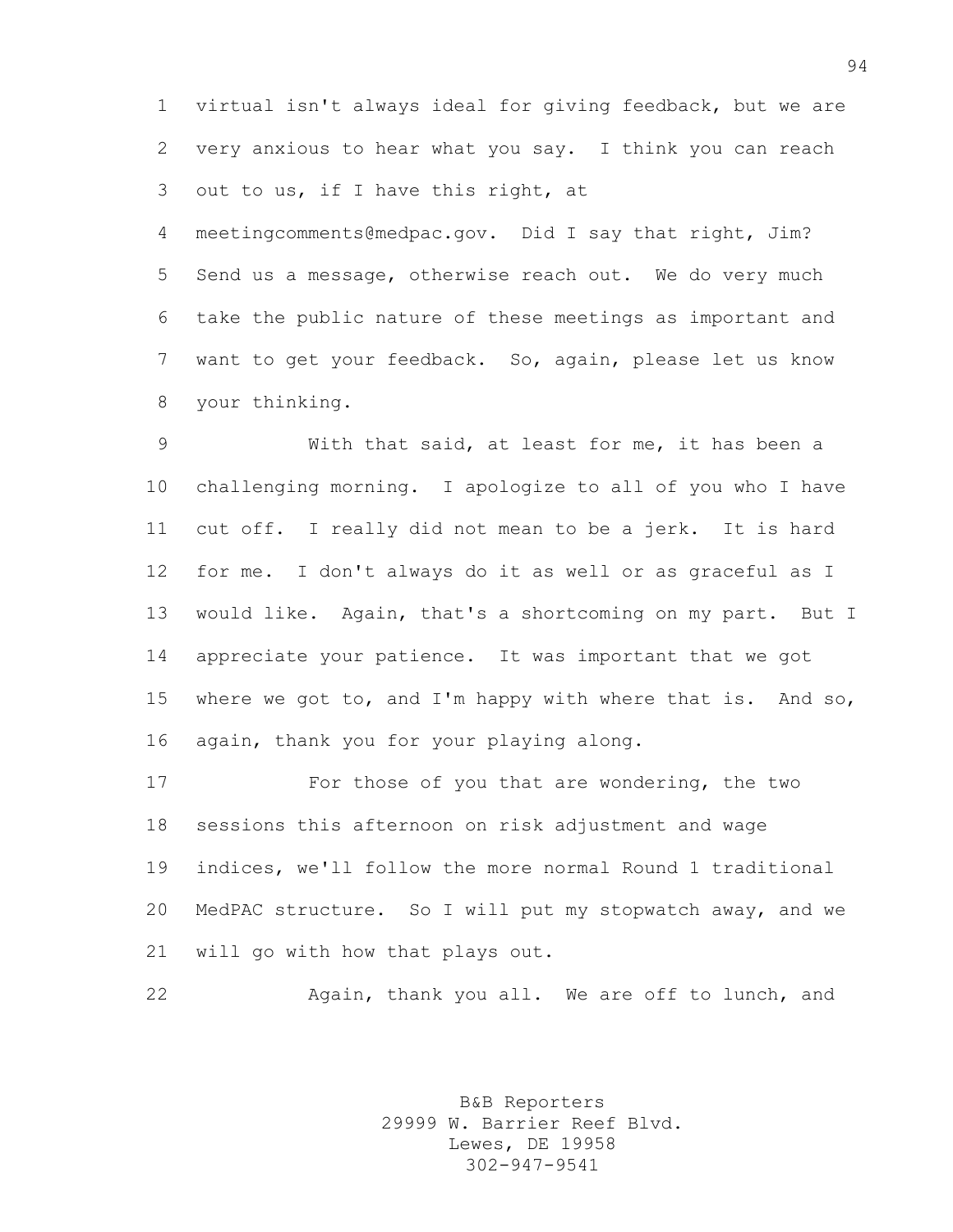virtual isn't always ideal for giving feedback, but we are very anxious to hear what you say. I think you can reach out to us, if I have this right, at meetingcomments@medpac.gov. Did I say that right, Jim? Send us a message, otherwise reach out. We do very much take the public nature of these meetings as important and want to get your feedback. So, again, please let us know your thinking.

With that said, at least for me, it has been a challenging morning. I apologize to all of you who I have cut off. I really did not mean to be a jerk. It is hard for me. I don't always do it as well or as graceful as I would like. Again, that's a shortcoming on my part. But I appreciate your patience. It was important that we got where we got to, and I'm happy with where that is. And so, again, thank you for your playing along.

For those of you that are wondering, the two sessions this afternoon on risk adjustment and wage indices, we'll follow the more normal Round 1 traditional MedPAC structure. So I will put my stopwatch away, and we will go with how that plays out.

Again, thank you all. We are off to lunch, and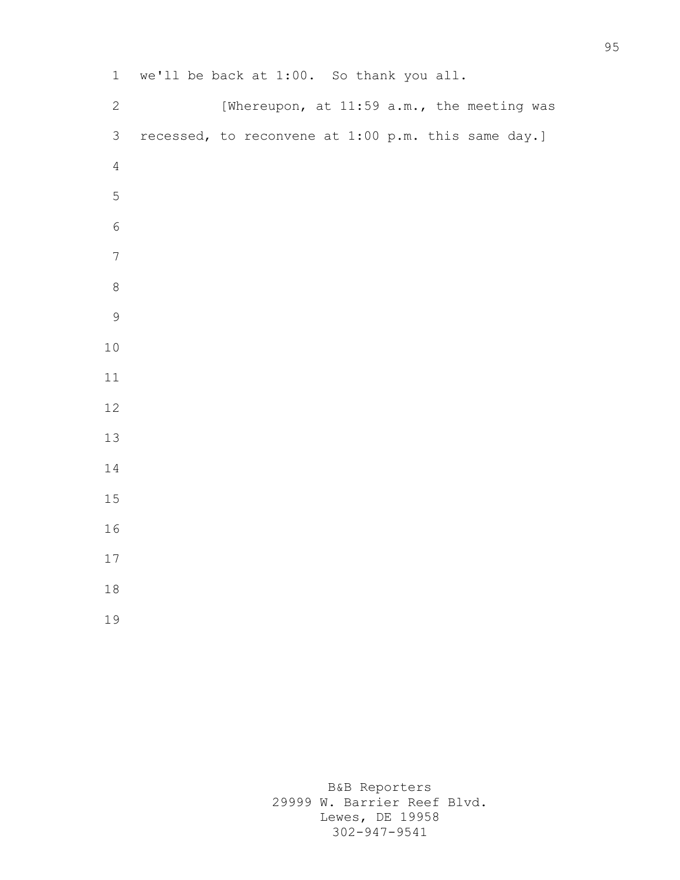we'll be back at 1:00. So thank you all.

[Whereupon, at 11:59 a.m., the meeting was recessed, to reconvene at 1:00 p.m. this same day.]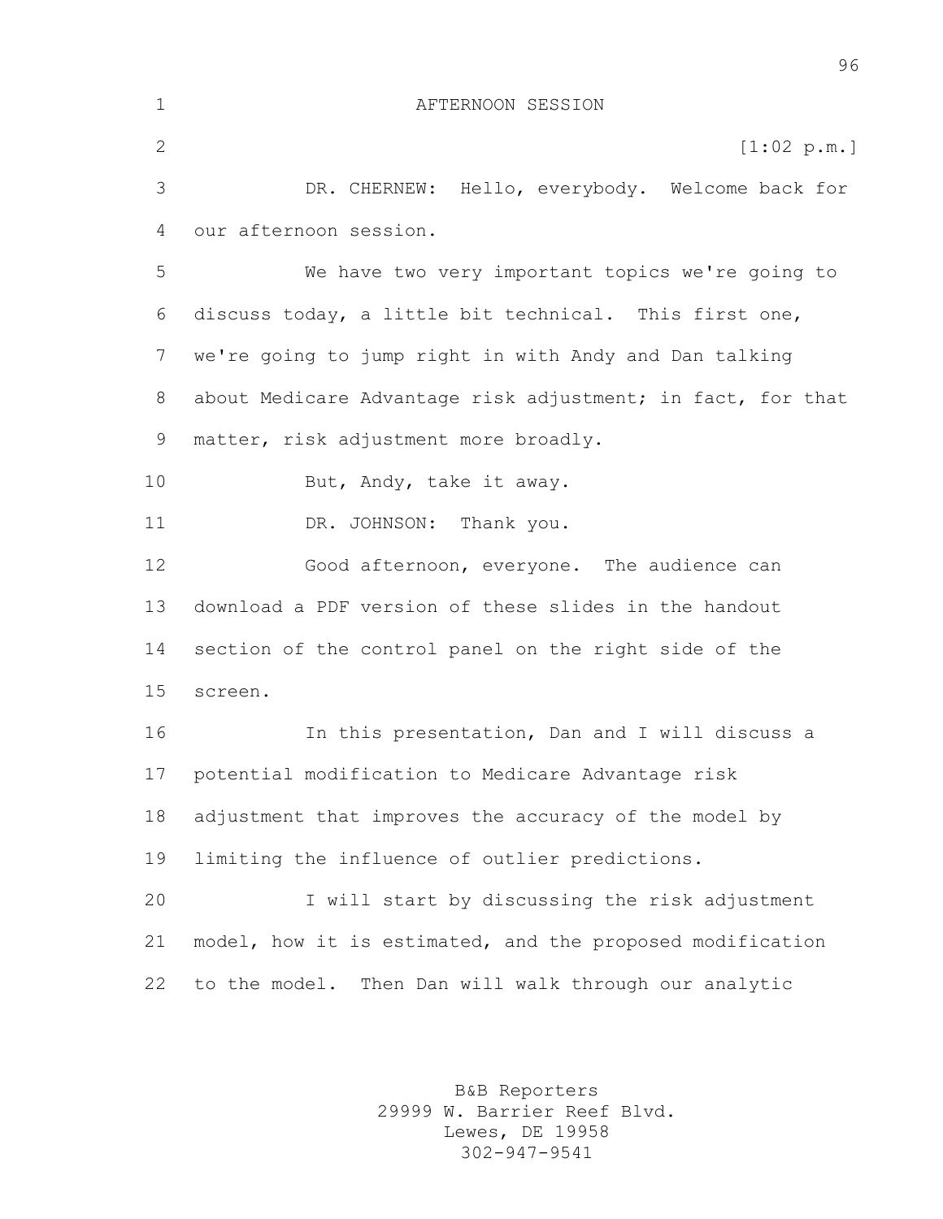AFTERNOON SESSION

[1:02 p.m.]

DR. CHERNEW: Hello, everybody. Welcome back for our afternoon session.

We have two very important topics we're going to discuss today, a little bit technical. This first one, we're going to jump right in with Andy and Dan talking about Medicare Advantage risk adjustment; in fact, for that matter, risk adjustment more broadly.

But, Andy, take it away.

DR. JOHNSON: Thank you.

Good afternoon, everyone. The audience can download a PDF version of these slides in the handout section of the control panel on the right side of the screen.

In this presentation, Dan and I will discuss a potential modification to Medicare Advantage risk adjustment that improves the accuracy of the model by limiting the influence of outlier predictions.

I will start by discussing the risk adjustment model, how it is estimated, and the proposed modification to the model. Then Dan will walk through our analytic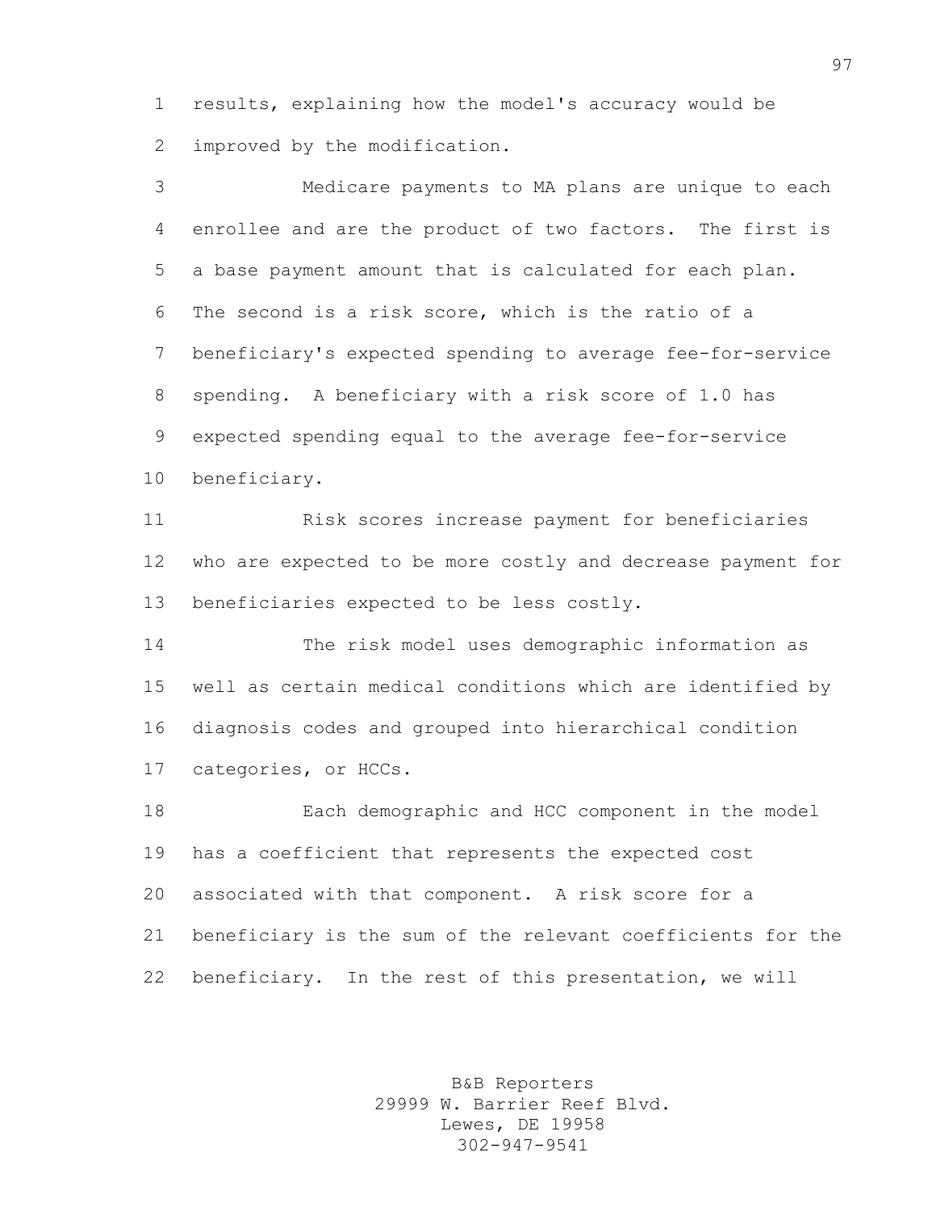results, explaining how the model's accuracy would be improved by the modification.

Medicare payments to MA plans are unique to each enrollee and are the product of two factors. The first is a base payment amount that is calculated for each plan. The second is a risk score, which is the ratio of a beneficiary's expected spending to average fee-for-service spending. A beneficiary with a risk score of 1.0 has expected spending equal to the average fee-for-service beneficiary.

Risk scores increase payment for beneficiaries who are expected to be more costly and decrease payment for beneficiaries expected to be less costly.

The risk model uses demographic information as well as certain medical conditions which are identified by diagnosis codes and grouped into hierarchical condition categories, or HCCs.

Each demographic and HCC component in the model has a coefficient that represents the expected cost associated with that component. A risk score for a beneficiary is the sum of the relevant coefficients for the beneficiary. In the rest of this presentation, we will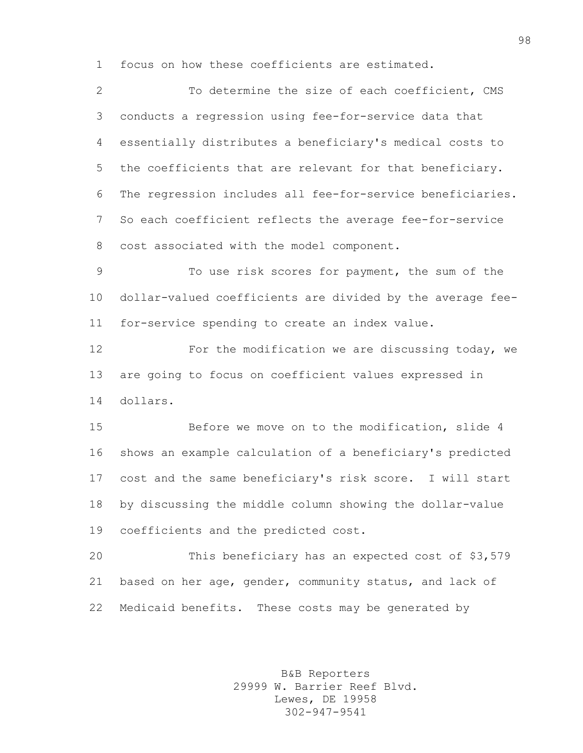focus on how these coefficients are estimated.

To determine the size of each coefficient, CMS conducts a regression using fee-for-service data that essentially distributes a beneficiary's medical costs to the coefficients that are relevant for that beneficiary. The regression includes all fee-for-service beneficiaries. So each coefficient reflects the average fee-for-service cost associated with the model component.

To use risk scores for payment, the sum of the dollar-valued coefficients are divided by the average fee-for-service spending to create an index value.

For the modification we are discussing today, we are going to focus on coefficient values expressed in dollars.

Before we move on to the modification, slide 4 shows an example calculation of a beneficiary's predicted cost and the same beneficiary's risk score. I will start by discussing the middle column showing the dollar-value coefficients and the predicted cost.

This beneficiary has an expected cost of $3,579 based on her age, gender, community status, and lack of Medicaid benefits. These costs may be generated by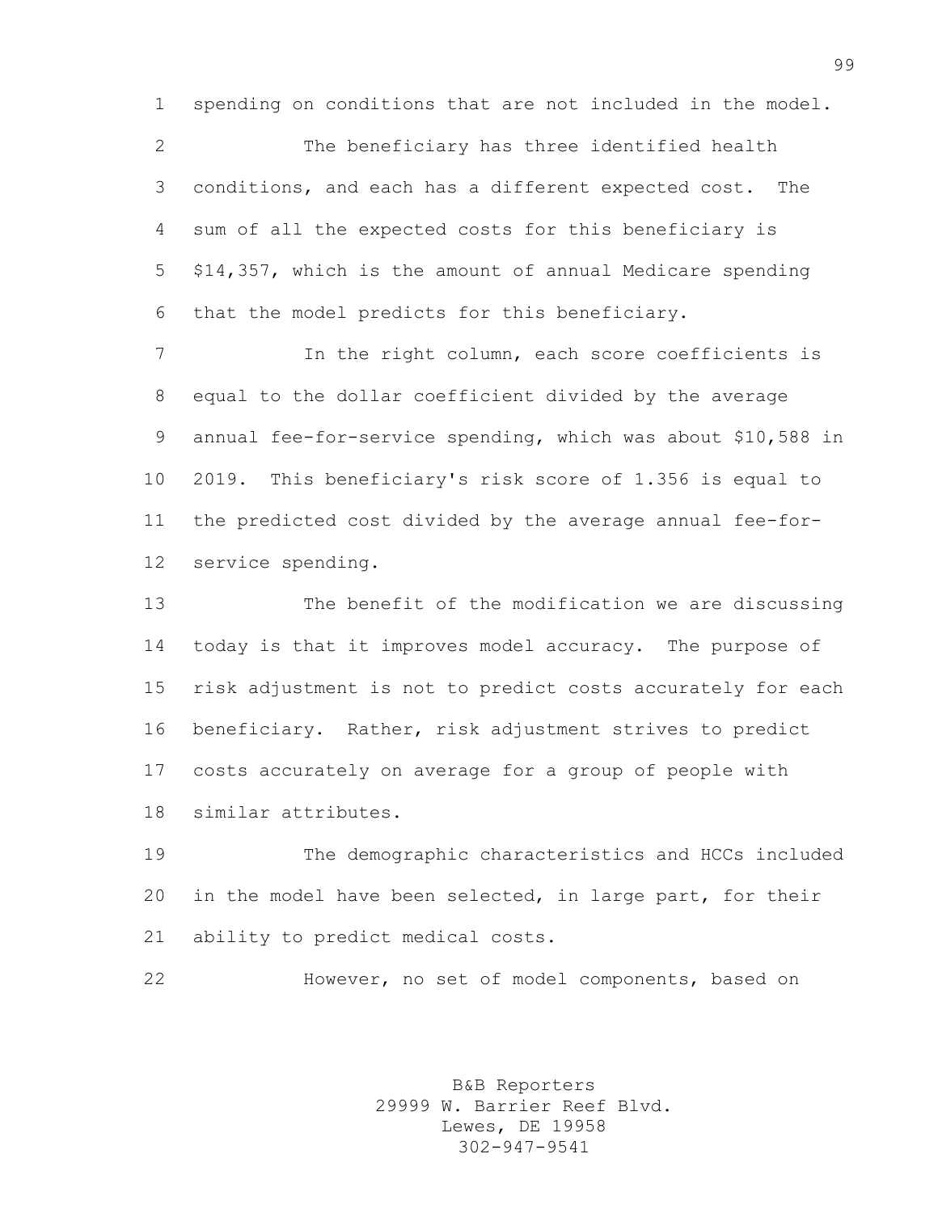spending on conditions that are not included in the model.

The beneficiary has three identified health conditions, and each has a different expected cost. The sum of all the expected costs for this beneficiary is $14,357, which is the amount of annual Medicare spending that the model predicts for this beneficiary.

In the right column, each score coefficients is equal to the dollar coefficient divided by the average annual fee-for-service spending, which was about $10,588 in 2019. This beneficiary's risk score of 1.356 is equal to the predicted cost divided by the average annual fee-for-service spending.

The benefit of the modification we are discussing today is that it improves model accuracy. The purpose of risk adjustment is not to predict costs accurately for each beneficiary. Rather, risk adjustment strives to predict costs accurately on average for a group of people with similar attributes.

The demographic characteristics and HCCs included in the model have been selected, in large part, for their ability to predict medical costs.

However, no set of model components, based on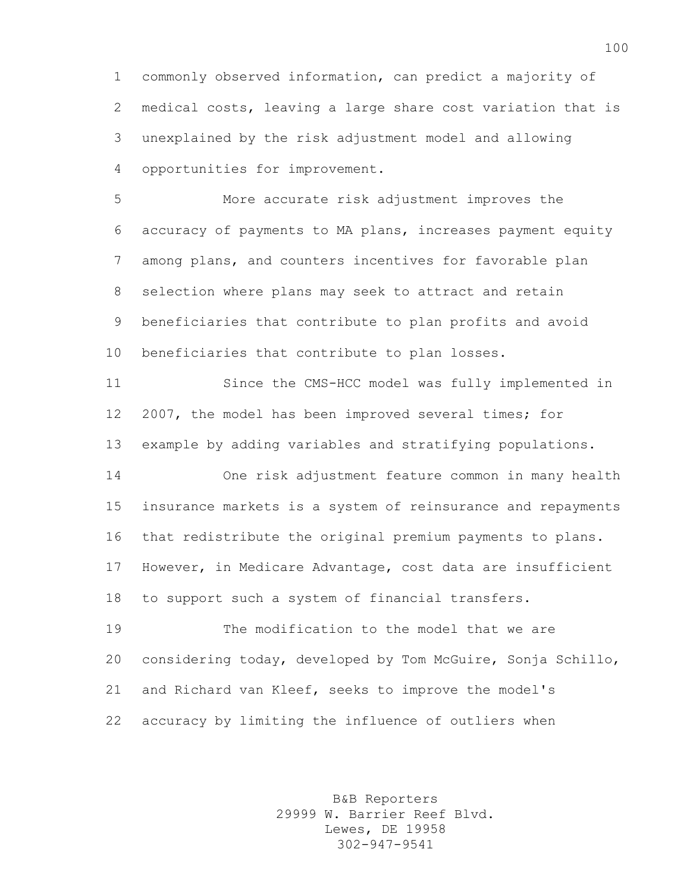commonly observed information, can predict a majority of medical costs, leaving a large share cost variation that is unexplained by the risk adjustment model and allowing opportunities for improvement.

More accurate risk adjustment improves the accuracy of payments to MA plans, increases payment equity among plans, and counters incentives for favorable plan selection where plans may seek to attract and retain beneficiaries that contribute to plan profits and avoid beneficiaries that contribute to plan losses.

Since the CMS-HCC model was fully implemented in 2007, the model has been improved several times; for example by adding variables and stratifying populations.

One risk adjustment feature common in many health insurance markets is a system of reinsurance and repayments that redistribute the original premium payments to plans. However, in Medicare Advantage, cost data are insufficient to support such a system of financial transfers.

The modification to the model that we are considering today, developed by Tom McGuire, Sonja Schillo, and Richard van Kleef, seeks to improve the model's accuracy by limiting the influence of outliers when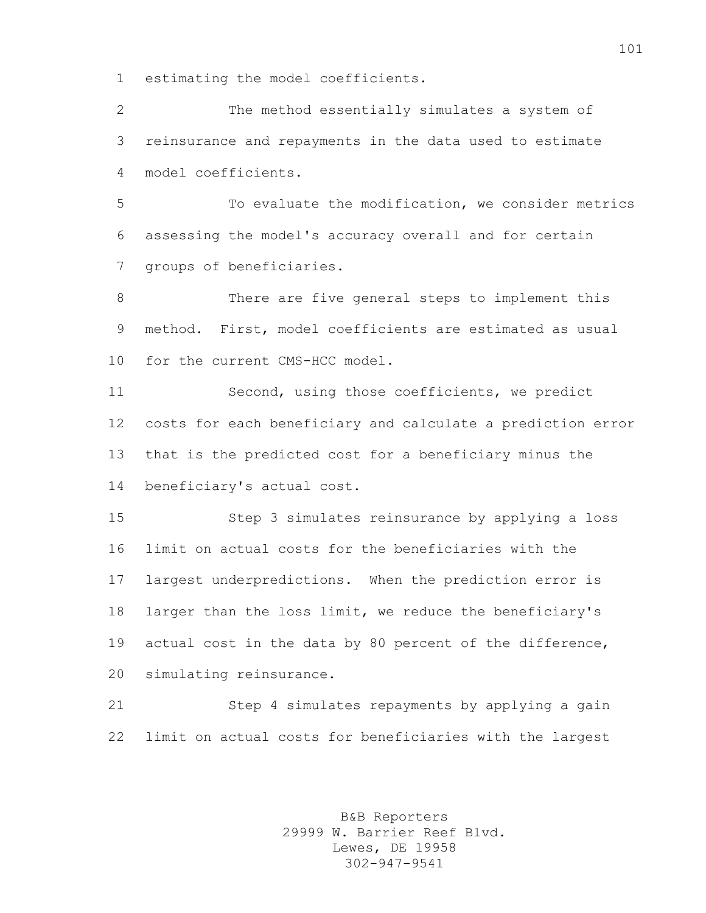estimating the model coefficients.

The method essentially simulates a system of reinsurance and repayments in the data used to estimate model coefficients.

To evaluate the modification, we consider metrics assessing the model's accuracy overall and for certain groups of beneficiaries.

There are five general steps to implement this method. First, model coefficients are estimated as usual for the current CMS-HCC model.

Second, using those coefficients, we predict costs for each beneficiary and calculate a prediction error that is the predicted cost for a beneficiary minus the beneficiary's actual cost.

Step 3 simulates reinsurance by applying a loss limit on actual costs for the beneficiaries with the largest underpredictions. When the prediction error is larger than the loss limit, we reduce the beneficiary's actual cost in the data by 80 percent of the difference, simulating reinsurance.

Step 4 simulates repayments by applying a gain limit on actual costs for beneficiaries with the largest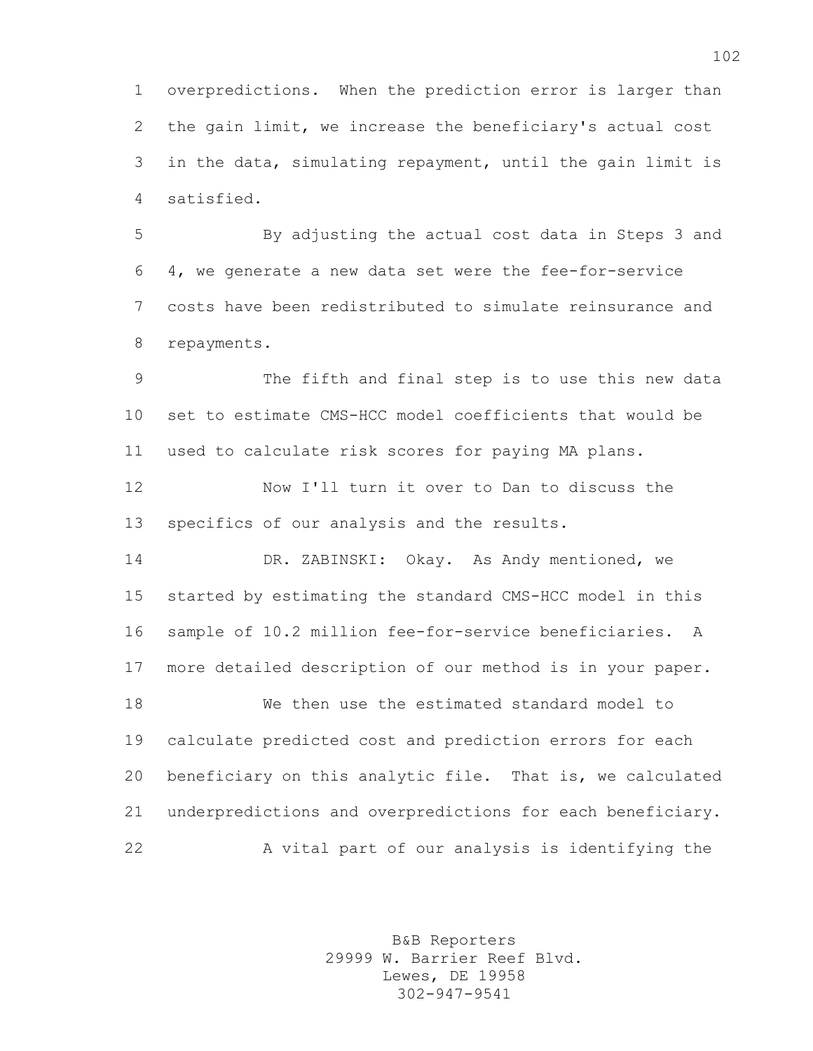overpredictions. When the prediction error is larger than the gain limit, we increase the beneficiary's actual cost in the data, simulating repayment, until the gain limit is satisfied.

By adjusting the actual cost data in Steps 3 and 4, we generate a new data set were the fee-for-service costs have been redistributed to simulate reinsurance and repayments.

The fifth and final step is to use this new data set to estimate CMS-HCC model coefficients that would be used to calculate risk scores for paying MA plans.

Now I'll turn it over to Dan to discuss the specifics of our analysis and the results.

DR. ZABINSKI: Okay. As Andy mentioned, we started by estimating the standard CMS-HCC model in this sample of 10.2 million fee-for-service beneficiaries. A more detailed description of our method is in your paper.

We then use the estimated standard model to calculate predicted cost and prediction errors for each beneficiary on this analytic file. That is, we calculated underpredictions and overpredictions for each beneficiary.

A vital part of our analysis is identifying the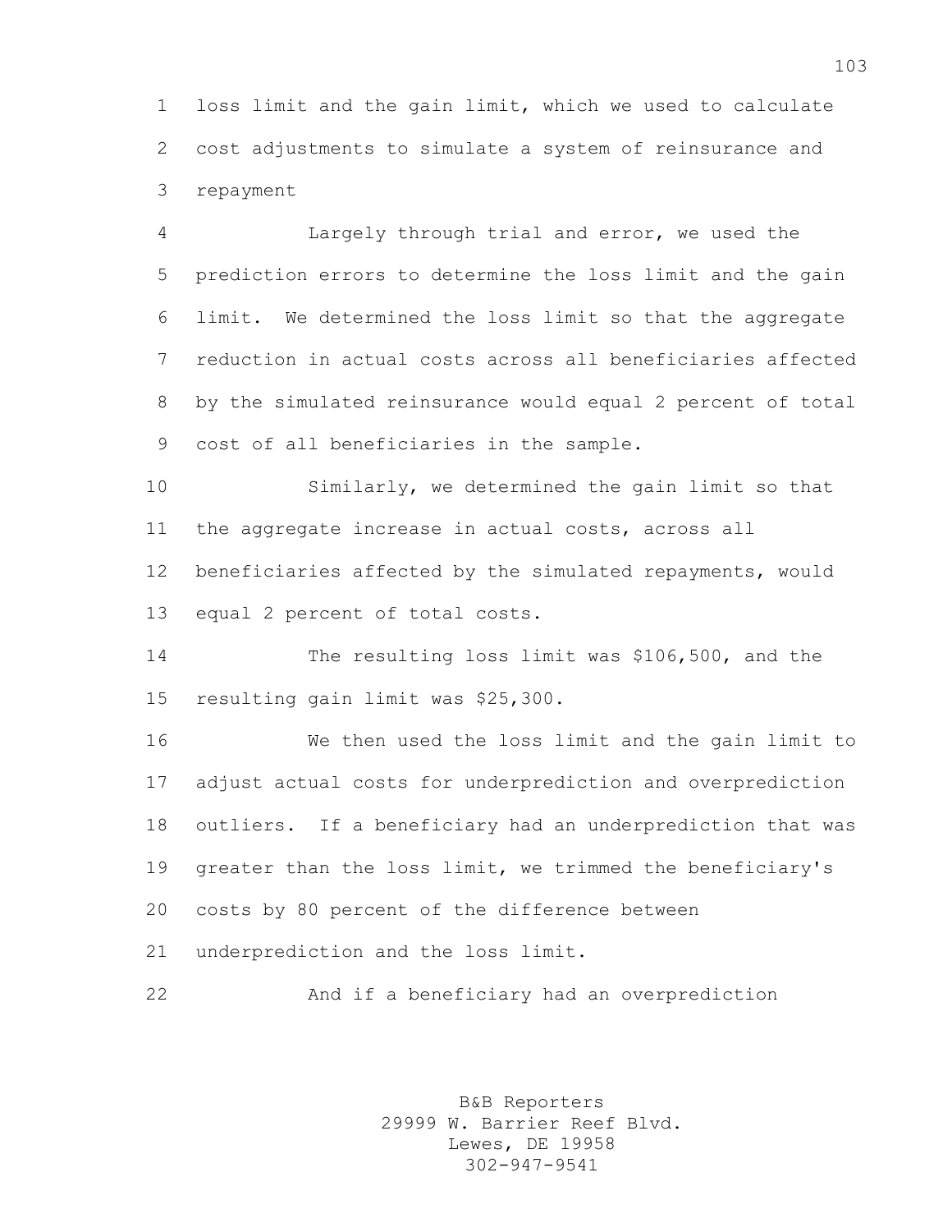loss limit and the gain limit, which we used to calculate cost adjustments to simulate a system of reinsurance and repayment

Largely through trial and error, we used the prediction errors to determine the loss limit and the gain limit. We determined the loss limit so that the aggregate reduction in actual costs across all beneficiaries affected by the simulated reinsurance would equal 2 percent of total cost of all beneficiaries in the sample.

Similarly, we determined the gain limit so that the aggregate increase in actual costs, across all beneficiaries affected by the simulated repayments, would equal 2 percent of total costs.

The resulting loss limit was $106,500, and the resulting gain limit was $25,300.

We then used the loss limit and the gain limit to adjust actual costs for underprediction and overprediction outliers. If a beneficiary had an underprediction that was greater than the loss limit, we trimmed the beneficiary's costs by 80 percent of the difference between underprediction and the loss limit.

And if a beneficiary had an overprediction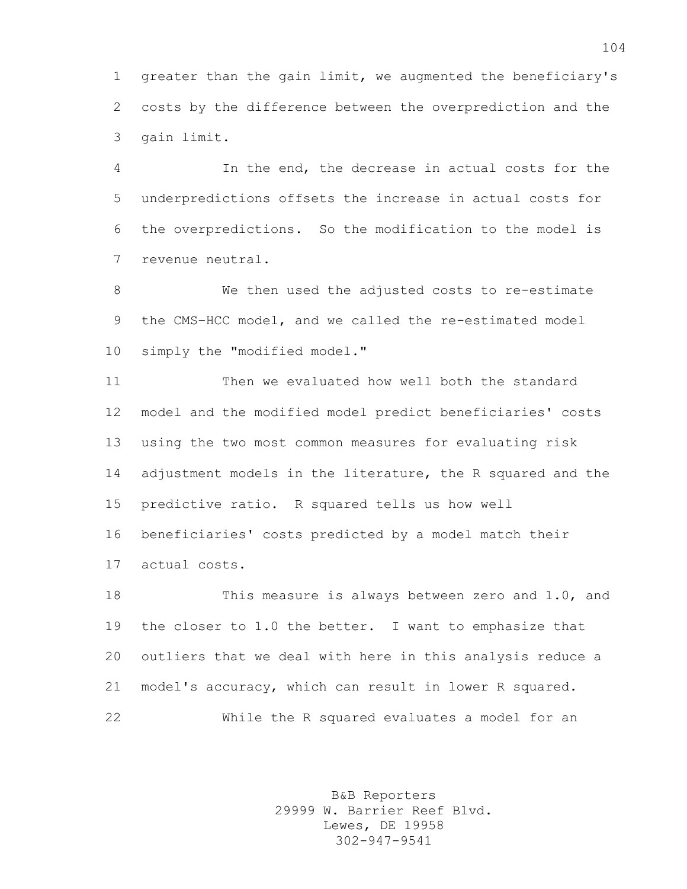greater than the gain limit, we augmented the beneficiary's costs by the difference between the overprediction and the gain limit.

In the end, the decrease in actual costs for the underpredictions offsets the increase in actual costs for the overpredictions. So the modification to the model is revenue neutral.

We then used the adjusted costs to re-estimate the CMS-HCC model, and we called the re-estimated model simply the "modified model."

Then we evaluated how well both the standard model and the modified model predict beneficiaries' costs using the two most common measures for evaluating risk adjustment models in the literature, the R squared and the predictive ratio. R squared tells us how well beneficiaries' costs predicted by a model match their actual costs.

This measure is always between zero and 1.0, and the closer to 1.0 the better. I want to emphasize that outliers that we deal with here in this analysis reduce a model's accuracy, which can result in lower R squared.

While the R squared evaluates a model for an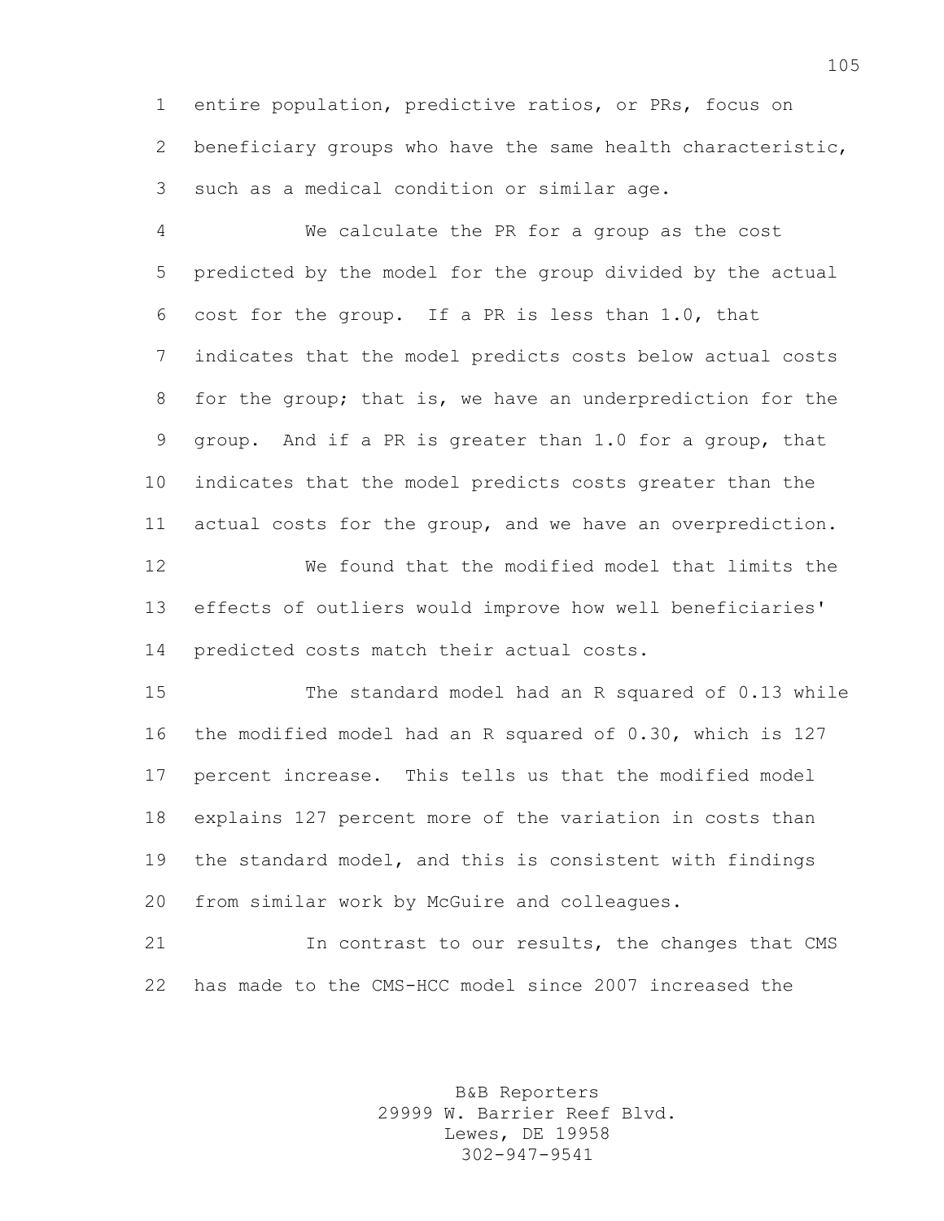entire population, predictive ratios, or PRs, focus on beneficiary groups who have the same health characteristic, such as a medical condition or similar age.

We calculate the PR for a group as the cost predicted by the model for the group divided by the actual cost for the group. If a PR is less than 1.0, that indicates that the model predicts costs below actual costs for the group; that is, we have an underprediction for the group. And if a PR is greater than 1.0 for a group, that indicates that the model predicts costs greater than the actual costs for the group, and we have an overprediction.

We found that the modified model that limits the effects of outliers would improve how well beneficiaries' predicted costs match their actual costs.

The standard model had an R squared of 0.13 while the modified model had an R squared of 0.30, which is 127 percent increase. This tells us that the modified model explains 127 percent more of the variation in costs than the standard model, and this is consistent with findings from similar work by McGuire and colleagues.

In contrast to our results, the changes that CMS has made to the CMS-HCC model since 2007 increased the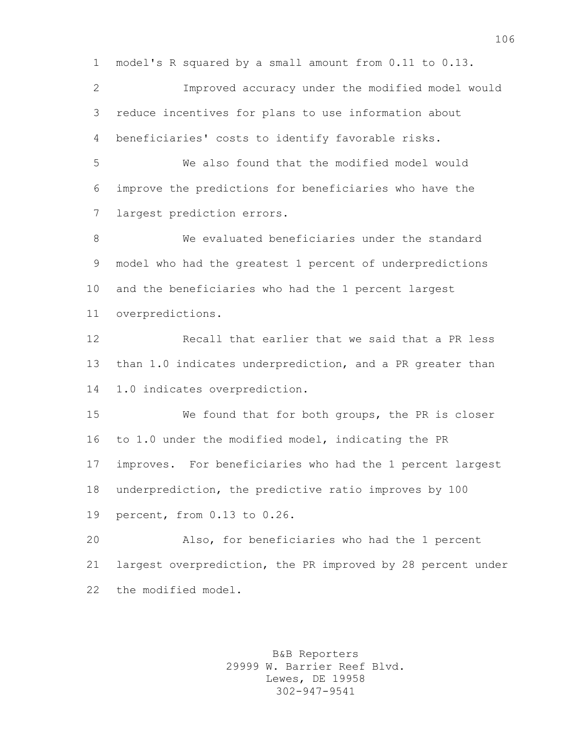model's R squared by a small amount from 0.11 to 0.13.

Improved accuracy under the modified model would reduce incentives for plans to use information about beneficiaries' costs to identify favorable risks.

We also found that the modified model would improve the predictions for beneficiaries who have the largest prediction errors.

We evaluated beneficiaries under the standard model who had the greatest 1 percent of underpredictions and the beneficiaries who had the 1 percent largest overpredictions.

Recall that earlier that we said that a PR less than 1.0 indicates underprediction, and a PR greater than 1.0 indicates overprediction.

We found that for both groups, the PR is closer to 1.0 under the modified model, indicating the PR improves. For beneficiaries who had the 1 percent largest underprediction, the predictive ratio improves by 100 percent, from 0.13 to 0.26.

Also, for beneficiaries who had the 1 percent largest overprediction, the PR improved by 28 percent under the modified model.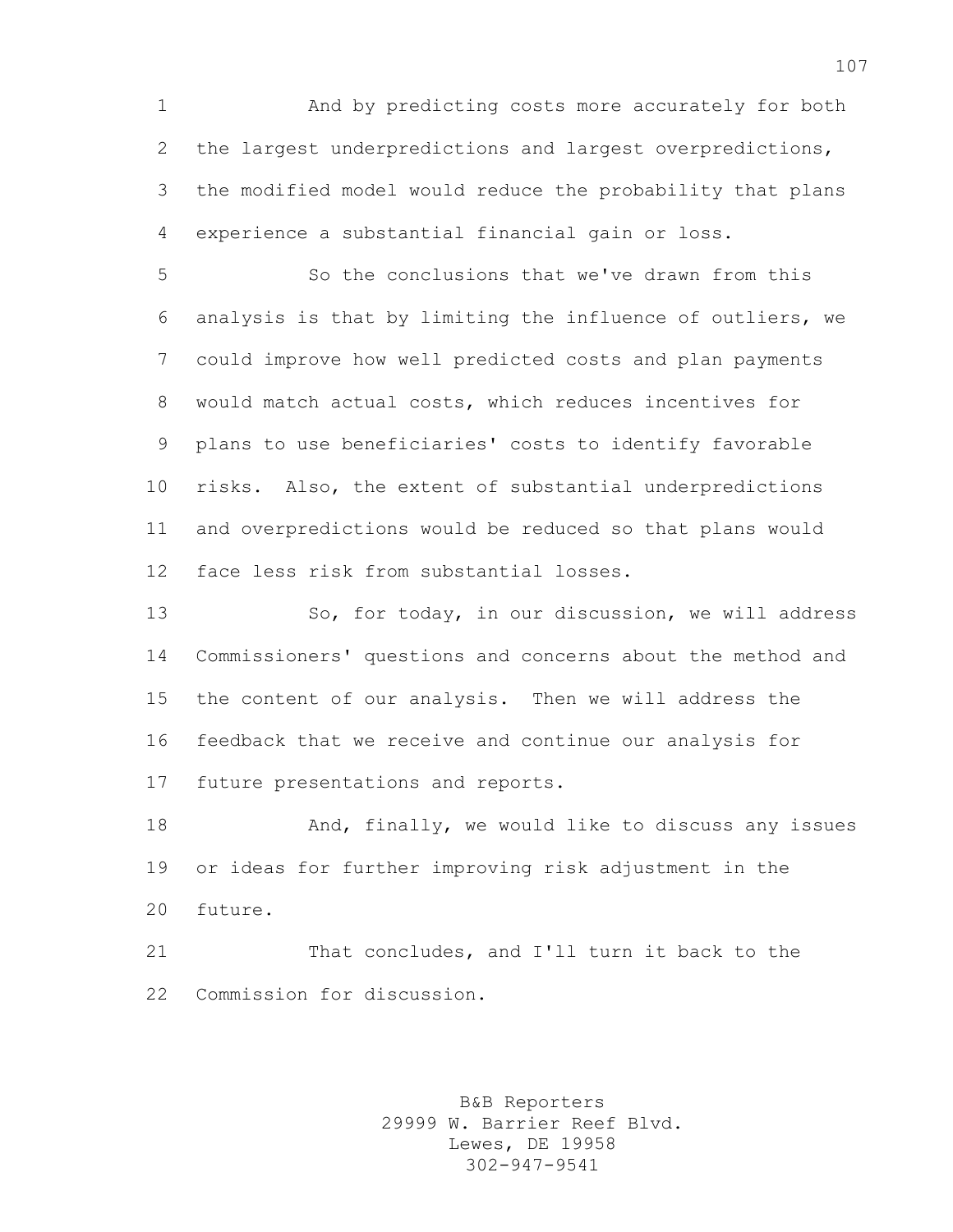And by predicting costs more accurately for both the largest underpredictions and largest overpredictions, the modified model would reduce the probability that plans experience a substantial financial gain or loss.

So the conclusions that we've drawn from this analysis is that by limiting the influence of outliers, we could improve how well predicted costs and plan payments would match actual costs, which reduces incentives for plans to use beneficiaries' costs to identify favorable risks. Also, the extent of substantial underpredictions and overpredictions would be reduced so that plans would face less risk from substantial losses.

So, for today, in our discussion, we will address Commissioners' questions and concerns about the method and the content of our analysis. Then we will address the feedback that we receive and continue our analysis for future presentations and reports.

And, finally, we would like to discuss any issues or ideas for further improving risk adjustment in the future.

That concludes, and I'll turn it back to the Commission for discussion.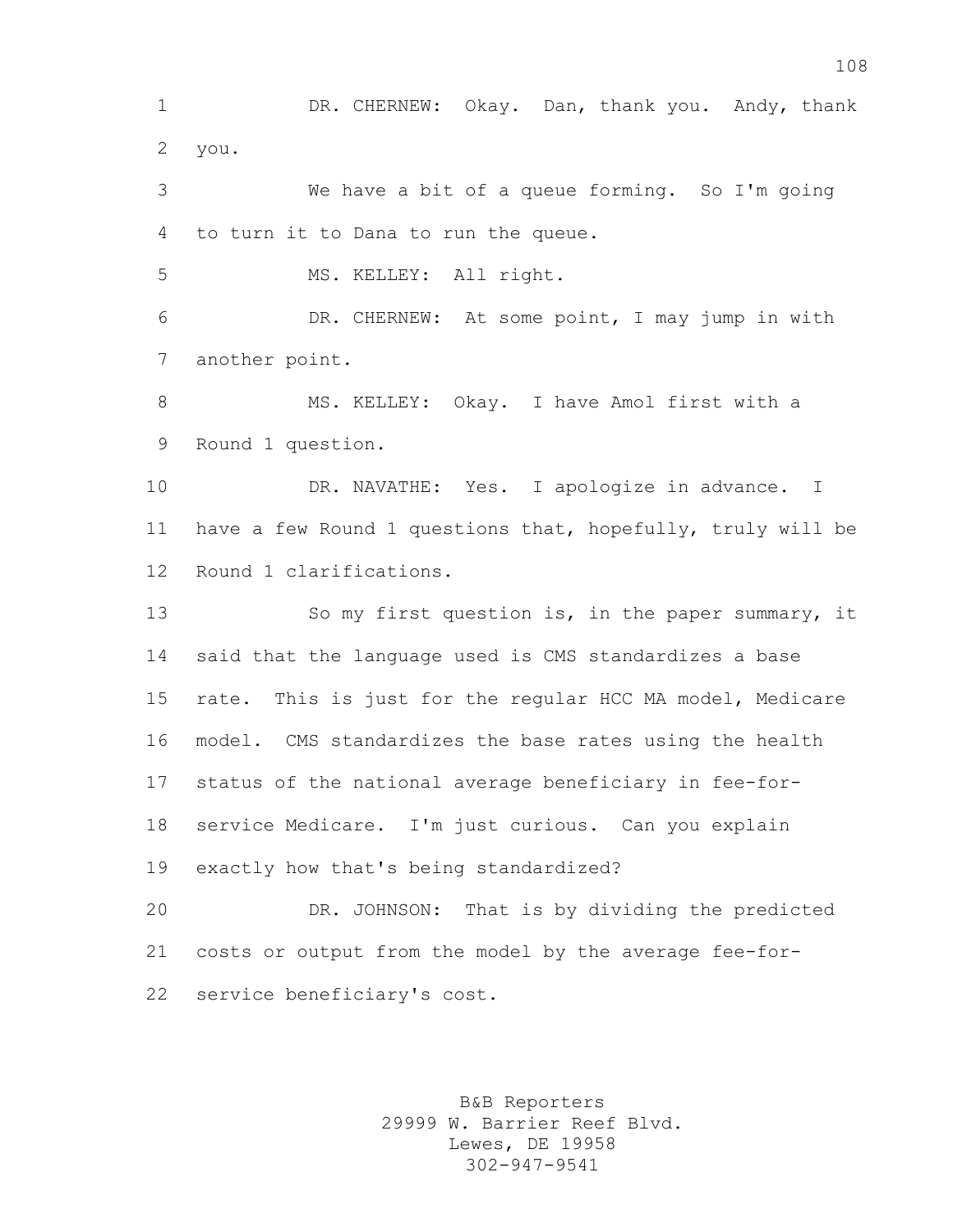DR. CHERNEW: Okay. Dan, thank you. Andy, thank you.

We have a bit of a queue forming. So I'm going to turn it to Dana to run the queue.

MS. KELLEY: All right.

DR. CHERNEW: At some point, I may jump in with another point.

MS. KELLEY: Okay. I have Amol first with a Round 1 question.

DR. NAVATHE: Yes. I apologize in advance. I have a few Round 1 questions that, hopefully, truly will be Round 1 clarifications.

So my first question is, in the paper summary, it said that the language used is CMS standardizes a base rate. This is just for the regular HCC MA model, Medicare model. CMS standardizes the base rates using the health status of the national average beneficiary in fee-for-service Medicare. I'm just curious. Can you explain exactly how that's being standardized?

DR. JOHNSON: That is by dividing the predicted costs or output from the model by the average fee-for-service beneficiary's cost.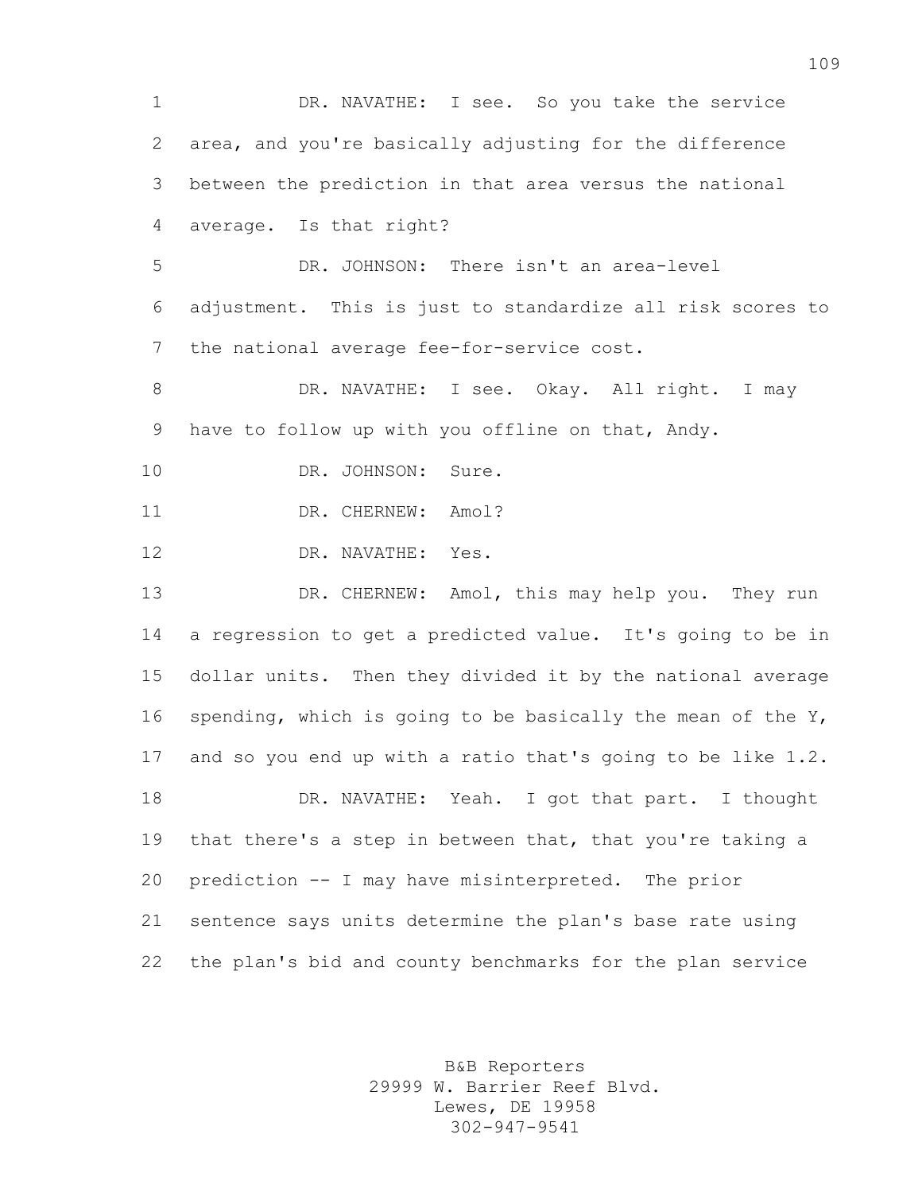DR. NAVATHE: I see. So you take the service area, and you're basically adjusting for the difference between the prediction in that area versus the national average. Is that right?

DR. JOHNSON: There isn't an area-level adjustment. This is just to standardize all risk scores to the national average fee-for-service cost.

DR. NAVATHE: I see. Okay. All right. I may have to follow up with you offline on that, Andy.

DR. JOHNSON: Sure.

DR. CHERNEW: Amol?

DR. NAVATHE: Yes.

DR. CHERNEW: Amol, this may help you. They run a regression to get a predicted value. It's going to be in dollar units. Then they divided it by the national average spending, which is going to be basically the mean of the Y, and so you end up with a ratio that's going to be like 1.2.

DR. NAVATHE: Yeah. I got that part. I thought that there's a step in between that, that you're taking a prediction -- I may have misinterpreted. The prior sentence says units determine the plan's base rate using the plan's bid and county benchmarks for the plan service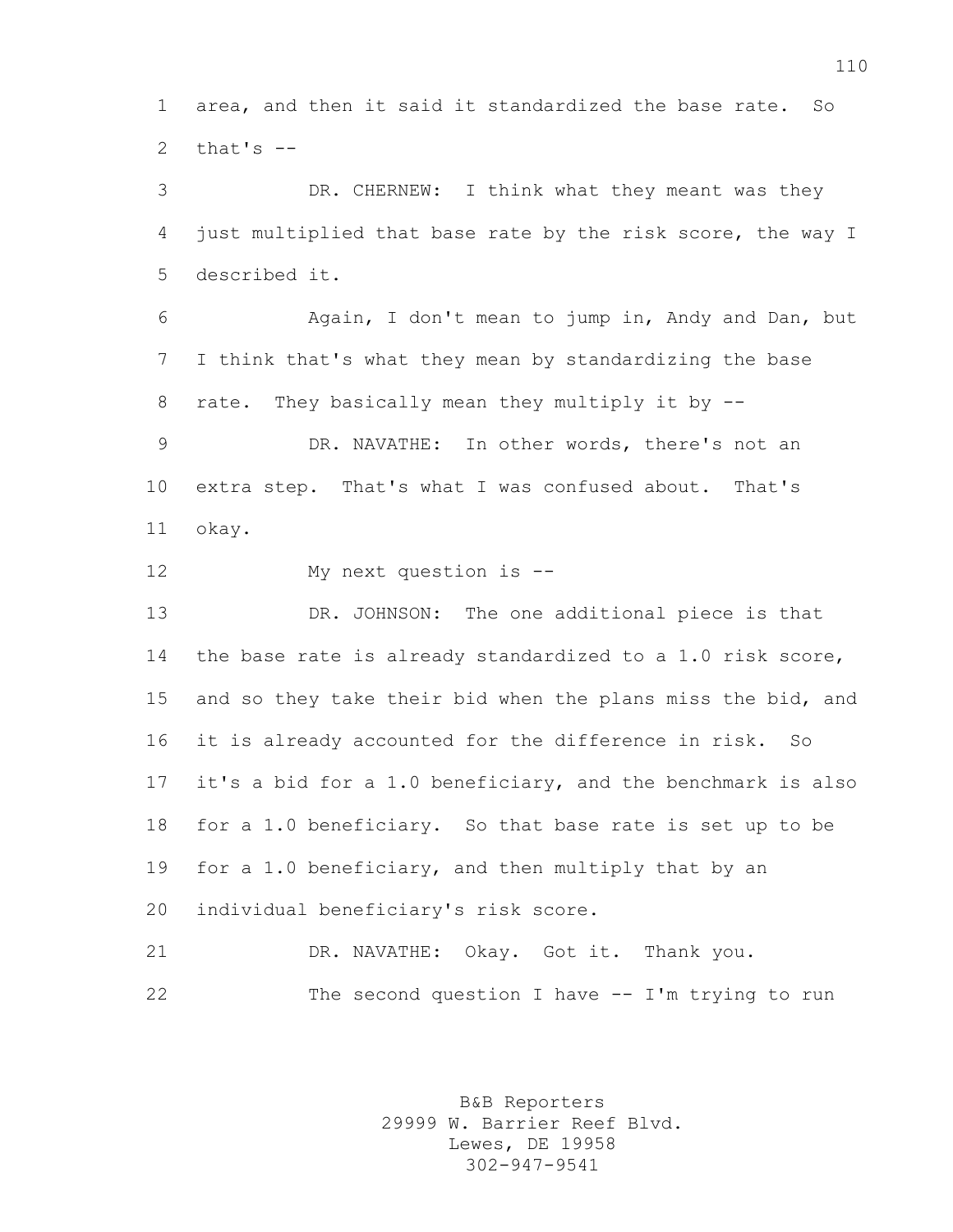area, and then it said it standardized the base rate. So that's --

DR. CHERNEW: I think what they meant was they just multiplied that base rate by the risk score, the way I described it.

Again, I don't mean to jump in, Andy and Dan, but I think that's what they mean by standardizing the base rate. They basically mean they multiply it by --

DR. NAVATHE: In other words, there's not an extra step. That's what I was confused about. That's okay.

My next question is --

DR. JOHNSON: The one additional piece is that the base rate is already standardized to a 1.0 risk score, and so they take their bid when the plans miss the bid, and it is already accounted for the difference in risk. So it's a bid for a 1.0 beneficiary, and the benchmark is also for a 1.0 beneficiary. So that base rate is set up to be for a 1.0 beneficiary, and then multiply that by an individual beneficiary's risk score.

DR. NAVATHE: Okay. Got it. Thank you.

The second question I have -- I'm trying to run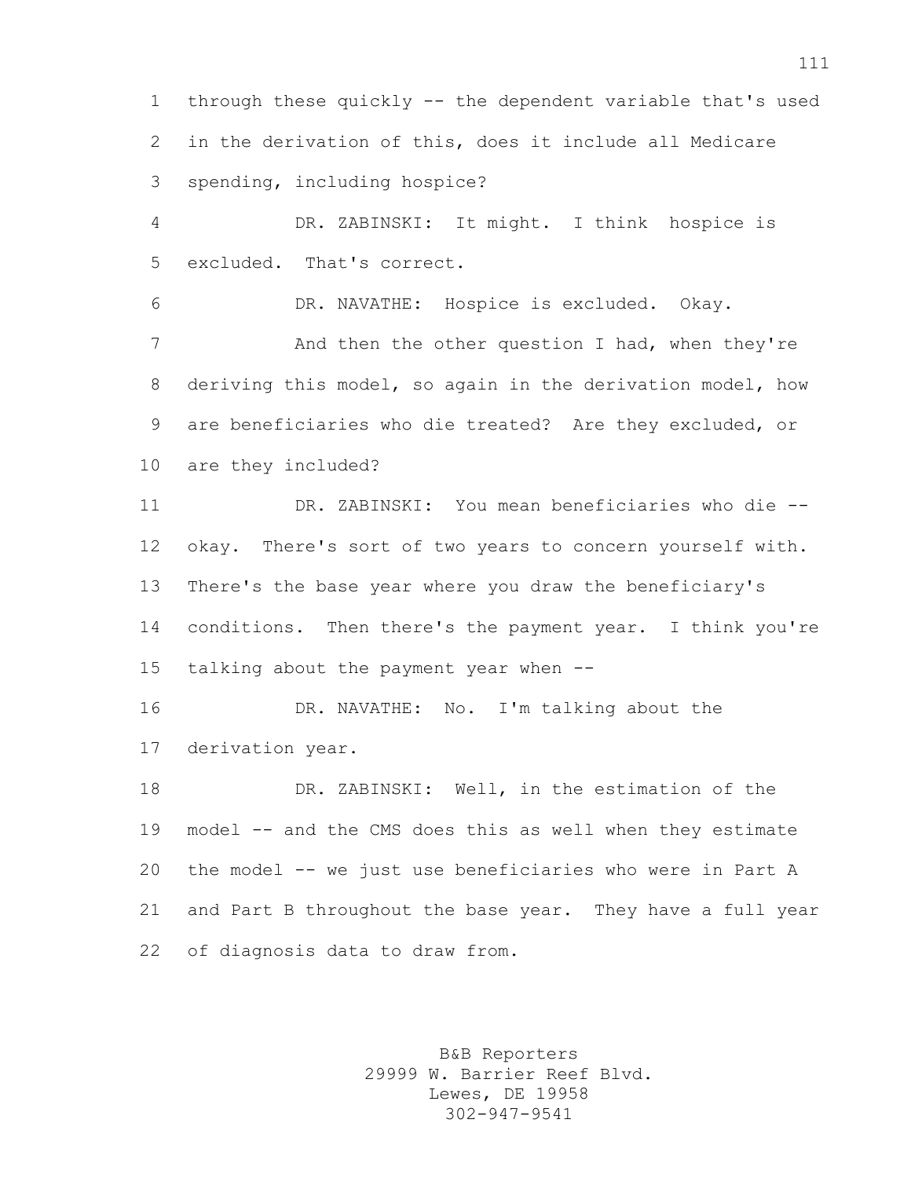through these quickly -- the dependent variable that's used in the derivation of this, does it include all Medicare spending, including hospice?

DR. ZABINSKI: It might. I think hospice is excluded. That's correct.

DR. NAVATHE: Hospice is excluded. Okay.

And then the other question I had, when they're deriving this model, so again in the derivation model, how are beneficiaries who die treated? Are they excluded, or are they included?

DR. ZABINSKI: You mean beneficiaries who die -- okay. There's sort of two years to concern yourself with. There's the base year where you draw the beneficiary's conditions. Then there's the payment year. I think you're talking about the payment year when --

DR. NAVATHE: No. I'm talking about the derivation year.

DR. ZABINSKI: Well, in the estimation of the model -- and the CMS does this as well when they estimate the model -- we just use beneficiaries who were in Part A and Part B throughout the base year. They have a full year of diagnosis data to draw from.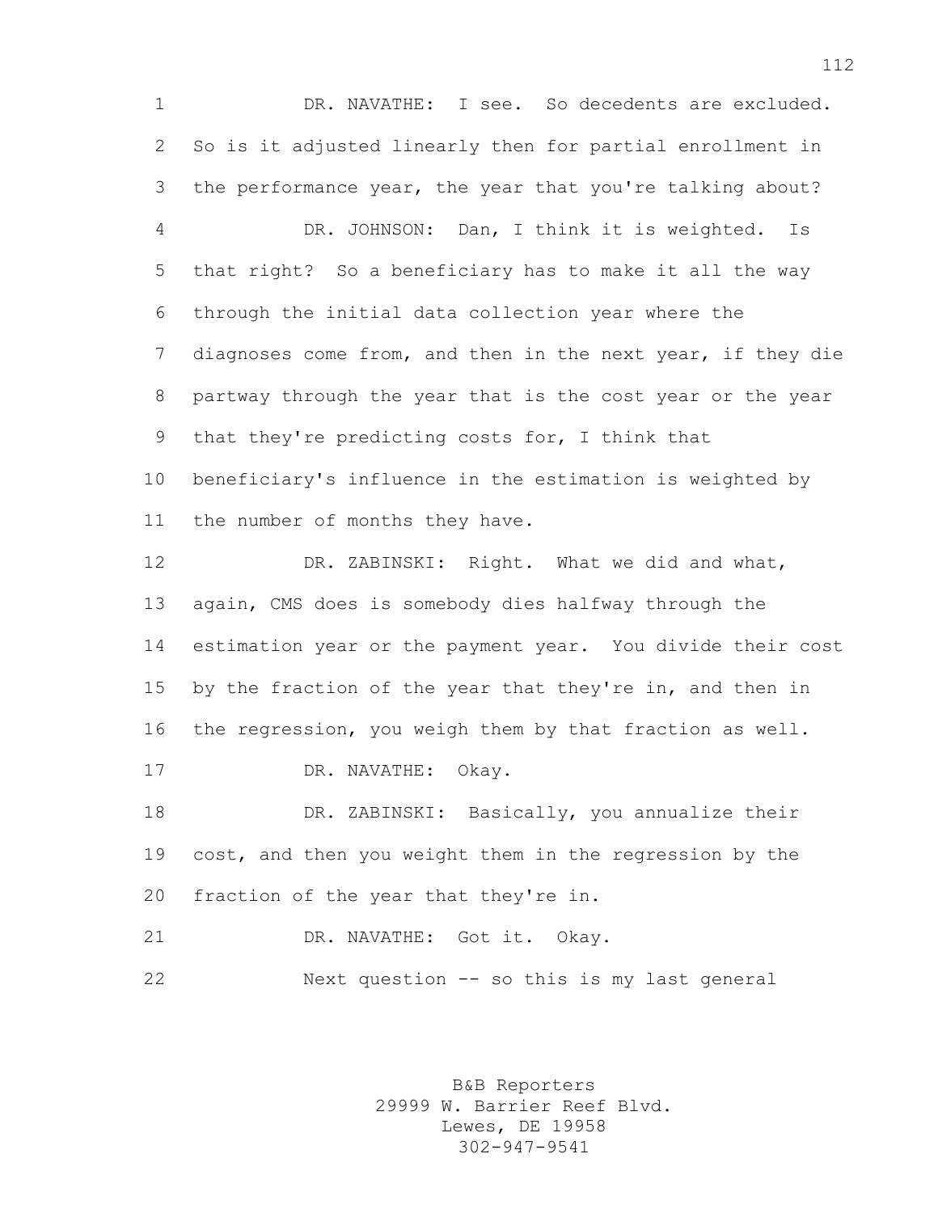DR. NAVATHE: I see. So decedents are excluded. So is it adjusted linearly then for partial enrollment in the performance year, the year that you're talking about?

DR. JOHNSON: Dan, I think it is weighted. Is that right? So a beneficiary has to make it all the way through the initial data collection year where the diagnoses come from, and then in the next year, if they die partway through the year that is the cost year or the year that they're predicting costs for, I think that beneficiary's influence in the estimation is weighted by the number of months they have.

DR. ZABINSKI: Right. What we did and what, again, CMS does is somebody dies halfway through the estimation year or the payment year. You divide their cost by the fraction of the year that they're in, and then in the regression, you weigh them by that fraction as well.

DR. NAVATHE: Okay.

DR. ZABINSKI: Basically, you annualize their cost, and then you weight them in the regression by the fraction of the year that they're in.

DR. NAVATHE: Got it. Okay.

Next question -- so this is my last general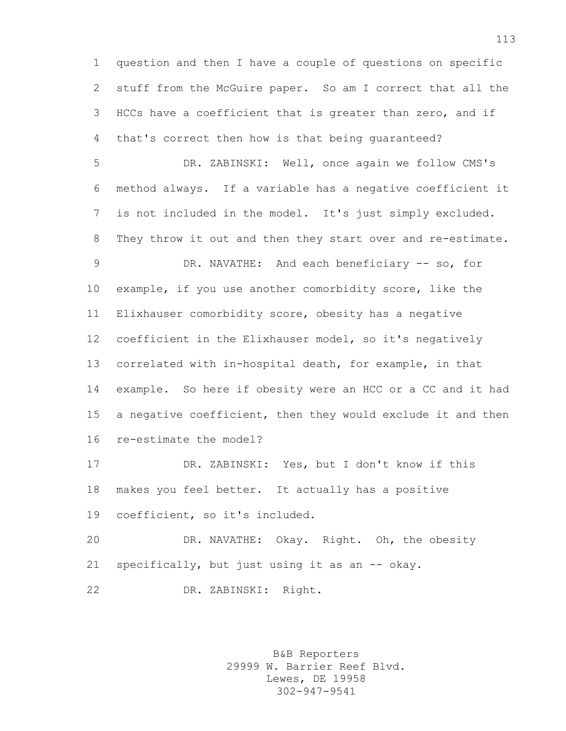question and then I have a couple of questions on specific stuff from the McGuire paper. So am I correct that all the HCCs have a coefficient that is greater than zero, and if that's correct then how is that being guaranteed?

DR. ZABINSKI: Well, once again we follow CMS's method always. If a variable has a negative coefficient it is not included in the model. It's just simply excluded. They throw it out and then they start over and re-estimate.

DR. NAVATHE: And each beneficiary -- so, for example, if you use another comorbidity score, like the Elixhauser comorbidity score, obesity has a negative coefficient in the Elixhauser model, so it's negatively correlated with in-hospital death, for example, in that example. So here if obesity were an HCC or a CC and it had a negative coefficient, then they would exclude it and then re-estimate the model?

DR. ZABINSKI: Yes, but I don't know if this makes you feel better. It actually has a positive coefficient, so it's included.

DR. NAVATHE: Okay. Right. Oh, the obesity specifically, but just using it as an -- okay.

DR. ZABINSKI: Right.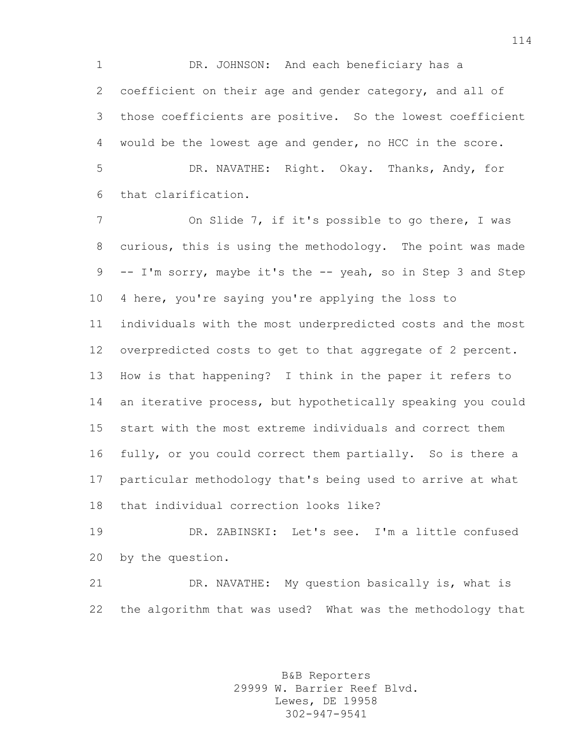DR. JOHNSON: And each beneficiary has a coefficient on their age and gender category, and all of those coefficients are positive. So the lowest coefficient would be the lowest age and gender, no HCC in the score.

DR. NAVATHE: Right. Okay. Thanks, Andy, for that clarification.

On Slide 7, if it's possible to go there, I was curious, this is using the methodology. The point was made -- I'm sorry, maybe it's the -- yeah, so in Step 3 and Step 4 here, you're saying you're applying the loss to individuals with the most underpredicted costs and the most overpredicted costs to get to that aggregate of 2 percent. How is that happening? I think in the paper it refers to an iterative process, but hypothetically speaking you could start with the most extreme individuals and correct them fully, or you could correct them partially. So is there a particular methodology that's being used to arrive at what that individual correction looks like?

DR. ZABINSKI: Let's see. I'm a little confused by the question.

DR. NAVATHE: My question basically is, what is the algorithm that was used? What was the methodology that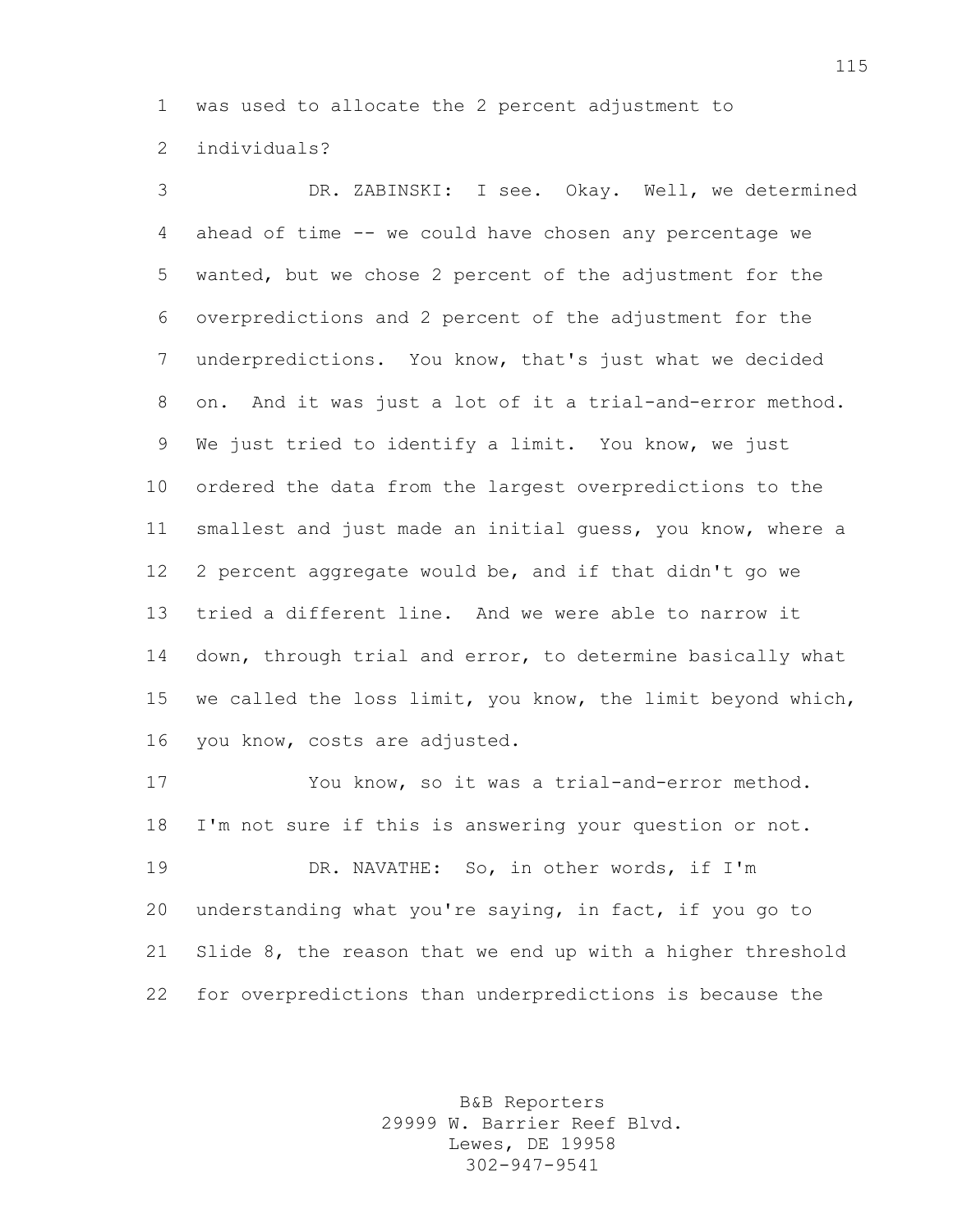was used to allocate the 2 percent adjustment to individuals?

DR. ZABINSKI: I see. Okay. Well, we determined ahead of time -- we could have chosen any percentage we wanted, but we chose 2 percent of the adjustment for the overpredictions and 2 percent of the adjustment for the underpredictions. You know, that's just what we decided on. And it was just a lot of it a trial-and-error method. We just tried to identify a limit. You know, we just ordered the data from the largest overpredictions to the smallest and just made an initial guess, you know, where a 2 percent aggregate would be, and if that didn't go we tried a different line. And we were able to narrow it down, through trial and error, to determine basically what we called the loss limit, you know, the limit beyond which, you know, costs are adjusted.

You know, so it was a trial-and-error method. I'm not sure if this is answering your question or not.

DR. NAVATHE: So, in other words, if I'm understanding what you're saying, in fact, if you go to Slide 8, the reason that we end up with a higher threshold for overpredictions than underpredictions is because the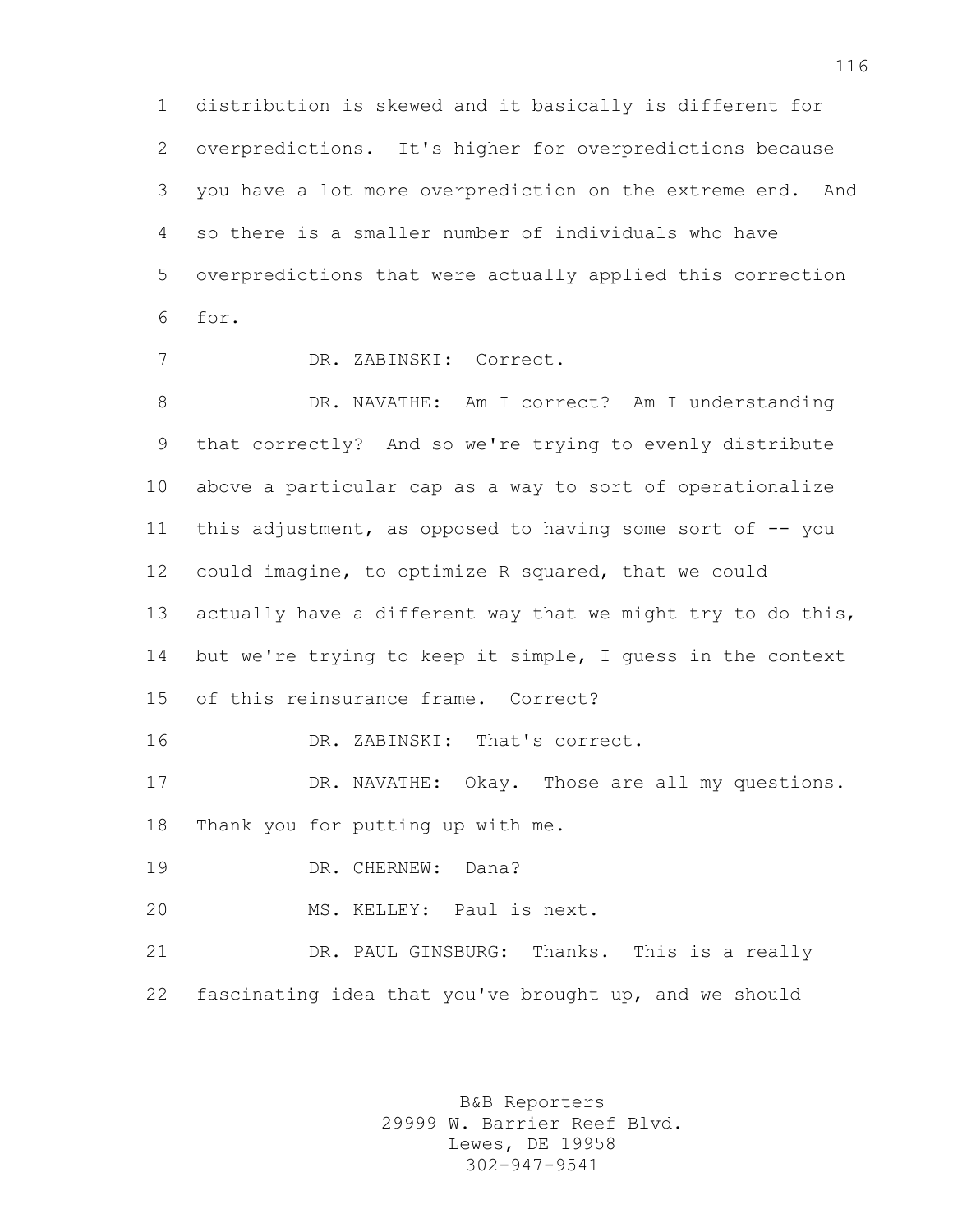distribution is skewed and it basically is different for overpredictions. It's higher for overpredictions because you have a lot more overprediction on the extreme end. And so there is a smaller number of individuals who have overpredictions that were actually applied this correction for.

DR. ZABINSKI: Correct.

DR. NAVATHE: Am I correct? Am I understanding that correctly? And so we're trying to evenly distribute above a particular cap as a way to sort of operationalize this adjustment, as opposed to having some sort of -- you could imagine, to optimize R squared, that we could actually have a different way that we might try to do this, but we're trying to keep it simple, I guess in the context of this reinsurance frame. Correct?

DR. ZABINSKI: That's correct.

DR. NAVATHE: Okay. Those are all my questions. Thank you for putting up with me.

DR. CHERNEW: Dana?

MS. KELLEY: Paul is next.

DR. PAUL GINSBURG: Thanks. This is a really fascinating idea that you've brought up, and we should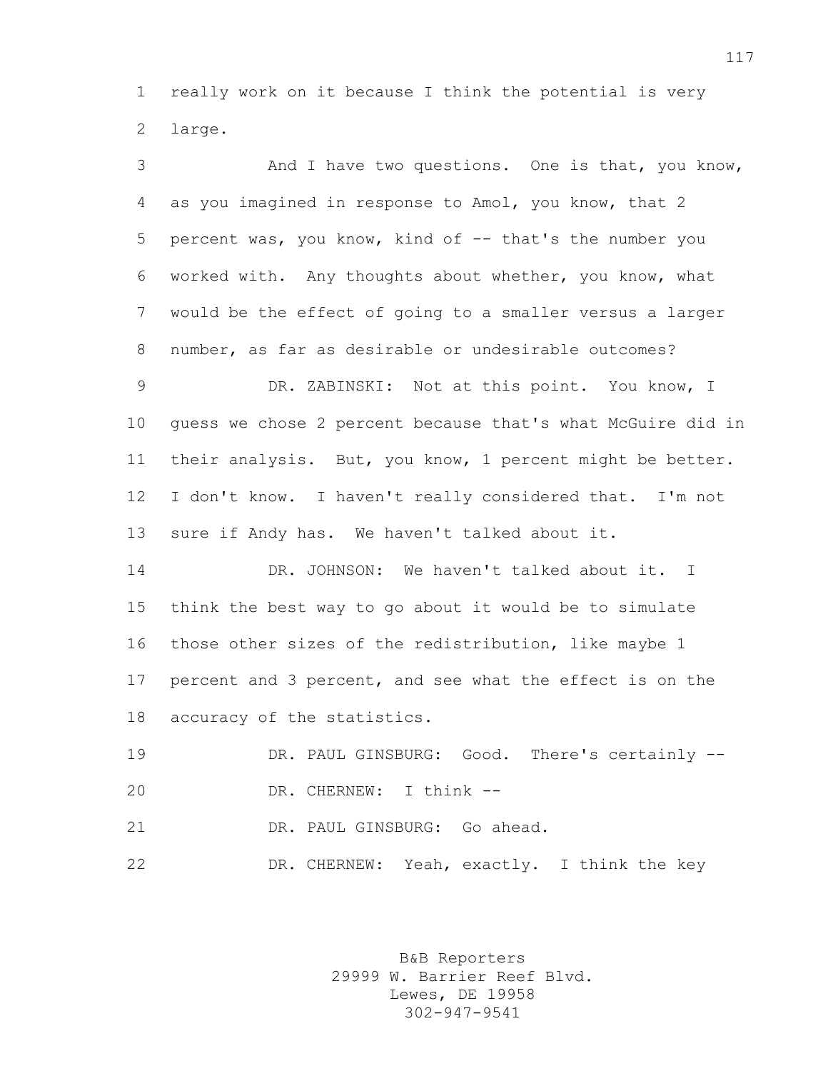really work on it because I think the potential is very large.

And I have two questions. One is that, you know, as you imagined in response to Amol, you know, that 2 percent was, you know, kind of -- that's the number you worked with. Any thoughts about whether, you know, what would be the effect of going to a smaller versus a larger number, as far as desirable or undesirable outcomes?

DR. ZABINSKI: Not at this point. You know, I guess we chose 2 percent because that's what McGuire did in their analysis. But, you know, 1 percent might be better. I don't know. I haven't really considered that. I'm not sure if Andy has. We haven't talked about it.

DR. JOHNSON: We haven't talked about it. I think the best way to go about it would be to simulate those other sizes of the redistribution, like maybe 1 percent and 3 percent, and see what the effect is on the accuracy of the statistics.

DR. PAUL GINSBURG: Good. There's certainly --

DR. CHERNEW: I think --

DR. PAUL GINSBURG: Go ahead.

DR. CHERNEW: Yeah, exactly. I think the key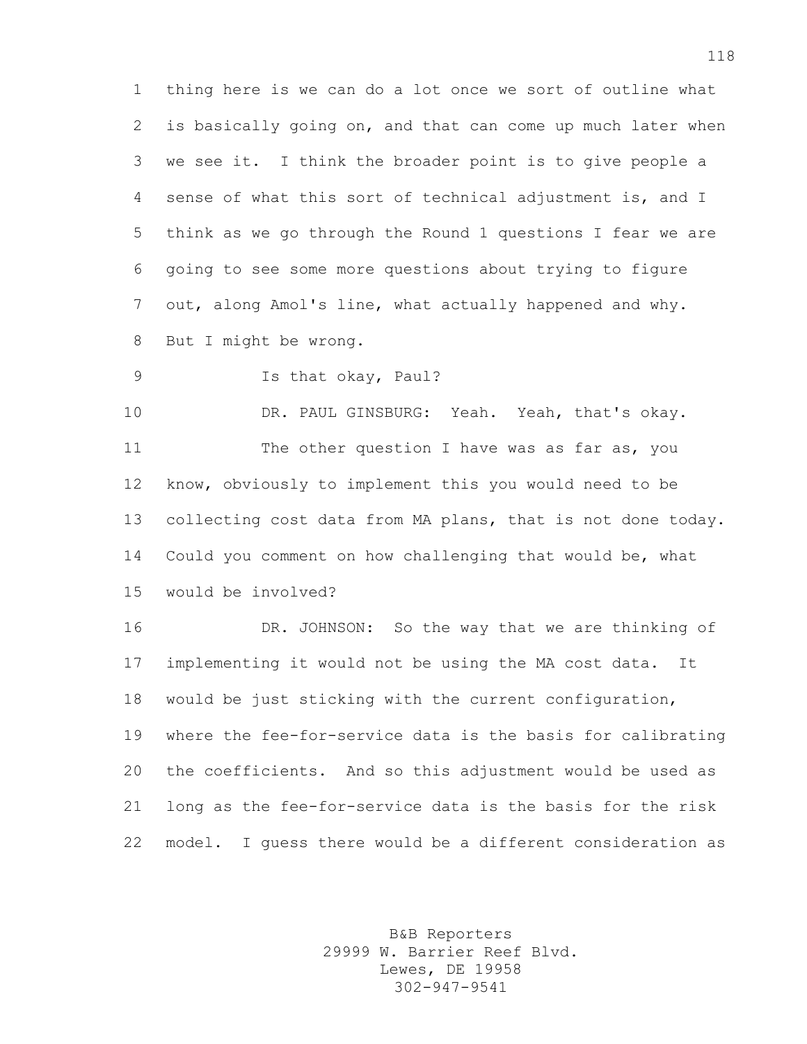thing here is we can do a lot once we sort of outline what is basically going on, and that can come up much later when we see it. I think the broader point is to give people a sense of what this sort of technical adjustment is, and I think as we go through the Round 1 questions I fear we are going to see some more questions about trying to figure out, along Amol's line, what actually happened and why. But I might be wrong.

Is that okay, Paul?

DR. PAUL GINSBURG: Yeah. Yeah, that's okay.

The other question I have was as far as, you know, obviously to implement this you would need to be collecting cost data from MA plans, that is not done today. Could you comment on how challenging that would be, what would be involved?

DR. JOHNSON: So the way that we are thinking of implementing it would not be using the MA cost data. It would be just sticking with the current configuration, where the fee-for-service data is the basis for calibrating the coefficients. And so this adjustment would be used as long as the fee-for-service data is the basis for the risk model. I guess there would be a different consideration as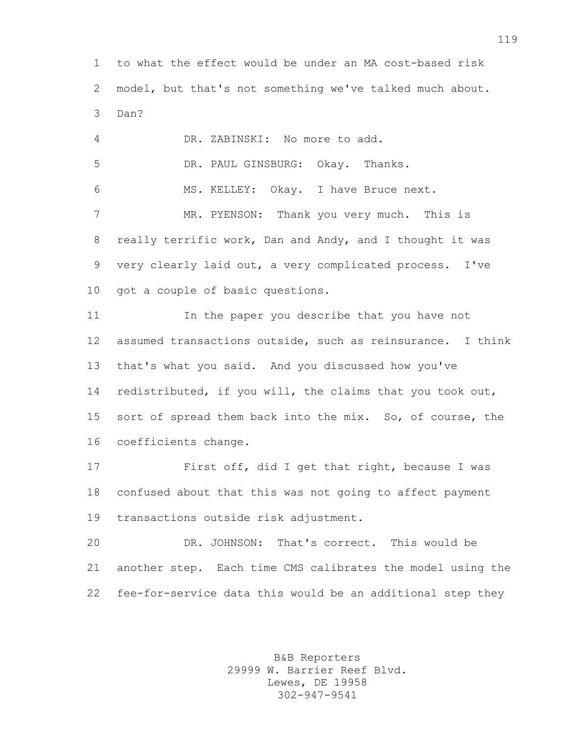to what the effect would be under an MA cost-based risk model, but that's not something we've talked much about. Dan?

DR. ZABINSKI: No more to add.

DR. PAUL GINSBURG: Okay. Thanks.

MS. KELLEY: Okay. I have Bruce next.

MR. PYENSON: Thank you very much. This is really terrific work, Dan and Andy, and I thought it was very clearly laid out, a very complicated process. I've got a couple of basic questions.

In the paper you describe that you have not assumed transactions outside, such as reinsurance. I think that's what you said. And you discussed how you've redistributed, if you will, the claims that you took out, sort of spread them back into the mix. So, of course, the coefficients change.

First off, did I get that right, because I was confused about that this was not going to affect payment transactions outside risk adjustment.

DR. JOHNSON: That's correct. This would be another step. Each time CMS calibrates the model using the fee-for-service data this would be an additional step they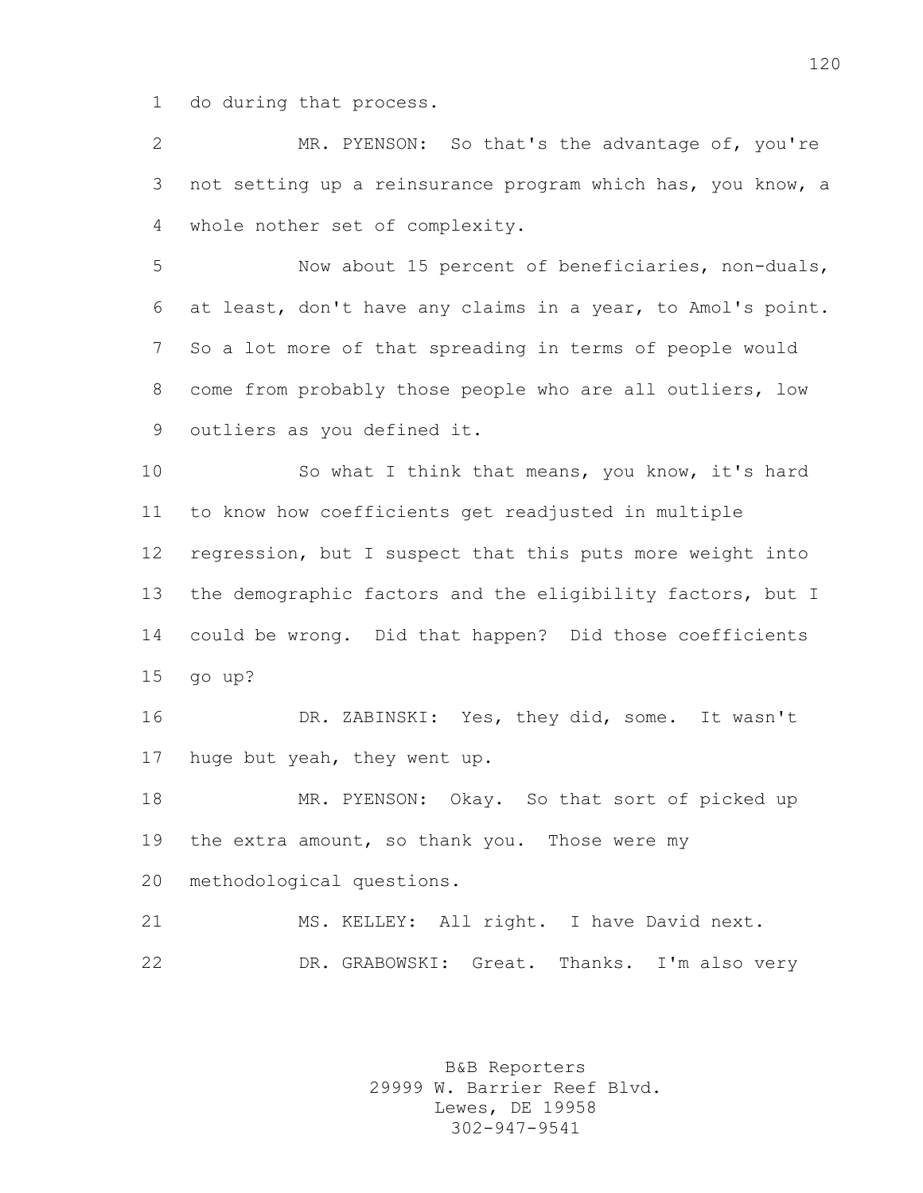do during that process.

MR. PYENSON: So that's the advantage of, you're not setting up a reinsurance program which has, you know, a whole nother set of complexity.

Now about 15 percent of beneficiaries, non-duals, at least, don't have any claims in a year, to Amol's point. So a lot more of that spreading in terms of people would come from probably those people who are all outliers, low outliers as you defined it.

So what I think that means, you know, it's hard to know how coefficients get readjusted in multiple regression, but I suspect that this puts more weight into the demographic factors and the eligibility factors, but I could be wrong. Did that happen? Did those coefficients go up?

DR. ZABINSKI: Yes, they did, some. It wasn't huge but yeah, they went up.

MR. PYENSON: Okay. So that sort of picked up the extra amount, so thank you. Those were my methodological questions.

MS. KELLEY: All right. I have David next.

DR. GRABOWSKI: Great. Thanks. I'm also very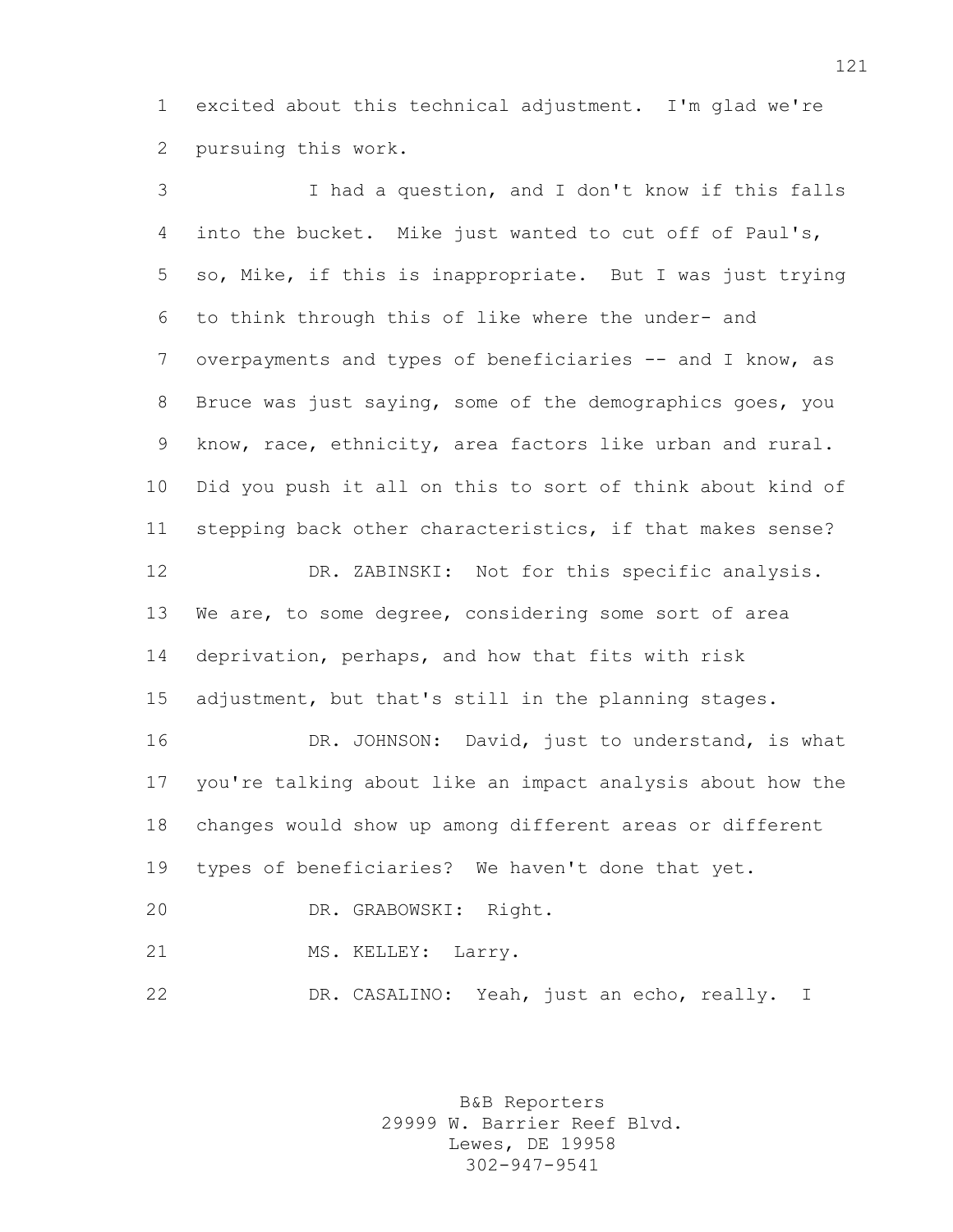excited about this technical adjustment. I'm glad we're pursuing this work.

I had a question, and I don't know if this falls into the bucket. Mike just wanted to cut off of Paul's, so, Mike, if this is inappropriate. But I was just trying to think through this of like where the under- and overpayments and types of beneficiaries -- and I know, as Bruce was just saying, some of the demographics goes, you know, race, ethnicity, area factors like urban and rural. Did you push it all on this to sort of think about kind of stepping back other characteristics, if that makes sense?

DR. ZABINSKI: Not for this specific analysis. We are, to some degree, considering some sort of area deprivation, perhaps, and how that fits with risk adjustment, but that's still in the planning stages.

DR. JOHNSON: David, just to understand, is what you're talking about like an impact analysis about how the changes would show up among different areas or different types of beneficiaries? We haven't done that yet.

DR. GRABOWSKI: Right.

MS. KELLEY: Larry.

DR. CASALINO: Yeah, just an echo, really. I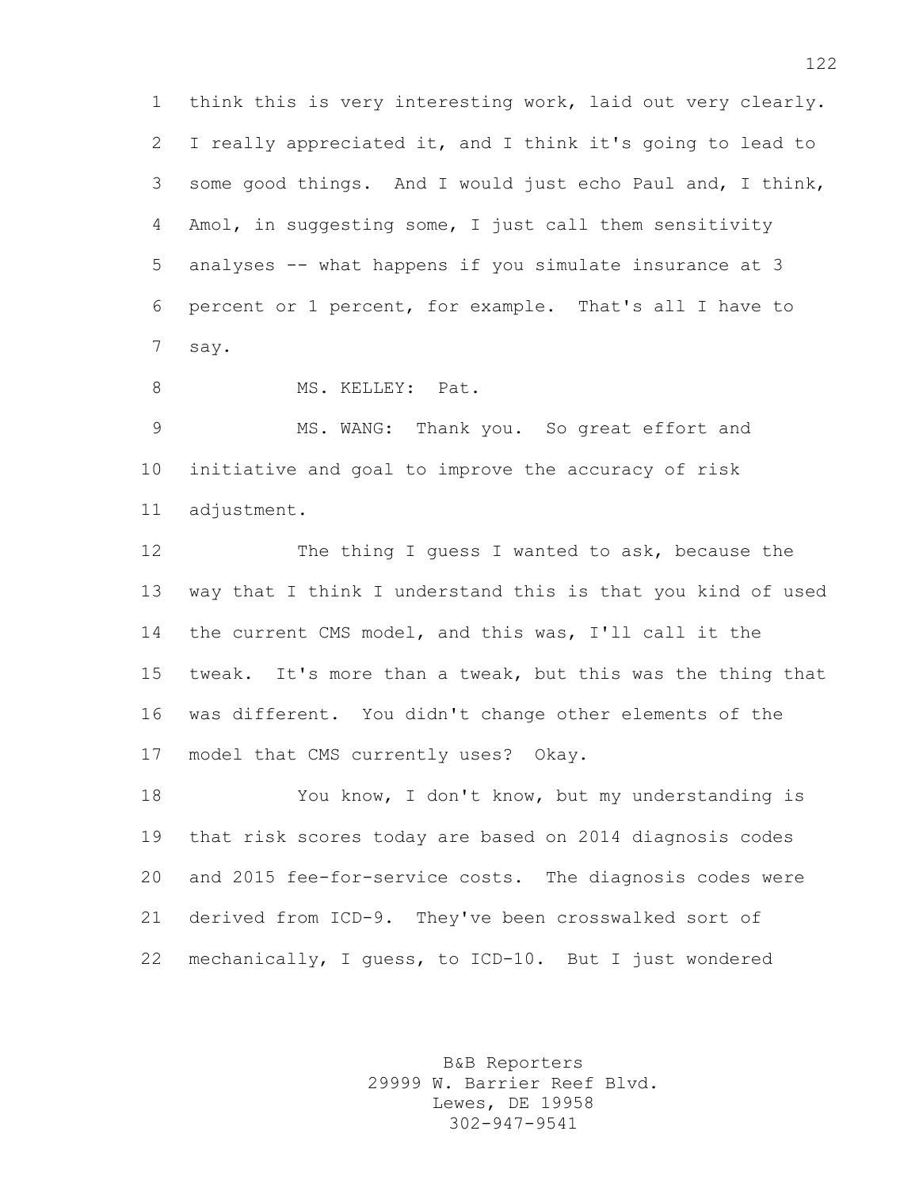think this is very interesting work, laid out very clearly. I really appreciated it, and I think it's going to lead to some good things. And I would just echo Paul and, I think, Amol, in suggesting some, I just call them sensitivity analyses -- what happens if you simulate insurance at 3 percent or 1 percent, for example. That's all I have to say.

MS. KELLEY: Pat.

MS. WANG: Thank you. So great effort and initiative and goal to improve the accuracy of risk adjustment.

The thing I guess I wanted to ask, because the way that I think I understand this is that you kind of used the current CMS model, and this was, I'll call it the tweak. It's more than a tweak, but this was the thing that was different. You didn't change other elements of the model that CMS currently uses? Okay.

You know, I don't know, but my understanding is that risk scores today are based on 2014 diagnosis codes and 2015 fee-for-service costs. The diagnosis codes were derived from ICD-9. They've been crosswalked sort of mechanically, I guess, to ICD-10. But I just wondered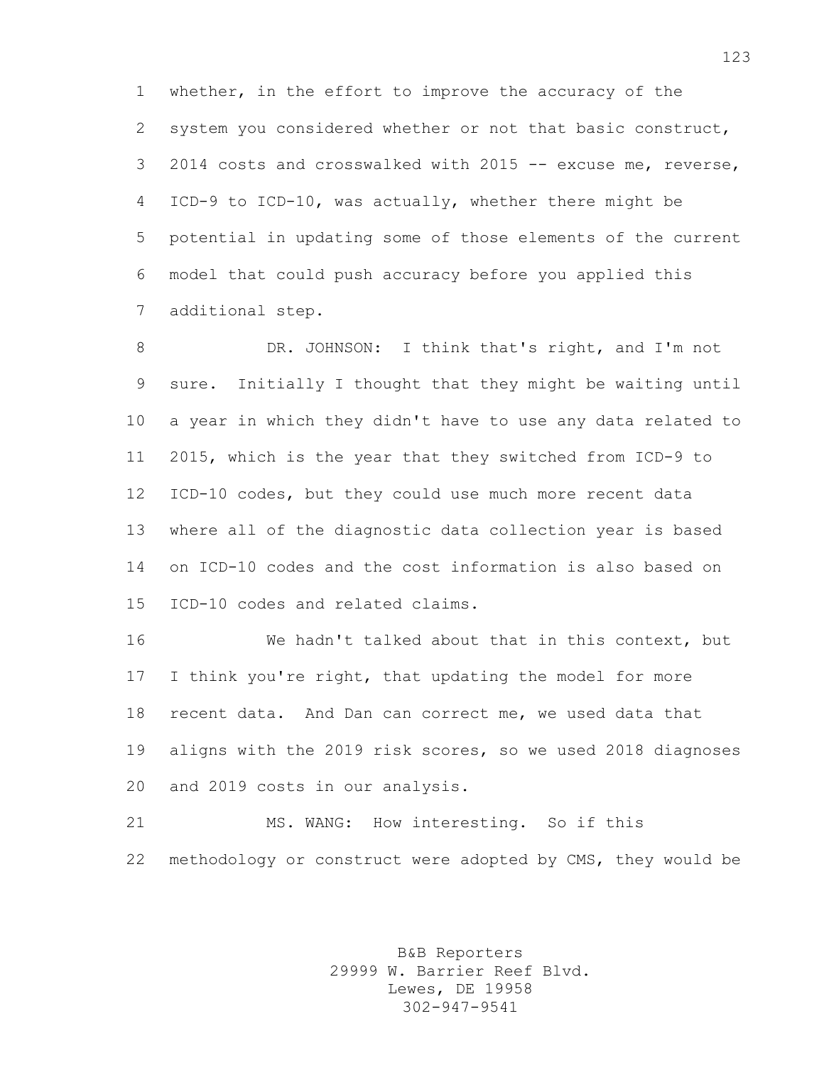whether, in the effort to improve the accuracy of the system you considered whether or not that basic construct, 2014 costs and crosswalked with 2015 -- excuse me, reverse, ICD-9 to ICD-10, was actually, whether there might be potential in updating some of those elements of the current model that could push accuracy before you applied this additional step.

DR. JOHNSON: I think that's right, and I'm not sure. Initially I thought that they might be waiting until a year in which they didn't have to use any data related to 2015, which is the year that they switched from ICD-9 to ICD-10 codes, but they could use much more recent data where all of the diagnostic data collection year is based on ICD-10 codes and the cost information is also based on ICD-10 codes and related claims.

We hadn't talked about that in this context, but I think you're right, that updating the model for more recent data. And Dan can correct me, we used data that aligns with the 2019 risk scores, so we used 2018 diagnoses and 2019 costs in our analysis.

MS. WANG: How interesting. So if this methodology or construct were adopted by CMS, they would be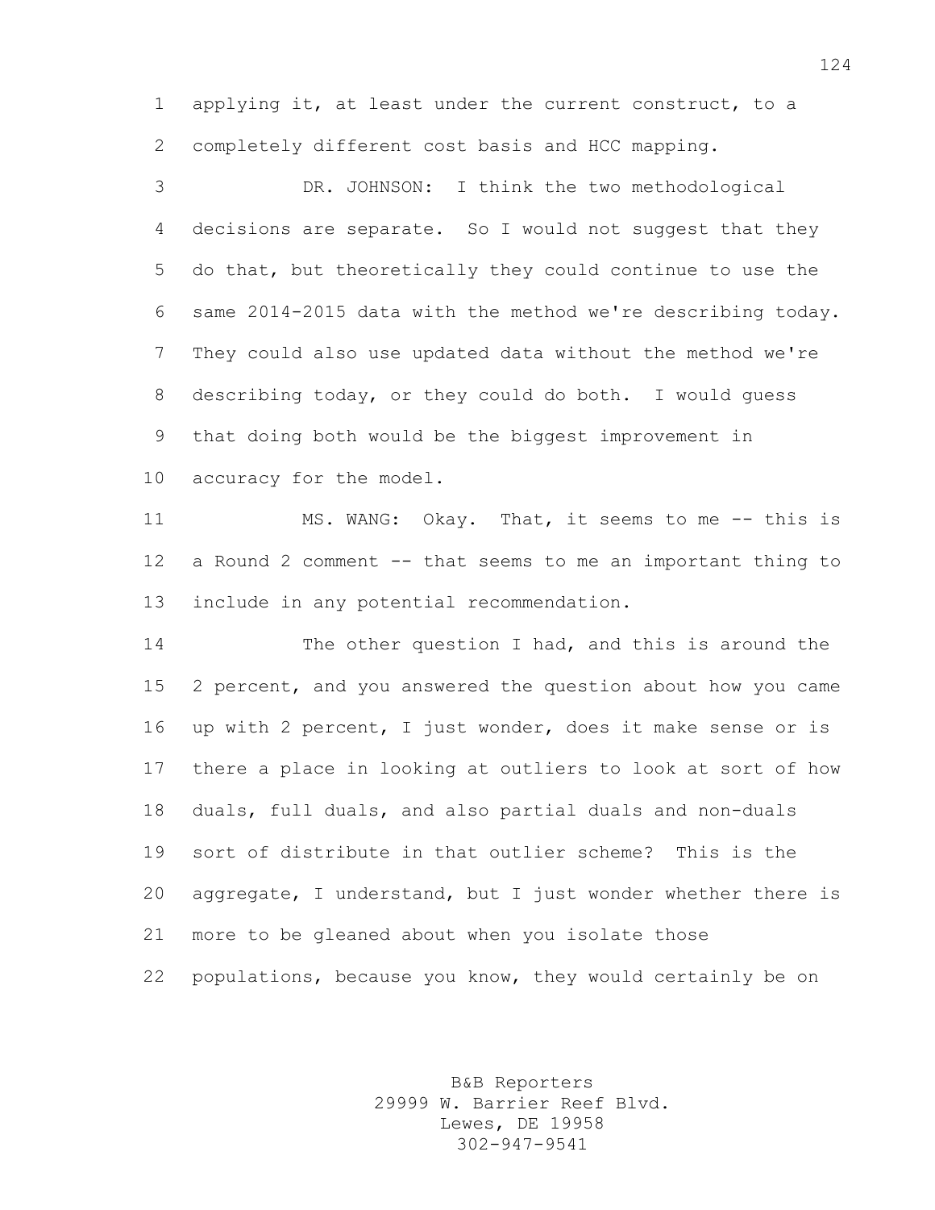applying it, at least under the current construct, to a completely different cost basis and HCC mapping.

DR. JOHNSON: I think the two methodological decisions are separate. So I would not suggest that they do that, but theoretically they could continue to use the same 2014-2015 data with the method we're describing today. They could also use updated data without the method we're describing today, or they could do both. I would guess that doing both would be the biggest improvement in accuracy for the model.

MS. WANG: Okay. That, it seems to me -- this is a Round 2 comment -- that seems to me an important thing to include in any potential recommendation.

The other question I had, and this is around the 2 percent, and you answered the question about how you came up with 2 percent, I just wonder, does it make sense or is there a place in looking at outliers to look at sort of how duals, full duals, and also partial duals and non-duals sort of distribute in that outlier scheme? This is the aggregate, I understand, but I just wonder whether there is more to be gleaned about when you isolate those populations, because you know, they would certainly be on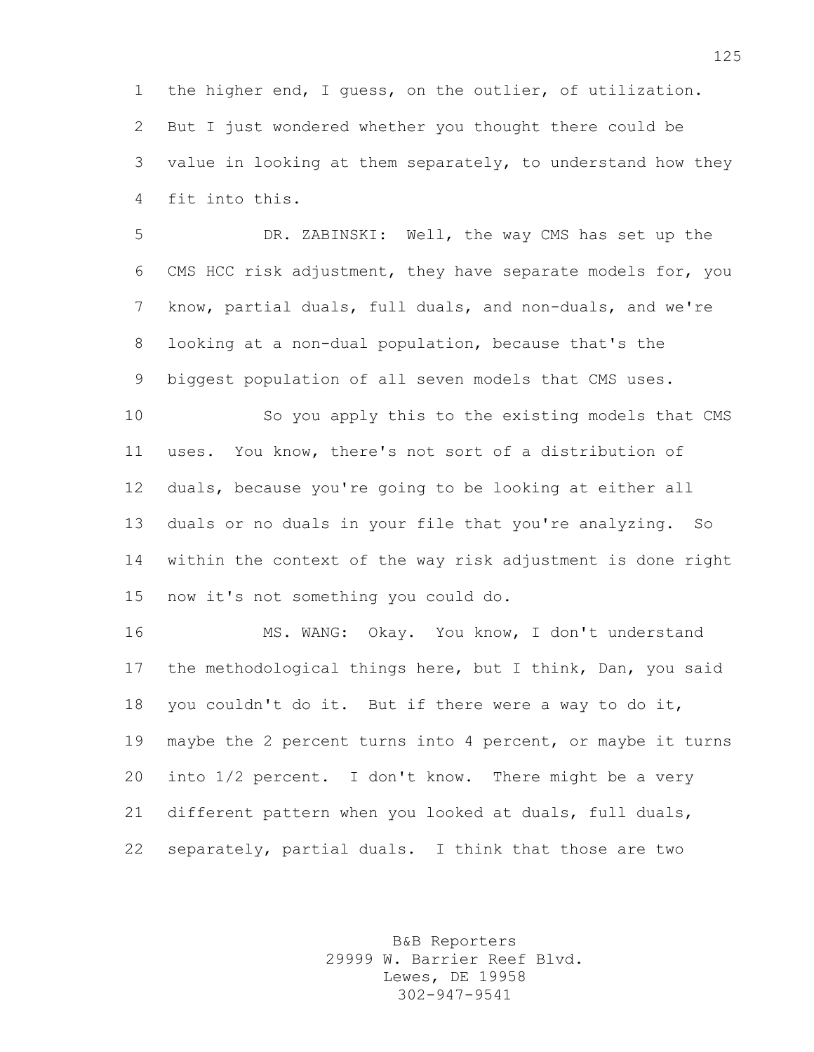the higher end, I guess, on the outlier, of utilization. But I just wondered whether you thought there could be value in looking at them separately, to understand how they fit into this.

DR. ZABINSKI: Well, the way CMS has set up the CMS HCC risk adjustment, they have separate models for, you know, partial duals, full duals, and non-duals, and we're looking at a non-dual population, because that's the biggest population of all seven models that CMS uses.

So you apply this to the existing models that CMS uses. You know, there's not sort of a distribution of duals, because you're going to be looking at either all duals or no duals in your file that you're analyzing. So within the context of the way risk adjustment is done right now it's not something you could do.

MS. WANG: Okay. You know, I don't understand the methodological things here, but I think, Dan, you said you couldn't do it. But if there were a way to do it, maybe the 2 percent turns into 4 percent, or maybe it turns into 1/2 percent. I don't know. There might be a very different pattern when you looked at duals, full duals, separately, partial duals. I think that those are two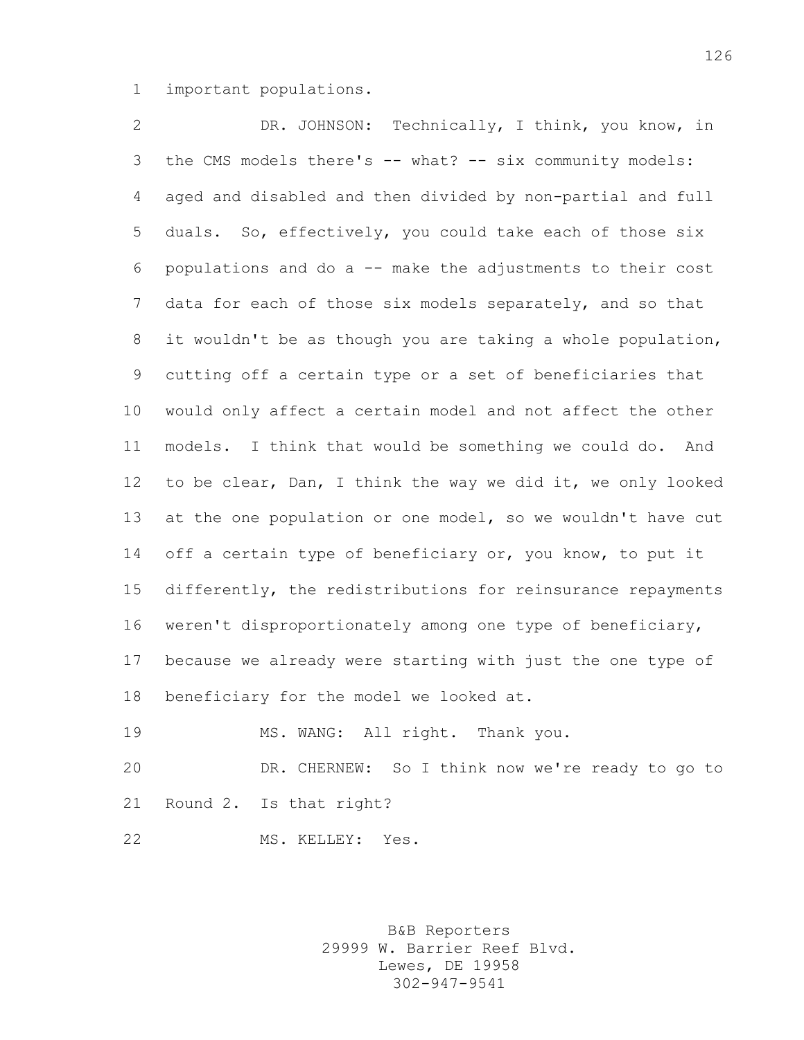important populations.

DR. JOHNSON: Technically, I think, you know, in the CMS models there's -- what? -- six community models: aged and disabled and then divided by non-partial and full duals. So, effectively, you could take each of those six populations and do a -- make the adjustments to their cost data for each of those six models separately, and so that it wouldn't be as though you are taking a whole population, cutting off a certain type or a set of beneficiaries that would only affect a certain model and not affect the other models. I think that would be something we could do. And to be clear, Dan, I think the way we did it, we only looked at the one population or one model, so we wouldn't have cut off a certain type of beneficiary or, you know, to put it differently, the redistributions for reinsurance repayments weren't disproportionately among one type of beneficiary, because we already were starting with just the one type of beneficiary for the model we looked at.

MS. WANG: All right. Thank you.

DR. CHERNEW: So I think now we're ready to go to Round 2. Is that right?

MS. KELLEY: Yes.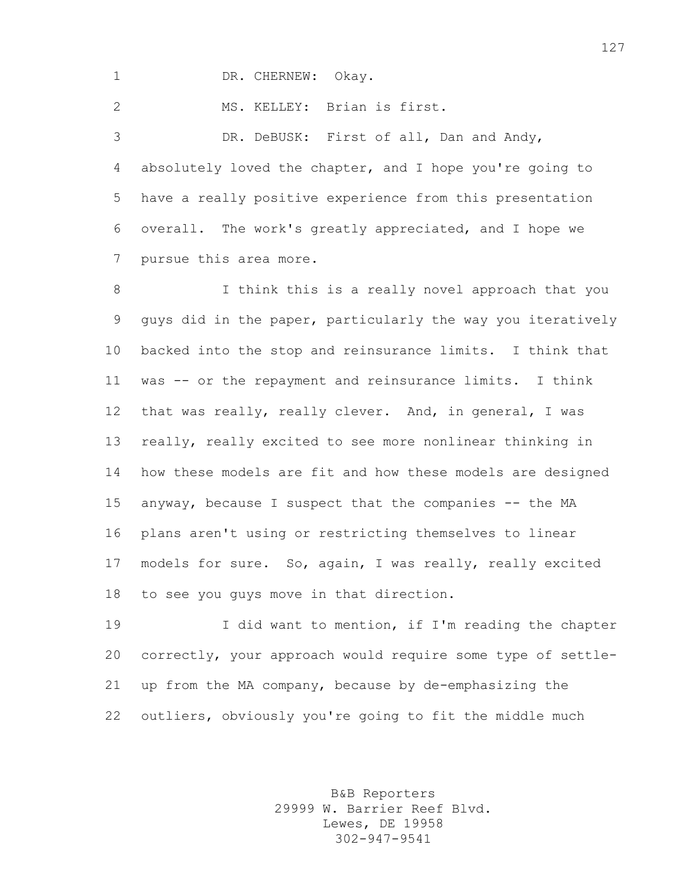DR. CHERNEW: Okay.

MS. KELLEY: Brian is first.

DR. DeBUSK: First of all, Dan and Andy, absolutely loved the chapter, and I hope you're going to have a really positive experience from this presentation overall. The work's greatly appreciated, and I hope we pursue this area more.

I think this is a really novel approach that you guys did in the paper, particularly the way you iteratively backed into the stop and reinsurance limits. I think that was -- or the repayment and reinsurance limits. I think that was really, really clever. And, in general, I was really, really excited to see more nonlinear thinking in how these models are fit and how these models are designed anyway, because I suspect that the companies -- the MA plans aren't using or restricting themselves to linear models for sure. So, again, I was really, really excited to see you guys move in that direction.

I did want to mention, if I'm reading the chapter correctly, your approach would require some type of settle-up from the MA company, because by de-emphasizing the outliers, obviously you're going to fit the middle much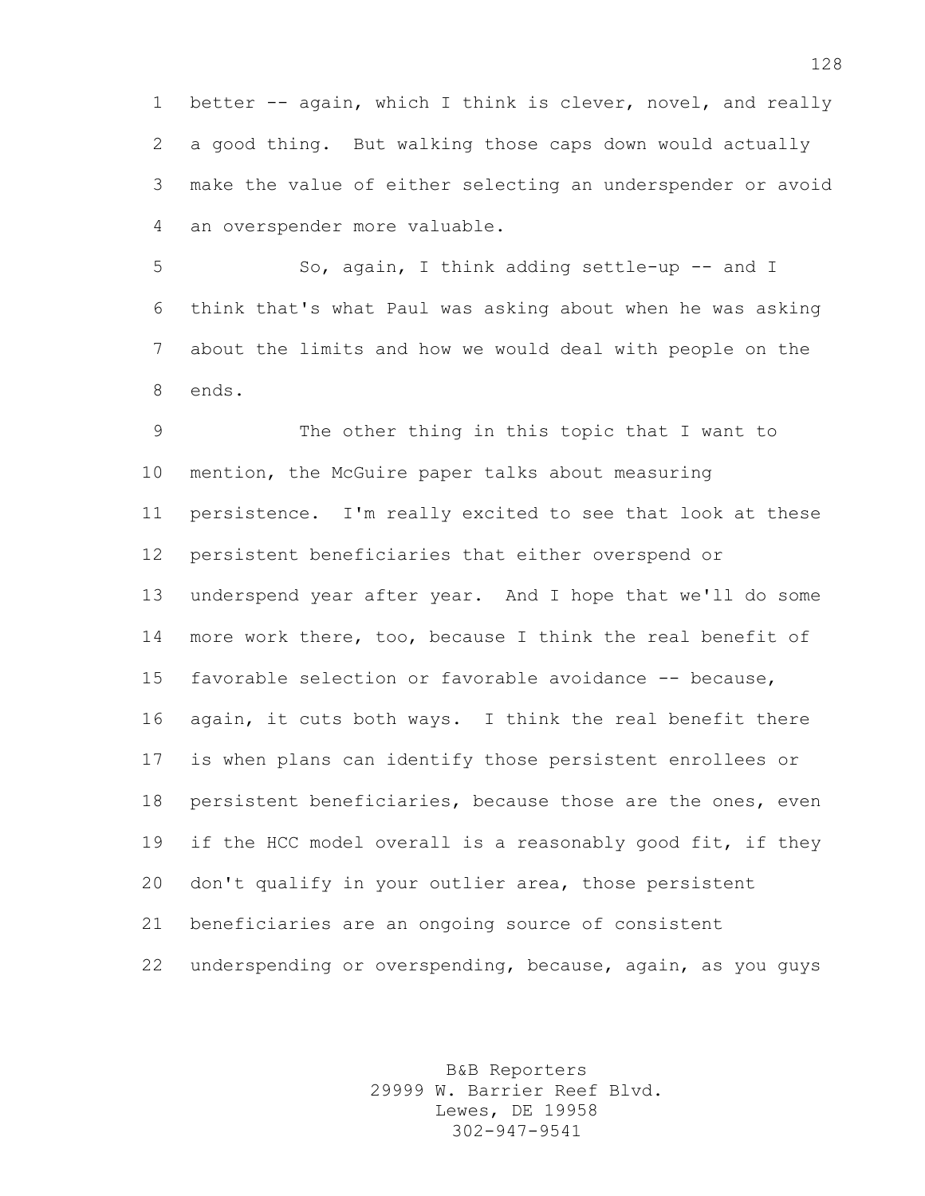better -- again, which I think is clever, novel, and really a good thing. But walking those caps down would actually make the value of either selecting an underspender or avoid an overspender more valuable.

So, again, I think adding settle-up -- and I think that's what Paul was asking about when he was asking about the limits and how we would deal with people on the ends.

The other thing in this topic that I want to mention, the McGuire paper talks about measuring persistence. I'm really excited to see that look at these persistent beneficiaries that either overspend or underspend year after year. And I hope that we'll do some more work there, too, because I think the real benefit of favorable selection or favorable avoidance -- because, again, it cuts both ways. I think the real benefit there is when plans can identify those persistent enrollees or persistent beneficiaries, because those are the ones, even if the HCC model overall is a reasonably good fit, if they don't qualify in your outlier area, those persistent beneficiaries are an ongoing source of consistent underspending or overspending, because, again, as you guys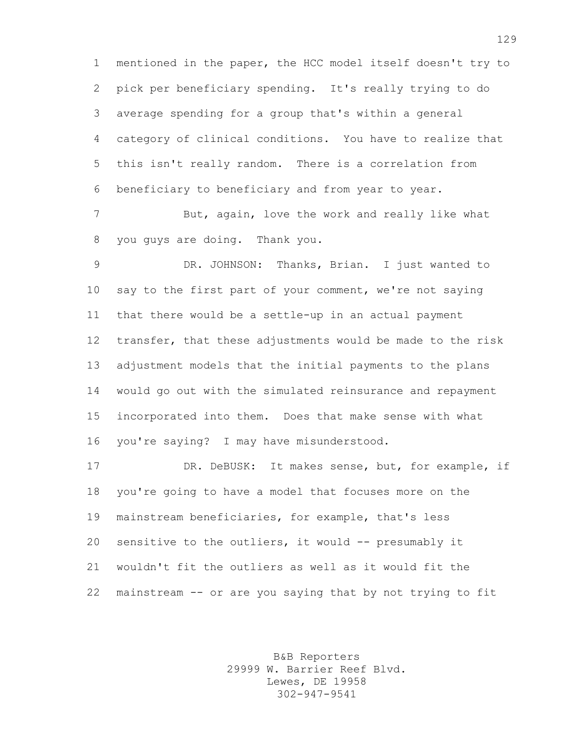mentioned in the paper, the HCC model itself doesn't try to pick per beneficiary spending. It's really trying to do average spending for a group that's within a general category of clinical conditions. You have to realize that this isn't really random. There is a correlation from beneficiary to beneficiary and from year to year.

But, again, love the work and really like what you guys are doing. Thank you.

DR. JOHNSON: Thanks, Brian. I just wanted to say to the first part of your comment, we're not saying that there would be a settle-up in an actual payment transfer, that these adjustments would be made to the risk adjustment models that the initial payments to the plans would go out with the simulated reinsurance and repayment incorporated into them. Does that make sense with what you're saying? I may have misunderstood.

DR. DeBUSK: It makes sense, but, for example, if you're going to have a model that focuses more on the mainstream beneficiaries, for example, that's less sensitive to the outliers, it would -- presumably it wouldn't fit the outliers as well as it would fit the mainstream -- or are you saying that by not trying to fit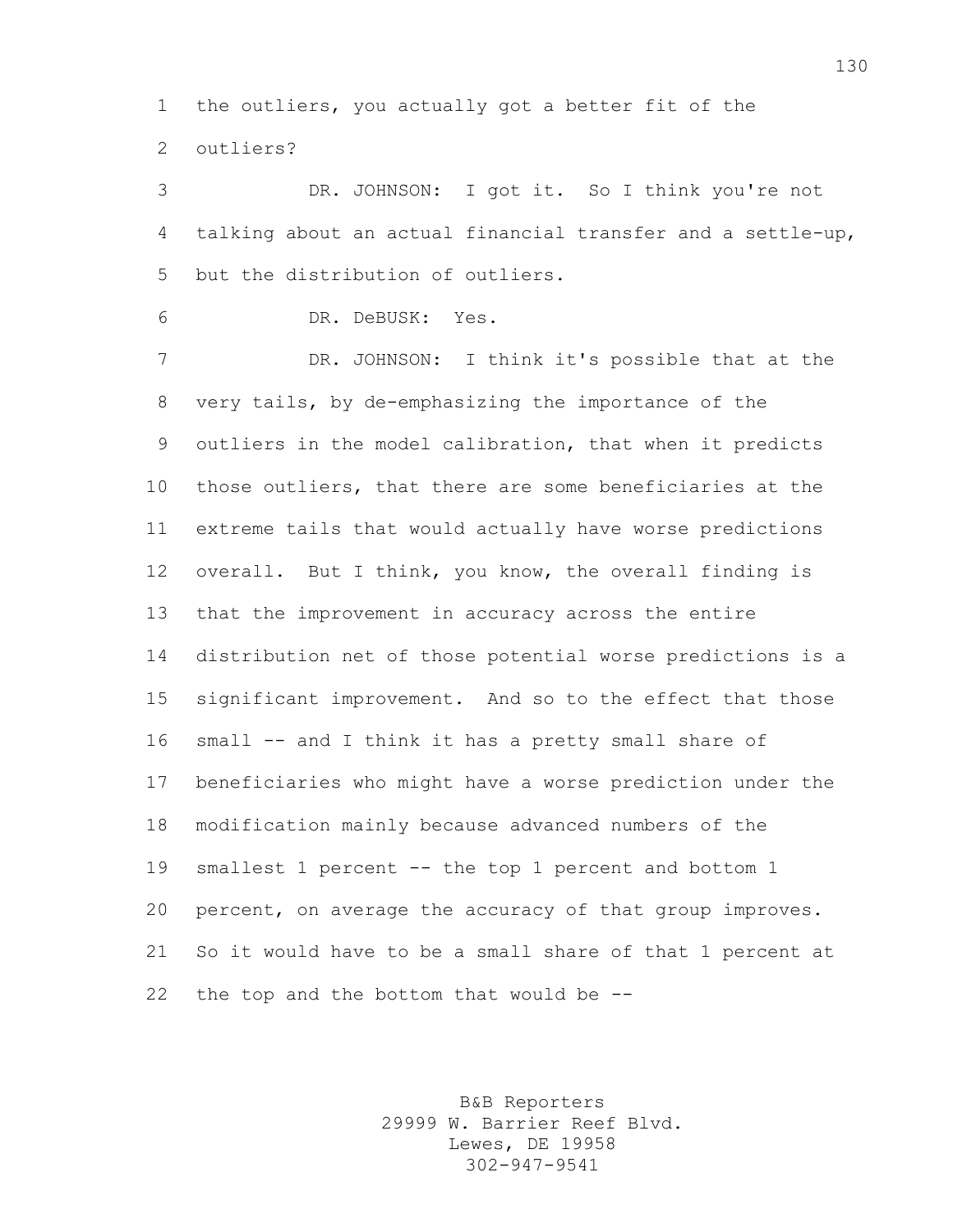the outliers, you actually got a better fit of the outliers?

DR. JOHNSON: I got it. So I think you're not talking about an actual financial transfer and a settle-up, but the distribution of outliers.

DR. DeBUSK: Yes.

DR. JOHNSON: I think it's possible that at the very tails, by de-emphasizing the importance of the outliers in the model calibration, that when it predicts those outliers, that there are some beneficiaries at the extreme tails that would actually have worse predictions overall. But I think, you know, the overall finding is that the improvement in accuracy across the entire distribution net of those potential worse predictions is a significant improvement. And so to the effect that those small -- and I think it has a pretty small share of beneficiaries who might have a worse prediction under the modification mainly because advanced numbers of the smallest 1 percent -- the top 1 percent and bottom 1 percent, on average the accuracy of that group improves. So it would have to be a small share of that 1 percent at the top and the bottom that would be --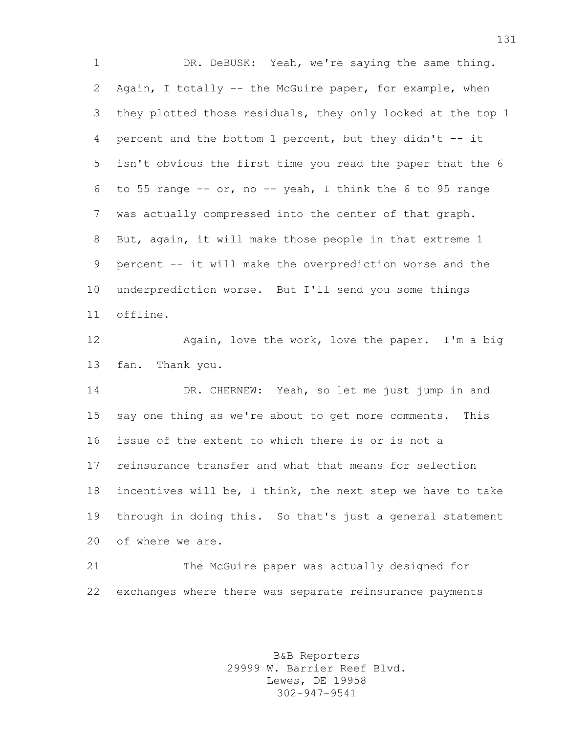DR. DeBUSK: Yeah, we're saying the same thing. Again, I totally -- the McGuire paper, for example, when they plotted those residuals, they only looked at the top 1 percent and the bottom 1 percent, but they didn't -- it isn't obvious the first time you read the paper that the 6 to 55 range -- or, no -- yeah, I think the 6 to 95 range was actually compressed into the center of that graph. But, again, it will make those people in that extreme 1 percent -- it will make the overprediction worse and the underprediction worse. But I'll send you some things offline.

Again, love the work, love the paper. I'm a big fan. Thank you.

DR. CHERNEW: Yeah, so let me just jump in and say one thing as we're about to get more comments. This issue of the extent to which there is or is not a reinsurance transfer and what that means for selection incentives will be, I think, the next step we have to take through in doing this. So that's just a general statement of where we are.

The McGuire paper was actually designed for exchanges where there was separate reinsurance payments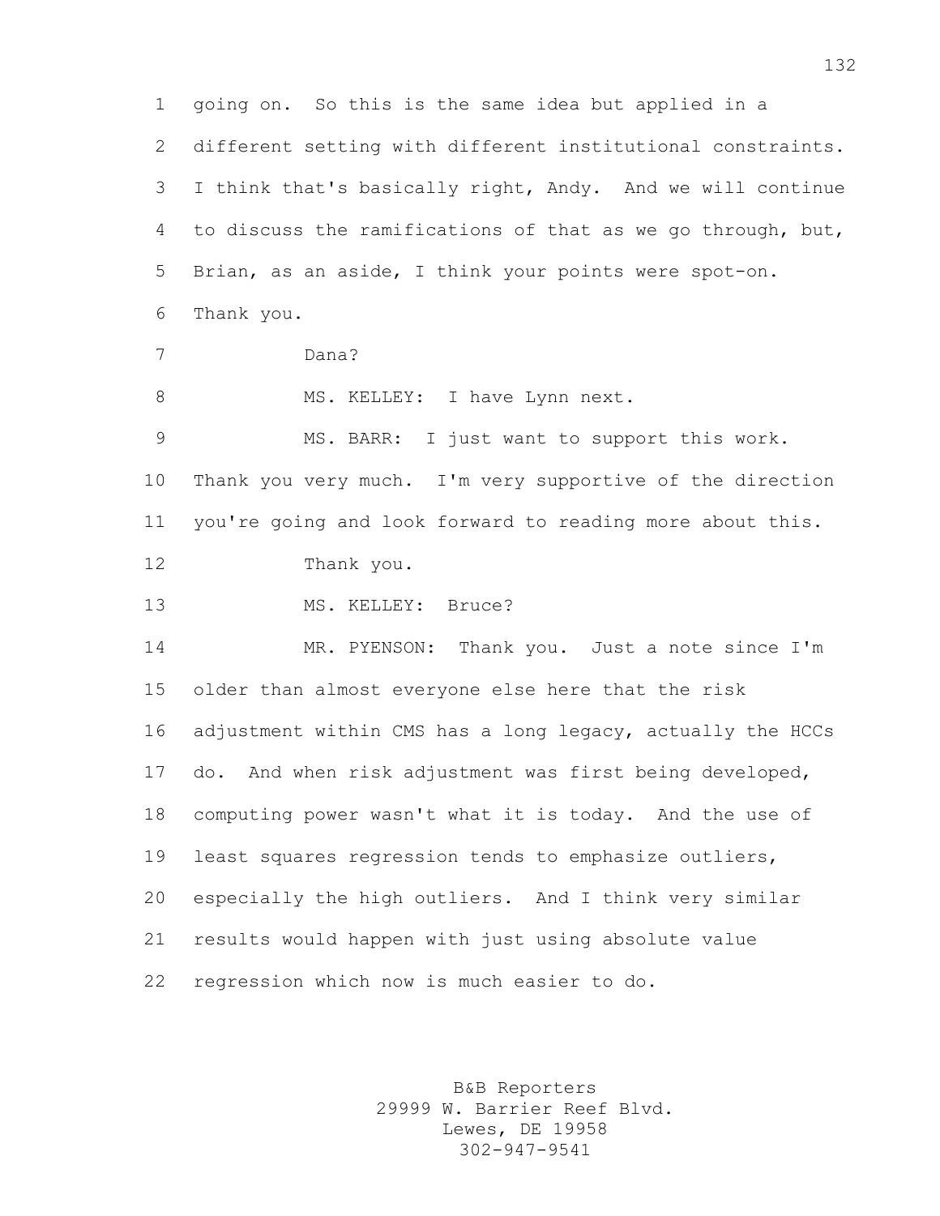going on. So this is the same idea but applied in a different setting with different institutional constraints. I think that's basically right, Andy. And we will continue to discuss the ramifications of that as we go through, but, Brian, as an aside, I think your points were spot-on. Thank you.

Dana?

MS. KELLEY: I have Lynn next.

MS. BARR: I just want to support this work. Thank you very much. I'm very supportive of the direction you're going and look forward to reading more about this.

Thank you.

MS. KELLEY: Bruce?

MR. PYENSON: Thank you. Just a note since I'm older than almost everyone else here that the risk adjustment within CMS has a long legacy, actually the HCCs do. And when risk adjustment was first being developed, computing power wasn't what it is today. And the use of least squares regression tends to emphasize outliers, especially the high outliers. And I think very similar results would happen with just using absolute value regression which now is much easier to do.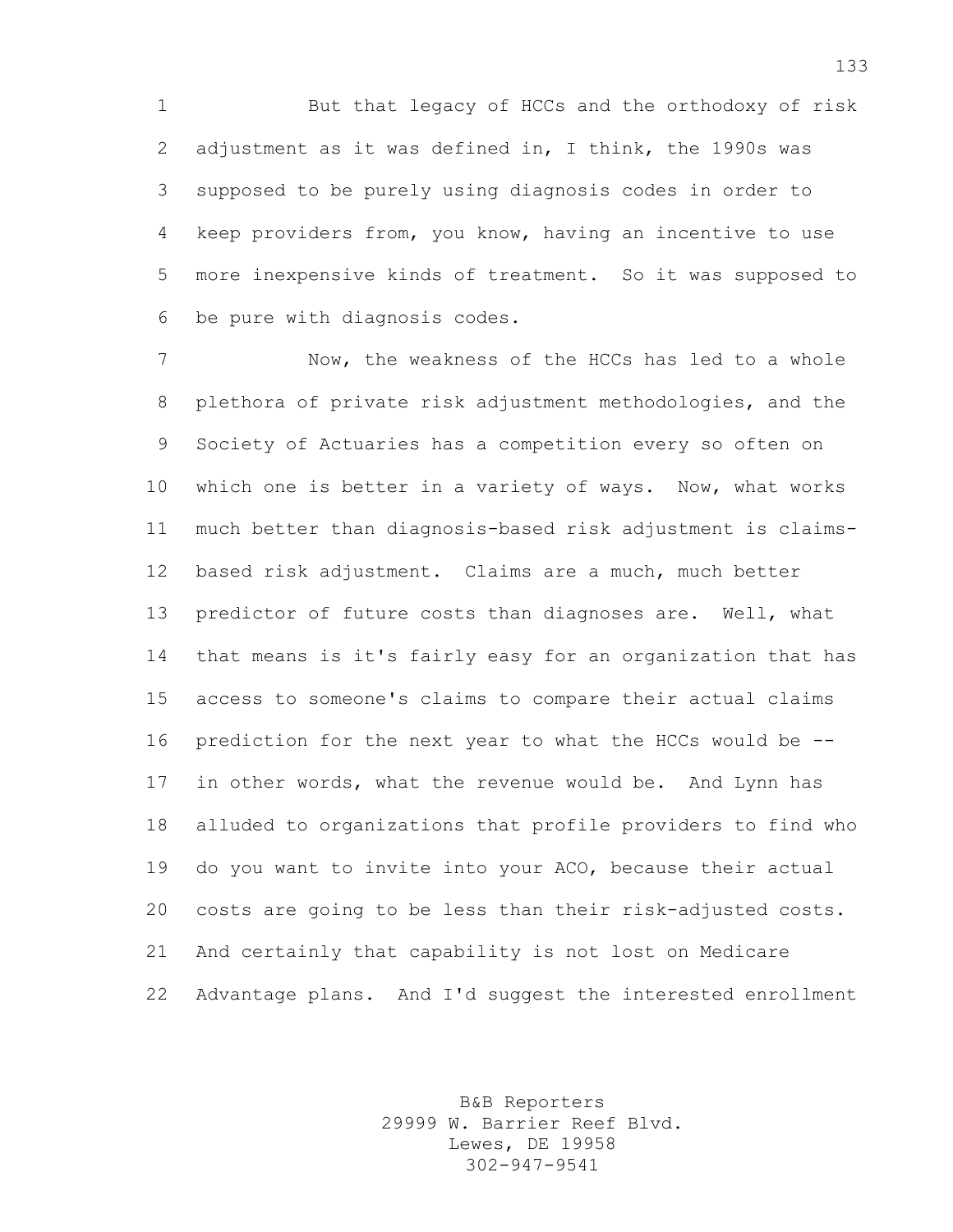But that legacy of HCCs and the orthodoxy of risk adjustment as it was defined in, I think, the 1990s was supposed to be purely using diagnosis codes in order to keep providers from, you know, having an incentive to use more inexpensive kinds of treatment. So it was supposed to be pure with diagnosis codes.

Now, the weakness of the HCCs has led to a whole plethora of private risk adjustment methodologies, and the Society of Actuaries has a competition every so often on which one is better in a variety of ways. Now, what works much better than diagnosis-based risk adjustment is claims-based risk adjustment. Claims are a much, much better predictor of future costs than diagnoses are. Well, what that means is it's fairly easy for an organization that has access to someone's claims to compare their actual claims prediction for the next year to what the HCCs would be -- in other words, what the revenue would be. And Lynn has alluded to organizations that profile providers to find who do you want to invite into your ACO, because their actual costs are going to be less than their risk-adjusted costs. And certainly that capability is not lost on Medicare Advantage plans. And I'd suggest the interested enrollment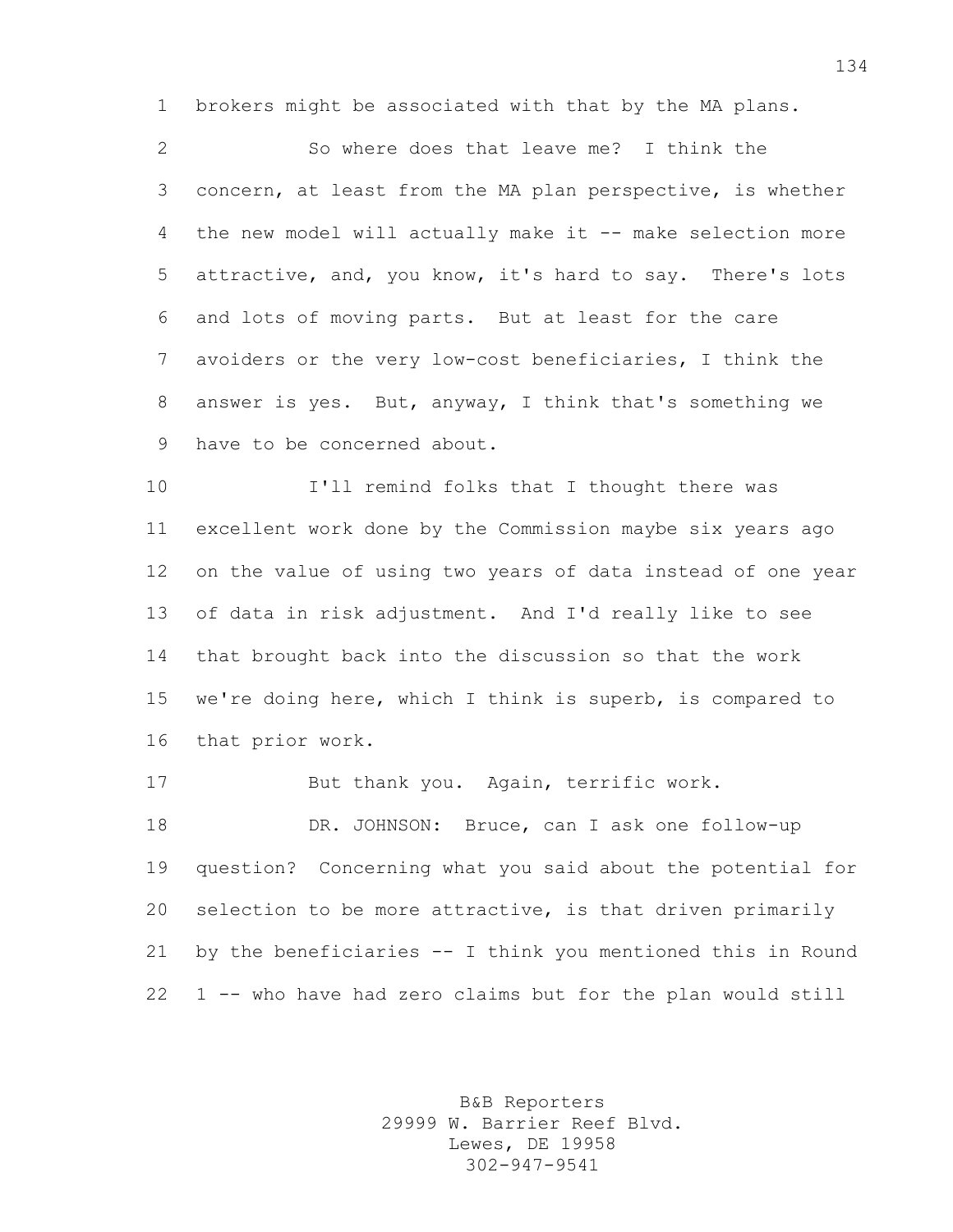brokers might be associated with that by the MA plans.

So where does that leave me? I think the concern, at least from the MA plan perspective, is whether the new model will actually make it -- make selection more attractive, and, you know, it's hard to say. There's lots and lots of moving parts. But at least for the care avoiders or the very low-cost beneficiaries, I think the answer is yes. But, anyway, I think that's something we have to be concerned about.

I'll remind folks that I thought there was excellent work done by the Commission maybe six years ago on the value of using two years of data instead of one year of data in risk adjustment. And I'd really like to see that brought back into the discussion so that the work we're doing here, which I think is superb, is compared to that prior work.

But thank you. Again, terrific work.

DR. JOHNSON: Bruce, can I ask one follow-up question? Concerning what you said about the potential for selection to be more attractive, is that driven primarily by the beneficiaries -- I think you mentioned this in Round 1 -- who have had zero claims but for the plan would still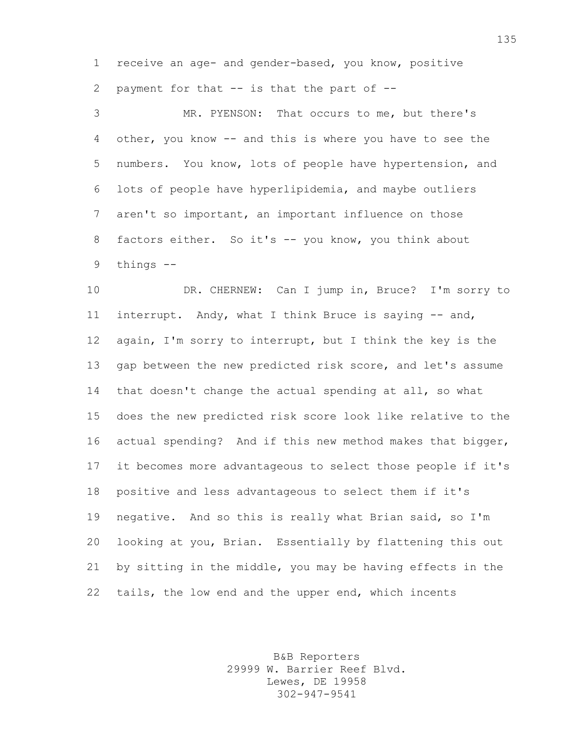receive an age- and gender-based, you know, positive payment for that -- is that the part of --

MR. PYENSON: That occurs to me, but there's other, you know -- and this is where you have to see the numbers. You know, lots of people have hypertension, and lots of people have hyperlipidemia, and maybe outliers aren't so important, an important influence on those factors either. So it's -- you know, you think about things --

DR. CHERNEW: Can I jump in, Bruce? I'm sorry to interrupt. Andy, what I think Bruce is saying -- and, again, I'm sorry to interrupt, but I think the key is the gap between the new predicted risk score, and let's assume that doesn't change the actual spending at all, so what does the new predicted risk score look like relative to the actual spending? And if this new method makes that bigger, it becomes more advantageous to select those people if it's positive and less advantageous to select them if it's negative. And so this is really what Brian said, so I'm looking at you, Brian. Essentially by flattening this out by sitting in the middle, you may be having effects in the tails, the low end and the upper end, which incents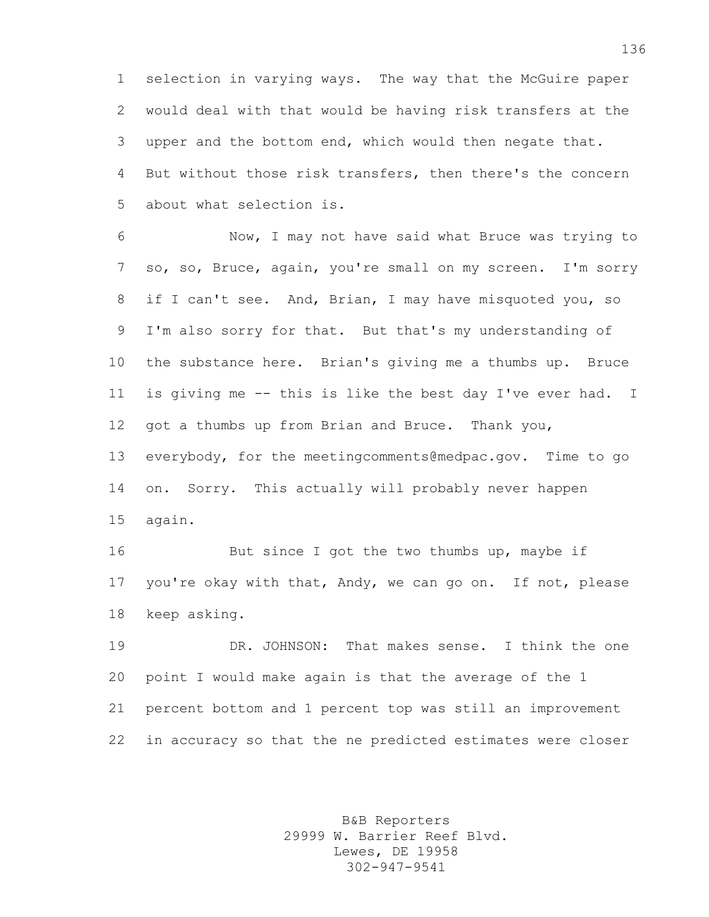selection in varying ways. The way that the McGuire paper would deal with that would be having risk transfers at the upper and the bottom end, which would then negate that. But without those risk transfers, then there's the concern about what selection is.

Now, I may not have said what Bruce was trying to so, so, Bruce, again, you're small on my screen. I'm sorry if I can't see. And, Brian, I may have misquoted you, so I'm also sorry for that. But that's my understanding of the substance here. Brian's giving me a thumbs up. Bruce is giving me -- this is like the best day I've ever had. I got a thumbs up from Brian and Bruce. Thank you, everybody, for the meetingcomments@medpac.gov. Time to go on. Sorry. This actually will probably never happen again.

But since I got the two thumbs up, maybe if you're okay with that, Andy, we can go on. If not, please keep asking.

DR. JOHNSON: That makes sense. I think the one point I would make again is that the average of the 1 percent bottom and 1 percent top was still an improvement in accuracy so that the ne predicted estimates were closer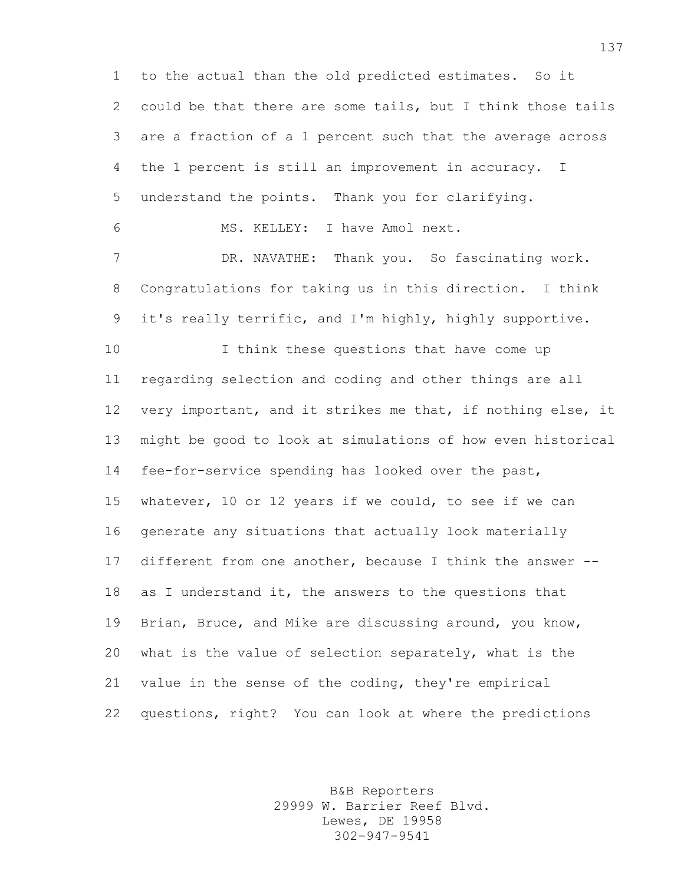to the actual than the old predicted estimates. So it could be that there are some tails, but I think those tails are a fraction of a 1 percent such that the average across the 1 percent is still an improvement in accuracy. I understand the points. Thank you for clarifying.

MS. KELLEY: I have Amol next.

DR. NAVATHE: Thank you. So fascinating work. Congratulations for taking us in this direction. I think it's really terrific, and I'm highly, highly supportive.

I think these questions that have come up regarding selection and coding and other things are all very important, and it strikes me that, if nothing else, it might be good to look at simulations of how even historical fee-for-service spending has looked over the past, whatever, 10 or 12 years if we could, to see if we can generate any situations that actually look materially different from one another, because I think the answer -- as I understand it, the answers to the questions that Brian, Bruce, and Mike are discussing around, you know, what is the value of selection separately, what is the value in the sense of the coding, they're empirical questions, right? You can look at where the predictions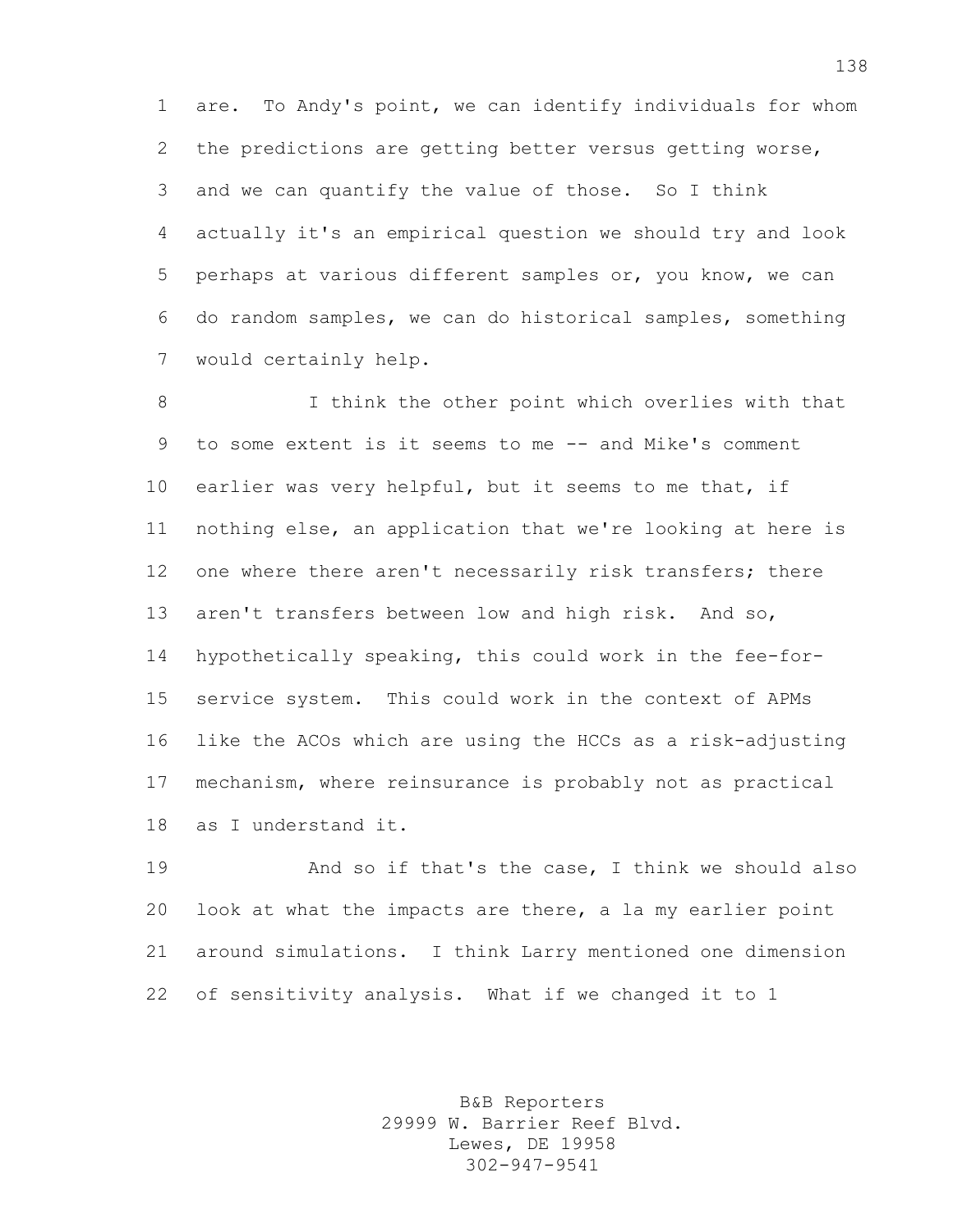are. To Andy's point, we can identify individuals for whom the predictions are getting better versus getting worse, and we can quantify the value of those. So I think actually it's an empirical question we should try and look perhaps at various different samples or, you know, we can do random samples, we can do historical samples, something would certainly help.

I think the other point which overlies with that to some extent is it seems to me -- and Mike's comment earlier was very helpful, but it seems to me that, if nothing else, an application that we're looking at here is one where there aren't necessarily risk transfers; there aren't transfers between low and high risk. And so, hypothetically speaking, this could work in the fee-for-service system. This could work in the context of APMs like the ACOs which are using the HCCs as a risk-adjusting mechanism, where reinsurance is probably not as practical as I understand it.

And so if that's the case, I think we should also look at what the impacts are there, a la my earlier point around simulations. I think Larry mentioned one dimension of sensitivity analysis. What if we changed it to 1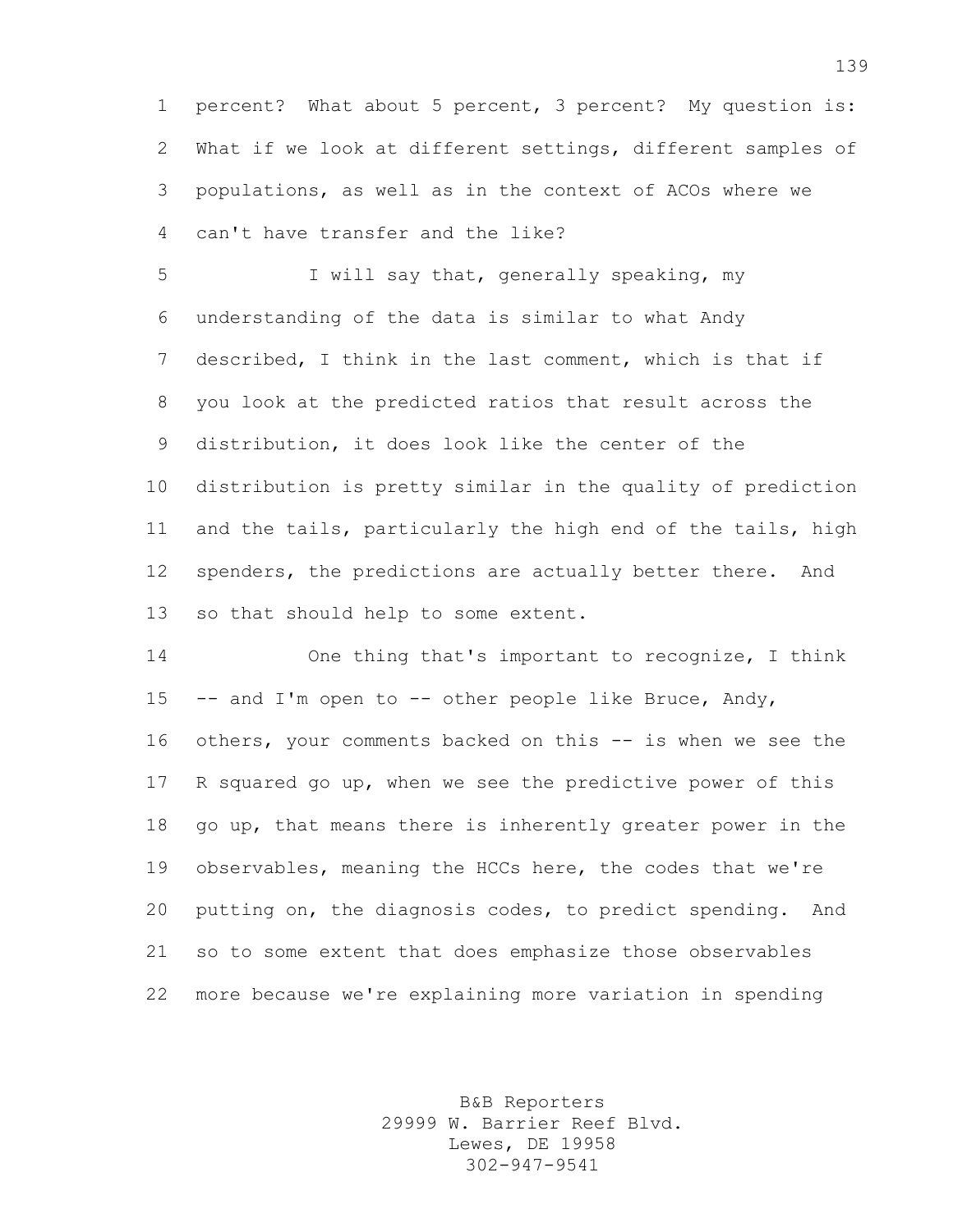percent? What about 5 percent, 3 percent? My question is: What if we look at different settings, different samples of populations, as well as in the context of ACOs where we can't have transfer and the like?

I will say that, generally speaking, my understanding of the data is similar to what Andy described, I think in the last comment, which is that if you look at the predicted ratios that result across the distribution, it does look like the center of the distribution is pretty similar in the quality of prediction and the tails, particularly the high end of the tails, high spenders, the predictions are actually better there. And so that should help to some extent.

One thing that's important to recognize, I think -- and I'm open to -- other people like Bruce, Andy, others, your comments backed on this -- is when we see the R squared go up, when we see the predictive power of this go up, that means there is inherently greater power in the observables, meaning the HCCs here, the codes that we're putting on, the diagnosis codes, to predict spending. And so to some extent that does emphasize those observables more because we're explaining more variation in spending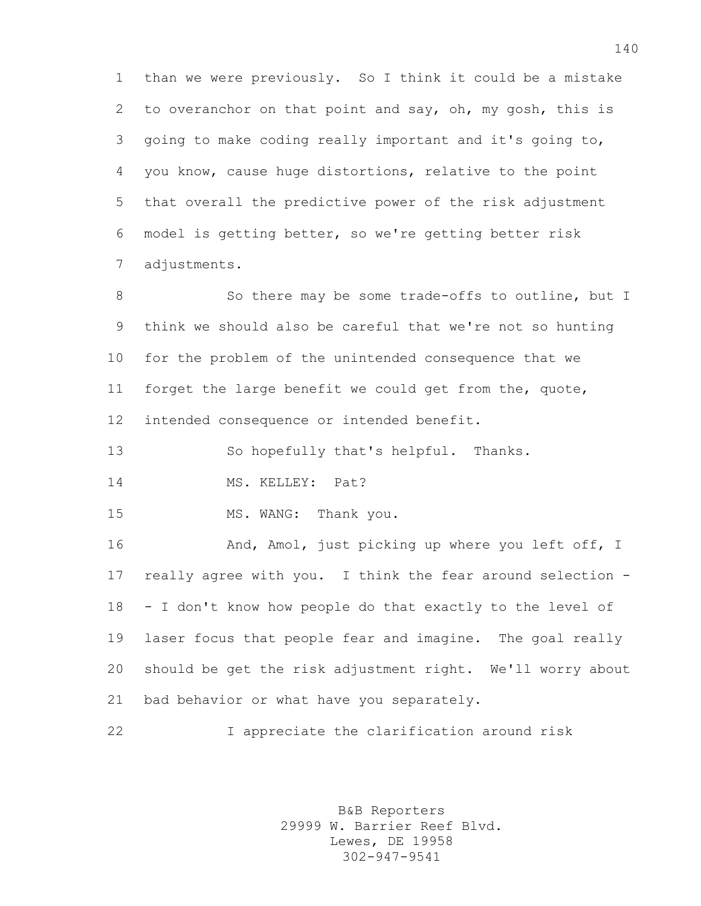than we were previously. So I think it could be a mistake to overanchor on that point and say, oh, my gosh, this is going to make coding really important and it's going to, you know, cause huge distortions, relative to the point that overall the predictive power of the risk adjustment model is getting better, so we're getting better risk adjustments.

So there may be some trade-offs to outline, but I think we should also be careful that we're not so hunting for the problem of the unintended consequence that we forget the large benefit we could get from the, quote, intended consequence or intended benefit.

So hopefully that's helpful. Thanks.

MS. KELLEY: Pat?

MS. WANG: Thank you.

And, Amol, just picking up where you left off, I really agree with you. I think the fear around selection -- I don't know how people do that exactly to the level of laser focus that people fear and imagine. The goal really should be get the risk adjustment right. We'll worry about bad behavior or what have you separately.

I appreciate the clarification around risk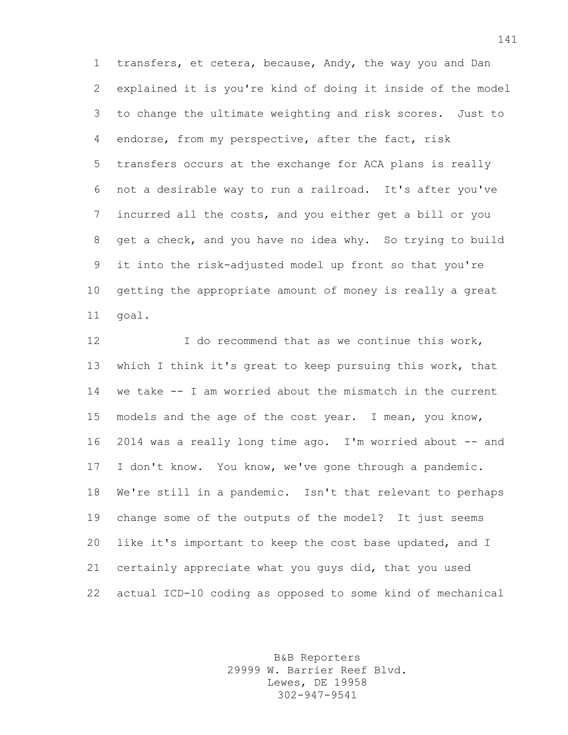transfers, et cetera, because, Andy, the way you and Dan explained it is you're kind of doing it inside of the model to change the ultimate weighting and risk scores. Just to endorse, from my perspective, after the fact, risk transfers occurs at the exchange for ACA plans is really not a desirable way to run a railroad. It's after you've incurred all the costs, and you either get a bill or you get a check, and you have no idea why. So trying to build it into the risk-adjusted model up front so that you're getting the appropriate amount of money is really a great goal.

I do recommend that as we continue this work, which I think it's great to keep pursuing this work, that we take -- I am worried about the mismatch in the current models and the age of the cost year. I mean, you know, 2014 was a really long time ago. I'm worried about -- and I don't know. You know, we've gone through a pandemic. We're still in a pandemic. Isn't that relevant to perhaps change some of the outputs of the model? It just seems like it's important to keep the cost base updated, and I certainly appreciate what you guys did, that you used actual ICD-10 coding as opposed to some kind of mechanical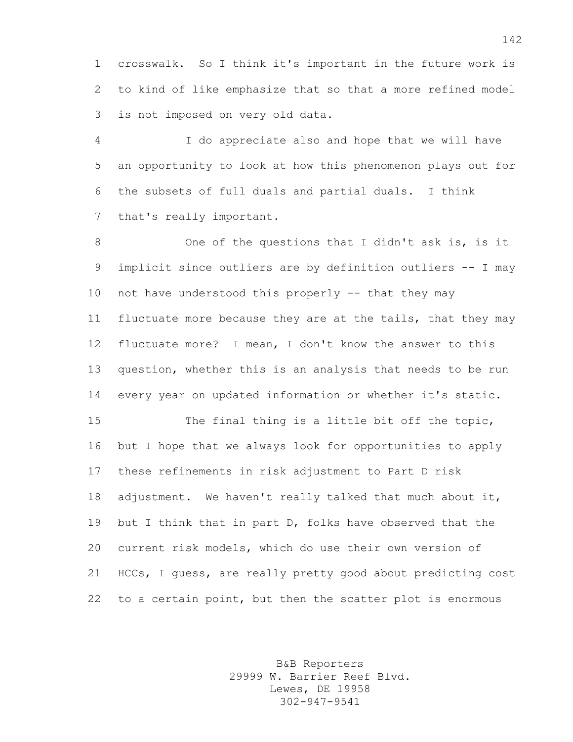crosswalk. So I think it's important in the future work is to kind of like emphasize that so that a more refined model is not imposed on very old data.

I do appreciate also and hope that we will have an opportunity to look at how this phenomenon plays out for the subsets of full duals and partial duals. I think that's really important.

One of the questions that I didn't ask is, is it implicit since outliers are by definition outliers -- I may not have understood this properly -- that they may fluctuate more because they are at the tails, that they may fluctuate more? I mean, I don't know the answer to this question, whether this is an analysis that needs to be run every year on updated information or whether it's static.

The final thing is a little bit off the topic, but I hope that we always look for opportunities to apply these refinements in risk adjustment to Part D risk adjustment. We haven't really talked that much about it, but I think that in part D, folks have observed that the current risk models, which do use their own version of HCCs, I guess, are really pretty good about predicting cost to a certain point, but then the scatter plot is enormous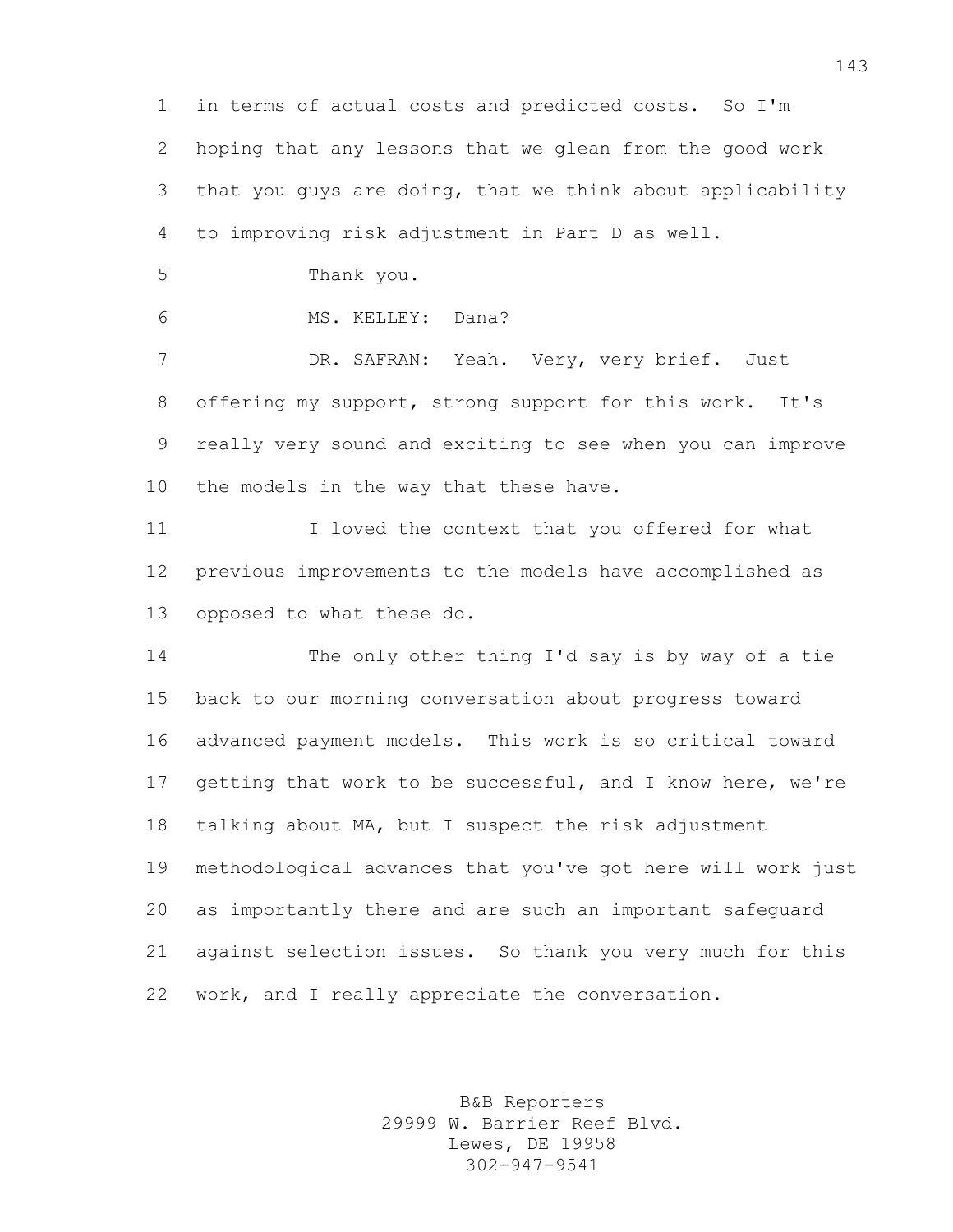in terms of actual costs and predicted costs. So I'm hoping that any lessons that we glean from the good work that you guys are doing, that we think about applicability to improving risk adjustment in Part D as well.

Thank you.

MS. KELLEY: Dana?

DR. SAFRAN: Yeah. Very, very brief. Just offering my support, strong support for this work. It's really very sound and exciting to see when you can improve the models in the way that these have.

I loved the context that you offered for what previous improvements to the models have accomplished as opposed to what these do.

The only other thing I'd say is by way of a tie back to our morning conversation about progress toward advanced payment models. This work is so critical toward getting that work to be successful, and I know here, we're talking about MA, but I suspect the risk adjustment methodological advances that you've got here will work just as importantly there and are such an important safeguard against selection issues. So thank you very much for this work, and I really appreciate the conversation.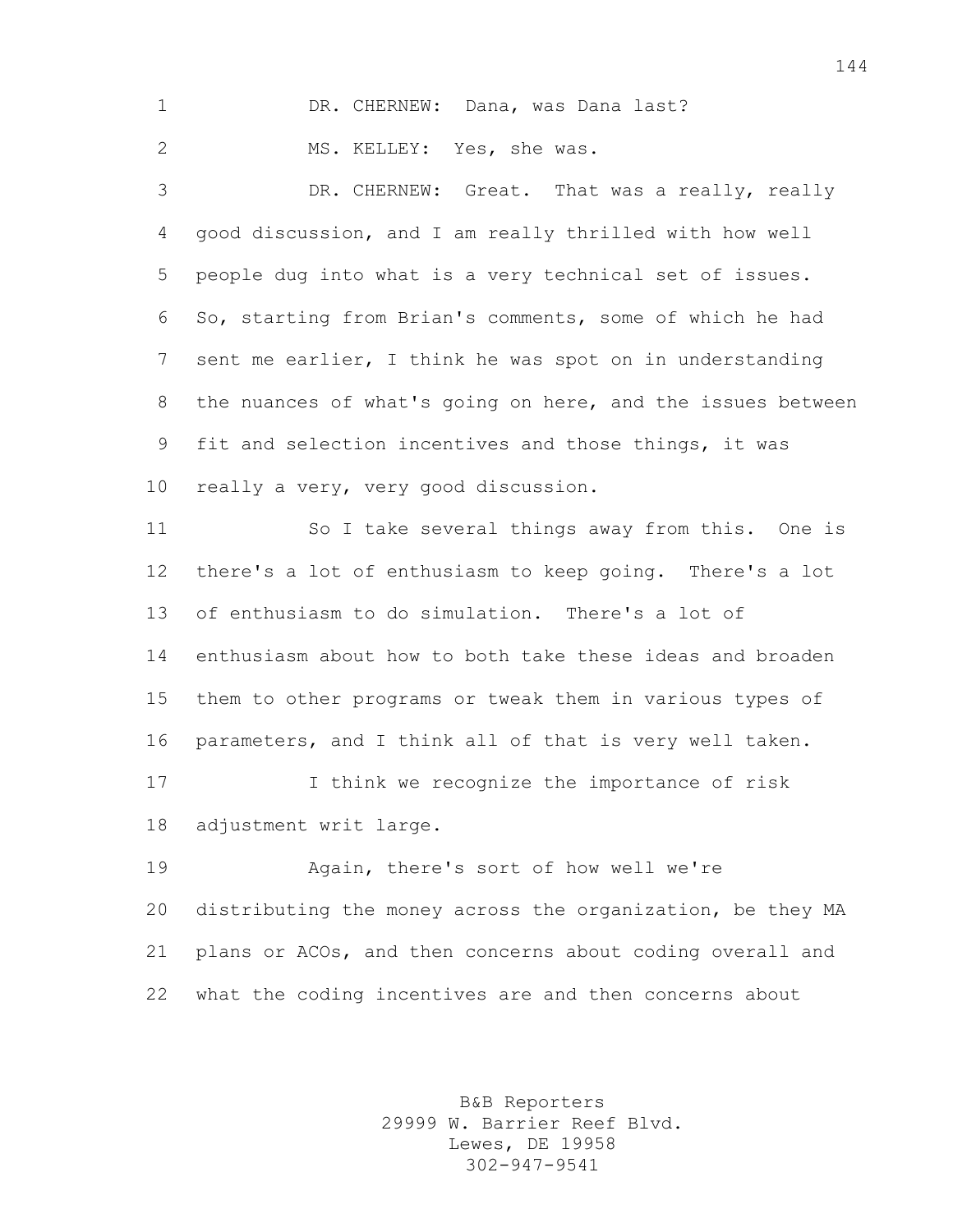DR. CHERNEW: Dana, was Dana last?

MS. KELLEY: Yes, she was.

DR. CHERNEW: Great. That was a really, really good discussion, and I am really thrilled with how well people dug into what is a very technical set of issues. So, starting from Brian's comments, some of which he had sent me earlier, I think he was spot on in understanding the nuances of what's going on here, and the issues between fit and selection incentives and those things, it was really a very, very good discussion.

So I take several things away from this. One is there's a lot of enthusiasm to keep going. There's a lot of enthusiasm to do simulation. There's a lot of enthusiasm about how to both take these ideas and broaden them to other programs or tweak them in various types of parameters, and I think all of that is very well taken.

I think we recognize the importance of risk adjustment writ large.

Again, there's sort of how well we're distributing the money across the organization, be they MA plans or ACOs, and then concerns about coding overall and what the coding incentives are and then concerns about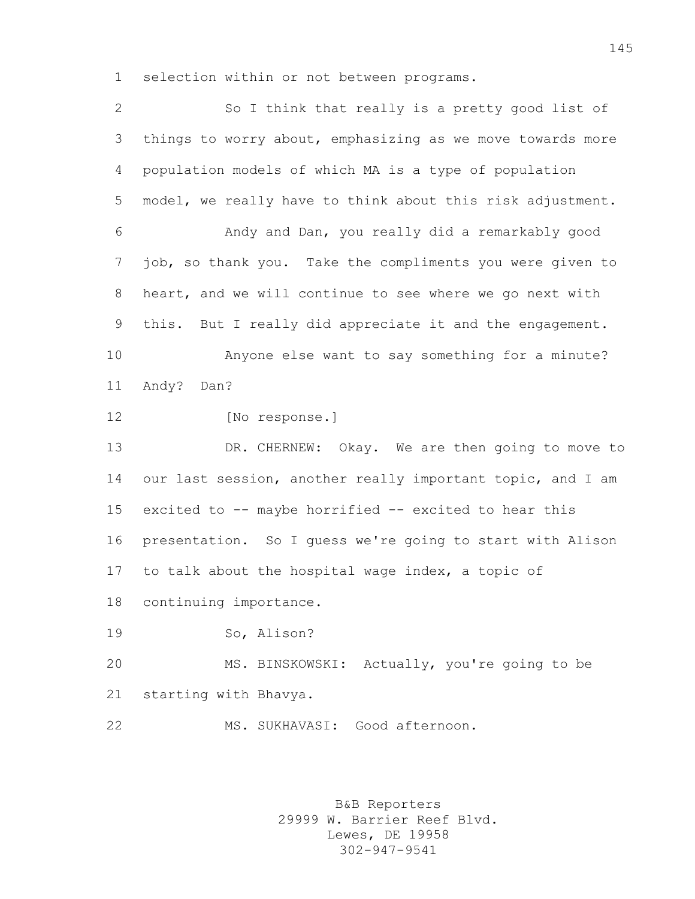selection within or not between programs.

So I think that really is a pretty good list of things to worry about, emphasizing as we move towards more population models of which MA is a type of population model, we really have to think about this risk adjustment.

Andy and Dan, you really did a remarkably good job, so thank you. Take the compliments you were given to heart, and we will continue to see where we go next with this. But I really did appreciate it and the engagement.

Anyone else want to say something for a minute? Andy? Dan?

[No response.]

DR. CHERNEW: Okay. We are then going to move to our last session, another really important topic, and I am excited to -- maybe horrified -- excited to hear this presentation. So I guess we're going to start with Alison to talk about the hospital wage index, a topic of continuing importance.

So, Alison?

MS. BINSKOWSKI: Actually, you're going to be starting with Bhavya.

MS. SUKHAVASI: Good afternoon.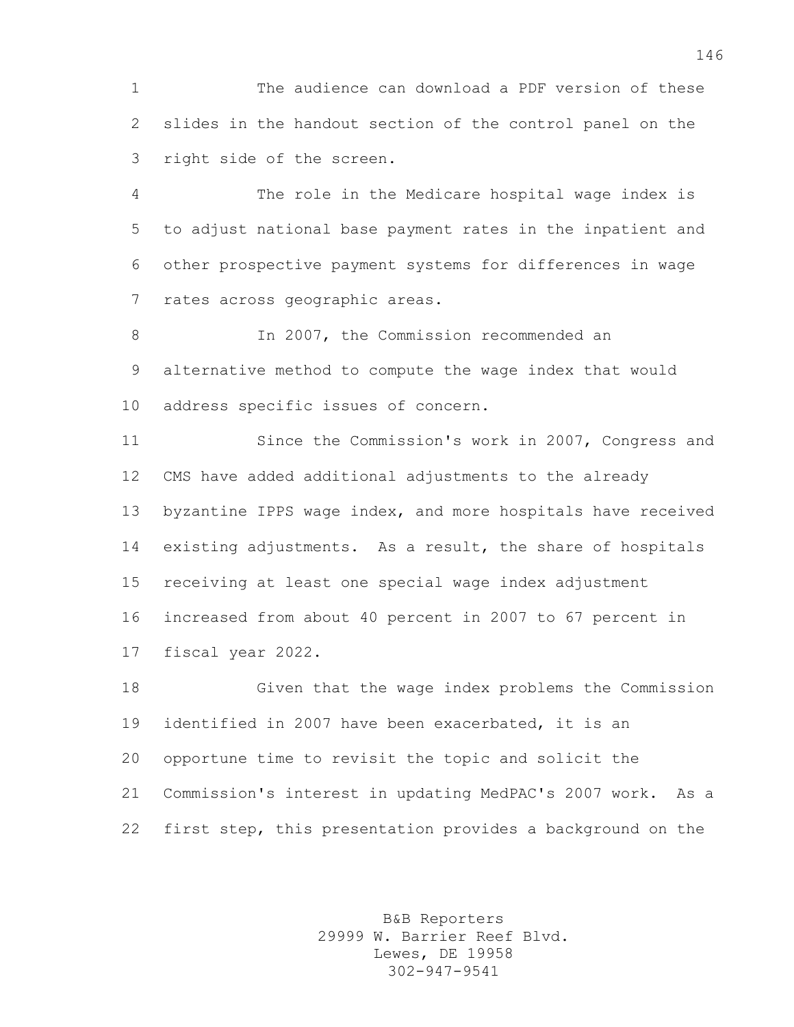The audience can download a PDF version of these slides in the handout section of the control panel on the right side of the screen.

The role in the Medicare hospital wage index is to adjust national base payment rates in the inpatient and other prospective payment systems for differences in wage rates across geographic areas.

In 2007, the Commission recommended an alternative method to compute the wage index that would address specific issues of concern.

Since the Commission's work in 2007, Congress and CMS have added additional adjustments to the already byzantine IPPS wage index, and more hospitals have received existing adjustments. As a result, the share of hospitals receiving at least one special wage index adjustment increased from about 40 percent in 2007 to 67 percent in fiscal year 2022.

Given that the wage index problems the Commission identified in 2007 have been exacerbated, it is an opportune time to revisit the topic and solicit the Commission's interest in updating MedPAC's 2007 work. As a first step, this presentation provides a background on the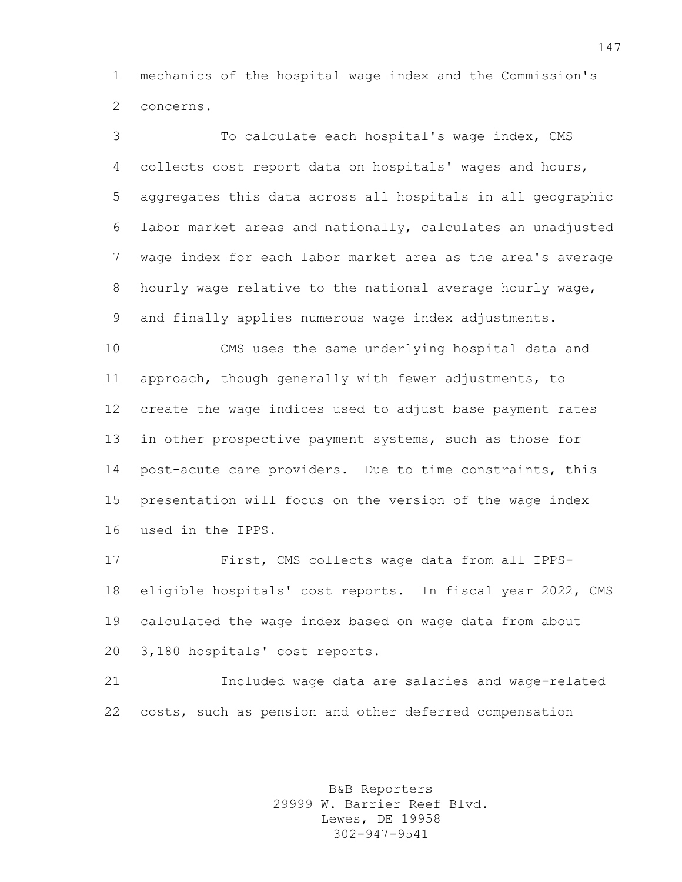mechanics of the hospital wage index and the Commission's concerns.

To calculate each hospital's wage index, CMS collects cost report data on hospitals' wages and hours, aggregates this data across all hospitals in all geographic labor market areas and nationally, calculates an unadjusted wage index for each labor market area as the area's average hourly wage relative to the national average hourly wage, and finally applies numerous wage index adjustments.

CMS uses the same underlying hospital data and approach, though generally with fewer adjustments, to create the wage indices used to adjust base payment rates in other prospective payment systems, such as those for post-acute care providers. Due to time constraints, this presentation will focus on the version of the wage index used in the IPPS.

First, CMS collects wage data from all IPPS-eligible hospitals' cost reports. In fiscal year 2022, CMS calculated the wage index based on wage data from about 3,180 hospitals' cost reports.

Included wage data are salaries and wage-related costs, such as pension and other deferred compensation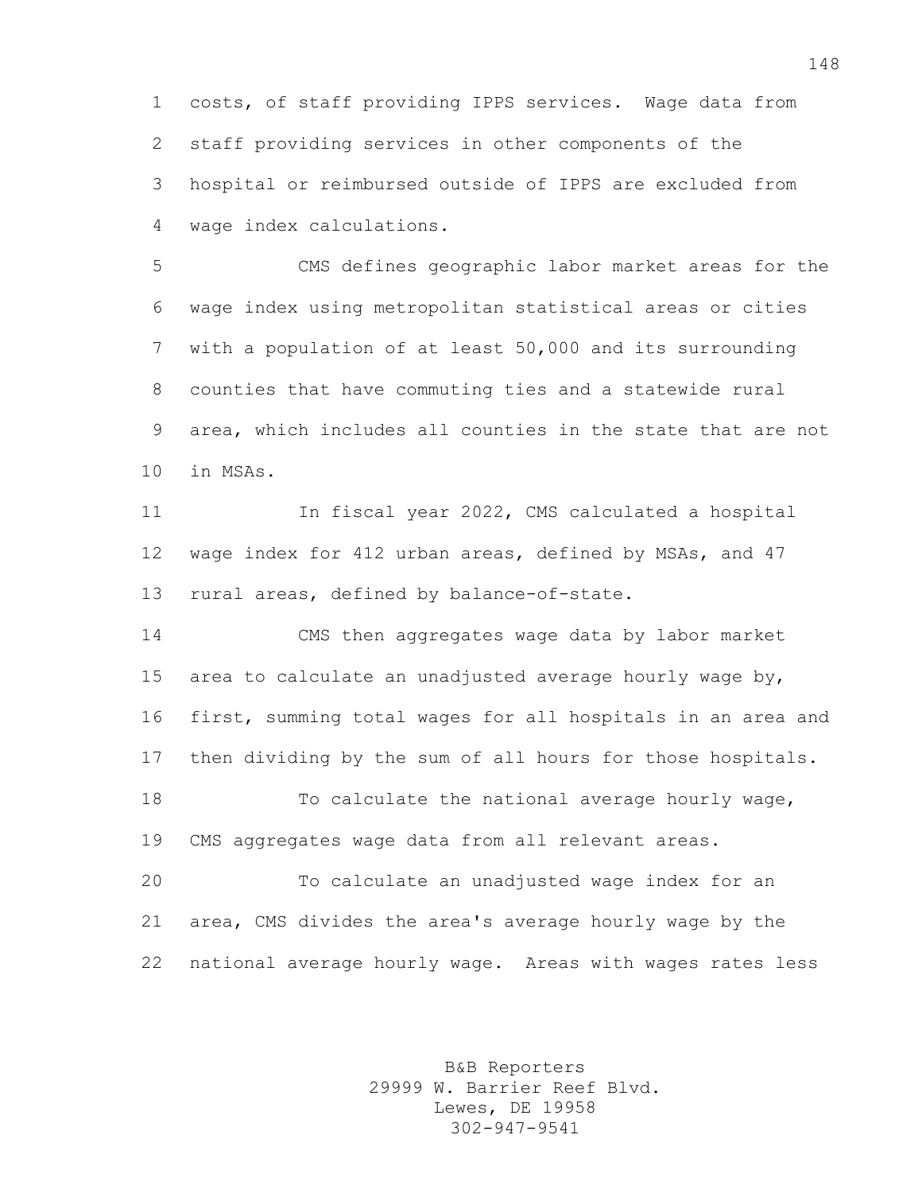costs, of staff providing IPPS services. Wage data from staff providing services in other components of the hospital or reimbursed outside of IPPS are excluded from wage index calculations.

CMS defines geographic labor market areas for the wage index using metropolitan statistical areas or cities with a population of at least 50,000 and its surrounding counties that have commuting ties and a statewide rural area, which includes all counties in the state that are not in MSAs.

In fiscal year 2022, CMS calculated a hospital wage index for 412 urban areas, defined by MSAs, and 47 rural areas, defined by balance-of-state.

CMS then aggregates wage data by labor market area to calculate an unadjusted average hourly wage by, first, summing total wages for all hospitals in an area and then dividing by the sum of all hours for those hospitals.

To calculate the national average hourly wage, CMS aggregates wage data from all relevant areas.

To calculate an unadjusted wage index for an area, CMS divides the area's average hourly wage by the national average hourly wage. Areas with wages rates less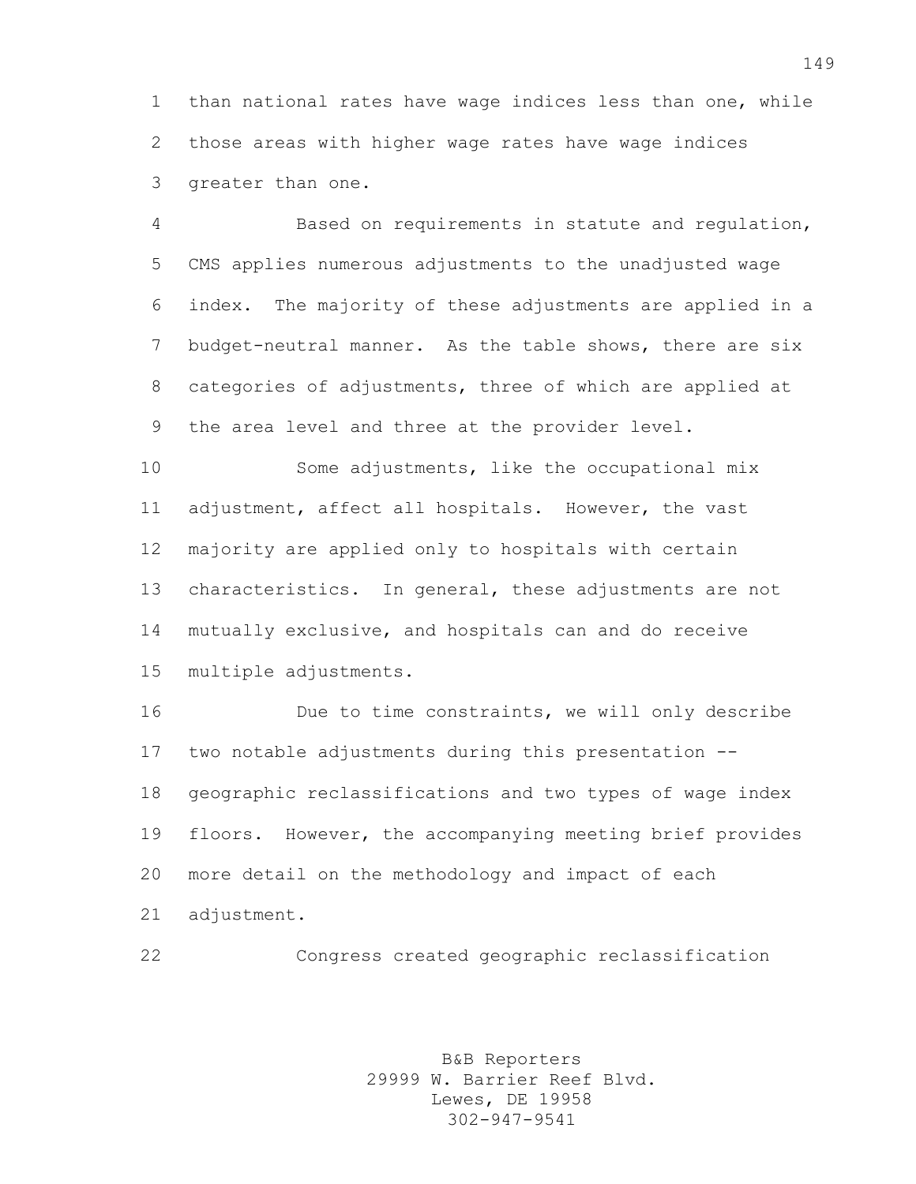than national rates have wage indices less than one, while those areas with higher wage rates have wage indices greater than one.

Based on requirements in statute and regulation, CMS applies numerous adjustments to the unadjusted wage index. The majority of these adjustments are applied in a budget-neutral manner. As the table shows, there are six categories of adjustments, three of which are applied at the area level and three at the provider level.

Some adjustments, like the occupational mix adjustment, affect all hospitals. However, the vast majority are applied only to hospitals with certain characteristics. In general, these adjustments are not mutually exclusive, and hospitals can and do receive multiple adjustments.

Due to time constraints, we will only describe two notable adjustments during this presentation -- geographic reclassifications and two types of wage index floors. However, the accompanying meeting brief provides more detail on the methodology and impact of each adjustment.

Congress created geographic reclassification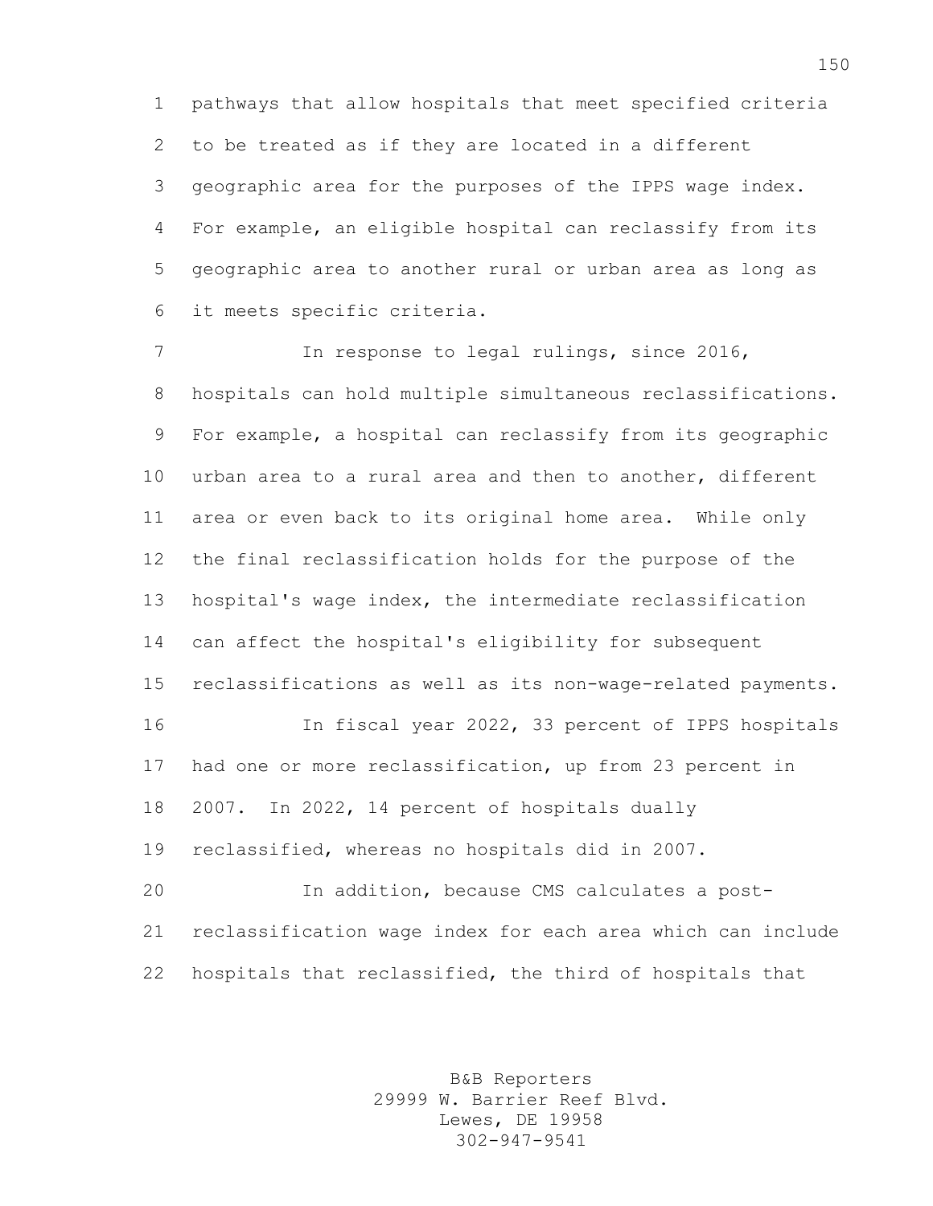pathways that allow hospitals that meet specified criteria to be treated as if they are located in a different geographic area for the purposes of the IPPS wage index. For example, an eligible hospital can reclassify from its geographic area to another rural or urban area as long as it meets specific criteria.

In response to legal rulings, since 2016, hospitals can hold multiple simultaneous reclassifications. For example, a hospital can reclassify from its geographic urban area to a rural area and then to another, different area or even back to its original home area. While only the final reclassification holds for the purpose of the hospital's wage index, the intermediate reclassification can affect the hospital's eligibility for subsequent reclassifications as well as its non-wage-related payments.

In fiscal year 2022, 33 percent of IPPS hospitals had one or more reclassification, up from 23 percent in 2007. In 2022, 14 percent of hospitals dually reclassified, whereas no hospitals did in 2007.

In addition, because CMS calculates a post-reclassification wage index for each area which can include hospitals that reclassified, the third of hospitals that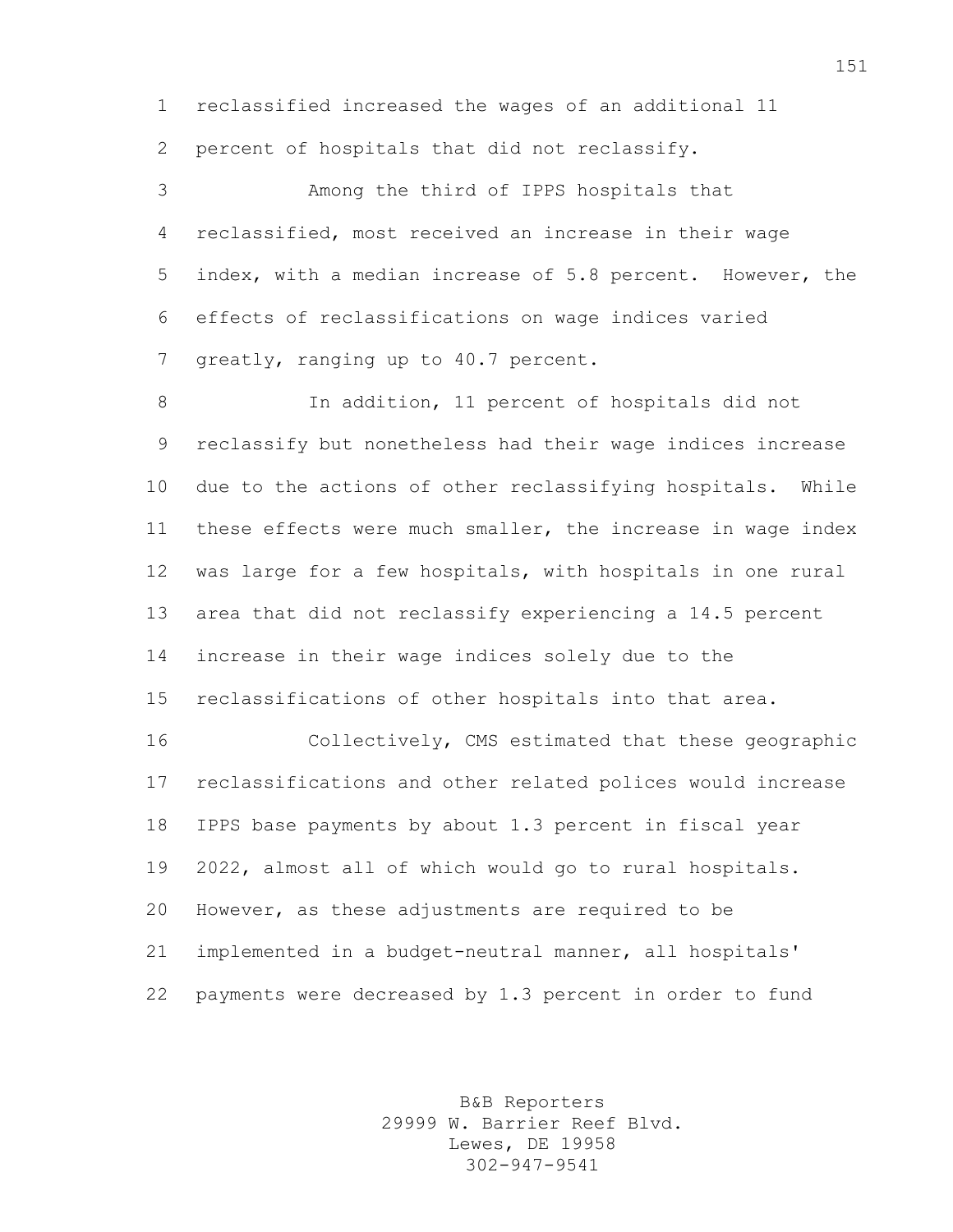reclassified increased the wages of an additional 11 percent of hospitals that did not reclassify.

Among the third of IPPS hospitals that reclassified, most received an increase in their wage index, with a median increase of 5.8 percent. However, the effects of reclassifications on wage indices varied greatly, ranging up to 40.7 percent.

In addition, 11 percent of hospitals did not reclassify but nonetheless had their wage indices increase due to the actions of other reclassifying hospitals. While these effects were much smaller, the increase in wage index was large for a few hospitals, with hospitals in one rural area that did not reclassify experiencing a 14.5 percent increase in their wage indices solely due to the reclassifications of other hospitals into that area.

Collectively, CMS estimated that these geographic reclassifications and other related polices would increase IPPS base payments by about 1.3 percent in fiscal year 2022, almost all of which would go to rural hospitals. However, as these adjustments are required to be implemented in a budget-neutral manner, all hospitals' payments were decreased by 1.3 percent in order to fund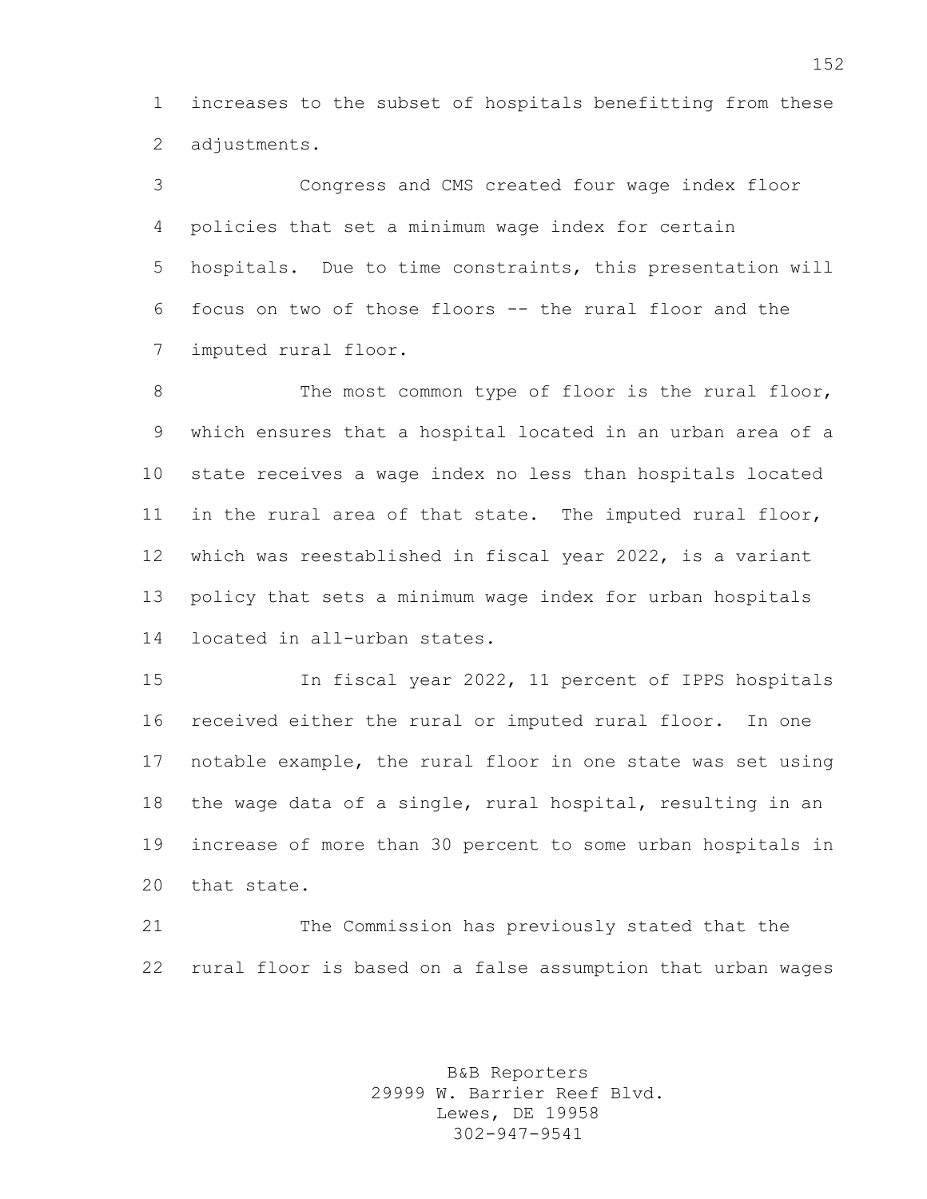increases to the subset of hospitals benefitting from these adjustments.

Congress and CMS created four wage index floor policies that set a minimum wage index for certain hospitals. Due to time constraints, this presentation will focus on two of those floors -- the rural floor and the imputed rural floor.

The most common type of floor is the rural floor, which ensures that a hospital located in an urban area of a state receives a wage index no less than hospitals located in the rural area of that state. The imputed rural floor, which was reestablished in fiscal year 2022, is a variant policy that sets a minimum wage index for urban hospitals located in all-urban states.

In fiscal year 2022, 11 percent of IPPS hospitals received either the rural or imputed rural floor. In one notable example, the rural floor in one state was set using the wage data of a single, rural hospital, resulting in an increase of more than 30 percent to some urban hospitals in that state.

The Commission has previously stated that the rural floor is based on a false assumption that urban wages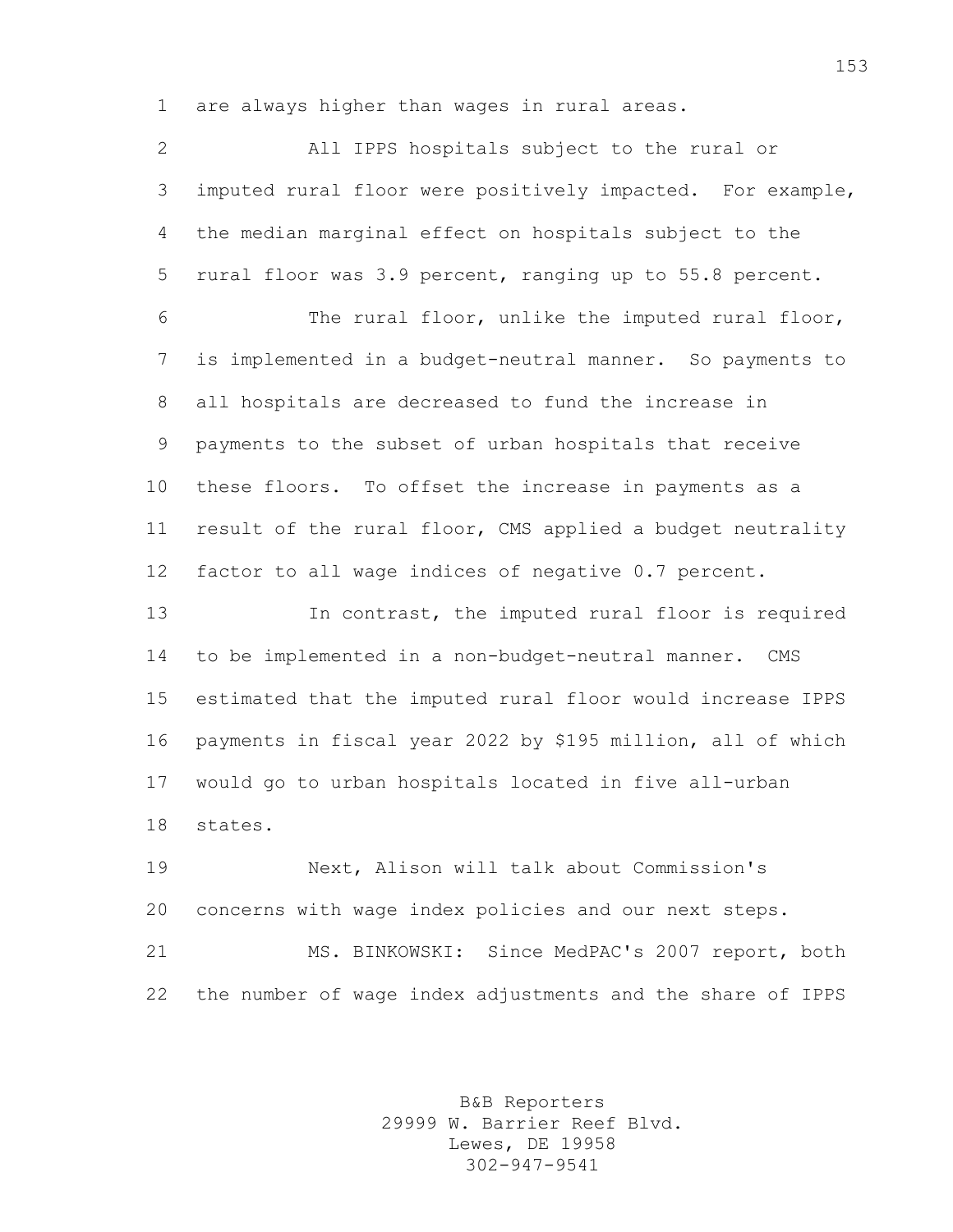are always higher than wages in rural areas.

All IPPS hospitals subject to the rural or imputed rural floor were positively impacted. For example, the median marginal effect on hospitals subject to the rural floor was 3.9 percent, ranging up to 55.8 percent.

The rural floor, unlike the imputed rural floor, is implemented in a budget-neutral manner. So payments to all hospitals are decreased to fund the increase in payments to the subset of urban hospitals that receive these floors. To offset the increase in payments as a result of the rural floor, CMS applied a budget neutrality factor to all wage indices of negative 0.7 percent.

In contrast, the imputed rural floor is required to be implemented in a non-budget-neutral manner. CMS estimated that the imputed rural floor would increase IPPS payments in fiscal year 2022 by $195 million, all of which would go to urban hospitals located in five all-urban states.

Next, Alison will talk about Commission's concerns with wage index policies and our next steps.

MS. BINKOWSKI: Since MedPAC's 2007 report, both the number of wage index adjustments and the share of IPPS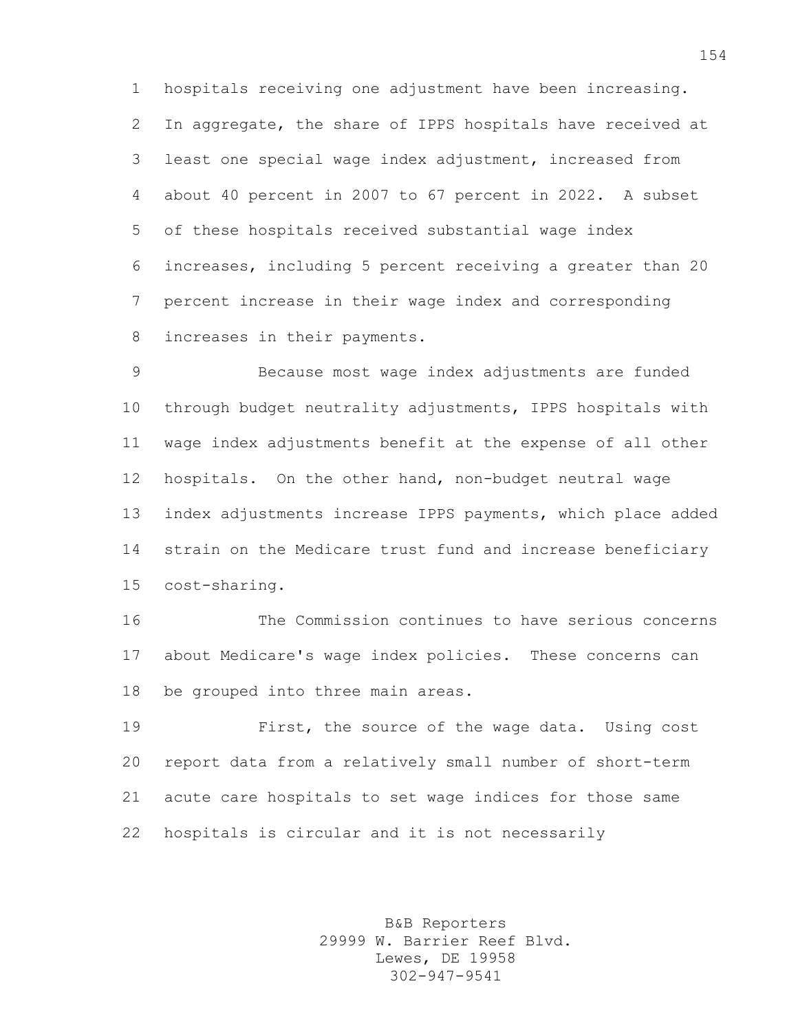hospitals receiving one adjustment have been increasing. In aggregate, the share of IPPS hospitals have received at least one special wage index adjustment, increased from about 40 percent in 2007 to 67 percent in 2022. A subset of these hospitals received substantial wage index increases, including 5 percent receiving a greater than 20 percent increase in their wage index and corresponding increases in their payments.

Because most wage index adjustments are funded through budget neutrality adjustments, IPPS hospitals with wage index adjustments benefit at the expense of all other hospitals. On the other hand, non-budget neutral wage index adjustments increase IPPS payments, which place added strain on the Medicare trust fund and increase beneficiary cost-sharing.

The Commission continues to have serious concerns about Medicare's wage index policies. These concerns can be grouped into three main areas.

First, the source of the wage data. Using cost report data from a relatively small number of short-term acute care hospitals to set wage indices for those same hospitals is circular and it is not necessarily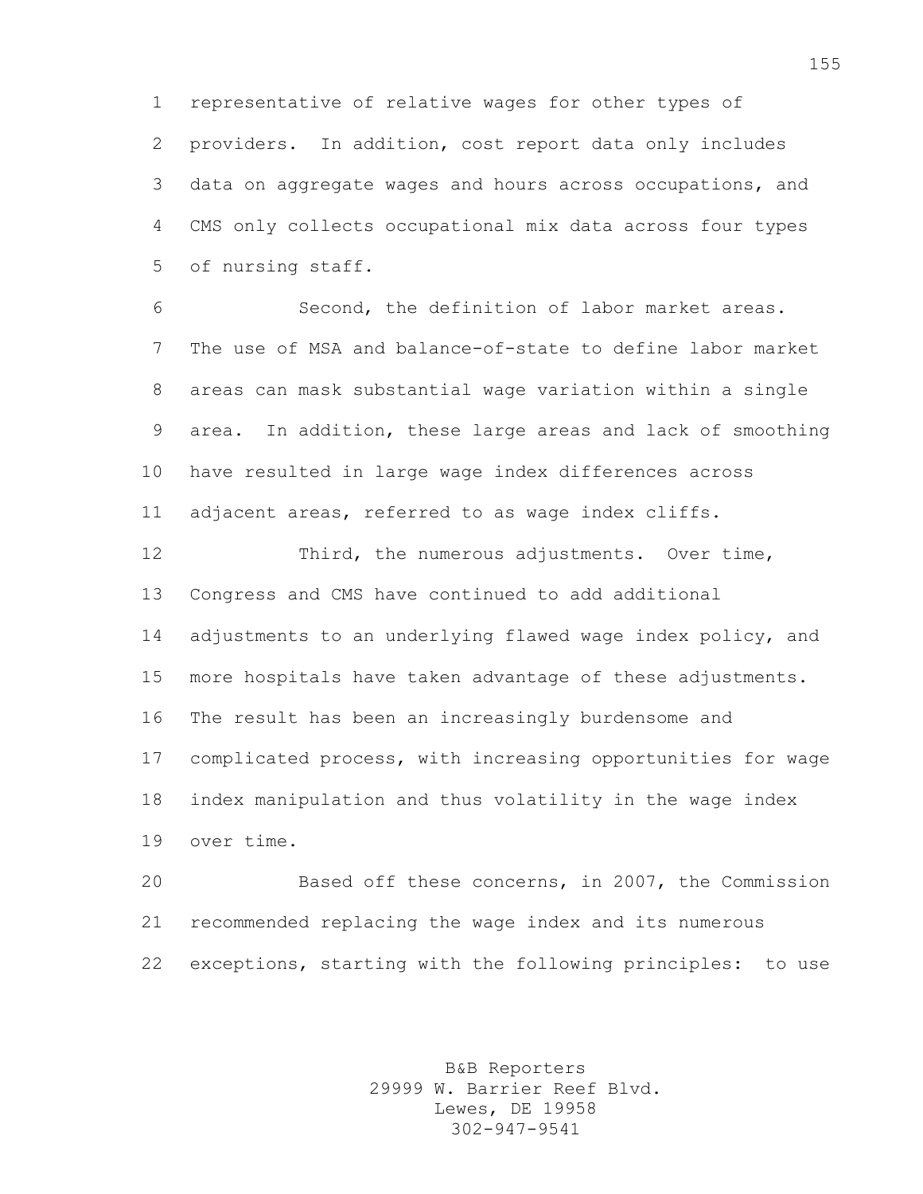representative of relative wages for other types of providers. In addition, cost report data only includes data on aggregate wages and hours across occupations, and CMS only collects occupational mix data across four types of nursing staff.

Second, the definition of labor market areas. The use of MSA and balance-of-state to define labor market areas can mask substantial wage variation within a single area. In addition, these large areas and lack of smoothing have resulted in large wage index differences across adjacent areas, referred to as wage index cliffs.

Third, the numerous adjustments. Over time, Congress and CMS have continued to add additional adjustments to an underlying flawed wage index policy, and more hospitals have taken advantage of these adjustments. The result has been an increasingly burdensome and complicated process, with increasing opportunities for wage index manipulation and thus volatility in the wage index over time.

Based off these concerns, in 2007, the Commission recommended replacing the wage index and its numerous exceptions, starting with the following principles: to use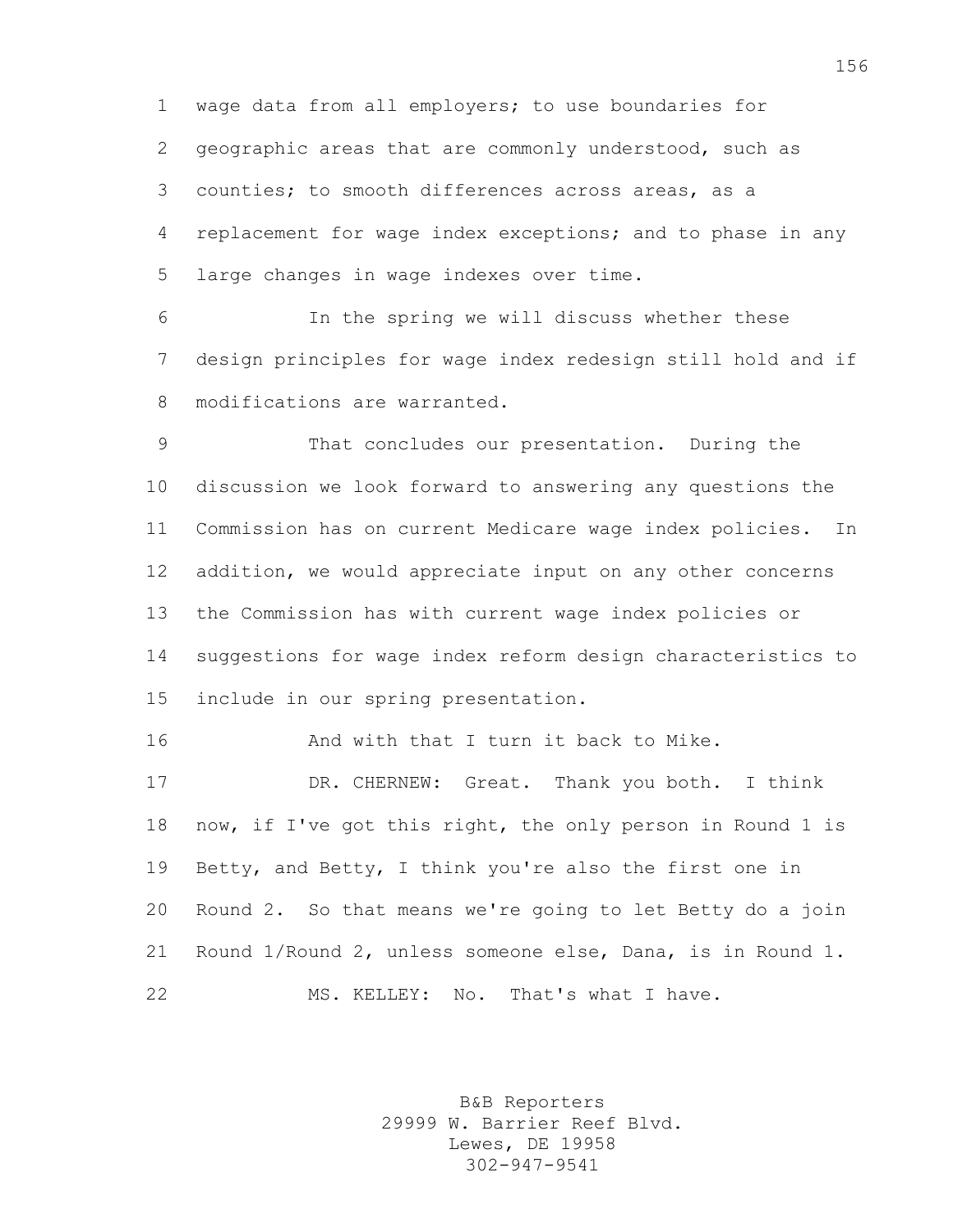wage data from all employers; to use boundaries for geographic areas that are commonly understood, such as counties; to smooth differences across areas, as a replacement for wage index exceptions; and to phase in any large changes in wage indexes over time.

In the spring we will discuss whether these design principles for wage index redesign still hold and if modifications are warranted.

That concludes our presentation. During the discussion we look forward to answering any questions the Commission has on current Medicare wage index policies. In addition, we would appreciate input on any other concerns the Commission has with current wage index policies or suggestions for wage index reform design characteristics to include in our spring presentation.

And with that I turn it back to Mike.

DR. CHERNEW: Great. Thank you both. I think now, if I've got this right, the only person in Round 1 is Betty, and Betty, I think you're also the first one in Round 2. So that means we're going to let Betty do a join Round 1/Round 2, unless someone else, Dana, is in Round 1.

MS. KELLEY: No. That's what I have.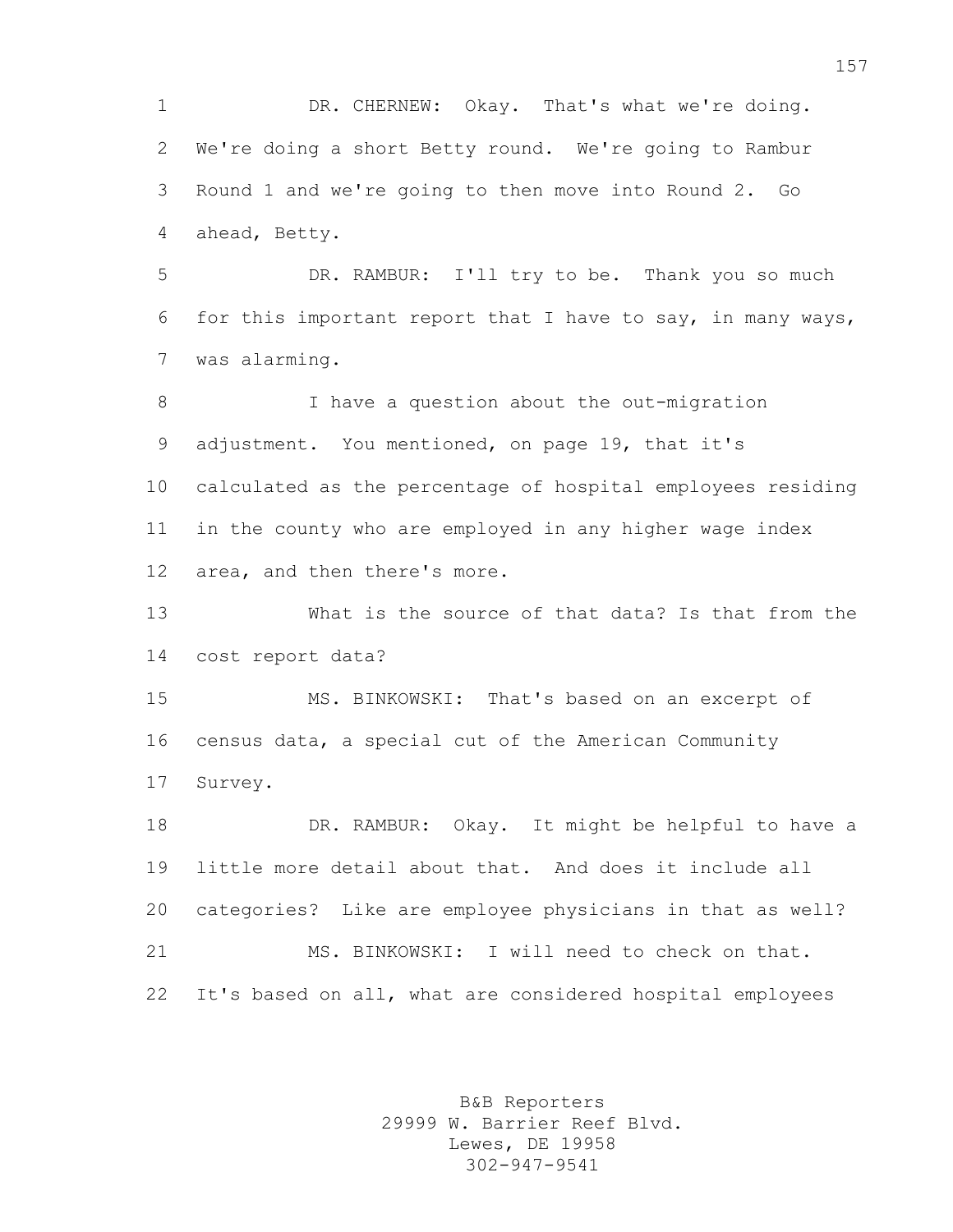DR. CHERNEW: Okay. That's what we're doing. We're doing a short Betty round. We're going to Rambur Round 1 and we're going to then move into Round 2. Go ahead, Betty.

DR. RAMBUR: I'll try to be. Thank you so much for this important report that I have to say, in many ways, was alarming.

I have a question about the out-migration adjustment. You mentioned, on page 19, that it's calculated as the percentage of hospital employees residing in the county who are employed in any higher wage index area, and then there's more.

What is the source of that data? Is that from the cost report data?

MS. BINKOWSKI: That's based on an excerpt of census data, a special cut of the American Community Survey.

DR. RAMBUR: Okay. It might be helpful to have a little more detail about that. And does it include all categories? Like are employee physicians in that as well?

MS. BINKOWSKI: I will need to check on that. It's based on all, what are considered hospital employees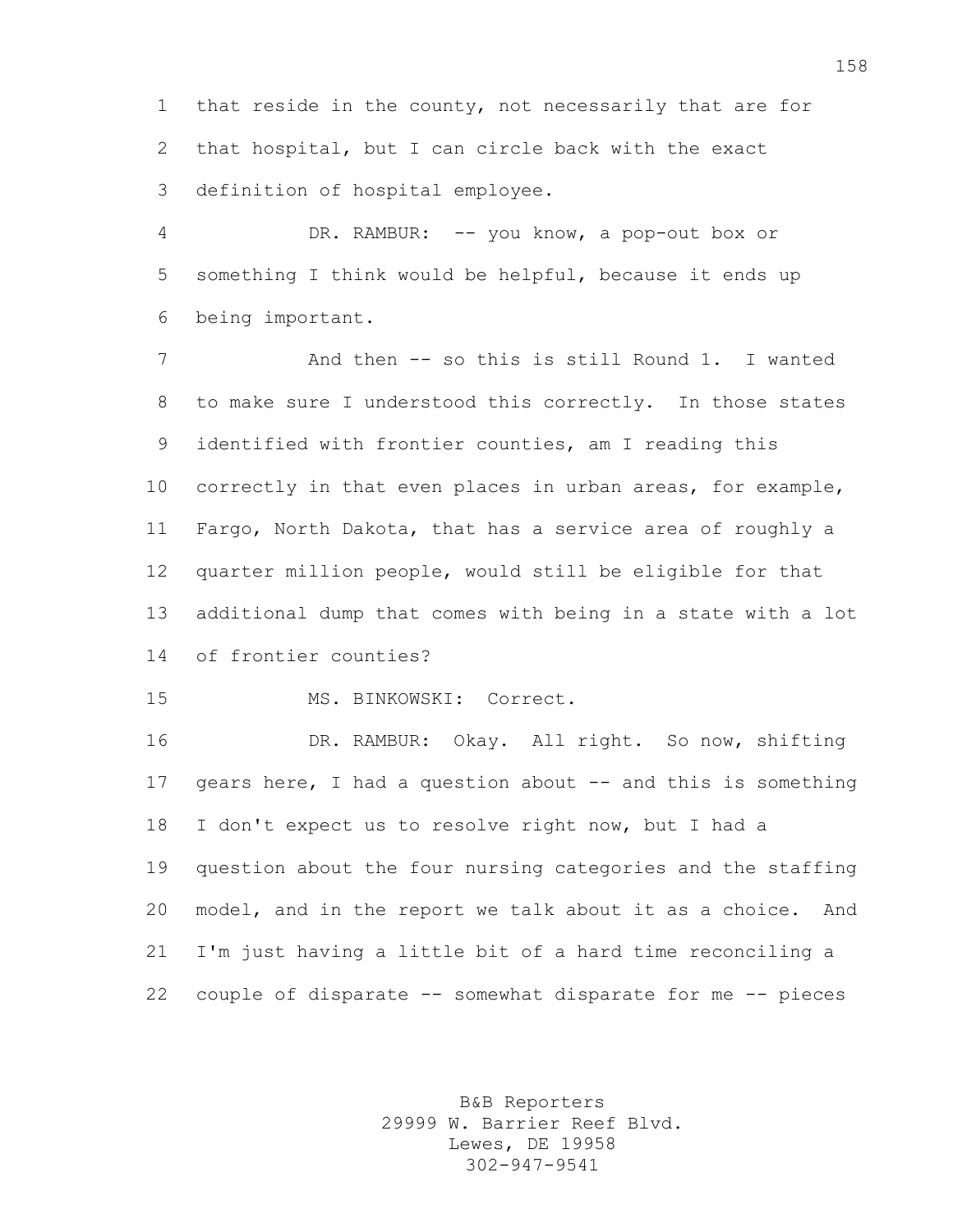that reside in the county, not necessarily that are for that hospital, but I can circle back with the exact definition of hospital employee.

DR. RAMBUR: -- you know, a pop-out box or something I think would be helpful, because it ends up being important.

And then -- so this is still Round 1. I wanted to make sure I understood this correctly. In those states identified with frontier counties, am I reading this correctly in that even places in urban areas, for example, Fargo, North Dakota, that has a service area of roughly a quarter million people, would still be eligible for that additional dump that comes with being in a state with a lot of frontier counties?

MS. BINKOWSKI: Correct.

DR. RAMBUR: Okay. All right. So now, shifting gears here, I had a question about -- and this is something I don't expect us to resolve right now, but I had a question about the four nursing categories and the staffing model, and in the report we talk about it as a choice. And I'm just having a little bit of a hard time reconciling a couple of disparate -- somewhat disparate for me -- pieces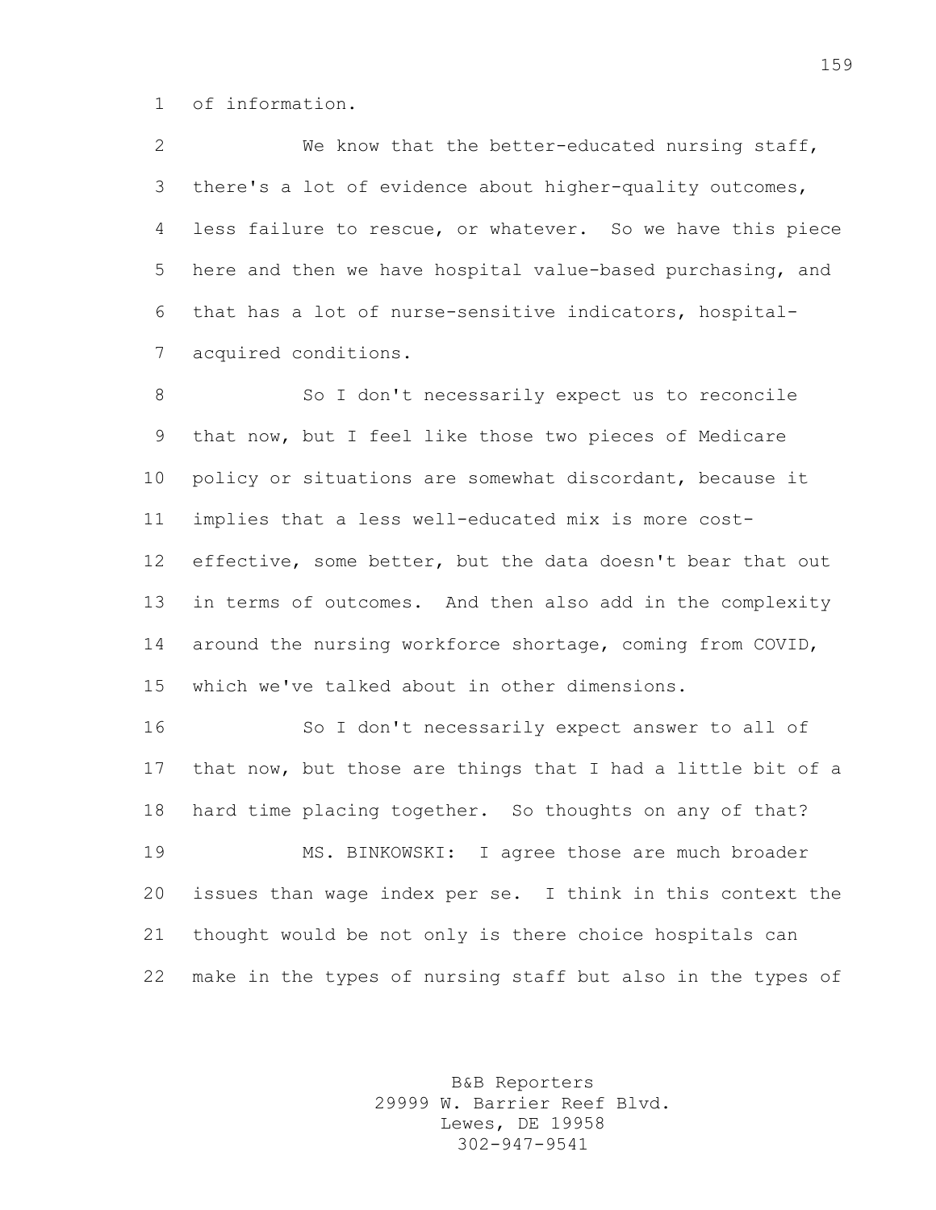of information.

We know that the better-educated nursing staff, there's a lot of evidence about higher-quality outcomes, less failure to rescue, or whatever. So we have this piece here and then we have hospital value-based purchasing, and that has a lot of nurse-sensitive indicators, hospital-acquired conditions.

So I don't necessarily expect us to reconcile that now, but I feel like those two pieces of Medicare policy or situations are somewhat discordant, because it implies that a less well-educated mix is more cost-effective, some better, but the data doesn't bear that out in terms of outcomes. And then also add in the complexity around the nursing workforce shortage, coming from COVID, which we've talked about in other dimensions.

So I don't necessarily expect answer to all of that now, but those are things that I had a little bit of a hard time placing together. So thoughts on any of that?

MS. BINKOWSKI: I agree those are much broader issues than wage index per se. I think in this context the thought would be not only is there choice hospitals can make in the types of nursing staff but also in the types of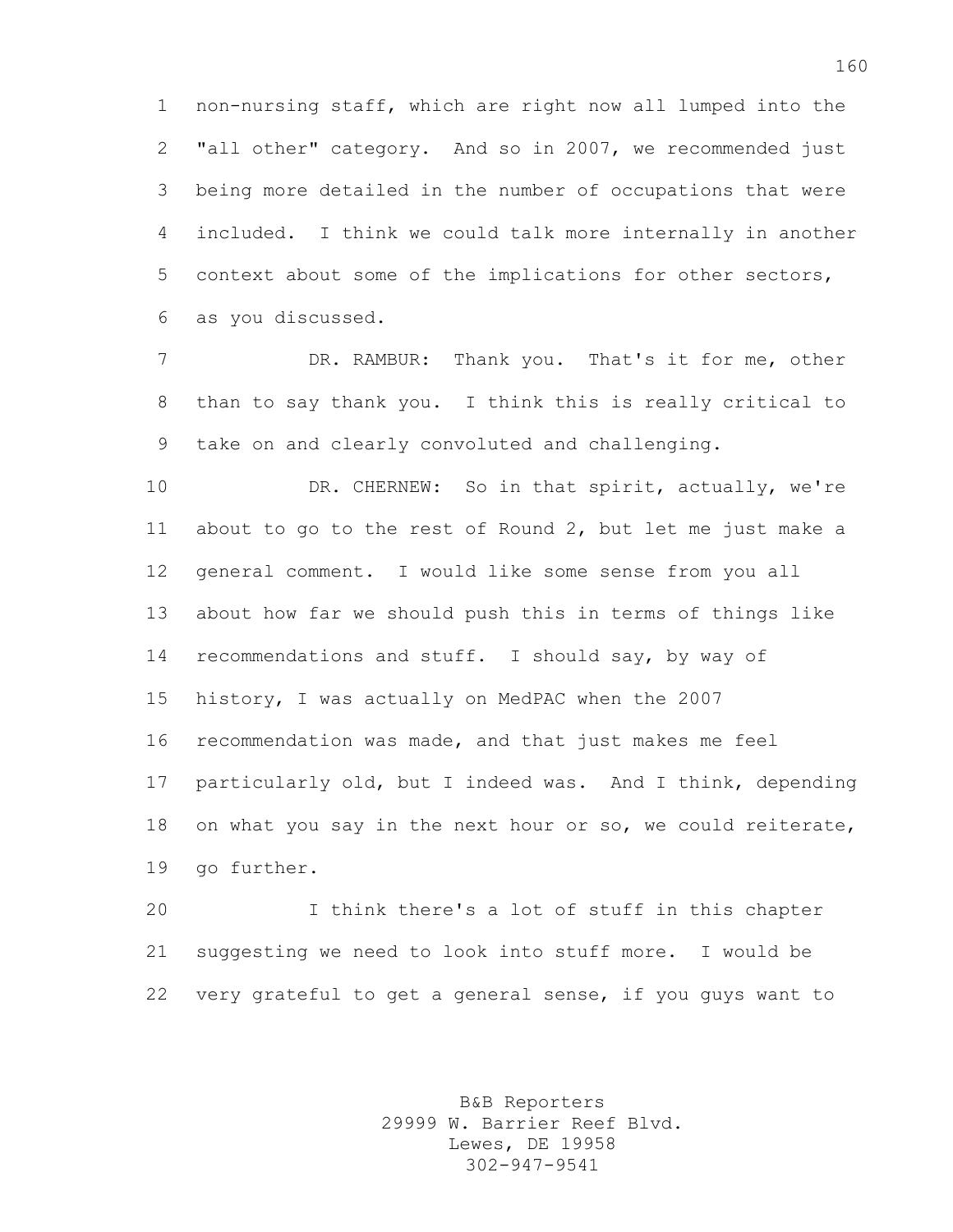non-nursing staff, which are right now all lumped into the "all other" category. And so in 2007, we recommended just being more detailed in the number of occupations that were included. I think we could talk more internally in another context about some of the implications for other sectors, as you discussed.

DR. RAMBUR: Thank you. That's it for me, other than to say thank you. I think this is really critical to take on and clearly convoluted and challenging.

DR. CHERNEW: So in that spirit, actually, we're about to go to the rest of Round 2, but let me just make a general comment. I would like some sense from you all about how far we should push this in terms of things like recommendations and stuff. I should say, by way of history, I was actually on MedPAC when the 2007 recommendation was made, and that just makes me feel particularly old, but I indeed was. And I think, depending on what you say in the next hour or so, we could reiterate, go further.

I think there's a lot of stuff in this chapter suggesting we need to look into stuff more. I would be very grateful to get a general sense, if you guys want to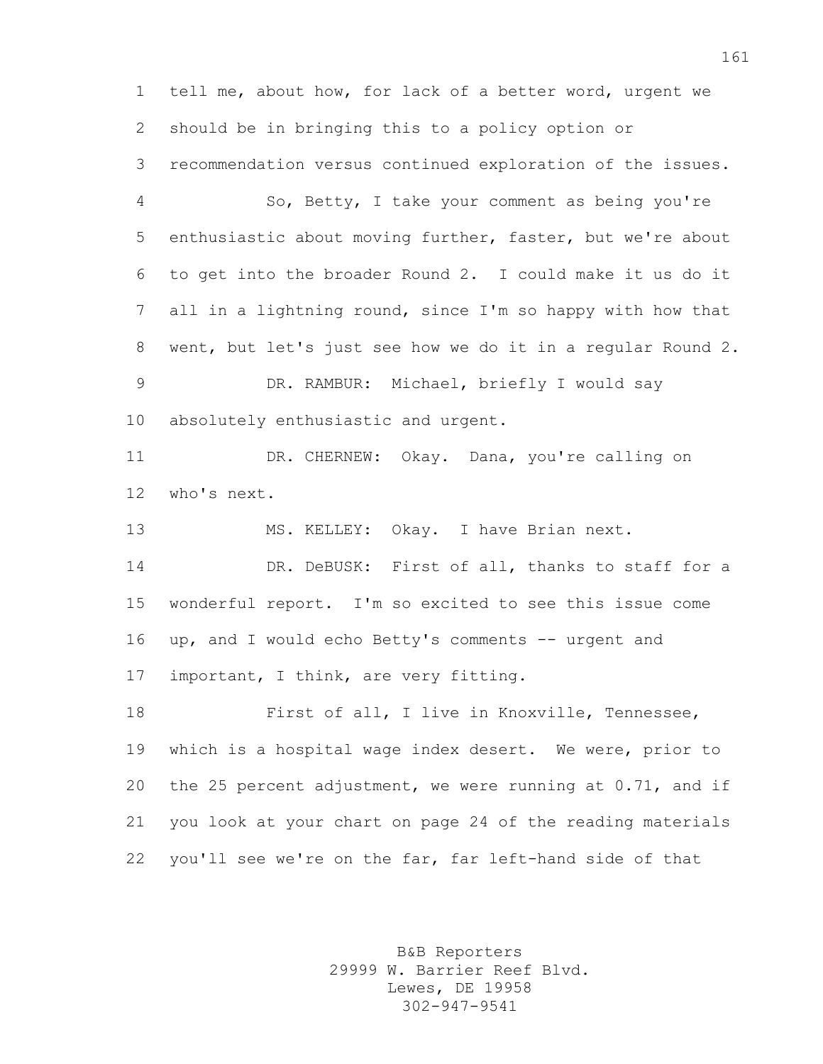tell me, about how, for lack of a better word, urgent we should be in bringing this to a policy option or recommendation versus continued exploration of the issues.

So, Betty, I take your comment as being you're enthusiastic about moving further, faster, but we're about to get into the broader Round 2. I could make it us do it all in a lightning round, since I'm so happy with how that went, but let's just see how we do it in a regular Round 2.

DR. RAMBUR: Michael, briefly I would say absolutely enthusiastic and urgent.

DR. CHERNEW: Okay. Dana, you're calling on who's next.

MS. KELLEY: Okay. I have Brian next.

DR. DeBUSK: First of all, thanks to staff for a wonderful report. I'm so excited to see this issue come up, and I would echo Betty's comments -- urgent and important, I think, are very fitting.

First of all, I live in Knoxville, Tennessee, which is a hospital wage index desert. We were, prior to the 25 percent adjustment, we were running at 0.71, and if you look at your chart on page 24 of the reading materials you'll see we're on the far, far left-hand side of that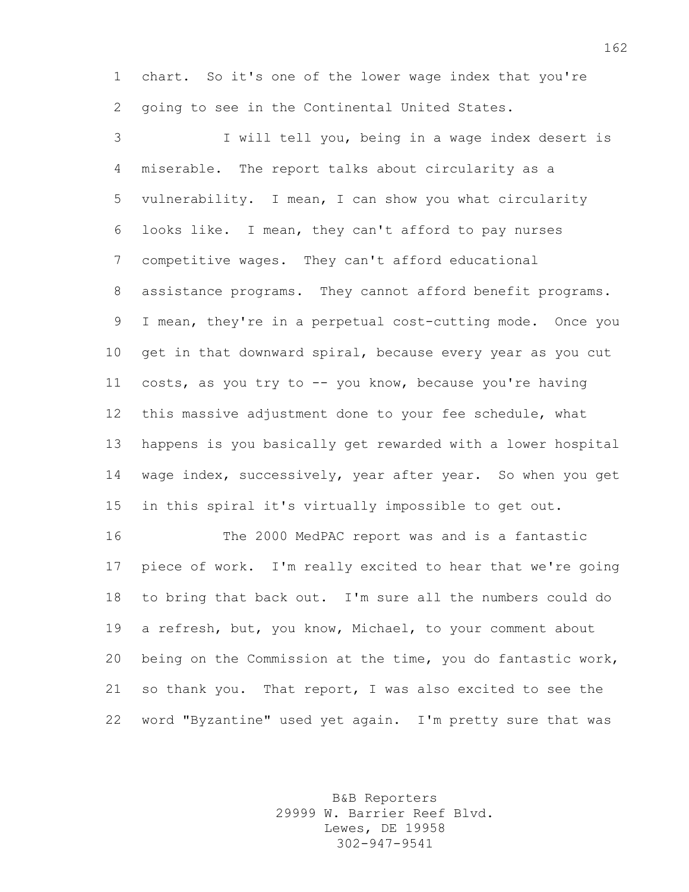chart. So it's one of the lower wage index that you're going to see in the Continental United States.

I will tell you, being in a wage index desert is miserable. The report talks about circularity as a vulnerability. I mean, I can show you what circularity looks like. I mean, they can't afford to pay nurses competitive wages. They can't afford educational assistance programs. They cannot afford benefit programs. I mean, they're in a perpetual cost-cutting mode. Once you get in that downward spiral, because every year as you cut costs, as you try to -- you know, because you're having this massive adjustment done to your fee schedule, what happens is you basically get rewarded with a lower hospital wage index, successively, year after year. So when you get in this spiral it's virtually impossible to get out.

The 2000 MedPAC report was and is a fantastic piece of work. I'm really excited to hear that we're going to bring that back out. I'm sure all the numbers could do a refresh, but, you know, Michael, to your comment about being on the Commission at the time, you do fantastic work, so thank you. That report, I was also excited to see the word "Byzantine" used yet again. I'm pretty sure that was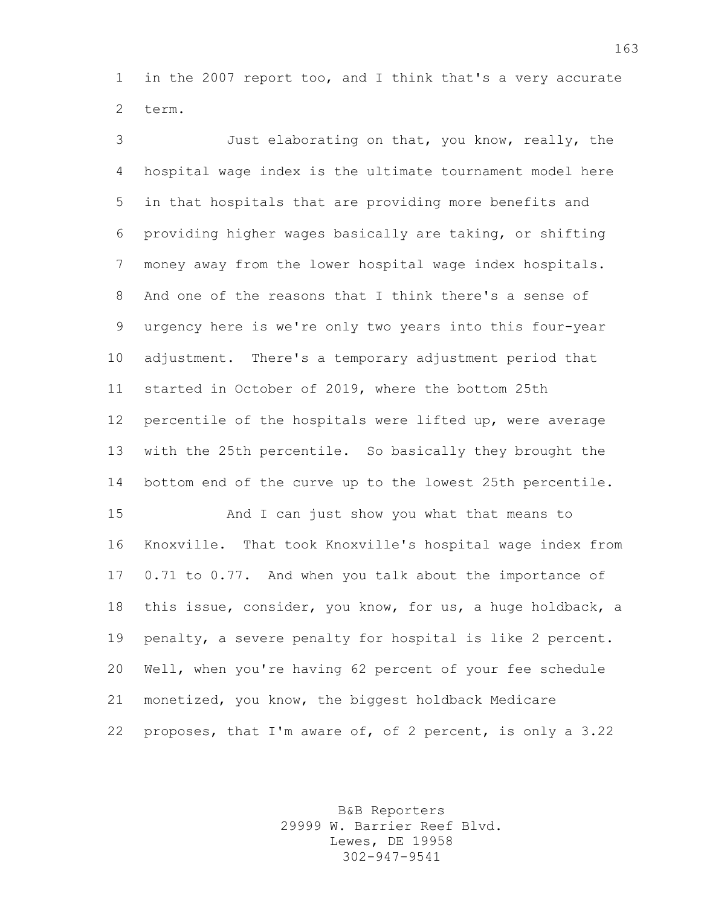in the 2007 report too, and I think that's a very accurate term.

Just elaborating on that, you know, really, the hospital wage index is the ultimate tournament model here in that hospitals that are providing more benefits and providing higher wages basically are taking, or shifting money away from the lower hospital wage index hospitals. And one of the reasons that I think there's a sense of urgency here is we're only two years into this four-year adjustment. There's a temporary adjustment period that started in October of 2019, where the bottom 25th percentile of the hospitals were lifted up, were average with the 25th percentile. So basically they brought the bottom end of the curve up to the lowest 25th percentile.

And I can just show you what that means to Knoxville. That took Knoxville's hospital wage index from 0.71 to 0.77. And when you talk about the importance of this issue, consider, you know, for us, a huge holdback, a penalty, a severe penalty for hospital is like 2 percent. Well, when you're having 62 percent of your fee schedule monetized, you know, the biggest holdback Medicare proposes, that I'm aware of, of 2 percent, is only a 3.22

B&B Reporters
29999 W. Barrier Reef Blvd.
Lewes, DE 19958
302-947-9541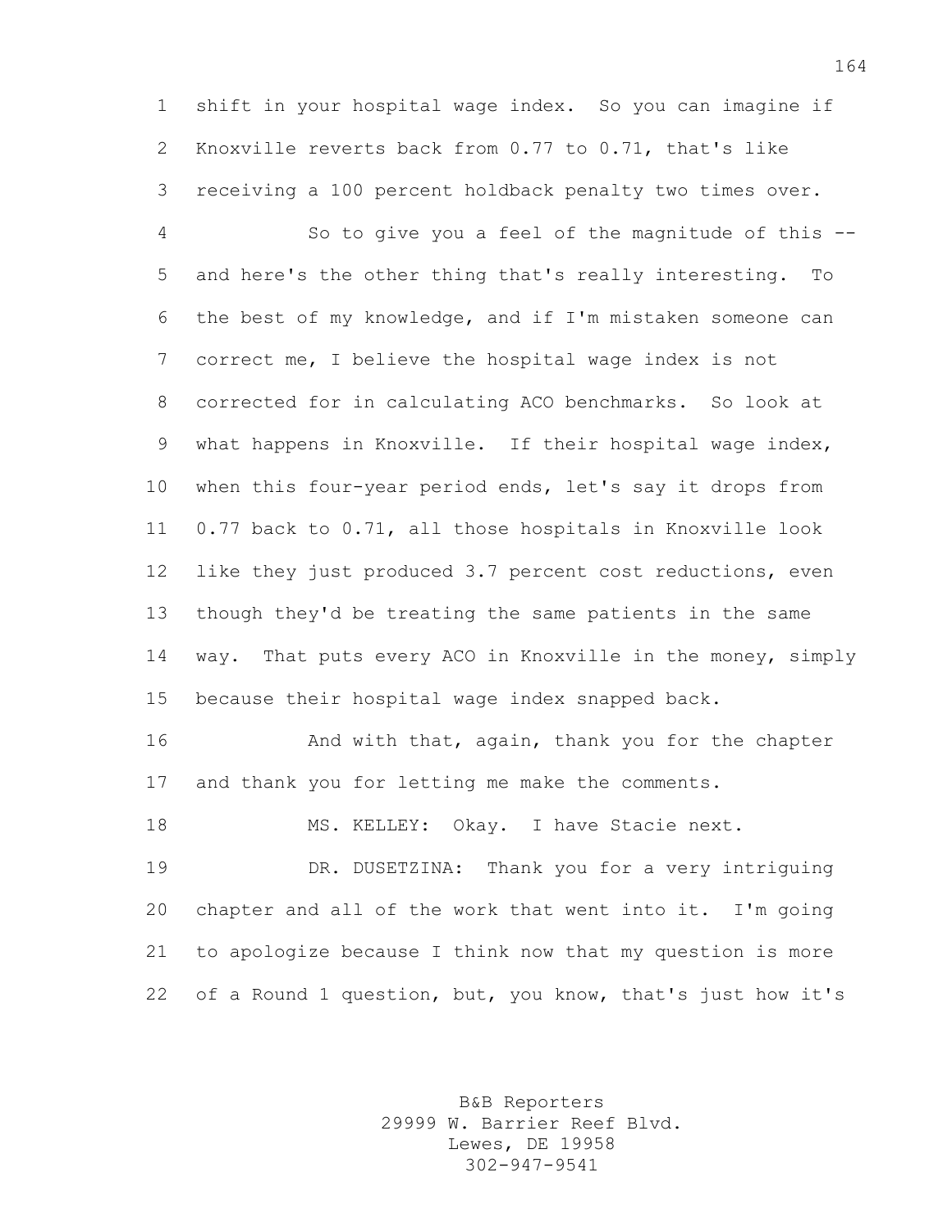shift in your hospital wage index. So you can imagine if Knoxville reverts back from 0.77 to 0.71, that's like receiving a 100 percent holdback penalty two times over.

So to give you a feel of the magnitude of this -- and here's the other thing that's really interesting. To the best of my knowledge, and if I'm mistaken someone can correct me, I believe the hospital wage index is not corrected for in calculating ACO benchmarks. So look at what happens in Knoxville. If their hospital wage index, when this four-year period ends, let's say it drops from 0.77 back to 0.71, all those hospitals in Knoxville look like they just produced 3.7 percent cost reductions, even though they'd be treating the same patients in the same way. That puts every ACO in Knoxville in the money, simply because their hospital wage index snapped back.

And with that, again, thank you for the chapter and thank you for letting me make the comments.

MS. KELLEY: Okay. I have Stacie next.

DR. DUSETZINA: Thank you for a very intriguing chapter and all of the work that went into it. I'm going to apologize because I think now that my question is more of a Round 1 question, but, you know, that's just how it's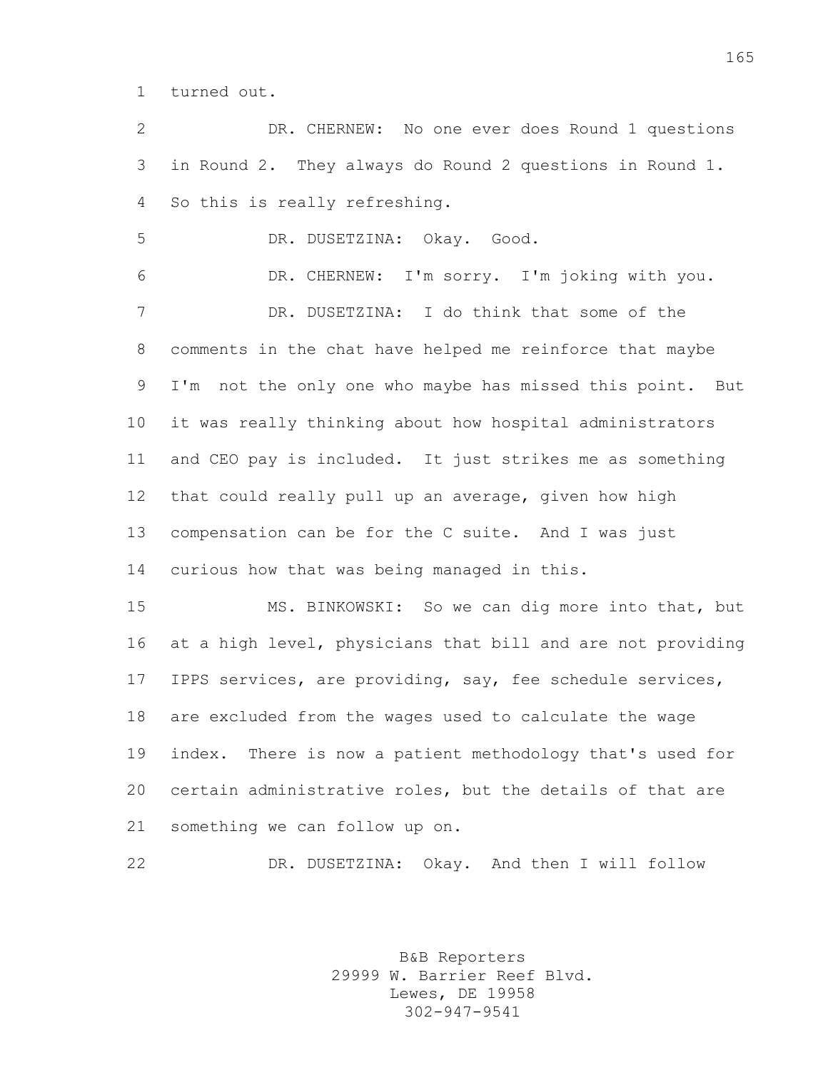turned out.

DR. CHERNEW: No one ever does Round 1 questions in Round 2. They always do Round 2 questions in Round 1. So this is really refreshing.

DR. DUSETZINA: Okay. Good.

DR. CHERNEW: I'm sorry. I'm joking with you.

DR. DUSETZINA: I do think that some of the comments in the chat have helped me reinforce that maybe I'm not the only one who maybe has missed this point. But it was really thinking about how hospital administrators and CEO pay is included. It just strikes me as something that could really pull up an average, given how high compensation can be for the C suite. And I was just curious how that was being managed in this.

MS. BINKOWSKI: So we can dig more into that, but at a high level, physicians that bill and are not providing IPPS services, are providing, say, fee schedule services, are excluded from the wages used to calculate the wage index. There is now a patient methodology that's used for certain administrative roles, but the details of that are something we can follow up on.

DR. DUSETZINA: Okay. And then I will follow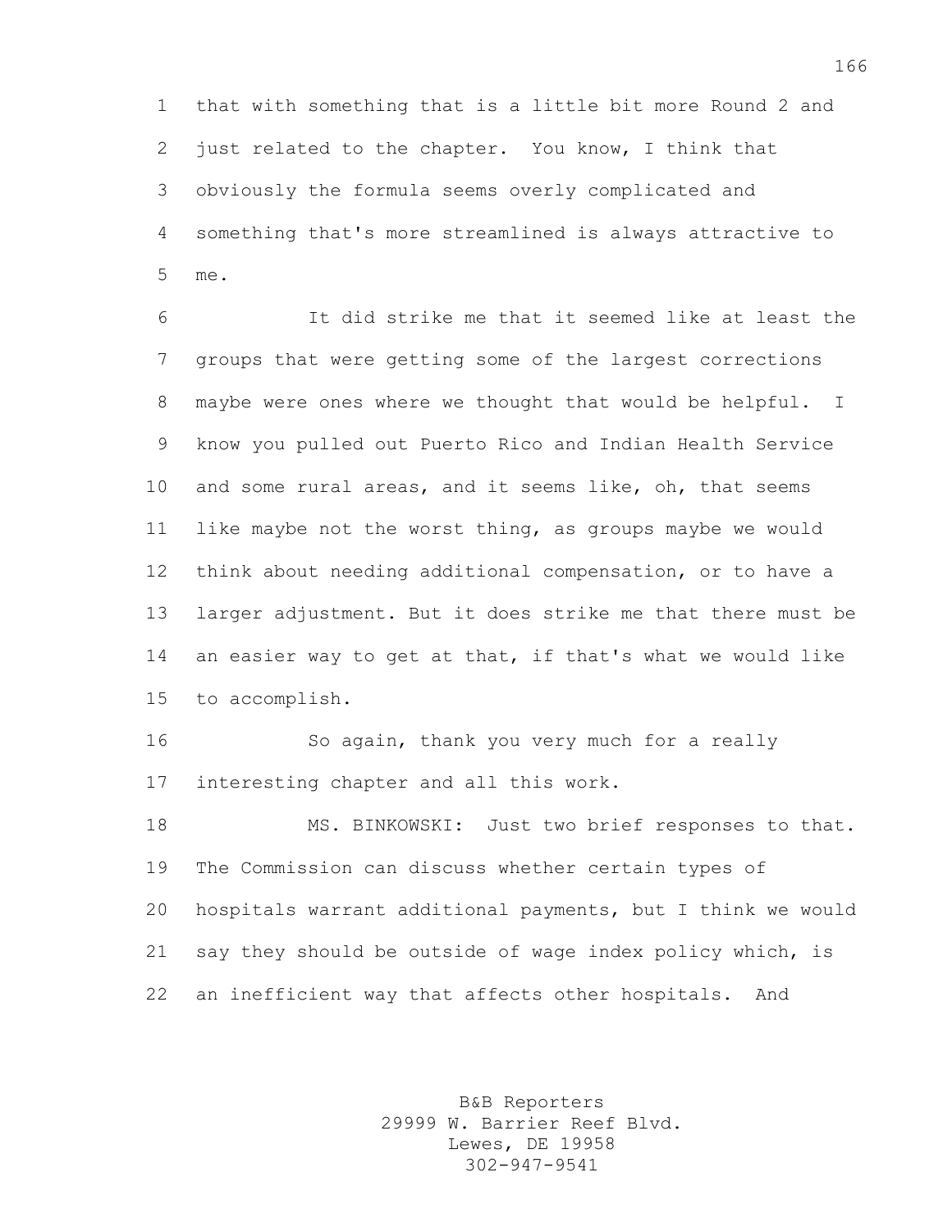that with something that is a little bit more Round 2 and just related to the chapter. You know, I think that obviously the formula seems overly complicated and something that's more streamlined is always attractive to me.

It did strike me that it seemed like at least the groups that were getting some of the largest corrections maybe were ones where we thought that would be helpful. I know you pulled out Puerto Rico and Indian Health Service and some rural areas, and it seems like, oh, that seems like maybe not the worst thing, as groups maybe we would think about needing additional compensation, or to have a larger adjustment. But it does strike me that there must be an easier way to get at that, if that's what we would like to accomplish.

So again, thank you very much for a really interesting chapter and all this work.

MS. BINKOWSKI: Just two brief responses to that. The Commission can discuss whether certain types of hospitals warrant additional payments, but I think we would say they should be outside of wage index policy which, is an inefficient way that affects other hospitals. And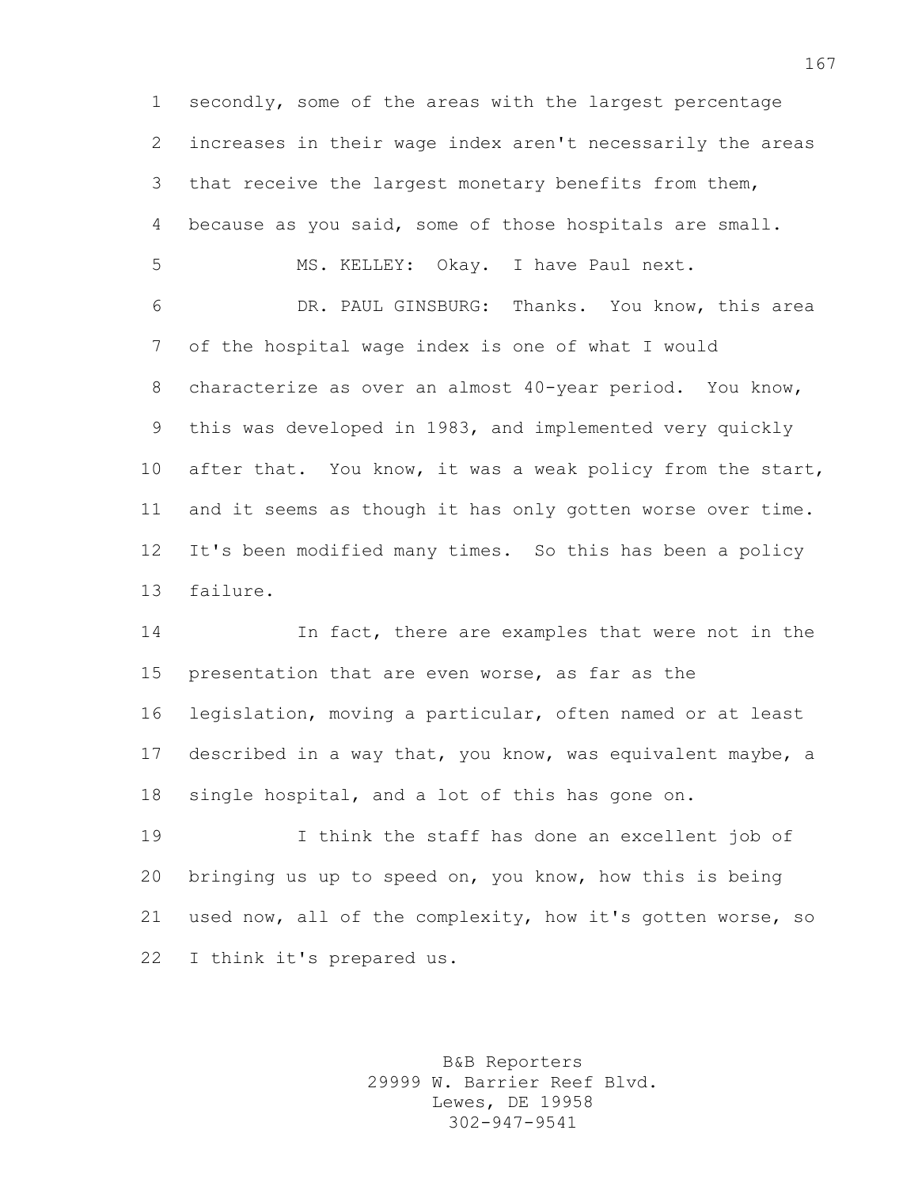secondly, some of the areas with the largest percentage increases in their wage index aren't necessarily the areas that receive the largest monetary benefits from them, because as you said, some of those hospitals are small.

MS. KELLEY: Okay. I have Paul next.

DR. PAUL GINSBURG: Thanks. You know, this area of the hospital wage index is one of what I would characterize as over an almost 40-year period. You know, this was developed in 1983, and implemented very quickly after that. You know, it was a weak policy from the start, and it seems as though it has only gotten worse over time. It's been modified many times. So this has been a policy failure.

In fact, there are examples that were not in the presentation that are even worse, as far as the legislation, moving a particular, often named or at least described in a way that, you know, was equivalent maybe, a single hospital, and a lot of this has gone on.

I think the staff has done an excellent job of bringing us up to speed on, you know, how this is being used now, all of the complexity, how it's gotten worse, so I think it's prepared us.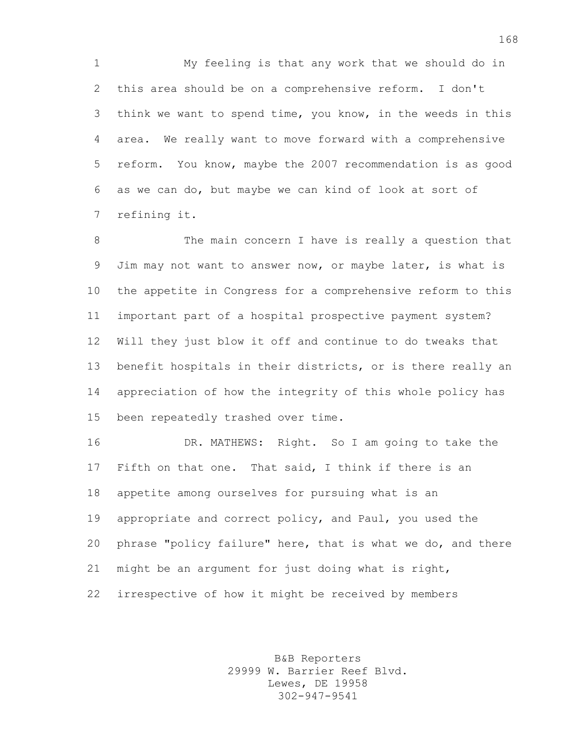My feeling is that any work that we should do in this area should be on a comprehensive reform. I don't think we want to spend time, you know, in the weeds in this area. We really want to move forward with a comprehensive reform. You know, maybe the 2007 recommendation is as good as we can do, but maybe we can kind of look at sort of refining it.

The main concern I have is really a question that Jim may not want to answer now, or maybe later, is what is the appetite in Congress for a comprehensive reform to this important part of a hospital prospective payment system? Will they just blow it off and continue to do tweaks that benefit hospitals in their districts, or is there really an appreciation of how the integrity of this whole policy has been repeatedly trashed over time.

DR. MATHEWS: Right. So I am going to take the Fifth on that one. That said, I think if there is an appetite among ourselves for pursuing what is an appropriate and correct policy, and Paul, you used the phrase "policy failure" here, that is what we do, and there might be an argument for just doing what is right, irrespective of how it might be received by members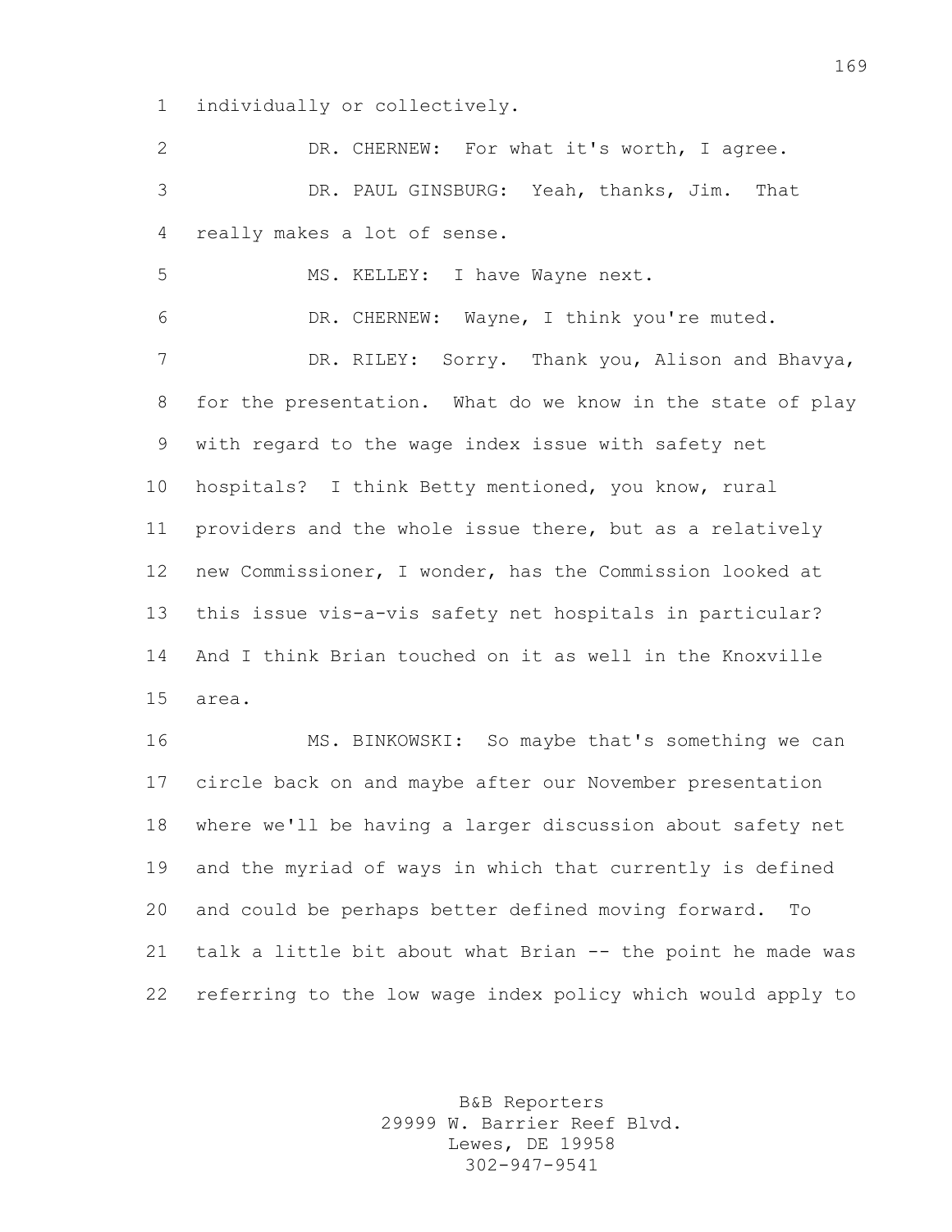individually or collectively.

DR. CHERNEW: For what it's worth, I agree.

DR. PAUL GINSBURG: Yeah, thanks, Jim. That really makes a lot of sense.

MS. KELLEY: I have Wayne next.

DR. CHERNEW: Wayne, I think you're muted.

DR. RILEY: Sorry. Thank you, Alison and Bhavya, for the presentation. What do we know in the state of play with regard to the wage index issue with safety net hospitals? I think Betty mentioned, you know, rural providers and the whole issue there, but as a relatively new Commissioner, I wonder, has the Commission looked at this issue vis-a-vis safety net hospitals in particular? And I think Brian touched on it as well in the Knoxville area.

MS. BINKOWSKI: So maybe that's something we can circle back on and maybe after our November presentation where we'll be having a larger discussion about safety net and the myriad of ways in which that currently is defined and could be perhaps better defined moving forward. To talk a little bit about what Brian -- the point he made was referring to the low wage index policy which would apply to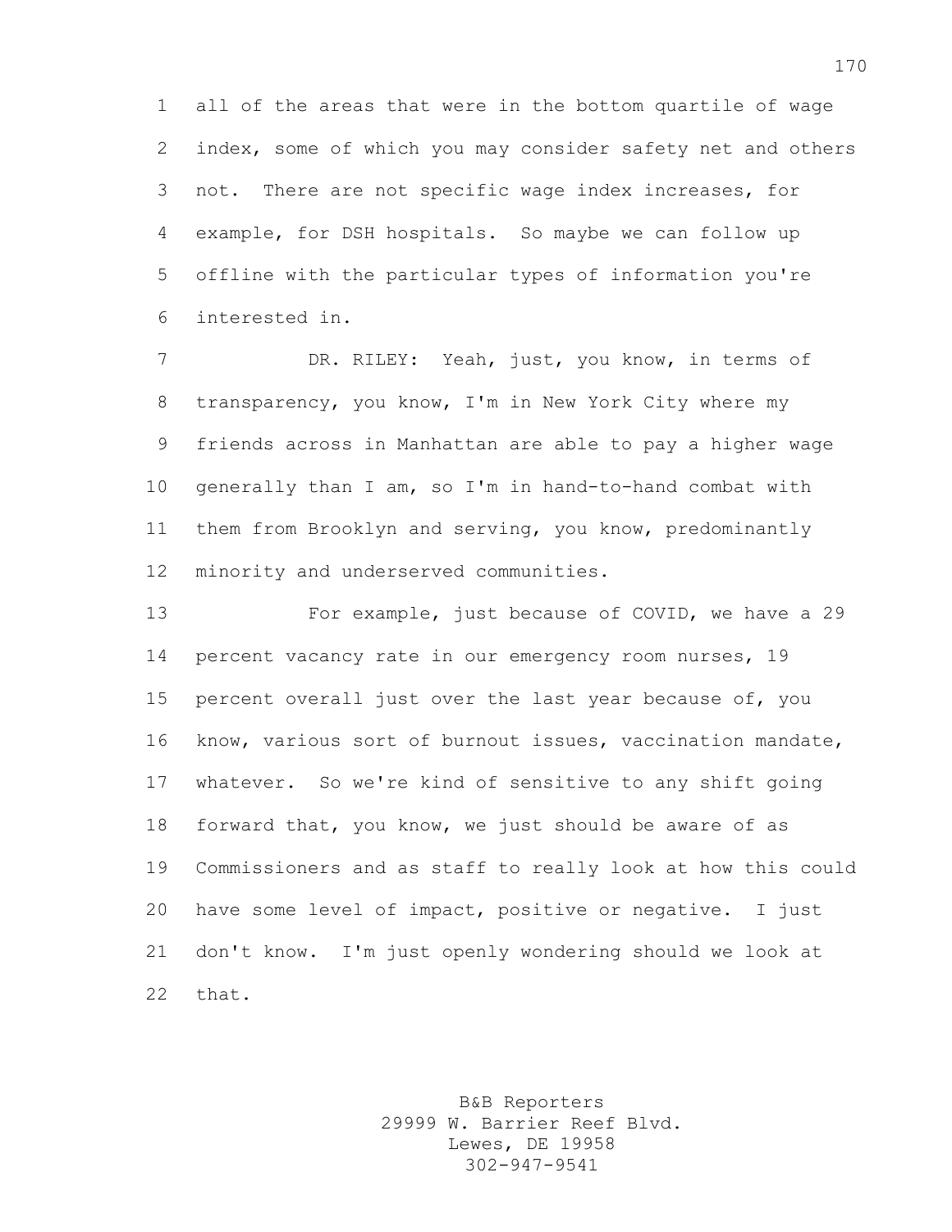all of the areas that were in the bottom quartile of wage index, some of which you may consider safety net and others not. There are not specific wage index increases, for example, for DSH hospitals. So maybe we can follow up offline with the particular types of information you're interested in.

DR. RILEY: Yeah, just, you know, in terms of transparency, you know, I'm in New York City where my friends across in Manhattan are able to pay a higher wage generally than I am, so I'm in hand-to-hand combat with them from Brooklyn and serving, you know, predominantly minority and underserved communities.

For example, just because of COVID, we have a 29 percent vacancy rate in our emergency room nurses, 19 percent overall just over the last year because of, you know, various sort of burnout issues, vaccination mandate, whatever. So we're kind of sensitive to any shift going forward that, you know, we just should be aware of as Commissioners and as staff to really look at how this could have some level of impact, positive or negative. I just don't know. I'm just openly wondering should we look at that.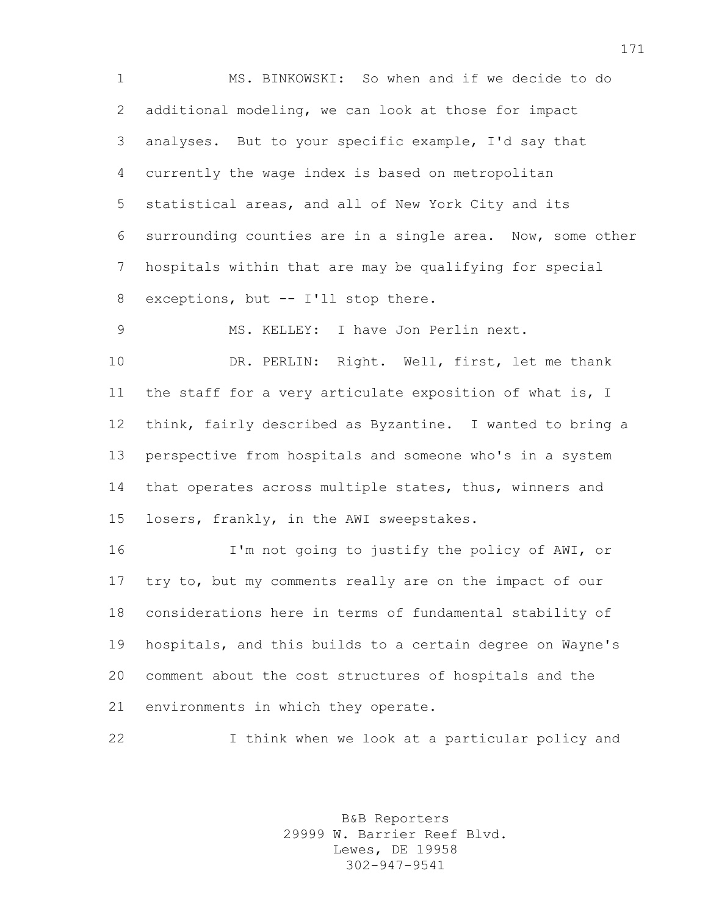MS. BINKOWSKI: So when and if we decide to do additional modeling, we can look at those for impact analyses. But to your specific example, I'd say that currently the wage index is based on metropolitan statistical areas, and all of New York City and its surrounding counties are in a single area. Now, some other hospitals within that are may be qualifying for special exceptions, but -- I'll stop there.

MS. KELLEY: I have Jon Perlin next.

DR. PERLIN: Right. Well, first, let me thank the staff for a very articulate exposition of what is, I think, fairly described as Byzantine. I wanted to bring a perspective from hospitals and someone who's in a system that operates across multiple states, thus, winners and losers, frankly, in the AWI sweepstakes.

I'm not going to justify the policy of AWI, or try to, but my comments really are on the impact of our considerations here in terms of fundamental stability of hospitals, and this builds to a certain degree on Wayne's comment about the cost structures of hospitals and the environments in which they operate.

I think when we look at a particular policy and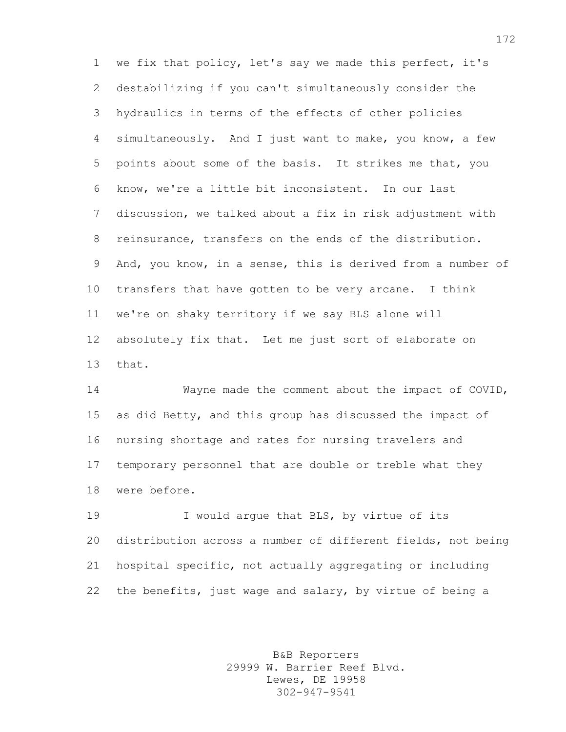we fix that policy, let's say we made this perfect, it's destabilizing if you can't simultaneously consider the hydraulics in terms of the effects of other policies simultaneously. And I just want to make, you know, a few points about some of the basis. It strikes me that, you know, we're a little bit inconsistent. In our last discussion, we talked about a fix in risk adjustment with reinsurance, transfers on the ends of the distribution. And, you know, in a sense, this is derived from a number of transfers that have gotten to be very arcane. I think we're on shaky territory if we say BLS alone will absolutely fix that. Let me just sort of elaborate on that.

Wayne made the comment about the impact of COVID, as did Betty, and this group has discussed the impact of nursing shortage and rates for nursing travelers and temporary personnel that are double or treble what they were before.

I would argue that BLS, by virtue of its distribution across a number of different fields, not being hospital specific, not actually aggregating or including the benefits, just wage and salary, by virtue of being a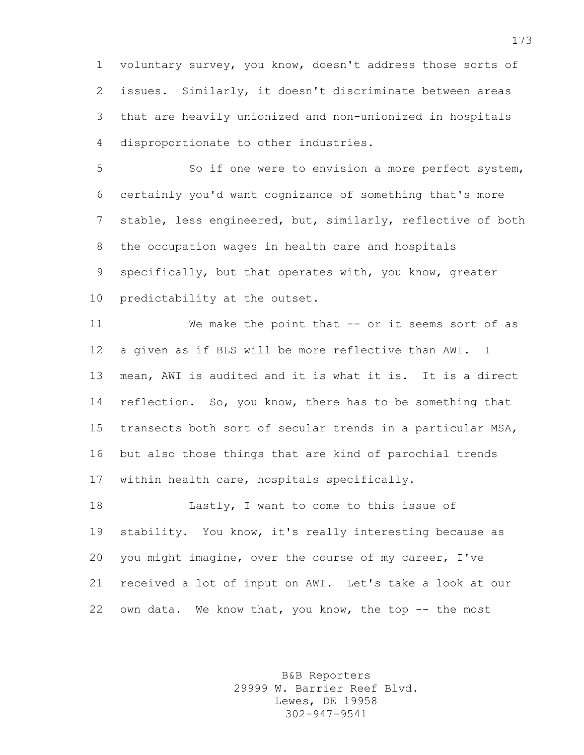voluntary survey, you know, doesn't address those sorts of issues. Similarly, it doesn't discriminate between areas that are heavily unionized and non-unionized in hospitals disproportionate to other industries.

So if one were to envision a more perfect system, certainly you'd want cognizance of something that's more stable, less engineered, but, similarly, reflective of both the occupation wages in health care and hospitals specifically, but that operates with, you know, greater predictability at the outset.

We make the point that -- or it seems sort of as a given as if BLS will be more reflective than AWI. I mean, AWI is audited and it is what it is. It is a direct reflection. So, you know, there has to be something that transects both sort of secular trends in a particular MSA, but also those things that are kind of parochial trends within health care, hospitals specifically.

Lastly, I want to come to this issue of stability. You know, it's really interesting because as you might imagine, over the course of my career, I've received a lot of input on AWI. Let's take a look at our own data. We know that, you know, the top -- the most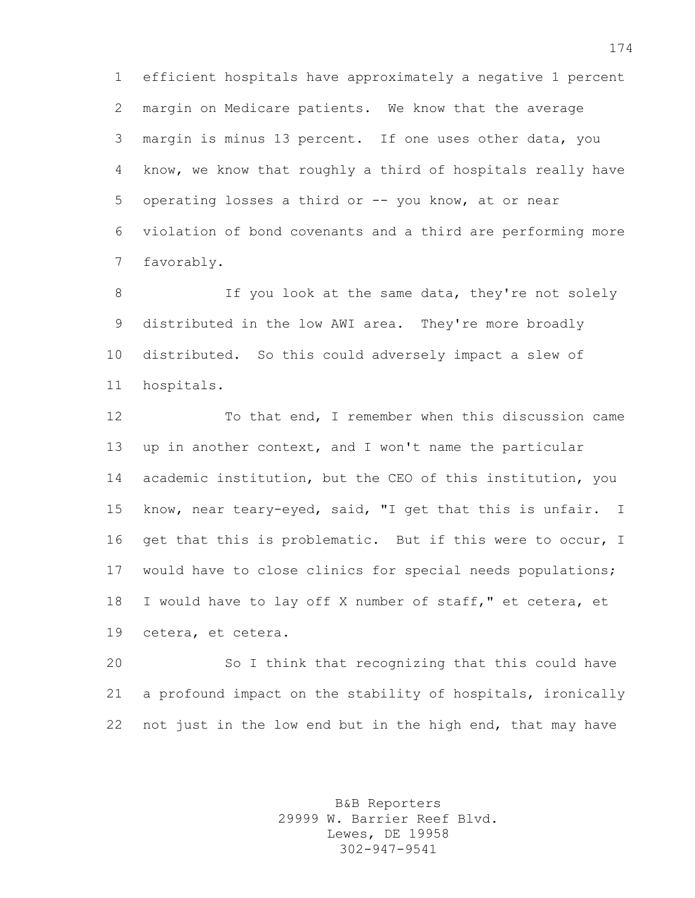efficient hospitals have approximately a negative 1 percent margin on Medicare patients. We know that the average margin is minus 13 percent. If one uses other data, you know, we know that roughly a third of hospitals really have operating losses a third or -- you know, at or near violation of bond covenants and a third are performing more favorably.

If you look at the same data, they're not solely distributed in the low AWI area. They're more broadly distributed. So this could adversely impact a slew of hospitals.

To that end, I remember when this discussion came up in another context, and I won't name the particular academic institution, but the CEO of this institution, you know, near teary-eyed, said, "I get that this is unfair. I get that this is problematic. But if this were to occur, I would have to close clinics for special needs populations; I would have to lay off X number of staff," et cetera, et cetera, et cetera.

So I think that recognizing that this could have a profound impact on the stability of hospitals, ironically not just in the low end but in the high end, that may have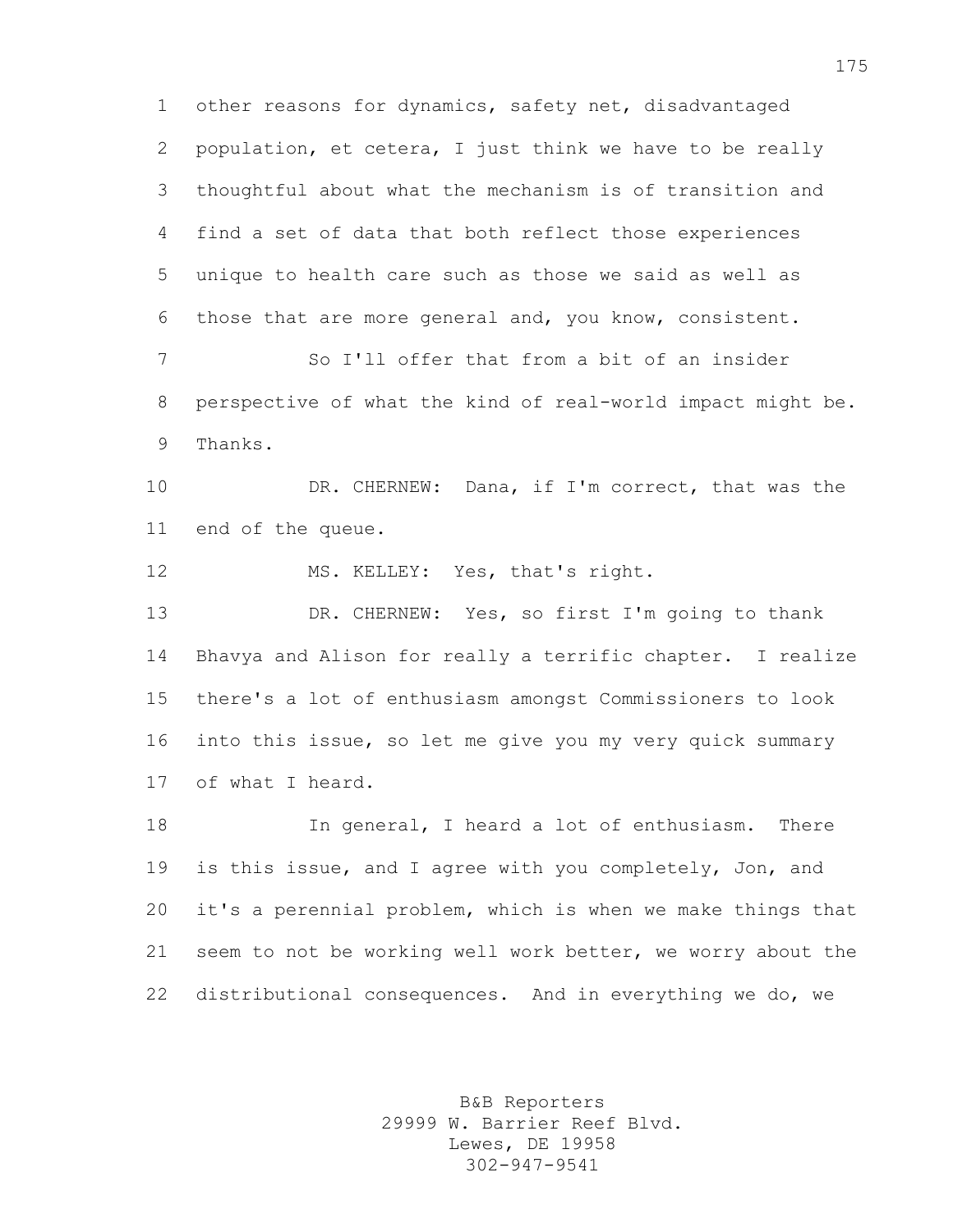other reasons for dynamics, safety net, disadvantaged population, et cetera, I just think we have to be really thoughtful about what the mechanism is of transition and find a set of data that both reflect those experiences unique to health care such as those we said as well as those that are more general and, you know, consistent.

So I'll offer that from a bit of an insider perspective of what the kind of real-world impact might be. Thanks.

DR. CHERNEW: Dana, if I'm correct, that was the end of the queue.

MS. KELLEY: Yes, that's right.

DR. CHERNEW: Yes, so first I'm going to thank Bhavya and Alison for really a terrific chapter. I realize there's a lot of enthusiasm amongst Commissioners to look into this issue, so let me give you my very quick summary of what I heard.

In general, I heard a lot of enthusiasm. There is this issue, and I agree with you completely, Jon, and it's a perennial problem, which is when we make things that seem to not be working well work better, we worry about the distributional consequences. And in everything we do, we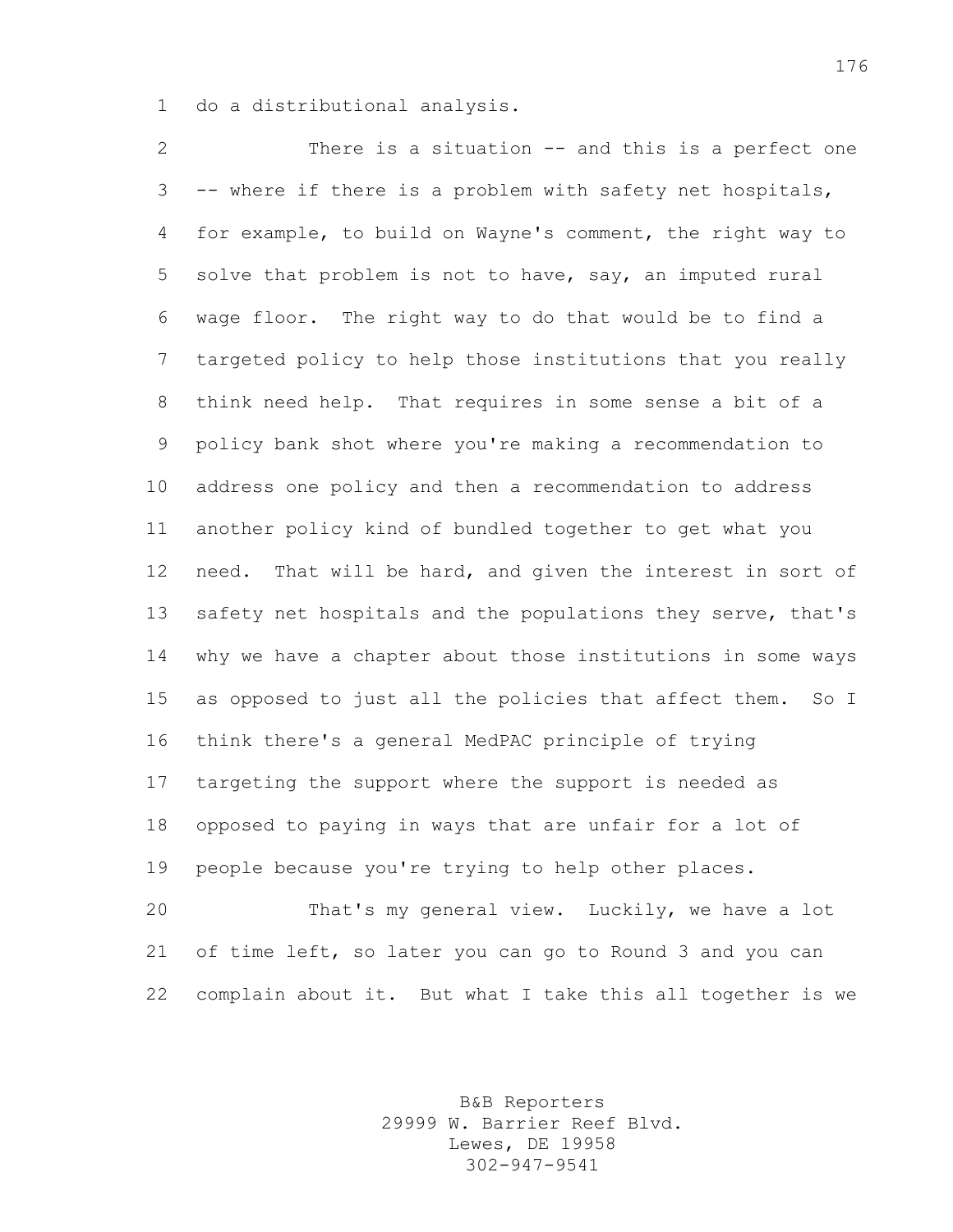do a distributional analysis.

There is a situation -- and this is a perfect one -- where if there is a problem with safety net hospitals, for example, to build on Wayne's comment, the right way to solve that problem is not to have, say, an imputed rural wage floor. The right way to do that would be to find a targeted policy to help those institutions that you really think need help. That requires in some sense a bit of a policy bank shot where you're making a recommendation to address one policy and then a recommendation to address another policy kind of bundled together to get what you need. That will be hard, and given the interest in sort of safety net hospitals and the populations they serve, that's why we have a chapter about those institutions in some ways as opposed to just all the policies that affect them. So I think there's a general MedPAC principle of trying targeting the support where the support is needed as opposed to paying in ways that are unfair for a lot of people because you're trying to help other places.

That's my general view. Luckily, we have a lot of time left, so later you can go to Round 3 and you can complain about it. But what I take this all together is we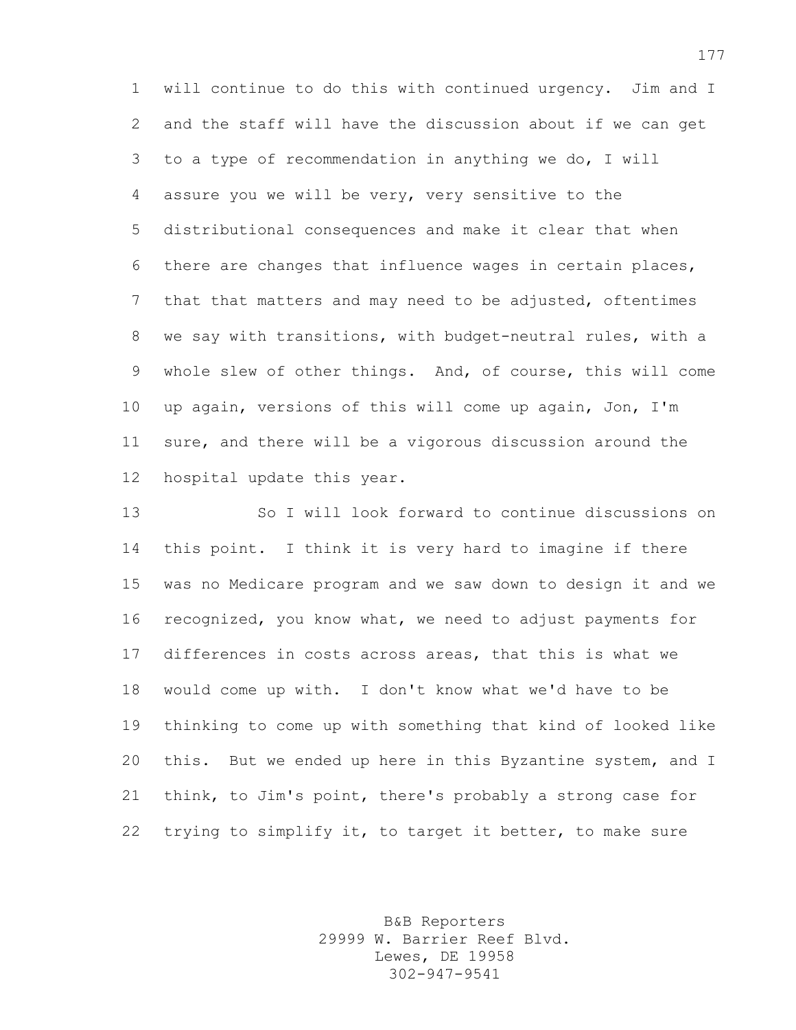will continue to do this with continued urgency. Jim and I and the staff will have the discussion about if we can get to a type of recommendation in anything we do, I will assure you we will be very, very sensitive to the distributional consequences and make it clear that when there are changes that influence wages in certain places, that that matters and may need to be adjusted, oftentimes we say with transitions, with budget-neutral rules, with a whole slew of other things. And, of course, this will come up again, versions of this will come up again, Jon, I'm sure, and there will be a vigorous discussion around the hospital update this year.

So I will look forward to continue discussions on this point. I think it is very hard to imagine if there was no Medicare program and we saw down to design it and we recognized, you know what, we need to adjust payments for differences in costs across areas, that this is what we would come up with. I don't know what we'd have to be thinking to come up with something that kind of looked like this. But we ended up here in this Byzantine system, and I think, to Jim's point, there's probably a strong case for trying to simplify it, to target it better, to make sure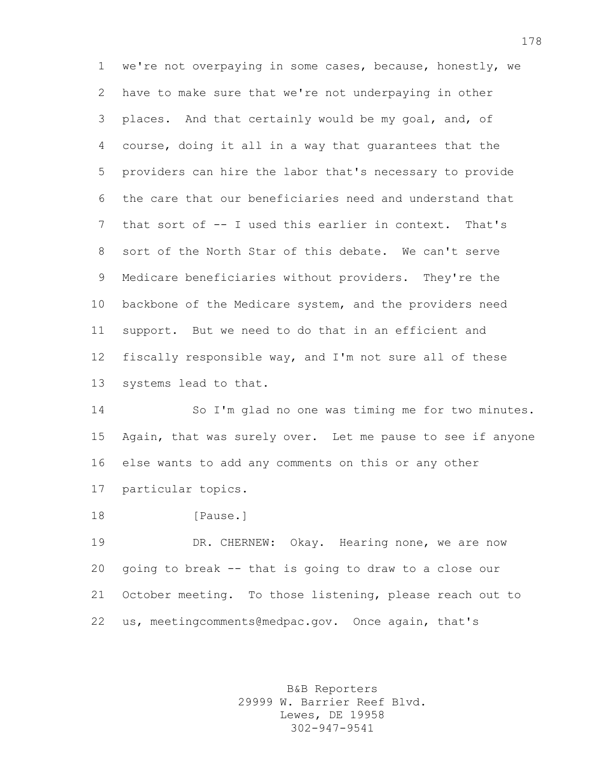we're not overpaying in some cases, because, honestly, we have to make sure that we're not underpaying in other places. And that certainly would be my goal, and, of course, doing it all in a way that guarantees that the providers can hire the labor that's necessary to provide the care that our beneficiaries need and understand that that sort of -- I used this earlier in context. That's sort of the North Star of this debate. We can't serve Medicare beneficiaries without providers. They're the backbone of the Medicare system, and the providers need support. But we need to do that in an efficient and fiscally responsible way, and I'm not sure all of these systems lead to that.

So I'm glad no one was timing me for two minutes. Again, that was surely over. Let me pause to see if anyone else wants to add any comments on this or any other particular topics.

[Pause.]

DR. CHERNEW: Okay. Hearing none, we are now going to break -- that is going to draw to a close our October meeting. To those listening, please reach out to us, meetingcomments@medpac.gov. Once again, that's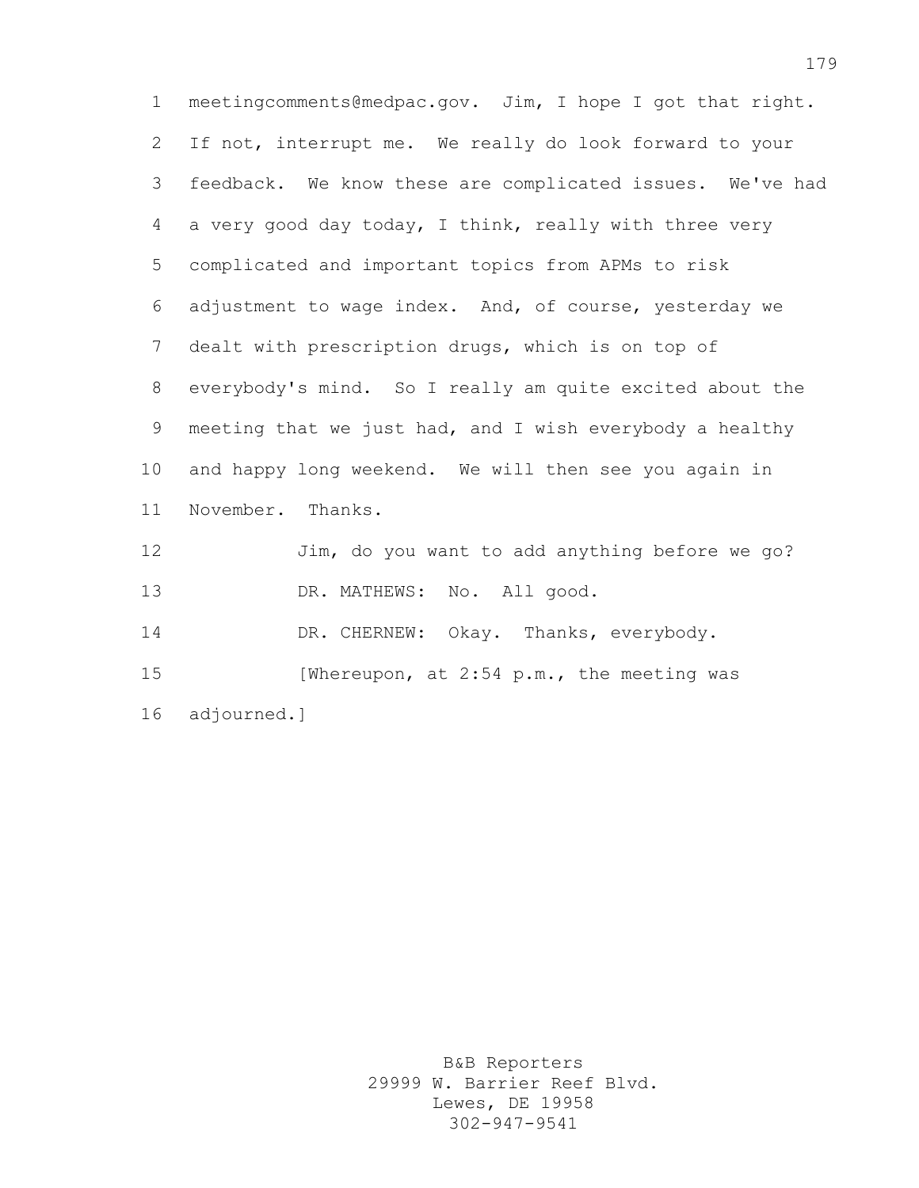meetingcomments@medpac.gov. Jim, I hope I got that right. If not, interrupt me. We really do look forward to your feedback. We know these are complicated issues. We've had a very good day today, I think, really with three very complicated and important topics from APMs to risk adjustment to wage index. And, of course, yesterday we dealt with prescription drugs, which is on top of everybody's mind. So I really am quite excited about the meeting that we just had, and I wish everybody a healthy and happy long weekend. We will then see you again in November. Thanks.

Jim, do you want to add anything before we go?

DR. MATHEWS: No. All good.

DR. CHERNEW: Okay. Thanks, everybody.

[Whereupon, at 2:54 p.m., the meeting was adjourned.]

B&B Reporters
29999 W. Barrier Reef Blvd.
Lewes, DE 19958
302-947-9541